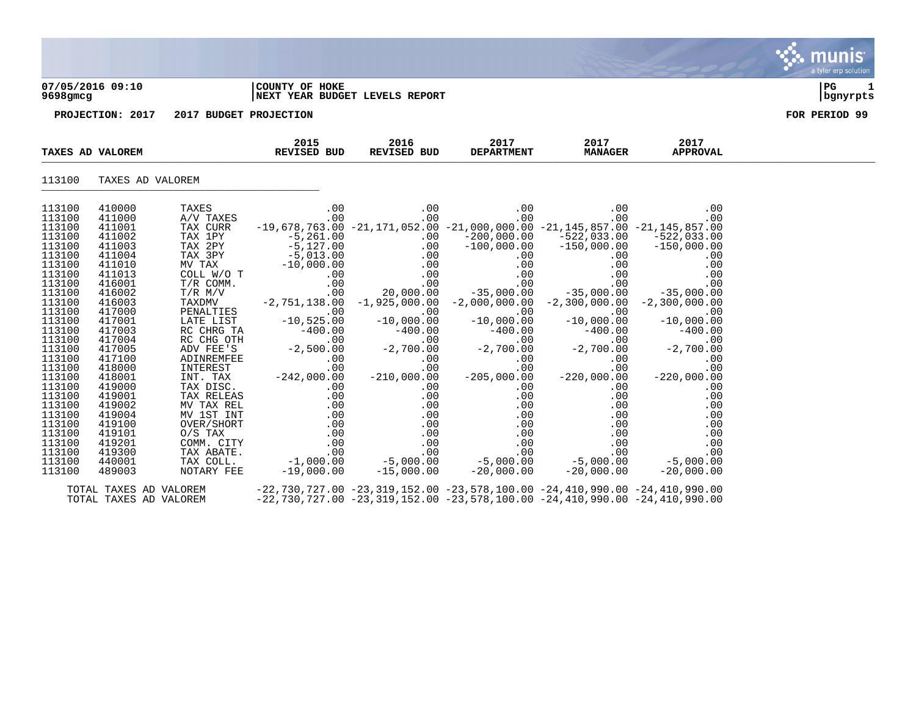07/05/2016 09:10
9698gmcg

**COUNTY OF HOKE**
**NEXT YEAR BUDGET LEVELS REPORT**

PG 1
bgnyrpts

**PROJECTION: 2017 2017 BUDGET PROJECTION** **FOR PERIOD 99**

## TAXES AD VALOREM

### 113100 TAXES AD VALOREM

| | | | 2015 REVISED BUD | 2016 REVISED BUD | 2017 DEPARTMENT | 2017 MANAGER | 2017 APPROVAL |
|---|---|---|---|---|---|---|---|
| 113100 | 410000 | TAXES | .00 | .00 | .00 | .00 | .00 |
| 113100 | 411000 | A/V TAXES | .00 | .00 | .00 | .00 | .00 |
| 113100 | 411001 | TAX CURR | -19,678,763.00 | -21,171,052.00 | -21,000,000.00 | -21,145,857.00 | -21,145,857.00 |
| 113100 | 411002 | TAX 1PY | -5,261.00 | .00 | -200,000.00 | -522,033.00 | -522,033.00 |
| 113100 | 411003 | TAX 2PY | -5,127.00 | .00 | -100,000.00 | -150,000.00 | -150,000.00 |
| 113100 | 411004 | TAX 3PY | -5,013.00 | .00 | .00 | .00 | .00 |
| 113100 | 411010 | MV TAX | -10,000.00 | .00 | .00 | .00 | .00 |
| 113100 | 411013 | COLL W/O T | .00 | .00 | .00 | .00 | .00 |
| 113100 | 416001 | T/R COMM. | .00 | .00 | .00 | .00 | .00 |
| 113100 | 416002 | T/R M/V | .00 | 20,000.00 | -35,000.00 | -35,000.00 | -35,000.00 |
| 113100 | 416003 | TAXDMV | -2,751,138.00 | -1,925,000.00 | -2,000,000.00 | -2,300,000.00 | -2,300,000.00 |
| 113100 | 417000 | PENALTIES | .00 | .00 | .00 | .00 | .00 |
| 113100 | 417001 | LATE LIST | -10,525.00 | -10,000.00 | -10,000.00 | -10,000.00 | -10,000.00 |
| 113100 | 417003 | RC CHRG TA | -400.00 | -400.00 | -400.00 | -400.00 | -400.00 |
| 113100 | 417004 | RC CHG OTH | .00 | .00 | .00 | .00 | .00 |
| 113100 | 417005 | ADV FEE'S | -2,500.00 | -2,700.00 | -2,700.00 | -2,700.00 | -2,700.00 |
| 113100 | 417100 | ADINREMFEE | .00 | .00 | .00 | .00 | .00 |
| 113100 | 418000 | INTEREST | .00 | .00 | .00 | .00 | .00 |
| 113100 | 418001 | INT. TAX | -242,000.00 | -210,000.00 | -205,000.00 | -220,000.00 | -220,000.00 |
| 113100 | 419000 | TAX DISC. | .00 | .00 | .00 | .00 | .00 |
| 113100 | 419001 | TAX RELEAS | .00 | .00 | .00 | .00 | .00 |
| 113100 | 419002 | MV TAX REL | .00 | .00 | .00 | .00 | .00 |
| 113100 | 419004 | MV 1ST INT | .00 | .00 | .00 | .00 | .00 |
| 113100 | 419100 | OVER/SHORT | .00 | .00 | .00 | .00 | .00 |
| 113100 | 419101 | O/S TAX | .00 | .00 | .00 | .00 | .00 |
| 113100 | 419201 | COMM. CITY | .00 | .00 | .00 | .00 | .00 |
| 113100 | 419300 | TAX ABATE. | .00 | .00 | .00 | .00 | .00 |
| 113100 | 440001 | TAX COLL. | -1,000.00 | -5,000.00 | -5,000.00 | -5,000.00 | -5,000.00 |
| 113100 | 489003 | NOTARY FEE | -19,000.00 | -15,000.00 | -20,000.00 | -20,000.00 | -20,000.00 |
| TOTAL TAXES AD VALOREM | | | -22,730,727.00 | -23,319,152.00 | -23,578,100.00 | -24,410,990.00 | -24,410,990.00 |
| TOTAL TAXES AD VALOREM | | | -22,730,727.00 | -23,319,152.00 | -23,578,100.00 | -24,410,990.00 | -24,410,990.00 |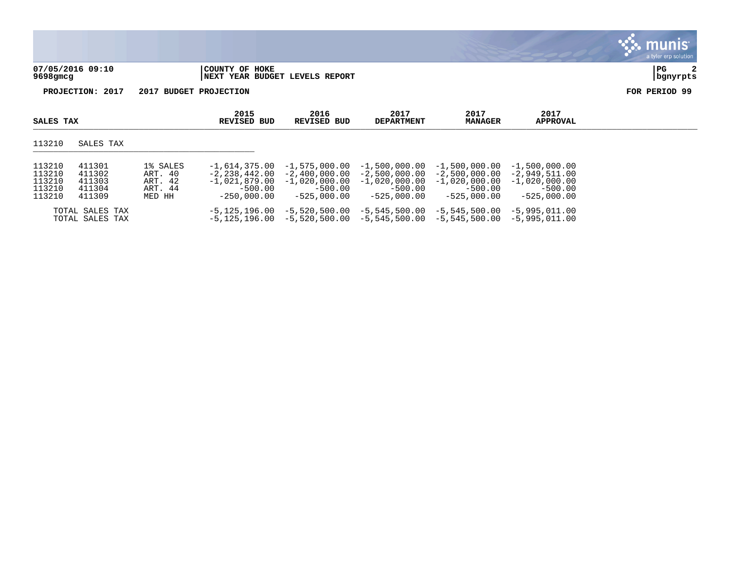07/05/2016 09:10 | COUNTY OF HOKE
9698gmcg | NEXT YEAR BUDGET LEVELS REPORT

**PROJECTION: 2017 2017 BUDGET PROJECTION** **FOR PERIOD 99**

| SALES TAX | | | 2015 REVISED BUD | 2016 REVISED BUD | 2017 DEPARTMENT | 2017 MANAGER | 2017 APPROVAL |
|---|---|---|---|---|---|---|---|
| 113210 SALES TAX | | | | | | | |
| 113210 | 411301 | 1% SALES | -1,614,375.00 | -1,575,000.00 | -1,500,000.00 | -1,500,000.00 | -1,500,000.00 |
| 113210 | 411302 | ART. 40 | -2,238,442.00 | -2,400,000.00 | -2,500,000.00 | -2,500,000.00 | -2,949,511.00 |
| 113210 | 411303 | ART. 42 | -1,021,879.00 | -1,020,000.00 | -1,020,000.00 | -1,020,000.00 | -1,020,000.00 |
| 113210 | 411304 | ART. 44 | -500.00 | -500.00 | -500.00 | -500.00 | -500.00 |
| 113210 | 411309 | MED HH | -250,000.00 | -525,000.00 | -525,000.00 | -525,000.00 | -525,000.00 |
| TOTAL SALES TAX | | | -5,125,196.00 | -5,520,500.00 | -5,545,500.00 | -5,545,500.00 | -5,995,011.00 |
| TOTAL SALES TAX | | | -5,125,196.00 | -5,520,500.00 | -5,545,500.00 | -5,545,500.00 | -5,995,011.00 |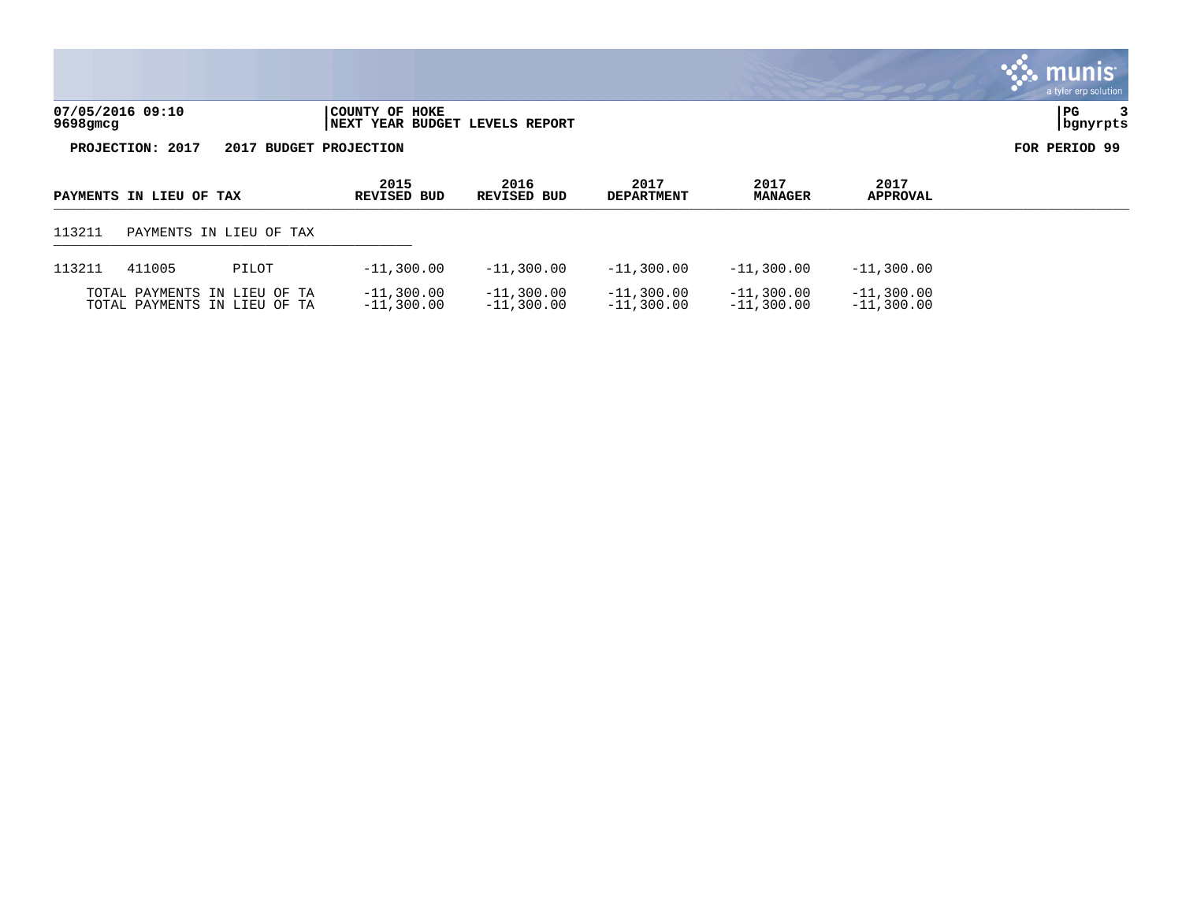07/05/2016 09:10 | COUNTY OF HOKE
9698gmcg | NEXT YEAR BUDGET LEVELS REPORT

**PROJECTION: 2017 2017 BUDGET PROJECTION** **FOR PERIOD 99**

| PAYMENTS IN LIEU OF TAX | | | 2015 REVISED BUD | 2016 REVISED BUD | 2017 DEPARTMENT | 2017 MANAGER | 2017 APPROVAL |
|---|---|---|---|---|---|---|---|
| 113211 | PAYMENTS IN LIEU OF TAX | | | | | | |
| 113211 | 411005 | PILOT | -11,300.00 | -11,300.00 | -11,300.00 | -11,300.00 | -11,300.00 |
| | TOTAL PAYMENTS IN LIEU OF TA | | -11,300.00 | -11,300.00 | -11,300.00 | -11,300.00 | -11,300.00 |
| | TOTAL PAYMENTS IN LIEU OF TA | | -11,300.00 | -11,300.00 | -11,300.00 | -11,300.00 | -11,300.00 |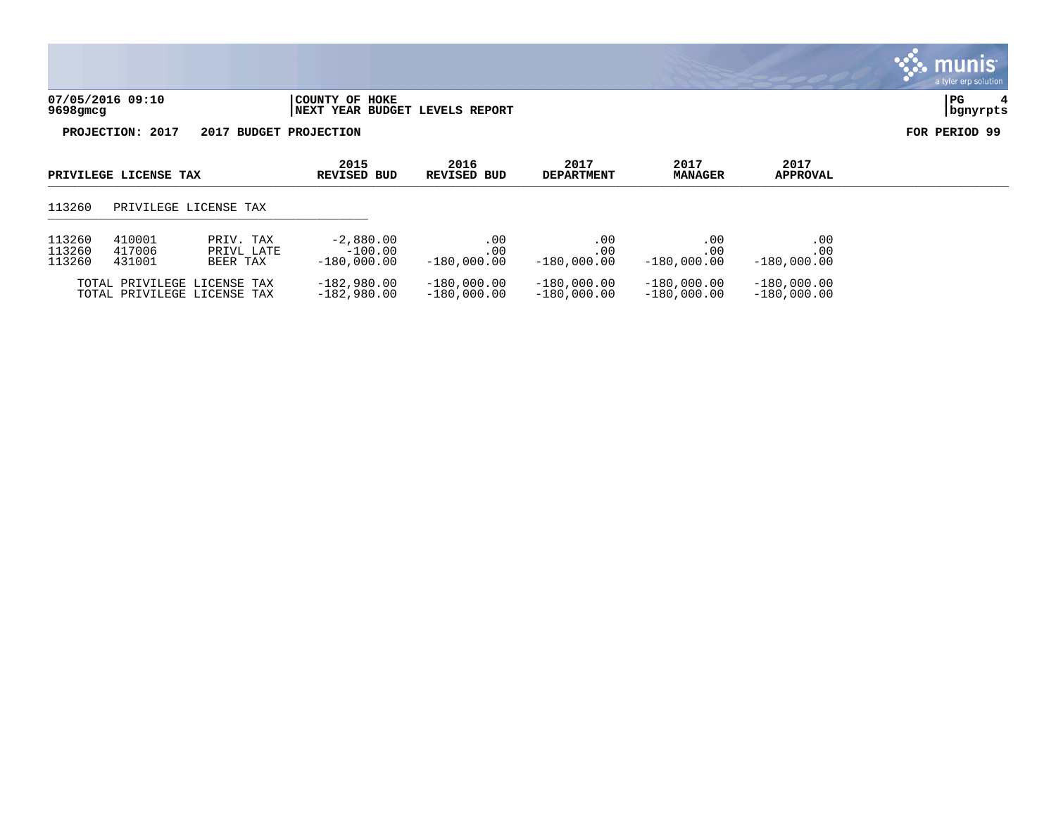**COUNTY OF HOKE**
**NEXT YEAR BUDGET LEVELS REPORT**

**PROJECTION: 2017 2017 BUDGET PROJECTION** **FOR PERIOD 99**

| PRIVILEGE LICENSE TAX | | | 2015 REVISED BUD | 2016 REVISED BUD | 2017 DEPARTMENT | 2017 MANAGER | 2017 APPROVAL |
|---|---|---|---|---|---|---|---|
| 113260 | PRIVILEGE LICENSE TAX | | | | | | |
| 113260 | 410001 | PRIV. TAX | -2,880.00 | .00 | .00 | .00 | .00 |
| 113260 | 417006 | PRIVL LATE | -100.00 | .00 | .00 | .00 | .00 |
| 113260 | 431001 | BEER TAX | -180,000.00 | -180,000.00 | -180,000.00 | -180,000.00 | -180,000.00 |
| TOTAL PRIVILEGE LICENSE TAX | | | -182,980.00 | -180,000.00 | -180,000.00 | -180,000.00 | -180,000.00 |
| TOTAL PRIVILEGE LICENSE TAX | | | -182,980.00 | -180,000.00 | -180,000.00 | -180,000.00 | -180,000.00 |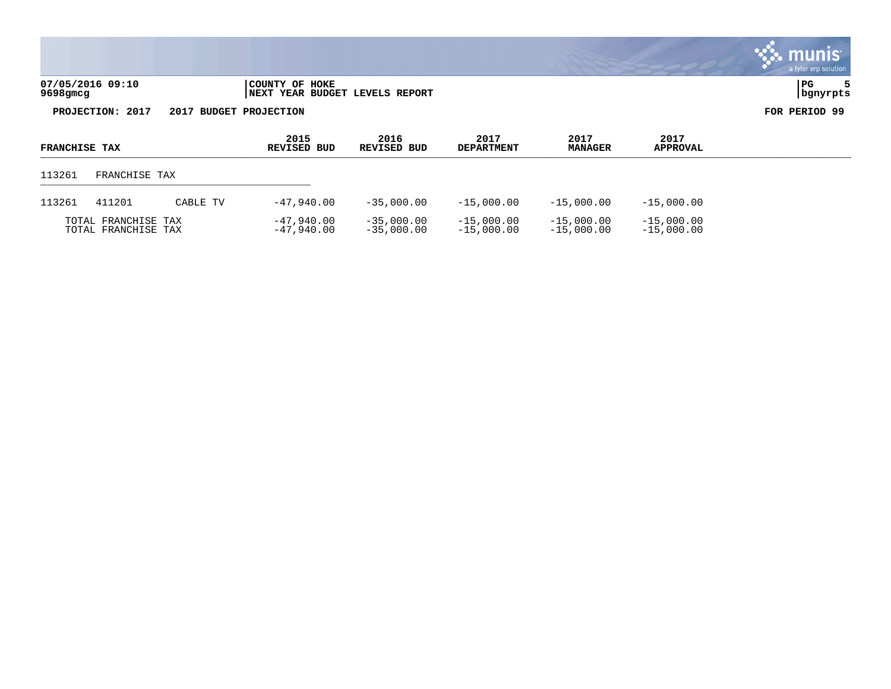07/05/2016 09:10
9698gmcg

COUNTY OF HOKE
NEXT YEAR BUDGET LEVELS REPORT

PROJECTION: 2017 2017 BUDGET PROJECTION

FOR PERIOD 99

| FRANCHISE TAX | | | 2015 REVISED BUD | 2016 REVISED BUD | 2017 DEPARTMENT | 2017 MANAGER | 2017 APPROVAL |
|---|---|---|---|---|---|---|---|
| 113261 | FRANCHISE TAX | | | | | | |
| 113261 | 411201 | CABLE TV | -47,940.00 | -35,000.00 | -15,000.00 | -15,000.00 | -15,000.00 |
| TOTAL FRANCHISE TAX | | | -47,940.00 | -35,000.00 | -15,000.00 | -15,000.00 | -15,000.00 |
| TOTAL FRANCHISE TAX | | | -47,940.00 | -35,000.00 | -15,000.00 | -15,000.00 | -15,000.00 |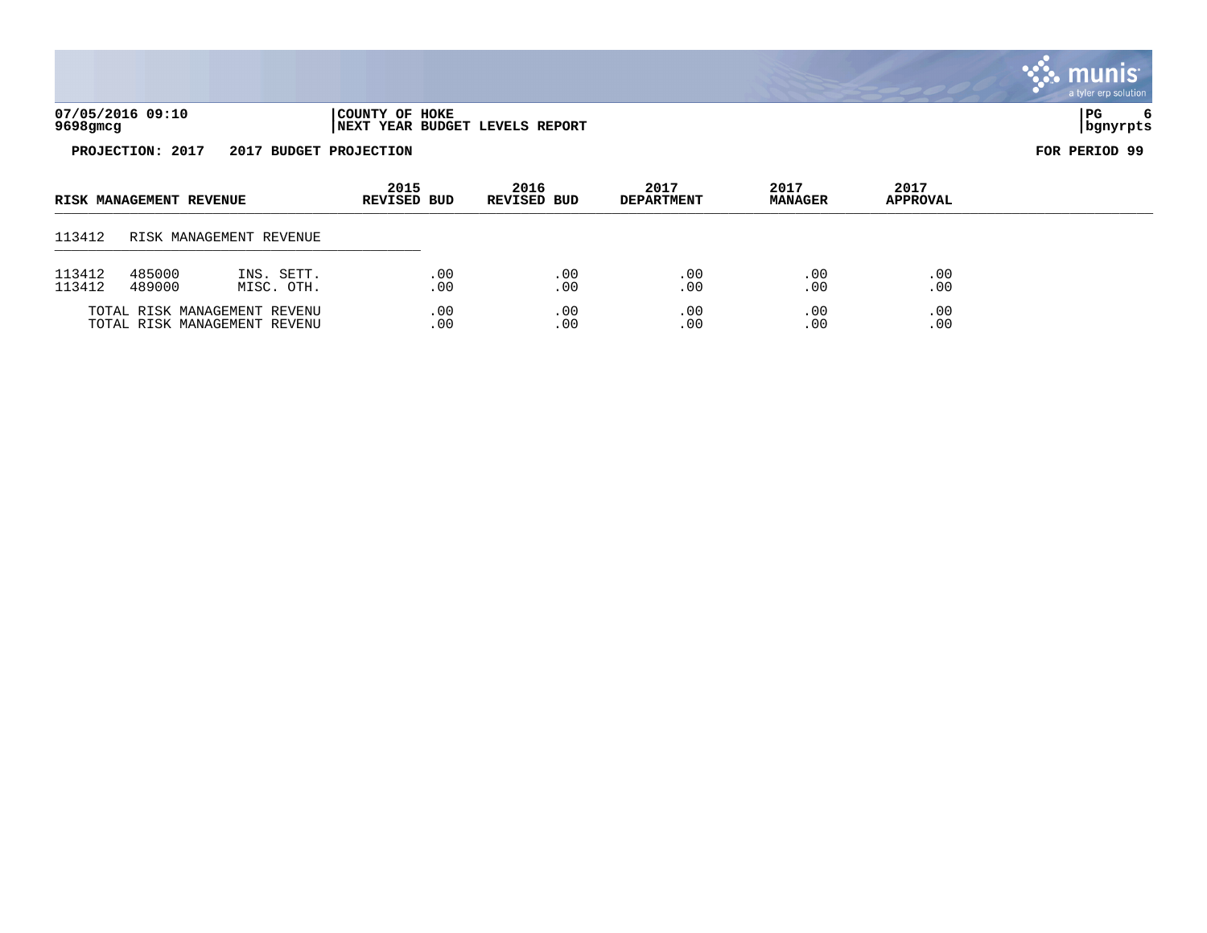07/05/2016 09:10 | COUNTY OF HOKE
9698gmcg | NEXT YEAR BUDGET LEVELS REPORT

**PROJECTION: 2017 2017 BUDGET PROJECTION** **FOR PERIOD 99**

| RISK MANAGEMENT REVENUE | | | 2015 REVISED BUD | 2016 REVISED BUD | 2017 DEPARTMENT | 2017 MANAGER | 2017 APPROVAL |
|---|---|---|---|---|---|---|---|
| 113412 | RISK MANAGEMENT REVENUE | | | | | | |
| 113412 | 485000 | INS. SETT. | .00 | .00 | .00 | .00 | .00 |
| 113412 | 489000 | MISC. OTH. | .00 | .00 | .00 | .00 | .00 |
| TOTAL RISK MANAGEMENT REVENU | | | .00 | .00 | .00 | .00 | .00 |
| TOTAL RISK MANAGEMENT REVENU | | | .00 | .00 | .00 | .00 | .00 |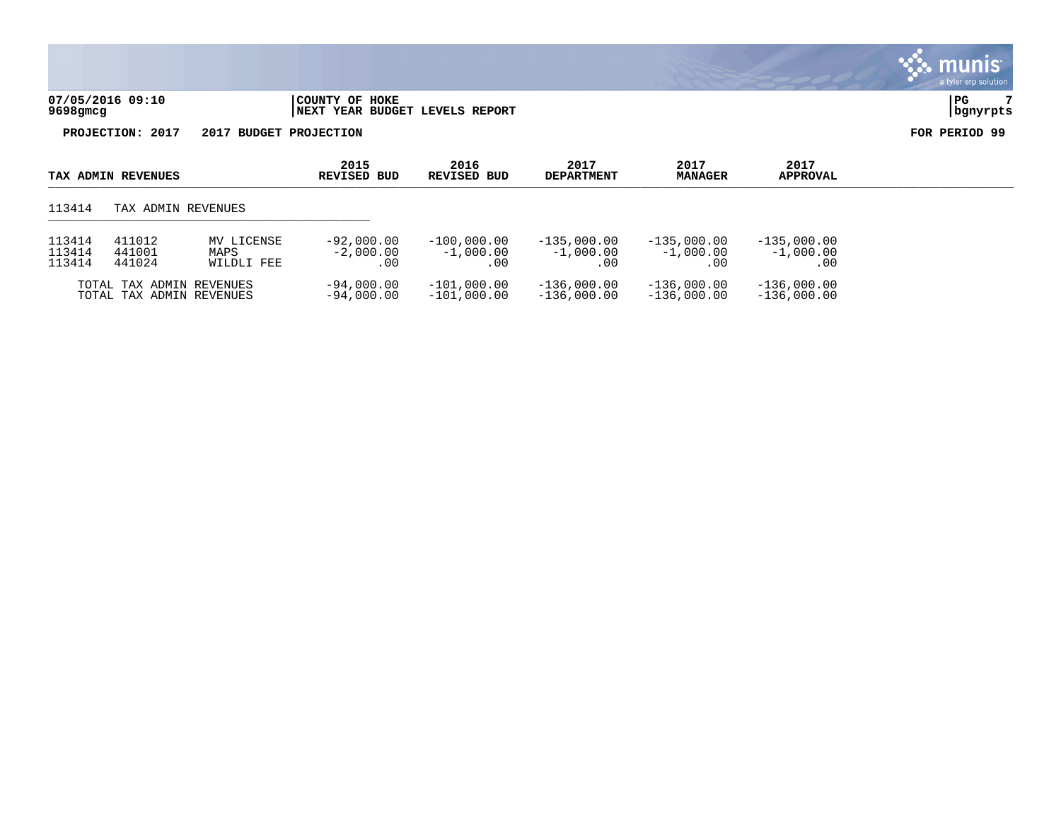**07/05/2016 09:10** | **COUNTY OF HOKE**
**9698gmcg** | **NEXT YEAR BUDGET LEVELS REPORT**

**PROJECTION: 2017 2017 BUDGET PROJECTION** **FOR PERIOD 99**

| TAX ADMIN REVENUES | | | 2015 REVISED BUD | 2016 REVISED BUD | 2017 DEPARTMENT | 2017 MANAGER | 2017 APPROVAL |
|---|---|---|---|---|---|---|---|
| 113414 | TAX ADMIN REVENUES | | | | | | |
| 113414 | 411012 | MV LICENSE | -92,000.00 | -100,000.00 | -135,000.00 | -135,000.00 | -135,000.00 |
| 113414 | 441001 | MAPS | -2,000.00 | -1,000.00 | -1,000.00 | -1,000.00 | -1,000.00 |
| 113414 | 441024 | WILDLI FEE | .00 | .00 | .00 | .00 | .00 |
| TOTAL TAX ADMIN REVENUES | | | -94,000.00 | -101,000.00 | -136,000.00 | -136,000.00 | -136,000.00 |
| TOTAL TAX ADMIN REVENUES | | | -94,000.00 | -101,000.00 | -136,000.00 | -136,000.00 | -136,000.00 |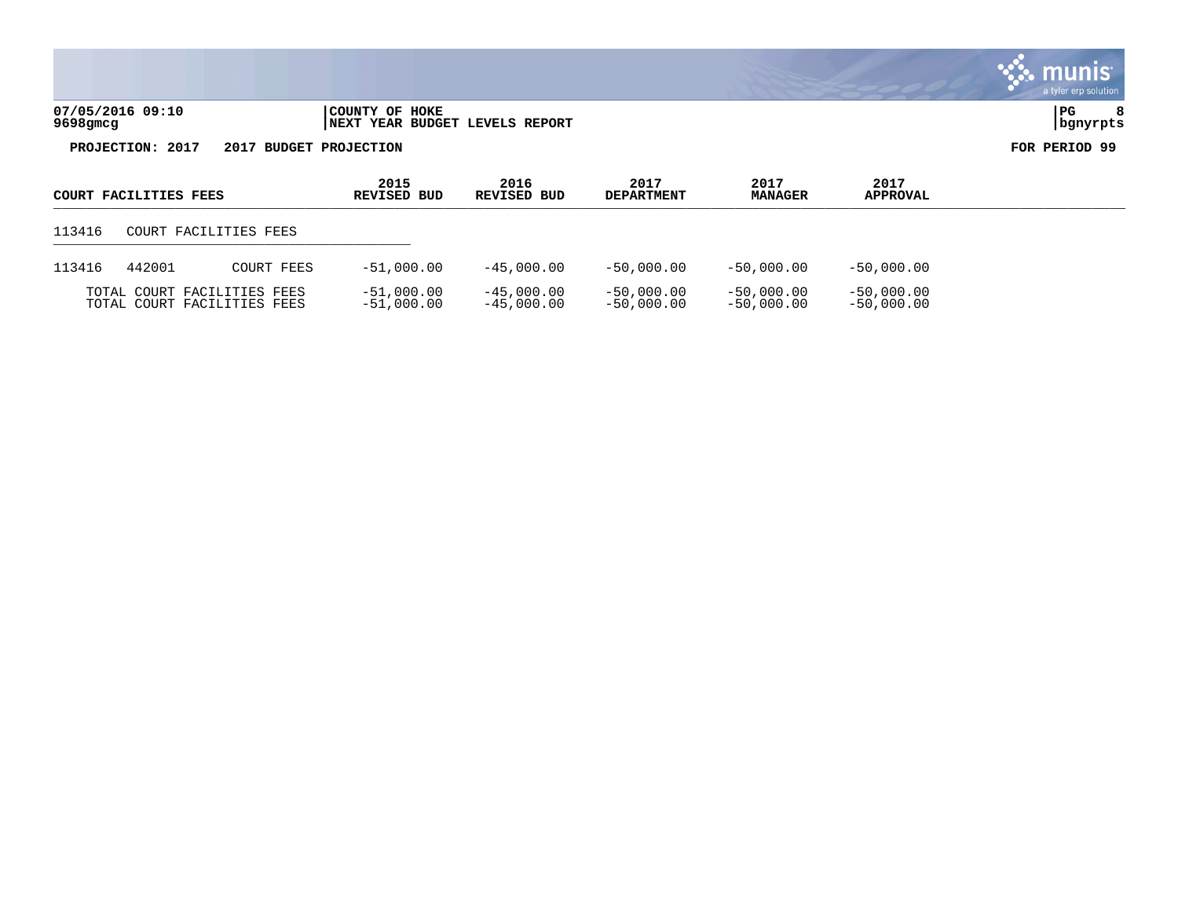07/05/2016 09:10 | COUNTY OF HOKE
9698gmcg | NEXT YEAR BUDGET LEVELS REPORT | bgnyrpts

PROJECTION: 2017 2017 BUDGET PROJECTION FOR PERIOD 99

| COURT FACILITIES FEES | | | 2015 REVISED BUD | 2016 REVISED BUD | 2017 DEPARTMENT | 2017 MANAGER | 2017 APPROVAL |
|---|---|---|---|---|---|---|---|
| 113416 | COURT FACILITIES FEES | | | | | | |
| 113416 | 442001 | COURT FEES | -51,000.00 | -45,000.00 | -50,000.00 | -50,000.00 | -50,000.00 |
| TOTAL COURT FACILITIES FEES | | | -51,000.00 | -45,000.00 | -50,000.00 | -50,000.00 | -50,000.00 |
| TOTAL COURT FACILITIES FEES | | | -51,000.00 | -45,000.00 | -50,000.00 | -50,000.00 | -50,000.00 |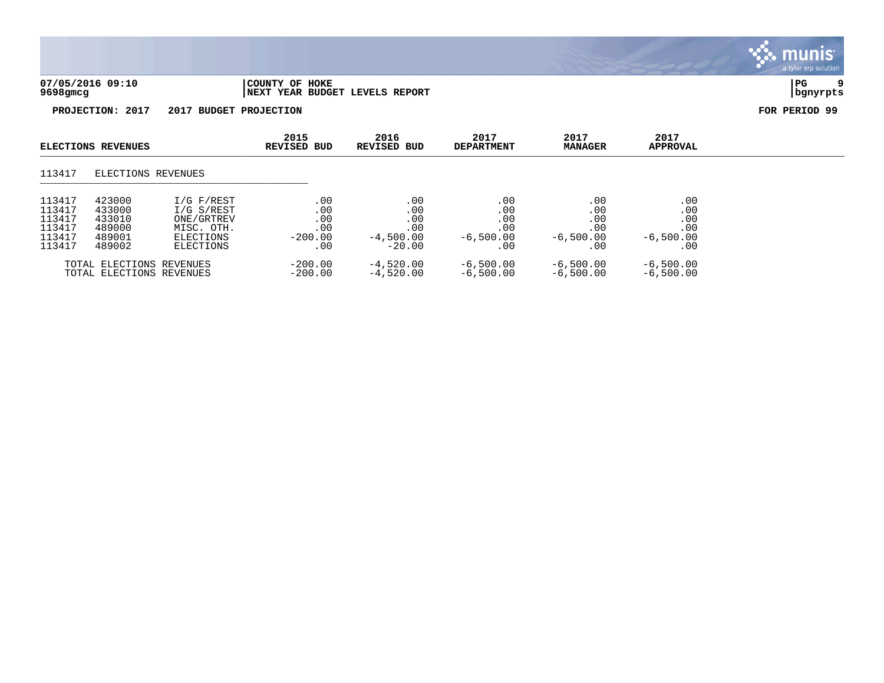**07/05/2016 09:10** | **COUNTY OF HOKE**
**9698gmcg** | **NEXT YEAR BUDGET LEVELS REPORT**

**PROJECTION: 2017  2017 BUDGET PROJECTION**  **FOR PERIOD 99**

| ELECTIONS REVENUES | | | 2015 REVISED BUD | 2016 REVISED BUD | 2017 DEPARTMENT | 2017 MANAGER | 2017 APPROVAL |
|---|---|---|---|---|---|---|---|
| 113417 | ELECTIONS REVENUES | | | | | | |
| 113417 | 423000 | I/G F/REST | .00 | .00 | .00 | .00 | .00 |
| 113417 | 433000 | I/G S/REST | .00 | .00 | .00 | .00 | .00 |
| 113417 | 433010 | ONE/GRTREV | .00 | .00 | .00 | .00 | .00 |
| 113417 | 489000 | MISC. OTH. | .00 | .00 | .00 | .00 | .00 |
| 113417 | 489001 | ELECTIONS | -200.00 | -4,500.00 | -6,500.00 | -6,500.00 | -6,500.00 |
| 113417 | 489002 | ELECTIONS | .00 | -20.00 | .00 | .00 | .00 |
| TOTAL ELECTIONS REVENUES | | | -200.00 | -4,520.00 | -6,500.00 | -6,500.00 | -6,500.00 |
| TOTAL ELECTIONS REVENUES | | | -200.00 | -4,520.00 | -6,500.00 | -6,500.00 | -6,500.00 |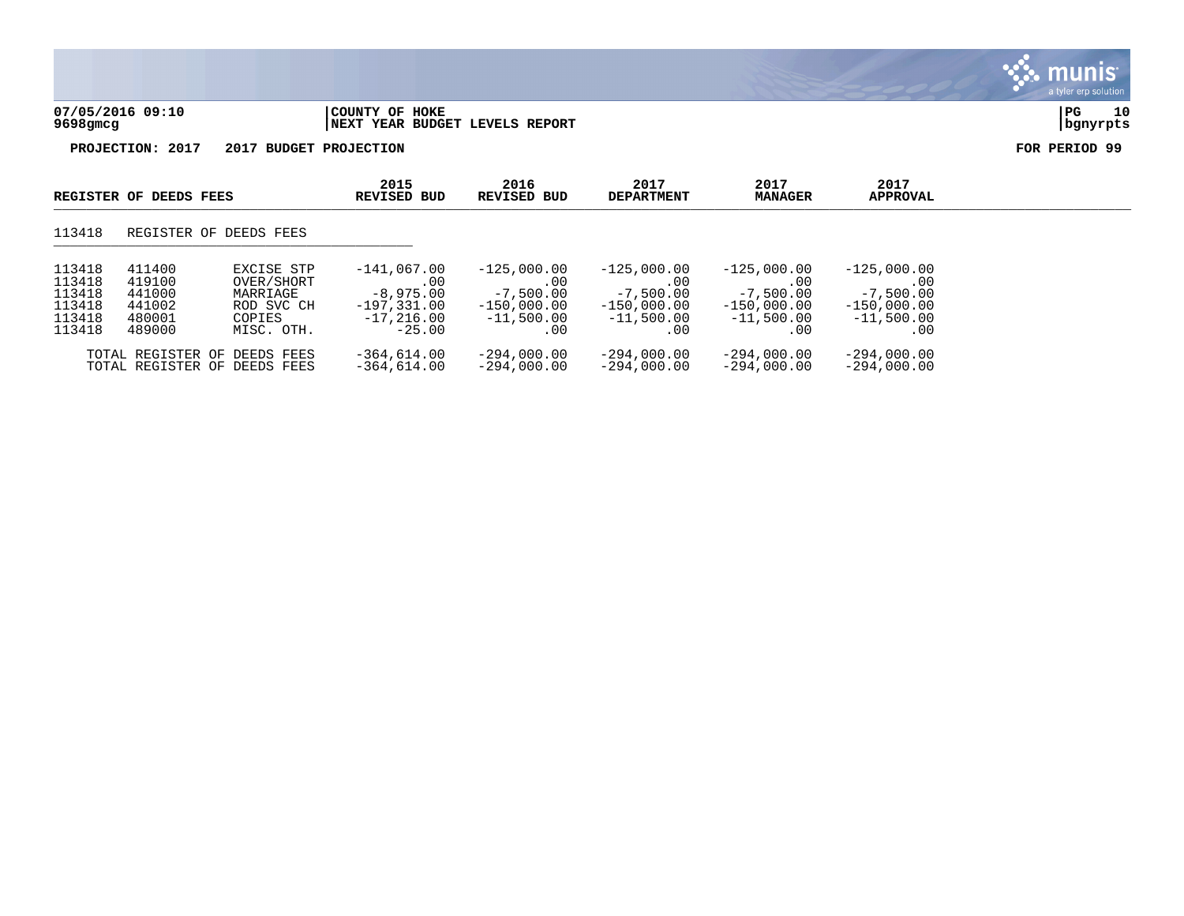**07/05/2016 09:10** | **COUNTY OF HOKE**
**9698gmcg** | **NEXT YEAR BUDGET LEVELS REPORT**

**PROJECTION: 2017 2017 BUDGET PROJECTION** — **FOR PERIOD 99**

| REGISTER OF DEEDS FEES | | | 2015 REVISED BUD | 2016 REVISED BUD | 2017 DEPARTMENT | 2017 MANAGER | 2017 APPROVAL |
|---|---|---|---|---|---|---|---|
| 113418 | REGISTER OF DEEDS FEES | | | | | | |
| 113418 | 411400 | EXCISE STP | -141,067.00 | -125,000.00 | -125,000.00 | -125,000.00 | -125,000.00 |
| 113418 | 419100 | OVER/SHORT | .00 | .00 | .00 | .00 | .00 |
| 113418 | 441000 | MARRIAGE | -8,975.00 | -7,500.00 | -7,500.00 | -7,500.00 | -7,500.00 |
| 113418 | 441002 | ROD SVC CH | -197,331.00 | -150,000.00 | -150,000.00 | -150,000.00 | -150,000.00 |
| 113418 | 480001 | COPIES | -17,216.00 | -11,500.00 | -11,500.00 | -11,500.00 | -11,500.00 |
| 113418 | 489000 | MISC. OTH. | -25.00 | .00 | .00 | .00 | .00 |
| TOTAL REGISTER OF DEEDS FEES | | | -364,614.00 | -294,000.00 | -294,000.00 | -294,000.00 | -294,000.00 |
| TOTAL REGISTER OF DEEDS FEES | | | -364,614.00 | -294,000.00 | -294,000.00 | -294,000.00 | -294,000.00 |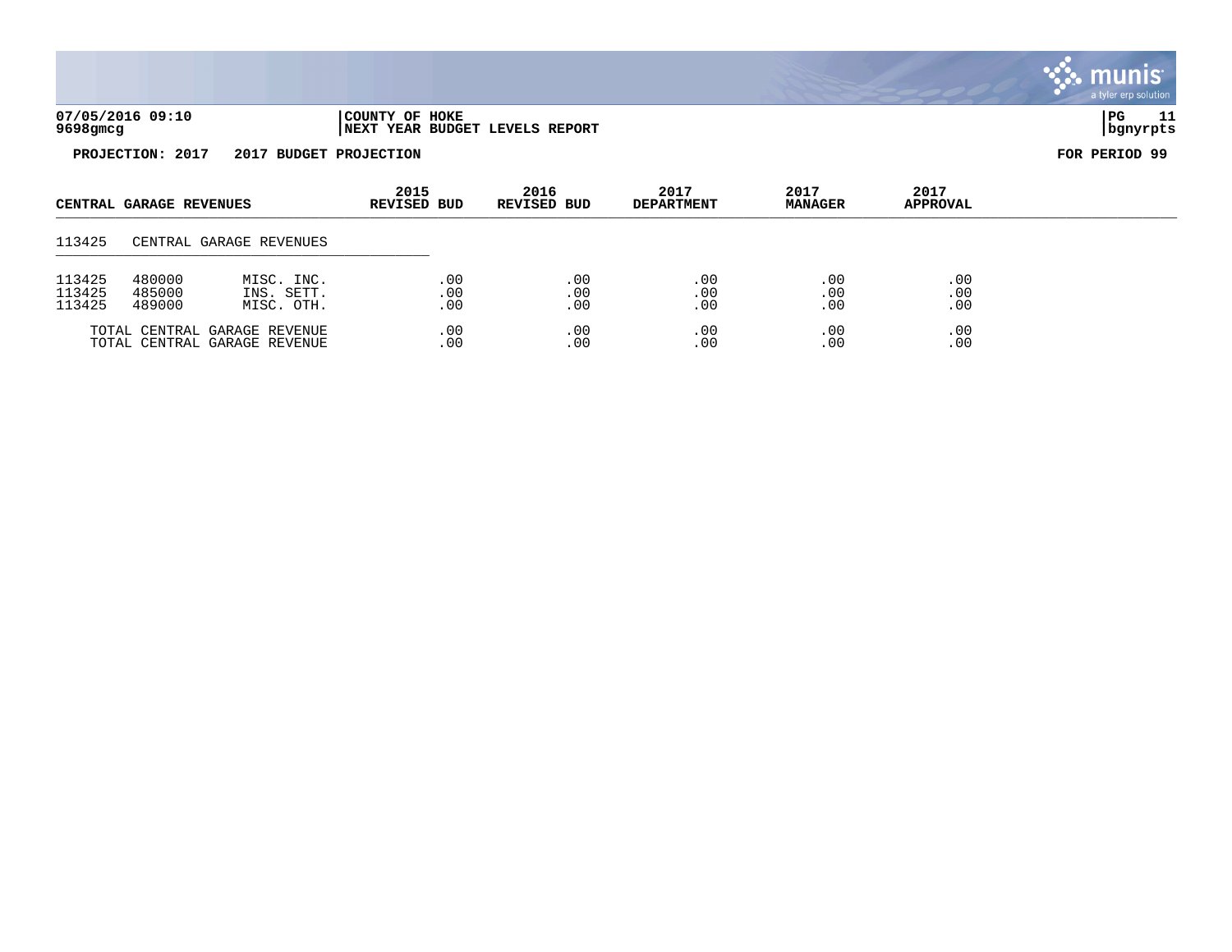**07/05/2016 09:10** | **COUNTY OF HOKE**
**9698gmcg** | **NEXT YEAR BUDGET LEVELS REPORT**

**PROJECTION: 2017 2017 BUDGET PROJECTION** — **FOR PERIOD 99**

| CENTRAL GARAGE REVENUES | | | 2015 REVISED BUD | 2016 REVISED BUD | 2017 DEPARTMENT | 2017 MANAGER | 2017 APPROVAL |
|---|---|---|---|---|---|---|---|
| 113425 | CENTRAL GARAGE REVENUES | | | | | | |
| 113425 | 480000 | MISC. INC. | .00 | .00 | .00 | .00 | .00 |
| 113425 | 485000 | INS. SETT. | .00 | .00 | .00 | .00 | .00 |
| 113425 | 489000 | MISC. OTH. | .00 | .00 | .00 | .00 | .00 |
| | TOTAL CENTRAL GARAGE REVENUE | | .00 | .00 | .00 | .00 | .00 |
| | TOTAL CENTRAL GARAGE REVENUE | | .00 | .00 | .00 | .00 | .00 |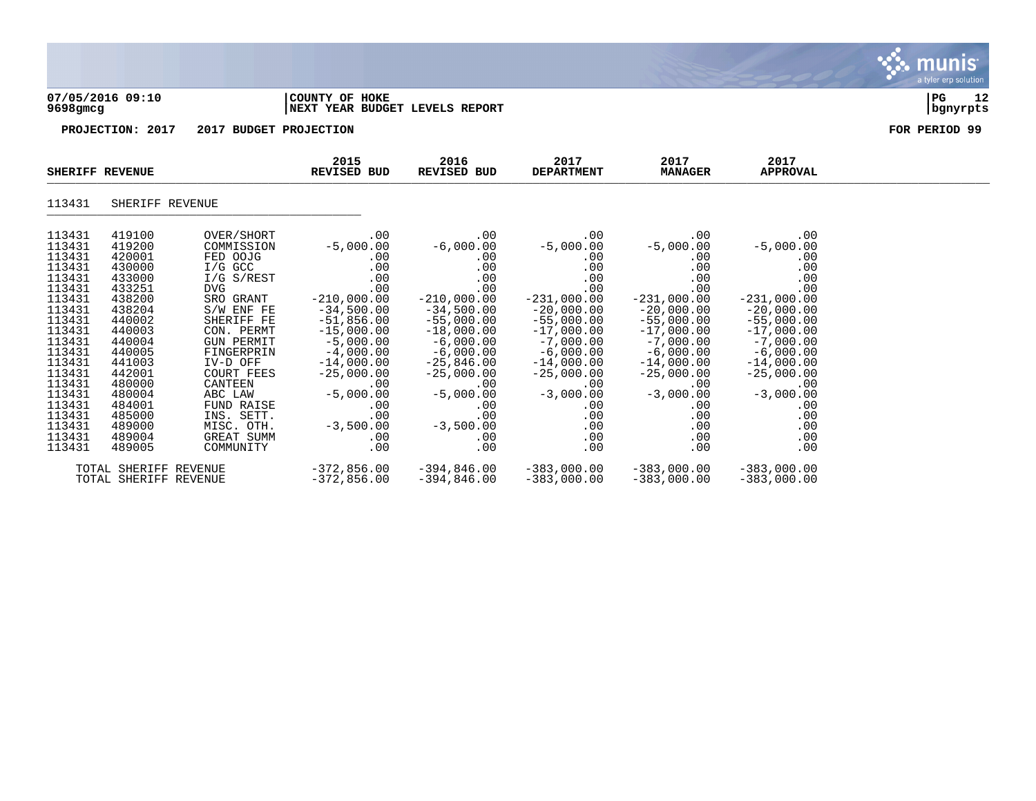**07/05/2016 09:10** | **COUNTY OF HOKE**
**9698gmcg** | **NEXT YEAR BUDGET LEVELS REPORT**

**PROJECTION: 2017 2017 BUDGET PROJECTION** — **FOR PERIOD 99**

| SHERIFF REVENUE | | | 2015 REVISED BUD | 2016 REVISED BUD | 2017 DEPARTMENT | 2017 MANAGER | 2017 APPROVAL |
|---|---|---|---|---|---|---|---|
| 113431 | SHERIFF REVENUE | | | | | | |
| 113431 | 419100 | OVER/SHORT | .00 | .00 | .00 | .00 | .00 |
| 113431 | 419200 | COMMISSION | -5,000.00 | -6,000.00 | -5,000.00 | -5,000.00 | -5,000.00 |
| 113431 | 420001 | FED OOJG | .00 | .00 | .00 | .00 | .00 |
| 113431 | 430000 | I/G GCC | .00 | .00 | .00 | .00 | .00 |
| 113431 | 433000 | I/G S/REST | .00 | .00 | .00 | .00 | .00 |
| 113431 | 433251 | DVG | .00 | .00 | .00 | .00 | .00 |
| 113431 | 438200 | SRO GRANT | -210,000.00 | -210,000.00 | -231,000.00 | -231,000.00 | -231,000.00 |
| 113431 | 438204 | S/W ENF FE | -34,500.00 | -34,500.00 | -20,000.00 | -20,000.00 | -20,000.00 |
| 113431 | 440002 | SHERIFF FE | -51,856.00 | -55,000.00 | -55,000.00 | -55,000.00 | -55,000.00 |
| 113431 | 440003 | CON. PERMT | -15,000.00 | -18,000.00 | -17,000.00 | -17,000.00 | -17,000.00 |
| 113431 | 440004 | GUN PERMIT | -5,000.00 | -6,000.00 | -7,000.00 | -7,000.00 | -7,000.00 |
| 113431 | 440005 | FINGERPRIN | -4,000.00 | -6,000.00 | -6,000.00 | -6,000.00 | -6,000.00 |
| 113431 | 441003 | IV-D OFF | -14,000.00 | -25,846.00 | -14,000.00 | -14,000.00 | -14,000.00 |
| 113431 | 442001 | COURT FEES | -25,000.00 | -25,000.00 | -25,000.00 | -25,000.00 | -25,000.00 |
| 113431 | 480000 | CANTEEN | .00 | .00 | .00 | .00 | .00 |
| 113431 | 480004 | ABC LAW | -5,000.00 | -5,000.00 | -3,000.00 | -3,000.00 | -3,000.00 |
| 113431 | 484001 | FUND RAISE | .00 | .00 | .00 | .00 | .00 |
| 113431 | 485000 | INS. SETT. | .00 | .00 | .00 | .00 | .00 |
| 113431 | 489000 | MISC. OTH. | -3,500.00 | -3,500.00 | .00 | .00 | .00 |
| 113431 | 489004 | GREAT SUMM | .00 | .00 | .00 | .00 | .00 |
| 113431 | 489005 | COMMUNITY | .00 | .00 | .00 | .00 | .00 |
| TOTAL SHERIFF REVENUE | | | -372,856.00 | -394,846.00 | -383,000.00 | -383,000.00 | -383,000.00 |
| TOTAL SHERIFF REVENUE | | | -372,856.00 | -394,846.00 | -383,000.00 | -383,000.00 | -383,000.00 |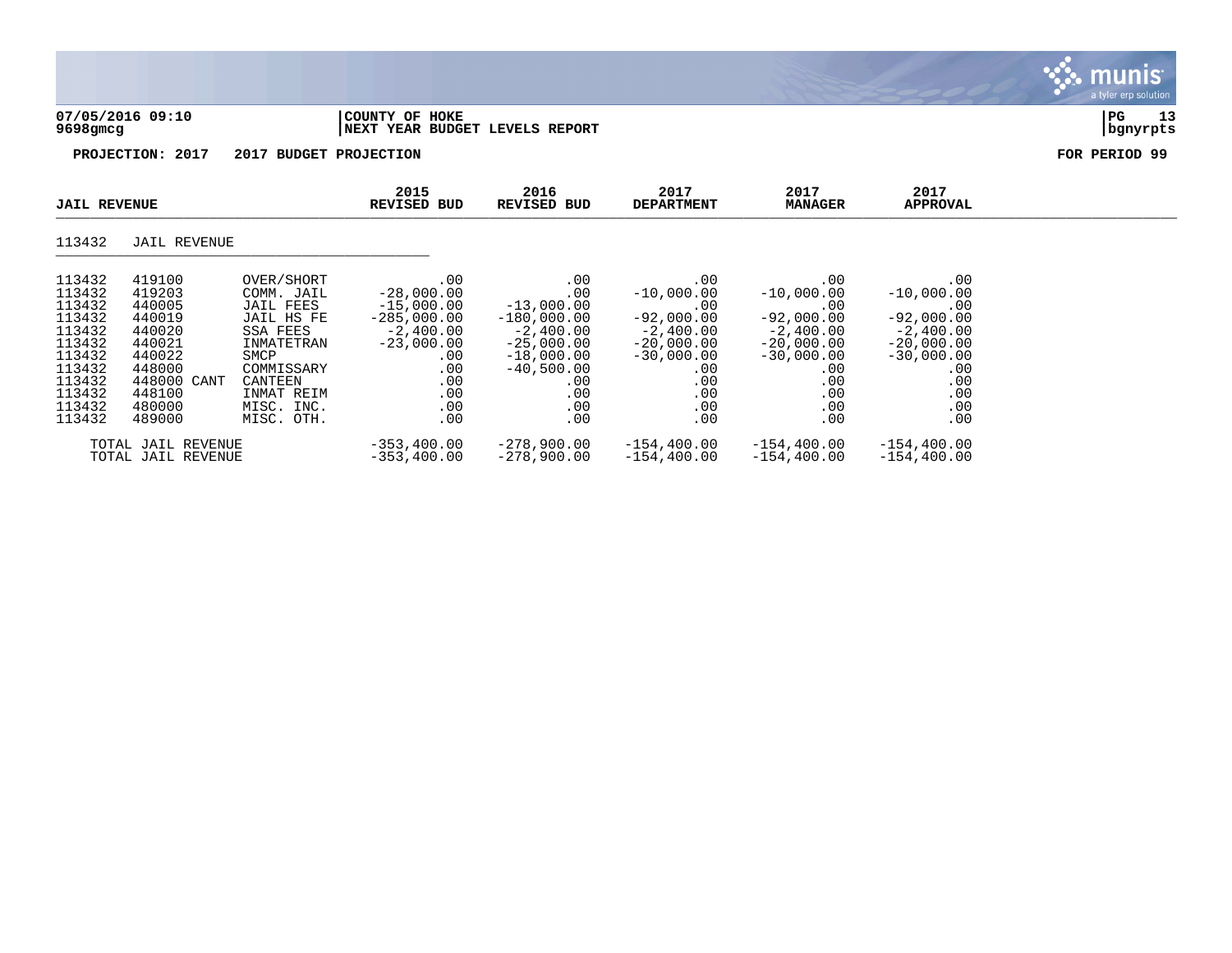**07/05/2016 09:10**
**9698gmcg**

**COUNTY OF HOKE**
**NEXT YEAR BUDGET LEVELS REPORT**

**PROJECTION: 2017 2017 BUDGET PROJECTION** **FOR PERIOD 99**

| JAIL REVENUE | | | 2015 REVISED BUD | 2016 REVISED BUD | 2017 DEPARTMENT | 2017 MANAGER | 2017 APPROVAL |
|---|---|---|---|---|---|---|---|
| 113432 | JAIL REVENUE | | | | | | |
| 113432 | 419100 | OVER/SHORT | .00 | .00 | .00 | .00 | .00 |
| 113432 | 419203 | COMM. JAIL | -28,000.00 | .00 | -10,000.00 | -10,000.00 | -10,000.00 |
| 113432 | 440005 | JAIL FEES | -15,000.00 | -13,000.00 | .00 | .00 | .00 |
| 113432 | 440019 | JAIL HS FE | -285,000.00 | -180,000.00 | -92,000.00 | -92,000.00 | -92,000.00 |
| 113432 | 440020 | SSA FEES | -2,400.00 | -2,400.00 | -2,400.00 | -2,400.00 | -2,400.00 |
| 113432 | 440021 | INMATETRAN | -23,000.00 | -25,000.00 | -20,000.00 | -20,000.00 | -20,000.00 |
| 113432 | 440022 | SMCP | .00 | -18,000.00 | -30,000.00 | -30,000.00 | -30,000.00 |
| 113432 | 448000 | COMMISSARY | .00 | -40,500.00 | .00 | .00 | .00 |
| 113432 | 448000 CANT | CANTEEN | .00 | .00 | .00 | .00 | .00 |
| 113432 | 448100 | INMAT REIM | .00 | .00 | .00 | .00 | .00 |
| 113432 | 480000 | MISC. INC. | .00 | .00 | .00 | .00 | .00 |
| 113432 | 489000 | MISC. OTH. | .00 | .00 | .00 | .00 | .00 |
| TOTAL JAIL REVENUE | | | -353,400.00 | -278,900.00 | -154,400.00 | -154,400.00 | -154,400.00 |
| TOTAL JAIL REVENUE | | | -353,400.00 | -278,900.00 | -154,400.00 | -154,400.00 | -154,400.00 |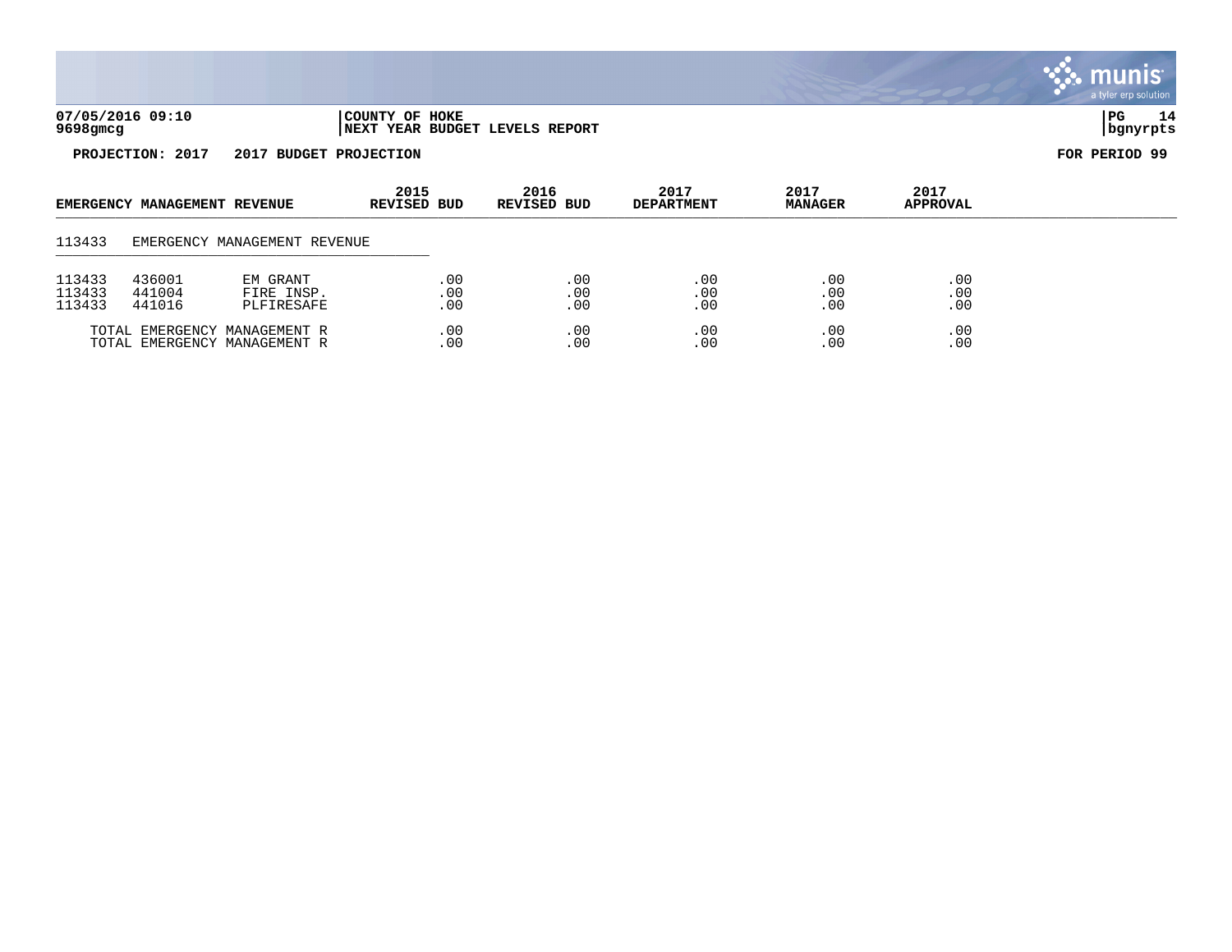07/05/2016 09:10 | COUNTY OF HOKE | PG 14
9698gmcg | NEXT YEAR BUDGET LEVELS REPORT | bgnyrpts

**PROJECTION: 2017    2017 BUDGET PROJECTION**    **FOR PERIOD 99**

| EMERGENCY MANAGEMENT REVENUE | | | 2015 REVISED BUD | 2016 REVISED BUD | 2017 DEPARTMENT | 2017 MANAGER | 2017 APPROVAL |
|---|---|---|---|---|---|---|---|
| 113433 | EMERGENCY MANAGEMENT REVENUE | | | | | | |
| 113433 | 436001 | EM GRANT | .00 | .00 | .00 | .00 | .00 |
| 113433 | 441004 | FIRE INSP. | .00 | .00 | .00 | .00 | .00 |
| 113433 | 441016 | PLFIRESAFE | .00 | .00 | .00 | .00 | .00 |
| TOTAL EMERGENCY MANAGEMENT R | | | .00 | .00 | .00 | .00 | .00 |
| TOTAL EMERGENCY MANAGEMENT R | | | .00 | .00 | .00 | .00 | .00 |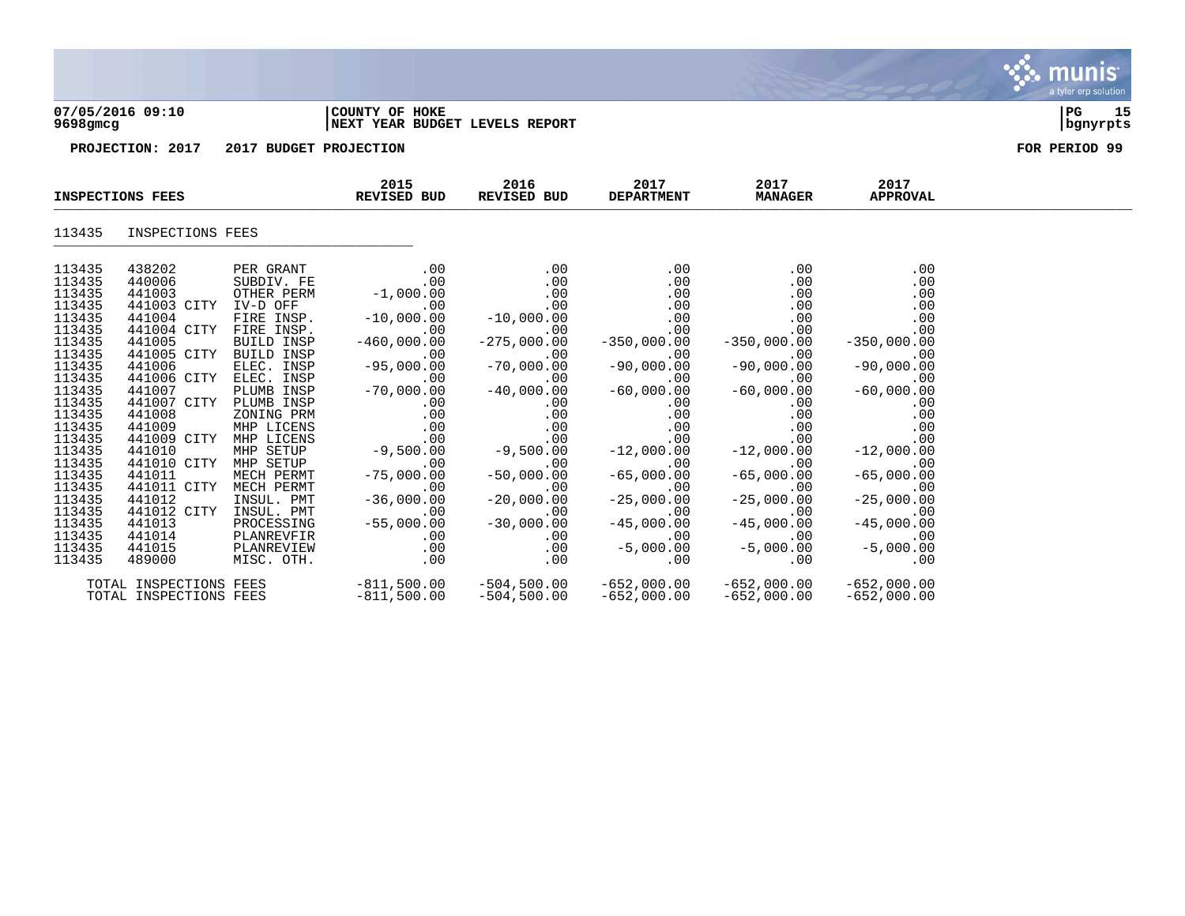**07/05/2016 09:10** | **COUNTY OF HOKE** | **PG 15**
**9698gmcg** | **NEXT YEAR BUDGET LEVELS REPORT** | **bgnyrpts**

**PROJECTION: 2017    2017 BUDGET PROJECTION** | **FOR PERIOD 99**

## INSPECTIONS FEES

113435    INSPECTIONS FEES

| ORG | OBJECT | DESCRIPTION | 2015 REVISED BUD | 2016 REVISED BUD | 2017 DEPARTMENT | 2017 MANAGER | 2017 APPROVAL |
|---|---|---|---|---|---|---|---|
| 113435 | 438202 | PER GRANT | .00 | .00 | .00 | .00 | .00 |
| 113435 | 440006 | SUBDIV. FE | .00 | .00 | .00 | .00 | .00 |
| 113435 | 441003 | OTHER PERM | -1,000.00 | .00 | .00 | .00 | .00 |
| 113435 | 441003 CITY | IV-D OFF | .00 | .00 | .00 | .00 | .00 |
| 113435 | 441004 | FIRE INSP. | -10,000.00 | -10,000.00 | .00 | .00 | .00 |
| 113435 | 441004 CITY | FIRE INSP. | .00 | .00 | .00 | .00 | .00 |
| 113435 | 441005 | BUILD INSP | -460,000.00 | -275,000.00 | -350,000.00 | -350,000.00 | -350,000.00 |
| 113435 | 441005 CITY | BUILD INSP | .00 | .00 | .00 | .00 | .00 |
| 113435 | 441006 | ELEC. INSP | -95,000.00 | -70,000.00 | -90,000.00 | -90,000.00 | -90,000.00 |
| 113435 | 441006 CITY | ELEC. INSP | .00 | .00 | .00 | .00 | .00 |
| 113435 | 441007 | PLUMB INSP | -70,000.00 | -40,000.00 | -60,000.00 | -60,000.00 | -60,000.00 |
| 113435 | 441007 CITY | PLUMB INSP | .00 | .00 | .00 | .00 | .00 |
| 113435 | 441008 | ZONING PRM | .00 | .00 | .00 | .00 | .00 |
| 113435 | 441009 | MHP LICENS | .00 | .00 | .00 | .00 | .00 |
| 113435 | 441009 CITY | MHP LICENS | .00 | .00 | .00 | .00 | .00 |
| 113435 | 441010 | MHP SETUP | -9,500.00 | -9,500.00 | -12,000.00 | -12,000.00 | -12,000.00 |
| 113435 | 441010 CITY | MHP SETUP | .00 | .00 | .00 | .00 | .00 |
| 113435 | 441011 | MECH PERMT | -75,000.00 | -50,000.00 | -65,000.00 | -65,000.00 | -65,000.00 |
| 113435 | 441011 CITY | MECH PERMT | .00 | .00 | .00 | .00 | .00 |
| 113435 | 441012 | INSUL. PMT | -36,000.00 | -20,000.00 | -25,000.00 | -25,000.00 | -25,000.00 |
| 113435 | 441012 CITY | INSUL. PMT | .00 | .00 | .00 | .00 | .00 |
| 113435 | 441013 | PROCESSING | -55,000.00 | -30,000.00 | -45,000.00 | -45,000.00 | -45,000.00 |
| 113435 | 441014 | PLANREVFIR | .00 | .00 | .00 | .00 | .00 |
| 113435 | 441015 | PLANREVIEW | .00 | .00 | -5,000.00 | -5,000.00 | -5,000.00 |
| 113435 | 489000 | MISC. OTH. | .00 | .00 | .00 | .00 | .00 |
| | TOTAL INSPECTIONS FEES | | -811,500.00 | -504,500.00 | -652,000.00 | -652,000.00 | -652,000.00 |
| | TOTAL INSPECTIONS FEES | | -811,500.00 | -504,500.00 | -652,000.00 | -652,000.00 | -652,000.00 |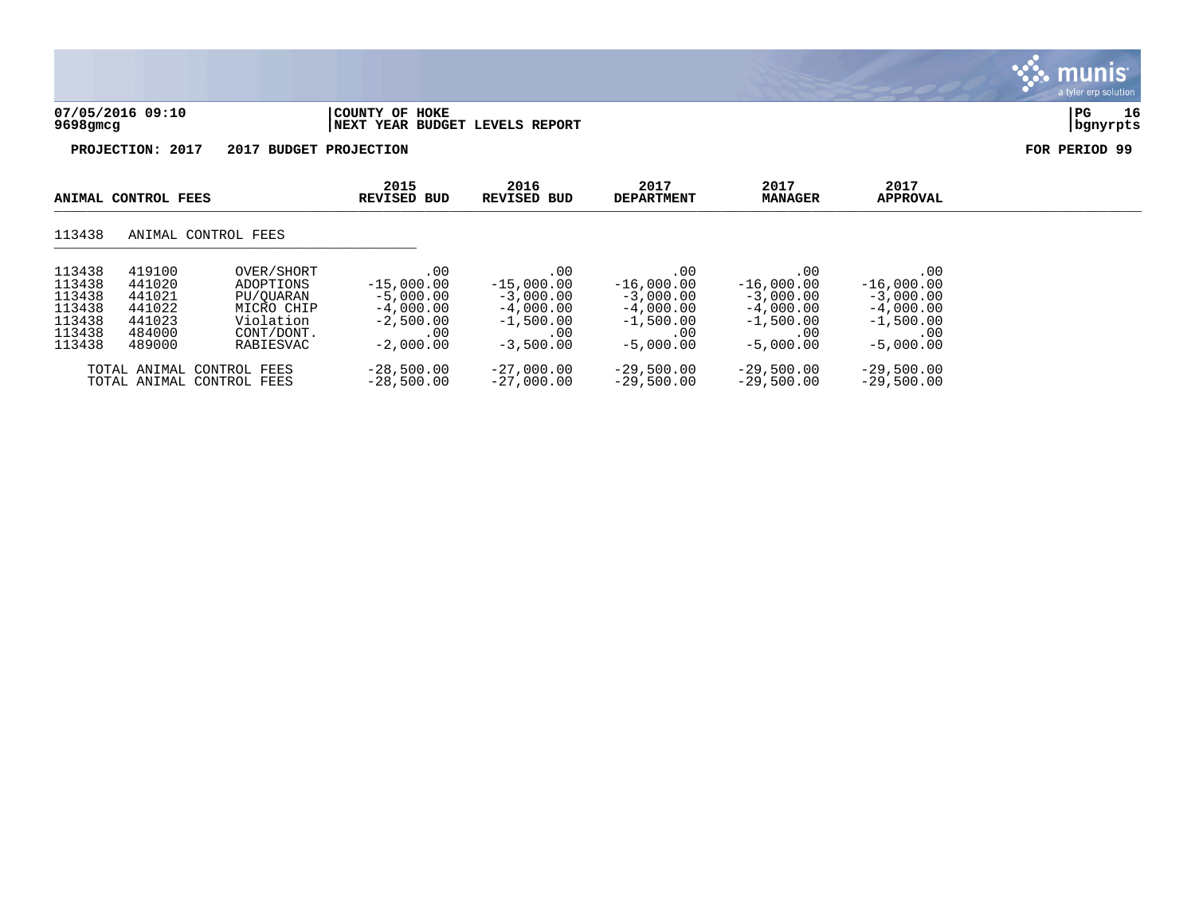**07/05/2016 09:10** | **COUNTY OF HOKE**
**9698gmcg** | **NEXT YEAR BUDGET LEVELS REPORT**

**PROJECTION: 2017 2017 BUDGET PROJECTION** **FOR PERIOD 99**

| ANIMAL CONTROL FEES | | | 2015 REVISED BUD | 2016 REVISED BUD | 2017 DEPARTMENT | 2017 MANAGER | 2017 APPROVAL |
|---|---|---|---|---|---|---|---|
| 113438 | ANIMAL CONTROL FEES | | | | | | |
| 113438 | 419100 | OVER/SHORT | .00 | .00 | .00 | .00 | .00 |
| 113438 | 441020 | ADOPTIONS | -15,000.00 | -15,000.00 | -16,000.00 | -16,000.00 | -16,000.00 |
| 113438 | 441021 | PU/QUARAN | -5,000.00 | -3,000.00 | -3,000.00 | -3,000.00 | -3,000.00 |
| 113438 | 441022 | MICRO CHIP | -4,000.00 | -4,000.00 | -4,000.00 | -4,000.00 | -4,000.00 |
| 113438 | 441023 | Violation | -2,500.00 | -1,500.00 | -1,500.00 | -1,500.00 | -1,500.00 |
| 113438 | 484000 | CONT/DONT. | .00 | .00 | .00 | .00 | .00 |
| 113438 | 489000 | RABIESVAC | -2,000.00 | -3,500.00 | -5,000.00 | -5,000.00 | -5,000.00 |
| TOTAL ANIMAL CONTROL FEES | | | -28,500.00 | -27,000.00 | -29,500.00 | -29,500.00 | -29,500.00 |
| TOTAL ANIMAL CONTROL FEES | | | -28,500.00 | -27,000.00 | -29,500.00 | -29,500.00 | -29,500.00 |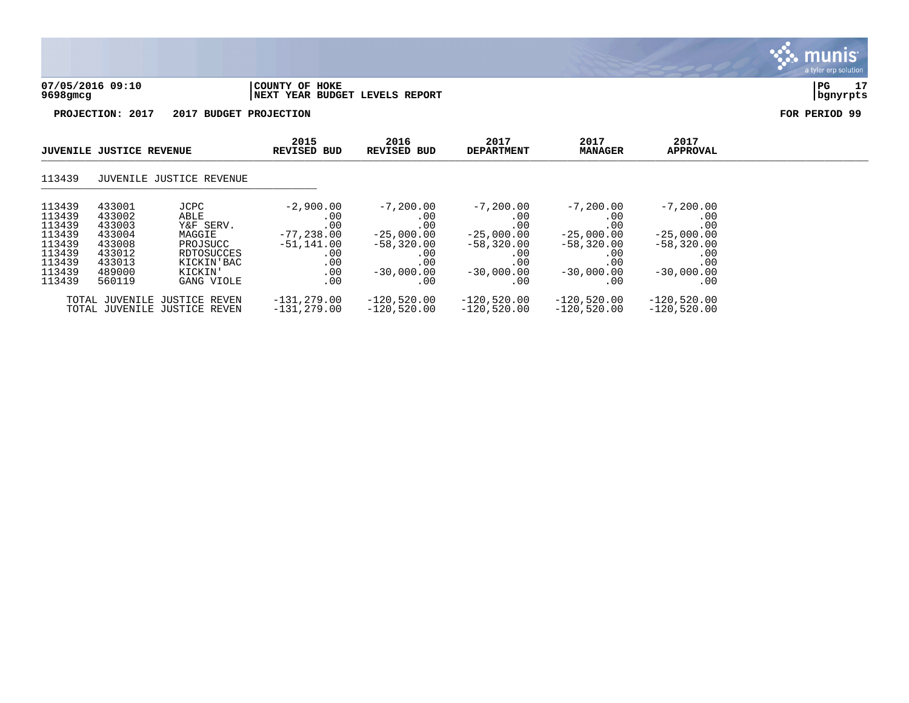**COUNTY OF HOKE**
**NEXT YEAR BUDGET LEVELS REPORT**

**PROJECTION: 2017 2017 BUDGET PROJECTION** **FOR PERIOD 99**

| JUVENILE JUSTICE REVENUE | | | 2015 REVISED BUD | 2016 REVISED BUD | 2017 DEPARTMENT | 2017 MANAGER | 2017 APPROVAL |
|---|---|---|---|---|---|---|---|
| 113439 | JUVENILE JUSTICE REVENUE | | | | | | |
| 113439 | 433001 | JCPC | -2,900.00 | -7,200.00 | -7,200.00 | -7,200.00 | -7,200.00 |
| 113439 | 433002 | ABLE | .00 | .00 | .00 | .00 | .00 |
| 113439 | 433003 | Y&F SERV. | .00 | .00 | .00 | .00 | .00 |
| 113439 | 433004 | MAGGIE | -77,238.00 | -25,000.00 | -25,000.00 | -25,000.00 | -25,000.00 |
| 113439 | 433008 | PROJSUCC | -51,141.00 | -58,320.00 | -58,320.00 | -58,320.00 | -58,320.00 |
| 113439 | 433012 | RDTOSUCCES | .00 | .00 | .00 | .00 | .00 |
| 113439 | 433013 | KICKIN'BAC | .00 | .00 | .00 | .00 | .00 |
| 113439 | 489000 | KICKIN' | .00 | -30,000.00 | -30,000.00 | -30,000.00 | -30,000.00 |
| 113439 | 560119 | GANG VIOLE | .00 | .00 | .00 | .00 | .00 |
| TOTAL JUVENILE JUSTICE REVEN | | | -131,279.00 | -120,520.00 | -120,520.00 | -120,520.00 | -120,520.00 |
| TOTAL JUVENILE JUSTICE REVEN | | | -131,279.00 | -120,520.00 | -120,520.00 | -120,520.00 | -120,520.00 |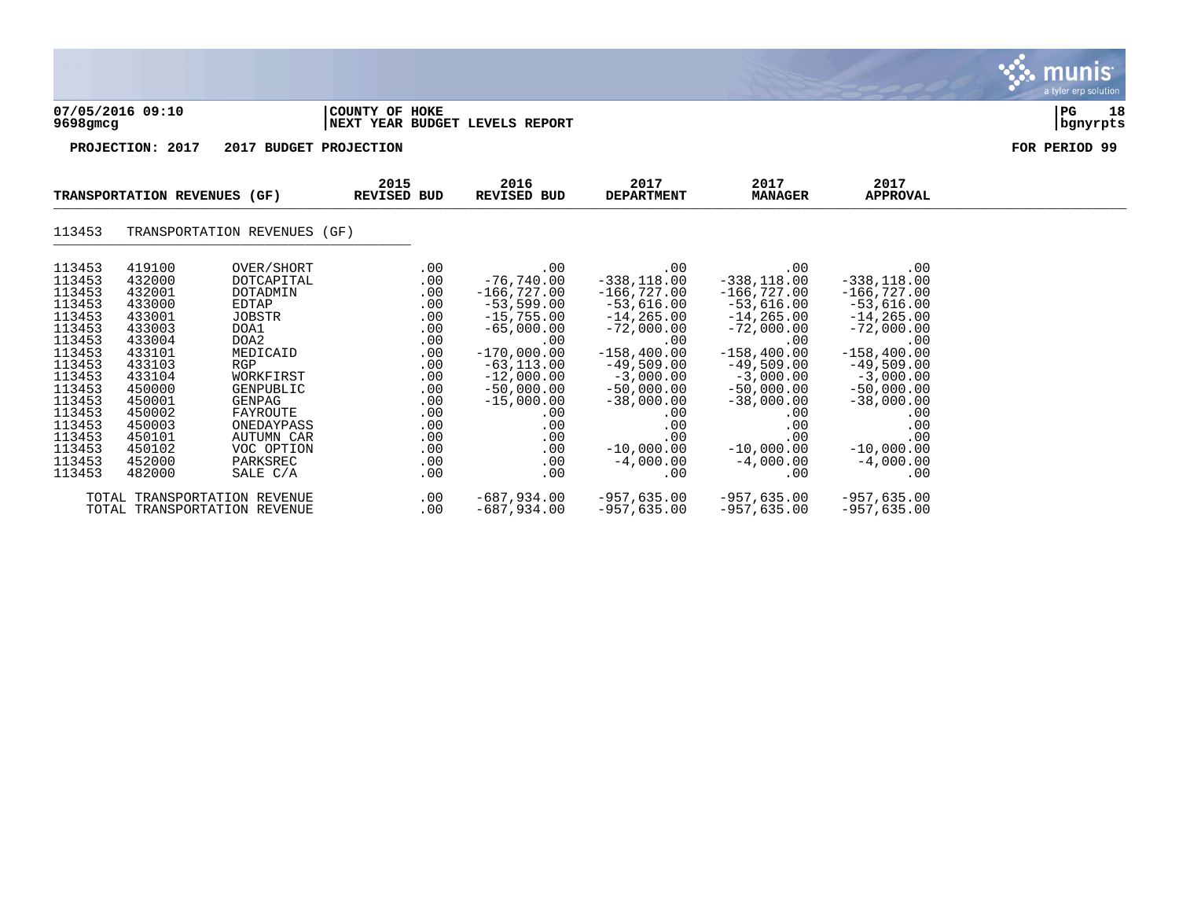**07/05/2016 09:10** | **COUNTY OF HOKE** | **PG 18**
**9698gmcg** | **NEXT YEAR BUDGET LEVELS REPORT** | **bgnyrpts**

**PROJECTION: 2017 2017 BUDGET PROJECTION** **FOR PERIOD 99**

| TRANSPORTATION REVENUES (GF) | | | 2015 REVISED BUD | 2016 REVISED BUD | 2017 DEPARTMENT | 2017 MANAGER | 2017 APPROVAL |
|---|---|---|---|---|---|---|---|
| 113453 | TRANSPORTATION REVENUES (GF) | | | | | | |
| 113453 | 419100 | OVER/SHORT | .00 | .00 | .00 | .00 | .00 |
| 113453 | 432000 | DOTCAPITAL | .00 | -76,740.00 | -338,118.00 | -338,118.00 | -338,118.00 |
| 113453 | 432001 | DOTADMIN | .00 | -166,727.00 | -166,727.00 | -166,727.00 | -166,727.00 |
| 113453 | 433000 | EDTAP | .00 | -53,599.00 | -53,616.00 | -53,616.00 | -53,616.00 |
| 113453 | 433001 | JOBSTR | .00 | -15,755.00 | -14,265.00 | -14,265.00 | -14,265.00 |
| 113453 | 433003 | DOA1 | .00 | -65,000.00 | -72,000.00 | -72,000.00 | -72,000.00 |
| 113453 | 433004 | DOA2 | .00 | .00 | .00 | .00 | .00 |
| 113453 | 433101 | MEDICAID | .00 | -170,000.00 | -158,400.00 | -158,400.00 | -158,400.00 |
| 113453 | 433103 | RGP | .00 | -63,113.00 | -49,509.00 | -49,509.00 | -49,509.00 |
| 113453 | 433104 | WORKFIRST | .00 | -12,000.00 | -3,000.00 | -3,000.00 | -3,000.00 |
| 113453 | 450000 | GENPUBLIC | .00 | -50,000.00 | -50,000.00 | -50,000.00 | -50,000.00 |
| 113453 | 450001 | GENPAG | .00 | -15,000.00 | -38,000.00 | -38,000.00 | -38,000.00 |
| 113453 | 450002 | FAYROUTE | .00 | .00 | .00 | .00 | .00 |
| 113453 | 450003 | ONEDAYPASS | .00 | .00 | .00 | .00 | .00 |
| 113453 | 450101 | AUTUMN CAR | .00 | .00 | .00 | .00 | .00 |
| 113453 | 450102 | VOC OPTION | .00 | .00 | -10,000.00 | -10,000.00 | -10,000.00 |
| 113453 | 452000 | PARKSREC | .00 | .00 | -4,000.00 | -4,000.00 | -4,000.00 |
| 113453 | 482000 | SALE C/A | .00 | .00 | .00 | .00 | .00 |
| TOTAL TRANSPORTATION REVENUE | | | .00 | -687,934.00 | -957,635.00 | -957,635.00 | -957,635.00 |
| TOTAL TRANSPORTATION REVENUE | | | .00 | -687,934.00 | -957,635.00 | -957,635.00 | -957,635.00 |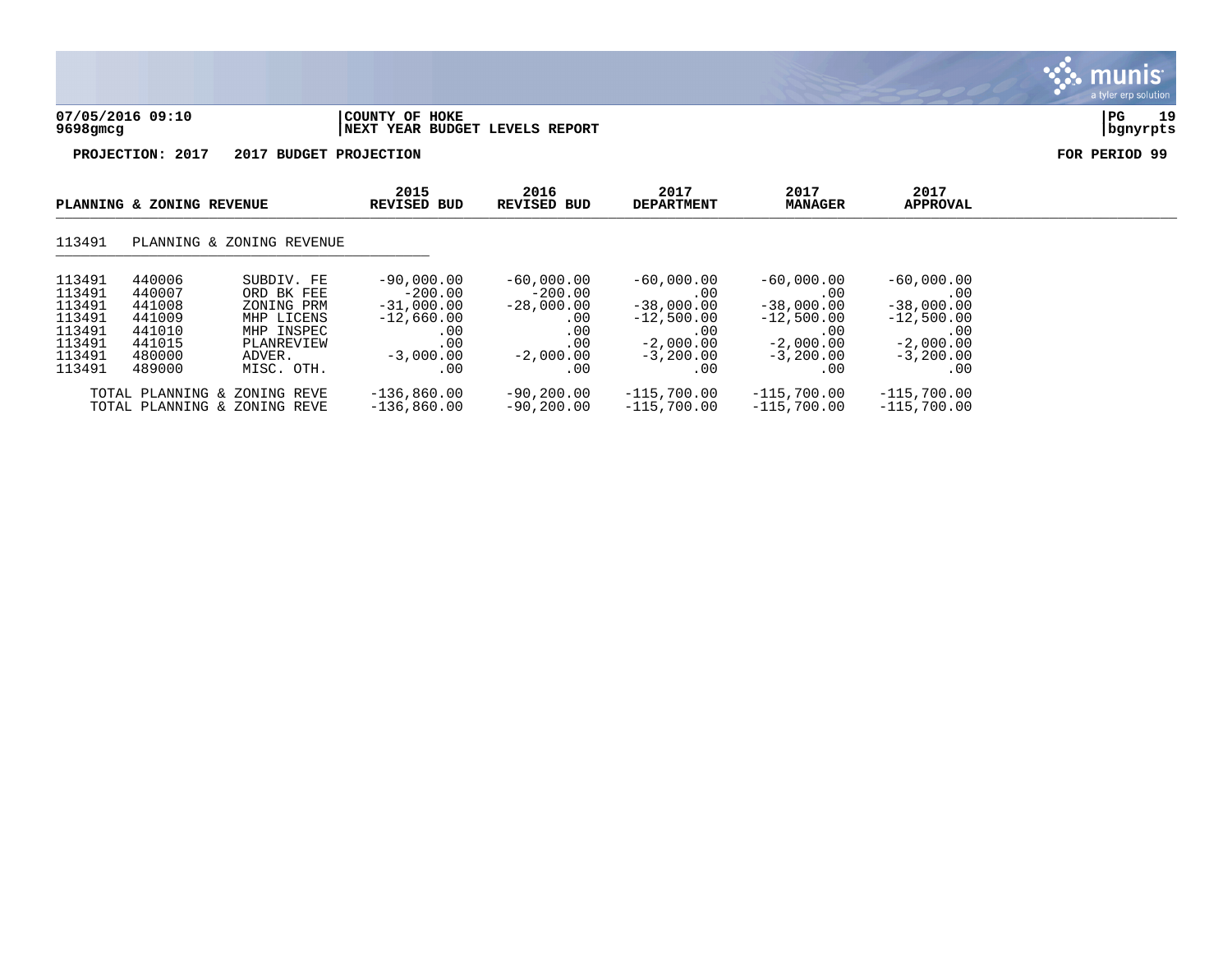**07/05/2016 09:10** | **COUNTY OF HOKE**
**9698gmcg** | **NEXT YEAR BUDGET LEVELS REPORT** | **bgnyrpts**

**PROJECTION: 2017 2017 BUDGET PROJECTION** **FOR PERIOD 99**

| PLANNING & ZONING REVENUE | | | 2015 REVISED BUD | 2016 REVISED BUD | 2017 DEPARTMENT | 2017 MANAGER | 2017 APPROVAL |
|---|---|---|---|---|---|---|---|
| 113491 | PLANNING & ZONING REVENUE | | | | | | |
| 113491 | 440006 | SUBDIV. FE | -90,000.00 | -60,000.00 | -60,000.00 | -60,000.00 | -60,000.00 |
| 113491 | 440007 | ORD BK FEE | -200.00 | -200.00 | .00 | .00 | .00 |
| 113491 | 441008 | ZONING PRM | -31,000.00 | -28,000.00 | -38,000.00 | -38,000.00 | -38,000.00 |
| 113491 | 441009 | MHP LICENS | -12,660.00 | .00 | -12,500.00 | -12,500.00 | -12,500.00 |
| 113491 | 441010 | MHP INSPEC | .00 | .00 | .00 | .00 | .00 |
| 113491 | 441015 | PLANREVIEW | .00 | .00 | -2,000.00 | -2,000.00 | -2,000.00 |
| 113491 | 480000 | ADVER. | -3,000.00 | -2,000.00 | -3,200.00 | -3,200.00 | -3,200.00 |
| 113491 | 489000 | MISC. OTH. | .00 | .00 | .00 | .00 | .00 |
| | TOTAL PLANNING & ZONING REVE | | -136,860.00 | -90,200.00 | -115,700.00 | -115,700.00 | -115,700.00 |
| | TOTAL PLANNING & ZONING REVE | | -136,860.00 | -90,200.00 | -115,700.00 | -115,700.00 | -115,700.00 |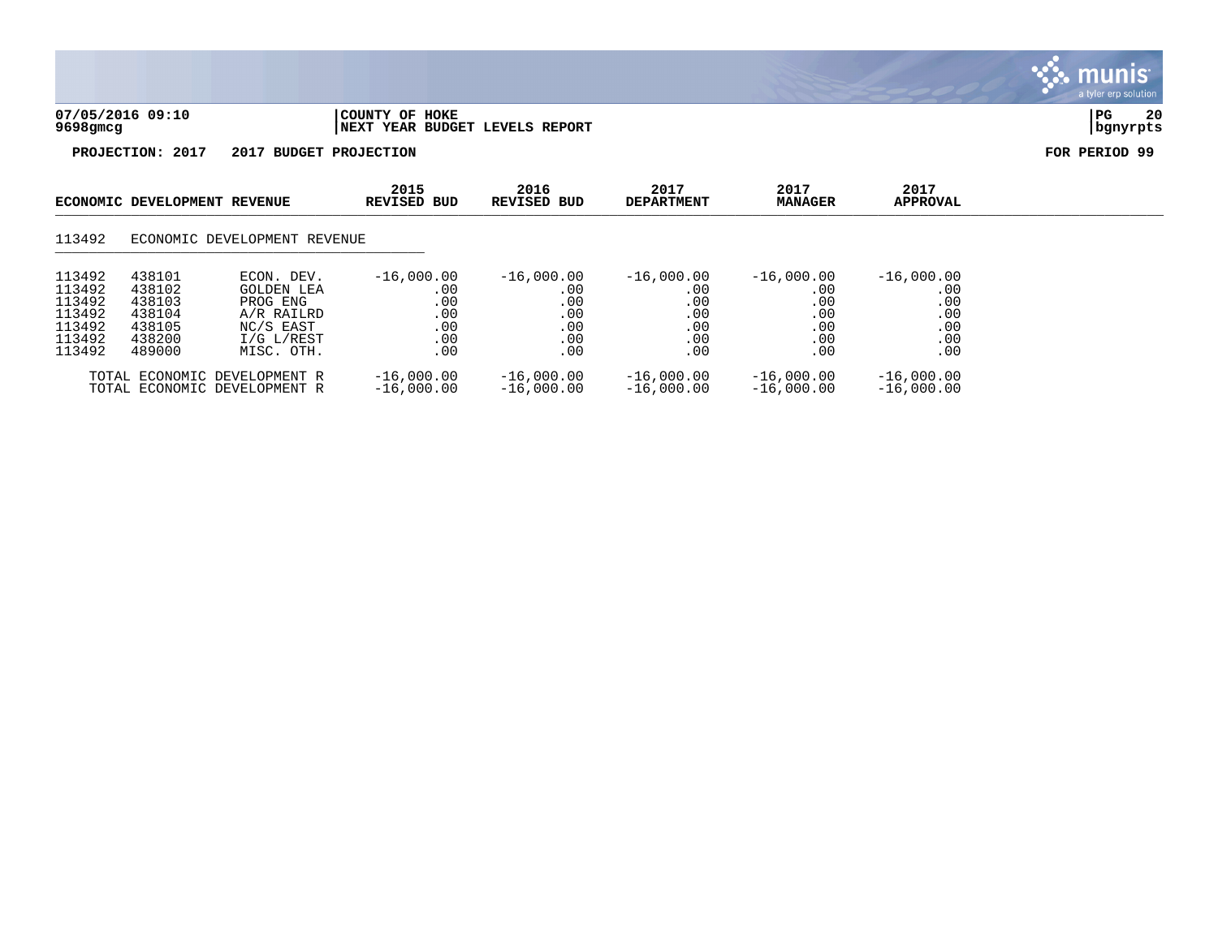07/05/2016 09:10 | COUNTY OF HOKE
9698gmcg | NEXT YEAR BUDGET LEVELS REPORT

**PROJECTION: 2017   2017 BUDGET PROJECTION**   **FOR PERIOD 99**

| ECONOMIC DEVELOPMENT REVENUE | | | 2015 REVISED BUD | 2016 REVISED BUD | 2017 DEPARTMENT | 2017 MANAGER | 2017 APPROVAL |
|---|---|---|---|---|---|---|---|
| 113492 | ECONOMIC DEVELOPMENT REVENUE | | | | | | |
| 113492 | 438101 | ECON. DEV. | -16,000.00 | -16,000.00 | -16,000.00 | -16,000.00 | -16,000.00 |
| 113492 | 438102 | GOLDEN LEA | .00 | .00 | .00 | .00 | .00 |
| 113492 | 438103 | PROG ENG | .00 | .00 | .00 | .00 | .00 |
| 113492 | 438104 | A/R RAILRD | .00 | .00 | .00 | .00 | .00 |
| 113492 | 438105 | NC/S EAST | .00 | .00 | .00 | .00 | .00 |
| 113492 | 438200 | I/G L/REST | .00 | .00 | .00 | .00 | .00 |
| 113492 | 489000 | MISC. OTH. | .00 | .00 | .00 | .00 | .00 |
| TOTAL ECONOMIC DEVELOPMENT R | | | -16,000.00 | -16,000.00 | -16,000.00 | -16,000.00 | -16,000.00 |
| TOTAL ECONOMIC DEVELOPMENT R | | | -16,000.00 | -16,000.00 | -16,000.00 | -16,000.00 | -16,000.00 |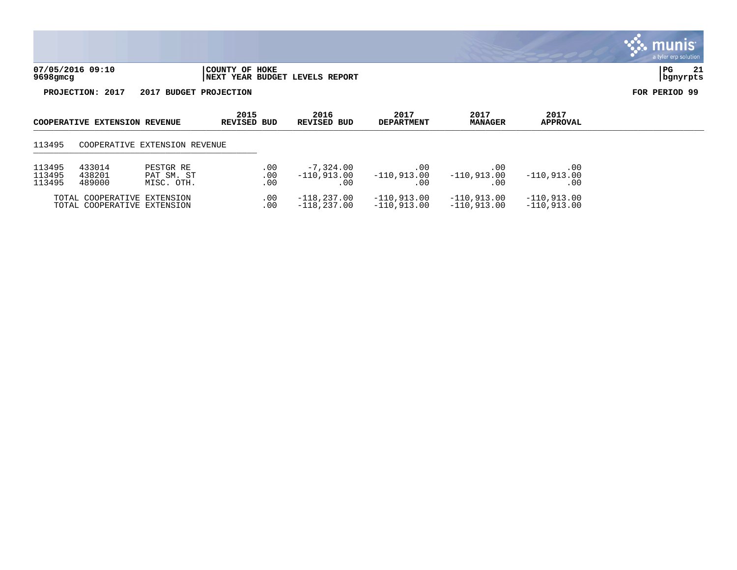**07/05/2016 09:10** | **COUNTY OF HOKE**
**9698gmcg** | **NEXT YEAR BUDGET LEVELS REPORT**

**PROJECTION: 2017    2017 BUDGET PROJECTION**    **FOR PERIOD 99**

| COOPERATIVE EXTENSION REVENUE | | | 2015 REVISED BUD | 2016 REVISED BUD | 2017 DEPARTMENT | 2017 MANAGER | 2017 APPROVAL |
|---|---|---|---|---|---|---|---|
| 113495 | COOPERATIVE EXTENSION REVENUE | | | | | | |
| 113495 | 433014 | PESTGR RE | .00 | -7,324.00 | .00 | .00 | .00 |
| 113495 | 438201 | PAT SM. ST | .00 | -110,913.00 | -110,913.00 | -110,913.00 | -110,913.00 |
| 113495 | 489000 | MISC. OTH. | .00 | .00 | .00 | .00 | .00 |
| TOTAL COOPERATIVE EXTENSION | | | .00 | -118,237.00 | -110,913.00 | -110,913.00 | -110,913.00 |
| TOTAL COOPERATIVE EXTENSION | | | .00 | -118,237.00 | -110,913.00 | -110,913.00 | -110,913.00 |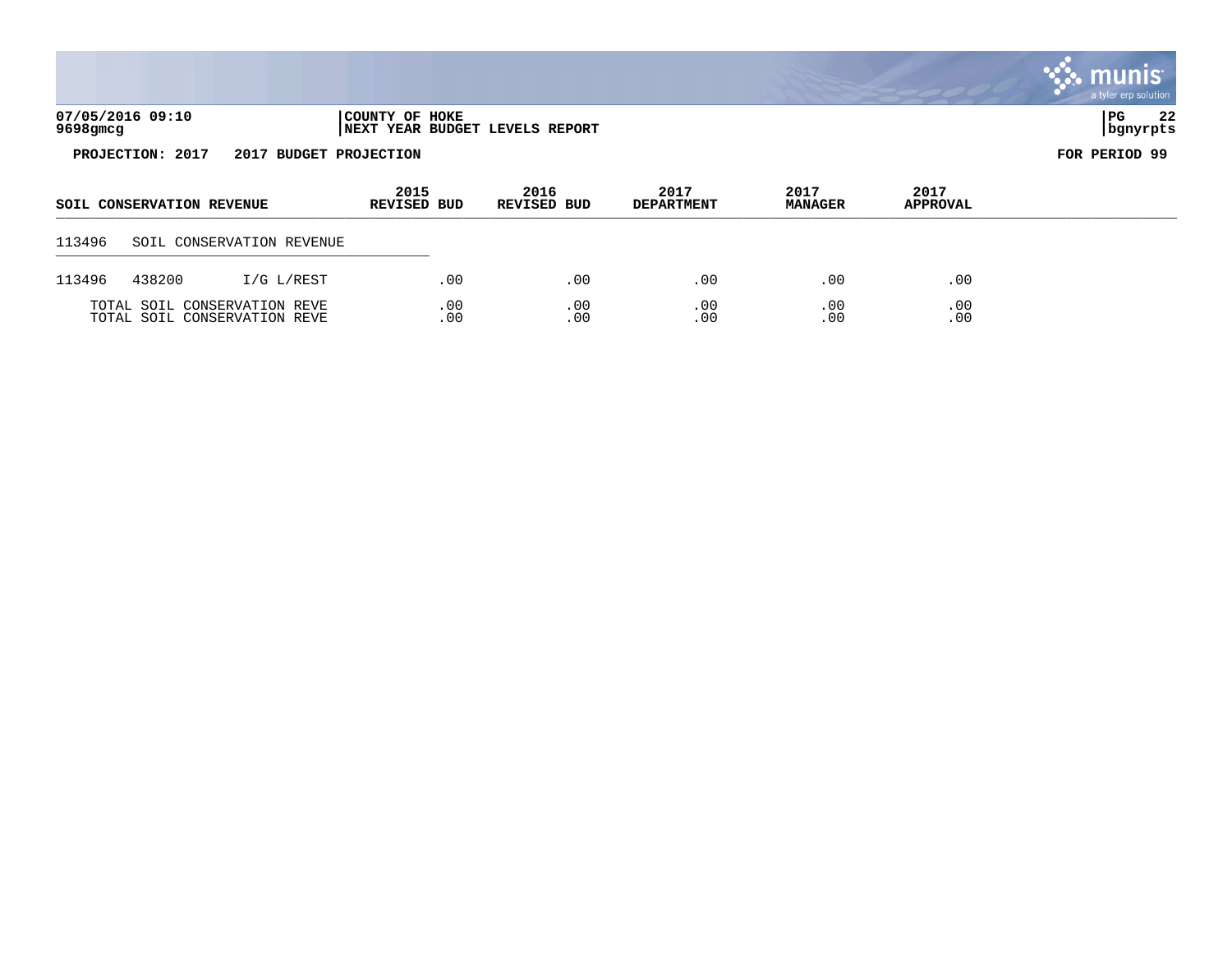07/05/2016 09:10
9698gmcg

COUNTY OF HOKE
NEXT YEAR BUDGET LEVELS REPORT

bgnyrpts

**PROJECTION: 2017 2017 BUDGET PROJECTION** **FOR PERIOD 99**

| SOIL CONSERVATION REVENUE | | | 2015 REVISED BUD | 2016 REVISED BUD | 2017 DEPARTMENT | 2017 MANAGER | 2017 APPROVAL |
|---|---|---|---|---|---|---|---|
| 113496 | SOIL CONSERVATION REVENUE | | | | | | |
| 113496 | 438200 | I/G L/REST | .00 | .00 | .00 | .00 | .00 |
| TOTAL SOIL CONSERVATION REVE | | | .00 | .00 | .00 | .00 | .00 |
| TOTAL SOIL CONSERVATION REVE | | | .00 | .00 | .00 | .00 | .00 |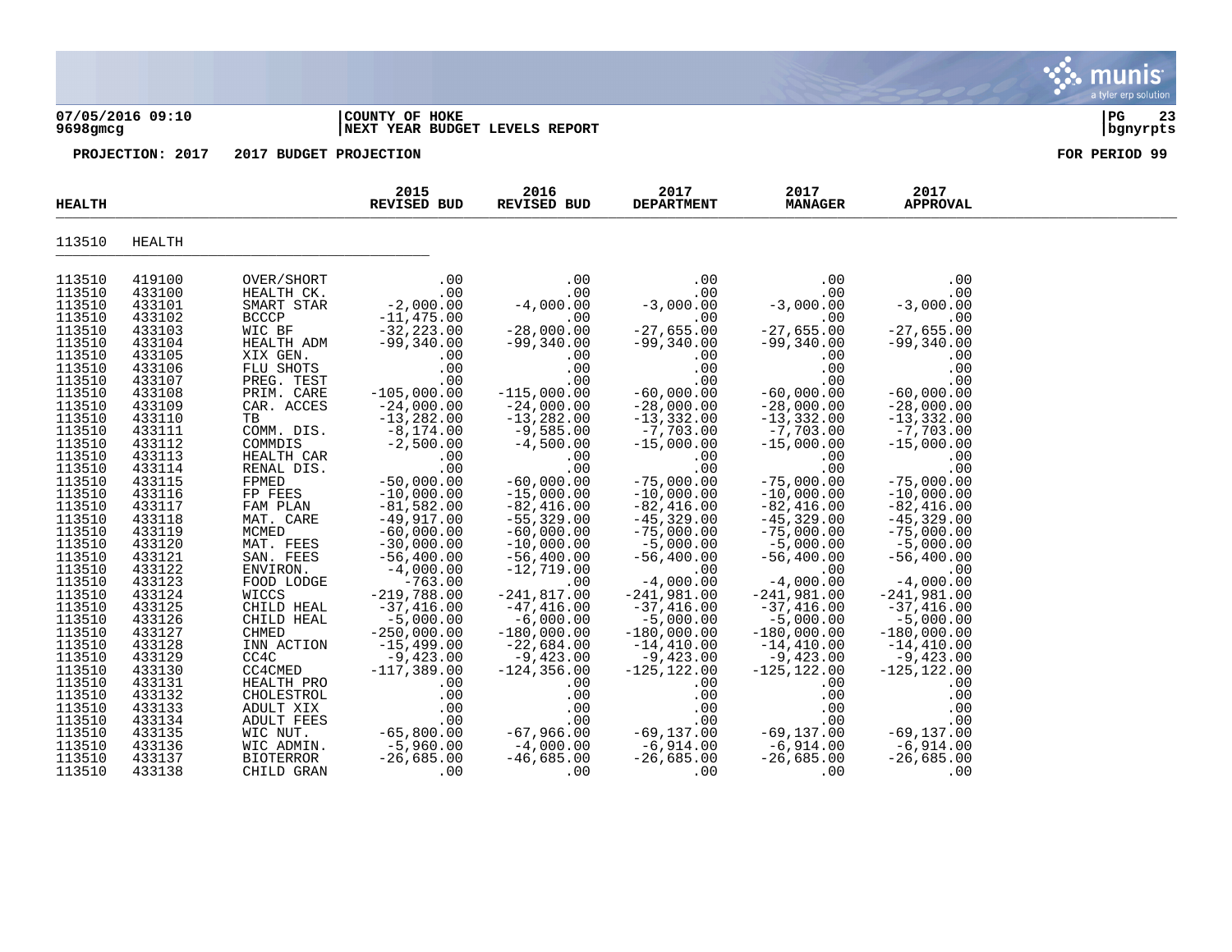07/05/2016 09:10
9698gmcg

COUNTY OF HOKE
NEXT YEAR BUDGET LEVELS REPORT

PG 23
bgnyrpts

PROJECTION: 2017 2017 BUDGET PROJECTION

FOR PERIOD 99

| HEALTH | | | 2015 REVISED BUD | 2016 REVISED BUD | 2017 DEPARTMENT | 2017 MANAGER | 2017 APPROVAL |
|---|---|---|---|---|---|---|---|
| 113510 | HEALTH | | | | | | |
| 113510 | 419100 | OVER/SHORT | .00 | .00 | .00 | .00 | .00 |
| 113510 | 433100 | HEALTH CK. | .00 | .00 | .00 | .00 | .00 |
| 113510 | 433101 | SMART STAR | -2,000.00 | -4,000.00 | -3,000.00 | -3,000.00 | -3,000.00 |
| 113510 | 433102 | BCCCP | -11,475.00 | .00 | .00 | .00 | .00 |
| 113510 | 433103 | WIC BF | -32,223.00 | -28,000.00 | -27,655.00 | -27,655.00 | -27,655.00 |
| 113510 | 433104 | HEALTH ADM | -99,340.00 | -99,340.00 | -99,340.00 | -99,340.00 | -99,340.00 |
| 113510 | 433105 | XIX GEN. | .00 | .00 | .00 | .00 | .00 |
| 113510 | 433106 | FLU SHOTS | .00 | .00 | .00 | .00 | .00 |
| 113510 | 433107 | PREG. TEST | .00 | .00 | .00 | .00 | .00 |
| 113510 | 433108 | PRIM. CARE | -105,000.00 | -115,000.00 | -60,000.00 | -60,000.00 | -60,000.00 |
| 113510 | 433109 | CAR. ACCES | -24,000.00 | -24,000.00 | -28,000.00 | -28,000.00 | -28,000.00 |
| 113510 | 433110 | TB | -13,282.00 | -13,282.00 | -13,332.00 | -13,332.00 | -13,332.00 |
| 113510 | 433111 | COMM. DIS. | -8,174.00 | -9,585.00 | -7,703.00 | -7,703.00 | -7,703.00 |
| 113510 | 433112 | COMMDIS | -2,500.00 | -4,500.00 | -15,000.00 | -15,000.00 | -15,000.00 |
| 113510 | 433113 | HEALTH CAR | .00 | .00 | .00 | .00 | .00 |
| 113510 | 433114 | RENAL DIS. | .00 | .00 | .00 | .00 | .00 |
| 113510 | 433115 | FPMED | -50,000.00 | -60,000.00 | -75,000.00 | -75,000.00 | -75,000.00 |
| 113510 | 433116 | FP FEES | -10,000.00 | -15,000.00 | -10,000.00 | -10,000.00 | -10,000.00 |
| 113510 | 433117 | FAM PLAN | -81,582.00 | -82,416.00 | -82,416.00 | -82,416.00 | -82,416.00 |
| 113510 | 433118 | MAT. CARE | -49,917.00 | -55,329.00 | -45,329.00 | -45,329.00 | -45,329.00 |
| 113510 | 433119 | MCMED | -60,000.00 | -60,000.00 | -75,000.00 | -75,000.00 | -75,000.00 |
| 113510 | 433120 | MAT. FEES | -30,000.00 | -10,000.00 | -5,000.00 | -5,000.00 | -5,000.00 |
| 113510 | 433121 | SAN. FEES | -56,400.00 | -56,400.00 | -56,400.00 | -56,400.00 | -56,400.00 |
| 113510 | 433122 | ENVIRON. | -4,000.00 | -12,719.00 | .00 | .00 | .00 |
| 113510 | 433123 | FOOD LODGE | -763.00 | .00 | -4,000.00 | -4,000.00 | -4,000.00 |
| 113510 | 433124 | WICCS | -219,788.00 | -241,817.00 | -241,981.00 | -241,981.00 | -241,981.00 |
| 113510 | 433125 | CHILD HEAL | -37,416.00 | -47,416.00 | -37,416.00 | -37,416.00 | -37,416.00 |
| 113510 | 433126 | CHILD HEAL | -5,000.00 | -6,000.00 | -5,000.00 | -5,000.00 | -5,000.00 |
| 113510 | 433127 | CHMED | -250,000.00 | -180,000.00 | -180,000.00 | -180,000.00 | -180,000.00 |
| 113510 | 433128 | INN ACTION | -15,499.00 | -22,684.00 | -14,410.00 | -14,410.00 | -14,410.00 |
| 113510 | 433129 | CC4C | -9,423.00 | -9,423.00 | -9,423.00 | -9,423.00 | -9,423.00 |
| 113510 | 433130 | CC4CMED | -117,389.00 | -124,356.00 | -125,122.00 | -125,122.00 | -125,122.00 |
| 113510 | 433131 | HEALTH PRO | .00 | .00 | .00 | .00 | .00 |
| 113510 | 433132 | CHOLESTROL | .00 | .00 | .00 | .00 | .00 |
| 113510 | 433133 | ADULT XIX | .00 | .00 | .00 | .00 | .00 |
| 113510 | 433134 | ADULT FEES | .00 | .00 | .00 | .00 | .00 |
| 113510 | 433135 | WIC NUT. | -65,800.00 | -67,966.00 | -69,137.00 | -69,137.00 | -69,137.00 |
| 113510 | 433136 | WIC ADMIN. | -5,960.00 | -4,000.00 | -6,914.00 | -6,914.00 | -6,914.00 |
| 113510 | 433137 | BIOTERROR | -26,685.00 | -46,685.00 | -26,685.00 | -26,685.00 | -26,685.00 |
| 113510 | 433138 | CHILD GRAN | .00 | .00 | .00 | .00 | .00 |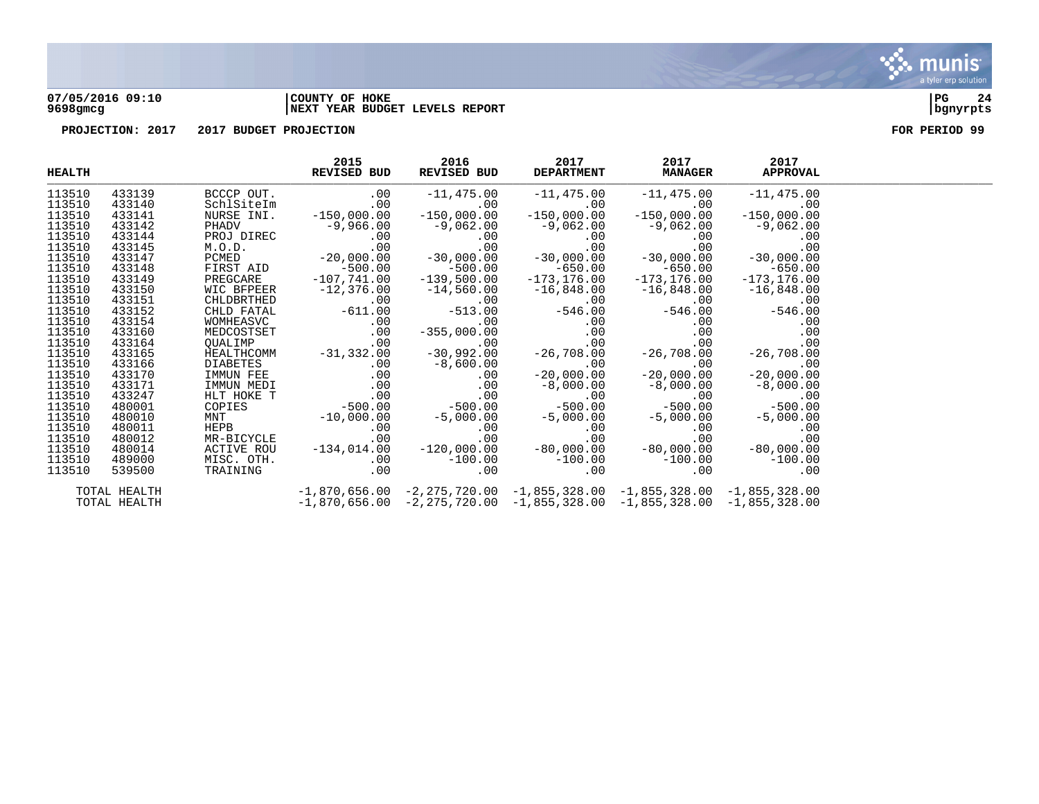**COUNTY OF HOKE**
**NEXT YEAR BUDGET LEVELS REPORT**

**PROJECTION: 2017 2017 BUDGET PROJECTION** **FOR PERIOD 99**

| HEALTH | | | 2015 REVISED BUD | 2016 REVISED BUD | 2017 DEPARTMENT | 2017 MANAGER | 2017 APPROVAL |
|---|---|---|---|---|---|---|---|
| 113510 | 433139 | BCCCP OUT. | .00 | -11,475.00 | -11,475.00 | -11,475.00 | -11,475.00 |
| 113510 | 433140 | SchlSiteIm | .00 | .00 | .00 | .00 | .00 |
| 113510 | 433141 | NURSE INI. | -150,000.00 | -150,000.00 | -150,000.00 | -150,000.00 | -150,000.00 |
| 113510 | 433142 | PHADV | -9,966.00 | -9,062.00 | -9,062.00 | -9,062.00 | -9,062.00 |
| 113510 | 433144 | PROJ DIREC | .00 | .00 | .00 | .00 | .00 |
| 113510 | 433145 | M.O.D. | .00 | .00 | .00 | .00 | .00 |
| 113510 | 433147 | PCMED | -20,000.00 | -30,000.00 | -30,000.00 | -30,000.00 | -30,000.00 |
| 113510 | 433148 | FIRST AID | -500.00 | -500.00 | -650.00 | -650.00 | -650.00 |
| 113510 | 433149 | PREGCARE | -107,741.00 | -139,500.00 | -173,176.00 | -173,176.00 | -173,176.00 |
| 113510 | 433150 | WIC BFPEER | -12,376.00 | -14,560.00 | -16,848.00 | -16,848.00 | -16,848.00 |
| 113510 | 433151 | CHLDBRTHED | .00 | .00 | .00 | .00 | .00 |
| 113510 | 433152 | CHLD FATAL | -611.00 | -513.00 | -546.00 | -546.00 | -546.00 |
| 113510 | 433154 | WOMHEASVC | .00 | .00 | .00 | .00 | .00 |
| 113510 | 433160 | MEDCOSTSET | .00 | -355,000.00 | .00 | .00 | .00 |
| 113510 | 433164 | QUALIMP | .00 | .00 | .00 | .00 | .00 |
| 113510 | 433165 | HEALTHCOMM | -31,332.00 | -30,992.00 | -26,708.00 | -26,708.00 | -26,708.00 |
| 113510 | 433166 | DIABETES | .00 | -8,600.00 | .00 | .00 | .00 |
| 113510 | 433170 | IMMUN FEE | .00 | .00 | -20,000.00 | -20,000.00 | -20,000.00 |
| 113510 | 433171 | IMMUN MEDI | .00 | .00 | -8,000.00 | -8,000.00 | -8,000.00 |
| 113510 | 433247 | HLT HOKE T | .00 | .00 | .00 | .00 | .00 |
| 113510 | 480001 | COPIES | -500.00 | -500.00 | -500.00 | -500.00 | -500.00 |
| 113510 | 480010 | MNT | -10,000.00 | -5,000.00 | -5,000.00 | -5,000.00 | -5,000.00 |
| 113510 | 480011 | HEPB | .00 | .00 | .00 | .00 | .00 |
| 113510 | 480012 | MR-BICYCLE | .00 | .00 | .00 | .00 | .00 |
| 113510 | 480014 | ACTIVE ROU | -134,014.00 | -120,000.00 | -80,000.00 | -80,000.00 | -80,000.00 |
| 113510 | 489000 | MISC. OTH. | .00 | -100.00 | -100.00 | -100.00 | -100.00 |
| 113510 | 539500 | TRAINING | .00 | .00 | .00 | .00 | .00 |
| TOTAL HEALTH | | | -1,870,656.00 | -2,275,720.00 | -1,855,328.00 | -1,855,328.00 | -1,855,328.00 |
| TOTAL HEALTH | | | -1,870,656.00 | -2,275,720.00 | -1,855,328.00 | -1,855,328.00 | -1,855,328.00 |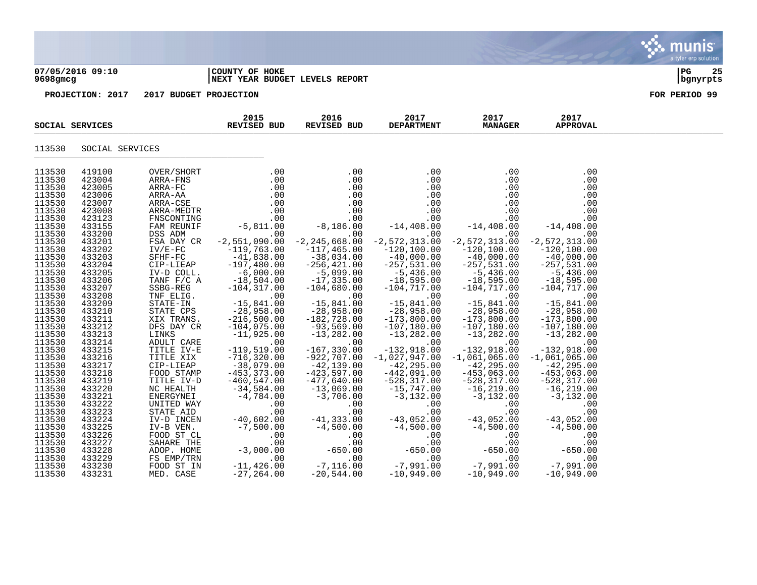07/05/2016 09:10
9698gmcg

**COUNTY OF HOKE**
**NEXT YEAR BUDGET LEVELS REPORT**

PG 25
bgnyrpts

**PROJECTION: 2017 2017 BUDGET PROJECTION**

**FOR PERIOD 99**

| SOCIAL SERVICES | | | 2015 REVISED BUD | 2016 REVISED BUD | 2017 DEPARTMENT | 2017 MANAGER | 2017 APPROVAL |
|---|---|---|---|---|---|---|---|
| 113530 | SOCIAL SERVICES | | | | | | |
| 113530 | 419100 | OVER/SHORT | .00 | .00 | .00 | .00 | .00 |
| 113530 | 423004 | ARRA-FNS | .00 | .00 | .00 | .00 | .00 |
| 113530 | 423005 | ARRA-FC | .00 | .00 | .00 | .00 | .00 |
| 113530 | 423006 | ARRA-AA | .00 | .00 | .00 | .00 | .00 |
| 113530 | 423007 | ARRA-CSE | .00 | .00 | .00 | .00 | .00 |
| 113530 | 423008 | ARRA-MEDTR | .00 | .00 | .00 | .00 | .00 |
| 113530 | 423123 | FNSCONTING | .00 | .00 | .00 | .00 | .00 |
| 113530 | 433155 | FAM REUNIF | -5,811.00 | -8,186.00 | -14,408.00 | -14,408.00 | -14,408.00 |
| 113530 | 433200 | DSS ADM | .00 | .00 | .00 | .00 | .00 |
| 113530 | 433201 | FSA DAY CR | -2,551,090.00 | -2,245,668.00 | -2,572,313.00 | -2,572,313.00 | -2,572,313.00 |
| 113530 | 433202 | IV/E-FC | -119,763.00 | -117,465.00 | -120,100.00 | -120,100.00 | -120,100.00 |
| 113530 | 433203 | SFHF-FC | -41,838.00 | -38,034.00 | -40,000.00 | -40,000.00 | -40,000.00 |
| 113530 | 433204 | CIP-LIEAP | -197,480.00 | -256,421.00 | -257,531.00 | -257,531.00 | -257,531.00 |
| 113530 | 433205 | IV-D COLL. | -6,000.00 | -5,099.00 | -5,436.00 | -5,436.00 | -5,436.00 |
| 113530 | 433206 | TANF F/C A | -18,504.00 | -17,335.00 | -18,595.00 | -18,595.00 | -18,595.00 |
| 113530 | 433207 | SSBG-REG | -104,317.00 | -104,680.00 | -104,717.00 | -104,717.00 | -104,717.00 |
| 113530 | 433208 | TNF ELIG. | .00 | .00 | .00 | .00 | .00 |
| 113530 | 433209 | STATE-IN | -15,841.00 | -15,841.00 | -15,841.00 | -15,841.00 | -15,841.00 |
| 113530 | 433210 | STATE CPS | -28,958.00 | -28,958.00 | -28,958.00 | -28,958.00 | -28,958.00 |
| 113530 | 433211 | XIX TRANS. | -216,500.00 | -182,728.00 | -173,800.00 | -173,800.00 | -173,800.00 |
| 113530 | 433212 | DFS DAY CR | -104,075.00 | -93,569.00 | -107,180.00 | -107,180.00 | -107,180.00 |
| 113530 | 433213 | LINKS | -11,925.00 | -13,282.00 | -13,282.00 | -13,282.00 | -13,282.00 |
| 113530 | 433214 | ADULT CARE | .00 | .00 | .00 | .00 | .00 |
| 113530 | 433215 | TITLE IV-E | -119,519.00 | -167,330.00 | -132,918.00 | -132,918.00 | -132,918.00 |
| 113530 | 433216 | TITLE XIX | -716,320.00 | -922,707.00 | -1,027,947.00 | -1,061,065.00 | -1,061,065.00 |
| 113530 | 433217 | CIP-LIEAP | -38,079.00 | -42,139.00 | -42,295.00 | -42,295.00 | -42,295.00 |
| 113530 | 433218 | FOOD STAMP | -453,373.00 | -423,597.00 | -442,091.00 | -453,063.00 | -453,063.00 |
| 113530 | 433219 | TITLE IV-D | -460,547.00 | -477,640.00 | -528,317.00 | -528,317.00 | -528,317.00 |
| 113530 | 433220 | NC HEALTH | -34,584.00 | -13,069.00 | -15,747.00 | -16,219.00 | -16,219.00 |
| 113530 | 433221 | ENERGYNEI | -4,784.00 | -3,706.00 | -3,132.00 | -3,132.00 | -3,132.00 |
| 113530 | 433222 | UNITED WAY | .00 | .00 | .00 | .00 | .00 |
| 113530 | 433223 | STATE AID | .00 | .00 | .00 | .00 | .00 |
| 113530 | 433224 | IV-D INCEN | -40,602.00 | -41,333.00 | -43,052.00 | -43,052.00 | -43,052.00 |
| 113530 | 433225 | IV-B VEN. | -7,500.00 | -4,500.00 | -4,500.00 | -4,500.00 | -4,500.00 |
| 113530 | 433226 | FOOD ST CL | .00 | .00 | .00 | .00 | .00 |
| 113530 | 433227 | SAHARE THE | .00 | .00 | .00 | .00 | .00 |
| 113530 | 433228 | ADOP. HOME | -3,000.00 | -650.00 | -650.00 | -650.00 | -650.00 |
| 113530 | 433229 | FS EMP/TRN | .00 | .00 | .00 | .00 | .00 |
| 113530 | 433230 | FOOD ST IN | -11,426.00 | -7,116.00 | -7,991.00 | -7,991.00 | -7,991.00 |
| 113530 | 433231 | MED. CASE | -27,264.00 | -20,544.00 | -10,949.00 | -10,949.00 | -10,949.00 |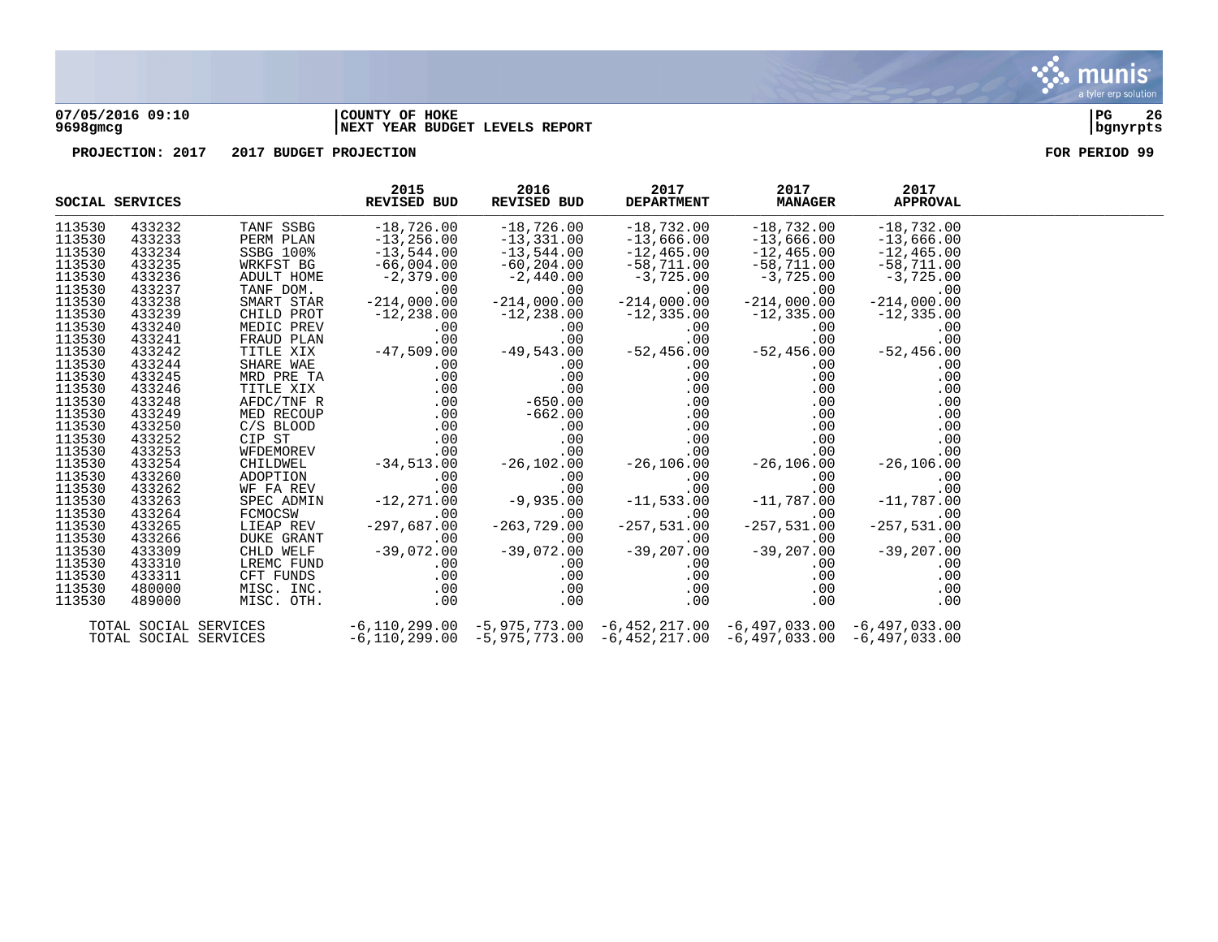**07/05/2016 09:10** | **COUNTY OF HOKE** | **PG 26**
**9698gmcg** | **NEXT YEAR BUDGET LEVELS REPORT** | **bgnyrpts**

**PROJECTION: 2017 2017 BUDGET PROJECTION** **FOR PERIOD 99**

| SOCIAL SERVICES | | | 2015 REVISED BUD | 2016 REVISED BUD | 2017 DEPARTMENT | 2017 MANAGER | 2017 APPROVAL |
|---|---|---|---|---|---|---|---|
| 113530 | 433232 | TANF SSBG | -18,726.00 | -18,726.00 | -18,732.00 | -18,732.00 | -18,732.00 |
| 113530 | 433233 | PERM PLAN | -13,256.00 | -13,331.00 | -13,666.00 | -13,666.00 | -13,666.00 |
| 113530 | 433234 | SSBG 100% | -13,544.00 | -13,544.00 | -12,465.00 | -12,465.00 | -12,465.00 |
| 113530 | 433235 | WRKFST BG | -66,004.00 | -60,204.00 | -58,711.00 | -58,711.00 | -58,711.00 |
| 113530 | 433236 | ADULT HOME | -2,379.00 | -2,440.00 | -3,725.00 | -3,725.00 | -3,725.00 |
| 113530 | 433237 | TANF DOM. | .00 | .00 | .00 | .00 | .00 |
| 113530 | 433238 | SMART STAR | -214,000.00 | -214,000.00 | -214,000.00 | -214,000.00 | -214,000.00 |
| 113530 | 433239 | CHILD PROT | -12,238.00 | -12,238.00 | -12,335.00 | -12,335.00 | -12,335.00 |
| 113530 | 433240 | MEDIC PREV | .00 | .00 | .00 | .00 | .00 |
| 113530 | 433241 | FRAUD PLAN | .00 | .00 | .00 | .00 | .00 |
| 113530 | 433242 | TITLE XIX | -47,509.00 | -49,543.00 | -52,456.00 | -52,456.00 | -52,456.00 |
| 113530 | 433244 | SHARE WAE | .00 | .00 | .00 | .00 | .00 |
| 113530 | 433245 | MRD PRE TA | .00 | .00 | .00 | .00 | .00 |
| 113530 | 433246 | TITLE XIX | .00 | .00 | .00 | .00 | .00 |
| 113530 | 433248 | AFDC/TNF R | .00 | -650.00 | .00 | .00 | .00 |
| 113530 | 433249 | MED RECOUP | .00 | -662.00 | .00 | .00 | .00 |
| 113530 | 433250 | C/S BLOOD | .00 | .00 | .00 | .00 | .00 |
| 113530 | 433252 | CIP ST | .00 | .00 | .00 | .00 | .00 |
| 113530 | 433253 | WFDEMOREV | .00 | .00 | .00 | .00 | .00 |
| 113530 | 433254 | CHILDWEL | -34,513.00 | -26,102.00 | -26,106.00 | -26,106.00 | -26,106.00 |
| 113530 | 433260 | ADOPTION | .00 | .00 | .00 | .00 | .00 |
| 113530 | 433262 | WF FA REV | .00 | .00 | .00 | .00 | .00 |
| 113530 | 433263 | SPEC ADMIN | -12,271.00 | -9,935.00 | -11,533.00 | -11,787.00 | -11,787.00 |
| 113530 | 433264 | FCMOCSW | .00 | .00 | .00 | .00 | .00 |
| 113530 | 433265 | LIEAP REV | -297,687.00 | -263,729.00 | -257,531.00 | -257,531.00 | -257,531.00 |
| 113530 | 433266 | DUKE GRANT | .00 | .00 | .00 | .00 | .00 |
| 113530 | 433309 | CHLD WELF | -39,072.00 | -39,072.00 | -39,207.00 | -39,207.00 | -39,207.00 |
| 113530 | 433310 | LREMC FUND | .00 | .00 | .00 | .00 | .00 |
| 113530 | 433311 | CFT FUNDS | .00 | .00 | .00 | .00 | .00 |
| 113530 | 480000 | MISC. INC. | .00 | .00 | .00 | .00 | .00 |
| 113530 | 489000 | MISC. OTH. | .00 | .00 | .00 | .00 | .00 |
| TOTAL SOCIAL SERVICES | | | -6,110,299.00 | -5,975,773.00 | -6,452,217.00 | -6,497,033.00 | -6,497,033.00 |
| TOTAL SOCIAL SERVICES | | | -6,110,299.00 | -5,975,773.00 | -6,452,217.00 | -6,497,033.00 | -6,497,033.00 |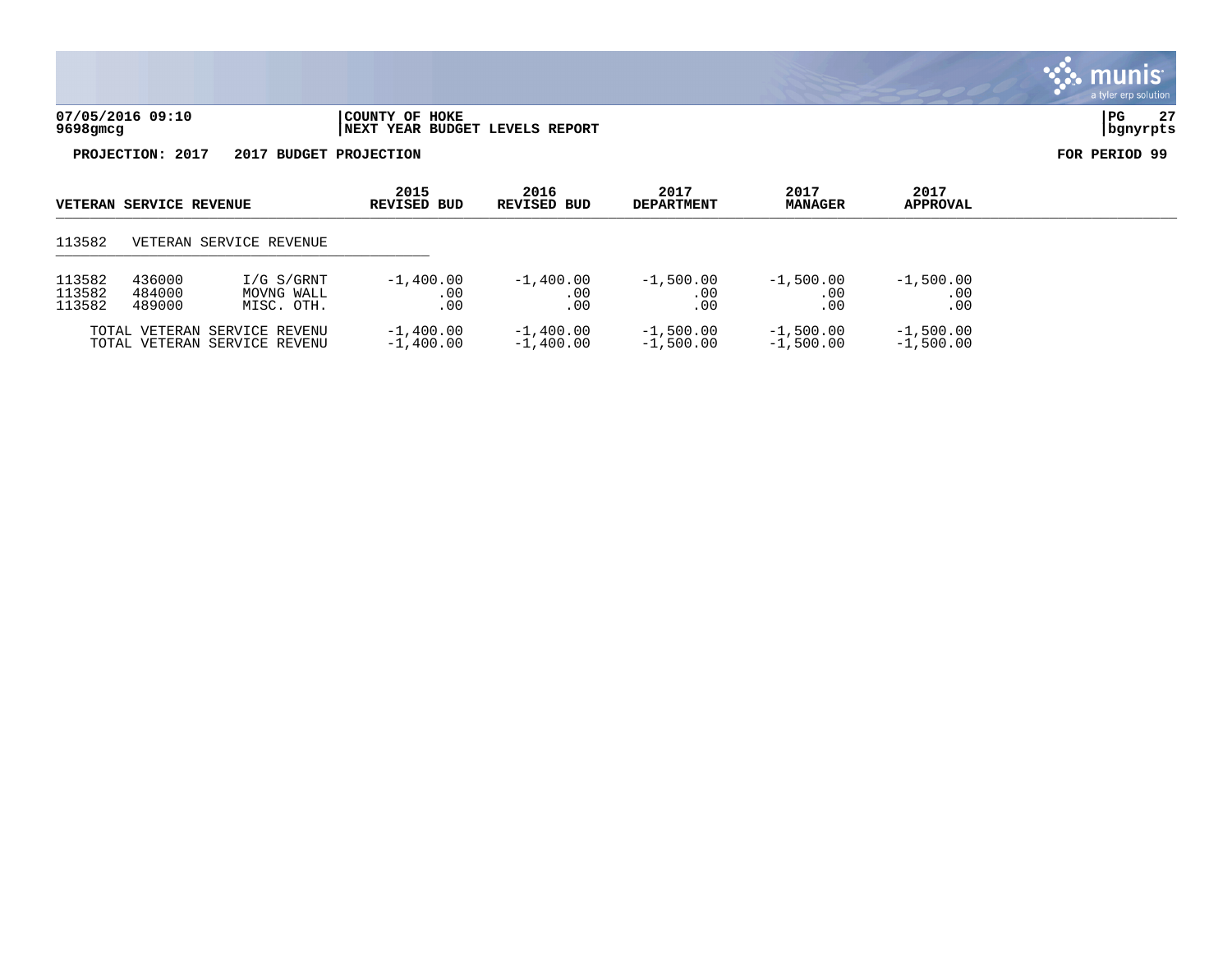07/05/2016 09:10
9698gmcg

COUNTY OF HOKE
NEXT YEAR BUDGET LEVELS REPORT

bgnyrpts

**PROJECTION: 2017 2017 BUDGET PROJECTION** **FOR PERIOD 99**

| VETERAN SERVICE REVENUE | | | 2015 REVISED BUD | 2016 REVISED BUD | 2017 DEPARTMENT | 2017 MANAGER | 2017 APPROVAL |
|---|---|---|---|---|---|---|---|
| 113582 | VETERAN SERVICE REVENUE | | | | | | |
| 113582 | 436000 | I/G S/GRNT | -1,400.00 | -1,400.00 | -1,500.00 | -1,500.00 | -1,500.00 |
| 113582 | 484000 | MOVNG WALL | .00 | .00 | .00 | .00 | .00 |
| 113582 | 489000 | MISC. OTH. | .00 | .00 | .00 | .00 | .00 |
| TOTAL VETERAN SERVICE REVENU | | | -1,400.00 | -1,400.00 | -1,500.00 | -1,500.00 | -1,500.00 |
| TOTAL VETERAN SERVICE REVENU | | | -1,400.00 | -1,400.00 | -1,500.00 | -1,500.00 | -1,500.00 |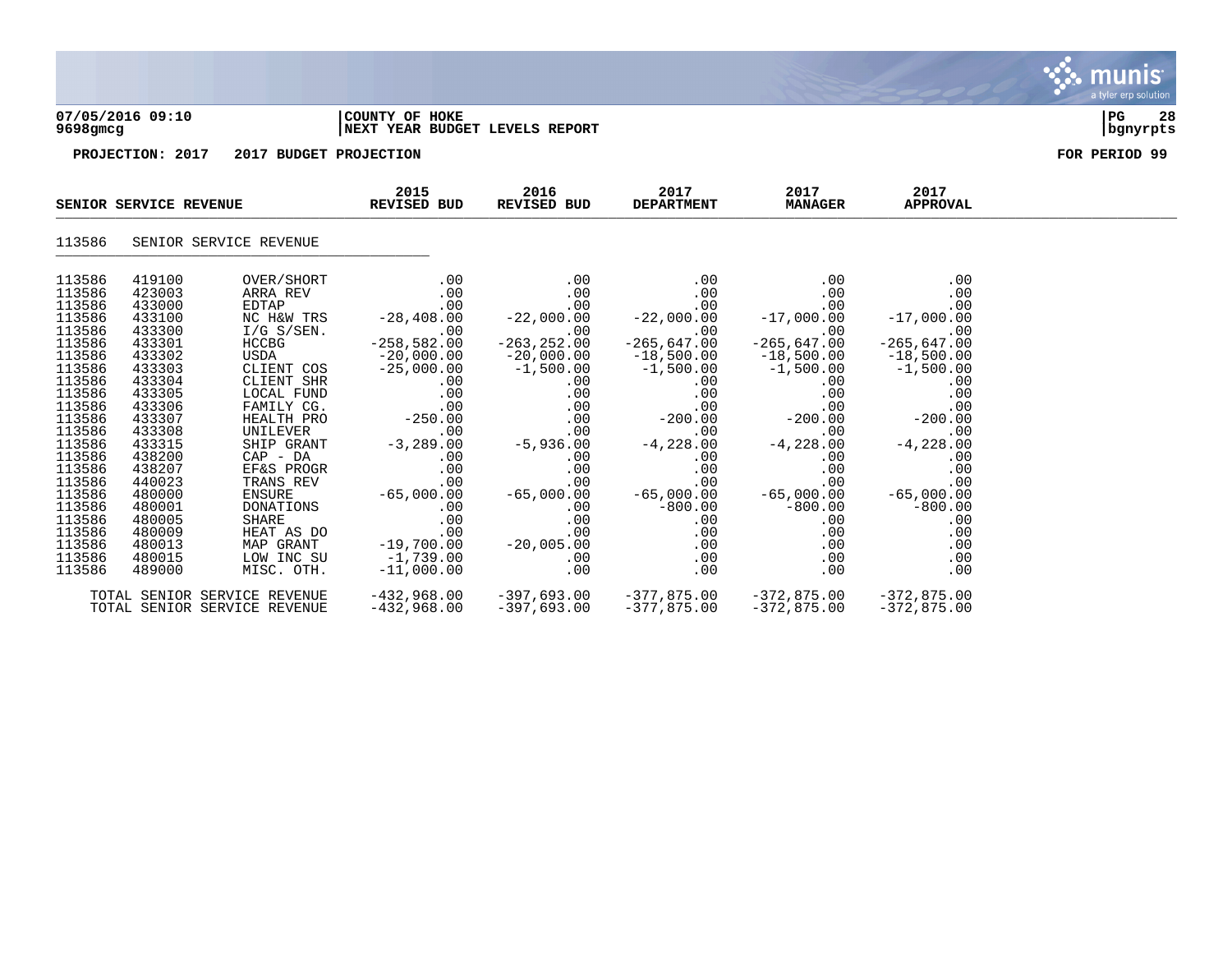**07/05/2016 09:10** | **COUNTY OF HOKE**
**9698gmcg** | **NEXT YEAR BUDGET LEVELS REPORT**

**PROJECTION: 2017 2017 BUDGET PROJECTION** — **FOR PERIOD 99**

## SENIOR SERVICE REVENUE

113586 SENIOR SERVICE REVENUE

| Org | Object | Description | 2015 REVISED BUD | 2016 REVISED BUD | 2017 DEPARTMENT | 2017 MANAGER | 2017 APPROVAL |
|---|---|---|---|---|---|---|---|
| 113586 | 419100 | OVER/SHORT | .00 | .00 | .00 | .00 | .00 |
| 113586 | 423003 | ARRA REV | .00 | .00 | .00 | .00 | .00 |
| 113586 | 433000 | EDTAP | .00 | .00 | .00 | .00 | .00 |
| 113586 | 433100 | NC H&W TRS | -28,408.00 | -22,000.00 | -22,000.00 | -17,000.00 | -17,000.00 |
| 113586 | 433300 | I/G S/SEN. | .00 | .00 | .00 | .00 | .00 |
| 113586 | 433301 | HCCBG | -258,582.00 | -263,252.00 | -265,647.00 | -265,647.00 | -265,647.00 |
| 113586 | 433302 | USDA | -20,000.00 | -20,000.00 | -18,500.00 | -18,500.00 | -18,500.00 |
| 113586 | 433303 | CLIENT COS | -25,000.00 | -1,500.00 | -1,500.00 | -1,500.00 | -1,500.00 |
| 113586 | 433304 | CLIENT SHR | .00 | .00 | .00 | .00 | .00 |
| 113586 | 433305 | LOCAL FUND | .00 | .00 | .00 | .00 | .00 |
| 113586 | 433306 | FAMILY CG. | .00 | .00 | .00 | .00 | .00 |
| 113586 | 433307 | HEALTH PRO | -250.00 | .00 | -200.00 | -200.00 | -200.00 |
| 113586 | 433308 | UNILEVER | .00 | .00 | .00 | .00 | .00 |
| 113586 | 433315 | SHIP GRANT | -3,289.00 | -5,936.00 | -4,228.00 | -4,228.00 | -4,228.00 |
| 113586 | 438200 | CAP - DA | .00 | .00 | .00 | .00 | .00 |
| 113586 | 438207 | EF&S PROGR | .00 | .00 | .00 | .00 | .00 |
| 113586 | 440023 | TRANS REV | .00 | .00 | .00 | .00 | .00 |
| 113586 | 480000 | ENSURE | -65,000.00 | -65,000.00 | -65,000.00 | -65,000.00 | -65,000.00 |
| 113586 | 480001 | DONATIONS | .00 | .00 | -800.00 | -800.00 | -800.00 |
| 113586 | 480005 | SHARE | .00 | .00 | .00 | .00 | .00 |
| 113586 | 480009 | HEAT AS DO | .00 | .00 | .00 | .00 | .00 |
| 113586 | 480013 | MAP GRANT | -19,700.00 | -20,005.00 | .00 | .00 | .00 |
| 113586 | 480015 | LOW INC SU | -1,739.00 | .00 | .00 | .00 | .00 |
| 113586 | 489000 | MISC. OTH. | -11,000.00 | .00 | .00 | .00 | .00 |
| | | TOTAL SENIOR SERVICE REVENUE | -432,968.00 | -397,693.00 | -377,875.00 | -372,875.00 | -372,875.00 |
| | | TOTAL SENIOR SERVICE REVENUE | -432,968.00 | -397,693.00 | -377,875.00 | -372,875.00 | -372,875.00 |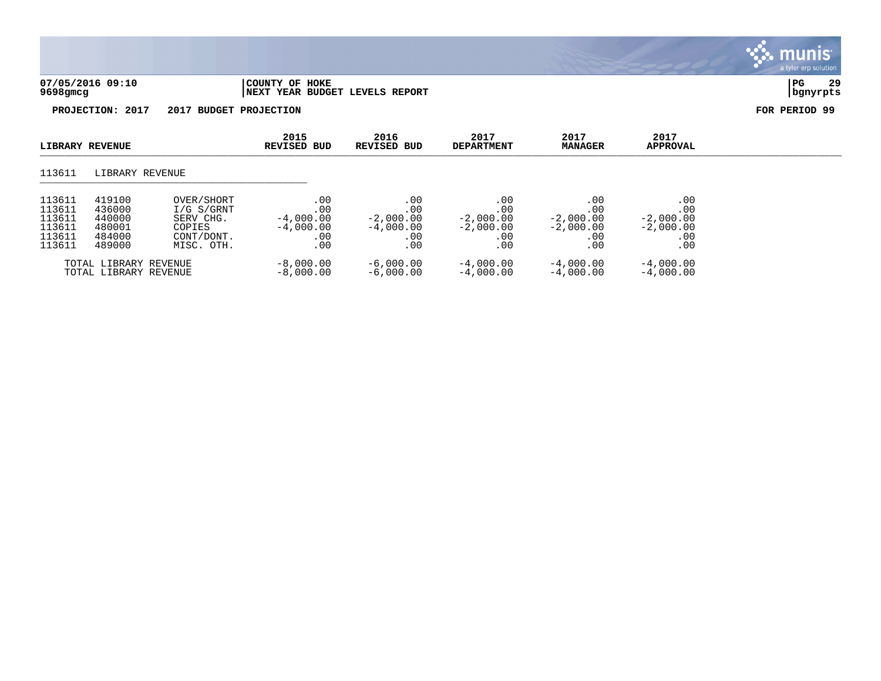**07/05/2016 09:10** | **COUNTY OF HOKE**
**9698gmcg** | **NEXT YEAR BUDGET LEVELS REPORT**

**PROJECTION: 2017 2017 BUDGET PROJECTION** — **FOR PERIOD 99**

| LIBRARY REVENUE | | | 2015 REVISED BUD | 2016 REVISED BUD | 2017 DEPARTMENT | 2017 MANAGER | 2017 APPROVAL |
|---|---|---|---|---|---|---|---|
| 113611 | LIBRARY REVENUE | | | | | | |
| 113611 | 419100 | OVER/SHORT | .00 | .00 | .00 | .00 | .00 |
| 113611 | 436000 | I/G S/GRNT | .00 | .00 | .00 | .00 | .00 |
| 113611 | 440000 | SERV CHG. | -4,000.00 | -2,000.00 | -2,000.00 | -2,000.00 | -2,000.00 |
| 113611 | 480001 | COPIES | -4,000.00 | -4,000.00 | -2,000.00 | -2,000.00 | -2,000.00 |
| 113611 | 484000 | CONT/DONT. | .00 | .00 | .00 | .00 | .00 |
| 113611 | 489000 | MISC. OTH. | .00 | .00 | .00 | .00 | .00 |
| TOTAL LIBRARY REVENUE | | | -8,000.00 | -6,000.00 | -4,000.00 | -4,000.00 | -4,000.00 |
| TOTAL LIBRARY REVENUE | | | -8,000.00 | -6,000.00 | -4,000.00 | -4,000.00 | -4,000.00 |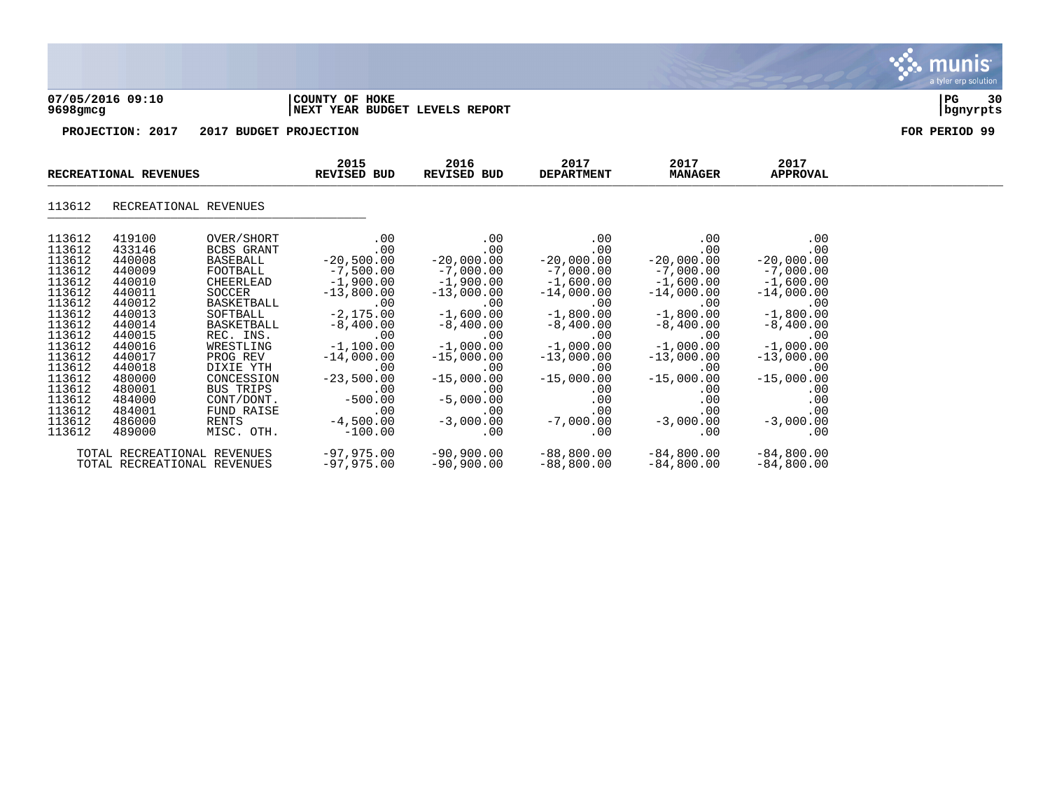**COUNTY OF HOKE**
**NEXT YEAR BUDGET LEVELS REPORT**

07/05/2016 09:10
9698gmcg

**PROJECTION: 2017 2017 BUDGET PROJECTION** — FOR PERIOD 99

| RECREATIONAL REVENUES | | | 2015 REVISED BUD | 2016 REVISED BUD | 2017 DEPARTMENT | 2017 MANAGER | 2017 APPROVAL |
|---|---|---|---|---|---|---|---|
| 113612 | RECREATIONAL REVENUES | | | | | | |
| 113612 | 419100 | OVER/SHORT | .00 | .00 | .00 | .00 | .00 |
| 113612 | 433146 | BCBS GRANT | .00 | .00 | .00 | .00 | .00 |
| 113612 | 440008 | BASEBALL | -20,500.00 | -20,000.00 | -20,000.00 | -20,000.00 | -20,000.00 |
| 113612 | 440009 | FOOTBALL | -7,500.00 | -7,000.00 | -7,000.00 | -7,000.00 | -7,000.00 |
| 113612 | 440010 | CHEERLEAD | -1,900.00 | -1,900.00 | -1,600.00 | -1,600.00 | -1,600.00 |
| 113612 | 440011 | SOCCER | -13,800.00 | -13,000.00 | -14,000.00 | -14,000.00 | -14,000.00 |
| 113612 | 440012 | BASKETBALL | .00 | .00 | .00 | .00 | .00 |
| 113612 | 440013 | SOFTBALL | -2,175.00 | -1,600.00 | -1,800.00 | -1,800.00 | -1,800.00 |
| 113612 | 440014 | BASKETBALL | -8,400.00 | -8,400.00 | -8,400.00 | -8,400.00 | -8,400.00 |
| 113612 | 440015 | REC. INS. | .00 | .00 | .00 | .00 | .00 |
| 113612 | 440016 | WRESTLING | -1,100.00 | -1,000.00 | -1,000.00 | -1,000.00 | -1,000.00 |
| 113612 | 440017 | PROG REV | -14,000.00 | -15,000.00 | -13,000.00 | -13,000.00 | -13,000.00 |
| 113612 | 440018 | DIXIE YTH | .00 | .00 | .00 | .00 | .00 |
| 113612 | 480000 | CONCESSION | -23,500.00 | -15,000.00 | -15,000.00 | -15,000.00 | -15,000.00 |
| 113612 | 480001 | BUS TRIPS | .00 | .00 | .00 | .00 | .00 |
| 113612 | 484000 | CONT/DONT. | -500.00 | -5,000.00 | .00 | .00 | .00 |
| 113612 | 484001 | FUND RAISE | .00 | .00 | .00 | .00 | .00 |
| 113612 | 486000 | RENTS | -4,500.00 | -3,000.00 | -7,000.00 | -3,000.00 | -3,000.00 |
| 113612 | 489000 | MISC. OTH. | -100.00 | .00 | .00 | .00 | .00 |
| TOTAL RECREATIONAL REVENUES | | | -97,975.00 | -90,900.00 | -88,800.00 | -84,800.00 | -84,800.00 |
| TOTAL RECREATIONAL REVENUES | | | -97,975.00 | -90,900.00 | -88,800.00 | -84,800.00 | -84,800.00 |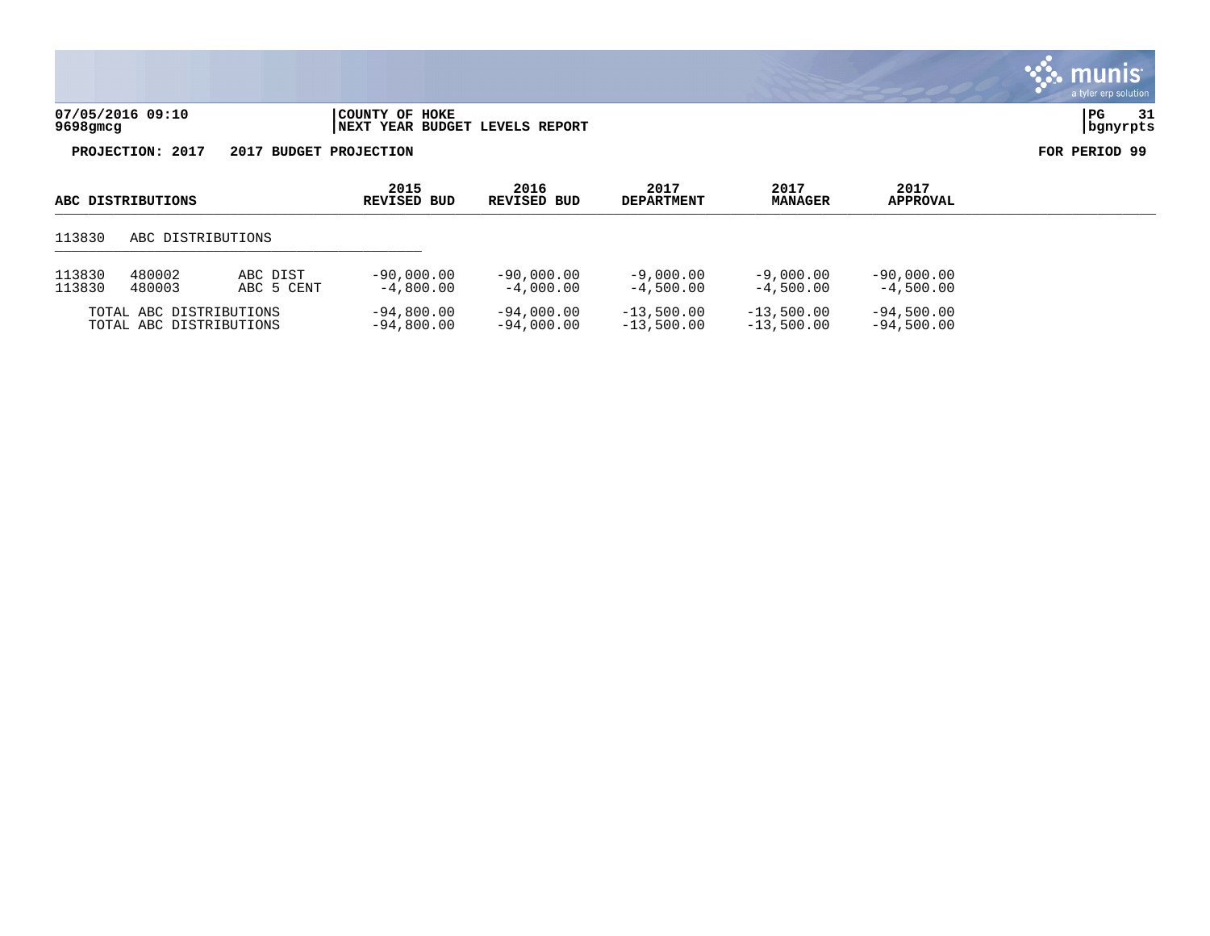**COUNTY OF HOKE**
**NEXT YEAR BUDGET LEVELS REPORT**

07/05/2016 09:10
9698gmcg

bgnyrpts

**PROJECTION: 2017 2017 BUDGET PROJECTION** **FOR PERIOD 99**

| ABC DISTRIBUTIONS | | | 2015 REVISED BUD | 2016 REVISED BUD | 2017 DEPARTMENT | 2017 MANAGER | 2017 APPROVAL |
|---|---|---|---|---|---|---|---|
| 113830 | ABC DISTRIBUTIONS | | | | | | |
| 113830 | 480002 | ABC DIST | -90,000.00 | -90,000.00 | -9,000.00 | -9,000.00 | -90,000.00 |
| 113830 | 480003 | ABC 5 CENT | -4,800.00 | -4,000.00 | -4,500.00 | -4,500.00 | -4,500.00 |
| TOTAL ABC DISTRIBUTIONS | | | -94,800.00 | -94,000.00 | -13,500.00 | -13,500.00 | -94,500.00 |
| TOTAL ABC DISTRIBUTIONS | | | -94,800.00 | -94,000.00 | -13,500.00 | -13,500.00 | -94,500.00 |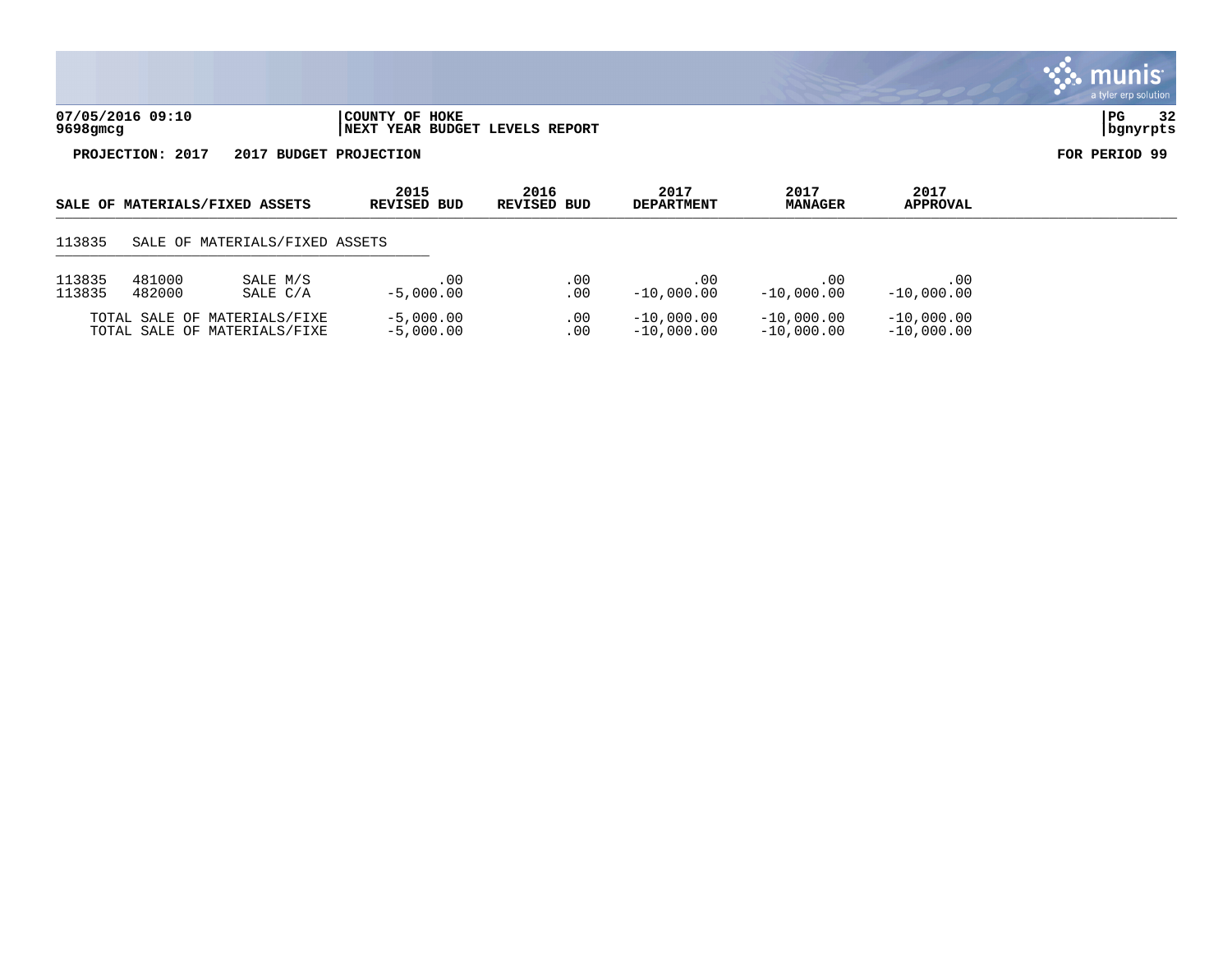**07/05/2016 09:10** | **COUNTY OF HOKE**
**9698gmcg** | **NEXT YEAR BUDGET LEVELS REPORT**

**PROJECTION: 2017 2017 BUDGET PROJECTION** — **FOR PERIOD 99**

| SALE OF MATERIALS/FIXED ASSETS | | | 2015 REVISED BUD | 2016 REVISED BUD | 2017 DEPARTMENT | 2017 MANAGER | 2017 APPROVAL |
|---|---|---|---|---|---|---|---|
| 113835 | SALE OF MATERIALS/FIXED ASSETS | | | | | | |
| 113835 | 481000 | SALE M/S | .00 | .00 | .00 | .00 | .00 |
| 113835 | 482000 | SALE C/A | -5,000.00 | .00 | -10,000.00 | -10,000.00 | -10,000.00 |
| | TOTAL SALE OF MATERIALS/FIXE | | -5,000.00 | .00 | -10,000.00 | -10,000.00 | -10,000.00 |
| | TOTAL SALE OF MATERIALS/FIXE | | -5,000.00 | .00 | -10,000.00 | -10,000.00 | -10,000.00 |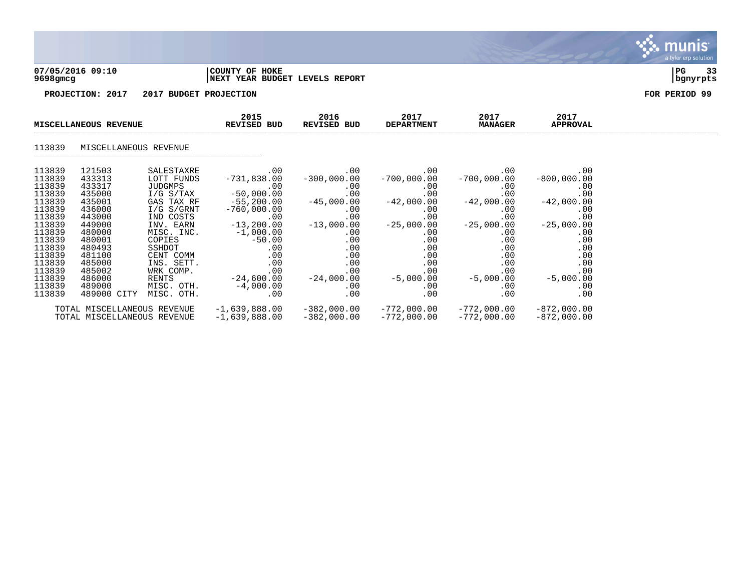**COUNTY OF HOKE**
**NEXT YEAR BUDGET LEVELS REPORT**

07/05/2016 09:10
9698gmcg

PG 33
bgnyrpts

**PROJECTION: 2017 2017 BUDGET PROJECTION**

**FOR PERIOD 99**

| MISCELLANEOUS REVENUE | | | 2015 REVISED BUD | 2016 REVISED BUD | 2017 DEPARTMENT | 2017 MANAGER | 2017 APPROVAL |
|---|---|---|---|---|---|---|---|
| 113839 MISCELLANEOUS REVENUE | | | | | | | |
| 113839 | 121503 | SALESTAXRE | .00 | .00 | .00 | .00 | .00 |
| 113839 | 433313 | LOTT FUNDS | -731,838.00 | -300,000.00 | -700,000.00 | -700,000.00 | -800,000.00 |
| 113839 | 433317 | JUDGMPS | .00 | .00 | .00 | .00 | .00 |
| 113839 | 435000 | I/G S/TAX | -50,000.00 | .00 | .00 | .00 | .00 |
| 113839 | 435001 | GAS TAX RF | -55,200.00 | -45,000.00 | -42,000.00 | -42,000.00 | -42,000.00 |
| 113839 | 436000 | I/G S/GRNT | -760,000.00 | .00 | .00 | .00 | .00 |
| 113839 | 443000 | IND COSTS | .00 | .00 | .00 | .00 | .00 |
| 113839 | 449000 | INV. EARN | -13,200.00 | -13,000.00 | -25,000.00 | -25,000.00 | -25,000.00 |
| 113839 | 480000 | MISC. INC. | -1,000.00 | .00 | .00 | .00 | .00 |
| 113839 | 480001 | COPIES | -50.00 | .00 | .00 | .00 | .00 |
| 113839 | 480493 | SSHDOT | .00 | .00 | .00 | .00 | .00 |
| 113839 | 481100 | CENT COMM | .00 | .00 | .00 | .00 | .00 |
| 113839 | 485000 | INS. SETT. | .00 | .00 | .00 | .00 | .00 |
| 113839 | 485002 | WRK COMP. | .00 | .00 | .00 | .00 | .00 |
| 113839 | 486000 | RENTS | -24,600.00 | -24,000.00 | -5,000.00 | -5,000.00 | -5,000.00 |
| 113839 | 489000 | MISC. OTH. | -4,000.00 | .00 | .00 | .00 | .00 |
| 113839 | 489000 CITY | MISC. OTH. | .00 | .00 | .00 | .00 | .00 |
| TOTAL MISCELLANEOUS REVENUE | | | -1,639,888.00 | -382,000.00 | -772,000.00 | -772,000.00 | -872,000.00 |
| TOTAL MISCELLANEOUS REVENUE | | | -1,639,888.00 | -382,000.00 | -772,000.00 | -772,000.00 | -872,000.00 |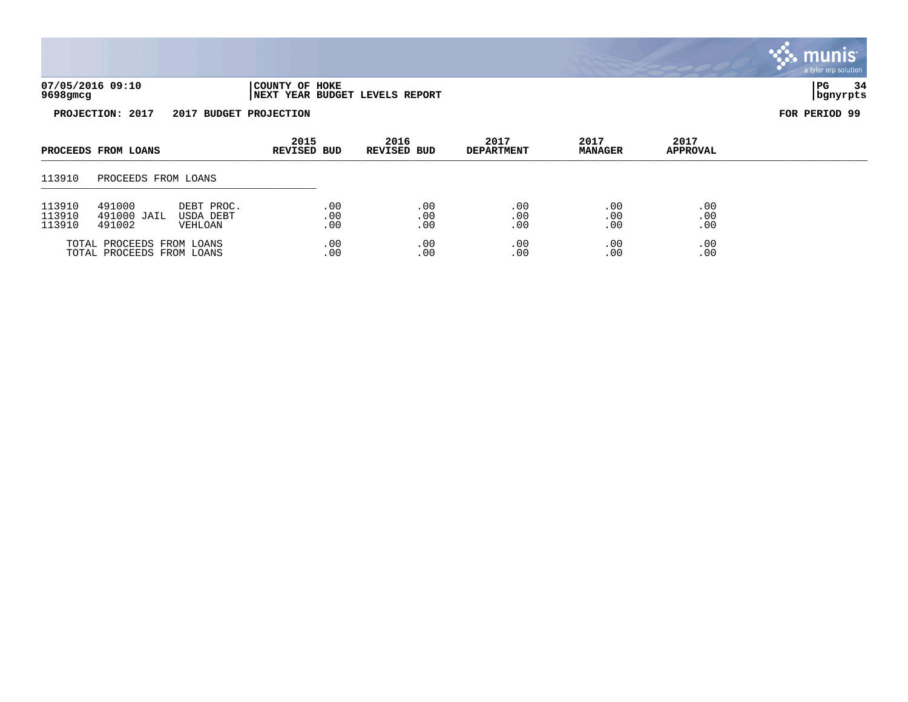**07/05/2016 09:10** | **COUNTY OF HOKE** | **PG 34**
**9698gmcg** | **NEXT YEAR BUDGET LEVELS REPORT** | **bgnyrpts**

**PROJECTION: 2017 2017 BUDGET PROJECTION** **FOR PERIOD 99**

| PROCEEDS FROM LOANS | | | 2015 REVISED BUD | 2016 REVISED BUD | 2017 DEPARTMENT | 2017 MANAGER | 2017 APPROVAL |
|---|---|---|---|---|---|---|---|
| 113910 | PROCEEDS FROM LOANS | | | | | | |
| 113910 | 491000 | DEBT PROC. | .00 | .00 | .00 | .00 | .00 |
| 113910 | 491000 JAIL | USDA DEBT | .00 | .00 | .00 | .00 | .00 |
| 113910 | 491002 | VEHLOAN | .00 | .00 | .00 | .00 | .00 |
| TOTAL PROCEEDS FROM LOANS | | | .00 | .00 | .00 | .00 | .00 |
| TOTAL PROCEEDS FROM LOANS | | | .00 | .00 | .00 | .00 | .00 |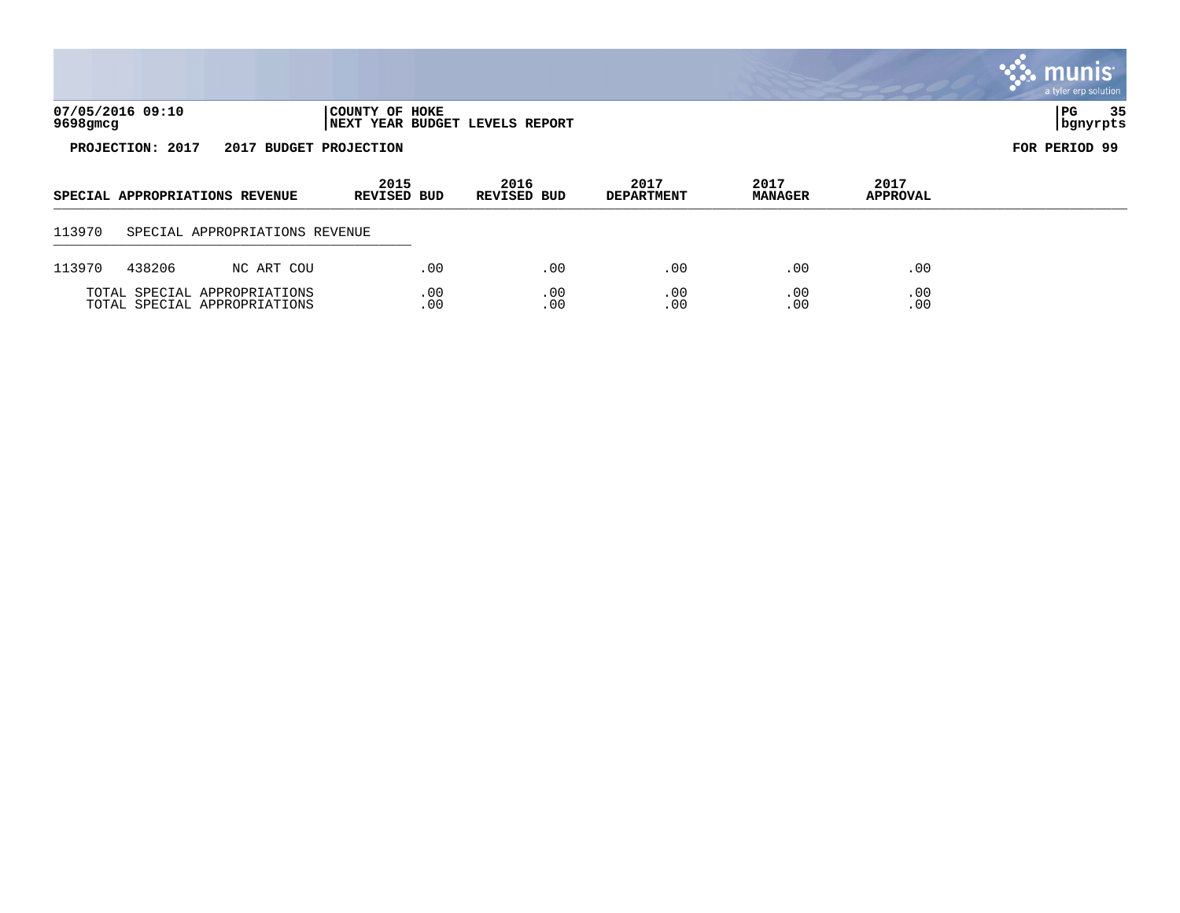07/05/2016 09:10
9698gmcg

COUNTY OF HOKE
NEXT YEAR BUDGET LEVELS REPORT

PROJECTION: 2017    2017 BUDGET PROJECTION

FOR PERIOD 99

| SPECIAL APPROPRIATIONS REVENUE | 2015 REVISED BUD | 2016 REVISED BUD | 2017 DEPARTMENT | 2017 MANAGER | 2017 APPROVAL |
|---|---|---|---|---|---|
| 113970 SPECIAL APPROPRIATIONS REVENUE | | | | | |
| 113970 438206 NC ART COU | .00 | .00 | .00 | .00 | .00 |
| TOTAL SPECIAL APPROPRIATIONS | .00 | .00 | .00 | .00 | .00 |
| TOTAL SPECIAL APPROPRIATIONS | .00 | .00 | .00 | .00 | .00 |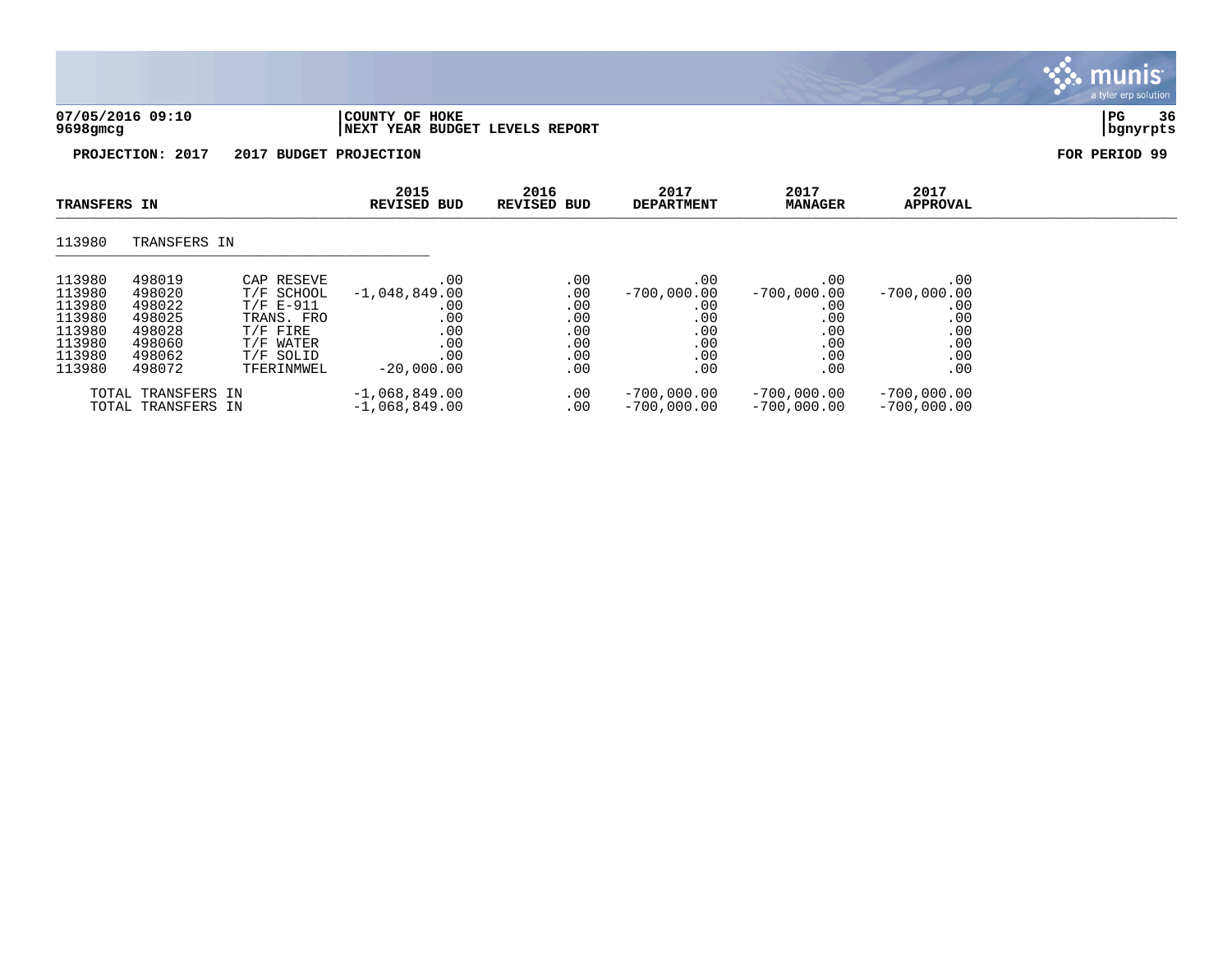07/05/2016 09:10 | COUNTY OF HOKE
9698gmcg | NEXT YEAR BUDGET LEVELS REPORT

**PROJECTION: 2017 2017 BUDGET PROJECTION** **FOR PERIOD 99**

| TRANSFERS IN | | | 2015 REVISED BUD | 2016 REVISED BUD | 2017 DEPARTMENT | 2017 MANAGER | 2017 APPROVAL |
|---|---|---|---|---|---|---|---|
| 113980 | TRANSFERS IN | | | | | | |
| 113980 | 498019 | CAP RESEVE | .00 | .00 | .00 | .00 | .00 |
| 113980 | 498020 | T/F SCHOOL | -1,048,849.00 | .00 | -700,000.00 | -700,000.00 | -700,000.00 |
| 113980 | 498022 | T/F E-911 | .00 | .00 | .00 | .00 | .00 |
| 113980 | 498025 | TRANS. FRO | .00 | .00 | .00 | .00 | .00 |
| 113980 | 498028 | T/F FIRE | .00 | .00 | .00 | .00 | .00 |
| 113980 | 498060 | T/F WATER | .00 | .00 | .00 | .00 | .00 |
| 113980 | 498062 | T/F SOLID | .00 | .00 | .00 | .00 | .00 |
| 113980 | 498072 | TFERINMWEL | -20,000.00 | .00 | .00 | .00 | .00 |
| TOTAL TRANSFERS IN | | | -1,068,849.00 | .00 | -700,000.00 | -700,000.00 | -700,000.00 |
| TOTAL TRANSFERS IN | | | -1,068,849.00 | .00 | -700,000.00 | -700,000.00 | -700,000.00 |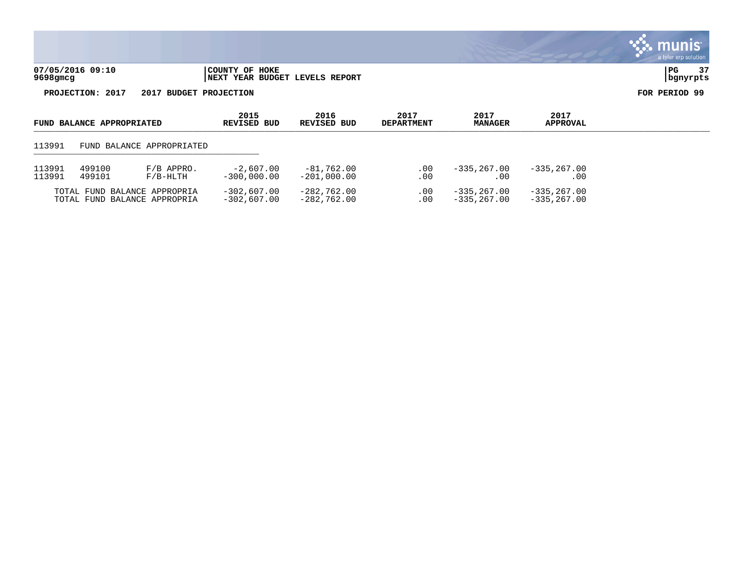07/05/2016 09:10 | COUNTY OF HOKE
9698gmcg | NEXT YEAR BUDGET LEVELS REPORT

**PROJECTION: 2017 2017 BUDGET PROJECTION** **FOR PERIOD 99**

| FUND BALANCE APPROPRIATED | | | 2015 REVISED BUD | 2016 REVISED BUD | 2017 DEPARTMENT | 2017 MANAGER | 2017 APPROVAL |
|---|---|---|---|---|---|---|---|
| 113991 | FUND BALANCE APPROPRIATED | | | | | | |
| 113991 | 499100 | F/B APPRO. | -2,607.00 | -81,762.00 | .00 | -335,267.00 | -335,267.00 |
| 113991 | 499101 | F/B-HLTH | -300,000.00 | -201,000.00 | .00 | .00 | .00 |
| TOTAL FUND BALANCE APPROPRIA | | | -302,607.00 | -282,762.00 | .00 | -335,267.00 | -335,267.00 |
| TOTAL FUND BALANCE APPROPRIA | | | -302,607.00 | -282,762.00 | .00 | -335,267.00 | -335,267.00 |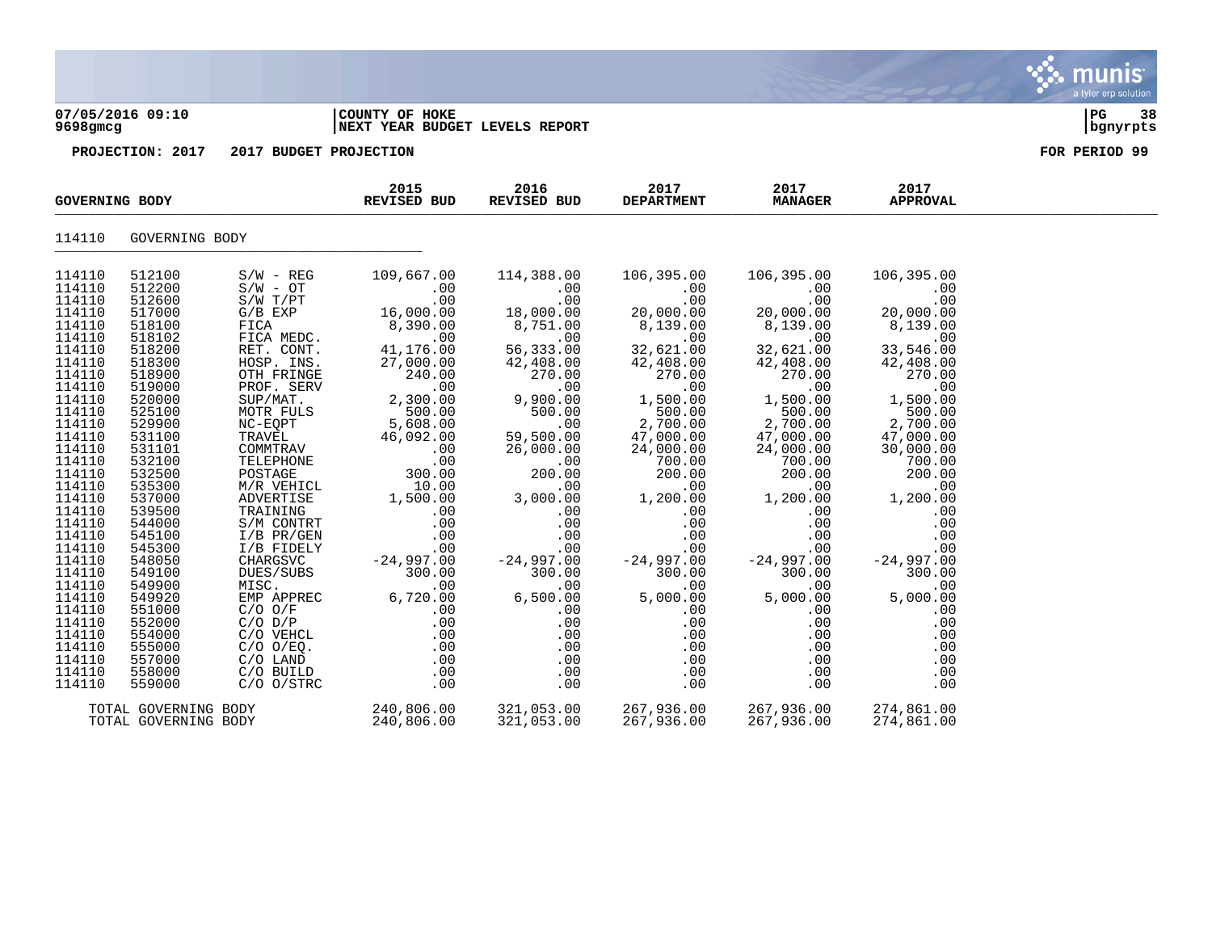**07/05/2016 09:10** | **COUNTY OF HOKE** | **NEXT YEAR BUDGET LEVELS REPORT**

**9698gmcg**

**PROJECTION: 2017 2017 BUDGET PROJECTION** **FOR PERIOD 99**

| GOVERNING BODY | | | 2015 REVISED BUD | 2016 REVISED BUD | 2017 DEPARTMENT | 2017 MANAGER | 2017 APPROVAL |
|---|---|---|---|---|---|---|---|
| 114110 | GOVERNING BODY | | | | | | |
| 114110 | 512100 | S/W - REG | 109,667.00 | 114,388.00 | 106,395.00 | 106,395.00 | 106,395.00 |
| 114110 | 512200 | S/W - OT | .00 | .00 | .00 | .00 | .00 |
| 114110 | 512600 | S/W T/PT | .00 | .00 | .00 | .00 | .00 |
| 114110 | 517000 | G/B EXP | 16,000.00 | 18,000.00 | 20,000.00 | 20,000.00 | 20,000.00 |
| 114110 | 518100 | FICA | 8,390.00 | 8,751.00 | 8,139.00 | 8,139.00 | 8,139.00 |
| 114110 | 518102 | FICA MEDC. | .00 | .00 | .00 | .00 | .00 |
| 114110 | 518200 | RET. CONT. | 41,176.00 | 56,333.00 | 32,621.00 | 32,621.00 | 33,546.00 |
| 114110 | 518300 | HOSP. INS. | 27,000.00 | 42,408.00 | 42,408.00 | 42,408.00 | 42,408.00 |
| 114110 | 518900 | OTH FRINGE | 240.00 | 270.00 | 270.00 | 270.00 | 270.00 |
| 114110 | 519000 | PROF. SERV | .00 | .00 | .00 | .00 | .00 |
| 114110 | 520000 | SUP/MAT. | 2,300.00 | 9,900.00 | 1,500.00 | 1,500.00 | 1,500.00 |
| 114110 | 525100 | MOTR FULS | 500.00 | 500.00 | 500.00 | 500.00 | 500.00 |
| 114110 | 529900 | NC-EQPT | 5,608.00 | .00 | 2,700.00 | 2,700.00 | 2,700.00 |
| 114110 | 531100 | TRAVEL | 46,092.00 | 59,500.00 | 47,000.00 | 47,000.00 | 47,000.00 |
| 114110 | 531101 | COMMTRAV | .00 | 26,000.00 | 24,000.00 | 24,000.00 | 30,000.00 |
| 114110 | 532100 | TELEPHONE | .00 | .00 | 700.00 | 700.00 | 700.00 |
| 114110 | 532500 | POSTAGE | 300.00 | 200.00 | 200.00 | 200.00 | 200.00 |
| 114110 | 535300 | M/R VEHICL | 10.00 | .00 | .00 | .00 | .00 |
| 114110 | 537000 | ADVERTISE | 1,500.00 | 3,000.00 | 1,200.00 | 1,200.00 | 1,200.00 |
| 114110 | 539500 | TRAINING | .00 | .00 | .00 | .00 | .00 |
| 114110 | 544000 | S/M CONTRT | .00 | .00 | .00 | .00 | .00 |
| 114110 | 545100 | I/B PR/GEN | .00 | .00 | .00 | .00 | .00 |
| 114110 | 545300 | I/B FIDELY | .00 | .00 | .00 | .00 | .00 |
| 114110 | 548050 | CHARGSVC | -24,997.00 | -24,997.00 | -24,997.00 | -24,997.00 | -24,997.00 |
| 114110 | 549100 | DUES/SUBS | 300.00 | 300.00 | 300.00 | 300.00 | 300.00 |
| 114110 | 549900 | MISC. | .00 | .00 | .00 | .00 | .00 |
| 114110 | 549920 | EMP APPREC | 6,720.00 | 6,500.00 | 5,000.00 | 5,000.00 | 5,000.00 |
| 114110 | 551000 | C/O O/F | .00 | .00 | .00 | .00 | .00 |
| 114110 | 552000 | C/O D/P | .00 | .00 | .00 | .00 | .00 |
| 114110 | 554000 | C/O VEHCL | .00 | .00 | .00 | .00 | .00 |
| 114110 | 555000 | C/O O/EQ. | .00 | .00 | .00 | .00 | .00 |
| 114110 | 557000 | C/O LAND | .00 | .00 | .00 | .00 | .00 |
| 114110 | 558000 | C/O BUILD | .00 | .00 | .00 | .00 | .00 |
| 114110 | 559000 | C/O O/STRC | .00 | .00 | .00 | .00 | .00 |
| TOTAL GOVERNING BODY | | | 240,806.00 | 321,053.00 | 267,936.00 | 267,936.00 | 274,861.00 |
| TOTAL GOVERNING BODY | | | 240,806.00 | 321,053.00 | 267,936.00 | 267,936.00 | 274,861.00 |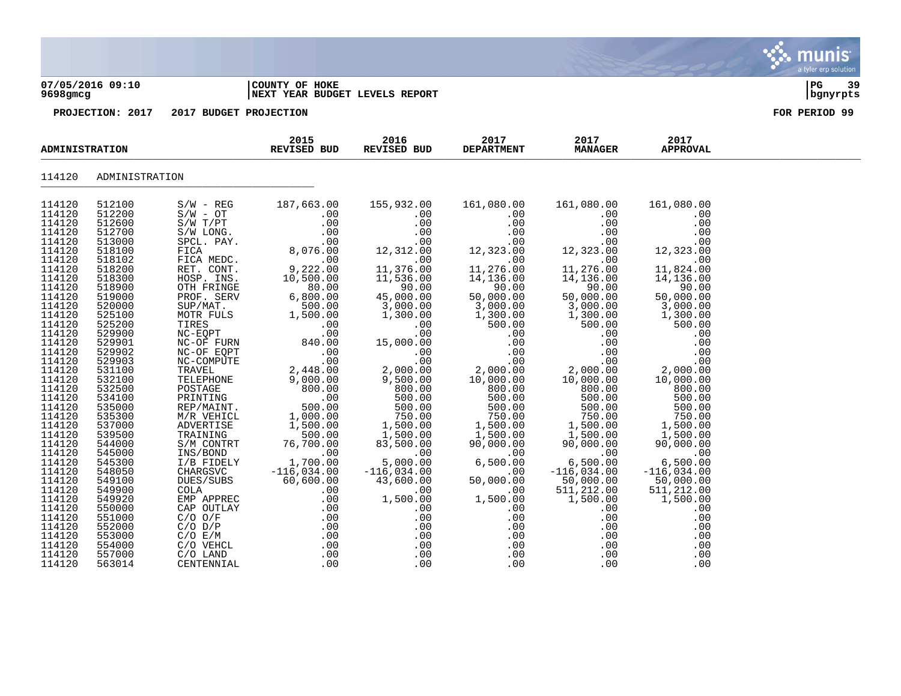**07/05/2016 09:10** | **COUNTY OF HOKE** | **PG 39**
**9698gmcg** | **NEXT YEAR BUDGET LEVELS REPORT** | **bgnyrpts**

**PROJECTION: 2017 2017 BUDGET PROJECTION** **FOR PERIOD 99**

| ADMINISTRATION | | | 2015 REVISED BUD | 2016 REVISED BUD | 2017 DEPARTMENT | 2017 MANAGER | 2017 APPROVAL |
|---|---|---|---|---|---|---|---|
| 114120 | ADMINISTRATION | | | | | | |
| 114120 | 512100 | S/W - REG | 187,663.00 | 155,932.00 | 161,080.00 | 161,080.00 | 161,080.00 |
| 114120 | 512200 | S/W - OT | .00 | .00 | .00 | .00 | .00 |
| 114120 | 512600 | S/W T/PT | .00 | .00 | .00 | .00 | .00 |
| 114120 | 512700 | S/W LONG. | .00 | .00 | .00 | .00 | .00 |
| 114120 | 513000 | SPCL. PAY. | .00 | .00 | .00 | .00 | .00 |
| 114120 | 518100 | FICA | 8,076.00 | 12,312.00 | 12,323.00 | 12,323.00 | 12,323.00 |
| 114120 | 518102 | FICA MEDC. | .00 | .00 | .00 | .00 | .00 |
| 114120 | 518200 | RET. CONT. | 9,222.00 | 11,376.00 | 11,276.00 | 11,276.00 | 11,824.00 |
| 114120 | 518300 | HOSP. INS. | 10,500.00 | 11,536.00 | 14,136.00 | 14,136.00 | 14,136.00 |
| 114120 | 518900 | OTH FRINGE | 80.00 | 90.00 | 90.00 | 90.00 | 90.00 |
| 114120 | 519000 | PROF. SERV | 6,800.00 | 45,000.00 | 50,000.00 | 50,000.00 | 50,000.00 |
| 114120 | 520000 | SUP/MAT. | 500.00 | 3,000.00 | 3,000.00 | 3,000.00 | 3,000.00 |
| 114120 | 525100 | MOTR FULS | 1,500.00 | 1,300.00 | 1,300.00 | 1,300.00 | 1,300.00 |
| 114120 | 525200 | TIRES | .00 | .00 | 500.00 | 500.00 | 500.00 |
| 114120 | 529900 | NC-EQPT | .00 | .00 | .00 | .00 | .00 |
| 114120 | 529901 | NC-OF FURN | 840.00 | 15,000.00 | .00 | .00 | .00 |
| 114120 | 529902 | NC-OF EQPT | .00 | .00 | .00 | .00 | .00 |
| 114120 | 529903 | NC-COMPUTE | .00 | .00 | .00 | .00 | .00 |
| 114120 | 531100 | TRAVEL | 2,448.00 | 2,000.00 | 2,000.00 | 2,000.00 | 2,000.00 |
| 114120 | 532100 | TELEPHONE | 9,000.00 | 9,500.00 | 10,000.00 | 10,000.00 | 10,000.00 |
| 114120 | 532500 | POSTAGE | 800.00 | 800.00 | 800.00 | 800.00 | 800.00 |
| 114120 | 534100 | PRINTING | .00 | 500.00 | 500.00 | 500.00 | 500.00 |
| 114120 | 535000 | REP/MAINT. | 500.00 | 500.00 | 500.00 | 500.00 | 500.00 |
| 114120 | 535300 | M/R VEHICL | 1,000.00 | 750.00 | 750.00 | 750.00 | 750.00 |
| 114120 | 537000 | ADVERTISE | 1,500.00 | 1,500.00 | 1,500.00 | 1,500.00 | 1,500.00 |
| 114120 | 539500 | TRAINING | 500.00 | 1,500.00 | 1,500.00 | 1,500.00 | 1,500.00 |
| 114120 | 544000 | S/M CONTRT | 76,700.00 | 83,500.00 | 90,000.00 | 90,000.00 | 90,000.00 |
| 114120 | 545000 | INS/BOND | .00 | .00 | .00 | .00 | .00 |
| 114120 | 545300 | I/B FIDELY | 1,700.00 | 5,000.00 | 6,500.00 | 6,500.00 | 6,500.00 |
| 114120 | 548050 | CHARGSVC | -116,034.00 | -116,034.00 | .00 | -116,034.00 | -116,034.00 |
| 114120 | 549100 | DUES/SUBS | 60,600.00 | 43,600.00 | 50,000.00 | 50,000.00 | 50,000.00 |
| 114120 | 549900 | COLA | .00 | .00 | .00 | 511,212.00 | 511,212.00 |
| 114120 | 549920 | EMP APPREC | .00 | 1,500.00 | 1,500.00 | 1,500.00 | 1,500.00 |
| 114120 | 550000 | CAP OUTLAY | .00 | .00 | .00 | .00 | .00 |
| 114120 | 551000 | C/O O/F | .00 | .00 | .00 | .00 | .00 |
| 114120 | 552000 | C/O D/P | .00 | .00 | .00 | .00 | .00 |
| 114120 | 553000 | C/O E/M | .00 | .00 | .00 | .00 | .00 |
| 114120 | 554000 | C/O VEHCL | .00 | .00 | .00 | .00 | .00 |
| 114120 | 557000 | C/O LAND | .00 | .00 | .00 | .00 | .00 |
| 114120 | 563014 | CENTENNIAL | .00 | .00 | .00 | .00 | .00 |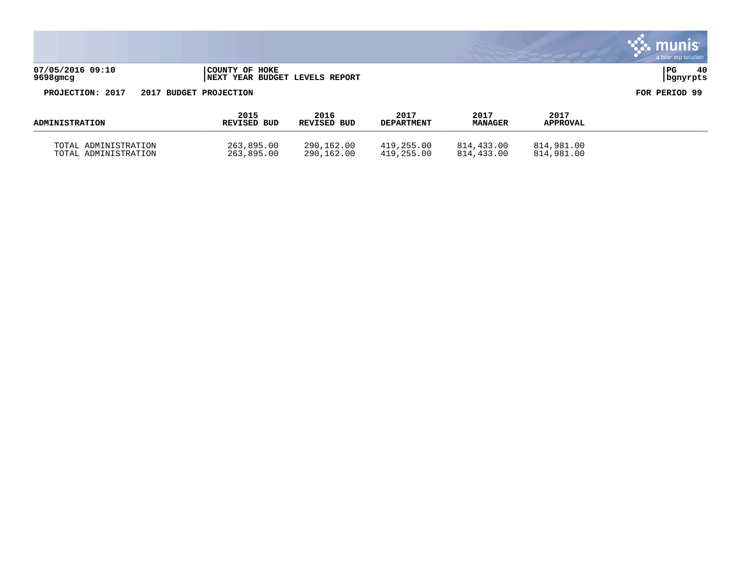07/05/2016 09:10 | COUNTY OF HOKE
9698gmcg | NEXT YEAR BUDGET LEVELS REPORT

**PROJECTION: 2017 2017 BUDGET PROJECTION** **FOR PERIOD 99**

| ADMINISTRATION | 2015 REVISED BUD | 2016 REVISED BUD | 2017 DEPARTMENT | 2017 MANAGER | 2017 APPROVAL |
|---|---|---|---|---|---|
| TOTAL ADMINISTRATION | 263,895.00 | 290,162.00 | 419,255.00 | 814,433.00 | 814,981.00 |
| TOTAL ADMINISTRATION | 263,895.00 | 290,162.00 | 419,255.00 | 814,433.00 | 814,981.00 |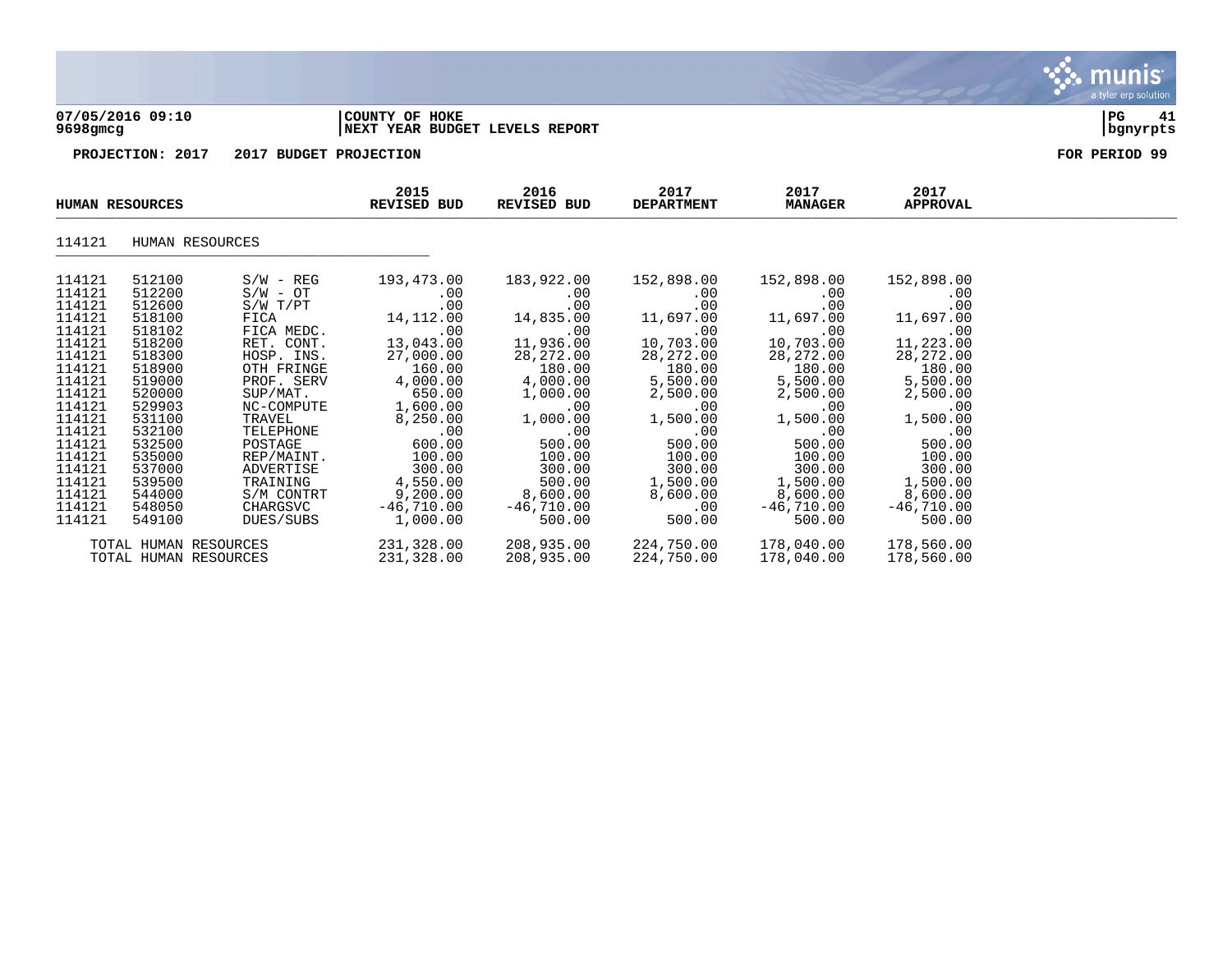**07/05/2016 09:10** | **COUNTY OF HOKE**
**9698gmcg** | **NEXT YEAR BUDGET LEVELS REPORT**

**PROJECTION: 2017 2017 BUDGET PROJECTION** **FOR PERIOD 99**

| HUMAN RESOURCES | | | 2015 REVISED BUD | 2016 REVISED BUD | 2017 DEPARTMENT | 2017 MANAGER | 2017 APPROVAL |
|---|---|---|---|---|---|---|---|
| 114121 | HUMAN RESOURCES | | | | | | |
| 114121 | 512100 | S/W - REG | 193,473.00 | 183,922.00 | 152,898.00 | 152,898.00 | 152,898.00 |
| 114121 | 512200 | S/W - OT | .00 | .00 | .00 | .00 | .00 |
| 114121 | 512600 | S/W T/PT | .00 | .00 | .00 | .00 | .00 |
| 114121 | 518100 | FICA | 14,112.00 | 14,835.00 | 11,697.00 | 11,697.00 | 11,697.00 |
| 114121 | 518102 | FICA MEDC. | .00 | .00 | .00 | .00 | .00 |
| 114121 | 518200 | RET. CONT. | 13,043.00 | 11,936.00 | 10,703.00 | 10,703.00 | 11,223.00 |
| 114121 | 518300 | HOSP. INS. | 27,000.00 | 28,272.00 | 28,272.00 | 28,272.00 | 28,272.00 |
| 114121 | 518900 | OTH FRINGE | 160.00 | 180.00 | 180.00 | 180.00 | 180.00 |
| 114121 | 519000 | PROF. SERV | 4,000.00 | 4,000.00 | 5,500.00 | 5,500.00 | 5,500.00 |
| 114121 | 520000 | SUP/MAT. | 650.00 | 1,000.00 | 2,500.00 | 2,500.00 | 2,500.00 |
| 114121 | 529903 | NC-COMPUTE | 1,600.00 | .00 | .00 | .00 | .00 |
| 114121 | 531100 | TRAVEL | 8,250.00 | 1,000.00 | 1,500.00 | 1,500.00 | 1,500.00 |
| 114121 | 532100 | TELEPHONE | .00 | .00 | .00 | .00 | .00 |
| 114121 | 532500 | POSTAGE | 600.00 | 500.00 | 500.00 | 500.00 | 500.00 |
| 114121 | 535000 | REP/MAINT. | 100.00 | 100.00 | 100.00 | 100.00 | 100.00 |
| 114121 | 537000 | ADVERTISE | 300.00 | 300.00 | 300.00 | 300.00 | 300.00 |
| 114121 | 539500 | TRAINING | 4,550.00 | 500.00 | 1,500.00 | 1,500.00 | 1,500.00 |
| 114121 | 544000 | S/M CONTRT | 9,200.00 | 8,600.00 | 8,600.00 | 8,600.00 | 8,600.00 |
| 114121 | 548050 | CHARGSVC | -46,710.00 | -46,710.00 | .00 | -46,710.00 | -46,710.00 |
| 114121 | 549100 | DUES/SUBS | 1,000.00 | 500.00 | 500.00 | 500.00 | 500.00 |
| TOTAL HUMAN RESOURCES | | | 231,328.00 | 208,935.00 | 224,750.00 | 178,040.00 | 178,560.00 |
| TOTAL HUMAN RESOURCES | | | 231,328.00 | 208,935.00 | 224,750.00 | 178,040.00 | 178,560.00 |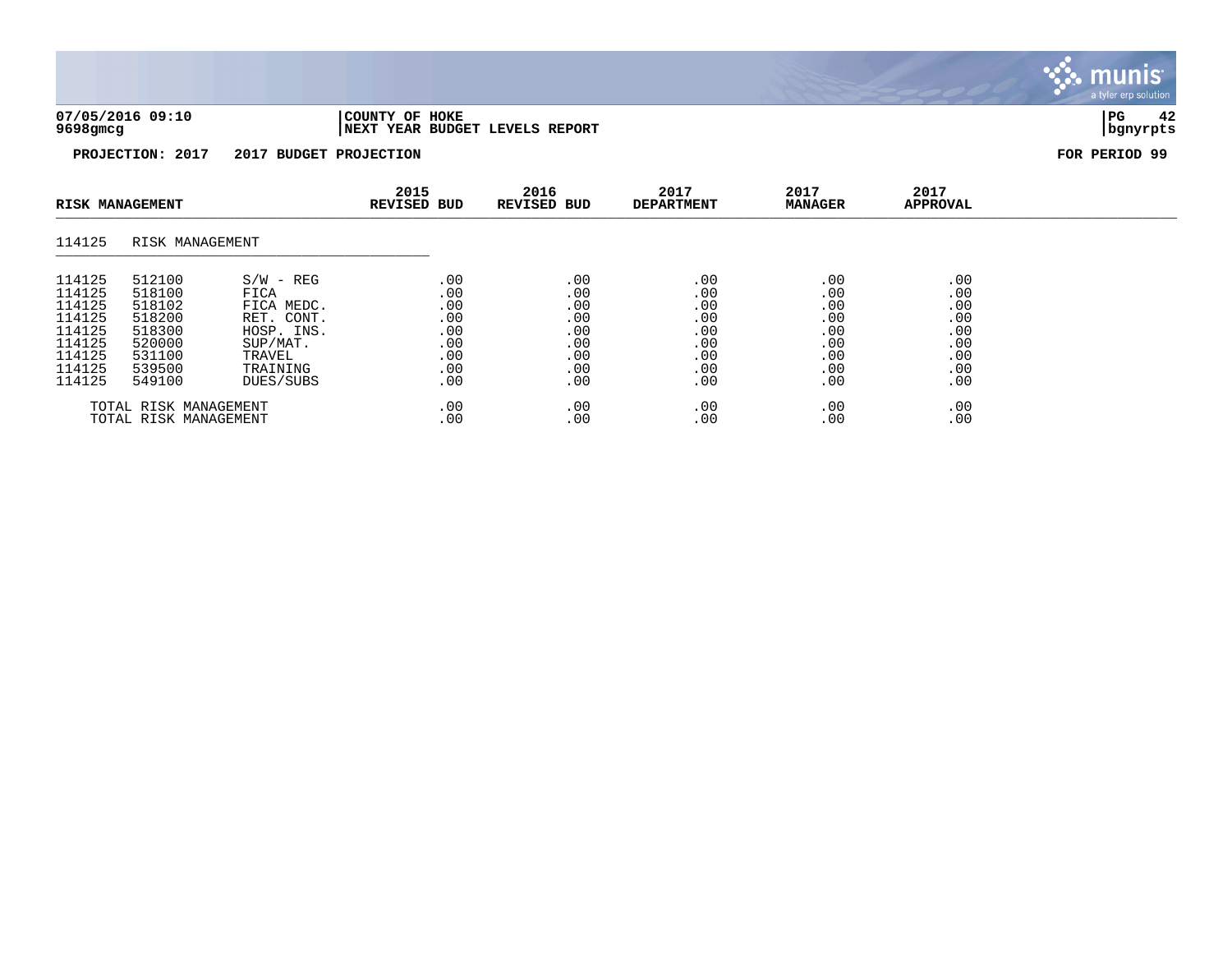07/05/2016 09:10 | COUNTY OF HOKE | PG 42
9698gmcg | NEXT YEAR BUDGET LEVELS REPORT | bgnyrpts

**PROJECTION: 2017 2017 BUDGET PROJECTION** **FOR PERIOD 99**

| RISK MANAGEMENT | | | 2015 REVISED BUD | 2016 REVISED BUD | 2017 DEPARTMENT | 2017 MANAGER | 2017 APPROVAL |
|---|---|---|---|---|---|---|---|
| 114125 | RISK MANAGEMENT | | | | | | |
| 114125 | 512100 | S/W - REG | .00 | .00 | .00 | .00 | .00 |
| 114125 | 518100 | FICA | .00 | .00 | .00 | .00 | .00 |
| 114125 | 518102 | FICA MEDC. | .00 | .00 | .00 | .00 | .00 |
| 114125 | 518200 | RET. CONT. | .00 | .00 | .00 | .00 | .00 |
| 114125 | 518300 | HOSP. INS. | .00 | .00 | .00 | .00 | .00 |
| 114125 | 520000 | SUP/MAT. | .00 | .00 | .00 | .00 | .00 |
| 114125 | 531100 | TRAVEL | .00 | .00 | .00 | .00 | .00 |
| 114125 | 539500 | TRAINING | .00 | .00 | .00 | .00 | .00 |
| 114125 | 549100 | DUES/SUBS | .00 | .00 | .00 | .00 | .00 |
| TOTAL RISK MANAGEMENT | | | .00 | .00 | .00 | .00 | .00 |
| TOTAL RISK MANAGEMENT | | | .00 | .00 | .00 | .00 | .00 |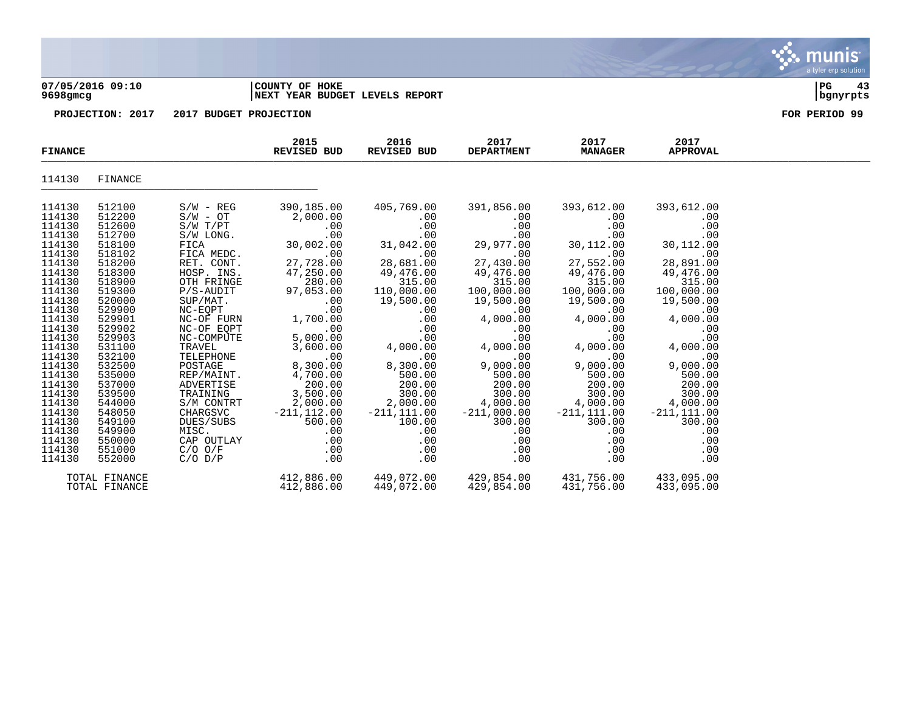07/05/2016 09:10 | COUNTY OF HOKE
9698gmcg | NEXT YEAR BUDGET LEVELS REPORT

**PROJECTION: 2017 2017 BUDGET PROJECTION** **FOR PERIOD 99**

| FINANCE | | | 2015 REVISED BUD | 2016 REVISED BUD | 2017 DEPARTMENT | 2017 MANAGER | 2017 APPROVAL |
|---|---|---|---|---|---|---|---|
| 114130 | FINANCE | | | | | | |
| 114130 | 512100 | S/W - REG | 390,185.00 | 405,769.00 | 391,856.00 | 393,612.00 | 393,612.00 |
| 114130 | 512200 | S/W - OT | 2,000.00 | .00 | .00 | .00 | .00 |
| 114130 | 512600 | S/W T/PT | .00 | .00 | .00 | .00 | .00 |
| 114130 | 512700 | S/W LONG. | .00 | .00 | .00 | .00 | .00 |
| 114130 | 518100 | FICA | 30,002.00 | 31,042.00 | 29,977.00 | 30,112.00 | 30,112.00 |
| 114130 | 518102 | FICA MEDC. | .00 | .00 | .00 | .00 | .00 |
| 114130 | 518200 | RET. CONT. | 27,728.00 | 28,681.00 | 27,430.00 | 27,552.00 | 28,891.00 |
| 114130 | 518300 | HOSP. INS. | 47,250.00 | 49,476.00 | 49,476.00 | 49,476.00 | 49,476.00 |
| 114130 | 518900 | OTH FRINGE | 280.00 | 315.00 | 315.00 | 315.00 | 315.00 |
| 114130 | 519300 | P/S-AUDIT | 97,053.00 | 110,000.00 | 100,000.00 | 100,000.00 | 100,000.00 |
| 114130 | 520000 | SUP/MAT. | .00 | 19,500.00 | 19,500.00 | 19,500.00 | 19,500.00 |
| 114130 | 529900 | NC-EQPT | .00 | .00 | .00 | .00 | .00 |
| 114130 | 529901 | NC-OF FURN | 1,700.00 | .00 | 4,000.00 | 4,000.00 | 4,000.00 |
| 114130 | 529902 | NC-OF EQPT | .00 | .00 | .00 | .00 | .00 |
| 114130 | 529903 | NC-COMPUTE | 5,000.00 | .00 | .00 | .00 | .00 |
| 114130 | 531100 | TRAVEL | 3,600.00 | 4,000.00 | 4,000.00 | 4,000.00 | 4,000.00 |
| 114130 | 532100 | TELEPHONE | .00 | .00 | .00 | .00 | .00 |
| 114130 | 532500 | POSTAGE | 8,300.00 | 8,300.00 | 9,000.00 | 9,000.00 | 9,000.00 |
| 114130 | 535000 | REP/MAINT. | 4,700.00 | 500.00 | 500.00 | 500.00 | 500.00 |
| 114130 | 537000 | ADVERTISE | 200.00 | 200.00 | 200.00 | 200.00 | 200.00 |
| 114130 | 539500 | TRAINING | 3,500.00 | 300.00 | 300.00 | 300.00 | 300.00 |
| 114130 | 544000 | S/M CONTRT | 2,000.00 | 2,000.00 | 4,000.00 | 4,000.00 | 4,000.00 |
| 114130 | 548050 | CHARGSVC | -211,112.00 | -211,111.00 | -211,000.00 | -211,111.00 | -211,111.00 |
| 114130 | 549100 | DUES/SUBS | 500.00 | 100.00 | 300.00 | 300.00 | 300.00 |
| 114130 | 549900 | MISC. | .00 | .00 | .00 | .00 | .00 |
| 114130 | 550000 | CAP OUTLAY | .00 | .00 | .00 | .00 | .00 |
| 114130 | 551000 | C/O O/F | .00 | .00 | .00 | .00 | .00 |
| 114130 | 552000 | C/O D/P | .00 | .00 | .00 | .00 | .00 |
| TOTAL FINANCE | | | 412,886.00 | 449,072.00 | 429,854.00 | 431,756.00 | 433,095.00 |
| TOTAL FINANCE | | | 412,886.00 | 449,072.00 | 429,854.00 | 431,756.00 | 433,095.00 |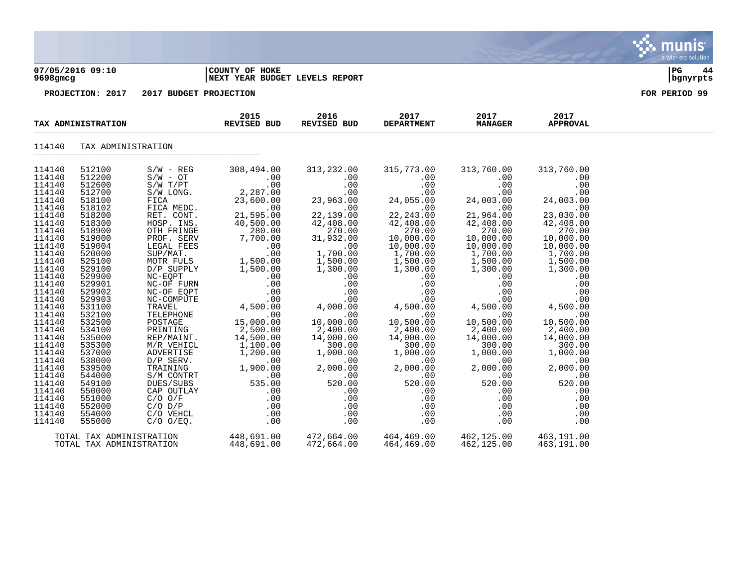**07/05/2016 09:10** | **COUNTY OF HOKE** | **PG 44**
**9698gmcg** | **NEXT YEAR BUDGET LEVELS REPORT** | **bgnyrpts**

**PROJECTION: 2017 2017 BUDGET PROJECTION** **FOR PERIOD 99**

| TAX ADMINISTRATION | | | 2015 REVISED BUD | 2016 REVISED BUD | 2017 DEPARTMENT | 2017 MANAGER | 2017 APPROVAL |
|---|---|---|---|---|---|---|---|
| 114140 | TAX ADMINISTRATION | | | | | | |
| 114140 | 512100 | S/W - REG | 308,494.00 | 313,232.00 | 315,773.00 | 313,760.00 | 313,760.00 |
| 114140 | 512200 | S/W - OT | .00 | .00 | .00 | .00 | .00 |
| 114140 | 512600 | S/W T/PT | .00 | .00 | .00 | .00 | .00 |
| 114140 | 512700 | S/W LONG. | 2,287.00 | .00 | .00 | .00 | .00 |
| 114140 | 518100 | FICA | 23,600.00 | 23,963.00 | 24,055.00 | 24,003.00 | 24,003.00 |
| 114140 | 518102 | FICA MEDC. | .00 | .00 | .00 | .00 | .00 |
| 114140 | 518200 | RET. CONT. | 21,595.00 | 22,139.00 | 22,243.00 | 21,964.00 | 23,030.00 |
| 114140 | 518300 | HOSP. INS. | 40,500.00 | 42,408.00 | 42,408.00 | 42,408.00 | 42,408.00 |
| 114140 | 518900 | OTH FRINGE | 280.00 | 270.00 | 270.00 | 270.00 | 270.00 |
| 114140 | 519000 | PROF. SERV | 7,700.00 | 31,932.00 | 10,000.00 | 10,000.00 | 10,000.00 |
| 114140 | 519004 | LEGAL FEES | .00 | .00 | 10,000.00 | 10,000.00 | 10,000.00 |
| 114140 | 520000 | SUP/MAT. | .00 | 1,700.00 | 1,700.00 | 1,700.00 | 1,700.00 |
| 114140 | 525100 | MOTR FULS | 1,500.00 | 1,500.00 | 1,500.00 | 1,500.00 | 1,500.00 |
| 114140 | 529100 | D/P SUPPLY | 1,500.00 | 1,300.00 | 1,300.00 | 1,300.00 | 1,300.00 |
| 114140 | 529900 | NC-EQPT | .00 | .00 | .00 | .00 | .00 |
| 114140 | 529901 | NC-OF FURN | .00 | .00 | .00 | .00 | .00 |
| 114140 | 529902 | NC-OF EQPT | .00 | .00 | .00 | .00 | .00 |
| 114140 | 529903 | NC-COMPUTE | .00 | .00 | .00 | .00 | .00 |
| 114140 | 531100 | TRAVEL | 4,500.00 | 4,000.00 | 4,500.00 | 4,500.00 | 4,500.00 |
| 114140 | 532100 | TELEPHONE | .00 | .00 | .00 | .00 | .00 |
| 114140 | 532500 | POSTAGE | 15,000.00 | 10,000.00 | 10,500.00 | 10,500.00 | 10,500.00 |
| 114140 | 534100 | PRINTING | 2,500.00 | 2,400.00 | 2,400.00 | 2,400.00 | 2,400.00 |
| 114140 | 535000 | REP/MAINT. | 14,500.00 | 14,000.00 | 14,000.00 | 14,000.00 | 14,000.00 |
| 114140 | 535300 | M/R VEHICL | 1,100.00 | 300.00 | 300.00 | 300.00 | 300.00 |
| 114140 | 537000 | ADVERTISE | 1,200.00 | 1,000.00 | 1,000.00 | 1,000.00 | 1,000.00 |
| 114140 | 538000 | D/P SERV. | .00 | .00 | .00 | .00 | .00 |
| 114140 | 539500 | TRAINING | 1,900.00 | 2,000.00 | 2,000.00 | 2,000.00 | 2,000.00 |
| 114140 | 544000 | S/M CONTRT | .00 | .00 | .00 | .00 | .00 |
| 114140 | 549100 | DUES/SUBS | 535.00 | 520.00 | 520.00 | 520.00 | 520.00 |
| 114140 | 550000 | CAP OUTLAY | .00 | .00 | .00 | .00 | .00 |
| 114140 | 551000 | C/O O/F | .00 | .00 | .00 | .00 | .00 |
| 114140 | 552000 | C/O D/P | .00 | .00 | .00 | .00 | .00 |
| 114140 | 554000 | C/O VEHCL | .00 | .00 | .00 | .00 | .00 |
| 114140 | 555000 | C/O O/EQ. | .00 | .00 | .00 | .00 | .00 |
| TOTAL TAX ADMINISTRATION | | | 448,691.00 | 472,664.00 | 464,469.00 | 462,125.00 | 463,191.00 |
| TOTAL TAX ADMINISTRATION | | | 448,691.00 | 472,664.00 | 464,469.00 | 462,125.00 | 463,191.00 |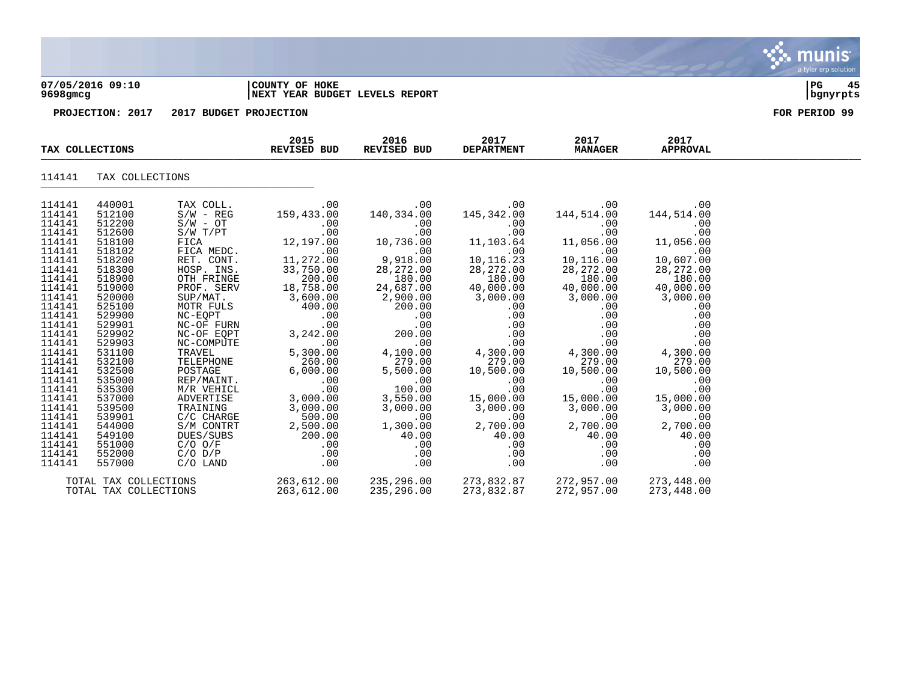**07/05/2016 09:10** | **COUNTY OF HOKE** | **PG 45**
**9698gmcg** | **NEXT YEAR BUDGET LEVELS REPORT** | **bgnyrpts**

**PROJECTION: 2017 2017 BUDGET PROJECTION** **FOR PERIOD 99**

| TAX COLLECTIONS | | | 2015 REVISED BUD | 2016 REVISED BUD | 2017 DEPARTMENT | 2017 MANAGER | 2017 APPROVAL |
|---|---|---|---|---|---|---|---|
| 114141 | TAX COLLECTIONS | | | | | | |
| 114141 | 440001 | TAX COLL. | .00 | .00 | .00 | .00 | .00 |
| 114141 | 512100 | S/W - REG | 159,433.00 | 140,334.00 | 145,342.00 | 144,514.00 | 144,514.00 |
| 114141 | 512200 | S/W - OT | .00 | .00 | .00 | .00 | .00 |
| 114141 | 512600 | S/W T/PT | .00 | .00 | .00 | .00 | .00 |
| 114141 | 518100 | FICA | 12,197.00 | 10,736.00 | 11,103.64 | 11,056.00 | 11,056.00 |
| 114141 | 518102 | FICA MEDC. | .00 | .00 | .00 | .00 | .00 |
| 114141 | 518200 | RET. CONT. | 11,272.00 | 9,918.00 | 10,116.23 | 10,116.00 | 10,607.00 |
| 114141 | 518300 | HOSP. INS. | 33,750.00 | 28,272.00 | 28,272.00 | 28,272.00 | 28,272.00 |
| 114141 | 518900 | OTH FRINGE | 200.00 | 180.00 | 180.00 | 180.00 | 180.00 |
| 114141 | 519000 | PROF. SERV | 18,758.00 | 24,687.00 | 40,000.00 | 40,000.00 | 40,000.00 |
| 114141 | 520000 | SUP/MAT. | 3,600.00 | 2,900.00 | 3,000.00 | 3,000.00 | 3,000.00 |
| 114141 | 525100 | MOTR FULS | 400.00 | 200.00 | .00 | .00 | .00 |
| 114141 | 529900 | NC-EQPT | .00 | .00 | .00 | .00 | .00 |
| 114141 | 529901 | NC-OF FURN | .00 | .00 | .00 | .00 | .00 |
| 114141 | 529902 | NC-OF EQPT | 3,242.00 | 200.00 | .00 | .00 | .00 |
| 114141 | 529903 | NC-COMPUTE | .00 | .00 | .00 | .00 | .00 |
| 114141 | 531100 | TRAVEL | 5,300.00 | 4,100.00 | 4,300.00 | 4,300.00 | 4,300.00 |
| 114141 | 532100 | TELEPHONE | 260.00 | 279.00 | 279.00 | 279.00 | 279.00 |
| 114141 | 532500 | POSTAGE | 6,000.00 | 5,500.00 | 10,500.00 | 10,500.00 | 10,500.00 |
| 114141 | 535000 | REP/MAINT. | .00 | .00 | .00 | .00 | .00 |
| 114141 | 535300 | M/R VEHICL | .00 | 100.00 | .00 | .00 | .00 |
| 114141 | 537000 | ADVERTISE | 3,000.00 | 3,550.00 | 15,000.00 | 15,000.00 | 15,000.00 |
| 114141 | 539500 | TRAINING | 3,000.00 | 3,000.00 | 3,000.00 | 3,000.00 | 3,000.00 |
| 114141 | 539901 | C/C CHARGE | 500.00 | .00 | .00 | .00 | .00 |
| 114141 | 544000 | S/M CONTRT | 2,500.00 | 1,300.00 | 2,700.00 | 2,700.00 | 2,700.00 |
| 114141 | 549100 | DUES/SUBS | 200.00 | 40.00 | 40.00 | 40.00 | 40.00 |
| 114141 | 551000 | C/O O/F | .00 | .00 | .00 | .00 | .00 |
| 114141 | 552000 | C/O D/P | .00 | .00 | .00 | .00 | .00 |
| 114141 | 557000 | C/O LAND | .00 | .00 | .00 | .00 | .00 |
| TOTAL TAX COLLECTIONS | | | 263,612.00 | 235,296.00 | 273,832.87 | 272,957.00 | 273,448.00 |
| TOTAL TAX COLLECTIONS | | | 263,612.00 | 235,296.00 | 273,832.87 | 272,957.00 | 273,448.00 |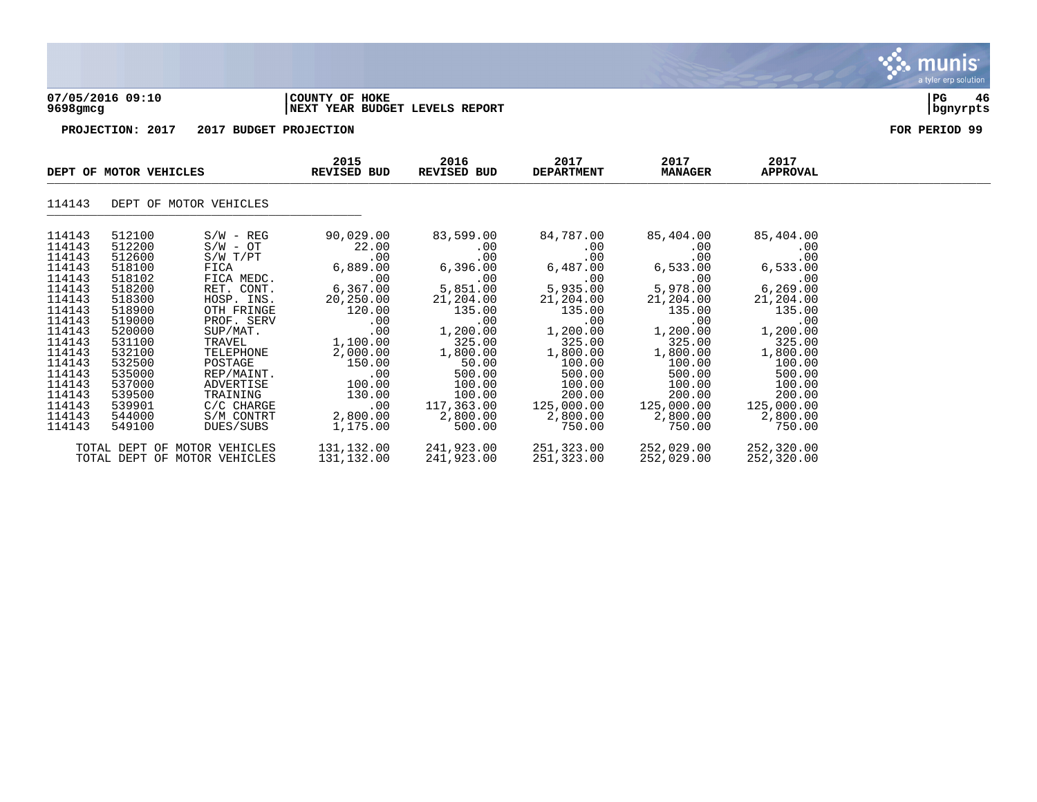**07/05/2016 09:10** | **COUNTY OF HOKE** | **PG 46**
**9698gmcg** | **NEXT YEAR BUDGET LEVELS REPORT** | **bgnyrpts**

**PROJECTION: 2017 2017 BUDGET PROJECTION** **FOR PERIOD 99**

| DEPT OF MOTOR VEHICLES | | | 2015 REVISED BUD | 2016 REVISED BUD | 2017 DEPARTMENT | 2017 MANAGER | 2017 APPROVAL |
|---|---|---|---|---|---|---|---|
| 114143 | DEPT OF MOTOR VEHICLES | | | | | | |
| 114143 | 512100 | S/W - REG | 90,029.00 | 83,599.00 | 84,787.00 | 85,404.00 | 85,404.00 |
| 114143 | 512200 | S/W - OT | 22.00 | .00 | .00 | .00 | .00 |
| 114143 | 512600 | S/W T/PT | .00 | .00 | .00 | .00 | .00 |
| 114143 | 518100 | FICA | 6,889.00 | 6,396.00 | 6,487.00 | 6,533.00 | 6,533.00 |
| 114143 | 518102 | FICA MEDC. | .00 | .00 | .00 | .00 | .00 |
| 114143 | 518200 | RET. CONT. | 6,367.00 | 5,851.00 | 5,935.00 | 5,978.00 | 6,269.00 |
| 114143 | 518300 | HOSP. INS. | 20,250.00 | 21,204.00 | 21,204.00 | 21,204.00 | 21,204.00 |
| 114143 | 518900 | OTH FRINGE | 120.00 | 135.00 | 135.00 | 135.00 | 135.00 |
| 114143 | 519000 | PROF. SERV | .00 | .00 | .00 | .00 | .00 |
| 114143 | 520000 | SUP/MAT. | .00 | 1,200.00 | 1,200.00 | 1,200.00 | 1,200.00 |
| 114143 | 531100 | TRAVEL | 1,100.00 | 325.00 | 325.00 | 325.00 | 325.00 |
| 114143 | 532100 | TELEPHONE | 2,000.00 | 1,800.00 | 1,800.00 | 1,800.00 | 1,800.00 |
| 114143 | 532500 | POSTAGE | 150.00 | 50.00 | 100.00 | 100.00 | 100.00 |
| 114143 | 535000 | REP/MAINT. | .00 | 500.00 | 500.00 | 500.00 | 500.00 |
| 114143 | 537000 | ADVERTISE | 100.00 | 100.00 | 100.00 | 100.00 | 100.00 |
| 114143 | 539500 | TRAINING | 130.00 | 100.00 | 200.00 | 200.00 | 200.00 |
| 114143 | 539901 | C/C CHARGE | .00 | 117,363.00 | 125,000.00 | 125,000.00 | 125,000.00 |
| 114143 | 544000 | S/M CONTRT | 2,800.00 | 2,800.00 | 2,800.00 | 2,800.00 | 2,800.00 |
| 114143 | 549100 | DUES/SUBS | 1,175.00 | 500.00 | 750.00 | 750.00 | 750.00 |
| TOTAL DEPT OF MOTOR VEHICLES | | | 131,132.00 | 241,923.00 | 251,323.00 | 252,029.00 | 252,320.00 |
| TOTAL DEPT OF MOTOR VEHICLES | | | 131,132.00 | 241,923.00 | 251,323.00 | 252,029.00 | 252,320.00 |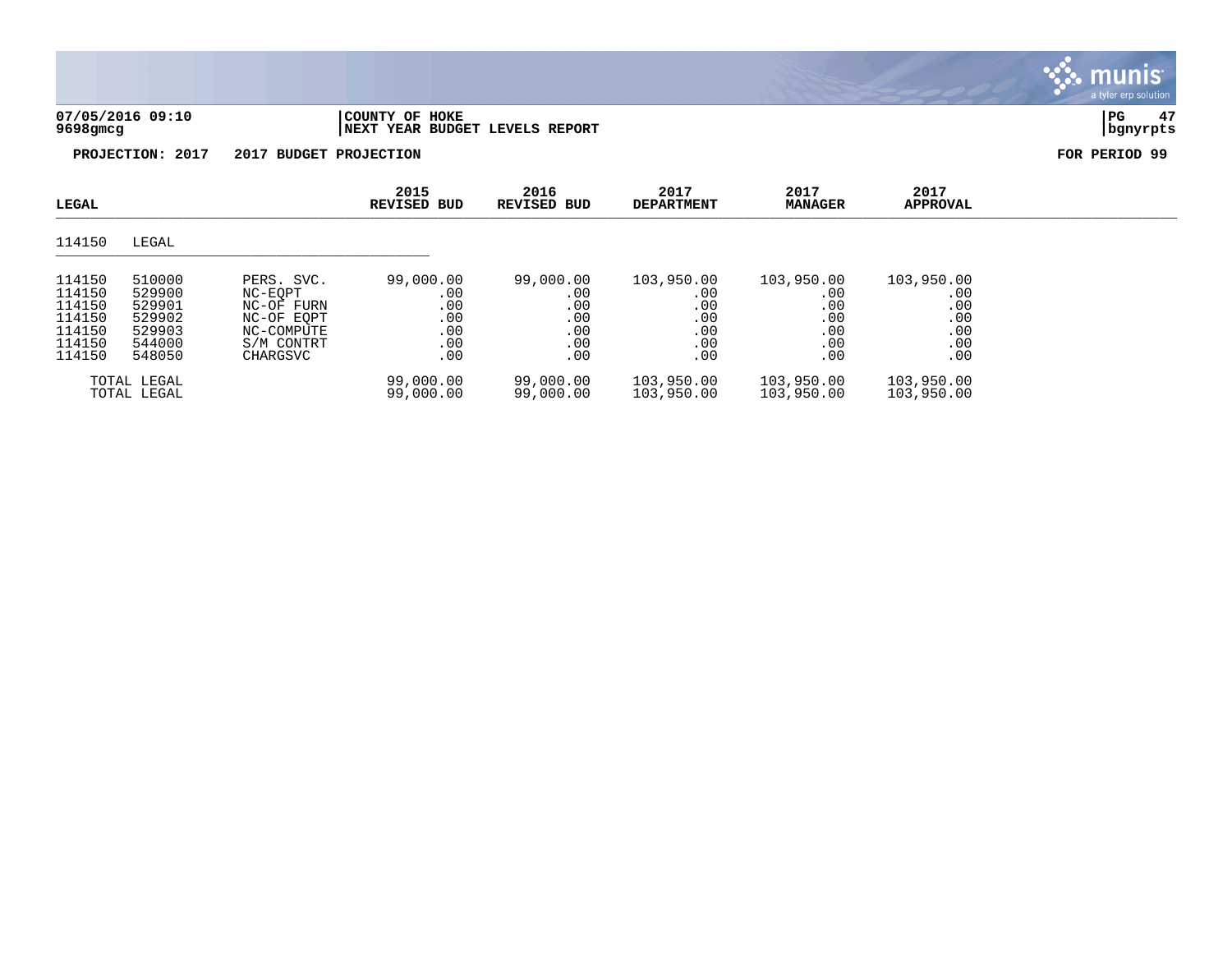**07/05/2016 09:10** | **COUNTY OF HOKE**
**9698gmcg** | **NEXT YEAR BUDGET LEVELS REPORT**

**PROJECTION: 2017 2017 BUDGET PROJECTION** **FOR PERIOD 99**

| LEGAL | | | 2015 REVISED BUD | 2016 REVISED BUD | 2017 DEPARTMENT | 2017 MANAGER | 2017 APPROVAL |
|---|---|---|---|---|---|---|---|
| 114150 | LEGAL | | | | | | |
| 114150 | 510000 | PERS. SVC. | 99,000.00 | 99,000.00 | 103,950.00 | 103,950.00 | 103,950.00 |
| 114150 | 529900 | NC-EQPT | .00 | .00 | .00 | .00 | .00 |
| 114150 | 529901 | NC-OF FURN | .00 | .00 | .00 | .00 | .00 |
| 114150 | 529902 | NC-OF EQPT | .00 | .00 | .00 | .00 | .00 |
| 114150 | 529903 | NC-COMPUTE | .00 | .00 | .00 | .00 | .00 |
| 114150 | 544000 | S/M CONTRT | .00 | .00 | .00 | .00 | .00 |
| 114150 | 548050 | CHARGSVC | .00 | .00 | .00 | .00 | .00 |
| | TOTAL LEGAL | | 99,000.00 | 99,000.00 | 103,950.00 | 103,950.00 | 103,950.00 |
| | TOTAL LEGAL | | 99,000.00 | 99,000.00 | 103,950.00 | 103,950.00 | 103,950.00 |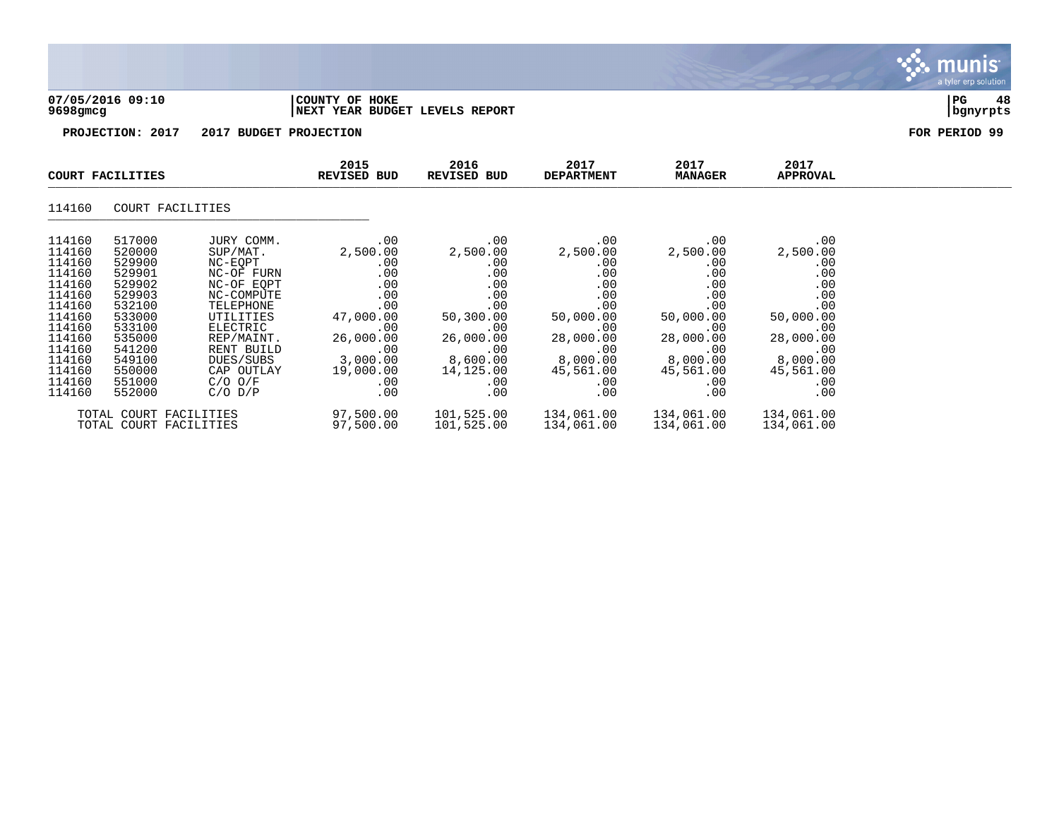07/05/2016 09:10 | COUNTY OF HOKE
9698gmcg | NEXT YEAR BUDGET LEVELS REPORT

**PROJECTION: 2017 2017 BUDGET PROJECTION** **FOR PERIOD 99**

| COURT FACILITIES | | | 2015 REVISED BUD | 2016 REVISED BUD | 2017 DEPARTMENT | 2017 MANAGER | 2017 APPROVAL |
|---|---|---|---|---|---|---|---|
| 114160 | COURT FACILITIES | | | | | | |
| 114160 | 517000 | JURY COMM. | .00 | .00 | .00 | .00 | .00 |
| 114160 | 520000 | SUP/MAT. | 2,500.00 | 2,500.00 | 2,500.00 | 2,500.00 | 2,500.00 |
| 114160 | 529900 | NC-EQPT | .00 | .00 | .00 | .00 | .00 |
| 114160 | 529901 | NC-OF FURN | .00 | .00 | .00 | .00 | .00 |
| 114160 | 529902 | NC-OF EQPT | .00 | .00 | .00 | .00 | .00 |
| 114160 | 529903 | NC-COMPUTE | .00 | .00 | .00 | .00 | .00 |
| 114160 | 532100 | TELEPHONE | .00 | .00 | .00 | .00 | .00 |
| 114160 | 533000 | UTILITIES | 47,000.00 | 50,300.00 | 50,000.00 | 50,000.00 | 50,000.00 |
| 114160 | 533100 | ELECTRIC | .00 | .00 | .00 | .00 | .00 |
| 114160 | 535000 | REP/MAINT. | 26,000.00 | 26,000.00 | 28,000.00 | 28,000.00 | 28,000.00 |
| 114160 | 541200 | RENT BUILD | .00 | .00 | .00 | .00 | .00 |
| 114160 | 549100 | DUES/SUBS | 3,000.00 | 8,600.00 | 8,000.00 | 8,000.00 | 8,000.00 |
| 114160 | 550000 | CAP OUTLAY | 19,000.00 | 14,125.00 | 45,561.00 | 45,561.00 | 45,561.00 |
| 114160 | 551000 | C/O O/F | .00 | .00 | .00 | .00 | .00 |
| 114160 | 552000 | C/O D/P | .00 | .00 | .00 | .00 | .00 |
| TOTAL COURT FACILITIES | | | 97,500.00 | 101,525.00 | 134,061.00 | 134,061.00 | 134,061.00 |
| TOTAL COURT FACILITIES | | | 97,500.00 | 101,525.00 | 134,061.00 | 134,061.00 | 134,061.00 |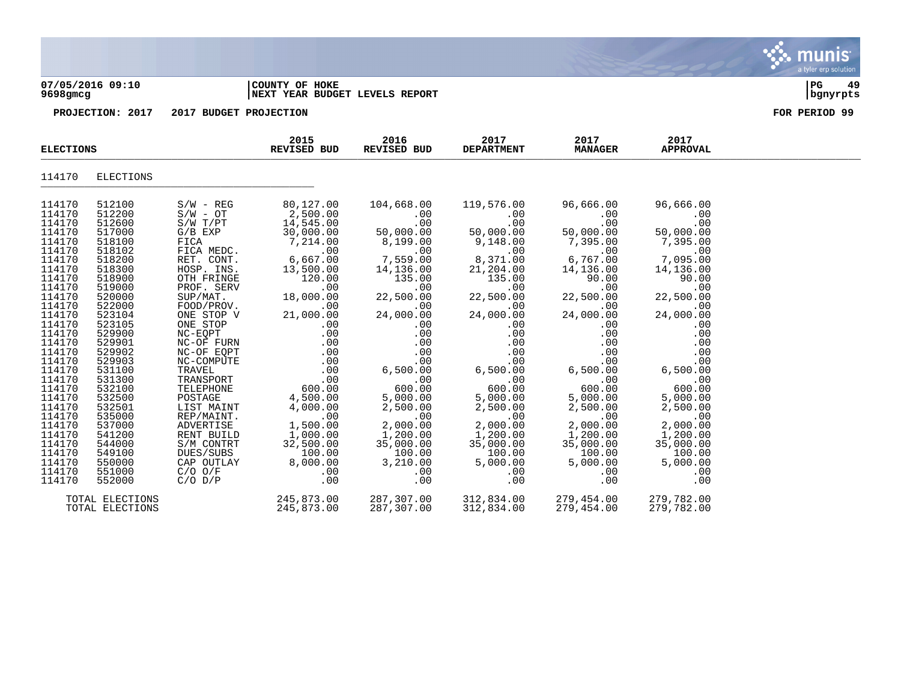**07/05/2016 09:10** | **COUNTY OF HOKE** | **PG 49**
**9698gmcg** | **NEXT YEAR BUDGET LEVELS REPORT** | **bgnyrpts**

**PROJECTION: 2017 2017 BUDGET PROJECTION** **FOR PERIOD 99**

| ELECTIONS | | | 2015 REVISED BUD | 2016 REVISED BUD | 2017 DEPARTMENT | 2017 MANAGER | 2017 APPROVAL |
|---|---|---|---|---|---|---|---|
| 114170 | ELECTIONS | | | | | | |
| 114170 | 512100 | S/W - REG | 80,127.00 | 104,668.00 | 119,576.00 | 96,666.00 | 96,666.00 |
| 114170 | 512200 | S/W - OT | 2,500.00 | .00 | .00 | .00 | .00 |
| 114170 | 512600 | S/W T/PT | 14,545.00 | .00 | .00 | .00 | .00 |
| 114170 | 517000 | G/B EXP | 30,000.00 | 50,000.00 | 50,000.00 | 50,000.00 | 50,000.00 |
| 114170 | 518100 | FICA | 7,214.00 | 8,199.00 | 9,148.00 | 7,395.00 | 7,395.00 |
| 114170 | 518102 | FICA MEDC. | .00 | .00 | .00 | .00 | .00 |
| 114170 | 518200 | RET. CONT. | 6,667.00 | 7,559.00 | 8,371.00 | 6,767.00 | 7,095.00 |
| 114170 | 518300 | HOSP. INS. | 13,500.00 | 14,136.00 | 21,204.00 | 14,136.00 | 14,136.00 |
| 114170 | 518900 | OTH FRINGE | 120.00 | 135.00 | 135.00 | 90.00 | 90.00 |
| 114170 | 519000 | PROF. SERV | .00 | .00 | .00 | .00 | .00 |
| 114170 | 520000 | SUP/MAT. | 18,000.00 | 22,500.00 | 22,500.00 | 22,500.00 | 22,500.00 |
| 114170 | 522000 | FOOD/PROV. | .00 | .00 | .00 | .00 | .00 |
| 114170 | 523104 | ONE STOP V | 21,000.00 | 24,000.00 | 24,000.00 | 24,000.00 | 24,000.00 |
| 114170 | 523105 | ONE STOP | .00 | .00 | .00 | .00 | .00 |
| 114170 | 529900 | NC-EQPT | .00 | .00 | .00 | .00 | .00 |
| 114170 | 529901 | NC-OF FURN | .00 | .00 | .00 | .00 | .00 |
| 114170 | 529902 | NC-OF EQPT | .00 | .00 | .00 | .00 | .00 |
| 114170 | 529903 | NC-COMPUTE | .00 | .00 | .00 | .00 | .00 |
| 114170 | 531100 | TRAVEL | .00 | 6,500.00 | 6,500.00 | 6,500.00 | 6,500.00 |
| 114170 | 531300 | TRANSPORT | .00 | .00 | .00 | .00 | .00 |
| 114170 | 532100 | TELEPHONE | 600.00 | 600.00 | 600.00 | 600.00 | 600.00 |
| 114170 | 532500 | POSTAGE | 4,500.00 | 5,000.00 | 5,000.00 | 5,000.00 | 5,000.00 |
| 114170 | 532501 | LIST MAINT | 4,000.00 | 2,500.00 | 2,500.00 | 2,500.00 | 2,500.00 |
| 114170 | 535000 | REP/MAINT. | .00 | .00 | .00 | .00 | .00 |
| 114170 | 537000 | ADVERTISE | 1,500.00 | 2,000.00 | 2,000.00 | 2,000.00 | 2,000.00 |
| 114170 | 541200 | RENT BUILD | 1,000.00 | 1,200.00 | 1,200.00 | 1,200.00 | 1,200.00 |
| 114170 | 544000 | S/M CONTRT | 32,500.00 | 35,000.00 | 35,000.00 | 35,000.00 | 35,000.00 |
| 114170 | 549100 | DUES/SUBS | 100.00 | 100.00 | 100.00 | 100.00 | 100.00 |
| 114170 | 550000 | CAP OUTLAY | 8,000.00 | 3,210.00 | 5,000.00 | 5,000.00 | 5,000.00 |
| 114170 | 551000 | C/O O/F | .00 | .00 | .00 | .00 | .00 |
| 114170 | 552000 | C/O D/P | .00 | .00 | .00 | .00 | .00 |
| | TOTAL ELECTIONS | | 245,873.00 | 287,307.00 | 312,834.00 | 279,454.00 | 279,782.00 |
| | TOTAL ELECTIONS | | 245,873.00 | 287,307.00 | 312,834.00 | 279,454.00 | 279,782.00 |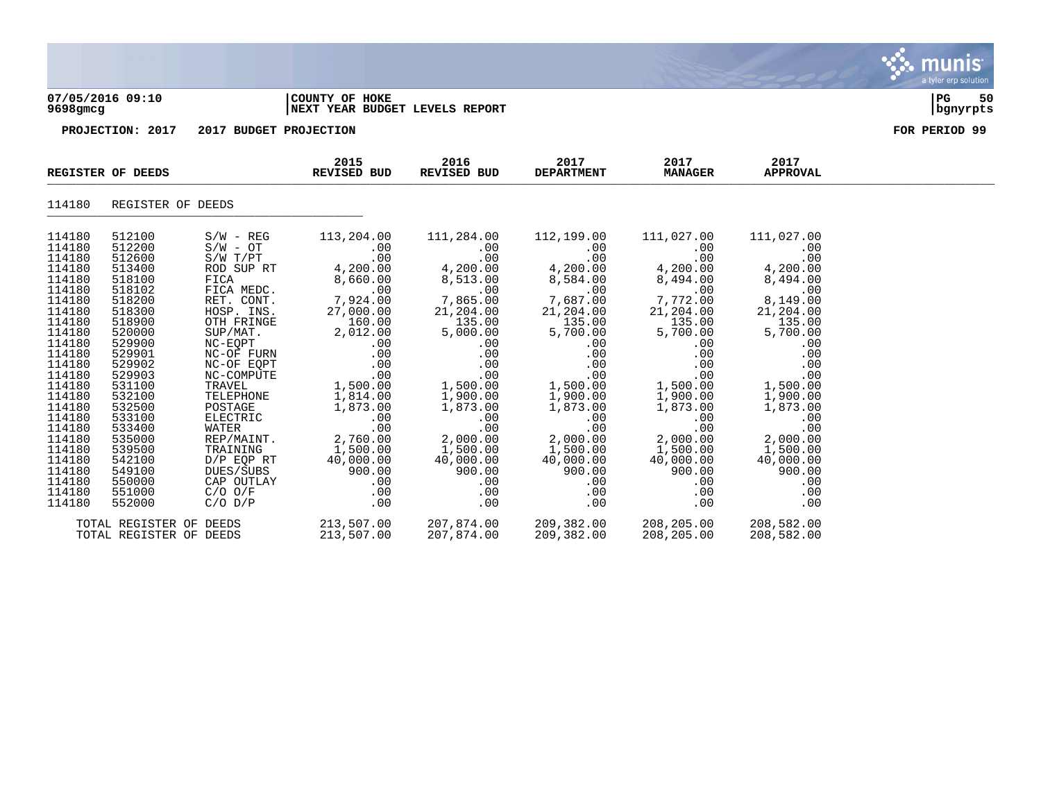**COUNTY OF HOKE**
**NEXT YEAR BUDGET LEVELS REPORT**

07/05/2016 09:10
9698gmcg

**PROJECTION: 2017 2017 BUDGET PROJECTION** **FOR PERIOD 99**

| REGISTER OF DEEDS | | | 2015 REVISED BUD | 2016 REVISED BUD | 2017 DEPARTMENT | 2017 MANAGER | 2017 APPROVAL |
|---|---|---|---|---|---|---|---|
| 114180 | REGISTER OF DEEDS | | | | | | |
| 114180 | 512100 | S/W - REG | 113,204.00 | 111,284.00 | 112,199.00 | 111,027.00 | 111,027.00 |
| 114180 | 512200 | S/W - OT | .00 | .00 | .00 | .00 | .00 |
| 114180 | 512600 | S/W T/PT | .00 | .00 | .00 | .00 | .00 |
| 114180 | 513400 | ROD SUP RT | 4,200.00 | 4,200.00 | 4,200.00 | 4,200.00 | 4,200.00 |
| 114180 | 518100 | FICA | 8,660.00 | 8,513.00 | 8,584.00 | 8,494.00 | 8,494.00 |
| 114180 | 518102 | FICA MEDC. | .00 | .00 | .00 | .00 | .00 |
| 114180 | 518200 | RET. CONT. | 7,924.00 | 7,865.00 | 7,687.00 | 7,772.00 | 8,149.00 |
| 114180 | 518300 | HOSP. INS. | 27,000.00 | 21,204.00 | 21,204.00 | 21,204.00 | 21,204.00 |
| 114180 | 518900 | OTH FRINGE | 160.00 | 135.00 | 135.00 | 135.00 | 135.00 |
| 114180 | 520000 | SUP/MAT. | 2,012.00 | 5,000.00 | 5,700.00 | 5,700.00 | 5,700.00 |
| 114180 | 529900 | NC-EQPT | .00 | .00 | .00 | .00 | .00 |
| 114180 | 529901 | NC-OF FURN | .00 | .00 | .00 | .00 | .00 |
| 114180 | 529902 | NC-OF EQPT | .00 | .00 | .00 | .00 | .00 |
| 114180 | 529903 | NC-COMPUTE | .00 | .00 | .00 | .00 | .00 |
| 114180 | 531100 | TRAVEL | 1,500.00 | 1,500.00 | 1,500.00 | 1,500.00 | 1,500.00 |
| 114180 | 532100 | TELEPHONE | 1,814.00 | 1,900.00 | 1,900.00 | 1,900.00 | 1,900.00 |
| 114180 | 532500 | POSTAGE | 1,873.00 | 1,873.00 | 1,873.00 | 1,873.00 | 1,873.00 |
| 114180 | 533100 | ELECTRIC | .00 | .00 | .00 | .00 | .00 |
| 114180 | 533400 | WATER | .00 | .00 | .00 | .00 | .00 |
| 114180 | 535000 | REP/MAINT. | 2,760.00 | 2,000.00 | 2,000.00 | 2,000.00 | 2,000.00 |
| 114180 | 539500 | TRAINING | 1,500.00 | 1,500.00 | 1,500.00 | 1,500.00 | 1,500.00 |
| 114180 | 542100 | D/P EQP RT | 40,000.00 | 40,000.00 | 40,000.00 | 40,000.00 | 40,000.00 |
| 114180 | 549100 | DUES/SUBS | 900.00 | 900.00 | 900.00 | 900.00 | 900.00 |
| 114180 | 550000 | CAP OUTLAY | .00 | .00 | .00 | .00 | .00 |
| 114180 | 551000 | C/O O/F | .00 | .00 | .00 | .00 | .00 |
| 114180 | 552000 | C/O D/P | .00 | .00 | .00 | .00 | .00 |
| TOTAL REGISTER OF DEEDS | | | 213,507.00 | 207,874.00 | 209,382.00 | 208,205.00 | 208,582.00 |
| TOTAL REGISTER OF DEEDS | | | 213,507.00 | 207,874.00 | 209,382.00 | 208,205.00 | 208,582.00 |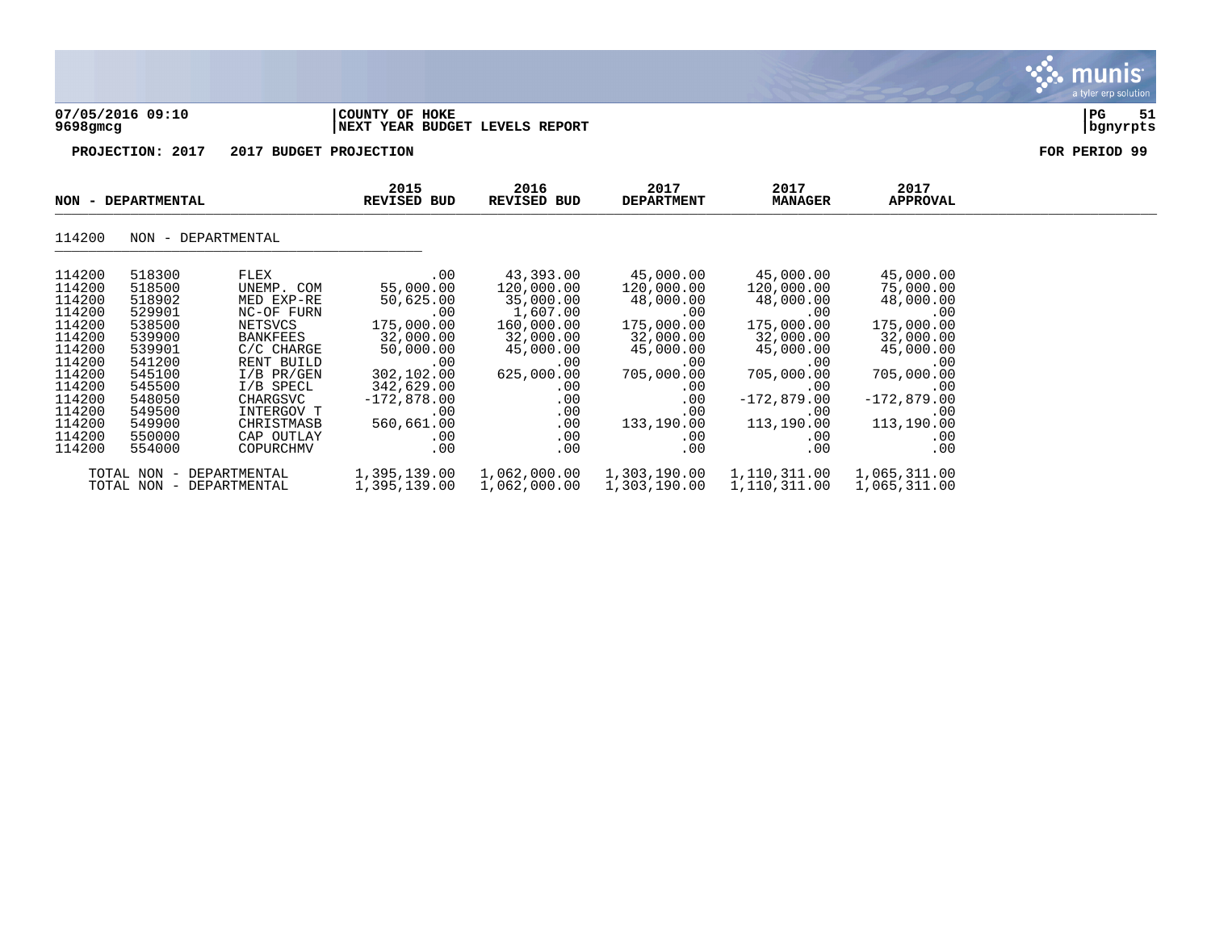**07/05/2016 09:10** | **COUNTY OF HOKE** | **PG 51**
**9698gmcg** | **NEXT YEAR BUDGET LEVELS REPORT** | **bgnyrpts**

**PROJECTION: 2017 2017 BUDGET PROJECTION** **FOR PERIOD 99**

## NON - DEPARTMENTAL

114200 NON - DEPARTMENTAL

| ORG | OBJECT | DESCRIPTION | 2015 REVISED BUD | 2016 REVISED BUD | 2017 DEPARTMENT | 2017 MANAGER | 2017 APPROVAL |
|---|---|---|---|---|---|---|---|
| 114200 | 518300 | FLEX | .00 | 43,393.00 | 45,000.00 | 45,000.00 | 45,000.00 |
| 114200 | 518500 | UNEMP. COM | 55,000.00 | 120,000.00 | 120,000.00 | 120,000.00 | 75,000.00 |
| 114200 | 518902 | MED EXP-RE | 50,625.00 | 35,000.00 | 48,000.00 | 48,000.00 | 48,000.00 |
| 114200 | 529901 | NC-OF FURN | .00 | 1,607.00 | .00 | .00 | .00 |
| 114200 | 538500 | NETSVCS | 175,000.00 | 160,000.00 | 175,000.00 | 175,000.00 | 175,000.00 |
| 114200 | 539900 | BANKFEES | 32,000.00 | 32,000.00 | 32,000.00 | 32,000.00 | 32,000.00 |
| 114200 | 539901 | C/C CHARGE | 50,000.00 | 45,000.00 | 45,000.00 | 45,000.00 | 45,000.00 |
| 114200 | 541200 | RENT BUILD | .00 | .00 | .00 | .00 | .00 |
| 114200 | 545100 | I/B PR/GEN | 302,102.00 | 625,000.00 | 705,000.00 | 705,000.00 | 705,000.00 |
| 114200 | 545500 | I/B SPECL | 342,629.00 | .00 | .00 | .00 | .00 |
| 114200 | 548050 | CHARGSVC | -172,878.00 | .00 | .00 | -172,879.00 | -172,879.00 |
| 114200 | 549500 | INTERGOV T | .00 | .00 | .00 | .00 | .00 |
| 114200 | 549900 | CHRISTMASB | 560,661.00 | .00 | 133,190.00 | 113,190.00 | 113,190.00 |
| 114200 | 550000 | CAP OUTLAY | .00 | .00 | .00 | .00 | .00 |
| 114200 | 554000 | COPURCHMV | .00 | .00 | .00 | .00 | .00 |
| | TOTAL NON - DEPARTMENTAL | | 1,395,139.00 | 1,062,000.00 | 1,303,190.00 | 1,110,311.00 | 1,065,311.00 |
| | TOTAL NON - DEPARTMENTAL | | 1,395,139.00 | 1,062,000.00 | 1,303,190.00 | 1,110,311.00 | 1,065,311.00 |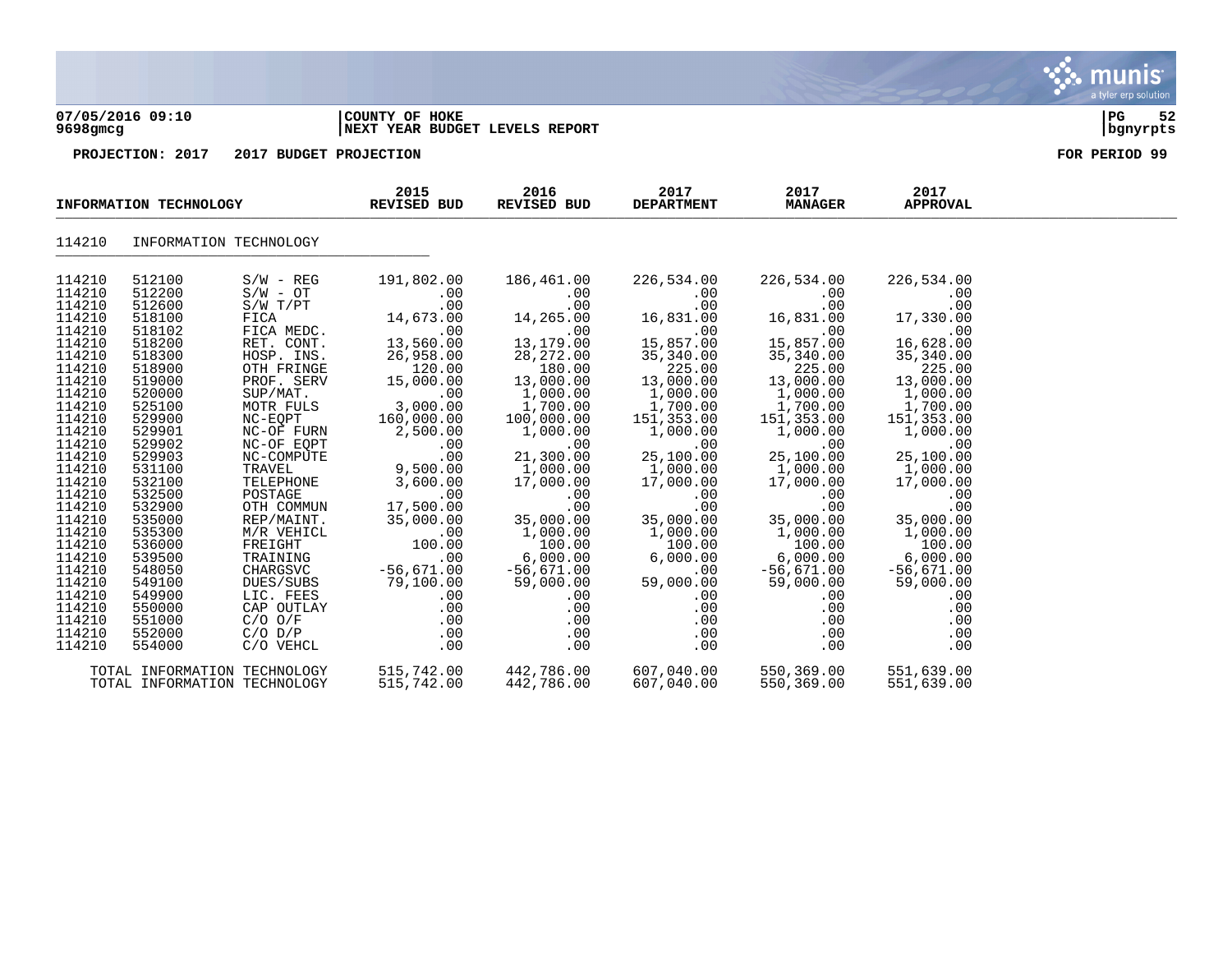**07/05/2016 09:10** | **COUNTY OF HOKE** | **PG 52**
**9698gmcg** | **NEXT YEAR BUDGET LEVELS REPORT** | **bgnyrpts**

**PROJECTION: 2017 2017 BUDGET PROJECTION** **FOR PERIOD 99**

| INFORMATION TECHNOLOGY | | | 2015 REVISED BUD | 2016 REVISED BUD | 2017 DEPARTMENT | 2017 MANAGER | 2017 APPROVAL |
|---|---|---|---|---|---|---|---|
| 114210 | INFORMATION TECHNOLOGY | | | | | | |
| 114210 | 512100 | S/W - REG | 191,802.00 | 186,461.00 | 226,534.00 | 226,534.00 | 226,534.00 |
| 114210 | 512200 | S/W - OT | .00 | .00 | .00 | .00 | .00 |
| 114210 | 512600 | S/W T/PT | .00 | .00 | .00 | .00 | .00 |
| 114210 | 518100 | FICA | 14,673.00 | 14,265.00 | 16,831.00 | 16,831.00 | 17,330.00 |
| 114210 | 518102 | FICA MEDC. | .00 | .00 | .00 | .00 | .00 |
| 114210 | 518200 | RET. CONT. | 13,560.00 | 13,179.00 | 15,857.00 | 15,857.00 | 16,628.00 |
| 114210 | 518300 | HOSP. INS. | 26,958.00 | 28,272.00 | 35,340.00 | 35,340.00 | 35,340.00 |
| 114210 | 518900 | OTH FRINGE | 120.00 | 180.00 | 225.00 | 225.00 | 225.00 |
| 114210 | 519000 | PROF. SERV | 15,000.00 | 13,000.00 | 13,000.00 | 13,000.00 | 13,000.00 |
| 114210 | 520000 | SUP/MAT. | .00 | 1,000.00 | 1,000.00 | 1,000.00 | 1,000.00 |
| 114210 | 525100 | MOTR FULS | 3,000.00 | 1,700.00 | 1,700.00 | 1,700.00 | 1,700.00 |
| 114210 | 529900 | NC-EQPT | 160,000.00 | 100,000.00 | 151,353.00 | 151,353.00 | 151,353.00 |
| 114210 | 529901 | NC-OF FURN | 2,500.00 | 1,000.00 | 1,000.00 | 1,000.00 | 1,000.00 |
| 114210 | 529902 | NC-OF EQPT | .00 | .00 | .00 | .00 | .00 |
| 114210 | 529903 | NC-COMPUTE | .00 | 21,300.00 | 25,100.00 | 25,100.00 | 25,100.00 |
| 114210 | 531100 | TRAVEL | 9,500.00 | 1,000.00 | 1,000.00 | 1,000.00 | 1,000.00 |
| 114210 | 532100 | TELEPHONE | 3,600.00 | 17,000.00 | 17,000.00 | 17,000.00 | 17,000.00 |
| 114210 | 532500 | POSTAGE | .00 | .00 | .00 | .00 | .00 |
| 114210 | 532900 | OTH COMMUN | 17,500.00 | .00 | .00 | .00 | .00 |
| 114210 | 535000 | REP/MAINT. | 35,000.00 | 35,000.00 | 35,000.00 | 35,000.00 | 35,000.00 |
| 114210 | 535300 | M/R VEHICL | .00 | 1,000.00 | 1,000.00 | 1,000.00 | 1,000.00 |
| 114210 | 536000 | FREIGHT | 100.00 | 100.00 | 100.00 | 100.00 | 100.00 |
| 114210 | 539500 | TRAINING | .00 | 6,000.00 | 6,000.00 | 6,000.00 | 6,000.00 |
| 114210 | 548050 | CHARGSVC | -56,671.00 | -56,671.00 | .00 | -56,671.00 | -56,671.00 |
| 114210 | 549100 | DUES/SUBS | 79,100.00 | 59,000.00 | 59,000.00 | 59,000.00 | 59,000.00 |
| 114210 | 549900 | LIC. FEES | .00 | .00 | .00 | .00 | .00 |
| 114210 | 550000 | CAP OUTLAY | .00 | .00 | .00 | .00 | .00 |
| 114210 | 551000 | C/O O/F | .00 | .00 | .00 | .00 | .00 |
| 114210 | 552000 | C/O D/P | .00 | .00 | .00 | .00 | .00 |
| 114210 | 554000 | C/O VEHCL | .00 | .00 | .00 | .00 | .00 |
| TOTAL INFORMATION TECHNOLOGY | | | 515,742.00 | 442,786.00 | 607,040.00 | 550,369.00 | 551,639.00 |
| TOTAL INFORMATION TECHNOLOGY | | | 515,742.00 | 442,786.00 | 607,040.00 | 550,369.00 | 551,639.00 |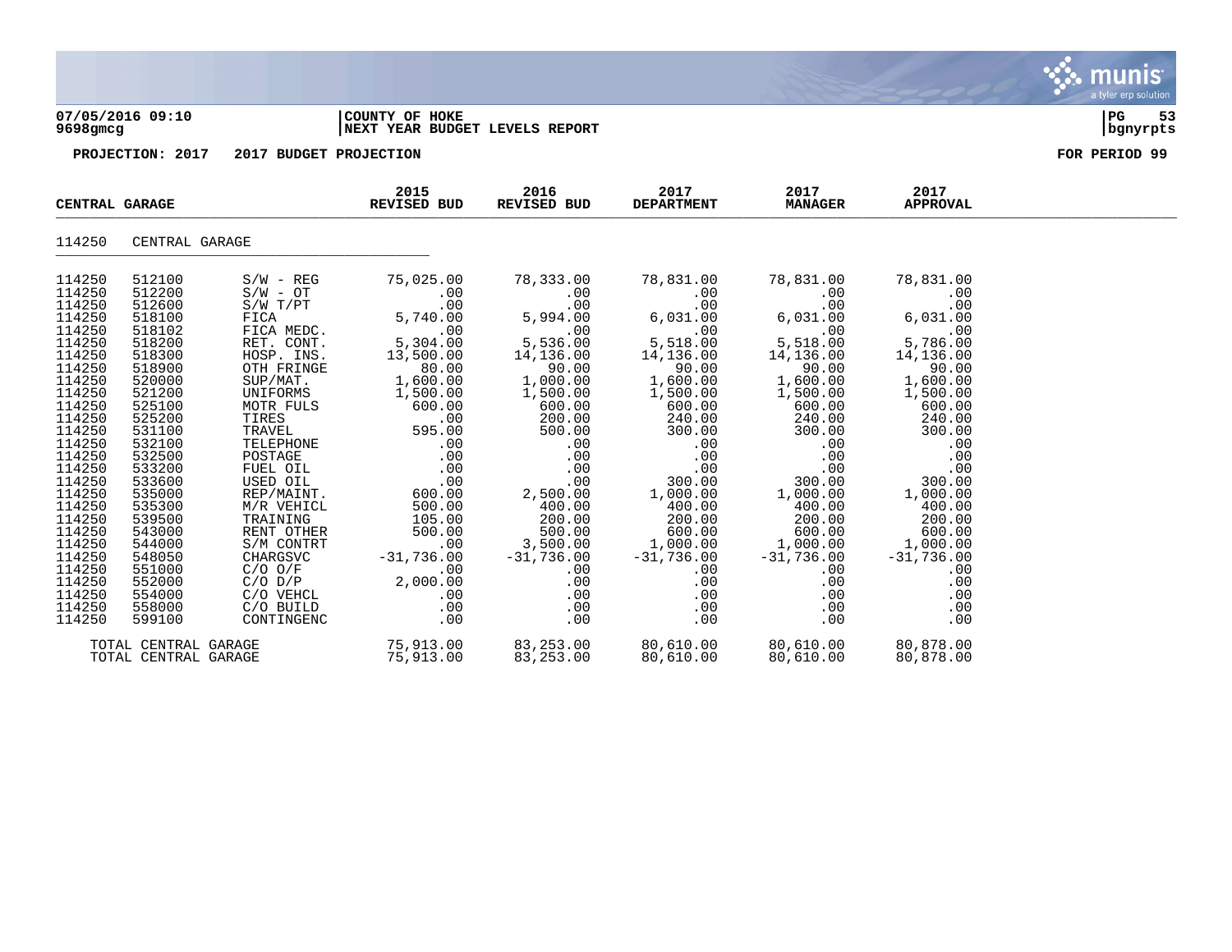**COUNTY OF HOKE**
**NEXT YEAR BUDGET LEVELS REPORT**

**PROJECTION: 2017 2017 BUDGET PROJECTION** **FOR PERIOD 99**

| CENTRAL GARAGE | | | 2015 REVISED BUD | 2016 REVISED BUD | 2017 DEPARTMENT | 2017 MANAGER | 2017 APPROVAL |
|---|---|---|---|---|---|---|---|
| 114250 | CENTRAL GARAGE | | | | | | |
| 114250 | 512100 | S/W - REG | 75,025.00 | 78,333.00 | 78,831.00 | 78,831.00 | 78,831.00 |
| 114250 | 512200 | S/W - OT | .00 | .00 | .00 | .00 | .00 |
| 114250 | 512600 | S/W T/PT | .00 | .00 | .00 | .00 | .00 |
| 114250 | 518100 | FICA | 5,740.00 | 5,994.00 | 6,031.00 | 6,031.00 | 6,031.00 |
| 114250 | 518102 | FICA MEDC. | .00 | .00 | .00 | .00 | .00 |
| 114250 | 518200 | RET. CONT. | 5,304.00 | 5,536.00 | 5,518.00 | 5,518.00 | 5,786.00 |
| 114250 | 518300 | HOSP. INS. | 13,500.00 | 14,136.00 | 14,136.00 | 14,136.00 | 14,136.00 |
| 114250 | 518900 | OTH FRINGE | 80.00 | 90.00 | 90.00 | 90.00 | 90.00 |
| 114250 | 520000 | SUP/MAT. | 1,600.00 | 1,000.00 | 1,600.00 | 1,600.00 | 1,600.00 |
| 114250 | 521200 | UNIFORMS | 1,500.00 | 1,500.00 | 1,500.00 | 1,500.00 | 1,500.00 |
| 114250 | 525100 | MOTR FULS | 600.00 | 600.00 | 600.00 | 600.00 | 600.00 |
| 114250 | 525200 | TIRES | .00 | 200.00 | 240.00 | 240.00 | 240.00 |
| 114250 | 531100 | TRAVEL | 595.00 | 500.00 | 300.00 | 300.00 | 300.00 |
| 114250 | 532100 | TELEPHONE | .00 | .00 | .00 | .00 | .00 |
| 114250 | 532500 | POSTAGE | .00 | .00 | .00 | .00 | .00 |
| 114250 | 533200 | FUEL OIL | .00 | .00 | .00 | .00 | .00 |
| 114250 | 533600 | USED OIL | .00 | .00 | 300.00 | 300.00 | 300.00 |
| 114250 | 535000 | REP/MAINT. | 600.00 | 2,500.00 | 1,000.00 | 1,000.00 | 1,000.00 |
| 114250 | 535300 | M/R VEHICL | 500.00 | 400.00 | 400.00 | 400.00 | 400.00 |
| 114250 | 539500 | TRAINING | 105.00 | 200.00 | 200.00 | 200.00 | 200.00 |
| 114250 | 543000 | RENT OTHER | 500.00 | 500.00 | 600.00 | 600.00 | 600.00 |
| 114250 | 544000 | S/M CONTRT | .00 | 3,500.00 | 1,000.00 | 1,000.00 | 1,000.00 |
| 114250 | 548050 | CHARGSVC | -31,736.00 | -31,736.00 | -31,736.00 | -31,736.00 | -31,736.00 |
| 114250 | 551000 | C/O O/F | .00 | .00 | .00 | .00 | .00 |
| 114250 | 552000 | C/O D/P | 2,000.00 | .00 | .00 | .00 | .00 |
| 114250 | 554000 | C/O VEHCL | .00 | .00 | .00 | .00 | .00 |
| 114250 | 558000 | C/O BUILD | .00 | .00 | .00 | .00 | .00 |
| 114250 | 599100 | CONTINGENC | .00 | .00 | .00 | .00 | .00 |
| TOTAL CENTRAL GARAGE | | | 75,913.00 | 83,253.00 | 80,610.00 | 80,610.00 | 80,878.00 |
| TOTAL CENTRAL GARAGE | | | 75,913.00 | 83,253.00 | 80,610.00 | 80,610.00 | 80,878.00 |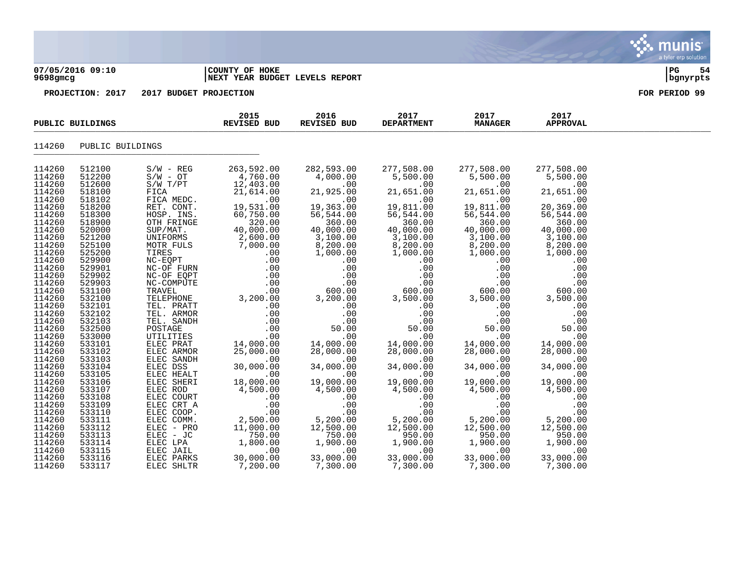**COUNTY OF HOKE**
**NEXT YEAR BUDGET LEVELS REPORT**

07/05/2016 09:10
9698gmcg

PROJECTION: 2017 2017 BUDGET PROJECTION

FOR PERIOD 99

## PUBLIC BUILDINGS

### 114260 PUBLIC BUILDINGS

| | | | 2015 REVISED BUD | 2016 REVISED BUD | 2017 DEPARTMENT | 2017 MANAGER | 2017 APPROVAL |
|---|---|---|---|---|---|---|---|
| 114260 | 512100 | S/W - REG | 263,592.00 | 282,593.00 | 277,508.00 | 277,508.00 | 277,508.00 |
| 114260 | 512200 | S/W - OT | 4,760.00 | 4,000.00 | 5,500.00 | 5,500.00 | 5,500.00 |
| 114260 | 512600 | S/W T/PT | 12,403.00 | .00 | .00 | .00 | .00 |
| 114260 | 518100 | FICA | 21,614.00 | 21,925.00 | 21,651.00 | 21,651.00 | 21,651.00 |
| 114260 | 518102 | FICA MEDC. | .00 | .00 | .00 | .00 | .00 |
| 114260 | 518200 | RET. CONT. | 19,531.00 | 19,363.00 | 19,811.00 | 19,811.00 | 20,369.00 |
| 114260 | 518300 | HOSP. INS. | 60,750.00 | 56,544.00 | 56,544.00 | 56,544.00 | 56,544.00 |
| 114260 | 518900 | OTH FRINGE | 320.00 | 360.00 | 360.00 | 360.00 | 360.00 |
| 114260 | 520000 | SUP/MAT. | 40,000.00 | 40,000.00 | 40,000.00 | 40,000.00 | 40,000.00 |
| 114260 | 521200 | UNIFORMS | 2,600.00 | 3,100.00 | 3,100.00 | 3,100.00 | 3,100.00 |
| 114260 | 525100 | MOTR FULS | 7,000.00 | 8,200.00 | 8,200.00 | 8,200.00 | 8,200.00 |
| 114260 | 525200 | TIRES | .00 | 1,000.00 | 1,000.00 | 1,000.00 | 1,000.00 |
| 114260 | 529900 | NC-EQPT | .00 | .00 | .00 | .00 | .00 |
| 114260 | 529901 | NC-OF FURN | .00 | .00 | .00 | .00 | .00 |
| 114260 | 529902 | NC-OF EQPT | .00 | .00 | .00 | .00 | .00 |
| 114260 | 529903 | NC-COMPUTE | .00 | .00 | .00 | .00 | .00 |
| 114260 | 531100 | TRAVEL | .00 | 600.00 | 600.00 | 600.00 | 600.00 |
| 114260 | 532100 | TELEPHONE | 3,200.00 | 3,200.00 | 3,500.00 | 3,500.00 | 3,500.00 |
| 114260 | 532101 | TEL. PRATT | .00 | .00 | .00 | .00 | .00 |
| 114260 | 532102 | TEL. ARMOR | .00 | .00 | .00 | .00 | .00 |
| 114260 | 532103 | TEL. SANDH | .00 | .00 | .00 | .00 | .00 |
| 114260 | 532500 | POSTAGE | .00 | 50.00 | 50.00 | 50.00 | 50.00 |
| 114260 | 533000 | UTILITIES | .00 | .00 | .00 | .00 | .00 |
| 114260 | 533101 | ELEC PRAT | 14,000.00 | 14,000.00 | 14,000.00 | 14,000.00 | 14,000.00 |
| 114260 | 533102 | ELEC ARMOR | 25,000.00 | 28,000.00 | 28,000.00 | 28,000.00 | 28,000.00 |
| 114260 | 533103 | ELEC SANDH | .00 | .00 | .00 | .00 | .00 |
| 114260 | 533104 | ELEC DSS | 30,000.00 | 34,000.00 | 34,000.00 | 34,000.00 | 34,000.00 |
| 114260 | 533105 | ELEC HEALT | .00 | .00 | .00 | .00 | .00 |
| 114260 | 533106 | ELEC SHERI | 18,000.00 | 19,000.00 | 19,000.00 | 19,000.00 | 19,000.00 |
| 114260 | 533107 | ELEC ROD | 4,500.00 | 4,500.00 | 4,500.00 | 4,500.00 | 4,500.00 |
| 114260 | 533108 | ELEC COURT | .00 | .00 | .00 | .00 | .00 |
| 114260 | 533109 | ELEC CRT A | .00 | .00 | .00 | .00 | .00 |
| 114260 | 533110 | ELEC COOP. | .00 | .00 | .00 | .00 | .00 |
| 114260 | 533111 | ELEC COMM. | 2,500.00 | 5,200.00 | 5,200.00 | 5,200.00 | 5,200.00 |
| 114260 | 533112 | ELEC - PRO | 11,000.00 | 12,500.00 | 12,500.00 | 12,500.00 | 12,500.00 |
| 114260 | 533113 | ELEC - JC | 750.00 | 750.00 | 950.00 | 950.00 | 950.00 |
| 114260 | 533114 | ELEC LPA | 1,800.00 | 1,900.00 | 1,900.00 | 1,900.00 | 1,900.00 |
| 114260 | 533115 | ELEC JAIL | .00 | .00 | .00 | .00 | .00 |
| 114260 | 533116 | ELEC PARKS | 30,000.00 | 33,000.00 | 33,000.00 | 33,000.00 | 33,000.00 |
| 114260 | 533117 | ELEC SHLTR | 7,200.00 | 7,300.00 | 7,300.00 | 7,300.00 | 7,300.00 |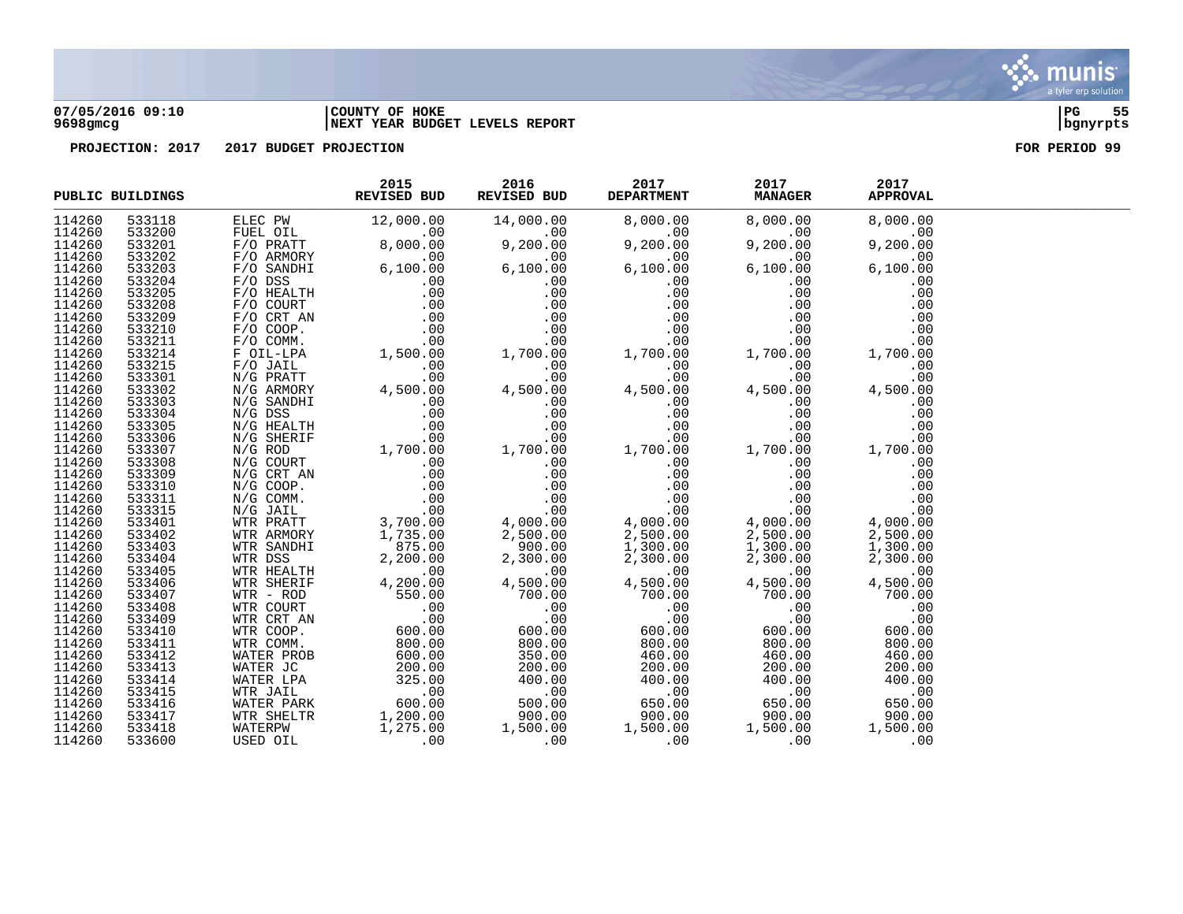**07/05/2016 09:10** | **COUNTY OF HOKE** | **PG 55**
**9698gmcg** | **NEXT YEAR BUDGET LEVELS REPORT** | **bgnyrpts**

**PROJECTION: 2017 2017 BUDGET PROJECTION** **FOR PERIOD 99**

| PUBLIC BUILDINGS | | | 2015 REVISED BUD | 2016 REVISED BUD | 2017 DEPARTMENT | 2017 MANAGER | 2017 APPROVAL |
|---|---|---|---|---|---|---|---|
| 114260 | 533118 | ELEC PW | 12,000.00 | 14,000.00 | 8,000.00 | 8,000.00 | 8,000.00 |
| 114260 | 533200 | FUEL OIL | .00 | .00 | .00 | .00 | .00 |
| 114260 | 533201 | F/O PRATT | 8,000.00 | 9,200.00 | 9,200.00 | 9,200.00 | 9,200.00 |
| 114260 | 533202 | F/O ARMORY | .00 | .00 | .00 | .00 | .00 |
| 114260 | 533203 | F/O SANDHI | 6,100.00 | 6,100.00 | 6,100.00 | 6,100.00 | 6,100.00 |
| 114260 | 533204 | F/O DSS | .00 | .00 | .00 | .00 | .00 |
| 114260 | 533205 | F/O HEALTH | .00 | .00 | .00 | .00 | .00 |
| 114260 | 533208 | F/O COURT | .00 | .00 | .00 | .00 | .00 |
| 114260 | 533209 | F/O CRT AN | .00 | .00 | .00 | .00 | .00 |
| 114260 | 533210 | F/O COOP. | .00 | .00 | .00 | .00 | .00 |
| 114260 | 533211 | F/O COMM. | .00 | .00 | .00 | .00 | .00 |
| 114260 | 533214 | F OIL-LPA | 1,500.00 | 1,700.00 | 1,700.00 | 1,700.00 | 1,700.00 |
| 114260 | 533215 | F/O JAIL | .00 | .00 | .00 | .00 | .00 |
| 114260 | 533301 | N/G PRATT | .00 | .00 | .00 | .00 | .00 |
| 114260 | 533302 | N/G ARMORY | 4,500.00 | 4,500.00 | 4,500.00 | 4,500.00 | 4,500.00 |
| 114260 | 533303 | N/G SANDHI | .00 | .00 | .00 | .00 | .00 |
| 114260 | 533304 | N/G DSS | .00 | .00 | .00 | .00 | .00 |
| 114260 | 533305 | N/G HEALTH | .00 | .00 | .00 | .00 | .00 |
| 114260 | 533306 | N/G SHERIF | .00 | .00 | .00 | .00 | .00 |
| 114260 | 533307 | N/G ROD | 1,700.00 | 1,700.00 | 1,700.00 | 1,700.00 | 1,700.00 |
| 114260 | 533308 | N/G COURT | .00 | .00 | .00 | .00 | .00 |
| 114260 | 533309 | N/G CRT AN | .00 | .00 | .00 | .00 | .00 |
| 114260 | 533310 | N/G COOP. | .00 | .00 | .00 | .00 | .00 |
| 114260 | 533311 | N/G COMM. | .00 | .00 | .00 | .00 | .00 |
| 114260 | 533315 | N/G JAIL | .00 | .00 | .00 | .00 | .00 |
| 114260 | 533401 | WTR PRATT | 3,700.00 | 4,000.00 | 4,000.00 | 4,000.00 | 4,000.00 |
| 114260 | 533402 | WTR ARMORY | 1,735.00 | 2,500.00 | 2,500.00 | 2,500.00 | 2,500.00 |
| 114260 | 533403 | WTR SANDHI | 875.00 | 900.00 | 1,300.00 | 1,300.00 | 1,300.00 |
| 114260 | 533404 | WTR DSS | 2,200.00 | 2,300.00 | 2,300.00 | 2,300.00 | 2,300.00 |
| 114260 | 533405 | WTR HEALTH | .00 | .00 | .00 | .00 | .00 |
| 114260 | 533406 | WTR SHERIF | 4,200.00 | 4,500.00 | 4,500.00 | 4,500.00 | 4,500.00 |
| 114260 | 533407 | WTR - ROD | 550.00 | 700.00 | 700.00 | 700.00 | 700.00 |
| 114260 | 533408 | WTR COURT | .00 | .00 | .00 | .00 | .00 |
| 114260 | 533409 | WTR CRT AN | .00 | .00 | .00 | .00 | .00 |
| 114260 | 533410 | WTR COOP. | 600.00 | 600.00 | 600.00 | 600.00 | 600.00 |
| 114260 | 533411 | WTR COMM. | 800.00 | 800.00 | 800.00 | 800.00 | 800.00 |
| 114260 | 533412 | WATER PROB | 600.00 | 350.00 | 460.00 | 460.00 | 460.00 |
| 114260 | 533413 | WATER JC | 200.00 | 200.00 | 200.00 | 200.00 | 200.00 |
| 114260 | 533414 | WATER LPA | 325.00 | 400.00 | 400.00 | 400.00 | 400.00 |
| 114260 | 533415 | WTR JAIL | .00 | .00 | .00 | .00 | .00 |
| 114260 | 533416 | WATER PARK | 600.00 | 500.00 | 650.00 | 650.00 | 650.00 |
| 114260 | 533417 | WTR SHELTR | 1,200.00 | 900.00 | 900.00 | 900.00 | 900.00 |
| 114260 | 533418 | WATERPW | 1,275.00 | 1,500.00 | 1,500.00 | 1,500.00 | 1,500.00 |
| 114260 | 533600 | USED OIL | .00 | .00 | .00 | .00 | .00 |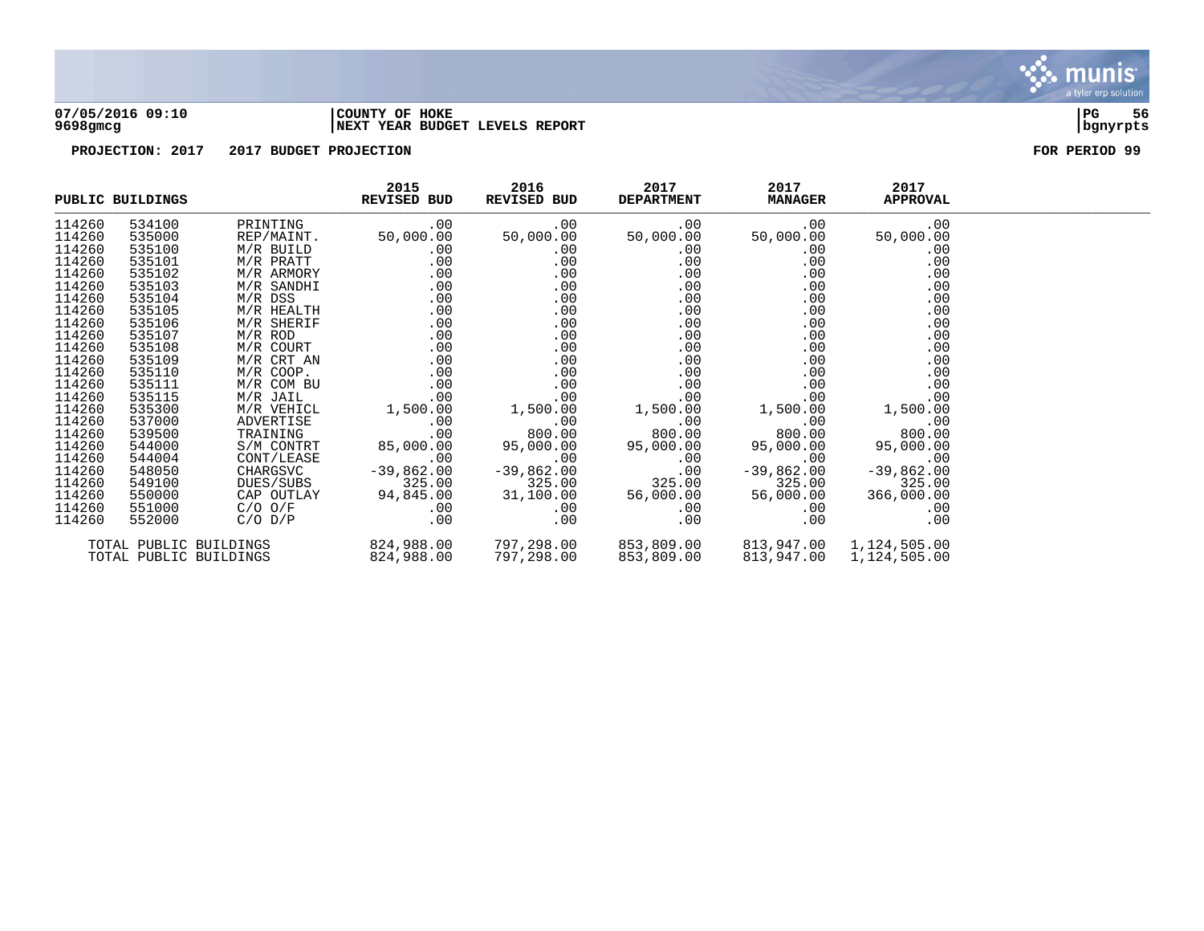07/05/2016 09:10 | COUNTY OF HOKE | PG 56
9698gmcg | NEXT YEAR BUDGET LEVELS REPORT | bgnyrpts

PROJECTION: 2017 2017 BUDGET PROJECTION FOR PERIOD 99

| PUBLIC BUILDINGS | | | 2015 REVISED BUD | 2016 REVISED BUD | 2017 DEPARTMENT | 2017 MANAGER | 2017 APPROVAL |
|---|---|---|---|---|---|---|---|
| 114260 | 534100 | PRINTING | .00 | .00 | .00 | .00 | .00 |
| 114260 | 535000 | REP/MAINT. | 50,000.00 | 50,000.00 | 50,000.00 | 50,000.00 | 50,000.00 |
| 114260 | 535100 | M/R BUILD | .00 | .00 | .00 | .00 | .00 |
| 114260 | 535101 | M/R PRATT | .00 | .00 | .00 | .00 | .00 |
| 114260 | 535102 | M/R ARMORY | .00 | .00 | .00 | .00 | .00 |
| 114260 | 535103 | M/R SANDHI | .00 | .00 | .00 | .00 | .00 |
| 114260 | 535104 | M/R DSS | .00 | .00 | .00 | .00 | .00 |
| 114260 | 535105 | M/R HEALTH | .00 | .00 | .00 | .00 | .00 |
| 114260 | 535106 | M/R SHERIF | .00 | .00 | .00 | .00 | .00 |
| 114260 | 535107 | M/R ROD | .00 | .00 | .00 | .00 | .00 |
| 114260 | 535108 | M/R COURT | .00 | .00 | .00 | .00 | .00 |
| 114260 | 535109 | M/R CRT AN | .00 | .00 | .00 | .00 | .00 |
| 114260 | 535110 | M/R COOP. | .00 | .00 | .00 | .00 | .00 |
| 114260 | 535111 | M/R COM BU | .00 | .00 | .00 | .00 | .00 |
| 114260 | 535115 | M/R JAIL | .00 | .00 | .00 | .00 | .00 |
| 114260 | 535300 | M/R VEHICL | 1,500.00 | 1,500.00 | 1,500.00 | 1,500.00 | 1,500.00 |
| 114260 | 537000 | ADVERTISE | .00 | .00 | .00 | .00 | .00 |
| 114260 | 539500 | TRAINING | .00 | 800.00 | 800.00 | 800.00 | 800.00 |
| 114260 | 544000 | S/M CONTRT | 85,000.00 | 95,000.00 | 95,000.00 | 95,000.00 | 95,000.00 |
| 114260 | 544004 | CONT/LEASE | .00 | .00 | .00 | .00 | .00 |
| 114260 | 548050 | CHARGSVC | -39,862.00 | -39,862.00 | .00 | -39,862.00 | -39,862.00 |
| 114260 | 549100 | DUES/SUBS | 325.00 | 325.00 | 325.00 | 325.00 | 325.00 |
| 114260 | 550000 | CAP OUTLAY | 94,845.00 | 31,100.00 | 56,000.00 | 56,000.00 | 366,000.00 |
| 114260 | 551000 | C/O O/F | .00 | .00 | .00 | .00 | .00 |
| 114260 | 552000 | C/O D/P | .00 | .00 | .00 | .00 | .00 |
| TOTAL PUBLIC BUILDINGS | | | 824,988.00 | 797,298.00 | 853,809.00 | 813,947.00 | 1,124,505.00 |
| TOTAL PUBLIC BUILDINGS | | | 824,988.00 | 797,298.00 | 853,809.00 | 813,947.00 | 1,124,505.00 |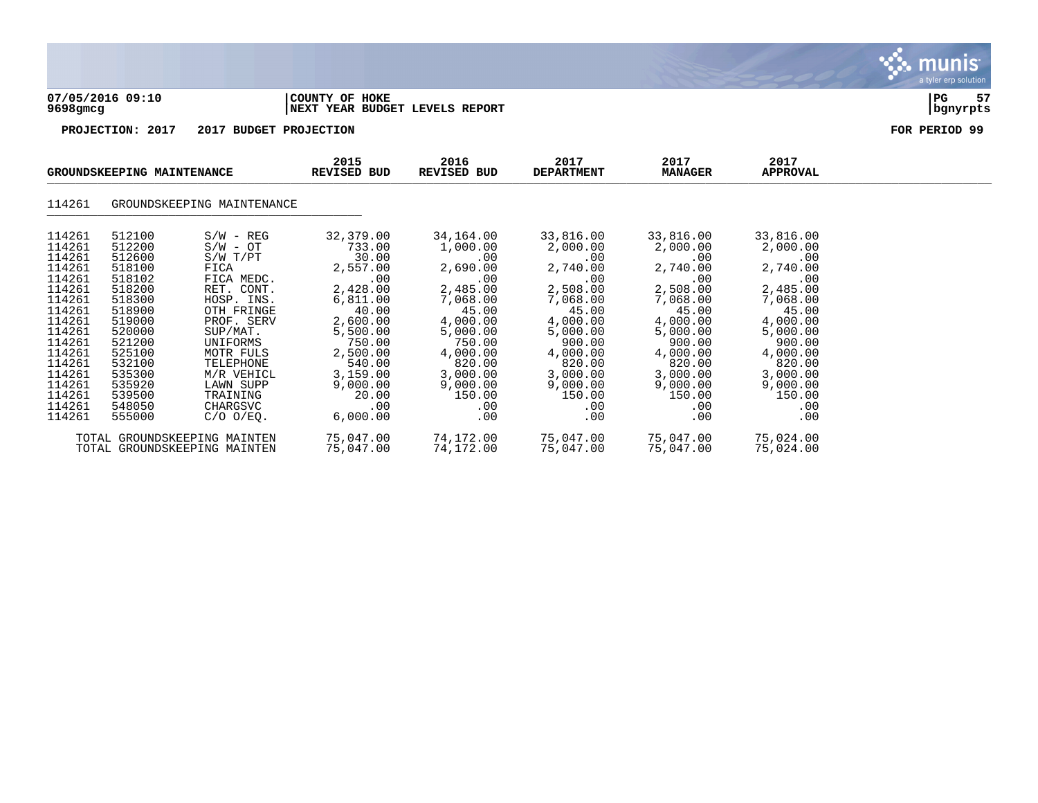**07/05/2016 09:10** | **COUNTY OF HOKE** | **PG 57**
**9698gmcg** | **NEXT YEAR BUDGET LEVELS REPORT** | **bgnyrpts**

**PROJECTION: 2017 2017 BUDGET PROJECTION** | **FOR PERIOD 99**

| GROUNDSKEEPING MAINTENANCE | | | 2015 REVISED BUD | 2016 REVISED BUD | 2017 DEPARTMENT | 2017 MANAGER | 2017 APPROVAL |
|---|---|---|---|---|---|---|---|
| 114261 | GROUNDSKEEPING MAINTENANCE | | | | | | |
| 114261 | 512100 | S/W - REG | 32,379.00 | 34,164.00 | 33,816.00 | 33,816.00 | 33,816.00 |
| 114261 | 512200 | S/W - OT | 733.00 | 1,000.00 | 2,000.00 | 2,000.00 | 2,000.00 |
| 114261 | 512600 | S/W T/PT | 30.00 | .00 | .00 | .00 | .00 |
| 114261 | 518100 | FICA | 2,557.00 | 2,690.00 | 2,740.00 | 2,740.00 | 2,740.00 |
| 114261 | 518102 | FICA MEDC. | .00 | .00 | .00 | .00 | .00 |
| 114261 | 518200 | RET. CONT. | 2,428.00 | 2,485.00 | 2,508.00 | 2,508.00 | 2,485.00 |
| 114261 | 518300 | HOSP. INS. | 6,811.00 | 7,068.00 | 7,068.00 | 7,068.00 | 7,068.00 |
| 114261 | 518900 | OTH FRINGE | 40.00 | 45.00 | 45.00 | 45.00 | 45.00 |
| 114261 | 519000 | PROF. SERV | 2,600.00 | 4,000.00 | 4,000.00 | 4,000.00 | 4,000.00 |
| 114261 | 520000 | SUP/MAT. | 5,500.00 | 5,000.00 | 5,000.00 | 5,000.00 | 5,000.00 |
| 114261 | 521200 | UNIFORMS | 750.00 | 750.00 | 900.00 | 900.00 | 900.00 |
| 114261 | 525100 | MOTR FULS | 2,500.00 | 4,000.00 | 4,000.00 | 4,000.00 | 4,000.00 |
| 114261 | 532100 | TELEPHONE | 540.00 | 820.00 | 820.00 | 820.00 | 820.00 |
| 114261 | 535300 | M/R VEHICL | 3,159.00 | 3,000.00 | 3,000.00 | 3,000.00 | 3,000.00 |
| 114261 | 535920 | LAWN SUPP | 9,000.00 | 9,000.00 | 9,000.00 | 9,000.00 | 9,000.00 |
| 114261 | 539500 | TRAINING | 20.00 | 150.00 | 150.00 | 150.00 | 150.00 |
| 114261 | 548050 | CHARGSVC | .00 | .00 | .00 | .00 | .00 |
| 114261 | 555000 | C/O O/EQ. | 6,000.00 | .00 | .00 | .00 | .00 |
| TOTAL GROUNDSKEEPING MAINTEN | | | 75,047.00 | 74,172.00 | 75,047.00 | 75,047.00 | 75,024.00 |
| TOTAL GROUNDSKEEPING MAINTEN | | | 75,047.00 | 74,172.00 | 75,047.00 | 75,047.00 | 75,024.00 |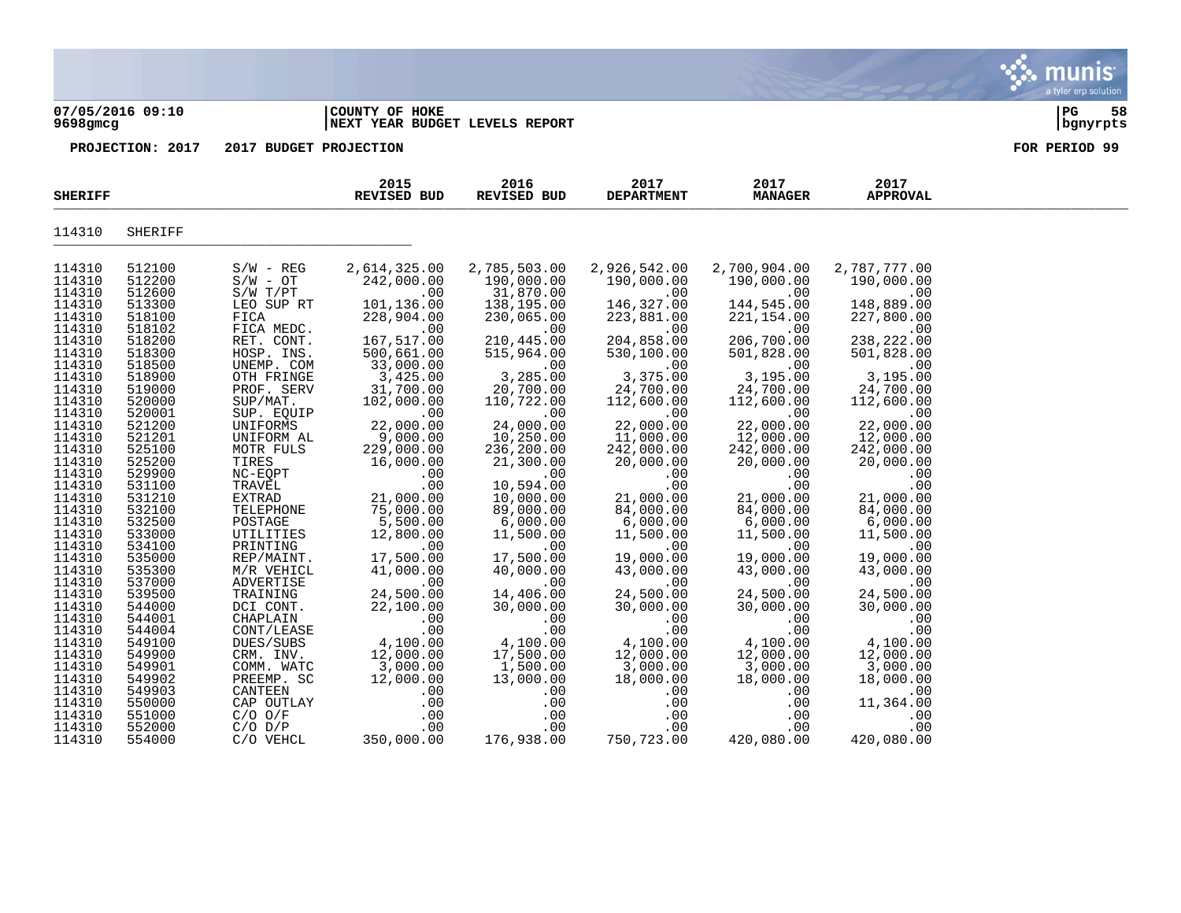**07/05/2016 09:10** | **COUNTY OF HOKE**
**9698gmcg** | **NEXT YEAR BUDGET LEVELS REPORT**

**PROJECTION: 2017 2017 BUDGET PROJECTION** — **FOR PERIOD 99**

| SHERIFF | | | 2015 REVISED BUD | 2016 REVISED BUD | 2017 DEPARTMENT | 2017 MANAGER | 2017 APPROVAL |
|---|---|---|---|---|---|---|---|
| 114310 | SHERIFF | | | | | | |
| 114310 | 512100 | S/W - REG | 2,614,325.00 | 2,785,503.00 | 2,926,542.00 | 2,700,904.00 | 2,787,777.00 |
| 114310 | 512200 | S/W - OT | 242,000.00 | 190,000.00 | 190,000.00 | 190,000.00 | 190,000.00 |
| 114310 | 512600 | S/W T/PT | .00 | 31,870.00 | .00 | .00 | .00 |
| 114310 | 513300 | LEO SUP RT | 101,136.00 | 138,195.00 | 146,327.00 | 144,545.00 | 148,889.00 |
| 114310 | 518100 | FICA | 228,904.00 | 230,065.00 | 223,881.00 | 221,154.00 | 227,800.00 |
| 114310 | 518102 | FICA MEDC. | .00 | .00 | .00 | .00 | .00 |
| 114310 | 518200 | RET. CONT. | 167,517.00 | 210,445.00 | 204,858.00 | 206,700.00 | 238,222.00 |
| 114310 | 518300 | HOSP. INS. | 500,661.00 | 515,964.00 | 530,100.00 | 501,828.00 | 501,828.00 |
| 114310 | 518500 | UNEMP. COM | 33,000.00 | .00 | .00 | .00 | .00 |
| 114310 | 518900 | OTH FRINGE | 3,425.00 | 3,285.00 | 3,375.00 | 3,195.00 | 3,195.00 |
| 114310 | 519000 | PROF. SERV | 31,700.00 | 20,700.00 | 24,700.00 | 24,700.00 | 24,700.00 |
| 114310 | 520000 | SUP/MAT. | 102,000.00 | 110,722.00 | 112,600.00 | 112,600.00 | 112,600.00 |
| 114310 | 520001 | SUP. EQUIP | .00 | .00 | .00 | .00 | .00 |
| 114310 | 521200 | UNIFORMS | 22,000.00 | 24,000.00 | 22,000.00 | 22,000.00 | 22,000.00 |
| 114310 | 521201 | UNIFORM AL | 9,000.00 | 10,250.00 | 11,000.00 | 12,000.00 | 12,000.00 |
| 114310 | 525100 | MOTR FULS | 229,000.00 | 236,200.00 | 242,000.00 | 242,000.00 | 242,000.00 |
| 114310 | 525200 | TIRES | 16,000.00 | 21,300.00 | 20,000.00 | 20,000.00 | 20,000.00 |
| 114310 | 529900 | NC-EQPT | .00 | .00 | .00 | .00 | .00 |
| 114310 | 531100 | TRAVEL | .00 | 10,594.00 | .00 | .00 | .00 |
| 114310 | 531210 | EXTRAD | 21,000.00 | 10,000.00 | 21,000.00 | 21,000.00 | 21,000.00 |
| 114310 | 532100 | TELEPHONE | 75,000.00 | 89,000.00 | 84,000.00 | 84,000.00 | 84,000.00 |
| 114310 | 532500 | POSTAGE | 5,500.00 | 6,000.00 | 6,000.00 | 6,000.00 | 6,000.00 |
| 114310 | 533000 | UTILITIES | 12,800.00 | 11,500.00 | 11,500.00 | 11,500.00 | 11,500.00 |
| 114310 | 534100 | PRINTING | .00 | .00 | .00 | .00 | .00 |
| 114310 | 535000 | REP/MAINT. | 17,500.00 | 17,500.00 | 19,000.00 | 19,000.00 | 19,000.00 |
| 114310 | 535300 | M/R VEHICL | 41,000.00 | 40,000.00 | 43,000.00 | 43,000.00 | 43,000.00 |
| 114310 | 537000 | ADVERTISE | .00 | .00 | .00 | .00 | .00 |
| 114310 | 539500 | TRAINING | 24,500.00 | 14,406.00 | 24,500.00 | 24,500.00 | 24,500.00 |
| 114310 | 544000 | DCI CONT. | 22,100.00 | 30,000.00 | 30,000.00 | 30,000.00 | 30,000.00 |
| 114310 | 544001 | CHAPLAIN | .00 | .00 | .00 | .00 | .00 |
| 114310 | 544004 | CONT/LEASE | .00 | .00 | .00 | .00 | .00 |
| 114310 | 549100 | DUES/SUBS | 4,100.00 | 4,100.00 | 4,100.00 | 4,100.00 | 4,100.00 |
| 114310 | 549900 | CRM. INV. | 12,000.00 | 17,500.00 | 12,000.00 | 12,000.00 | 12,000.00 |
| 114310 | 549901 | COMM. WATC | 3,000.00 | 1,500.00 | 3,000.00 | 3,000.00 | 3,000.00 |
| 114310 | 549902 | PREEMP. SC | 12,000.00 | 13,000.00 | 18,000.00 | 18,000.00 | 18,000.00 |
| 114310 | 549903 | CANTEEN | .00 | .00 | .00 | .00 | .00 |
| 114310 | 550000 | CAP OUTLAY | .00 | .00 | .00 | .00 | 11,364.00 |
| 114310 | 551000 | C/O O/F | .00 | .00 | .00 | .00 | .00 |
| 114310 | 552000 | C/O D/P | .00 | .00 | .00 | .00 | .00 |
| 114310 | 554000 | C/O VEHCL | 350,000.00 | 176,938.00 | 750,723.00 | 420,080.00 | 420,080.00 |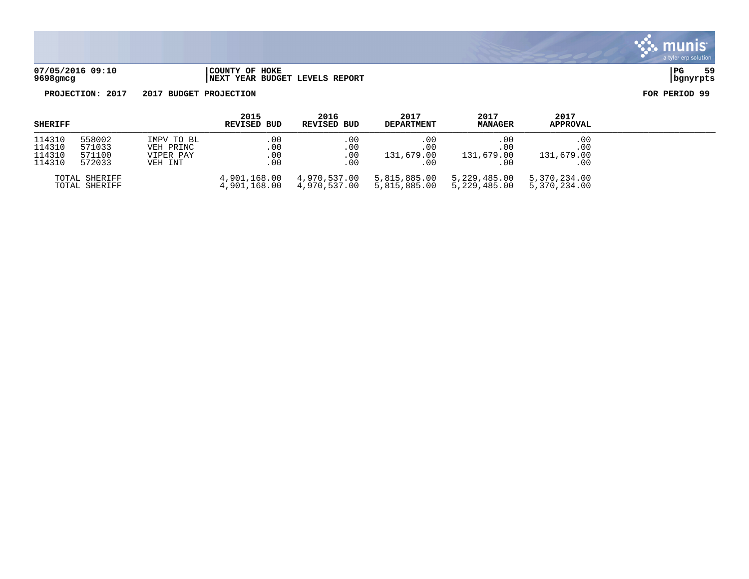**COUNTY OF HOKE**
**NEXT YEAR BUDGET LEVELS REPORT**

**PROJECTION: 2017 2017 BUDGET PROJECTION** **FOR PERIOD 99**

| SHERIFF | | | 2015 REVISED BUD | 2016 REVISED BUD | 2017 DEPARTMENT | 2017 MANAGER | 2017 APPROVAL |
|---|---|---|---|---|---|---|---|
| 114310 | 558002 | IMPV TO BL | .00 | .00 | .00 | .00 | .00 |
| 114310 | 571033 | VEH PRINC | .00 | .00 | .00 | .00 | .00 |
| 114310 | 571100 | VIPER PAY | .00 | .00 | 131,679.00 | 131,679.00 | 131,679.00 |
| 114310 | 572033 | VEH INT | .00 | .00 | .00 | .00 | .00 |
| TOTAL SHERIFF | | | 4,901,168.00 | 4,970,537.00 | 5,815,885.00 | 5,229,485.00 | 5,370,234.00 |
| TOTAL SHERIFF | | | 4,901,168.00 | 4,970,537.00 | 5,815,885.00 | 5,229,485.00 | 5,370,234.00 |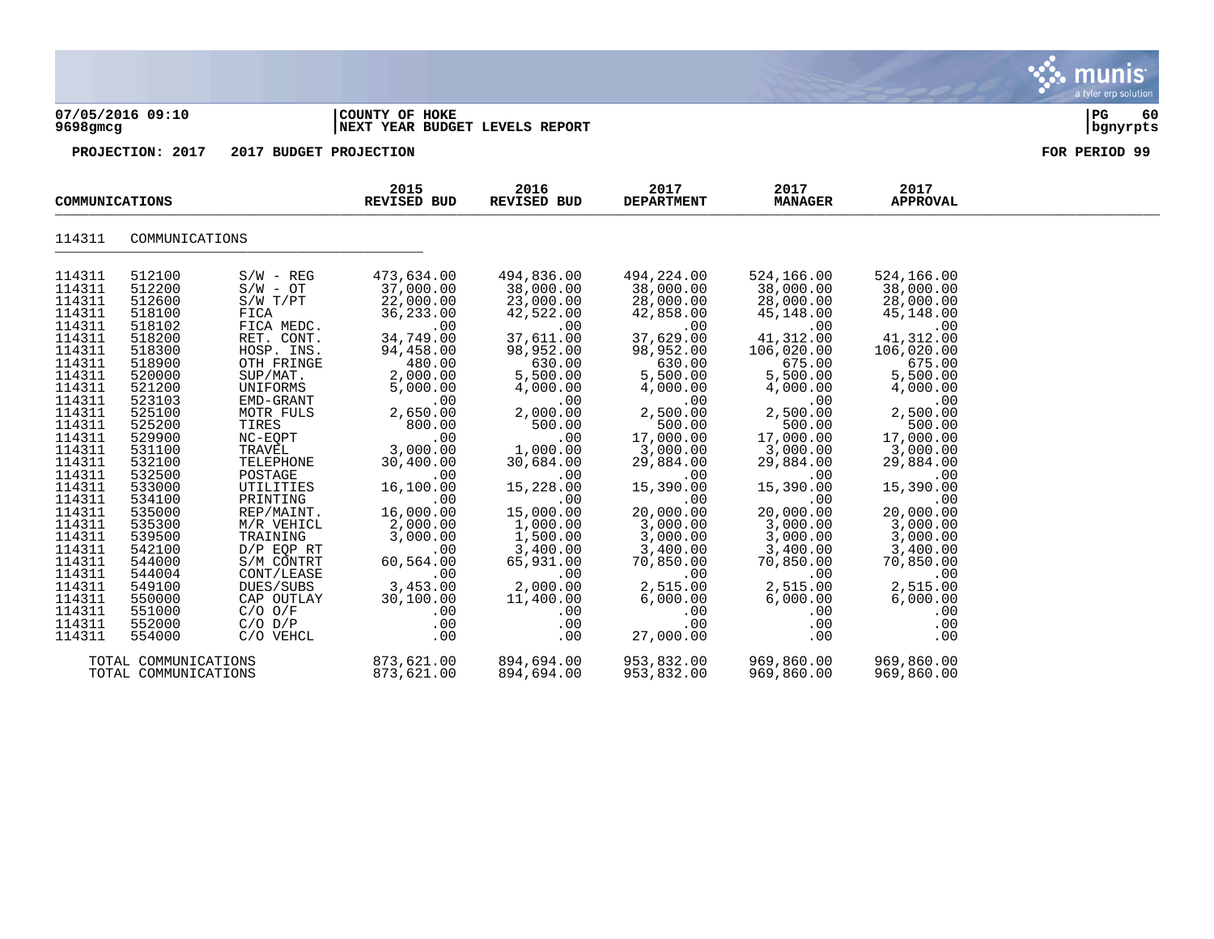**07/05/2016 09:10** | **COUNTY OF HOKE** | **PG 60**
**9698gmcg** | **NEXT YEAR BUDGET LEVELS REPORT** | **bgnyrpts**

**PROJECTION: 2017 2017 BUDGET PROJECTION** **FOR PERIOD 99**

| COMMUNICATIONS | | | 2015 REVISED BUD | 2016 REVISED BUD | 2017 DEPARTMENT | 2017 MANAGER | 2017 APPROVAL |
|---|---|---|---|---|---|---|---|
| 114311 | COMMUNICATIONS | | | | | | |
| 114311 | 512100 | S/W - REG | 473,634.00 | 494,836.00 | 494,224.00 | 524,166.00 | 524,166.00 |
| 114311 | 512200 | S/W - OT | 37,000.00 | 38,000.00 | 38,000.00 | 38,000.00 | 38,000.00 |
| 114311 | 512600 | S/W T/PT | 22,000.00 | 23,000.00 | 28,000.00 | 28,000.00 | 28,000.00 |
| 114311 | 518100 | FICA | 36,233.00 | 42,522.00 | 42,858.00 | 45,148.00 | 45,148.00 |
| 114311 | 518102 | FICA MEDC. | .00 | .00 | .00 | .00 | .00 |
| 114311 | 518200 | RET. CONT. | 34,749.00 | 37,611.00 | 37,629.00 | 41,312.00 | 41,312.00 |
| 114311 | 518300 | HOSP. INS. | 94,458.00 | 98,952.00 | 98,952.00 | 106,020.00 | 106,020.00 |
| 114311 | 518900 | OTH FRINGE | 480.00 | 630.00 | 630.00 | 675.00 | 675.00 |
| 114311 | 520000 | SUP/MAT. | 2,000.00 | 5,500.00 | 5,500.00 | 5,500.00 | 5,500.00 |
| 114311 | 521200 | UNIFORMS | 5,000.00 | 4,000.00 | 4,000.00 | 4,000.00 | 4,000.00 |
| 114311 | 523103 | EMD-GRANT | .00 | .00 | .00 | .00 | .00 |
| 114311 | 525100 | MOTR FULS | 2,650.00 | 2,000.00 | 2,500.00 | 2,500.00 | 2,500.00 |
| 114311 | 525200 | TIRES | 800.00 | 500.00 | 500.00 | 500.00 | 500.00 |
| 114311 | 529900 | NC-EQPT | .00 | .00 | 17,000.00 | 17,000.00 | 17,000.00 |
| 114311 | 531100 | TRAVEL | 3,000.00 | 1,000.00 | 3,000.00 | 3,000.00 | 3,000.00 |
| 114311 | 532100 | TELEPHONE | 30,400.00 | 30,684.00 | 29,884.00 | 29,884.00 | 29,884.00 |
| 114311 | 532500 | POSTAGE | .00 | .00 | .00 | .00 | .00 |
| 114311 | 533000 | UTILITIES | 16,100.00 | 15,228.00 | 15,390.00 | 15,390.00 | 15,390.00 |
| 114311 | 534100 | PRINTING | .00 | .00 | .00 | .00 | .00 |
| 114311 | 535000 | REP/MAINT. | 16,000.00 | 15,000.00 | 20,000.00 | 20,000.00 | 20,000.00 |
| 114311 | 535300 | M/R VEHICL | 2,000.00 | 1,000.00 | 3,000.00 | 3,000.00 | 3,000.00 |
| 114311 | 539500 | TRAINING | 3,000.00 | 1,500.00 | 3,000.00 | 3,000.00 | 3,000.00 |
| 114311 | 542100 | D/P EQP RT | .00 | 3,400.00 | 3,400.00 | 3,400.00 | 3,400.00 |
| 114311 | 544000 | S/M CONTRT | 60,564.00 | 65,931.00 | 70,850.00 | 70,850.00 | 70,850.00 |
| 114311 | 544004 | CONT/LEASE | .00 | .00 | .00 | .00 | .00 |
| 114311 | 549100 | DUES/SUBS | 3,453.00 | 2,000.00 | 2,515.00 | 2,515.00 | 2,515.00 |
| 114311 | 550000 | CAP OUTLAY | 30,100.00 | 11,400.00 | 6,000.00 | 6,000.00 | 6,000.00 |
| 114311 | 551000 | C/O O/F | .00 | .00 | .00 | .00 | .00 |
| 114311 | 552000 | C/O D/P | .00 | .00 | .00 | .00 | .00 |
| 114311 | 554000 | C/O VEHCL | .00 | .00 | 27,000.00 | .00 | .00 |
| TOTAL COMMUNICATIONS | | | 873,621.00 | 894,694.00 | 953,832.00 | 969,860.00 | 969,860.00 |
| TOTAL COMMUNICATIONS | | | 873,621.00 | 894,694.00 | 953,832.00 | 969,860.00 | 969,860.00 |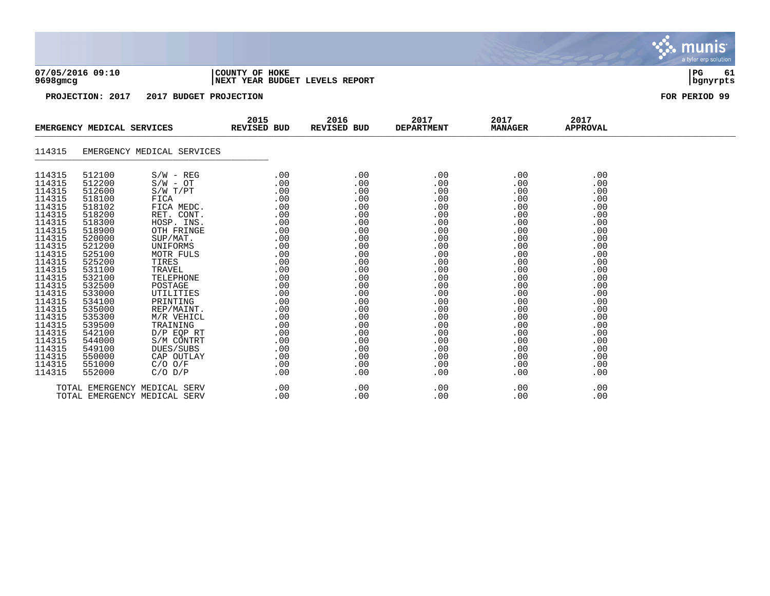07/05/2016 09:10
9698gmcg

COUNTY OF HOKE
NEXT YEAR BUDGET LEVELS REPORT

PROJECTION: 2017 2017 BUDGET PROJECTION

FOR PERIOD 99

| EMERGENCY MEDICAL SERVICES | | | 2015 REVISED BUD | 2016 REVISED BUD | 2017 DEPARTMENT | 2017 MANAGER | 2017 APPROVAL |
|---|---|---|---|---|---|---|---|
| 114315 | EMERGENCY MEDICAL SERVICES | | | | | | |
| 114315 | 512100 | S/W - REG | .00 | .00 | .00 | .00 | .00 |
| 114315 | 512200 | S/W - OT | .00 | .00 | .00 | .00 | .00 |
| 114315 | 512600 | S/W T/PT | .00 | .00 | .00 | .00 | .00 |
| 114315 | 518100 | FICA | .00 | .00 | .00 | .00 | .00 |
| 114315 | 518102 | FICA MEDC. | .00 | .00 | .00 | .00 | .00 |
| 114315 | 518200 | RET. CONT. | .00 | .00 | .00 | .00 | .00 |
| 114315 | 518300 | HOSP. INS. | .00 | .00 | .00 | .00 | .00 |
| 114315 | 518900 | OTH FRINGE | .00 | .00 | .00 | .00 | .00 |
| 114315 | 520000 | SUP/MAT. | .00 | .00 | .00 | .00 | .00 |
| 114315 | 521200 | UNIFORMS | .00 | .00 | .00 | .00 | .00 |
| 114315 | 525100 | MOTR FULS | .00 | .00 | .00 | .00 | .00 |
| 114315 | 525200 | TIRES | .00 | .00 | .00 | .00 | .00 |
| 114315 | 531100 | TRAVEL | .00 | .00 | .00 | .00 | .00 |
| 114315 | 532100 | TELEPHONE | .00 | .00 | .00 | .00 | .00 |
| 114315 | 532500 | POSTAGE | .00 | .00 | .00 | .00 | .00 |
| 114315 | 533000 | UTILITIES | .00 | .00 | .00 | .00 | .00 |
| 114315 | 534100 | PRINTING | .00 | .00 | .00 | .00 | .00 |
| 114315 | 535000 | REP/MAINT. | .00 | .00 | .00 | .00 | .00 |
| 114315 | 535300 | M/R VEHICL | .00 | .00 | .00 | .00 | .00 |
| 114315 | 539500 | TRAINING | .00 | .00 | .00 | .00 | .00 |
| 114315 | 542100 | D/P EQP RT | .00 | .00 | .00 | .00 | .00 |
| 114315 | 544000 | S/M CONTRT | .00 | .00 | .00 | .00 | .00 |
| 114315 | 549100 | DUES/SUBS | .00 | .00 | .00 | .00 | .00 |
| 114315 | 550000 | CAP OUTLAY | .00 | .00 | .00 | .00 | .00 |
| 114315 | 551000 | C/O O/F | .00 | .00 | .00 | .00 | .00 |
| 114315 | 552000 | C/O D/P | .00 | .00 | .00 | .00 | .00 |
| TOTAL EMERGENCY MEDICAL SERV | | | .00 | .00 | .00 | .00 | .00 |
| TOTAL EMERGENCY MEDICAL SERV | | | .00 | .00 | .00 | .00 | .00 |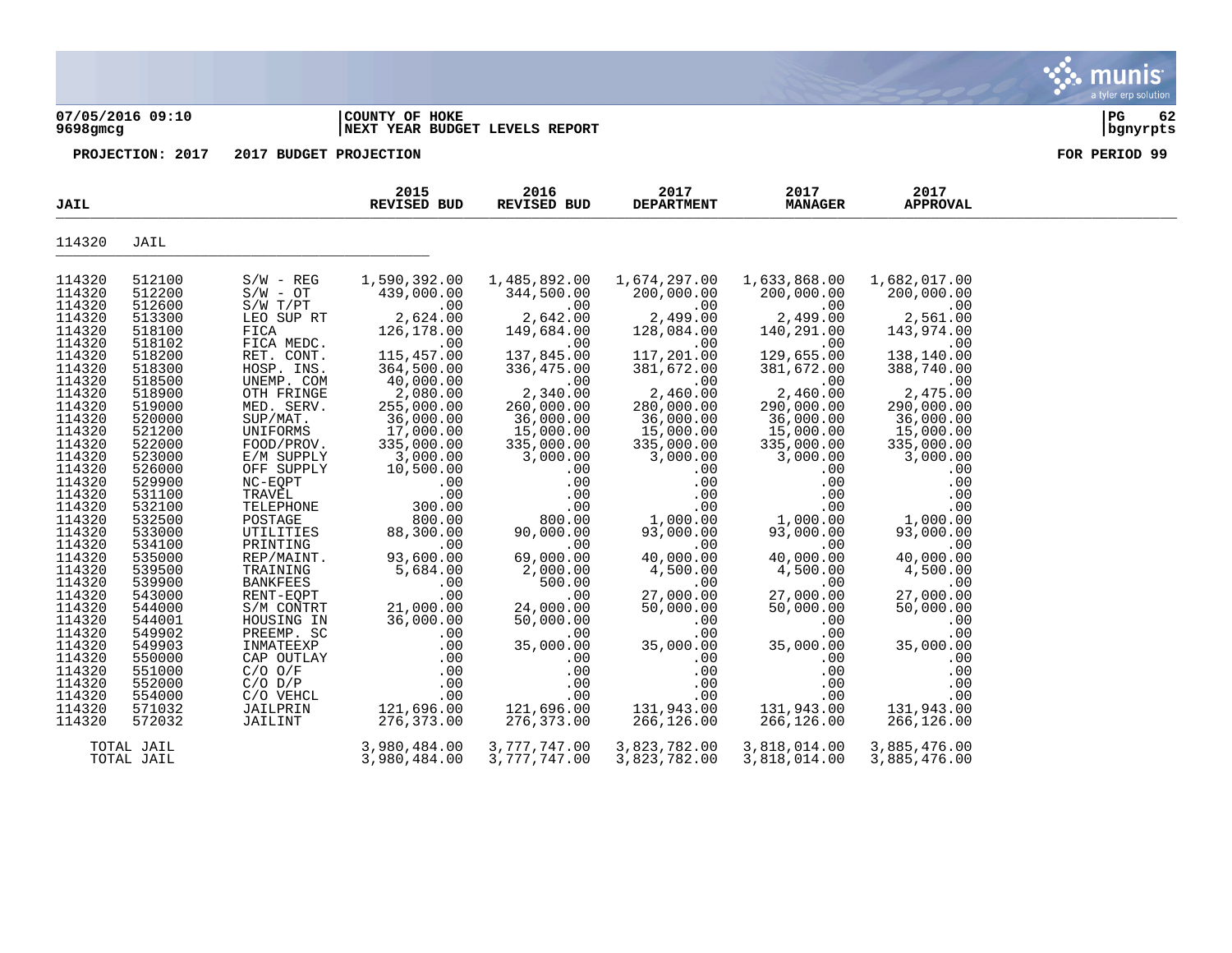**07/05/2016 09:10** | **COUNTY OF HOKE** | **PG 62**
**9698gmcg** | **NEXT YEAR BUDGET LEVELS REPORT** | **bgnyrpts**

**PROJECTION: 2017 2017 BUDGET PROJECTION** **FOR PERIOD 99**

| JAIL | | | 2015 REVISED BUD | 2016 REVISED BUD | 2017 DEPARTMENT | 2017 MANAGER | 2017 APPROVAL |
|---|---|---|---|---|---|---|---|
| 114320 | JAIL | | | | | | |
| 114320 | 512100 | S/W - REG | 1,590,392.00 | 1,485,892.00 | 1,674,297.00 | 1,633,868.00 | 1,682,017.00 |
| 114320 | 512200 | S/W - OT | 439,000.00 | 344,500.00 | 200,000.00 | 200,000.00 | 200,000.00 |
| 114320 | 512600 | S/W T/PT | .00 | .00 | .00 | .00 | .00 |
| 114320 | 513300 | LEO SUP RT | 2,624.00 | 2,642.00 | 2,499.00 | 2,499.00 | 2,561.00 |
| 114320 | 518100 | FICA | 126,178.00 | 149,684.00 | 128,084.00 | 140,291.00 | 143,974.00 |
| 114320 | 518102 | FICA MEDC. | .00 | .00 | .00 | .00 | .00 |
| 114320 | 518200 | RET. CONT. | 115,457.00 | 137,845.00 | 117,201.00 | 129,655.00 | 138,140.00 |
| 114320 | 518300 | HOSP. INS. | 364,500.00 | 336,475.00 | 381,672.00 | 381,672.00 | 388,740.00 |
| 114320 | 518500 | UNEMP. COM | 40,000.00 | .00 | .00 | .00 | .00 |
| 114320 | 518900 | OTH FRINGE | 2,080.00 | 2,340.00 | 2,460.00 | 2,460.00 | 2,475.00 |
| 114320 | 519000 | MED. SERV. | 255,000.00 | 260,000.00 | 280,000.00 | 290,000.00 | 290,000.00 |
| 114320 | 520000 | SUP/MAT. | 36,000.00 | 36,000.00 | 36,000.00 | 36,000.00 | 36,000.00 |
| 114320 | 521200 | UNIFORMS | 17,000.00 | 15,000.00 | 15,000.00 | 15,000.00 | 15,000.00 |
| 114320 | 522000 | FOOD/PROV. | 335,000.00 | 335,000.00 | 335,000.00 | 335,000.00 | 335,000.00 |
| 114320 | 523000 | E/M SUPPLY | 3,000.00 | 3,000.00 | 3,000.00 | 3,000.00 | 3,000.00 |
| 114320 | 526000 | OFF SUPPLY | 10,500.00 | .00 | .00 | .00 | .00 |
| 114320 | 529900 | NC-EQPT | .00 | .00 | .00 | .00 | .00 |
| 114320 | 531100 | TRAVEL | .00 | .00 | .00 | .00 | .00 |
| 114320 | 532100 | TELEPHONE | 300.00 | .00 | .00 | .00 | .00 |
| 114320 | 532500 | POSTAGE | 800.00 | 800.00 | 1,000.00 | 1,000.00 | 1,000.00 |
| 114320 | 533000 | UTILITIES | 88,300.00 | 90,000.00 | 93,000.00 | 93,000.00 | 93,000.00 |
| 114320 | 534100 | PRINTING | .00 | .00 | .00 | .00 | .00 |
| 114320 | 535000 | REP/MAINT. | 93,600.00 | 69,000.00 | 40,000.00 | 40,000.00 | 40,000.00 |
| 114320 | 539500 | TRAINING | 5,684.00 | 2,000.00 | 4,500.00 | 4,500.00 | 4,500.00 |
| 114320 | 539900 | BANKFEES | .00 | 500.00 | .00 | .00 | .00 |
| 114320 | 543000 | RENT-EQPT | .00 | .00 | 27,000.00 | 27,000.00 | 27,000.00 |
| 114320 | 544000 | S/M CONTRT | 21,000.00 | 24,000.00 | 50,000.00 | 50,000.00 | 50,000.00 |
| 114320 | 544001 | HOUSING IN | 36,000.00 | 50,000.00 | .00 | .00 | .00 |
| 114320 | 549902 | PREEMP. SC | .00 | .00 | .00 | .00 | .00 |
| 114320 | 549903 | INMATEEXP | .00 | 35,000.00 | 35,000.00 | 35,000.00 | 35,000.00 |
| 114320 | 550000 | CAP OUTLAY | .00 | .00 | .00 | .00 | .00 |
| 114320 | 551000 | C/O O/F | .00 | .00 | .00 | .00 | .00 |
| 114320 | 552000 | C/O D/P | .00 | .00 | .00 | .00 | .00 |
| 114320 | 554000 | C/O VEHCL | .00 | .00 | .00 | .00 | .00 |
| 114320 | 571032 | JAILPRIN | 121,696.00 | 121,696.00 | 131,943.00 | 131,943.00 | 131,943.00 |
| 114320 | 572032 | JAILINT | 276,373.00 | 276,373.00 | 266,126.00 | 266,126.00 | 266,126.00 |
| TOTAL JAIL | | | 3,980,484.00 | 3,777,747.00 | 3,823,782.00 | 3,818,014.00 | 3,885,476.00 |
| TOTAL JAIL | | | 3,980,484.00 | 3,777,747.00 | 3,823,782.00 | 3,818,014.00 | 3,885,476.00 |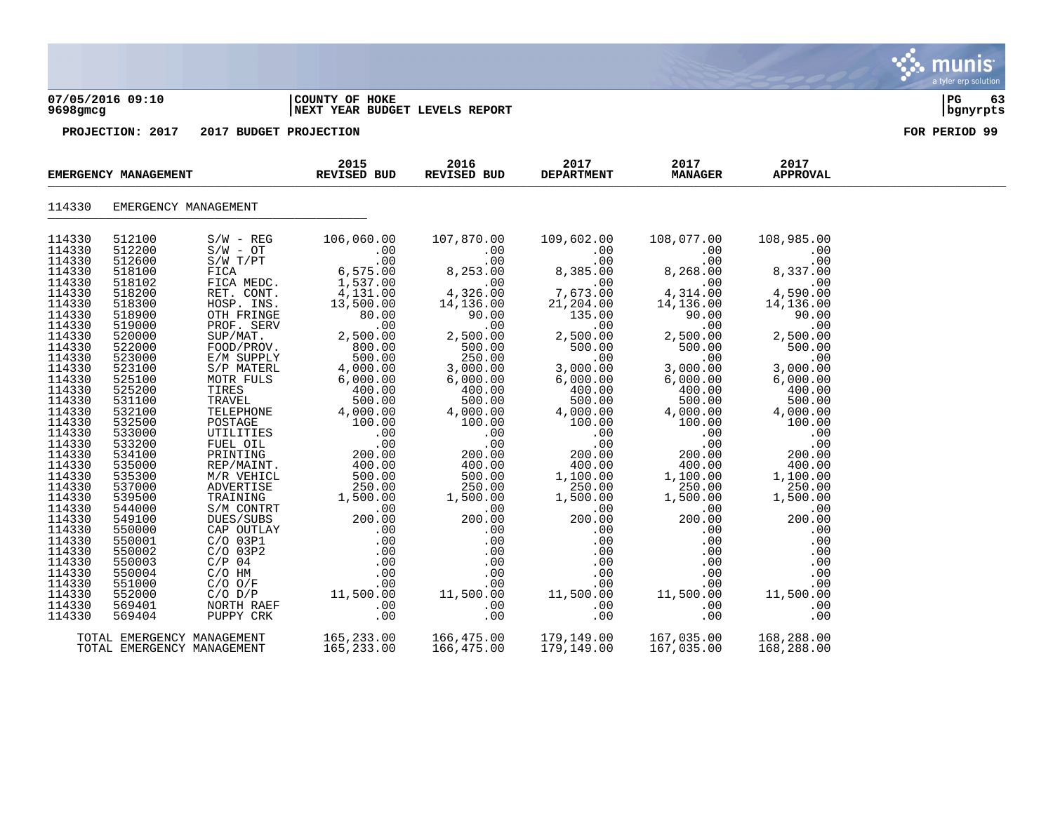07/05/2016 09:10 | COUNTY OF HOKE
9698gmcg | NEXT YEAR BUDGET LEVELS REPORT

**PROJECTION: 2017 2017 BUDGET PROJECTION** — FOR PERIOD 99

| EMERGENCY MANAGEMENT | | | 2015 REVISED BUD | 2016 REVISED BUD | 2017 DEPARTMENT | 2017 MANAGER | 2017 APPROVAL |
|---|---|---|---|---|---|---|---|
| 114330 | EMERGENCY MANAGEMENT | | | | | | |
| 114330 | 512100 | S/W - REG | 106,060.00 | 107,870.00 | 109,602.00 | 108,077.00 | 108,985.00 |
| 114330 | 512200 | S/W - OT | .00 | .00 | .00 | .00 | .00 |
| 114330 | 512600 | S/W T/PT | .00 | .00 | .00 | .00 | .00 |
| 114330 | 518100 | FICA | 6,575.00 | 8,253.00 | 8,385.00 | 8,268.00 | 8,337.00 |
| 114330 | 518102 | FICA MEDC. | 1,537.00 | .00 | .00 | .00 | .00 |
| 114330 | 518200 | RET. CONT. | 4,131.00 | 4,326.00 | 7,673.00 | 4,314.00 | 4,590.00 |
| 114330 | 518300 | HOSP. INS. | 13,500.00 | 14,136.00 | 21,204.00 | 14,136.00 | 14,136.00 |
| 114330 | 518900 | OTH FRINGE | 80.00 | 90.00 | 135.00 | 90.00 | 90.00 |
| 114330 | 519000 | PROF. SERV | .00 | .00 | .00 | .00 | .00 |
| 114330 | 520000 | SUP/MAT. | 2,500.00 | 2,500.00 | 2,500.00 | 2,500.00 | 2,500.00 |
| 114330 | 522000 | FOOD/PROV. | 800.00 | 500.00 | 500.00 | 500.00 | 500.00 |
| 114330 | 523000 | E/M SUPPLY | 500.00 | 250.00 | .00 | .00 | .00 |
| 114330 | 523100 | S/P MATERL | 4,000.00 | 3,000.00 | 3,000.00 | 3,000.00 | 3,000.00 |
| 114330 | 525100 | MOTR FULS | 6,000.00 | 6,000.00 | 6,000.00 | 6,000.00 | 6,000.00 |
| 114330 | 525200 | TIRES | 400.00 | 400.00 | 400.00 | 400.00 | 400.00 |
| 114330 | 531100 | TRAVEL | 500.00 | 500.00 | 500.00 | 500.00 | 500.00 |
| 114330 | 532100 | TELEPHONE | 4,000.00 | 4,000.00 | 4,000.00 | 4,000.00 | 4,000.00 |
| 114330 | 532500 | POSTAGE | 100.00 | 100.00 | 100.00 | 100.00 | 100.00 |
| 114330 | 533000 | UTILITIES | .00 | .00 | .00 | .00 | .00 |
| 114330 | 533200 | FUEL OIL | .00 | .00 | .00 | .00 | .00 |
| 114330 | 534100 | PRINTING | 200.00 | 200.00 | 200.00 | 200.00 | 200.00 |
| 114330 | 535000 | REP/MAINT. | 400.00 | 400.00 | 400.00 | 400.00 | 400.00 |
| 114330 | 535300 | M/R VEHICL | 500.00 | 500.00 | 1,100.00 | 1,100.00 | 1,100.00 |
| 114330 | 537000 | ADVERTISE | 250.00 | 250.00 | 250.00 | 250.00 | 250.00 |
| 114330 | 539500 | TRAINING | 1,500.00 | 1,500.00 | 1,500.00 | 1,500.00 | 1,500.00 |
| 114330 | 544000 | S/M CONTRT | .00 | .00 | .00 | .00 | .00 |
| 114330 | 549100 | DUES/SUBS | 200.00 | 200.00 | 200.00 | 200.00 | 200.00 |
| 114330 | 550000 | CAP OUTLAY | .00 | .00 | .00 | .00 | .00 |
| 114330 | 550001 | C/O 03P1 | .00 | .00 | .00 | .00 | .00 |
| 114330 | 550002 | C/O 03P2 | .00 | .00 | .00 | .00 | .00 |
| 114330 | 550003 | C/P 04 | .00 | .00 | .00 | .00 | .00 |
| 114330 | 550004 | C/O HM | .00 | .00 | .00 | .00 | .00 |
| 114330 | 551000 | C/O O/F | .00 | .00 | .00 | .00 | .00 |
| 114330 | 552000 | C/O D/P | 11,500.00 | 11,500.00 | 11,500.00 | 11,500.00 | 11,500.00 |
| 114330 | 569401 | NORTH RAEF | .00 | .00 | .00 | .00 | .00 |
| 114330 | 569404 | PUPPY CRK | .00 | .00 | .00 | .00 | .00 |
| TOTAL EMERGENCY MANAGEMENT | | | 165,233.00 | 166,475.00 | 179,149.00 | 167,035.00 | 168,288.00 |
| TOTAL EMERGENCY MANAGEMENT | | | 165,233.00 | 166,475.00 | 179,149.00 | 167,035.00 | 168,288.00 |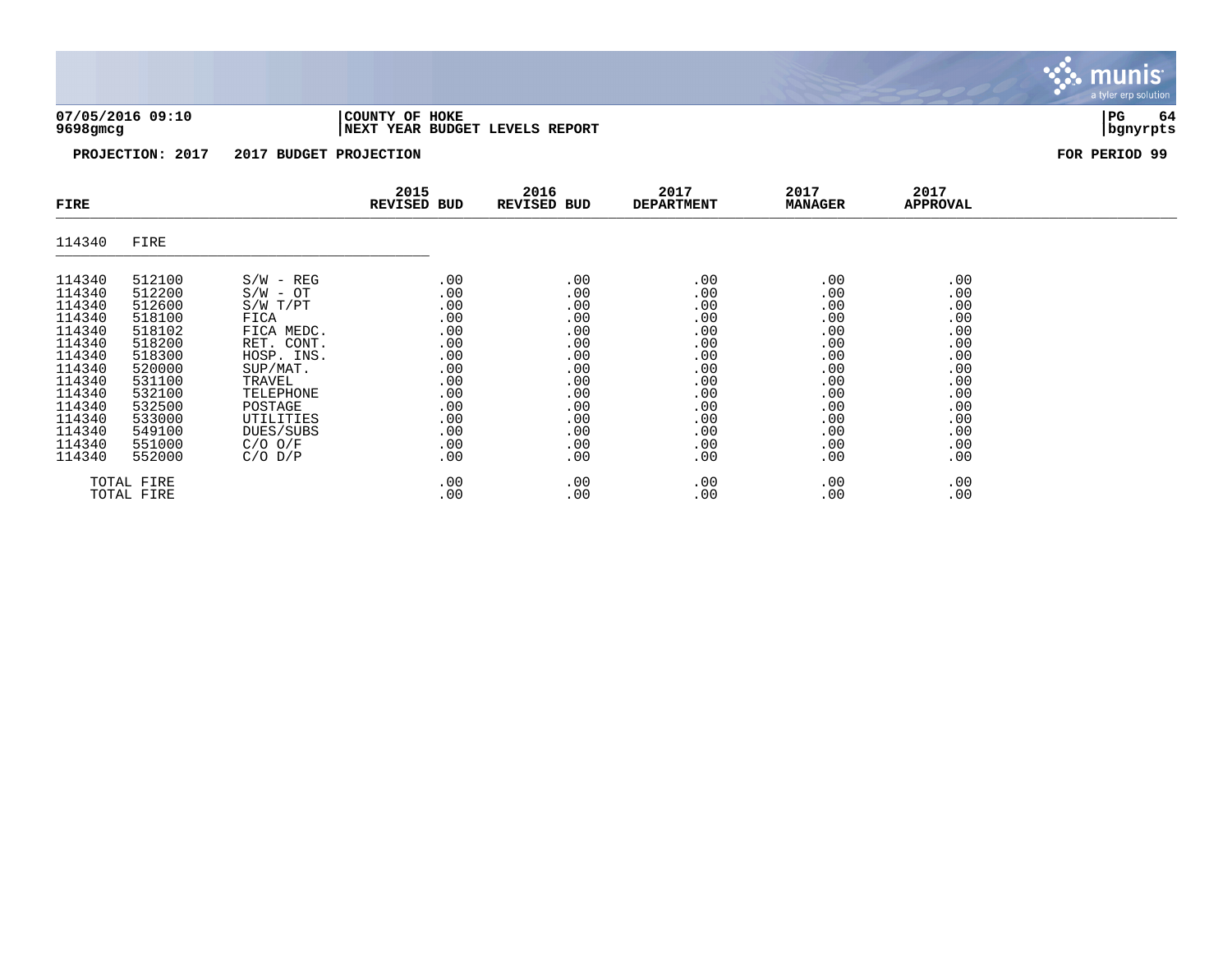**07/05/2016 09:10** | **COUNTY OF HOKE**
**9698gmcg** | **NEXT YEAR BUDGET LEVELS REPORT**

**PROJECTION: 2017 2017 BUDGET PROJECTION** — **FOR PERIOD 99**

| FIRE | | | 2015 REVISED BUD | 2016 REVISED BUD | 2017 DEPARTMENT | 2017 MANAGER | 2017 APPROVAL |
|---|---|---|---|---|---|---|---|
| 114340 | FIRE | | | | | | |
| 114340 | 512100 | S/W - REG | .00 | .00 | .00 | .00 | .00 |
| 114340 | 512200 | S/W - OT | .00 | .00 | .00 | .00 | .00 |
| 114340 | 512600 | S/W T/PT | .00 | .00 | .00 | .00 | .00 |
| 114340 | 518100 | FICA | .00 | .00 | .00 | .00 | .00 |
| 114340 | 518102 | FICA MEDC. | .00 | .00 | .00 | .00 | .00 |
| 114340 | 518200 | RET. CONT. | .00 | .00 | .00 | .00 | .00 |
| 114340 | 518300 | HOSP. INS. | .00 | .00 | .00 | .00 | .00 |
| 114340 | 520000 | SUP/MAT. | .00 | .00 | .00 | .00 | .00 |
| 114340 | 531100 | TRAVEL | .00 | .00 | .00 | .00 | .00 |
| 114340 | 532100 | TELEPHONE | .00 | .00 | .00 | .00 | .00 |
| 114340 | 532500 | POSTAGE | .00 | .00 | .00 | .00 | .00 |
| 114340 | 533000 | UTILITIES | .00 | .00 | .00 | .00 | .00 |
| 114340 | 549100 | DUES/SUBS | .00 | .00 | .00 | .00 | .00 |
| 114340 | 551000 | C/O O/F | .00 | .00 | .00 | .00 | .00 |
| 114340 | 552000 | C/O D/P | .00 | .00 | .00 | .00 | .00 |
| TOTAL FIRE | | | .00 | .00 | .00 | .00 | .00 |
| TOTAL FIRE | | | .00 | .00 | .00 | .00 | .00 |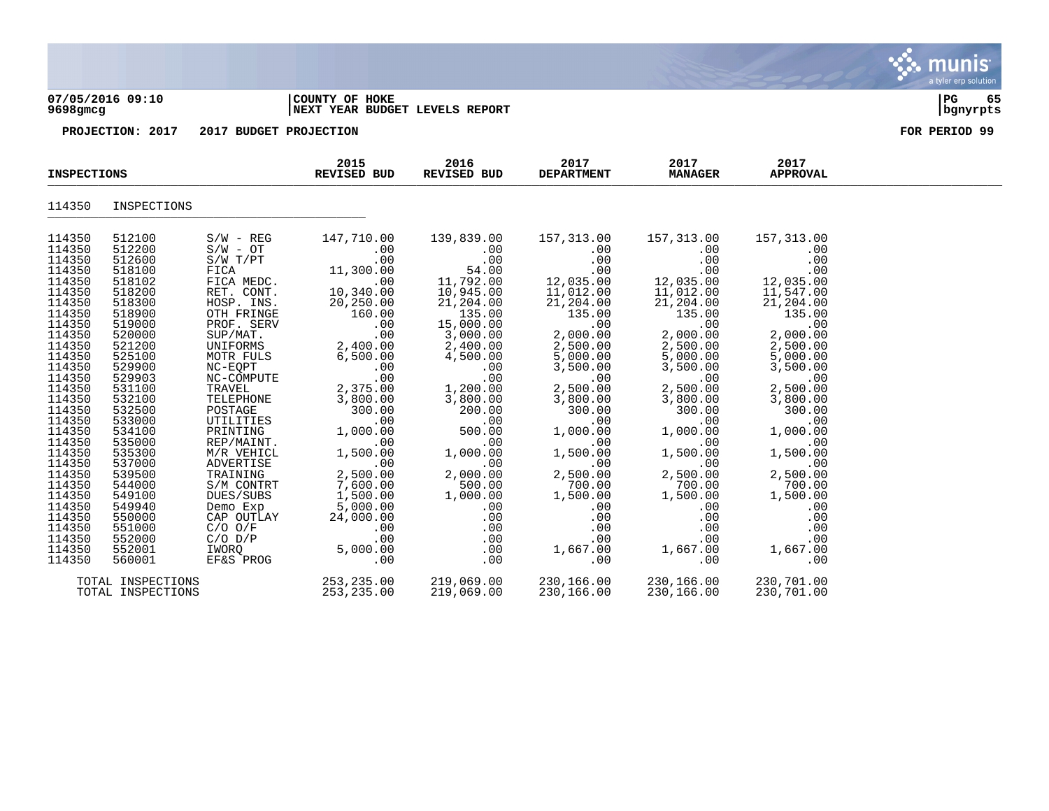07/05/2016 09:10 | COUNTY OF HOKE | PG 65
9698gmcg | NEXT YEAR BUDGET LEVELS REPORT | bgnyrpts

PROJECTION: 2017 2017 BUDGET PROJECTION FOR PERIOD 99

| INSPECTIONS | | | 2015 REVISED BUD | 2016 REVISED BUD | 2017 DEPARTMENT | 2017 MANAGER | 2017 APPROVAL |
|---|---|---|---|---|---|---|---|
| 114350 | INSPECTIONS | | | | | | |
| 114350 | 512100 | S/W - REG | 147,710.00 | 139,839.00 | 157,313.00 | 157,313.00 | 157,313.00 |
| 114350 | 512200 | S/W - OT | .00 | .00 | .00 | .00 | .00 |
| 114350 | 512600 | S/W T/PT | .00 | .00 | .00 | .00 | .00 |
| 114350 | 518100 | FICA | 11,300.00 | 54.00 | .00 | .00 | .00 |
| 114350 | 518102 | FICA MEDC. | .00 | 11,792.00 | 12,035.00 | 12,035.00 | 12,035.00 |
| 114350 | 518200 | RET. CONT. | 10,340.00 | 10,945.00 | 11,012.00 | 11,012.00 | 11,547.00 |
| 114350 | 518300 | HOSP. INS. | 20,250.00 | 21,204.00 | 21,204.00 | 21,204.00 | 21,204.00 |
| 114350 | 518900 | OTH FRINGE | 160.00 | 135.00 | 135.00 | 135.00 | 135.00 |
| 114350 | 519000 | PROF. SERV | .00 | 15,000.00 | .00 | .00 | .00 |
| 114350 | 520000 | SUP/MAT. | .00 | 3,000.00 | 2,000.00 | 2,000.00 | 2,000.00 |
| 114350 | 521200 | UNIFORMS | 2,400.00 | 2,400.00 | 2,500.00 | 2,500.00 | 2,500.00 |
| 114350 | 525100 | MOTR FULS | 6,500.00 | 4,500.00 | 5,000.00 | 5,000.00 | 5,000.00 |
| 114350 | 529900 | NC-EQPT | .00 | .00 | 3,500.00 | 3,500.00 | 3,500.00 |
| 114350 | 529903 | NC-COMPUTE | .00 | .00 | .00 | .00 | .00 |
| 114350 | 531100 | TRAVEL | 2,375.00 | 1,200.00 | 2,500.00 | 2,500.00 | 2,500.00 |
| 114350 | 532100 | TELEPHONE | 3,800.00 | 3,800.00 | 3,800.00 | 3,800.00 | 3,800.00 |
| 114350 | 532500 | POSTAGE | 300.00 | 200.00 | 300.00 | 300.00 | 300.00 |
| 114350 | 533000 | UTILITIES | .00 | .00 | .00 | .00 | .00 |
| 114350 | 534100 | PRINTING | 1,000.00 | 500.00 | 1,000.00 | 1,000.00 | 1,000.00 |
| 114350 | 535000 | REP/MAINT. | .00 | .00 | .00 | .00 | .00 |
| 114350 | 535300 | M/R VEHICL | 1,500.00 | 1,000.00 | 1,500.00 | 1,500.00 | 1,500.00 |
| 114350 | 537000 | ADVERTISE | .00 | .00 | .00 | .00 | .00 |
| 114350 | 539500 | TRAINING | 2,500.00 | 2,000.00 | 2,500.00 | 2,500.00 | 2,500.00 |
| 114350 | 544000 | S/M CONTRT | 7,600.00 | 500.00 | 700.00 | 700.00 | 700.00 |
| 114350 | 549100 | DUES/SUBS | 1,500.00 | 1,000.00 | 1,500.00 | 1,500.00 | 1,500.00 |
| 114350 | 549940 | Demo Exp | 5,000.00 | .00 | .00 | .00 | .00 |
| 114350 | 550000 | CAP OUTLAY | 24,000.00 | .00 | .00 | .00 | .00 |
| 114350 | 551000 | C/O O/F | .00 | .00 | .00 | .00 | .00 |
| 114350 | 552000 | C/O D/P | .00 | .00 | .00 | .00 | .00 |
| 114350 | 552001 | IWORQ | 5,000.00 | .00 | 1,667.00 | 1,667.00 | 1,667.00 |
| 114350 | 560001 | EF&S PROG | .00 | .00 | .00 | .00 | .00 |
| TOTAL INSPECTIONS | | | 253,235.00 | 219,069.00 | 230,166.00 | 230,166.00 | 230,701.00 |
| TOTAL INSPECTIONS | | | 253,235.00 | 219,069.00 | 230,166.00 | 230,166.00 | 230,701.00 |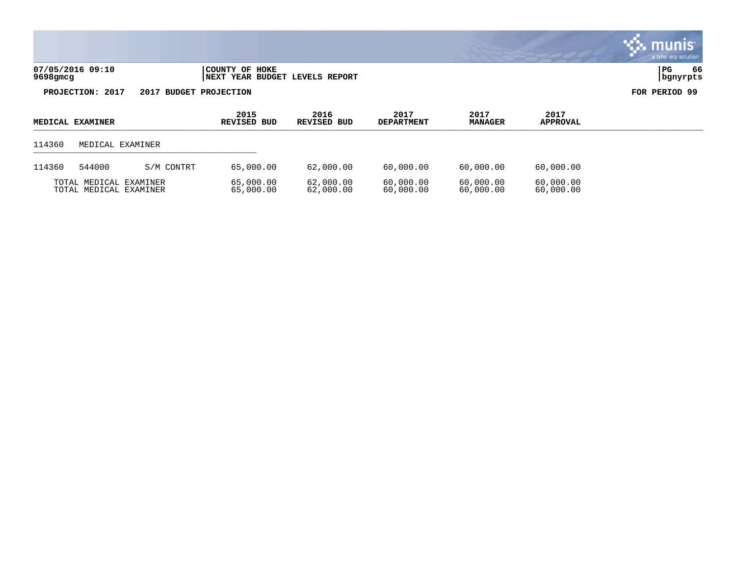**07/05/2016 09:10**
**9698gmcg**

**COUNTY OF HOKE**
**NEXT YEAR BUDGET LEVELS REPORT**

**PG 66**
**bgnyrpts**

**PROJECTION: 2017 2017 BUDGET PROJECTION**

**FOR PERIOD 99**

| MEDICAL EXAMINER | | | 2015 REVISED BUD | 2016 REVISED BUD | 2017 DEPARTMENT | 2017 MANAGER | 2017 APPROVAL |
|---|---|---|---|---|---|---|---|
| 114360 | MEDICAL EXAMINER | | | | | | |
| 114360 | 544000 | S/M CONTRT | 65,000.00 | 62,000.00 | 60,000.00 | 60,000.00 | 60,000.00 |
| TOTAL MEDICAL EXAMINER | | | 65,000.00 | 62,000.00 | 60,000.00 | 60,000.00 | 60,000.00 |
| TOTAL MEDICAL EXAMINER | | | 65,000.00 | 62,000.00 | 60,000.00 | 60,000.00 | 60,000.00 |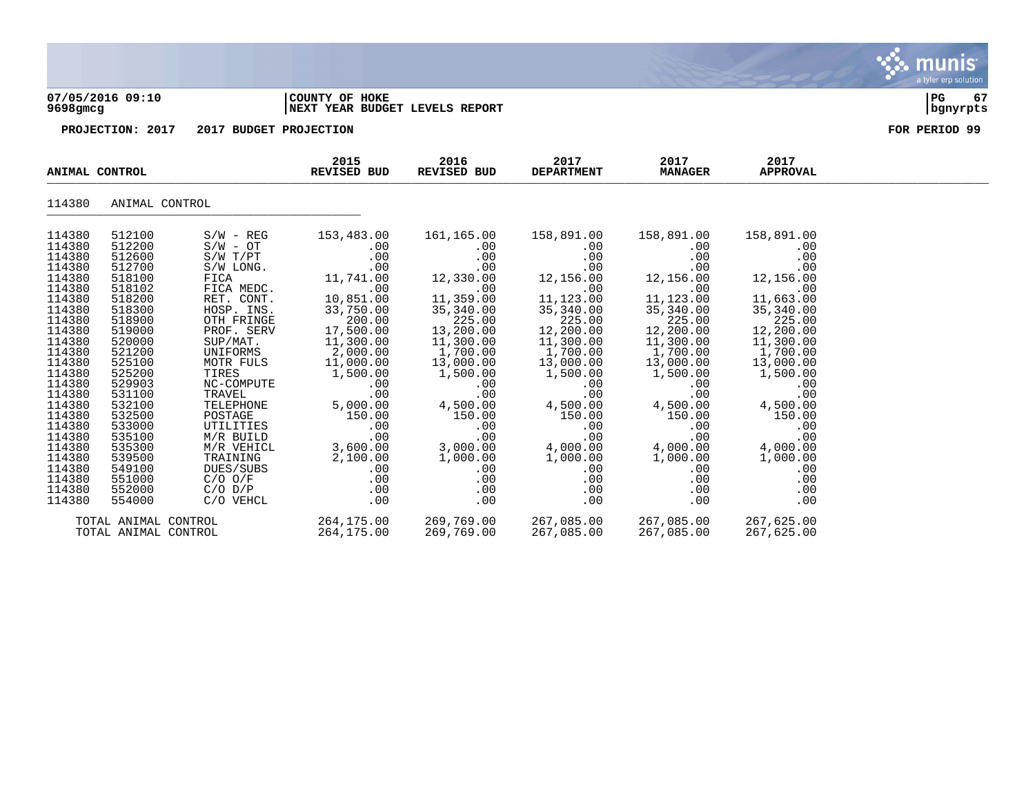07/05/2016 09:10 | COUNTY OF HOKE
9698gmcg | NEXT YEAR BUDGET LEVELS REPORT

**PROJECTION: 2017 2017 BUDGET PROJECTION** **FOR PERIOD 99**

| ANIMAL CONTROL | | | 2015 REVISED BUD | 2016 REVISED BUD | 2017 DEPARTMENT | 2017 MANAGER | 2017 APPROVAL |
|---|---|---|---|---|---|---|---|
| 114380 | ANIMAL CONTROL | | | | | | |
| 114380 | 512100 | S/W - REG | 153,483.00 | 161,165.00 | 158,891.00 | 158,891.00 | 158,891.00 |
| 114380 | 512200 | S/W - OT | .00 | .00 | .00 | .00 | .00 |
| 114380 | 512600 | S/W T/PT | .00 | .00 | .00 | .00 | .00 |
| 114380 | 512700 | S/W LONG. | .00 | .00 | .00 | .00 | .00 |
| 114380 | 518100 | FICA | 11,741.00 | 12,330.00 | 12,156.00 | 12,156.00 | 12,156.00 |
| 114380 | 518102 | FICA MEDC. | .00 | .00 | .00 | .00 | .00 |
| 114380 | 518200 | RET. CONT. | 10,851.00 | 11,359.00 | 11,123.00 | 11,123.00 | 11,663.00 |
| 114380 | 518300 | HOSP. INS. | 33,750.00 | 35,340.00 | 35,340.00 | 35,340.00 | 35,340.00 |
| 114380 | 518900 | OTH FRINGE | 200.00 | 225.00 | 225.00 | 225.00 | 225.00 |
| 114380 | 519000 | PROF. SERV | 17,500.00 | 13,200.00 | 12,200.00 | 12,200.00 | 12,200.00 |
| 114380 | 520000 | SUP/MAT. | 11,300.00 | 11,300.00 | 11,300.00 | 11,300.00 | 11,300.00 |
| 114380 | 521200 | UNIFORMS | 2,000.00 | 1,700.00 | 1,700.00 | 1,700.00 | 1,700.00 |
| 114380 | 525100 | MOTR FULS | 11,000.00 | 13,000.00 | 13,000.00 | 13,000.00 | 13,000.00 |
| 114380 | 525200 | TIRES | 1,500.00 | 1,500.00 | 1,500.00 | 1,500.00 | 1,500.00 |
| 114380 | 529903 | NC-COMPUTE | .00 | .00 | .00 | .00 | .00 |
| 114380 | 531100 | TRAVEL | .00 | .00 | .00 | .00 | .00 |
| 114380 | 532100 | TELEPHONE | 5,000.00 | 4,500.00 | 4,500.00 | 4,500.00 | 4,500.00 |
| 114380 | 532500 | POSTAGE | 150.00 | 150.00 | 150.00 | 150.00 | 150.00 |
| 114380 | 533000 | UTILITIES | .00 | .00 | .00 | .00 | .00 |
| 114380 | 535100 | M/R BUILD | .00 | .00 | .00 | .00 | .00 |
| 114380 | 535300 | M/R VEHICL | 3,600.00 | 3,000.00 | 4,000.00 | 4,000.00 | 4,000.00 |
| 114380 | 539500 | TRAINING | 2,100.00 | 1,000.00 | 1,000.00 | 1,000.00 | 1,000.00 |
| 114380 | 549100 | DUES/SUBS | .00 | .00 | .00 | .00 | .00 |
| 114380 | 551000 | C/O O/F | .00 | .00 | .00 | .00 | .00 |
| 114380 | 552000 | C/O D/P | .00 | .00 | .00 | .00 | .00 |
| 114380 | 554000 | C/O VEHCL | .00 | .00 | .00 | .00 | .00 |
| TOTAL ANIMAL CONTROL | | | 264,175.00 | 269,769.00 | 267,085.00 | 267,085.00 | 267,625.00 |
| TOTAL ANIMAL CONTROL | | | 264,175.00 | 269,769.00 | 267,085.00 | 267,085.00 | 267,625.00 |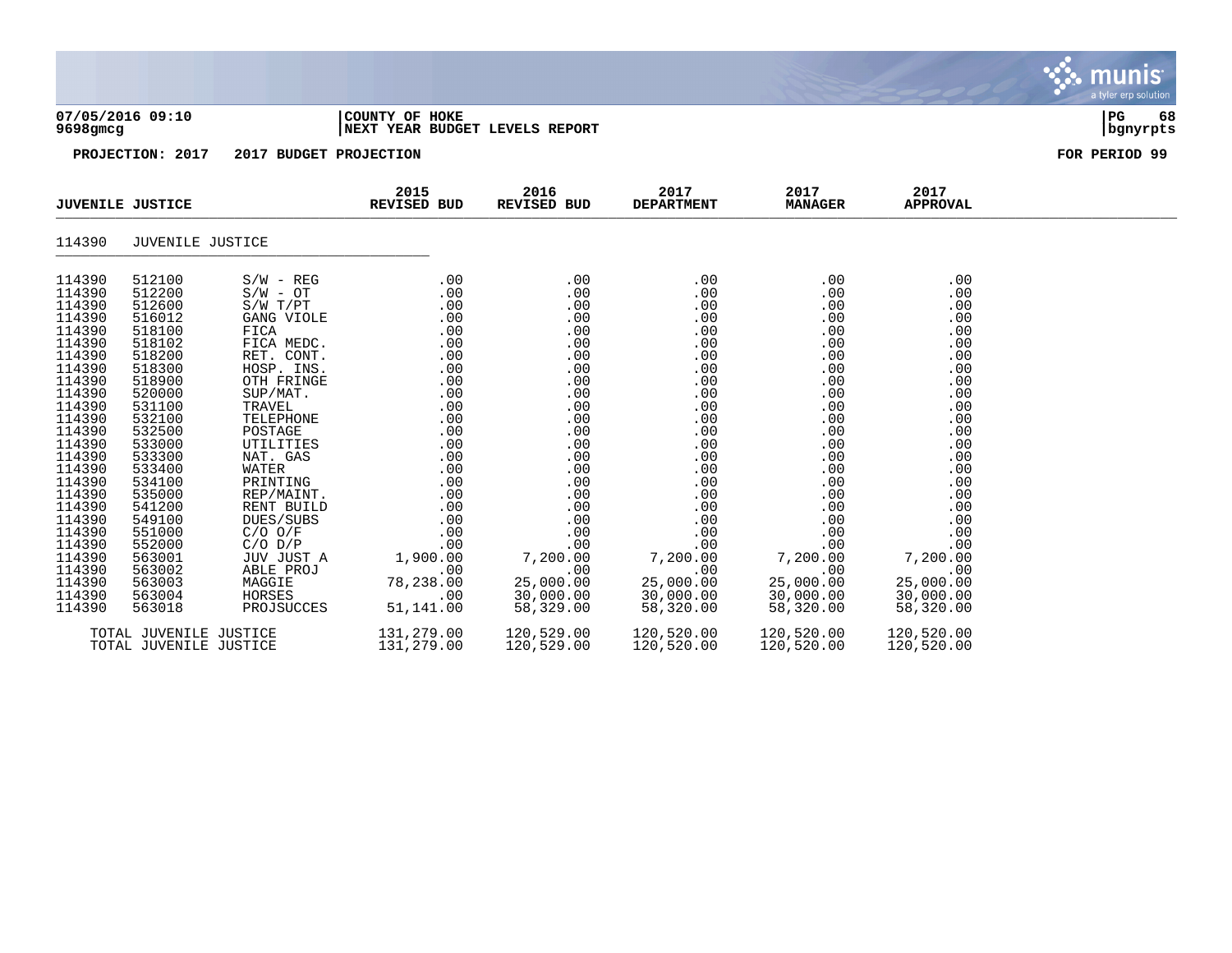**07/05/2016 09:10** | **COUNTY OF HOKE** | **PG 68**
**9698gmcg** | **NEXT YEAR BUDGET LEVELS REPORT** | **bgnyrpts**

**PROJECTION: 2017 2017 BUDGET PROJECTION** **FOR PERIOD 99**

| JUVENILE JUSTICE | | | 2015 REVISED BUD | 2016 REVISED BUD | 2017 DEPARTMENT | 2017 MANAGER | 2017 APPROVAL |
|---|---|---|---|---|---|---|---|
| 114390 | JUVENILE JUSTICE | | | | | | |
| 114390 | 512100 | S/W - REG | .00 | .00 | .00 | .00 | .00 |
| 114390 | 512200 | S/W - OT | .00 | .00 | .00 | .00 | .00 |
| 114390 | 512600 | S/W T/PT | .00 | .00 | .00 | .00 | .00 |
| 114390 | 516012 | GANG VIOLE | .00 | .00 | .00 | .00 | .00 |
| 114390 | 518100 | FICA | .00 | .00 | .00 | .00 | .00 |
| 114390 | 518102 | FICA MEDC. | .00 | .00 | .00 | .00 | .00 |
| 114390 | 518200 | RET. CONT. | .00 | .00 | .00 | .00 | .00 |
| 114390 | 518300 | HOSP. INS. | .00 | .00 | .00 | .00 | .00 |
| 114390 | 518900 | OTH FRINGE | .00 | .00 | .00 | .00 | .00 |
| 114390 | 520000 | SUP/MAT. | .00 | .00 | .00 | .00 | .00 |
| 114390 | 531100 | TRAVEL | .00 | .00 | .00 | .00 | .00 |
| 114390 | 532100 | TELEPHONE | .00 | .00 | .00 | .00 | .00 |
| 114390 | 532500 | POSTAGE | .00 | .00 | .00 | .00 | .00 |
| 114390 | 533000 | UTILITIES | .00 | .00 | .00 | .00 | .00 |
| 114390 | 533300 | NAT. GAS | .00 | .00 | .00 | .00 | .00 |
| 114390 | 533400 | WATER | .00 | .00 | .00 | .00 | .00 |
| 114390 | 534100 | PRINTING | .00 | .00 | .00 | .00 | .00 |
| 114390 | 535000 | REP/MAINT. | .00 | .00 | .00 | .00 | .00 |
| 114390 | 541200 | RENT BUILD | .00 | .00 | .00 | .00 | .00 |
| 114390 | 549100 | DUES/SUBS | .00 | .00 | .00 | .00 | .00 |
| 114390 | 551000 | C/O O/F | .00 | .00 | .00 | .00 | .00 |
| 114390 | 552000 | C/O D/P | .00 | .00 | .00 | .00 | .00 |
| 114390 | 563001 | JUV JUST A | 1,900.00 | 7,200.00 | 7,200.00 | 7,200.00 | 7,200.00 |
| 114390 | 563002 | ABLE PROJ | .00 | .00 | .00 | .00 | .00 |
| 114390 | 563003 | MAGGIE | 78,238.00 | 25,000.00 | 25,000.00 | 25,000.00 | 25,000.00 |
| 114390 | 563004 | HORSES | .00 | 30,000.00 | 30,000.00 | 30,000.00 | 30,000.00 |
| 114390 | 563018 | PROJSUCCES | 51,141.00 | 58,329.00 | 58,320.00 | 58,320.00 | 58,320.00 |
| TOTAL JUVENILE JUSTICE | | | 131,279.00 | 120,529.00 | 120,520.00 | 120,520.00 | 120,520.00 |
| TOTAL JUVENILE JUSTICE | | | 131,279.00 | 120,529.00 | 120,520.00 | 120,520.00 | 120,520.00 |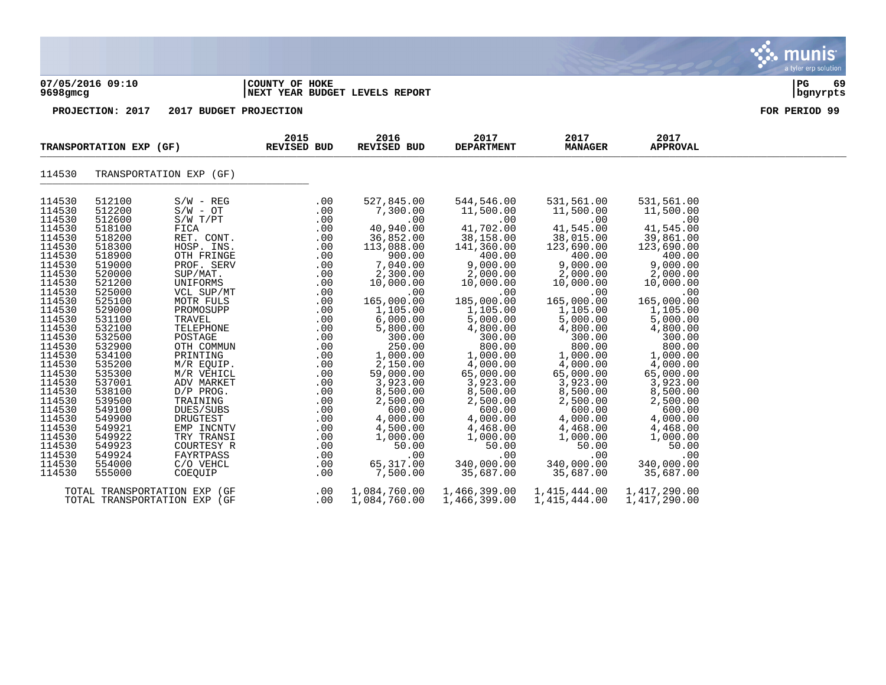**07/05/2016 09:10**
**9698gmcg**

**COUNTY OF HOKE**
**NEXT YEAR BUDGET LEVELS REPORT**

**PROJECTION: 2017 2017 BUDGET PROJECTION** **FOR PERIOD 99**

| TRANSPORTATION EXP (GF) | | | 2015 REVISED BUD | 2016 REVISED BUD | 2017 DEPARTMENT | 2017 MANAGER | 2017 APPROVAL |
|---|---|---|---|---|---|---|---|
| 114530 | TRANSPORTATION EXP (GF) | | | | | | |
| 114530 | 512100 | S/W - REG | .00 | 527,845.00 | 544,546.00 | 531,561.00 | 531,561.00 |
| 114530 | 512200 | S/W - OT | .00 | 7,300.00 | 11,500.00 | 11,500.00 | 11,500.00 |
| 114530 | 512600 | S/W T/PT | .00 | .00 | .00 | .00 | .00 |
| 114530 | 518100 | FICA | .00 | 40,940.00 | 41,702.00 | 41,545.00 | 41,545.00 |
| 114530 | 518200 | RET. CONT. | .00 | 36,852.00 | 38,158.00 | 38,015.00 | 39,861.00 |
| 114530 | 518300 | HOSP. INS. | .00 | 113,088.00 | 141,360.00 | 123,690.00 | 123,690.00 |
| 114530 | 518900 | OTH FRINGE | .00 | 900.00 | 400.00 | 400.00 | 400.00 |
| 114530 | 519000 | PROF. SERV | .00 | 7,040.00 | 9,000.00 | 9,000.00 | 9,000.00 |
| 114530 | 520000 | SUP/MAT. | .00 | 2,300.00 | 2,000.00 | 2,000.00 | 2,000.00 |
| 114530 | 521200 | UNIFORMS | .00 | 10,000.00 | 10,000.00 | 10,000.00 | 10,000.00 |
| 114530 | 525000 | VCL SUP/MT | .00 | .00 | .00 | .00 | .00 |
| 114530 | 525100 | MOTR FULS | .00 | 165,000.00 | 185,000.00 | 165,000.00 | 165,000.00 |
| 114530 | 529000 | PROMOSUPP | .00 | 1,105.00 | 1,105.00 | 1,105.00 | 1,105.00 |
| 114530 | 531100 | TRAVEL | .00 | 6,000.00 | 5,000.00 | 5,000.00 | 5,000.00 |
| 114530 | 532100 | TELEPHONE | .00 | 5,800.00 | 4,800.00 | 4,800.00 | 4,800.00 |
| 114530 | 532500 | POSTAGE | .00 | 300.00 | 300.00 | 300.00 | 300.00 |
| 114530 | 532900 | OTH COMMUN | .00 | 250.00 | 800.00 | 800.00 | 800.00 |
| 114530 | 534100 | PRINTING | .00 | 1,000.00 | 1,000.00 | 1,000.00 | 1,000.00 |
| 114530 | 535200 | M/R EQUIP. | .00 | 2,150.00 | 4,000.00 | 4,000.00 | 4,000.00 |
| 114530 | 535300 | M/R VEHICL | .00 | 59,000.00 | 65,000.00 | 65,000.00 | 65,000.00 |
| 114530 | 537001 | ADV MARKET | .00 | 3,923.00 | 3,923.00 | 3,923.00 | 3,923.00 |
| 114530 | 538100 | D/P PROG. | .00 | 8,500.00 | 8,500.00 | 8,500.00 | 8,500.00 |
| 114530 | 539500 | TRAINING | .00 | 2,500.00 | 2,500.00 | 2,500.00 | 2,500.00 |
| 114530 | 549100 | DUES/SUBS | .00 | 600.00 | 600.00 | 600.00 | 600.00 |
| 114530 | 549900 | DRUGTEST | .00 | 4,000.00 | 4,000.00 | 4,000.00 | 4,000.00 |
| 114530 | 549921 | EMP INCNTV | .00 | 4,500.00 | 4,468.00 | 4,468.00 | 4,468.00 |
| 114530 | 549922 | TRY TRANSI | .00 | 1,000.00 | 1,000.00 | 1,000.00 | 1,000.00 |
| 114530 | 549923 | COURTESY R | .00 | 50.00 | 50.00 | 50.00 | 50.00 |
| 114530 | 549924 | FAYRTPASS | .00 | .00 | .00 | .00 | .00 |
| 114530 | 554000 | C/O VEHCL | .00 | 65,317.00 | 340,000.00 | 340,000.00 | 340,000.00 |
| 114530 | 555000 | COEQUIP | .00 | 7,500.00 | 35,687.00 | 35,687.00 | 35,687.00 |
| TOTAL TRANSPORTATION EXP (GF | | | .00 | 1,084,760.00 | 1,466,399.00 | 1,415,444.00 | 1,417,290.00 |
| TOTAL TRANSPORTATION EXP (GF | | | .00 | 1,084,760.00 | 1,466,399.00 | 1,415,444.00 | 1,417,290.00 |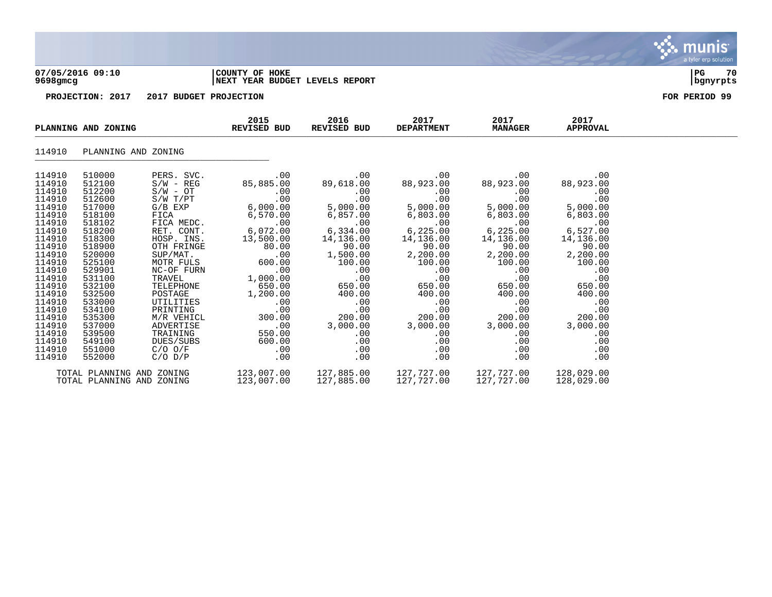**07/05/2016 09:10** | **COUNTY OF HOKE** | **PG 70**
**9698gmcg** | **NEXT YEAR BUDGET LEVELS REPORT** | **bgnyrpts**

**PROJECTION: 2017 2017 BUDGET PROJECTION** — **FOR PERIOD 99**

| PLANNING AND ZONING | | | 2015 REVISED BUD | 2016 REVISED BUD | 2017 DEPARTMENT | 2017 MANAGER | 2017 APPROVAL |
|---|---|---|---|---|---|---|---|
| 114910 | PLANNING AND ZONING | | | | | | |
| 114910 | 510000 | PERS. SVC. | .00 | .00 | .00 | .00 | .00 |
| 114910 | 512100 | S/W - REG | 85,885.00 | 89,618.00 | 88,923.00 | 88,923.00 | 88,923.00 |
| 114910 | 512200 | S/W - OT | .00 | .00 | .00 | .00 | .00 |
| 114910 | 512600 | S/W T/PT | .00 | .00 | .00 | .00 | .00 |
| 114910 | 517000 | G/B EXP | 6,000.00 | 5,000.00 | 5,000.00 | 5,000.00 | 5,000.00 |
| 114910 | 518100 | FICA | 6,570.00 | 6,857.00 | 6,803.00 | 6,803.00 | 6,803.00 |
| 114910 | 518102 | FICA MEDC. | .00 | .00 | .00 | .00 | .00 |
| 114910 | 518200 | RET. CONT. | 6,072.00 | 6,334.00 | 6,225.00 | 6,225.00 | 6,527.00 |
| 114910 | 518300 | HOSP. INS. | 13,500.00 | 14,136.00 | 14,136.00 | 14,136.00 | 14,136.00 |
| 114910 | 518900 | OTH FRINGE | 80.00 | 90.00 | 90.00 | 90.00 | 90.00 |
| 114910 | 520000 | SUP/MAT. | .00 | 1,500.00 | 2,200.00 | 2,200.00 | 2,200.00 |
| 114910 | 525100 | MOTR FULS | 600.00 | 100.00 | 100.00 | 100.00 | 100.00 |
| 114910 | 529901 | NC-OF FURN | .00 | .00 | .00 | .00 | .00 |
| 114910 | 531100 | TRAVEL | 1,000.00 | .00 | .00 | .00 | .00 |
| 114910 | 532100 | TELEPHONE | 650.00 | 650.00 | 650.00 | 650.00 | 650.00 |
| 114910 | 532500 | POSTAGE | 1,200.00 | 400.00 | 400.00 | 400.00 | 400.00 |
| 114910 | 533000 | UTILITIES | .00 | .00 | .00 | .00 | .00 |
| 114910 | 534100 | PRINTING | .00 | .00 | .00 | .00 | .00 |
| 114910 | 535300 | M/R VEHICL | 300.00 | 200.00 | 200.00 | 200.00 | 200.00 |
| 114910 | 537000 | ADVERTISE | .00 | 3,000.00 | 3,000.00 | 3,000.00 | 3,000.00 |
| 114910 | 539500 | TRAINING | 550.00 | .00 | .00 | .00 | .00 |
| 114910 | 549100 | DUES/SUBS | 600.00 | .00 | .00 | .00 | .00 |
| 114910 | 551000 | C/O O/F | .00 | .00 | .00 | .00 | .00 |
| 114910 | 552000 | C/O D/P | .00 | .00 | .00 | .00 | .00 |
| TOTAL PLANNING AND ZONING | | | 123,007.00 | 127,885.00 | 127,727.00 | 127,727.00 | 128,029.00 |
| TOTAL PLANNING AND ZONING | | | 123,007.00 | 127,885.00 | 127,727.00 | 127,727.00 | 128,029.00 |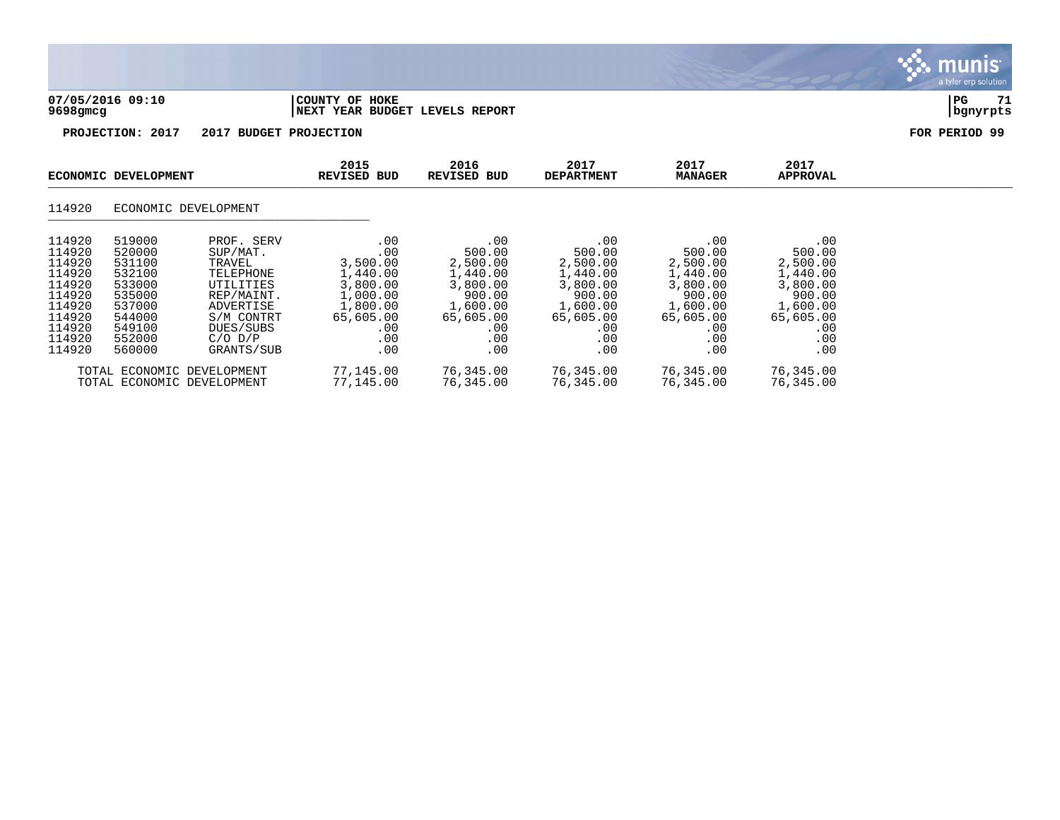**COUNTY OF HOKE**
**NEXT YEAR BUDGET LEVELS REPORT**

**PROJECTION: 2017 2017 BUDGET PROJECTION** **FOR PERIOD 99**

| ECONOMIC DEVELOPMENT | | | 2015 REVISED BUD | 2016 REVISED BUD | 2017 DEPARTMENT | 2017 MANAGER | 2017 APPROVAL |
|---|---|---|---|---|---|---|---|
| 114920 | ECONOMIC DEVELOPMENT | | | | | | |
| 114920 | 519000 | PROF. SERV | .00 | .00 | .00 | .00 | .00 |
| 114920 | 520000 | SUP/MAT. | .00 | 500.00 | 500.00 | 500.00 | 500.00 |
| 114920 | 531100 | TRAVEL | 3,500.00 | 2,500.00 | 2,500.00 | 2,500.00 | 2,500.00 |
| 114920 | 532100 | TELEPHONE | 1,440.00 | 1,440.00 | 1,440.00 | 1,440.00 | 1,440.00 |
| 114920 | 533000 | UTILITIES | 3,800.00 | 3,800.00 | 3,800.00 | 3,800.00 | 3,800.00 |
| 114920 | 535000 | REP/MAINT. | 1,000.00 | 900.00 | 900.00 | 900.00 | 900.00 |
| 114920 | 537000 | ADVERTISE | 1,800.00 | 1,600.00 | 1,600.00 | 1,600.00 | 1,600.00 |
| 114920 | 544000 | S/M CONTRT | 65,605.00 | 65,605.00 | 65,605.00 | 65,605.00 | 65,605.00 |
| 114920 | 549100 | DUES/SUBS | .00 | .00 | .00 | .00 | .00 |
| 114920 | 552000 | C/O D/P | .00 | .00 | .00 | .00 | .00 |
| 114920 | 560000 | GRANTS/SUB | .00 | .00 | .00 | .00 | .00 |
| TOTAL ECONOMIC DEVELOPMENT | | | 77,145.00 | 76,345.00 | 76,345.00 | 76,345.00 | 76,345.00 |
| TOTAL ECONOMIC DEVELOPMENT | | | 77,145.00 | 76,345.00 | 76,345.00 | 76,345.00 | 76,345.00 |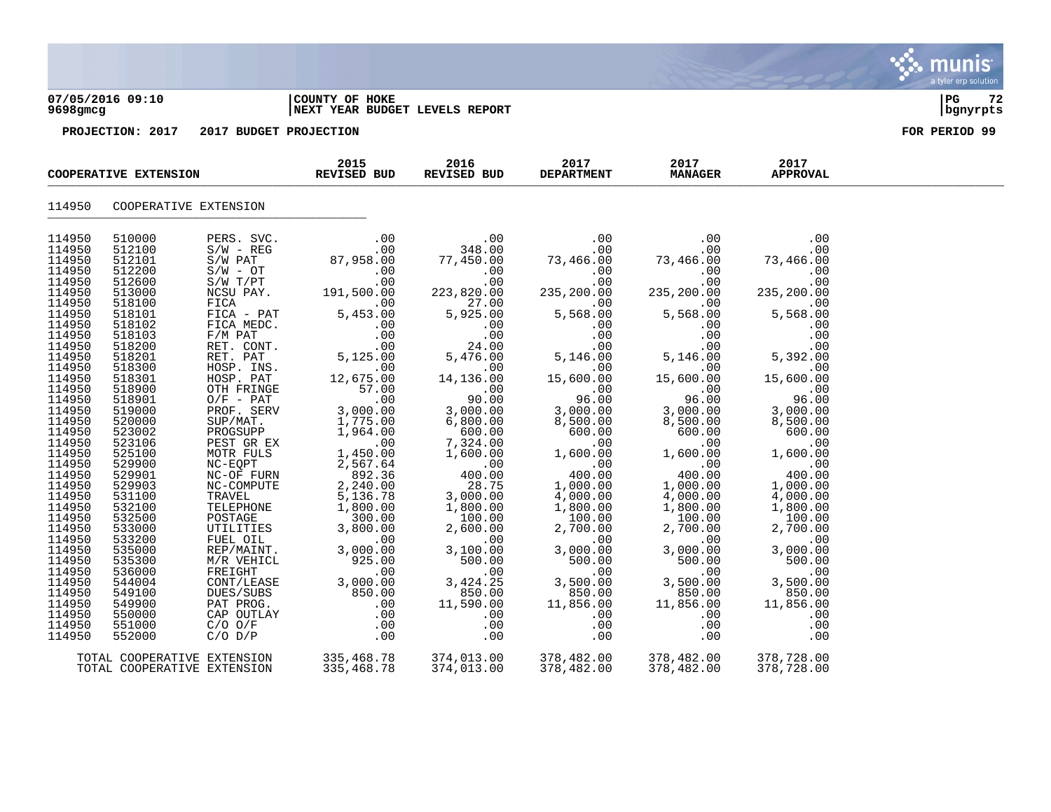**COUNTY OF HOKE**
**NEXT YEAR BUDGET LEVELS REPORT**

**PROJECTION: 2017 2017 BUDGET PROJECTION** **FOR PERIOD 99**

| COOPERATIVE EXTENSION | | | 2015 REVISED BUD | 2016 REVISED BUD | 2017 DEPARTMENT | 2017 MANAGER | 2017 APPROVAL |
|---|---|---|---|---|---|---|---|
| 114950 | COOPERATIVE EXTENSION | | | | | | |
| 114950 | 510000 | PERS. SVC. | .00 | .00 | .00 | .00 | .00 |
| 114950 | 512100 | S/W - REG | .00 | 348.00 | .00 | .00 | .00 |
| 114950 | 512101 | S/W PAT | 87,958.00 | 77,450.00 | 73,466.00 | 73,466.00 | 73,466.00 |
| 114950 | 512200 | S/W - OT | .00 | .00 | .00 | .00 | .00 |
| 114950 | 512600 | S/W T/PT | .00 | .00 | .00 | .00 | .00 |
| 114950 | 513000 | NCSU PAY. | 191,500.00 | 223,820.00 | 235,200.00 | 235,200.00 | 235,200.00 |
| 114950 | 518100 | FICA | .00 | 27.00 | .00 | .00 | .00 |
| 114950 | 518101 | FICA - PAT | 5,453.00 | 5,925.00 | 5,568.00 | 5,568.00 | 5,568.00 |
| 114950 | 518102 | FICA MEDC. | .00 | .00 | .00 | .00 | .00 |
| 114950 | 518103 | F/M PAT | .00 | .00 | .00 | .00 | .00 |
| 114950 | 518200 | RET. CONT. | .00 | 24.00 | .00 | .00 | .00 |
| 114950 | 518201 | RET. PAT | 5,125.00 | 5,476.00 | 5,146.00 | 5,146.00 | 5,392.00 |
| 114950 | 518300 | HOSP. INS. | .00 | .00 | .00 | .00 | .00 |
| 114950 | 518301 | HOSP. PAT | 12,675.00 | 14,136.00 | 15,600.00 | 15,600.00 | 15,600.00 |
| 114950 | 518900 | OTH FRINGE | 57.00 | .00 | .00 | .00 | .00 |
| 114950 | 518901 | O/F - PAT | .00 | 90.00 | 96.00 | 96.00 | 96.00 |
| 114950 | 519000 | PROF. SERV | 3,000.00 | 3,000.00 | 3,000.00 | 3,000.00 | 3,000.00 |
| 114950 | 520000 | SUP/MAT. | 1,775.00 | 6,800.00 | 8,500.00 | 8,500.00 | 8,500.00 |
| 114950 | 523002 | PROGSUPP | 1,964.00 | 600.00 | 600.00 | 600.00 | 600.00 |
| 114950 | 523106 | PEST GR EX | .00 | 7,324.00 | .00 | .00 | .00 |
| 114950 | 525100 | MOTR FULS | 1,450.00 | 1,600.00 | 1,600.00 | 1,600.00 | 1,600.00 |
| 114950 | 529900 | NC-EQPT | 2,567.64 | .00 | .00 | .00 | .00 |
| 114950 | 529901 | NC-OF FURN | 892.36 | 400.00 | 400.00 | 400.00 | 400.00 |
| 114950 | 529903 | NC-COMPUTE | 2,240.00 | 28.75 | 1,000.00 | 1,000.00 | 1,000.00 |
| 114950 | 531100 | TRAVEL | 5,136.78 | 3,000.00 | 4,000.00 | 4,000.00 | 4,000.00 |
| 114950 | 532100 | TELEPHONE | 1,800.00 | 1,800.00 | 1,800.00 | 1,800.00 | 1,800.00 |
| 114950 | 532500 | POSTAGE | 300.00 | 100.00 | 100.00 | 100.00 | 100.00 |
| 114950 | 533000 | UTILITIES | 3,800.00 | 2,600.00 | 2,700.00 | 2,700.00 | 2,700.00 |
| 114950 | 533200 | FUEL OIL | .00 | .00 | .00 | .00 | .00 |
| 114950 | 535000 | REP/MAINT. | 3,000.00 | 3,100.00 | 3,000.00 | 3,000.00 | 3,000.00 |
| 114950 | 535300 | M/R VEHICL | 925.00 | 500.00 | 500.00 | 500.00 | 500.00 |
| 114950 | 536000 | FREIGHT | .00 | .00 | .00 | .00 | .00 |
| 114950 | 544004 | CONT/LEASE | 3,000.00 | 3,424.25 | 3,500.00 | 3,500.00 | 3,500.00 |
| 114950 | 549100 | DUES/SUBS | 850.00 | 850.00 | 850.00 | 850.00 | 850.00 |
| 114950 | 549900 | PAT PROG. | .00 | 11,590.00 | 11,856.00 | 11,856.00 | 11,856.00 |
| 114950 | 550000 | CAP OUTLAY | .00 | .00 | .00 | .00 | .00 |
| 114950 | 551000 | C/O O/F | .00 | .00 | .00 | .00 | .00 |
| 114950 | 552000 | C/O D/P | .00 | .00 | .00 | .00 | .00 |
| TOTAL COOPERATIVE EXTENSION | | | 335,468.78 | 374,013.00 | 378,482.00 | 378,482.00 | 378,728.00 |
| TOTAL COOPERATIVE EXTENSION | | | 335,468.78 | 374,013.00 | 378,482.00 | 378,482.00 | 378,728.00 |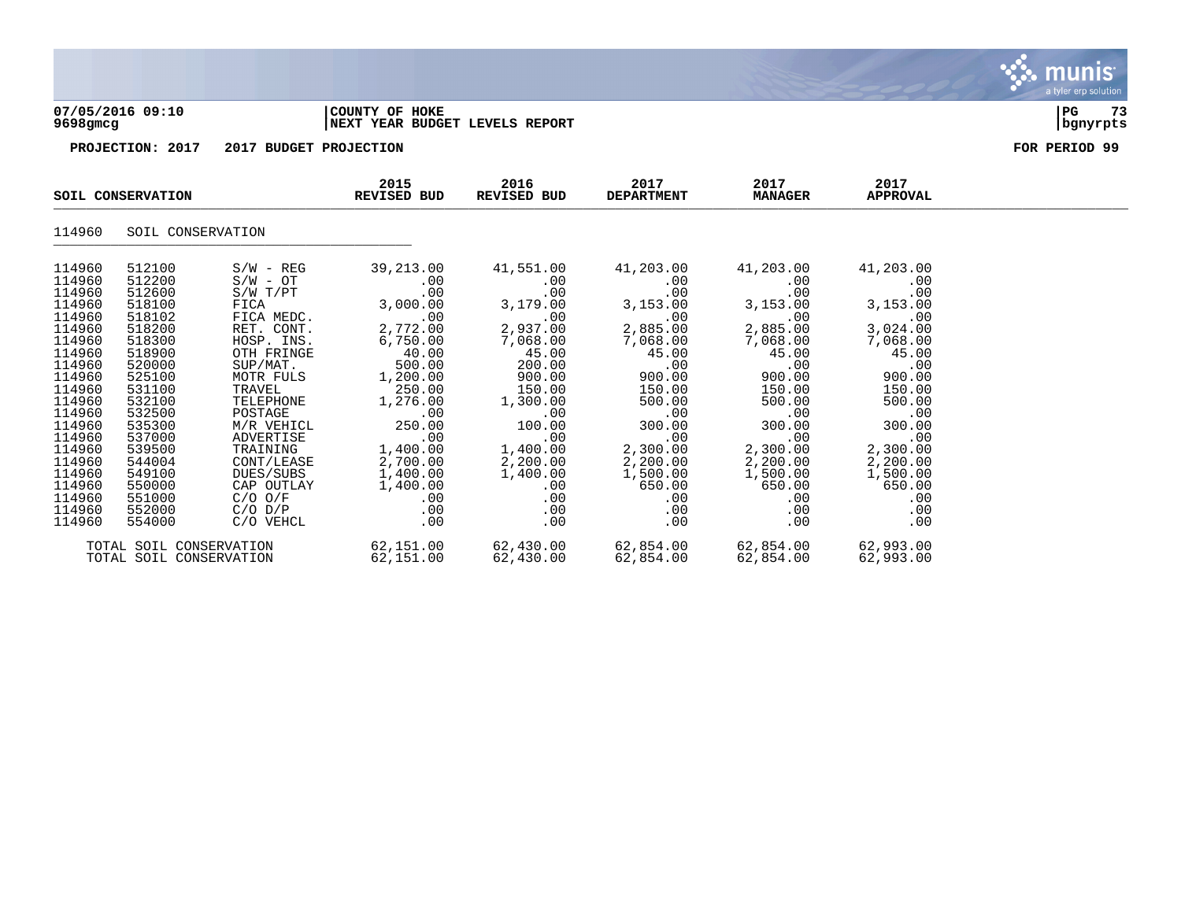**07/05/2016 09:10**
**9698gmcg**

**COUNTY OF HOKE**
**NEXT YEAR BUDGET LEVELS REPORT**

**PROJECTION: 2017 2017 BUDGET PROJECTION** | **FOR PERIOD 99**

| SOIL CONSERVATION | | | 2015 REVISED BUD | 2016 REVISED BUD | 2017 DEPARTMENT | 2017 MANAGER | 2017 APPROVAL |
|---|---|---|---|---|---|---|---|
| 114960 | SOIL CONSERVATION | | | | | | |
| 114960 | 512100 | S/W - REG | 39,213.00 | 41,551.00 | 41,203.00 | 41,203.00 | 41,203.00 |
| 114960 | 512200 | S/W - OT | .00 | .00 | .00 | .00 | .00 |
| 114960 | 512600 | S/W T/PT | .00 | .00 | .00 | .00 | .00 |
| 114960 | 518100 | FICA | 3,000.00 | 3,179.00 | 3,153.00 | 3,153.00 | 3,153.00 |
| 114960 | 518102 | FICA MEDC. | .00 | .00 | .00 | .00 | .00 |
| 114960 | 518200 | RET. CONT. | 2,772.00 | 2,937.00 | 2,885.00 | 2,885.00 | 3,024.00 |
| 114960 | 518300 | HOSP. INS. | 6,750.00 | 7,068.00 | 7,068.00 | 7,068.00 | 7,068.00 |
| 114960 | 518900 | OTH FRINGE | 40.00 | 45.00 | 45.00 | 45.00 | 45.00 |
| 114960 | 520000 | SUP/MAT. | 500.00 | 200.00 | .00 | .00 | .00 |
| 114960 | 525100 | MOTR FULS | 1,200.00 | 900.00 | 900.00 | 900.00 | 900.00 |
| 114960 | 531100 | TRAVEL | 250.00 | 150.00 | 150.00 | 150.00 | 150.00 |
| 114960 | 532100 | TELEPHONE | 1,276.00 | 1,300.00 | 500.00 | 500.00 | 500.00 |
| 114960 | 532500 | POSTAGE | .00 | .00 | .00 | .00 | .00 |
| 114960 | 535300 | M/R VEHICL | 250.00 | 100.00 | 300.00 | 300.00 | 300.00 |
| 114960 | 537000 | ADVERTISE | .00 | .00 | .00 | .00 | .00 |
| 114960 | 539500 | TRAINING | 1,400.00 | 1,400.00 | 2,300.00 | 2,300.00 | 2,300.00 |
| 114960 | 544004 | CONT/LEASE | 2,700.00 | 2,200.00 | 2,200.00 | 2,200.00 | 2,200.00 |
| 114960 | 549100 | DUES/SUBS | 1,400.00 | 1,400.00 | 1,500.00 | 1,500.00 | 1,500.00 |
| 114960 | 550000 | CAP OUTLAY | 1,400.00 | .00 | 650.00 | 650.00 | 650.00 |
| 114960 | 551000 | C/O O/F | .00 | .00 | .00 | .00 | .00 |
| 114960 | 552000 | C/O D/P | .00 | .00 | .00 | .00 | .00 |
| 114960 | 554000 | C/O VEHCL | .00 | .00 | .00 | .00 | .00 |
| TOTAL SOIL CONSERVATION | | | 62,151.00 | 62,430.00 | 62,854.00 | 62,854.00 | 62,993.00 |
| TOTAL SOIL CONSERVATION | | | 62,151.00 | 62,430.00 | 62,854.00 | 62,854.00 | 62,993.00 |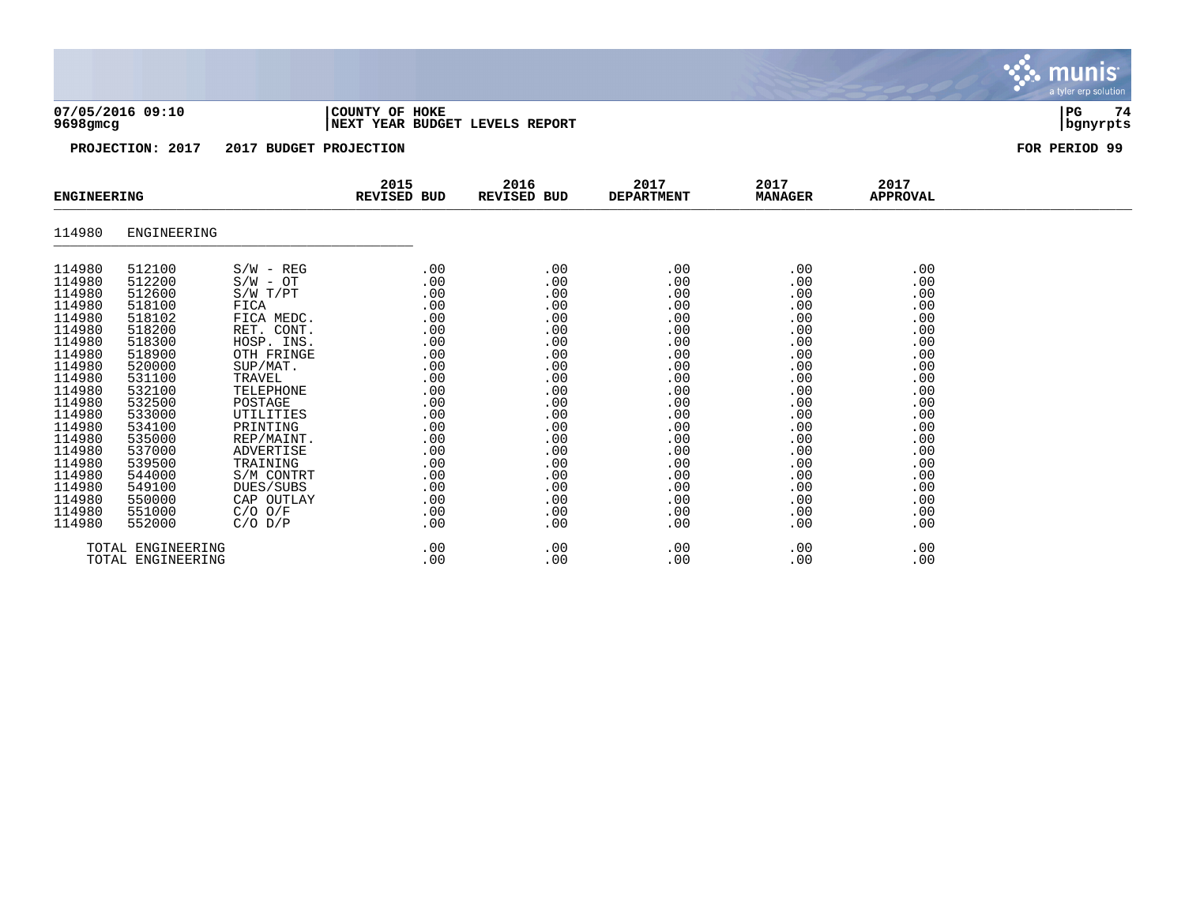**COUNTY OF HOKE**
**NEXT YEAR BUDGET LEVELS REPORT**

07/05/2016 09:10
9698gmcg

**PROJECTION: 2017 2017 BUDGET PROJECTION** **FOR PERIOD 99**

| ENGINEERING | | | 2015 REVISED BUD | 2016 REVISED BUD | 2017 DEPARTMENT | 2017 MANAGER | 2017 APPROVAL |
|---|---|---|---|---|---|---|---|
| 114980 | ENGINEERING | | | | | | |
| 114980 | 512100 | S/W - REG | .00 | .00 | .00 | .00 | .00 |
| 114980 | 512200 | S/W - OT | .00 | .00 | .00 | .00 | .00 |
| 114980 | 512600 | S/W T/PT | .00 | .00 | .00 | .00 | .00 |
| 114980 | 518100 | FICA | .00 | .00 | .00 | .00 | .00 |
| 114980 | 518102 | FICA MEDC. | .00 | .00 | .00 | .00 | .00 |
| 114980 | 518200 | RET. CONT. | .00 | .00 | .00 | .00 | .00 |
| 114980 | 518300 | HOSP. INS. | .00 | .00 | .00 | .00 | .00 |
| 114980 | 518900 | OTH FRINGE | .00 | .00 | .00 | .00 | .00 |
| 114980 | 520000 | SUP/MAT. | .00 | .00 | .00 | .00 | .00 |
| 114980 | 531100 | TRAVEL | .00 | .00 | .00 | .00 | .00 |
| 114980 | 532100 | TELEPHONE | .00 | .00 | .00 | .00 | .00 |
| 114980 | 532500 | POSTAGE | .00 | .00 | .00 | .00 | .00 |
| 114980 | 533000 | UTILITIES | .00 | .00 | .00 | .00 | .00 |
| 114980 | 534100 | PRINTING | .00 | .00 | .00 | .00 | .00 |
| 114980 | 535000 | REP/MAINT. | .00 | .00 | .00 | .00 | .00 |
| 114980 | 537000 | ADVERTISE | .00 | .00 | .00 | .00 | .00 |
| 114980 | 539500 | TRAINING | .00 | .00 | .00 | .00 | .00 |
| 114980 | 544000 | S/M CONTRT | .00 | .00 | .00 | .00 | .00 |
| 114980 | 549100 | DUES/SUBS | .00 | .00 | .00 | .00 | .00 |
| 114980 | 550000 | CAP OUTLAY | .00 | .00 | .00 | .00 | .00 |
| 114980 | 551000 | C/O O/F | .00 | .00 | .00 | .00 | .00 |
| 114980 | 552000 | C/O D/P | .00 | .00 | .00 | .00 | .00 |
| TOTAL ENGINEERING | | | .00 | .00 | .00 | .00 | .00 |
| TOTAL ENGINEERING | | | .00 | .00 | .00 | .00 | .00 |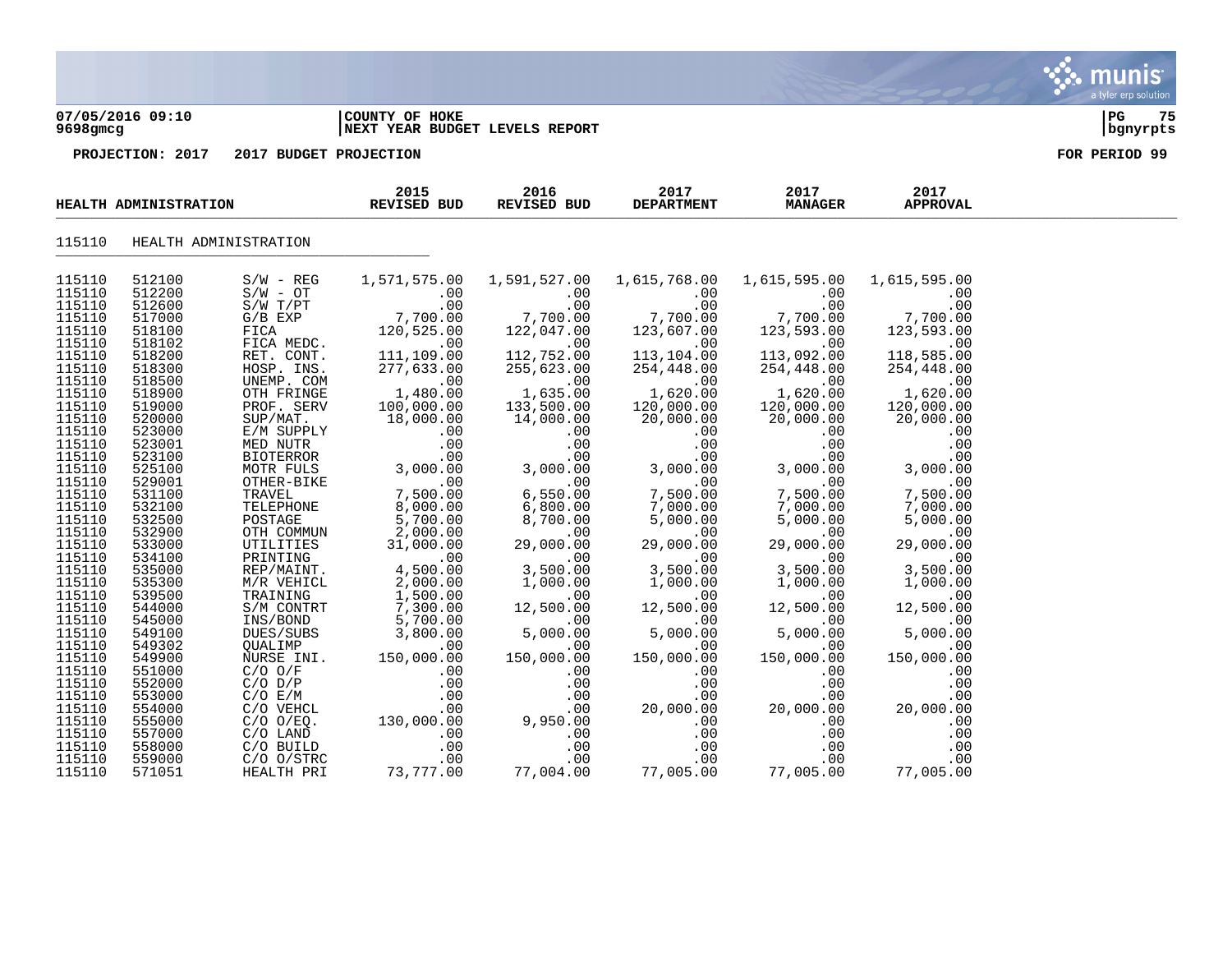**07/05/2016 09:10** | **COUNTY OF HOKE** | **PG 75**
**9698gmcg** | **NEXT YEAR BUDGET LEVELS REPORT** | **bgnyrpts**

**PROJECTION: 2017 2017 BUDGET PROJECTION** — **FOR PERIOD 99**

| HEALTH ADMINISTRATION | | | 2015 REVISED BUD | 2016 REVISED BUD | 2017 DEPARTMENT | 2017 MANAGER | 2017 APPROVAL |
|---|---|---|---|---|---|---|---|
| 115110 | HEALTH ADMINISTRATION | | | | | | |
| 115110 | 512100 | S/W - REG | 1,571,575.00 | 1,591,527.00 | 1,615,768.00 | 1,615,595.00 | 1,615,595.00 |
| 115110 | 512200 | S/W - OT | .00 | .00 | .00 | .00 | .00 |
| 115110 | 512600 | S/W T/PT | .00 | .00 | .00 | .00 | .00 |
| 115110 | 517000 | G/B EXP | 7,700.00 | 7,700.00 | 7,700.00 | 7,700.00 | 7,700.00 |
| 115110 | 518100 | FICA | 120,525.00 | 122,047.00 | 123,607.00 | 123,593.00 | 123,593.00 |
| 115110 | 518102 | FICA MEDC. | .00 | .00 | .00 | .00 | .00 |
| 115110 | 518200 | RET. CONT. | 111,109.00 | 112,752.00 | 113,104.00 | 113,092.00 | 118,585.00 |
| 115110 | 518300 | HOSP. INS. | 277,633.00 | 255,623.00 | 254,448.00 | 254,448.00 | 254,448.00 |
| 115110 | 518500 | UNEMP. COM | .00 | .00 | .00 | .00 | .00 |
| 115110 | 518900 | OTH FRINGE | 1,480.00 | 1,635.00 | 1,620.00 | 1,620.00 | 1,620.00 |
| 115110 | 519000 | PROF. SERV | 100,000.00 | 133,500.00 | 120,000.00 | 120,000.00 | 120,000.00 |
| 115110 | 520000 | SUP/MAT. | 18,000.00 | 14,000.00 | 20,000.00 | 20,000.00 | 20,000.00 |
| 115110 | 523000 | E/M SUPPLY | .00 | .00 | .00 | .00 | .00 |
| 115110 | 523001 | MED NUTR | .00 | .00 | .00 | .00 | .00 |
| 115110 | 523100 | BIOTERROR | .00 | .00 | .00 | .00 | .00 |
| 115110 | 525100 | MOTR FULS | 3,000.00 | 3,000.00 | 3,000.00 | 3,000.00 | 3,000.00 |
| 115110 | 529001 | OTHER-BIKE | .00 | .00 | .00 | .00 | .00 |
| 115110 | 531100 | TRAVEL | 7,500.00 | 6,550.00 | 7,500.00 | 7,500.00 | 7,500.00 |
| 115110 | 532100 | TELEPHONE | 8,000.00 | 6,800.00 | 7,000.00 | 7,000.00 | 7,000.00 |
| 115110 | 532500 | POSTAGE | 5,700.00 | 8,700.00 | 5,000.00 | 5,000.00 | 5,000.00 |
| 115110 | 532900 | OTH COMMUN | 2,000.00 | .00 | .00 | .00 | .00 |
| 115110 | 533000 | UTILITIES | 31,000.00 | 29,000.00 | 29,000.00 | 29,000.00 | 29,000.00 |
| 115110 | 534100 | PRINTING | .00 | .00 | .00 | .00 | .00 |
| 115110 | 535000 | REP/MAINT. | 4,500.00 | 3,500.00 | 3,500.00 | 3,500.00 | 3,500.00 |
| 115110 | 535300 | M/R VEHICL | 2,000.00 | 1,000.00 | 1,000.00 | 1,000.00 | 1,000.00 |
| 115110 | 539500 | TRAINING | 1,500.00 | .00 | .00 | .00 | .00 |
| 115110 | 544000 | S/M CONTRT | 7,300.00 | 12,500.00 | 12,500.00 | 12,500.00 | 12,500.00 |
| 115110 | 545000 | INS/BOND | 5,700.00 | .00 | .00 | .00 | .00 |
| 115110 | 549100 | DUES/SUBS | 3,800.00 | 5,000.00 | 5,000.00 | 5,000.00 | 5,000.00 |
| 115110 | 549302 | QUALIMP | .00 | .00 | .00 | .00 | .00 |
| 115110 | 549900 | NURSE INI. | 150,000.00 | 150,000.00 | 150,000.00 | 150,000.00 | 150,000.00 |
| 115110 | 551000 | C/O O/F | .00 | .00 | .00 | .00 | .00 |
| 115110 | 552000 | C/O D/P | .00 | .00 | .00 | .00 | .00 |
| 115110 | 553000 | C/O E/M | .00 | .00 | .00 | .00 | .00 |
| 115110 | 554000 | C/O VEHCL | .00 | .00 | 20,000.00 | 20,000.00 | 20,000.00 |
| 115110 | 555000 | C/O O/EQ. | 130,000.00 | 9,950.00 | .00 | .00 | .00 |
| 115110 | 557000 | C/O LAND | .00 | .00 | .00 | .00 | .00 |
| 115110 | 558000 | C/O BUILD | .00 | .00 | .00 | .00 | .00 |
| 115110 | 559000 | C/O O/STRC | .00 | .00 | .00 | .00 | .00 |
| 115110 | 571051 | HEALTH PRI | 73,777.00 | 77,004.00 | 77,005.00 | 77,005.00 | 77,005.00 |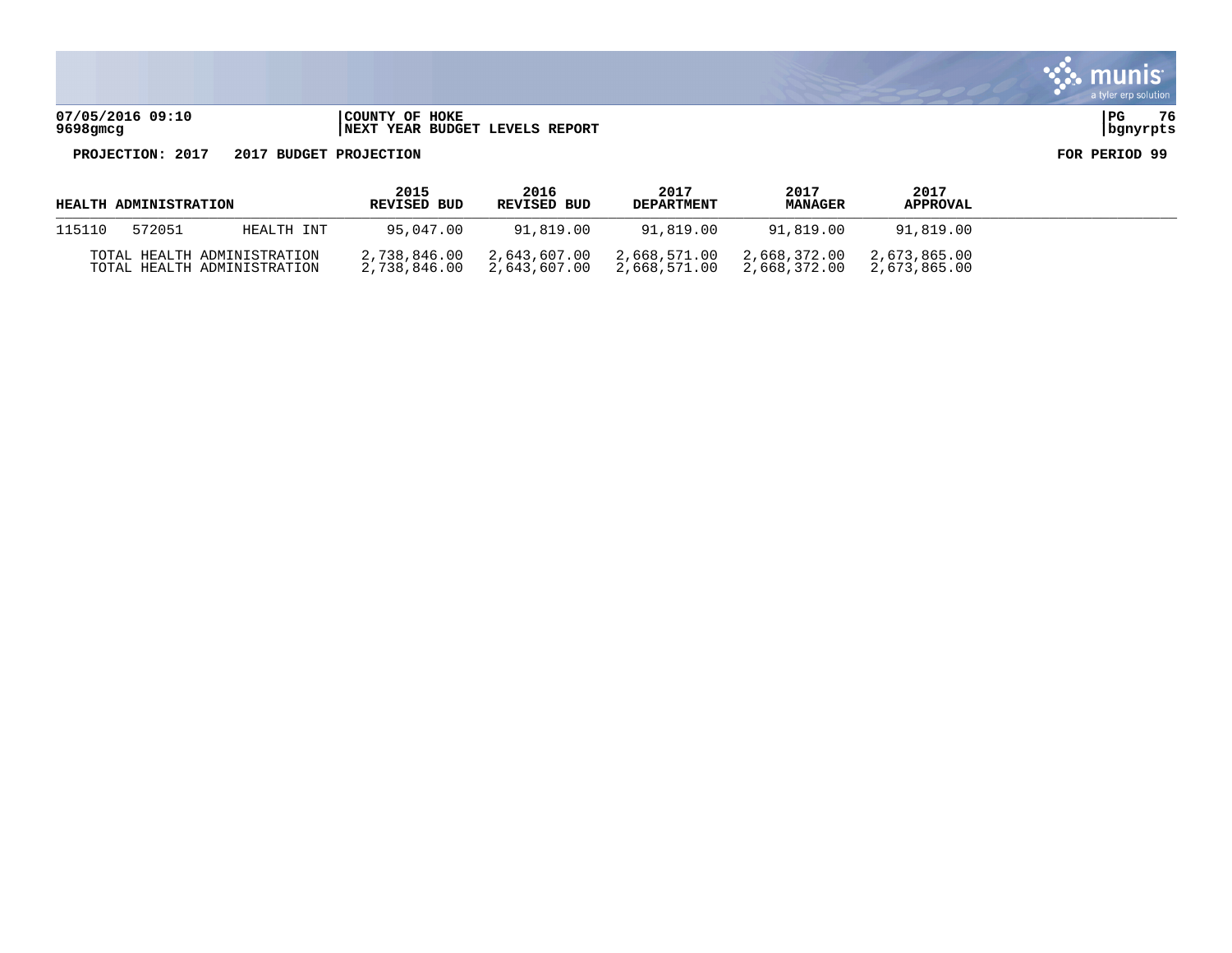**COUNTY OF HOKE**
**NEXT YEAR BUDGET LEVELS REPORT**

**PROJECTION: 2017 2017 BUDGET PROJECTION** **FOR PERIOD 99**

| HEALTH ADMINISTRATION | | | 2015 REVISED BUD | 2016 REVISED BUD | 2017 DEPARTMENT | 2017 MANAGER | 2017 APPROVAL |
|---|---|---|---|---|---|---|---|
| 115110 | 572051 | HEALTH INT | 95,047.00 | 91,819.00 | 91,819.00 | 91,819.00 | 91,819.00 |
| TOTAL HEALTH ADMINISTRATION | | | 2,738,846.00 | 2,643,607.00 | 2,668,571.00 | 2,668,372.00 | 2,673,865.00 |
| TOTAL HEALTH ADMINISTRATION | | | 2,738,846.00 | 2,643,607.00 | 2,668,571.00 | 2,668,372.00 | 2,673,865.00 |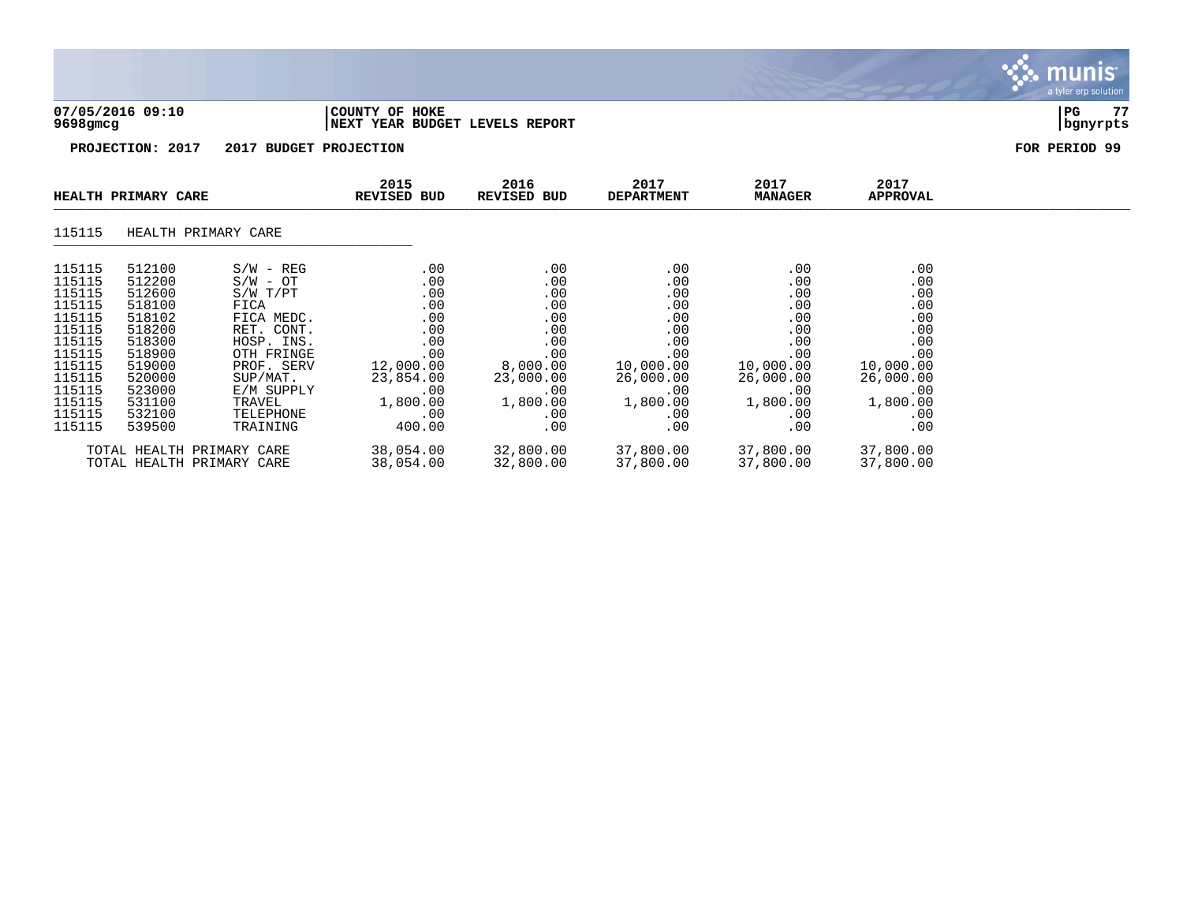**07/05/2016 09:10** | **COUNTY OF HOKE**
**9698gmcg** | **NEXT YEAR BUDGET LEVELS REPORT**

**PROJECTION: 2017    2017 BUDGET PROJECTION**    **FOR PERIOD 99**

| HEALTH PRIMARY CARE | | | 2015 REVISED BUD | 2016 REVISED BUD | 2017 DEPARTMENT | 2017 MANAGER | 2017 APPROVAL |
|---|---|---|---|---|---|---|---|
| 115115 | HEALTH PRIMARY CARE | | | | | | |
| 115115 | 512100 | S/W - REG | .00 | .00 | .00 | .00 | .00 |
| 115115 | 512200 | S/W - OT | .00 | .00 | .00 | .00 | .00 |
| 115115 | 512600 | S/W T/PT | .00 | .00 | .00 | .00 | .00 |
| 115115 | 518100 | FICA | .00 | .00 | .00 | .00 | .00 |
| 115115 | 518102 | FICA MEDC. | .00 | .00 | .00 | .00 | .00 |
| 115115 | 518200 | RET. CONT. | .00 | .00 | .00 | .00 | .00 |
| 115115 | 518300 | HOSP. INS. | .00 | .00 | .00 | .00 | .00 |
| 115115 | 518900 | OTH FRINGE | .00 | .00 | .00 | .00 | .00 |
| 115115 | 519000 | PROF. SERV | 12,000.00 | 8,000.00 | 10,000.00 | 10,000.00 | 10,000.00 |
| 115115 | 520000 | SUP/MAT. | 23,854.00 | 23,000.00 | 26,000.00 | 26,000.00 | 26,000.00 |
| 115115 | 523000 | E/M SUPPLY | .00 | .00 | .00 | .00 | .00 |
| 115115 | 531100 | TRAVEL | 1,800.00 | 1,800.00 | 1,800.00 | 1,800.00 | 1,800.00 |
| 115115 | 532100 | TELEPHONE | .00 | .00 | .00 | .00 | .00 |
| 115115 | 539500 | TRAINING | 400.00 | .00 | .00 | .00 | .00 |
| TOTAL HEALTH PRIMARY CARE | | | 38,054.00 | 32,800.00 | 37,800.00 | 37,800.00 | 37,800.00 |
| TOTAL HEALTH PRIMARY CARE | | | 38,054.00 | 32,800.00 | 37,800.00 | 37,800.00 | 37,800.00 |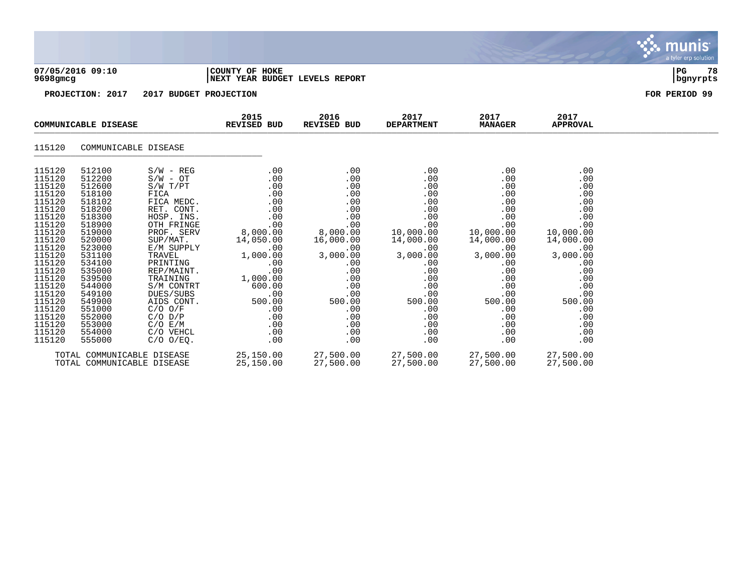**COUNTY OF HOKE**
**NEXT YEAR BUDGET LEVELS REPORT**

07/05/2016 09:10
9698gmcg

**PROJECTION: 2017 2017 BUDGET PROJECTION** **FOR PERIOD 99**

| COMMUNICABLE DISEASE | | | 2015 REVISED BUD | 2016 REVISED BUD | 2017 DEPARTMENT | 2017 MANAGER | 2017 APPROVAL |
|---|---|---|---|---|---|---|---|
| 115120 | COMMUNICABLE DISEASE | | | | | | |
| 115120 | 512100 | S/W - REG | .00 | .00 | .00 | .00 | .00 |
| 115120 | 512200 | S/W - OT | .00 | .00 | .00 | .00 | .00 |
| 115120 | 512600 | S/W T/PT | .00 | .00 | .00 | .00 | .00 |
| 115120 | 518100 | FICA | .00 | .00 | .00 | .00 | .00 |
| 115120 | 518102 | FICA MEDC. | .00 | .00 | .00 | .00 | .00 |
| 115120 | 518200 | RET. CONT. | .00 | .00 | .00 | .00 | .00 |
| 115120 | 518300 | HOSP. INS. | .00 | .00 | .00 | .00 | .00 |
| 115120 | 518900 | OTH FRINGE | .00 | .00 | .00 | .00 | .00 |
| 115120 | 519000 | PROF. SERV | 8,000.00 | 8,000.00 | 10,000.00 | 10,000.00 | 10,000.00 |
| 115120 | 520000 | SUP/MAT. | 14,050.00 | 16,000.00 | 14,000.00 | 14,000.00 | 14,000.00 |
| 115120 | 523000 | E/M SUPPLY | .00 | .00 | .00 | .00 | .00 |
| 115120 | 531100 | TRAVEL | 1,000.00 | 3,000.00 | 3,000.00 | 3,000.00 | 3,000.00 |
| 115120 | 534100 | PRINTING | .00 | .00 | .00 | .00 | .00 |
| 115120 | 535000 | REP/MAINT. | .00 | .00 | .00 | .00 | .00 |
| 115120 | 539500 | TRAINING | 1,000.00 | .00 | .00 | .00 | .00 |
| 115120 | 544000 | S/M CONTRT | 600.00 | .00 | .00 | .00 | .00 |
| 115120 | 549100 | DUES/SUBS | .00 | .00 | .00 | .00 | .00 |
| 115120 | 549900 | AIDS CONT. | 500.00 | 500.00 | 500.00 | 500.00 | 500.00 |
| 115120 | 551000 | C/O O/F | .00 | .00 | .00 | .00 | .00 |
| 115120 | 552000 | C/O D/P | .00 | .00 | .00 | .00 | .00 |
| 115120 | 553000 | C/O E/M | .00 | .00 | .00 | .00 | .00 |
| 115120 | 554000 | C/O VEHCL | .00 | .00 | .00 | .00 | .00 |
| 115120 | 555000 | C/O O/EQ. | .00 | .00 | .00 | .00 | .00 |
| TOTAL COMMUNICABLE DISEASE | | | 25,150.00 | 27,500.00 | 27,500.00 | 27,500.00 | 27,500.00 |
| TOTAL COMMUNICABLE DISEASE | | | 25,150.00 | 27,500.00 | 27,500.00 | 27,500.00 | 27,500.00 |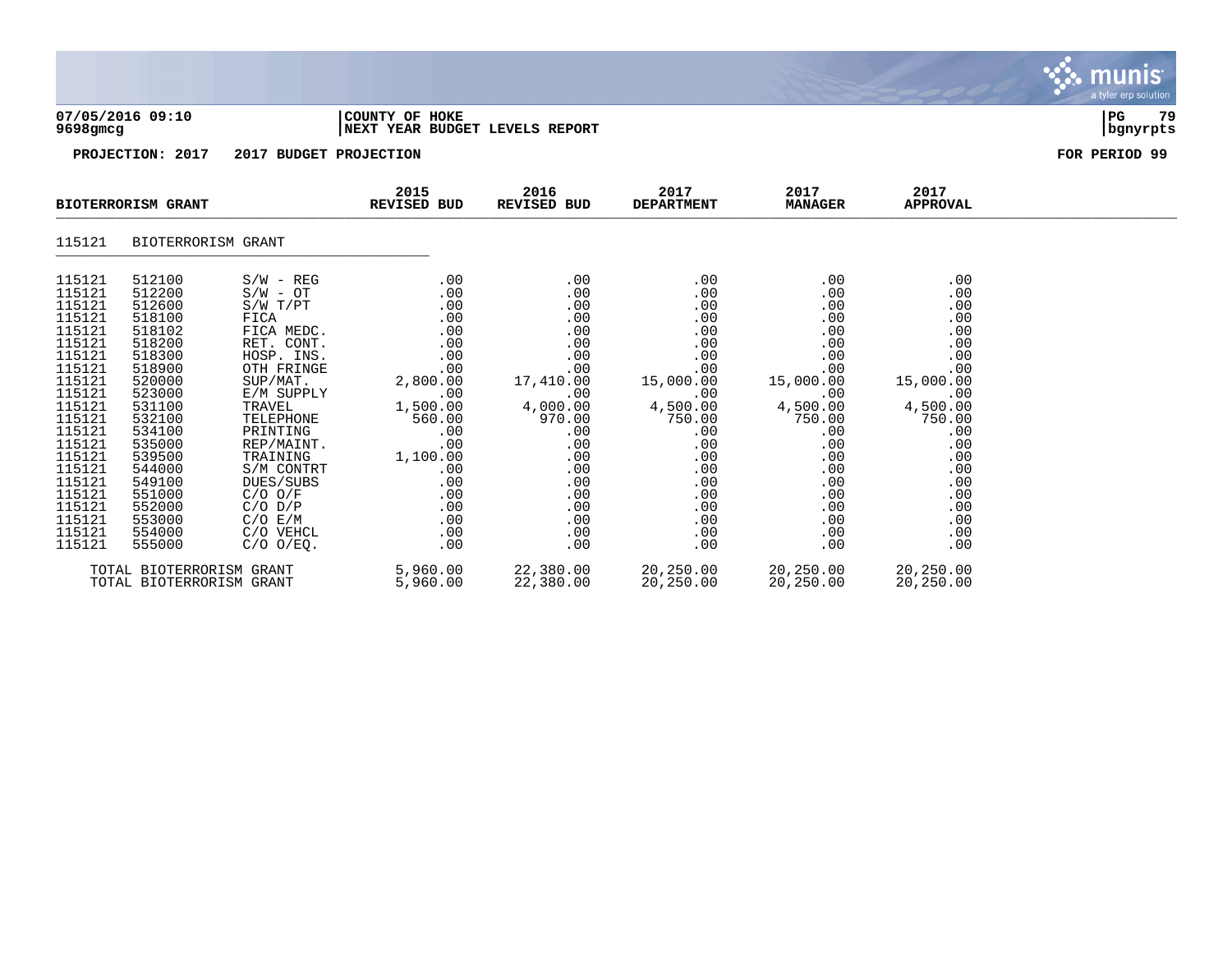07/05/2016 09:10 | COUNTY OF HOKE
9698gmcg | NEXT YEAR BUDGET LEVELS REPORT

**PROJECTION: 2017 2017 BUDGET PROJECTION** — FOR PERIOD 99

| BIOTERRORISM GRANT | | | 2015 REVISED BUD | 2016 REVISED BUD | 2017 DEPARTMENT | 2017 MANAGER | 2017 APPROVAL |
|---|---|---|---|---|---|---|---|
| 115121 | BIOTERRORISM GRANT | | | | | | |
| 115121 | 512100 | S/W - REG | .00 | .00 | .00 | .00 | .00 |
| 115121 | 512200 | S/W - OT | .00 | .00 | .00 | .00 | .00 |
| 115121 | 512600 | S/W T/PT | .00 | .00 | .00 | .00 | .00 |
| 115121 | 518100 | FICA | .00 | .00 | .00 | .00 | .00 |
| 115121 | 518102 | FICA MEDC. | .00 | .00 | .00 | .00 | .00 |
| 115121 | 518200 | RET. CONT. | .00 | .00 | .00 | .00 | .00 |
| 115121 | 518300 | HOSP. INS. | .00 | .00 | .00 | .00 | .00 |
| 115121 | 518900 | OTH FRINGE | .00 | .00 | .00 | .00 | .00 |
| 115121 | 520000 | SUP/MAT. | 2,800.00 | 17,410.00 | 15,000.00 | 15,000.00 | 15,000.00 |
| 115121 | 523000 | E/M SUPPLY | .00 | .00 | .00 | .00 | .00 |
| 115121 | 531100 | TRAVEL | 1,500.00 | 4,000.00 | 4,500.00 | 4,500.00 | 4,500.00 |
| 115121 | 532100 | TELEPHONE | 560.00 | 970.00 | 750.00 | 750.00 | 750.00 |
| 115121 | 534100 | PRINTING | .00 | .00 | .00 | .00 | .00 |
| 115121 | 535000 | REP/MAINT. | .00 | .00 | .00 | .00 | .00 |
| 115121 | 539500 | TRAINING | 1,100.00 | .00 | .00 | .00 | .00 |
| 115121 | 544000 | S/M CONTRT | .00 | .00 | .00 | .00 | .00 |
| 115121 | 549100 | DUES/SUBS | .00 | .00 | .00 | .00 | .00 |
| 115121 | 551000 | C/O O/F | .00 | .00 | .00 | .00 | .00 |
| 115121 | 552000 | C/O D/P | .00 | .00 | .00 | .00 | .00 |
| 115121 | 553000 | C/O E/M | .00 | .00 | .00 | .00 | .00 |
| 115121 | 554000 | C/O VEHCL | .00 | .00 | .00 | .00 | .00 |
| 115121 | 555000 | C/O O/EQ. | .00 | .00 | .00 | .00 | .00 |
| TOTAL BIOTERRORISM GRANT | | | 5,960.00 | 22,380.00 | 20,250.00 | 20,250.00 | 20,250.00 |
| TOTAL BIOTERRORISM GRANT | | | 5,960.00 | 22,380.00 | 20,250.00 | 20,250.00 | 20,250.00 |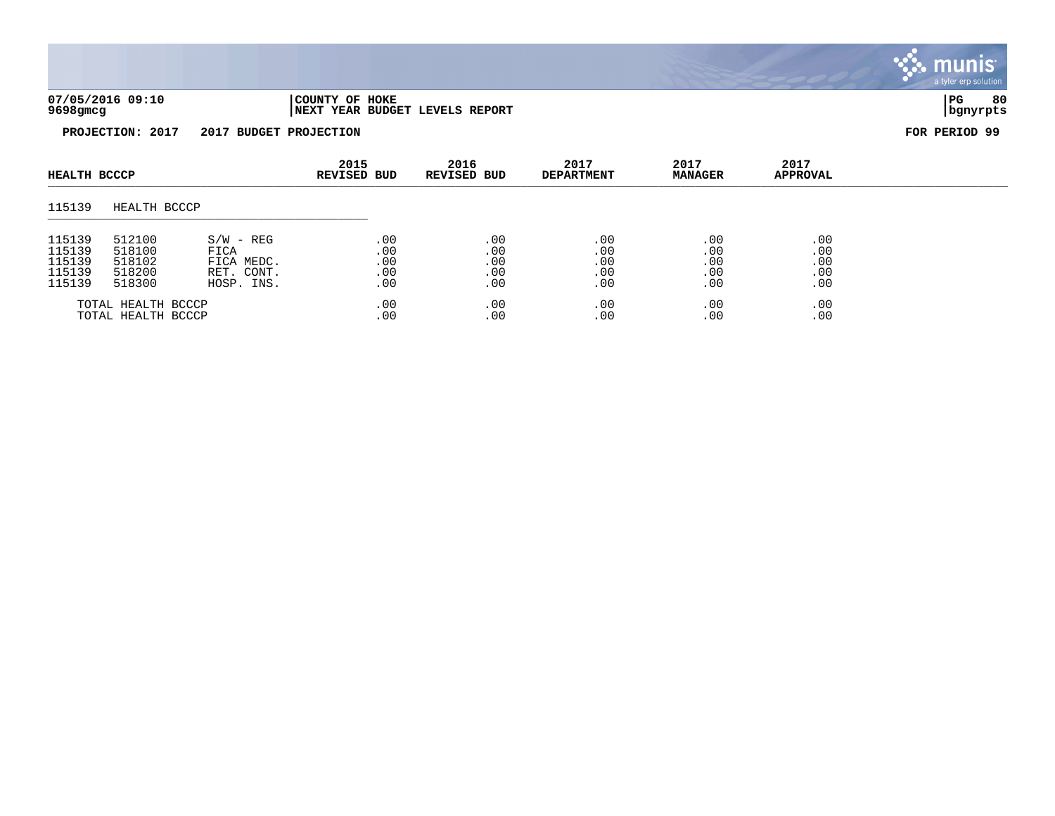**07/05/2016 09:10** | **COUNTY OF HOKE** | **PG 80**
**9698gmcg** | **NEXT YEAR BUDGET LEVELS REPORT** | **bgnyrpts**

**PROJECTION: 2017 2017 BUDGET PROJECTION** **FOR PERIOD 99**

| HEALTH BCCCP | | | 2015 REVISED BUD | 2016 REVISED BUD | 2017 DEPARTMENT | 2017 MANAGER | 2017 APPROVAL |
|---|---|---|---|---|---|---|---|
| 115139 | HEALTH BCCCP | | | | | | |
| 115139 | 512100 | S/W - REG | .00 | .00 | .00 | .00 | .00 |
| 115139 | 518100 | FICA | .00 | .00 | .00 | .00 | .00 |
| 115139 | 518102 | FICA MEDC. | .00 | .00 | .00 | .00 | .00 |
| 115139 | 518200 | RET. CONT. | .00 | .00 | .00 | .00 | .00 |
| 115139 | 518300 | HOSP. INS. | .00 | .00 | .00 | .00 | .00 |
| TOTAL HEALTH BCCCP | | | .00 | .00 | .00 | .00 | .00 |
| TOTAL HEALTH BCCCP | | | .00 | .00 | .00 | .00 | .00 |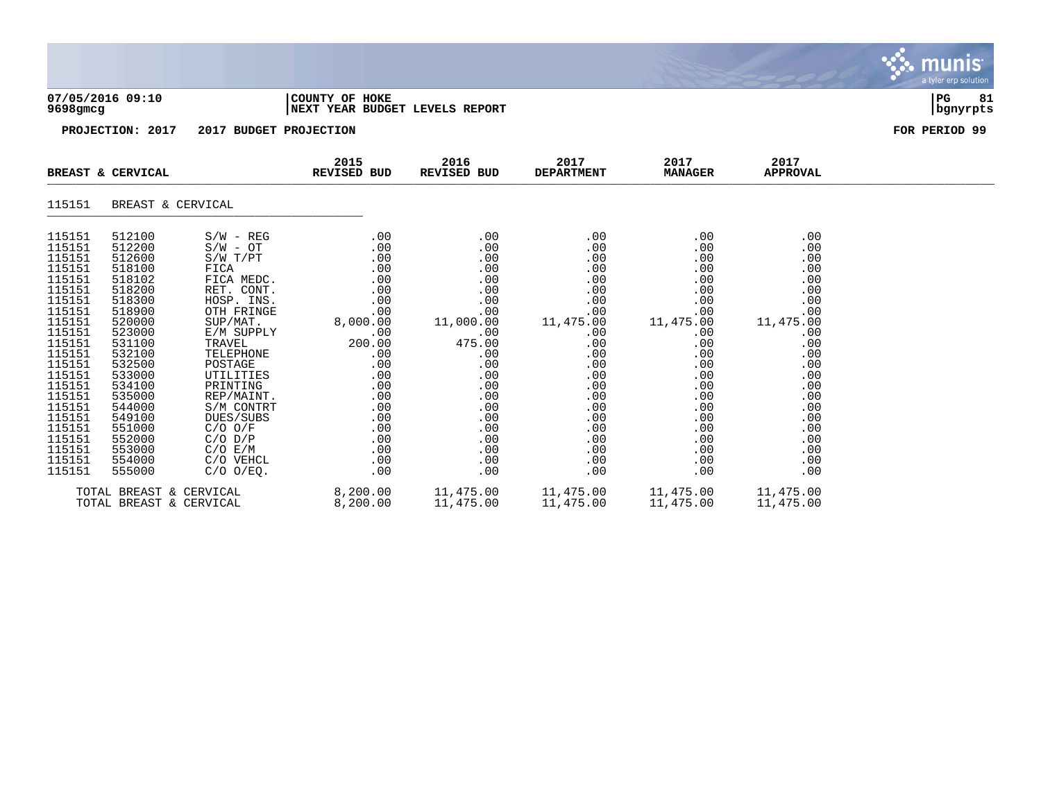**07/05/2016 09:10** | **COUNTY OF HOKE** | **PG 81**
**9698gmcg** | **NEXT YEAR BUDGET LEVELS REPORT** | **bgnyrpts**

**PROJECTION: 2017    2017 BUDGET PROJECTION**    **FOR PERIOD 99**

| BREAST & CERVICAL | | | 2015 REVISED BUD | 2016 REVISED BUD | 2017 DEPARTMENT | 2017 MANAGER | 2017 APPROVAL |
|---|---|---|---|---|---|---|---|
| 115151 | BREAST & CERVICAL | | | | | | |
| 115151 | 512100 | S/W - REG | .00 | .00 | .00 | .00 | .00 |
| 115151 | 512200 | S/W - OT | .00 | .00 | .00 | .00 | .00 |
| 115151 | 512600 | S/W T/PT | .00 | .00 | .00 | .00 | .00 |
| 115151 | 518100 | FICA | .00 | .00 | .00 | .00 | .00 |
| 115151 | 518102 | FICA MEDC. | .00 | .00 | .00 | .00 | .00 |
| 115151 | 518200 | RET. CONT. | .00 | .00 | .00 | .00 | .00 |
| 115151 | 518300 | HOSP. INS. | .00 | .00 | .00 | .00 | .00 |
| 115151 | 518900 | OTH FRINGE | .00 | .00 | .00 | .00 | .00 |
| 115151 | 520000 | SUP/MAT. | 8,000.00 | 11,000.00 | 11,475.00 | 11,475.00 | 11,475.00 |
| 115151 | 523000 | E/M SUPPLY | .00 | .00 | .00 | .00 | .00 |
| 115151 | 531100 | TRAVEL | 200.00 | 475.00 | .00 | .00 | .00 |
| 115151 | 532100 | TELEPHONE | .00 | .00 | .00 | .00 | .00 |
| 115151 | 532500 | POSTAGE | .00 | .00 | .00 | .00 | .00 |
| 115151 | 533000 | UTILITIES | .00 | .00 | .00 | .00 | .00 |
| 115151 | 534100 | PRINTING | .00 | .00 | .00 | .00 | .00 |
| 115151 | 535000 | REP/MAINT. | .00 | .00 | .00 | .00 | .00 |
| 115151 | 544000 | S/M CONTRT | .00 | .00 | .00 | .00 | .00 |
| 115151 | 549100 | DUES/SUBS | .00 | .00 | .00 | .00 | .00 |
| 115151 | 551000 | C/O O/F | .00 | .00 | .00 | .00 | .00 |
| 115151 | 552000 | C/O D/P | .00 | .00 | .00 | .00 | .00 |
| 115151 | 553000 | C/O E/M | .00 | .00 | .00 | .00 | .00 |
| 115151 | 554000 | C/O VEHCL | .00 | .00 | .00 | .00 | .00 |
| 115151 | 555000 | C/O O/EQ. | .00 | .00 | .00 | .00 | .00 |
| TOTAL BREAST & CERVICAL | | | 8,200.00 | 11,475.00 | 11,475.00 | 11,475.00 | 11,475.00 |
| TOTAL BREAST & CERVICAL | | | 8,200.00 | 11,475.00 | 11,475.00 | 11,475.00 | 11,475.00 |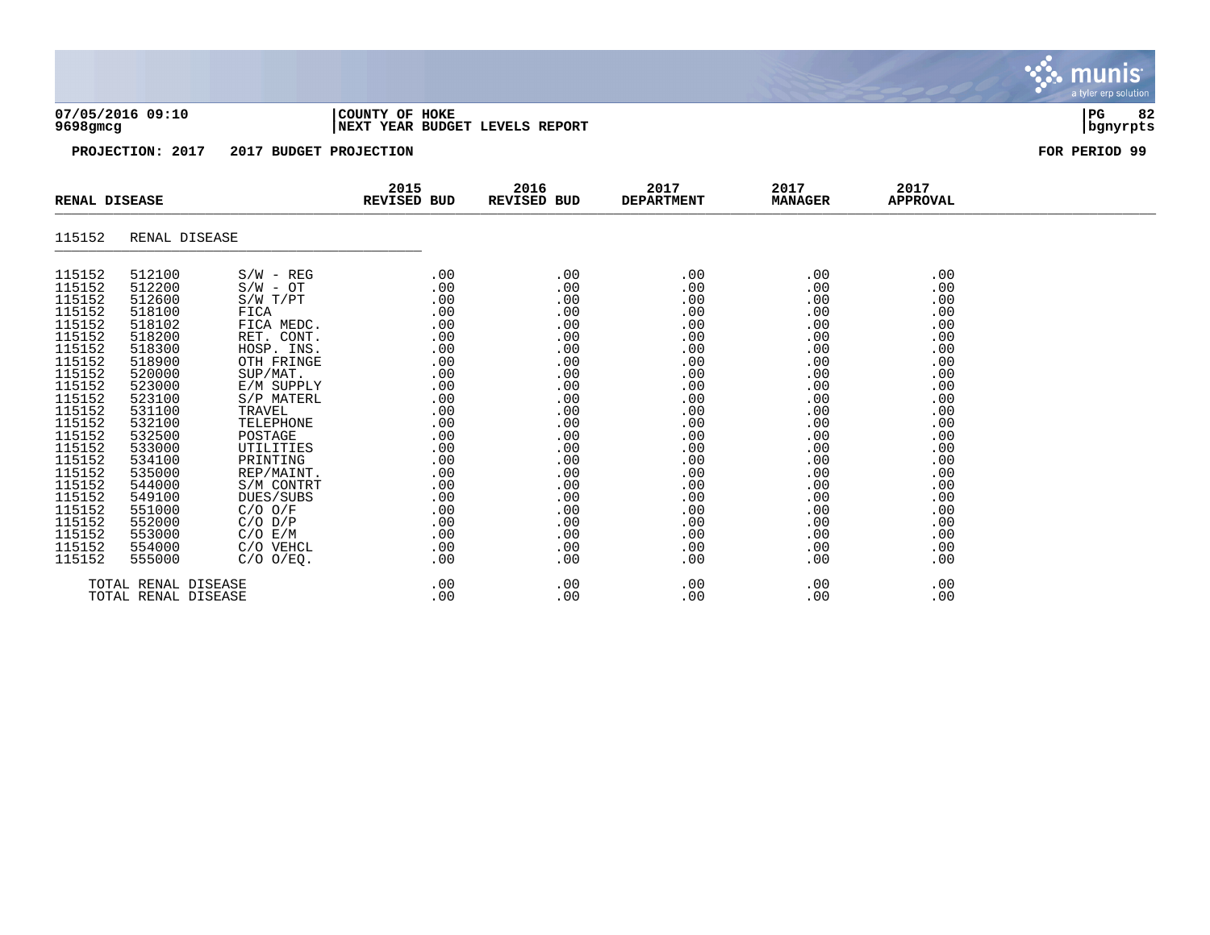**07/05/2016 09:10** | **COUNTY OF HOKE** | **PG 82**
**9698gmcg** | **NEXT YEAR BUDGET LEVELS REPORT** | **bgnyrpts**

**PROJECTION: 2017    2017 BUDGET PROJECTION**    **FOR PERIOD 99**

| RENAL DISEASE | | | 2015 REVISED BUD | 2016 REVISED BUD | 2017 DEPARTMENT | 2017 MANAGER | 2017 APPROVAL |
|---|---|---|---|---|---|---|---|
| 115152 | RENAL DISEASE | | | | | | |
| 115152 | 512100 | S/W - REG | .00 | .00 | .00 | .00 | .00 |
| 115152 | 512200 | S/W - OT | .00 | .00 | .00 | .00 | .00 |
| 115152 | 512600 | S/W T/PT | .00 | .00 | .00 | .00 | .00 |
| 115152 | 518100 | FICA | .00 | .00 | .00 | .00 | .00 |
| 115152 | 518102 | FICA MEDC. | .00 | .00 | .00 | .00 | .00 |
| 115152 | 518200 | RET. CONT. | .00 | .00 | .00 | .00 | .00 |
| 115152 | 518300 | HOSP. INS. | .00 | .00 | .00 | .00 | .00 |
| 115152 | 518900 | OTH FRINGE | .00 | .00 | .00 | .00 | .00 |
| 115152 | 520000 | SUP/MAT. | .00 | .00 | .00 | .00 | .00 |
| 115152 | 523000 | E/M SUPPLY | .00 | .00 | .00 | .00 | .00 |
| 115152 | 523100 | S/P MATERL | .00 | .00 | .00 | .00 | .00 |
| 115152 | 531100 | TRAVEL | .00 | .00 | .00 | .00 | .00 |
| 115152 | 532100 | TELEPHONE | .00 | .00 | .00 | .00 | .00 |
| 115152 | 532500 | POSTAGE | .00 | .00 | .00 | .00 | .00 |
| 115152 | 533000 | UTILITIES | .00 | .00 | .00 | .00 | .00 |
| 115152 | 534100 | PRINTING | .00 | .00 | .00 | .00 | .00 |
| 115152 | 535000 | REP/MAINT. | .00 | .00 | .00 | .00 | .00 |
| 115152 | 544000 | S/M CONTRT | .00 | .00 | .00 | .00 | .00 |
| 115152 | 549100 | DUES/SUBS | .00 | .00 | .00 | .00 | .00 |
| 115152 | 551000 | C/O O/F | .00 | .00 | .00 | .00 | .00 |
| 115152 | 552000 | C/O D/P | .00 | .00 | .00 | .00 | .00 |
| 115152 | 553000 | C/O E/M | .00 | .00 | .00 | .00 | .00 |
| 115152 | 554000 | C/O VEHCL | .00 | .00 | .00 | .00 | .00 |
| 115152 | 555000 | C/O O/EQ. | .00 | .00 | .00 | .00 | .00 |
| | TOTAL RENAL DISEASE | | .00 | .00 | .00 | .00 | .00 |
| | TOTAL RENAL DISEASE | | .00 | .00 | .00 | .00 | .00 |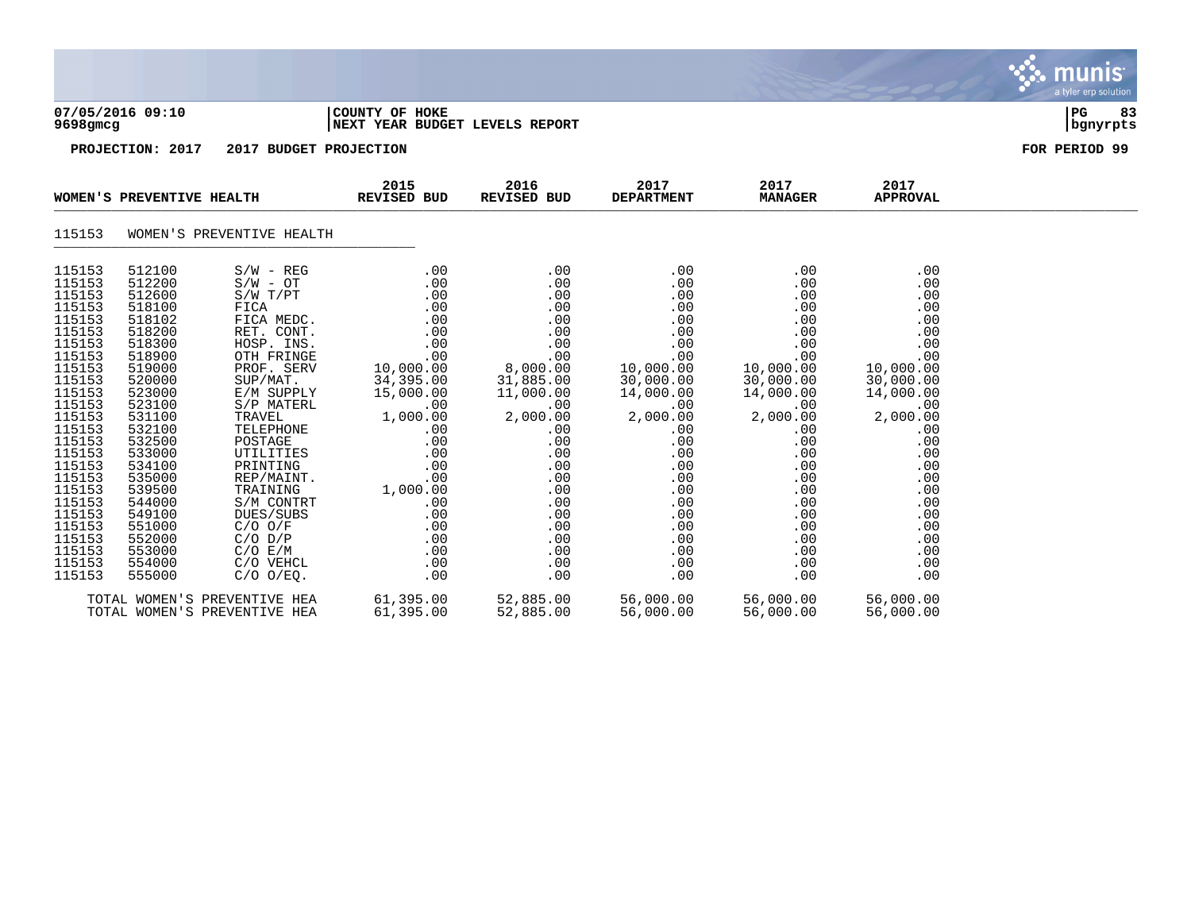**07/05/2016 09:10** | **COUNTY OF HOKE**
**9698gmcg** | **NEXT YEAR BUDGET LEVELS REPORT**

**PROJECTION: 2017 2017 BUDGET PROJECTION** — **FOR PERIOD 99**

| WOMEN'S PREVENTIVE HEALTH | | | 2015 REVISED BUD | 2016 REVISED BUD | 2017 DEPARTMENT | 2017 MANAGER | 2017 APPROVAL |
|---|---|---|---|---|---|---|---|
| 115153 | WOMEN'S PREVENTIVE HEALTH | | | | | | |
| 115153 | 512100 | S/W - REG | .00 | .00 | .00 | .00 | .00 |
| 115153 | 512200 | S/W - OT | .00 | .00 | .00 | .00 | .00 |
| 115153 | 512600 | S/W T/PT | .00 | .00 | .00 | .00 | .00 |
| 115153 | 518100 | FICA | .00 | .00 | .00 | .00 | .00 |
| 115153 | 518102 | FICA MEDC. | .00 | .00 | .00 | .00 | .00 |
| 115153 | 518200 | RET. CONT. | .00 | .00 | .00 | .00 | .00 |
| 115153 | 518300 | HOSP. INS. | .00 | .00 | .00 | .00 | .00 |
| 115153 | 518900 | OTH FRINGE | .00 | .00 | .00 | .00 | .00 |
| 115153 | 519000 | PROF. SERV | 10,000.00 | 8,000.00 | 10,000.00 | 10,000.00 | 10,000.00 |
| 115153 | 520000 | SUP/MAT. | 34,395.00 | 31,885.00 | 30,000.00 | 30,000.00 | 30,000.00 |
| 115153 | 523000 | E/M SUPPLY | 15,000.00 | 11,000.00 | 14,000.00 | 14,000.00 | 14,000.00 |
| 115153 | 523100 | S/P MATERL | .00 | .00 | .00 | .00 | .00 |
| 115153 | 531100 | TRAVEL | 1,000.00 | 2,000.00 | 2,000.00 | 2,000.00 | 2,000.00 |
| 115153 | 532100 | TELEPHONE | .00 | .00 | .00 | .00 | .00 |
| 115153 | 532500 | POSTAGE | .00 | .00 | .00 | .00 | .00 |
| 115153 | 533000 | UTILITIES | .00 | .00 | .00 | .00 | .00 |
| 115153 | 534100 | PRINTING | .00 | .00 | .00 | .00 | .00 |
| 115153 | 535000 | REP/MAINT. | .00 | .00 | .00 | .00 | .00 |
| 115153 | 539500 | TRAINING | 1,000.00 | .00 | .00 | .00 | .00 |
| 115153 | 544000 | S/M CONTRT | .00 | .00 | .00 | .00 | .00 |
| 115153 | 549100 | DUES/SUBS | .00 | .00 | .00 | .00 | .00 |
| 115153 | 551000 | C/O O/F | .00 | .00 | .00 | .00 | .00 |
| 115153 | 552000 | C/O D/P | .00 | .00 | .00 | .00 | .00 |
| 115153 | 553000 | C/O E/M | .00 | .00 | .00 | .00 | .00 |
| 115153 | 554000 | C/O VEHCL | .00 | .00 | .00 | .00 | .00 |
| 115153 | 555000 | C/O O/EQ. | .00 | .00 | .00 | .00 | .00 |
| | TOTAL WOMEN'S PREVENTIVE HEA | | 61,395.00 | 52,885.00 | 56,000.00 | 56,000.00 | 56,000.00 |
| | TOTAL WOMEN'S PREVENTIVE HEA | | 61,395.00 | 52,885.00 | 56,000.00 | 56,000.00 | 56,000.00 |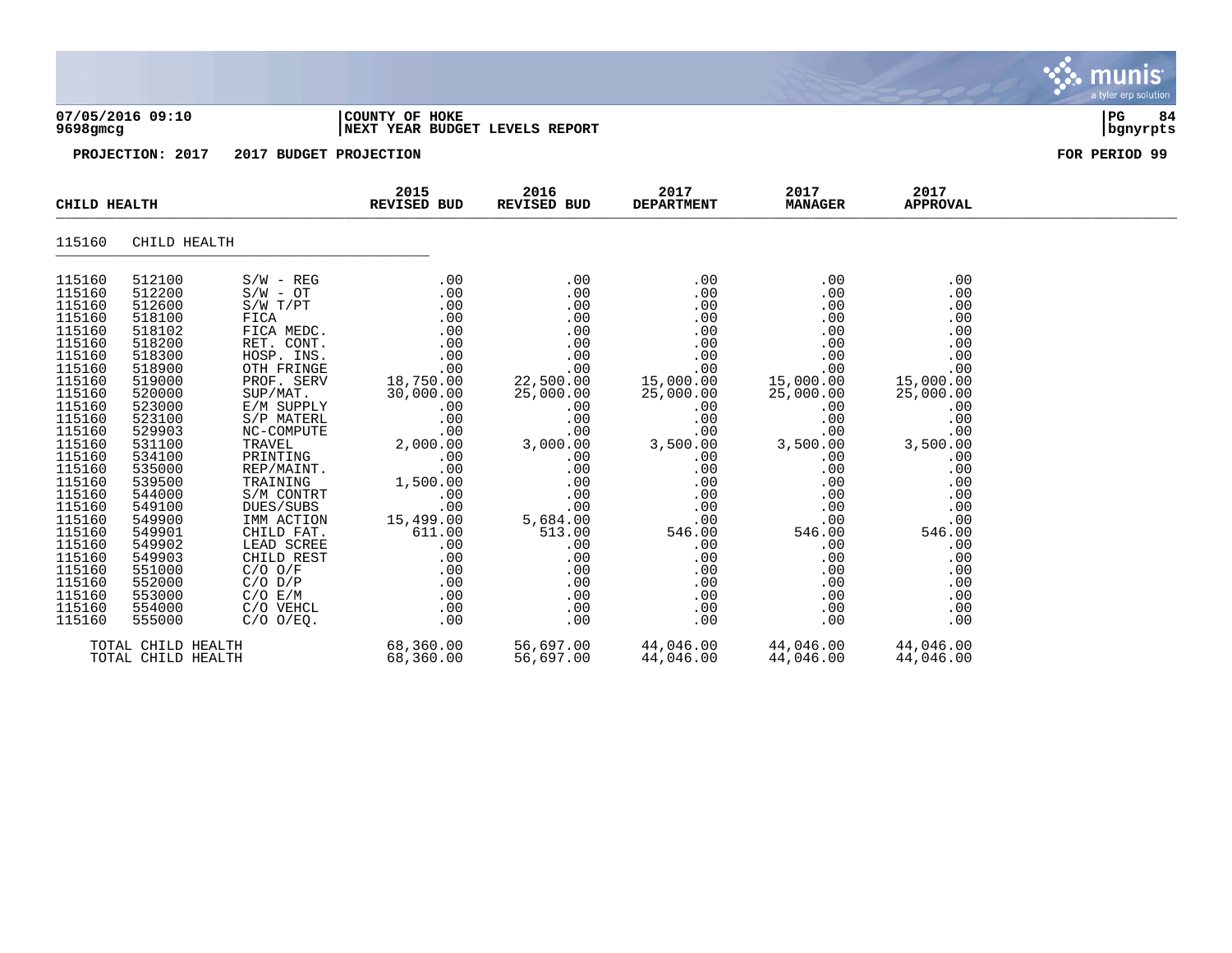**07/05/2016 09:10** | **COUNTY OF HOKE** | **PG 84**
**9698gmcg** | **NEXT YEAR BUDGET LEVELS REPORT** | **bgnyrpts**

**PROJECTION: 2017 2017 BUDGET PROJECTION** **FOR PERIOD 99**

| CHILD HEALTH | | | 2015 REVISED BUD | 2016 REVISED BUD | 2017 DEPARTMENT | 2017 MANAGER | 2017 APPROVAL |
|---|---|---|---|---|---|---|---|
| 115160 | CHILD HEALTH | | | | | | |
| 115160 | 512100 | S/W - REG | .00 | .00 | .00 | .00 | .00 |
| 115160 | 512200 | S/W - OT | .00 | .00 | .00 | .00 | .00 |
| 115160 | 512600 | S/W T/PT | .00 | .00 | .00 | .00 | .00 |
| 115160 | 518100 | FICA | .00 | .00 | .00 | .00 | .00 |
| 115160 | 518102 | FICA MEDC. | .00 | .00 | .00 | .00 | .00 |
| 115160 | 518200 | RET. CONT. | .00 | .00 | .00 | .00 | .00 |
| 115160 | 518300 | HOSP. INS. | .00 | .00 | .00 | .00 | .00 |
| 115160 | 518900 | OTH FRINGE | .00 | .00 | .00 | .00 | .00 |
| 115160 | 519000 | PROF. SERV | 18,750.00 | 22,500.00 | 15,000.00 | 15,000.00 | 15,000.00 |
| 115160 | 520000 | SUP/MAT. | 30,000.00 | 25,000.00 | 25,000.00 | 25,000.00 | 25,000.00 |
| 115160 | 523000 | E/M SUPPLY | .00 | .00 | .00 | .00 | .00 |
| 115160 | 523100 | S/P MATERL | .00 | .00 | .00 | .00 | .00 |
| 115160 | 529903 | NC-COMPUTE | .00 | .00 | .00 | .00 | .00 |
| 115160 | 531100 | TRAVEL | 2,000.00 | 3,000.00 | 3,500.00 | 3,500.00 | 3,500.00 |
| 115160 | 534100 | PRINTING | .00 | .00 | .00 | .00 | .00 |
| 115160 | 535000 | REP/MAINT. | .00 | .00 | .00 | .00 | .00 |
| 115160 | 539500 | TRAINING | 1,500.00 | .00 | .00 | .00 | .00 |
| 115160 | 544000 | S/M CONTRT | .00 | .00 | .00 | .00 | .00 |
| 115160 | 549100 | DUES/SUBS | .00 | .00 | .00 | .00 | .00 |
| 115160 | 549900 | IMM ACTION | 15,499.00 | 5,684.00 | .00 | .00 | .00 |
| 115160 | 549901 | CHILD FAT. | 611.00 | 513.00 | 546.00 | 546.00 | 546.00 |
| 115160 | 549902 | LEAD SCREE | .00 | .00 | .00 | .00 | .00 |
| 115160 | 549903 | CHILD REST | .00 | .00 | .00 | .00 | .00 |
| 115160 | 551000 | C/O O/F | .00 | .00 | .00 | .00 | .00 |
| 115160 | 552000 | C/O D/P | .00 | .00 | .00 | .00 | .00 |
| 115160 | 553000 | C/O E/M | .00 | .00 | .00 | .00 | .00 |
| 115160 | 554000 | C/O VEHCL | .00 | .00 | .00 | .00 | .00 |
| 115160 | 555000 | C/O O/EQ. | .00 | .00 | .00 | .00 | .00 |
| TOTAL CHILD HEALTH | | | 68,360.00 | 56,697.00 | 44,046.00 | 44,046.00 | 44,046.00 |
| TOTAL CHILD HEALTH | | | 68,360.00 | 56,697.00 | 44,046.00 | 44,046.00 | 44,046.00 |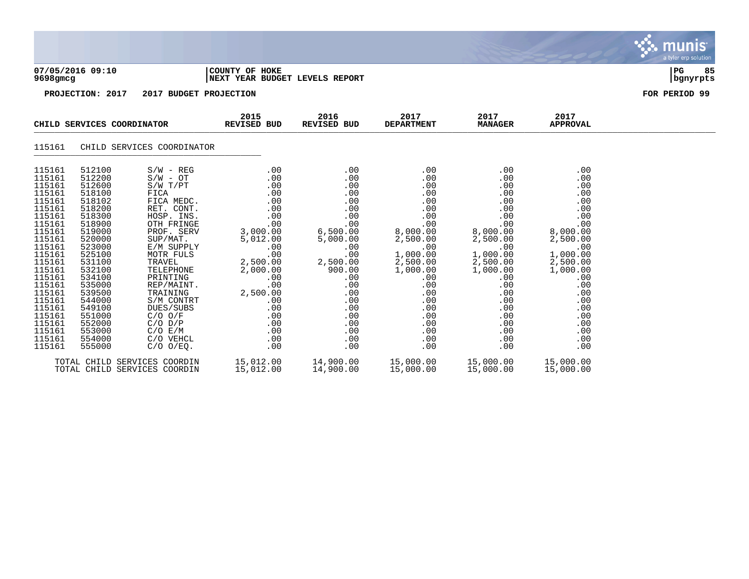**07/05/2016 09:10** | **COUNTY OF HOKE**
**9698gmcg** | **NEXT YEAR BUDGET LEVELS REPORT**

**PROJECTION: 2017 2017 BUDGET PROJECTION** — **FOR PERIOD 99**

| CHILD SERVICES COORDINATOR | | | 2015 REVISED BUD | 2016 REVISED BUD | 2017 DEPARTMENT | 2017 MANAGER | 2017 APPROVAL |
|---|---|---|---|---|---|---|---|
| 115161 | CHILD SERVICES COORDINATOR | | | | | | |
| 115161 | 512100 | S/W - REG | .00 | .00 | .00 | .00 | .00 |
| 115161 | 512200 | S/W - OT | .00 | .00 | .00 | .00 | .00 |
| 115161 | 512600 | S/W T/PT | .00 | .00 | .00 | .00 | .00 |
| 115161 | 518100 | FICA | .00 | .00 | .00 | .00 | .00 |
| 115161 | 518102 | FICA MEDC. | .00 | .00 | .00 | .00 | .00 |
| 115161 | 518200 | RET. CONT. | .00 | .00 | .00 | .00 | .00 |
| 115161 | 518300 | HOSP. INS. | .00 | .00 | .00 | .00 | .00 |
| 115161 | 518900 | OTH FRINGE | .00 | .00 | .00 | .00 | .00 |
| 115161 | 519000 | PROF. SERV | 3,000.00 | 6,500.00 | 8,000.00 | 8,000.00 | 8,000.00 |
| 115161 | 520000 | SUP/MAT. | 5,012.00 | 5,000.00 | 2,500.00 | 2,500.00 | 2,500.00 |
| 115161 | 523000 | E/M SUPPLY | .00 | .00 | .00 | .00 | .00 |
| 115161 | 525100 | MOTR FULS | .00 | .00 | 1,000.00 | 1,000.00 | 1,000.00 |
| 115161 | 531100 | TRAVEL | 2,500.00 | 2,500.00 | 2,500.00 | 2,500.00 | 2,500.00 |
| 115161 | 532100 | TELEPHONE | 2,000.00 | 900.00 | 1,000.00 | 1,000.00 | 1,000.00 |
| 115161 | 534100 | PRINTING | .00 | .00 | .00 | .00 | .00 |
| 115161 | 535000 | REP/MAINT. | .00 | .00 | .00 | .00 | .00 |
| 115161 | 539500 | TRAINING | 2,500.00 | .00 | .00 | .00 | .00 |
| 115161 | 544000 | S/M CONTRT | .00 | .00 | .00 | .00 | .00 |
| 115161 | 549100 | DUES/SUBS | .00 | .00 | .00 | .00 | .00 |
| 115161 | 551000 | C/O O/F | .00 | .00 | .00 | .00 | .00 |
| 115161 | 552000 | C/O D/P | .00 | .00 | .00 | .00 | .00 |
| 115161 | 553000 | C/O E/M | .00 | .00 | .00 | .00 | .00 |
| 115161 | 554000 | C/O VEHCL | .00 | .00 | .00 | .00 | .00 |
| 115161 | 555000 | C/O O/EQ. | .00 | .00 | .00 | .00 | .00 |
| TOTAL CHILD SERVICES COORDIN | | | 15,012.00 | 14,900.00 | 15,000.00 | 15,000.00 | 15,000.00 |
| TOTAL CHILD SERVICES COORDIN | | | 15,012.00 | 14,900.00 | 15,000.00 | 15,000.00 | 15,000.00 |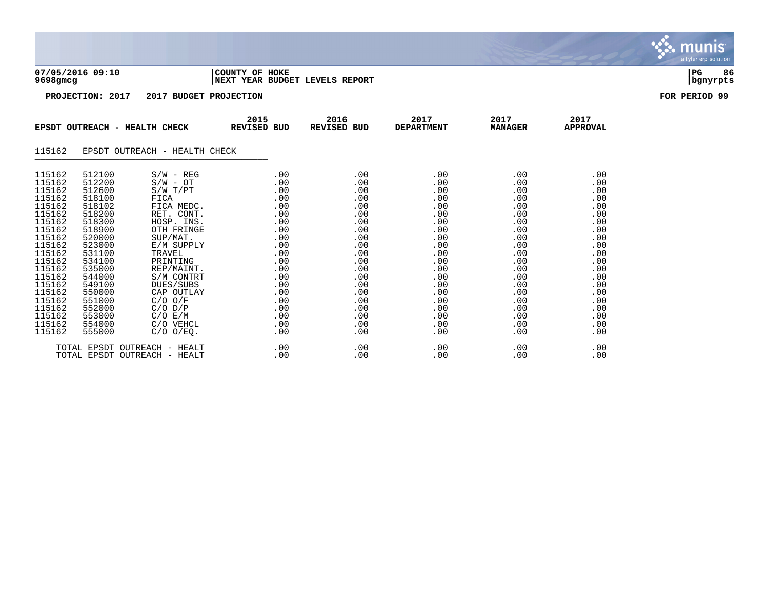**07/05/2016 09:10** | **COUNTY OF HOKE**
**9698gmcg** | **NEXT YEAR BUDGET LEVELS REPORT**

**PROJECTION: 2017 2017 BUDGET PROJECTION** — **FOR PERIOD 99**

| EPSDT OUTREACH - HEALTH CHECK | | | 2015 REVISED BUD | 2016 REVISED BUD | 2017 DEPARTMENT | 2017 MANAGER | 2017 APPROVAL |
|---|---|---|---|---|---|---|---|
| 115162 | EPSDT OUTREACH - HEALTH CHECK | | | | | | |
| 115162 | 512100 | S/W - REG | .00 | .00 | .00 | .00 | .00 |
| 115162 | 512200 | S/W - OT | .00 | .00 | .00 | .00 | .00 |
| 115162 | 512600 | S/W T/PT | .00 | .00 | .00 | .00 | .00 |
| 115162 | 518100 | FICA | .00 | .00 | .00 | .00 | .00 |
| 115162 | 518102 | FICA MEDC. | .00 | .00 | .00 | .00 | .00 |
| 115162 | 518200 | RET. CONT. | .00 | .00 | .00 | .00 | .00 |
| 115162 | 518300 | HOSP. INS. | .00 | .00 | .00 | .00 | .00 |
| 115162 | 518900 | OTH FRINGE | .00 | .00 | .00 | .00 | .00 |
| 115162 | 520000 | SUP/MAT. | .00 | .00 | .00 | .00 | .00 |
| 115162 | 523000 | E/M SUPPLY | .00 | .00 | .00 | .00 | .00 |
| 115162 | 531100 | TRAVEL | .00 | .00 | .00 | .00 | .00 |
| 115162 | 534100 | PRINTING | .00 | .00 | .00 | .00 | .00 |
| 115162 | 535000 | REP/MAINT. | .00 | .00 | .00 | .00 | .00 |
| 115162 | 544000 | S/M CONTRT | .00 | .00 | .00 | .00 | .00 |
| 115162 | 549100 | DUES/SUBS | .00 | .00 | .00 | .00 | .00 |
| 115162 | 550000 | CAP OUTLAY | .00 | .00 | .00 | .00 | .00 |
| 115162 | 551000 | C/O O/F | .00 | .00 | .00 | .00 | .00 |
| 115162 | 552000 | C/O D/P | .00 | .00 | .00 | .00 | .00 |
| 115162 | 553000 | C/O E/M | .00 | .00 | .00 | .00 | .00 |
| 115162 | 554000 | C/O VEHCL | .00 | .00 | .00 | .00 | .00 |
| 115162 | 555000 | C/O O/EQ. | .00 | .00 | .00 | .00 | .00 |
| TOTAL EPSDT OUTREACH - HEALT | | | .00 | .00 | .00 | .00 | .00 |
| TOTAL EPSDT OUTREACH - HEALT | | | .00 | .00 | .00 | .00 | .00 |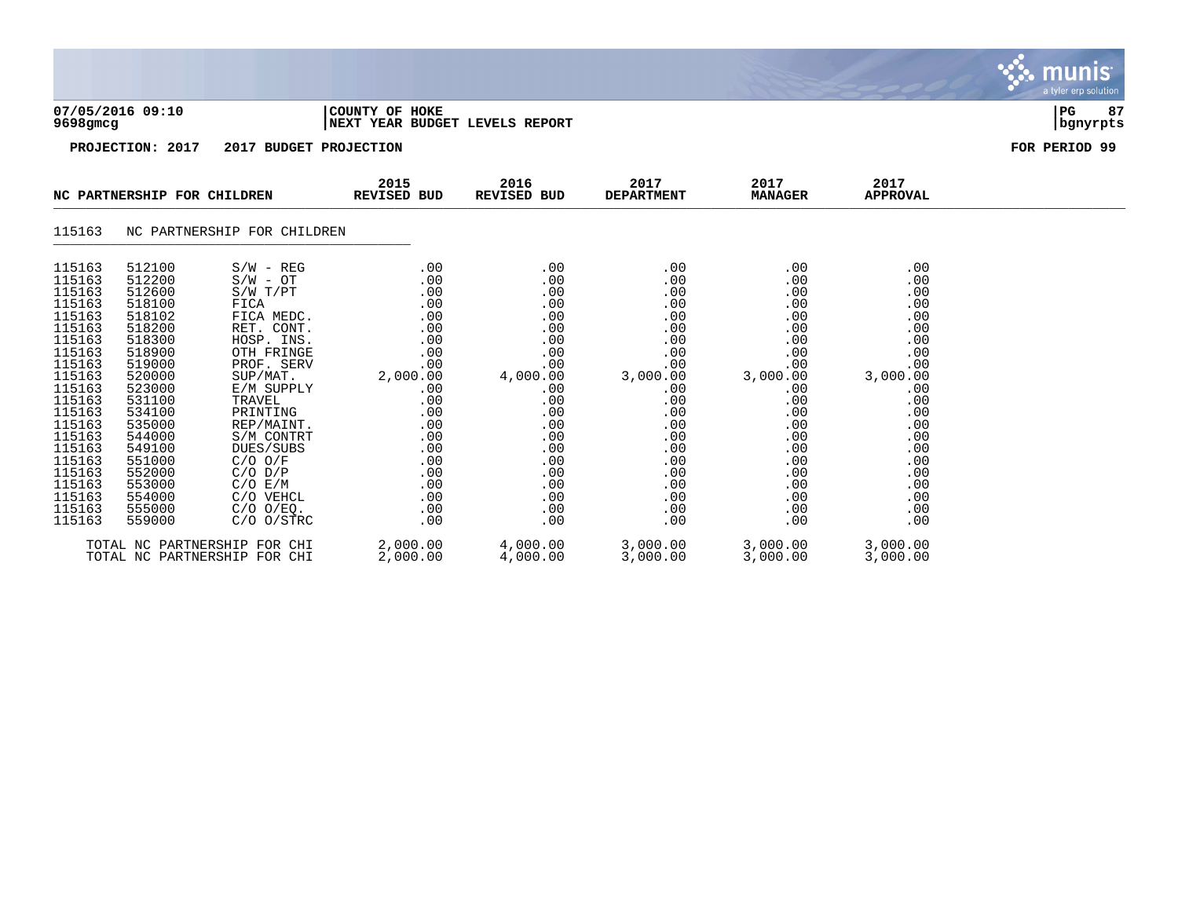**07/05/2016 09:10** | **COUNTY OF HOKE** | **NEXT YEAR BUDGET LEVELS REPORT**

**9698gmcg**

**PROJECTION: 2017 2017 BUDGET PROJECTION** — **FOR PERIOD 99**

| NC PARTNERSHIP FOR CHILDREN | | | 2015 REVISED BUD | 2016 REVISED BUD | 2017 DEPARTMENT | 2017 MANAGER | 2017 APPROVAL |
|---|---|---|---|---|---|---|---|
| 115163 | NC PARTNERSHIP FOR CHILDREN | | | | | | |
| 115163 | 512100 | S/W - REG | .00 | .00 | .00 | .00 | .00 |
| 115163 | 512200 | S/W - OT | .00 | .00 | .00 | .00 | .00 |
| 115163 | 512600 | S/W T/PT | .00 | .00 | .00 | .00 | .00 |
| 115163 | 518100 | FICA | .00 | .00 | .00 | .00 | .00 |
| 115163 | 518102 | FICA MEDC. | .00 | .00 | .00 | .00 | .00 |
| 115163 | 518200 | RET. CONT. | .00 | .00 | .00 | .00 | .00 |
| 115163 | 518300 | HOSP. INS. | .00 | .00 | .00 | .00 | .00 |
| 115163 | 518900 | OTH FRINGE | .00 | .00 | .00 | .00 | .00 |
| 115163 | 519000 | PROF. SERV | .00 | .00 | .00 | .00 | .00 |
| 115163 | 520000 | SUP/MAT. | 2,000.00 | 4,000.00 | 3,000.00 | 3,000.00 | 3,000.00 |
| 115163 | 523000 | E/M SUPPLY | .00 | .00 | .00 | .00 | .00 |
| 115163 | 531100 | TRAVEL | .00 | .00 | .00 | .00 | .00 |
| 115163 | 534100 | PRINTING | .00 | .00 | .00 | .00 | .00 |
| 115163 | 535000 | REP/MAINT. | .00 | .00 | .00 | .00 | .00 |
| 115163 | 544000 | S/M CONTRT | .00 | .00 | .00 | .00 | .00 |
| 115163 | 549100 | DUES/SUBS | .00 | .00 | .00 | .00 | .00 |
| 115163 | 551000 | C/O O/F | .00 | .00 | .00 | .00 | .00 |
| 115163 | 552000 | C/O D/P | .00 | .00 | .00 | .00 | .00 |
| 115163 | 553000 | C/O E/M | .00 | .00 | .00 | .00 | .00 |
| 115163 | 554000 | C/O VEHCL | .00 | .00 | .00 | .00 | .00 |
| 115163 | 555000 | C/O O/EQ. | .00 | .00 | .00 | .00 | .00 |
| 115163 | 559000 | C/O O/STRC | .00 | .00 | .00 | .00 | .00 |
| TOTAL NC PARTNERSHIP FOR CHI | | | 2,000.00 | 4,000.00 | 3,000.00 | 3,000.00 | 3,000.00 |
| TOTAL NC PARTNERSHIP FOR CHI | | | 2,000.00 | 4,000.00 | 3,000.00 | 3,000.00 | 3,000.00 |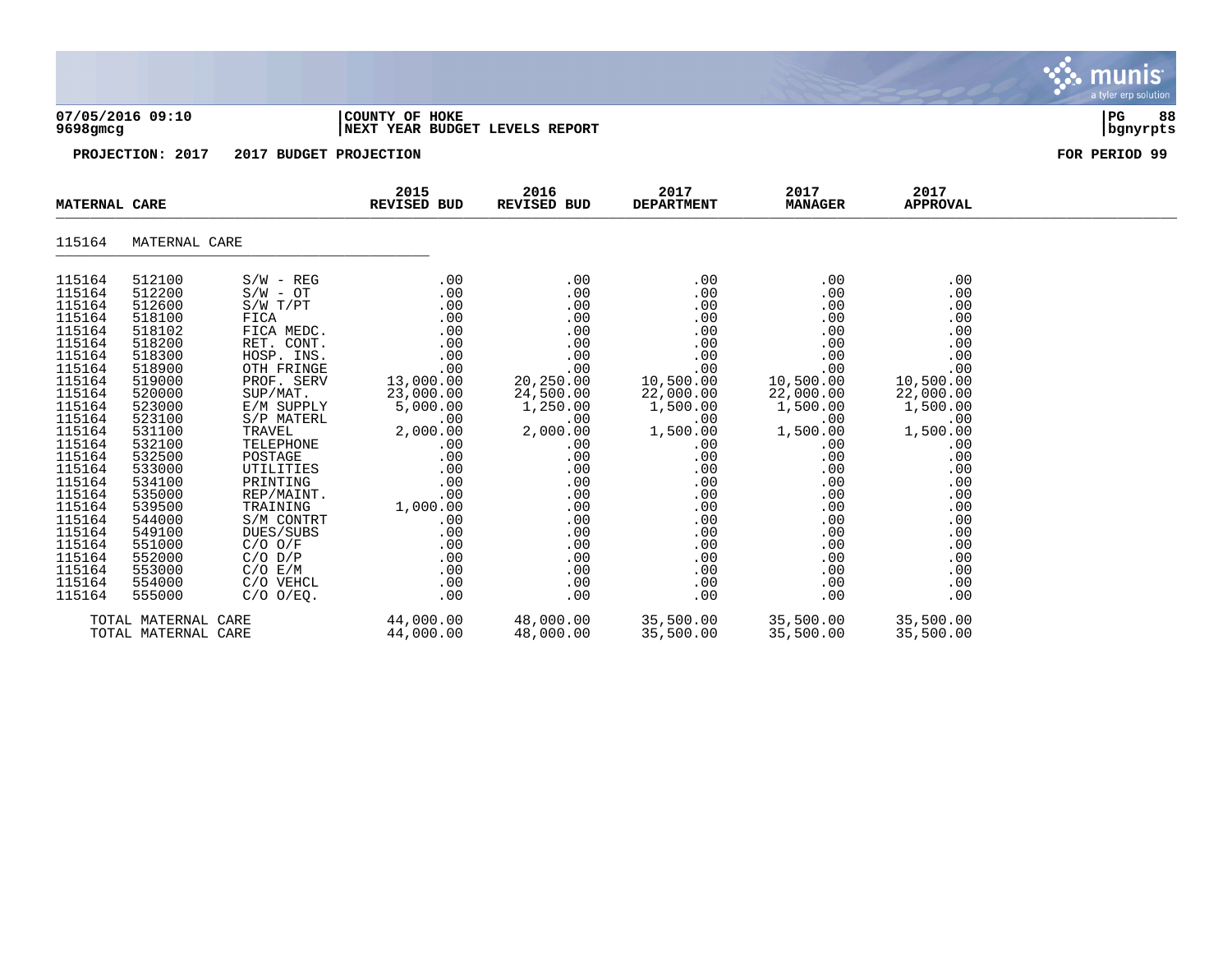**07/05/2016 09:10** | **COUNTY OF HOKE** | **PG 88**
**9698gmcg** | **NEXT YEAR BUDGET LEVELS REPORT** | **bgnyrpts**

**PROJECTION: 2017    2017 BUDGET PROJECTION**    **FOR PERIOD 99**

| MATERNAL CARE | | | 2015 REVISED BUD | 2016 REVISED BUD | 2017 DEPARTMENT | 2017 MANAGER | 2017 APPROVAL |
|---|---|---|---|---|---|---|---|
| 115164 | MATERNAL CARE | | | | | | |
| 115164 | 512100 | S/W - REG | .00 | .00 | .00 | .00 | .00 |
| 115164 | 512200 | S/W - OT | .00 | .00 | .00 | .00 | .00 |
| 115164 | 512600 | S/W T/PT | .00 | .00 | .00 | .00 | .00 |
| 115164 | 518100 | FICA | .00 | .00 | .00 | .00 | .00 |
| 115164 | 518102 | FICA MEDC. | .00 | .00 | .00 | .00 | .00 |
| 115164 | 518200 | RET. CONT. | .00 | .00 | .00 | .00 | .00 |
| 115164 | 518300 | HOSP. INS. | .00 | .00 | .00 | .00 | .00 |
| 115164 | 518900 | OTH FRINGE | .00 | .00 | .00 | .00 | .00 |
| 115164 | 519000 | PROF. SERV | 13,000.00 | 20,250.00 | 10,500.00 | 10,500.00 | 10,500.00 |
| 115164 | 520000 | SUP/MAT. | 23,000.00 | 24,500.00 | 22,000.00 | 22,000.00 | 22,000.00 |
| 115164 | 523000 | E/M SUPPLY | 5,000.00 | 1,250.00 | 1,500.00 | 1,500.00 | 1,500.00 |
| 115164 | 523100 | S/P MATERL | .00 | .00 | .00 | .00 | .00 |
| 115164 | 531100 | TRAVEL | 2,000.00 | 2,000.00 | 1,500.00 | 1,500.00 | 1,500.00 |
| 115164 | 532100 | TELEPHONE | .00 | .00 | .00 | .00 | .00 |
| 115164 | 532500 | POSTAGE | .00 | .00 | .00 | .00 | .00 |
| 115164 | 533000 | UTILITIES | .00 | .00 | .00 | .00 | .00 |
| 115164 | 534100 | PRINTING | .00 | .00 | .00 | .00 | .00 |
| 115164 | 535000 | REP/MAINT. | .00 | .00 | .00 | .00 | .00 |
| 115164 | 539500 | TRAINING | 1,000.00 | .00 | .00 | .00 | .00 |
| 115164 | 544000 | S/M CONTRT | .00 | .00 | .00 | .00 | .00 |
| 115164 | 549100 | DUES/SUBS | .00 | .00 | .00 | .00 | .00 |
| 115164 | 551000 | C/O O/F | .00 | .00 | .00 | .00 | .00 |
| 115164 | 552000 | C/O D/P | .00 | .00 | .00 | .00 | .00 |
| 115164 | 553000 | C/O E/M | .00 | .00 | .00 | .00 | .00 |
| 115164 | 554000 | C/O VEHCL | .00 | .00 | .00 | .00 | .00 |
| 115164 | 555000 | C/O O/EQ. | .00 | .00 | .00 | .00 | .00 |
| TOTAL MATERNAL CARE | | | 44,000.00 | 48,000.00 | 35,500.00 | 35,500.00 | 35,500.00 |
| TOTAL MATERNAL CARE | | | 44,000.00 | 48,000.00 | 35,500.00 | 35,500.00 | 35,500.00 |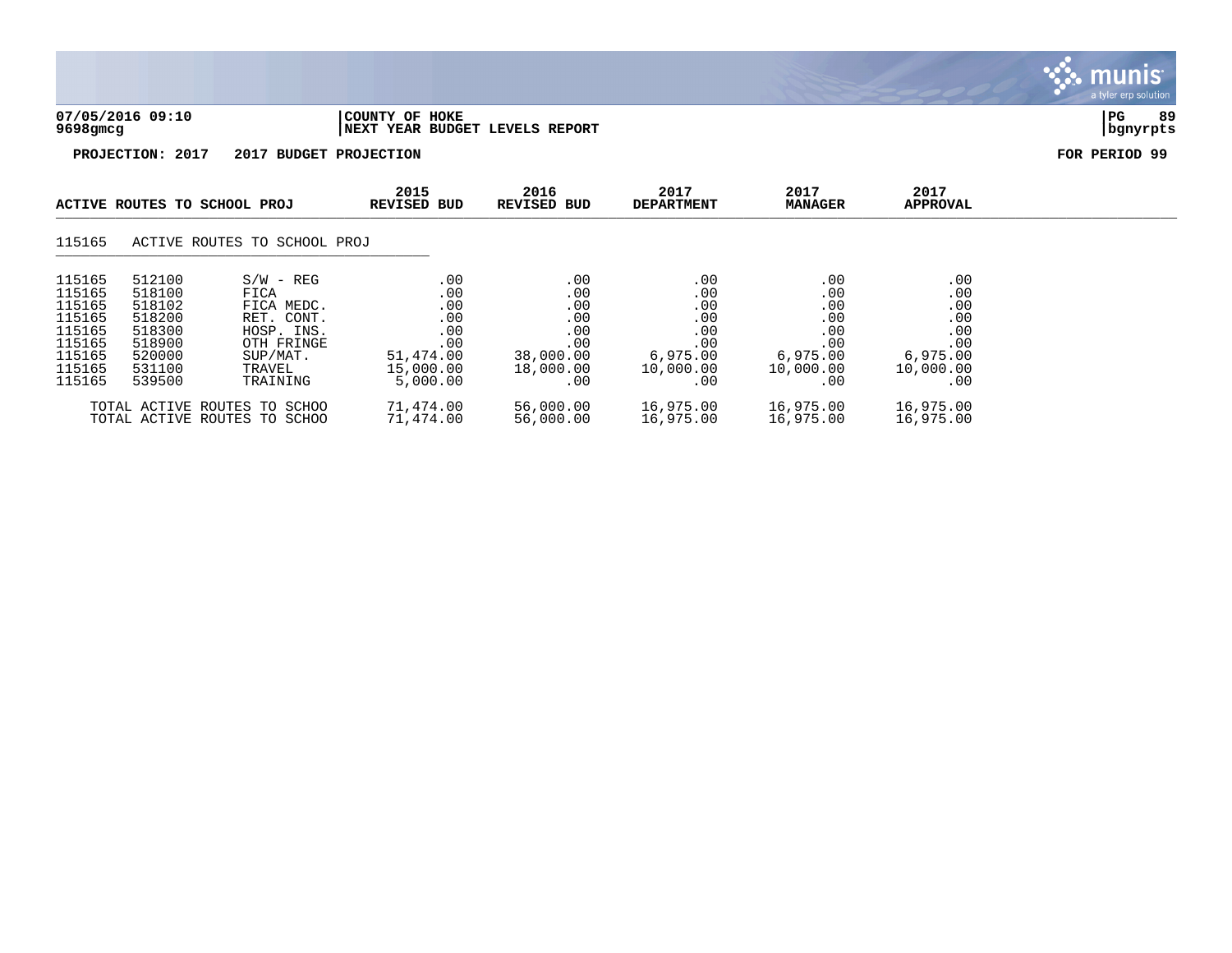**07/05/2016 09:10** | **COUNTY OF HOKE**
**9698gmcg** | **NEXT YEAR BUDGET LEVELS REPORT**

**PROJECTION: 2017 2017 BUDGET PROJECTION** — **FOR PERIOD 99**

| ACTIVE ROUTES TO SCHOOL PROJ | | | 2015 REVISED BUD | 2016 REVISED BUD | 2017 DEPARTMENT | 2017 MANAGER | 2017 APPROVAL |
|---|---|---|---|---|---|---|---|
| 115165 | ACTIVE ROUTES TO SCHOOL PROJ | | | | | | |
| 115165 | 512100 | S/W - REG | .00 | .00 | .00 | .00 | .00 |
| 115165 | 518100 | FICA | .00 | .00 | .00 | .00 | .00 |
| 115165 | 518102 | FICA MEDC. | .00 | .00 | .00 | .00 | .00 |
| 115165 | 518200 | RET. CONT. | .00 | .00 | .00 | .00 | .00 |
| 115165 | 518300 | HOSP. INS. | .00 | .00 | .00 | .00 | .00 |
| 115165 | 518900 | OTH FRINGE | .00 | .00 | .00 | .00 | .00 |
| 115165 | 520000 | SUP/MAT. | 51,474.00 | 38,000.00 | 6,975.00 | 6,975.00 | 6,975.00 |
| 115165 | 531100 | TRAVEL | 15,000.00 | 18,000.00 | 10,000.00 | 10,000.00 | 10,000.00 |
| 115165 | 539500 | TRAINING | 5,000.00 | .00 | .00 | .00 | .00 |
| TOTAL ACTIVE ROUTES TO SCHOO | | | 71,474.00 | 56,000.00 | 16,975.00 | 16,975.00 | 16,975.00 |
| TOTAL ACTIVE ROUTES TO SCHOO | | | 71,474.00 | 56,000.00 | 16,975.00 | 16,975.00 | 16,975.00 |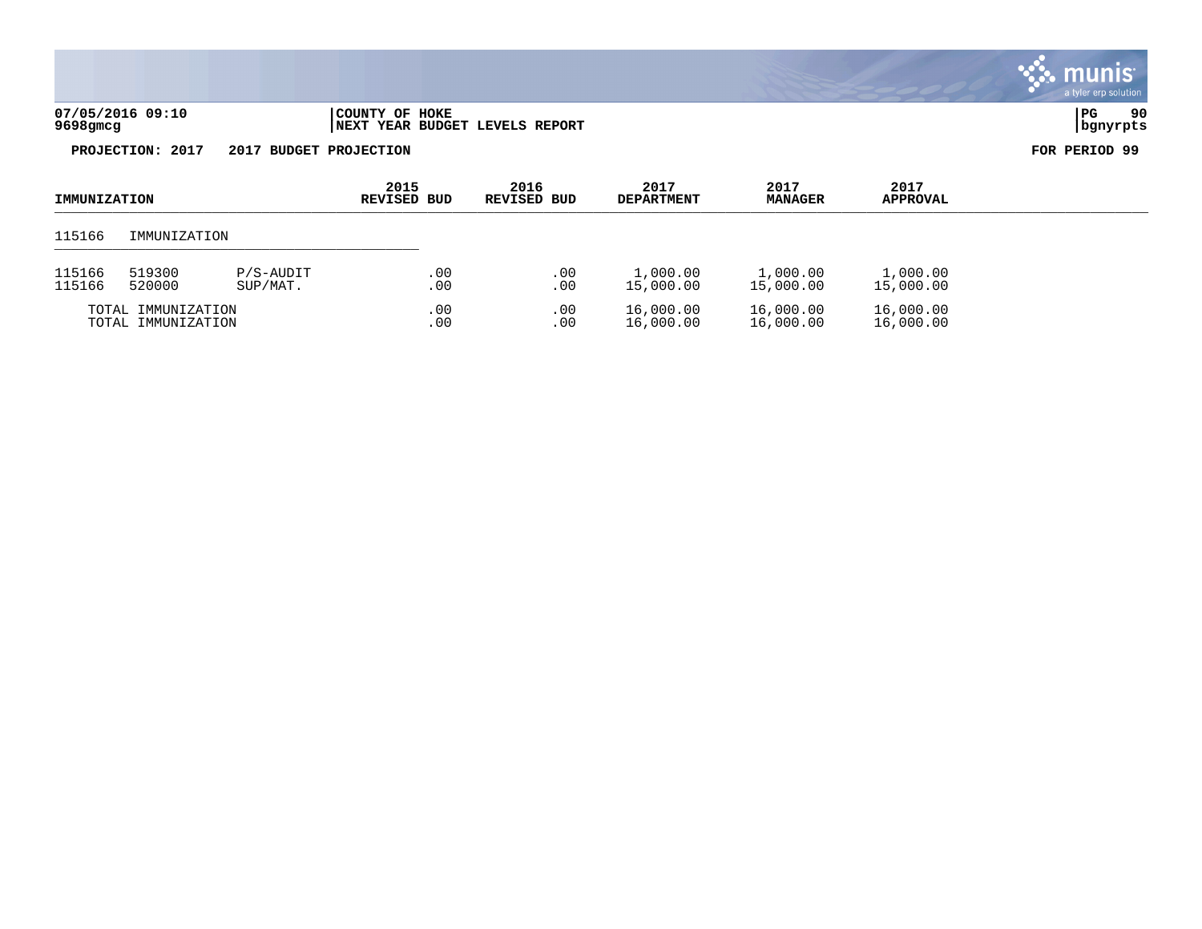07/05/2016 09:10
9698gmcg

COUNTY OF HOKE
NEXT YEAR BUDGET LEVELS REPORT

PROJECTION: 2017 2017 BUDGET PROJECTION

FOR PERIOD 99

| IMMUNIZATION | | | 2015 REVISED BUD | 2016 REVISED BUD | 2017 DEPARTMENT | 2017 MANAGER | 2017 APPROVAL |
|---|---|---|---|---|---|---|---|
| 115166 | IMMUNIZATION | | | | | | |
| 115166 | 519300 | P/S-AUDIT | .00 | .00 | 1,000.00 | 1,000.00 | 1,000.00 |
| 115166 | 520000 | SUP/MAT. | .00 | .00 | 15,000.00 | 15,000.00 | 15,000.00 |
| TOTAL IMMUNIZATION | | | .00 | .00 | 16,000.00 | 16,000.00 | 16,000.00 |
| TOTAL IMMUNIZATION | | | .00 | .00 | 16,000.00 | 16,000.00 | 16,000.00 |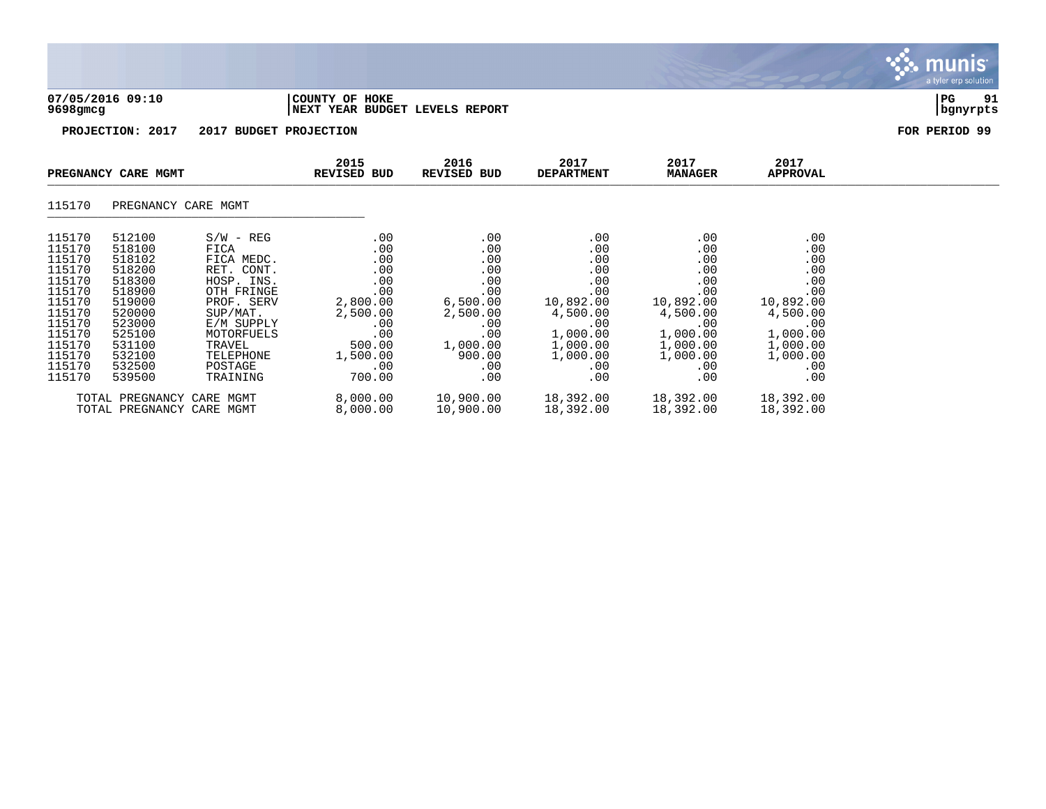**07/05/2016 09:10**
**9698gmcg**

**COUNTY OF HOKE**
**NEXT YEAR BUDGET LEVELS REPORT**

**PROJECTION: 2017 2017 BUDGET PROJECTION** **FOR PERIOD 99**

| PREGNANCY CARE MGMT | | | 2015 REVISED BUD | 2016 REVISED BUD | 2017 DEPARTMENT | 2017 MANAGER | 2017 APPROVAL |
|---|---|---|---|---|---|---|---|
| 115170 | PREGNANCY CARE MGMT | | | | | | |
| 115170 | 512100 | S/W - REG | .00 | .00 | .00 | .00 | .00 |
| 115170 | 518100 | FICA | .00 | .00 | .00 | .00 | .00 |
| 115170 | 518102 | FICA MEDC. | .00 | .00 | .00 | .00 | .00 |
| 115170 | 518200 | RET. CONT. | .00 | .00 | .00 | .00 | .00 |
| 115170 | 518300 | HOSP. INS. | .00 | .00 | .00 | .00 | .00 |
| 115170 | 518900 | OTH FRINGE | .00 | .00 | .00 | .00 | .00 |
| 115170 | 519000 | PROF. SERV | 2,800.00 | 6,500.00 | 10,892.00 | 10,892.00 | 10,892.00 |
| 115170 | 520000 | SUP/MAT. | 2,500.00 | 2,500.00 | 4,500.00 | 4,500.00 | 4,500.00 |
| 115170 | 523000 | E/M SUPPLY | .00 | .00 | .00 | .00 | .00 |
| 115170 | 525100 | MOTORFUELS | .00 | .00 | 1,000.00 | 1,000.00 | 1,000.00 |
| 115170 | 531100 | TRAVEL | 500.00 | 1,000.00 | 1,000.00 | 1,000.00 | 1,000.00 |
| 115170 | 532100 | TELEPHONE | 1,500.00 | 900.00 | 1,000.00 | 1,000.00 | 1,000.00 |
| 115170 | 532500 | POSTAGE | .00 | .00 | .00 | .00 | .00 |
| 115170 | 539500 | TRAINING | 700.00 | .00 | .00 | .00 | .00 |
| TOTAL PREGNANCY CARE MGMT | | | 8,000.00 | 10,900.00 | 18,392.00 | 18,392.00 | 18,392.00 |
| TOTAL PREGNANCY CARE MGMT | | | 8,000.00 | 10,900.00 | 18,392.00 | 18,392.00 | 18,392.00 |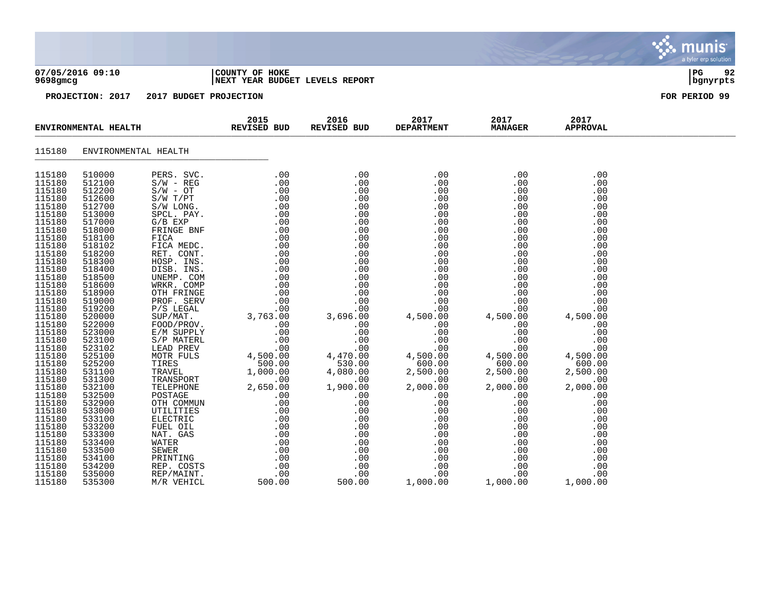**07/05/2016 09:10** | **COUNTY OF HOKE** | **PG 92**
**9698gmcg** | **NEXT YEAR BUDGET LEVELS REPORT** | **bgnyrpts**

**PROJECTION: 2017 2017 BUDGET PROJECTION** **FOR PERIOD 99**

| ENVIRONMENTAL HEALTH | | | 2015 REVISED BUD | 2016 REVISED BUD | 2017 DEPARTMENT | 2017 MANAGER | 2017 APPROVAL |
|---|---|---|---|---|---|---|---|
| 115180 | ENVIRONMENTAL HEALTH | | | | | | |
| 115180 | 510000 | PERS. SVC. | .00 | .00 | .00 | .00 | .00 |
| 115180 | 512100 | S/W - REG | .00 | .00 | .00 | .00 | .00 |
| 115180 | 512200 | S/W - OT | .00 | .00 | .00 | .00 | .00 |
| 115180 | 512600 | S/W T/PT | .00 | .00 | .00 | .00 | .00 |
| 115180 | 512700 | S/W LONG. | .00 | .00 | .00 | .00 | .00 |
| 115180 | 513000 | SPCL. PAY. | .00 | .00 | .00 | .00 | .00 |
| 115180 | 517000 | G/B EXP | .00 | .00 | .00 | .00 | .00 |
| 115180 | 518000 | FRINGE BNF | .00 | .00 | .00 | .00 | .00 |
| 115180 | 518100 | FICA | .00 | .00 | .00 | .00 | .00 |
| 115180 | 518102 | FICA MEDC. | .00 | .00 | .00 | .00 | .00 |
| 115180 | 518200 | RET. CONT. | .00 | .00 | .00 | .00 | .00 |
| 115180 | 518300 | HOSP. INS. | .00 | .00 | .00 | .00 | .00 |
| 115180 | 518400 | DISB. INS. | .00 | .00 | .00 | .00 | .00 |
| 115180 | 518500 | UNEMP. COM | .00 | .00 | .00 | .00 | .00 |
| 115180 | 518600 | WRKR. COMP | .00 | .00 | .00 | .00 | .00 |
| 115180 | 518900 | OTH FRINGE | .00 | .00 | .00 | .00 | .00 |
| 115180 | 519000 | PROF. SERV | .00 | .00 | .00 | .00 | .00 |
| 115180 | 519200 | P/S LEGAL | .00 | .00 | .00 | .00 | .00 |
| 115180 | 520000 | SUP/MAT. | 3,763.00 | 3,696.00 | 4,500.00 | 4,500.00 | 4,500.00 |
| 115180 | 522000 | FOOD/PROV. | .00 | .00 | .00 | .00 | .00 |
| 115180 | 523000 | E/M SUPPLY | .00 | .00 | .00 | .00 | .00 |
| 115180 | 523100 | S/P MATERL | .00 | .00 | .00 | .00 | .00 |
| 115180 | 523102 | LEAD PREV | .00 | .00 | .00 | .00 | .00 |
| 115180 | 525100 | MOTR FULS | 4,500.00 | 4,470.00 | 4,500.00 | 4,500.00 | 4,500.00 |
| 115180 | 525200 | TIRES | 500.00 | 530.00 | 600.00 | 600.00 | 600.00 |
| 115180 | 531100 | TRAVEL | 1,000.00 | 4,080.00 | 2,500.00 | 2,500.00 | 2,500.00 |
| 115180 | 531300 | TRANSPORT | .00 | .00 | .00 | .00 | .00 |
| 115180 | 532100 | TELEPHONE | 2,650.00 | 1,900.00 | 2,000.00 | 2,000.00 | 2,000.00 |
| 115180 | 532500 | POSTAGE | .00 | .00 | .00 | .00 | .00 |
| 115180 | 532900 | OTH COMMUN | .00 | .00 | .00 | .00 | .00 |
| 115180 | 533000 | UTILITIES | .00 | .00 | .00 | .00 | .00 |
| 115180 | 533100 | ELECTRIC | .00 | .00 | .00 | .00 | .00 |
| 115180 | 533200 | FUEL OIL | .00 | .00 | .00 | .00 | .00 |
| 115180 | 533300 | NAT. GAS | .00 | .00 | .00 | .00 | .00 |
| 115180 | 533400 | WATER | .00 | .00 | .00 | .00 | .00 |
| 115180 | 533500 | SEWER | .00 | .00 | .00 | .00 | .00 |
| 115180 | 534100 | PRINTING | .00 | .00 | .00 | .00 | .00 |
| 115180 | 534200 | REP. COSTS | .00 | .00 | .00 | .00 | .00 |
| 115180 | 535000 | REP/MAINT. | .00 | .00 | .00 | .00 | .00 |
| 115180 | 535300 | M/R VEHICL | 500.00 | 500.00 | 1,000.00 | 1,000.00 | 1,000.00 |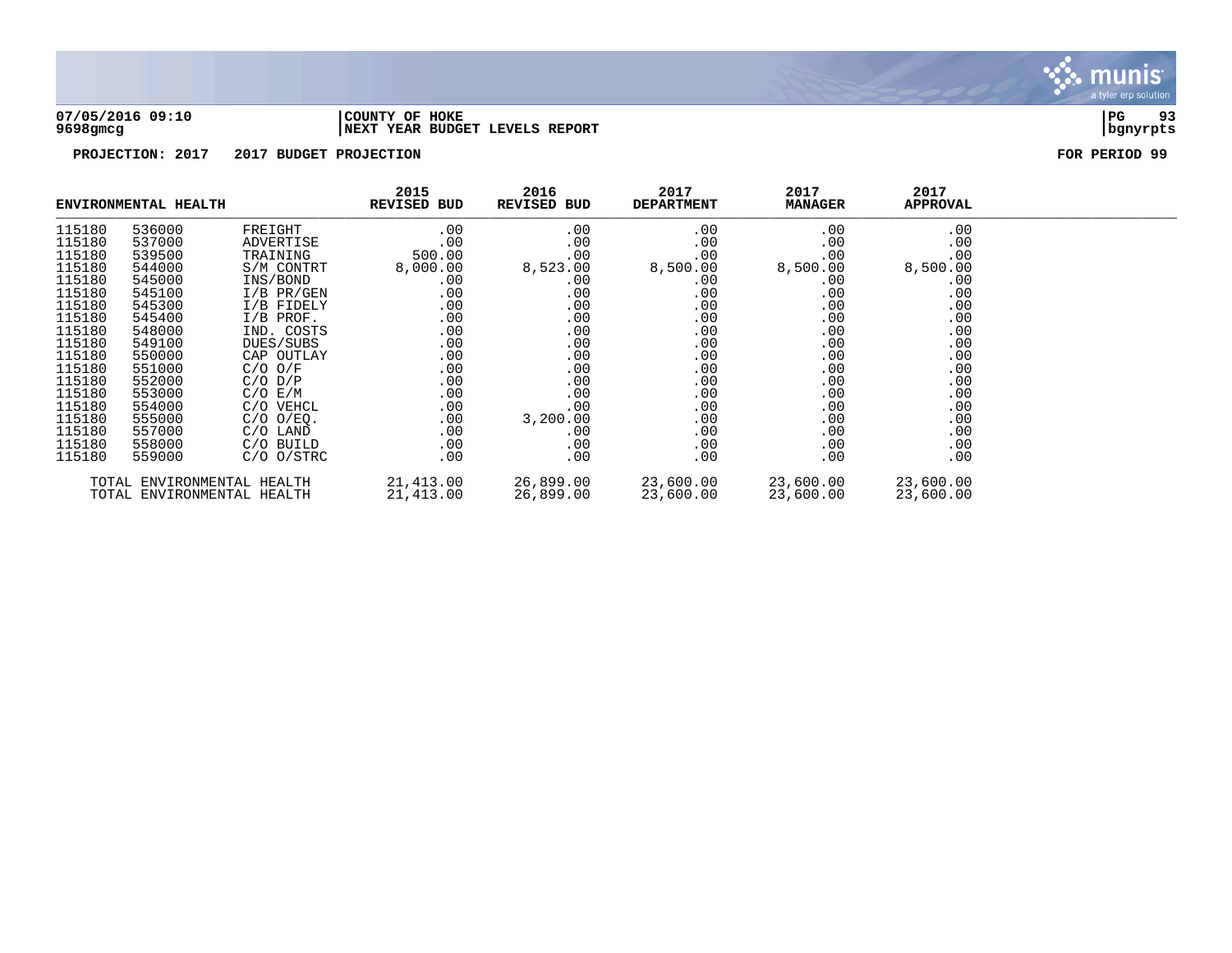**07/05/2016 09:10** | **COUNTY OF HOKE** | **PG 93**
**9698gmcg** | **NEXT YEAR BUDGET LEVELS REPORT** | **bgnyrpts**

**PROJECTION: 2017 2017 BUDGET PROJECTION** **FOR PERIOD 99**

| ENVIRONMENTAL HEALTH | | | 2015 REVISED BUD | 2016 REVISED BUD | 2017 DEPARTMENT | 2017 MANAGER | 2017 APPROVAL |
|---|---|---|---|---|---|---|---|
| 115180 | 536000 | FREIGHT | .00 | .00 | .00 | .00 | .00 |
| 115180 | 537000 | ADVERTISE | .00 | .00 | .00 | .00 | .00 |
| 115180 | 539500 | TRAINING | 500.00 | .00 | .00 | .00 | .00 |
| 115180 | 544000 | S/M CONTRT | 8,000.00 | 8,523.00 | 8,500.00 | 8,500.00 | 8,500.00 |
| 115180 | 545000 | INS/BOND | .00 | .00 | .00 | .00 | .00 |
| 115180 | 545100 | I/B PR/GEN | .00 | .00 | .00 | .00 | .00 |
| 115180 | 545300 | I/B FIDELY | .00 | .00 | .00 | .00 | .00 |
| 115180 | 545400 | I/B PROF. | .00 | .00 | .00 | .00 | .00 |
| 115180 | 548000 | IND. COSTS | .00 | .00 | .00 | .00 | .00 |
| 115180 | 549100 | DUES/SUBS | .00 | .00 | .00 | .00 | .00 |
| 115180 | 550000 | CAP OUTLAY | .00 | .00 | .00 | .00 | .00 |
| 115180 | 551000 | C/O O/F | .00 | .00 | .00 | .00 | .00 |
| 115180 | 552000 | C/O D/P | .00 | .00 | .00 | .00 | .00 |
| 115180 | 553000 | C/O E/M | .00 | .00 | .00 | .00 | .00 |
| 115180 | 554000 | C/O VEHCL | .00 | .00 | .00 | .00 | .00 |
| 115180 | 555000 | C/O O/EQ. | .00 | 3,200.00 | .00 | .00 | .00 |
| 115180 | 557000 | C/O LAND | .00 | .00 | .00 | .00 | .00 |
| 115180 | 558000 | C/O BUILD | .00 | .00 | .00 | .00 | .00 |
| 115180 | 559000 | C/O O/STRC | .00 | .00 | .00 | .00 | .00 |
| TOTAL ENVIRONMENTAL HEALTH | | | 21,413.00 | 26,899.00 | 23,600.00 | 23,600.00 | 23,600.00 |
| TOTAL ENVIRONMENTAL HEALTH | | | 21,413.00 | 26,899.00 | 23,600.00 | 23,600.00 | 23,600.00 |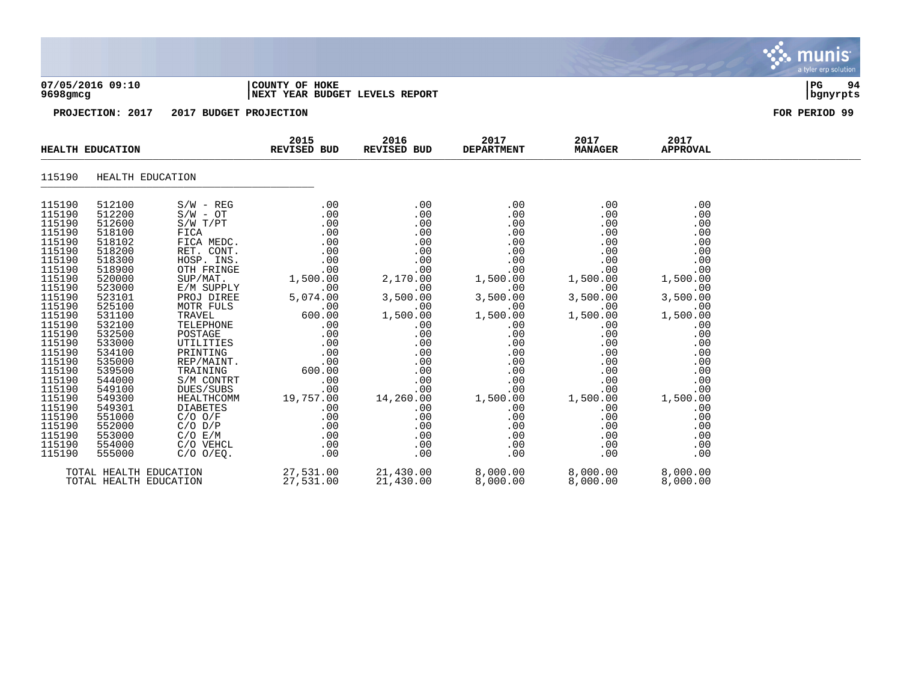07/05/2016 09:10 | COUNTY OF HOKE
9698gmcg | NEXT YEAR BUDGET LEVELS REPORT

**PROJECTION: 2017   2017 BUDGET PROJECTION**   **FOR PERIOD 99**

## HEALTH EDUCATION

115190   HEALTH EDUCATION

| | | | 2015 REVISED BUD | 2016 REVISED BUD | 2017 DEPARTMENT | 2017 MANAGER | 2017 APPROVAL |
|---|---|---|---|---|---|---|---|
| 115190 | 512100 | S/W - REG | .00 | .00 | .00 | .00 | .00 |
| 115190 | 512200 | S/W - OT | .00 | .00 | .00 | .00 | .00 |
| 115190 | 512600 | S/W T/PT | .00 | .00 | .00 | .00 | .00 |
| 115190 | 518100 | FICA | .00 | .00 | .00 | .00 | .00 |
| 115190 | 518102 | FICA MEDC. | .00 | .00 | .00 | .00 | .00 |
| 115190 | 518200 | RET. CONT. | .00 | .00 | .00 | .00 | .00 |
| 115190 | 518300 | HOSP. INS. | .00 | .00 | .00 | .00 | .00 |
| 115190 | 518900 | OTH FRINGE | .00 | .00 | .00 | .00 | .00 |
| 115190 | 520000 | SUP/MAT. | 1,500.00 | 2,170.00 | 1,500.00 | 1,500.00 | 1,500.00 |
| 115190 | 523000 | E/M SUPPLY | .00 | .00 | .00 | .00 | .00 |
| 115190 | 523101 | PROJ DIREE | 5,074.00 | 3,500.00 | 3,500.00 | 3,500.00 | 3,500.00 |
| 115190 | 525100 | MOTR FULS | .00 | .00 | .00 | .00 | .00 |
| 115190 | 531100 | TRAVEL | 600.00 | 1,500.00 | 1,500.00 | 1,500.00 | 1,500.00 |
| 115190 | 532100 | TELEPHONE | .00 | .00 | .00 | .00 | .00 |
| 115190 | 532500 | POSTAGE | .00 | .00 | .00 | .00 | .00 |
| 115190 | 533000 | UTILITIES | .00 | .00 | .00 | .00 | .00 |
| 115190 | 534100 | PRINTING | .00 | .00 | .00 | .00 | .00 |
| 115190 | 535000 | REP/MAINT. | .00 | .00 | .00 | .00 | .00 |
| 115190 | 539500 | TRAINING | 600.00 | .00 | .00 | .00 | .00 |
| 115190 | 544000 | S/M CONTRT | .00 | .00 | .00 | .00 | .00 |
| 115190 | 549100 | DUES/SUBS | .00 | .00 | .00 | .00 | .00 |
| 115190 | 549300 | HEALTHCOMM | 19,757.00 | 14,260.00 | 1,500.00 | 1,500.00 | 1,500.00 |
| 115190 | 549301 | DIABETES | .00 | .00 | .00 | .00 | .00 |
| 115190 | 551000 | C/O O/F | .00 | .00 | .00 | .00 | .00 |
| 115190 | 552000 | C/O D/P | .00 | .00 | .00 | .00 | .00 |
| 115190 | 553000 | C/O E/M | .00 | .00 | .00 | .00 | .00 |
| 115190 | 554000 | C/O VEHCL | .00 | .00 | .00 | .00 | .00 |
| 115190 | 555000 | C/O O/EQ. | .00 | .00 | .00 | .00 | .00 |
| TOTAL HEALTH EDUCATION | | | 27,531.00 | 21,430.00 | 8,000.00 | 8,000.00 | 8,000.00 |
| TOTAL HEALTH EDUCATION | | | 27,531.00 | 21,430.00 | 8,000.00 | 8,000.00 | 8,000.00 |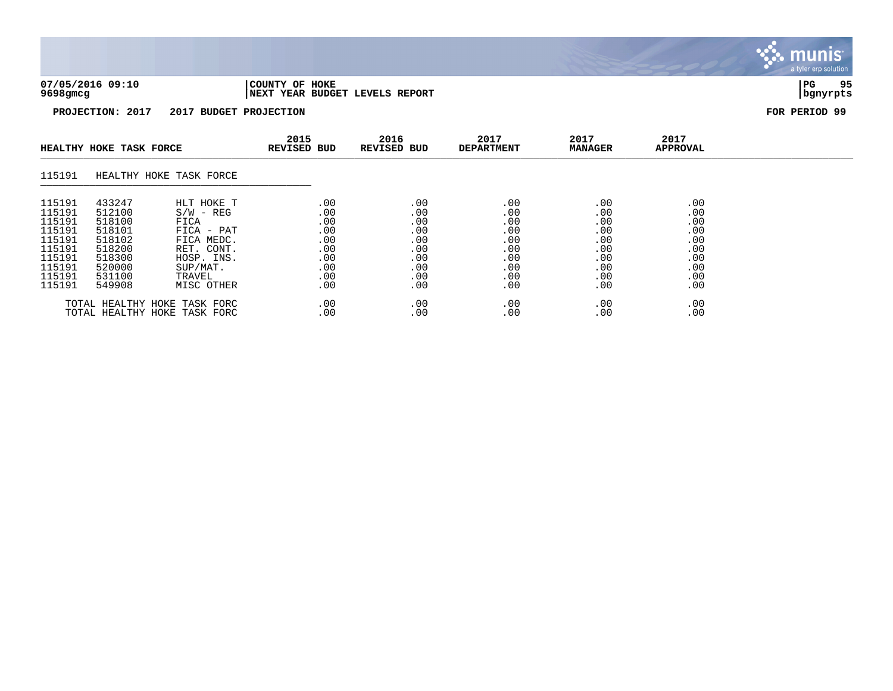**07/05/2016 09:10** | **COUNTY OF HOKE**
**9698gmcg** | **NEXT YEAR BUDGET LEVELS REPORT**

**PROJECTION: 2017 2017 BUDGET PROJECTION** — **FOR PERIOD 99**

| HEALTHY HOKE TASK FORCE | | | 2015 REVISED BUD | 2016 REVISED BUD | 2017 DEPARTMENT | 2017 MANAGER | 2017 APPROVAL |
|---|---|---|---|---|---|---|---|
| 115191 | HEALTHY HOKE TASK FORCE | | | | | | |
| 115191 | 433247 | HLT HOKE T | .00 | .00 | .00 | .00 | .00 |
| 115191 | 512100 | S/W - REG | .00 | .00 | .00 | .00 | .00 |
| 115191 | 518100 | FICA | .00 | .00 | .00 | .00 | .00 |
| 115191 | 518101 | FICA - PAT | .00 | .00 | .00 | .00 | .00 |
| 115191 | 518102 | FICA MEDC. | .00 | .00 | .00 | .00 | .00 |
| 115191 | 518200 | RET. CONT. | .00 | .00 | .00 | .00 | .00 |
| 115191 | 518300 | HOSP. INS. | .00 | .00 | .00 | .00 | .00 |
| 115191 | 520000 | SUP/MAT. | .00 | .00 | .00 | .00 | .00 |
| 115191 | 531100 | TRAVEL | .00 | .00 | .00 | .00 | .00 |
| 115191 | 549908 | MISC OTHER | .00 | .00 | .00 | .00 | .00 |
| TOTAL HEALTHY HOKE TASK FORC | | | .00 | .00 | .00 | .00 | .00 |
| TOTAL HEALTHY HOKE TASK FORC | | | .00 | .00 | .00 | .00 | .00 |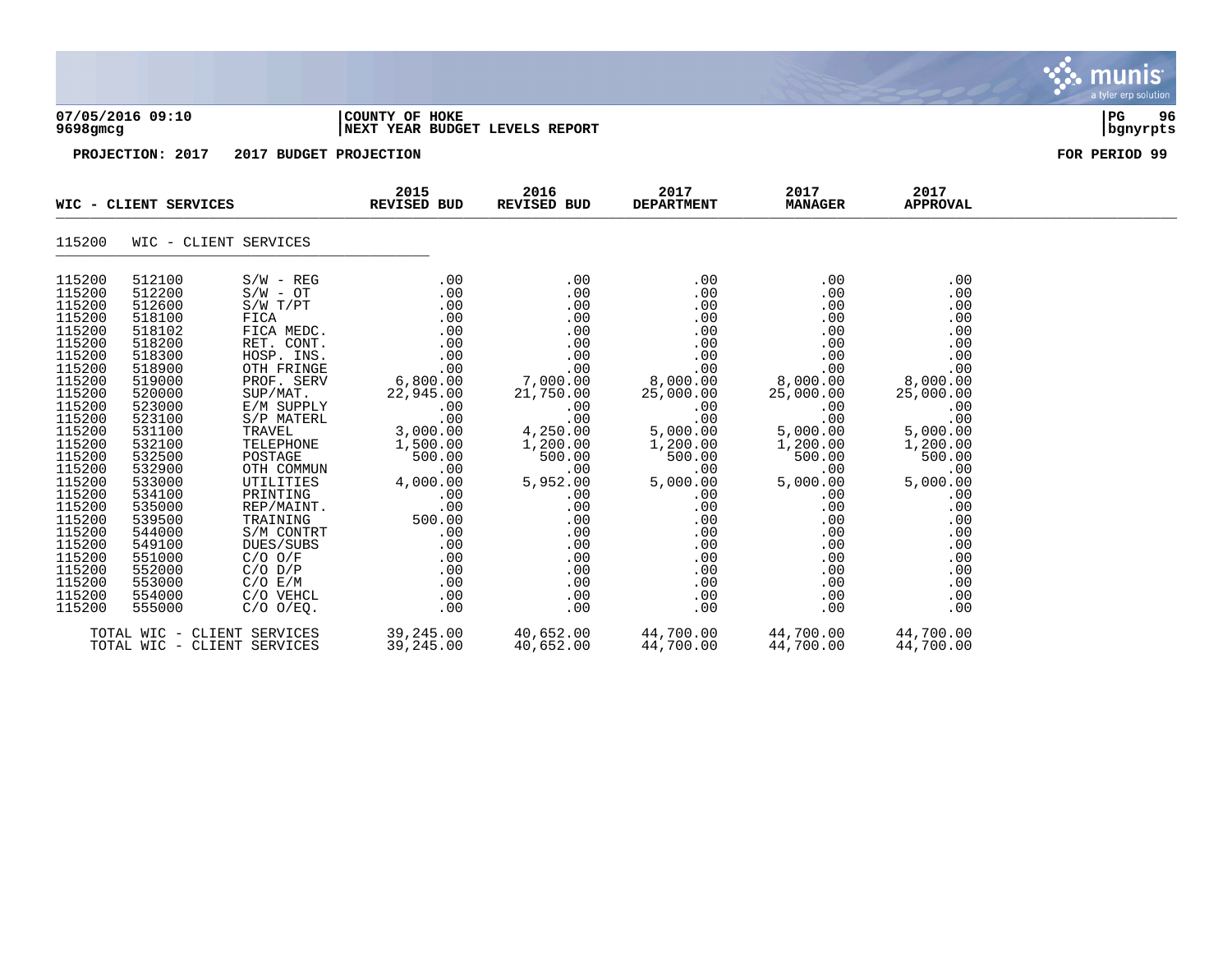07/05/2016 09:10 | COUNTY OF HOKE
9698gmcg | NEXT YEAR BUDGET LEVELS REPORT

PG 96 bgnyrpts

PROJECTION: 2017 2017 BUDGET PROJECTION

FOR PERIOD 99

| WIC - CLIENT SERVICES | | | 2015 REVISED BUD | 2016 REVISED BUD | 2017 DEPARTMENT | 2017 MANAGER | 2017 APPROVAL |
|---|---|---|---|---|---|---|---|
| 115200 | WIC - CLIENT SERVICES | | | | | | |
| 115200 | 512100 | S/W - REG | .00 | .00 | .00 | .00 | .00 |
| 115200 | 512200 | S/W - OT | .00 | .00 | .00 | .00 | .00 |
| 115200 | 512600 | S/W T/PT | .00 | .00 | .00 | .00 | .00 |
| 115200 | 518100 | FICA | .00 | .00 | .00 | .00 | .00 |
| 115200 | 518102 | FICA MEDC. | .00 | .00 | .00 | .00 | .00 |
| 115200 | 518200 | RET. CONT. | .00 | .00 | .00 | .00 | .00 |
| 115200 | 518300 | HOSP. INS. | .00 | .00 | .00 | .00 | .00 |
| 115200 | 518900 | OTH FRINGE | .00 | .00 | .00 | .00 | .00 |
| 115200 | 519000 | PROF. SERV | 6,800.00 | 7,000.00 | 8,000.00 | 8,000.00 | 8,000.00 |
| 115200 | 520000 | SUP/MAT. | 22,945.00 | 21,750.00 | 25,000.00 | 25,000.00 | 25,000.00 |
| 115200 | 523000 | E/M SUPPLY | .00 | .00 | .00 | .00 | .00 |
| 115200 | 523100 | S/P MATERL | .00 | .00 | .00 | .00 | .00 |
| 115200 | 531100 | TRAVEL | 3,000.00 | 4,250.00 | 5,000.00 | 5,000.00 | 5,000.00 |
| 115200 | 532100 | TELEPHONE | 1,500.00 | 1,200.00 | 1,200.00 | 1,200.00 | 1,200.00 |
| 115200 | 532500 | POSTAGE | 500.00 | 500.00 | 500.00 | 500.00 | 500.00 |
| 115200 | 532900 | OTH COMMUN | .00 | .00 | .00 | .00 | .00 |
| 115200 | 533000 | UTILITIES | 4,000.00 | 5,952.00 | 5,000.00 | 5,000.00 | 5,000.00 |
| 115200 | 534100 | PRINTING | .00 | .00 | .00 | .00 | .00 |
| 115200 | 535000 | REP/MAINT. | .00 | .00 | .00 | .00 | .00 |
| 115200 | 539500 | TRAINING | 500.00 | .00 | .00 | .00 | .00 |
| 115200 | 544000 | S/M CONTRT | .00 | .00 | .00 | .00 | .00 |
| 115200 | 549100 | DUES/SUBS | .00 | .00 | .00 | .00 | .00 |
| 115200 | 551000 | C/O O/F | .00 | .00 | .00 | .00 | .00 |
| 115200 | 552000 | C/O D/P | .00 | .00 | .00 | .00 | .00 |
| 115200 | 553000 | C/O E/M | .00 | .00 | .00 | .00 | .00 |
| 115200 | 554000 | C/O VEHCL | .00 | .00 | .00 | .00 | .00 |
| 115200 | 555000 | C/O O/EQ. | .00 | .00 | .00 | .00 | .00 |
| TOTAL WIC - CLIENT SERVICES | | | 39,245.00 | 40,652.00 | 44,700.00 | 44,700.00 | 44,700.00 |
| TOTAL WIC - CLIENT SERVICES | | | 39,245.00 | 40,652.00 | 44,700.00 | 44,700.00 | 44,700.00 |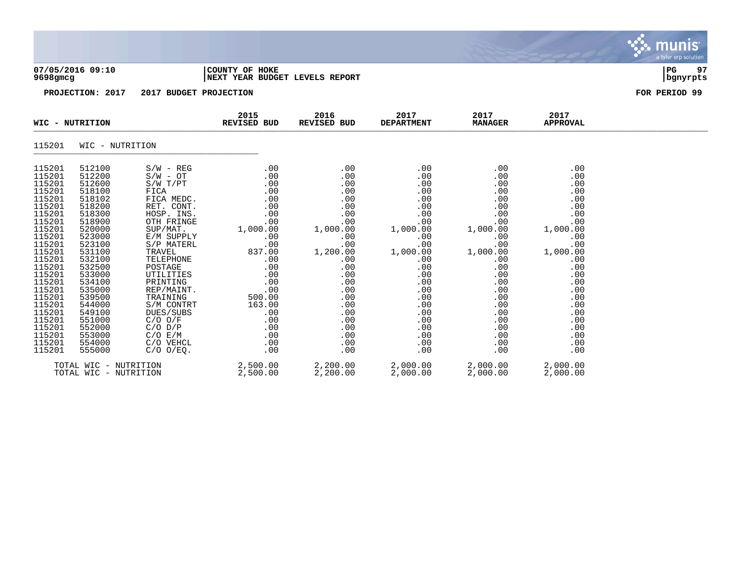**07/05/2016 09:10** | **COUNTY OF HOKE**
**9698gmcg** | **NEXT YEAR BUDGET LEVELS REPORT**

**PROJECTION: 2017 2017 BUDGET PROJECTION** — **FOR PERIOD 99**

## WIC - NUTRITION

### 115201 WIC - NUTRITION

| | | | 2015 REVISED BUD | 2016 REVISED BUD | 2017 DEPARTMENT | 2017 MANAGER | 2017 APPROVAL |
|---|---|---|---|---|---|---|---|
| 115201 | 512100 | S/W - REG | .00 | .00 | .00 | .00 | .00 |
| 115201 | 512200 | S/W - OT | .00 | .00 | .00 | .00 | .00 |
| 115201 | 512600 | S/W T/PT | .00 | .00 | .00 | .00 | .00 |
| 115201 | 518100 | FICA | .00 | .00 | .00 | .00 | .00 |
| 115201 | 518102 | FICA MEDC. | .00 | .00 | .00 | .00 | .00 |
| 115201 | 518200 | RET. CONT. | .00 | .00 | .00 | .00 | .00 |
| 115201 | 518300 | HOSP. INS. | .00 | .00 | .00 | .00 | .00 |
| 115201 | 518900 | OTH FRINGE | .00 | .00 | .00 | .00 | .00 |
| 115201 | 520000 | SUP/MAT. | 1,000.00 | 1,000.00 | 1,000.00 | 1,000.00 | 1,000.00 |
| 115201 | 523000 | E/M SUPPLY | .00 | .00 | .00 | .00 | .00 |
| 115201 | 523100 | S/P MATERL | .00 | .00 | .00 | .00 | .00 |
| 115201 | 531100 | TRAVEL | 837.00 | 1,200.00 | 1,000.00 | 1,000.00 | 1,000.00 |
| 115201 | 532100 | TELEPHONE | .00 | .00 | .00 | .00 | .00 |
| 115201 | 532500 | POSTAGE | .00 | .00 | .00 | .00 | .00 |
| 115201 | 533000 | UTILITIES | .00 | .00 | .00 | .00 | .00 |
| 115201 | 534100 | PRINTING | .00 | .00 | .00 | .00 | .00 |
| 115201 | 535000 | REP/MAINT. | .00 | .00 | .00 | .00 | .00 |
| 115201 | 539500 | TRAINING | 500.00 | .00 | .00 | .00 | .00 |
| 115201 | 544000 | S/M CONTRT | 163.00 | .00 | .00 | .00 | .00 |
| 115201 | 549100 | DUES/SUBS | .00 | .00 | .00 | .00 | .00 |
| 115201 | 551000 | C/O O/F | .00 | .00 | .00 | .00 | .00 |
| 115201 | 552000 | C/O D/P | .00 | .00 | .00 | .00 | .00 |
| 115201 | 553000 | C/O E/M | .00 | .00 | .00 | .00 | .00 |
| 115201 | 554000 | C/O VEHCL | .00 | .00 | .00 | .00 | .00 |
| 115201 | 555000 | C/O O/EQ. | .00 | .00 | .00 | .00 | .00 |
| TOTAL WIC - NUTRITION | | | 2,500.00 | 2,200.00 | 2,000.00 | 2,000.00 | 2,000.00 |
| TOTAL WIC - NUTRITION | | | 2,500.00 | 2,200.00 | 2,000.00 | 2,000.00 | 2,000.00 |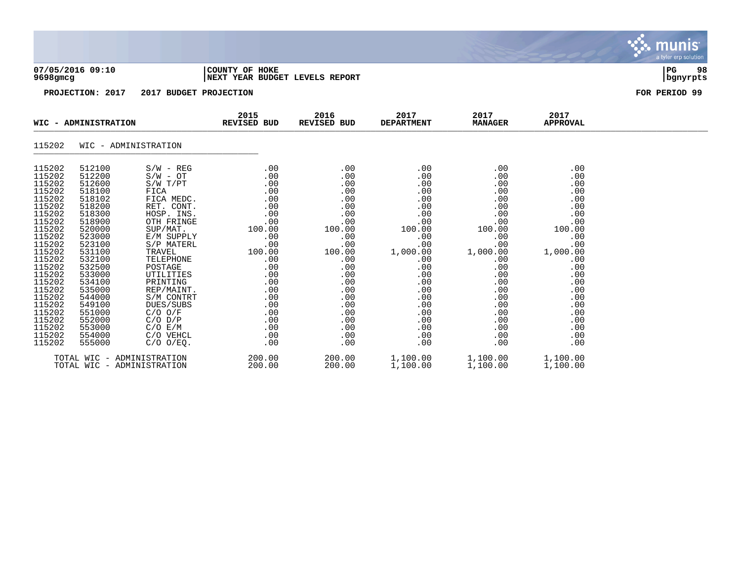07/05/2016 09:10
9698gmcg

COUNTY OF HOKE
NEXT YEAR BUDGET LEVELS REPORT

PROJECTION: 2017 2017 BUDGET PROJECTION

FOR PERIOD 99

| WIC - ADMINISTRATION | | | 2015 REVISED BUD | 2016 REVISED BUD | 2017 DEPARTMENT | 2017 MANAGER | 2017 APPROVAL |
|---|---|---|---|---|---|---|---|
| 115202 | WIC - ADMINISTRATION | | | | | | |
| 115202 | 512100 | S/W - REG | .00 | .00 | .00 | .00 | .00 |
| 115202 | 512200 | S/W - OT | .00 | .00 | .00 | .00 | .00 |
| 115202 | 512600 | S/W T/PT | .00 | .00 | .00 | .00 | .00 |
| 115202 | 518100 | FICA | .00 | .00 | .00 | .00 | .00 |
| 115202 | 518102 | FICA MEDC. | .00 | .00 | .00 | .00 | .00 |
| 115202 | 518200 | RET. CONT. | .00 | .00 | .00 | .00 | .00 |
| 115202 | 518300 | HOSP. INS. | .00 | .00 | .00 | .00 | .00 |
| 115202 | 518900 | OTH FRINGE | .00 | .00 | .00 | .00 | .00 |
| 115202 | 520000 | SUP/MAT. | 100.00 | 100.00 | 100.00 | 100.00 | 100.00 |
| 115202 | 523000 | E/M SUPPLY | .00 | .00 | .00 | .00 | .00 |
| 115202 | 523100 | S/P MATERL | .00 | .00 | .00 | .00 | .00 |
| 115202 | 531100 | TRAVEL | 100.00 | 100.00 | 1,000.00 | 1,000.00 | 1,000.00 |
| 115202 | 532100 | TELEPHONE | .00 | .00 | .00 | .00 | .00 |
| 115202 | 532500 | POSTAGE | .00 | .00 | .00 | .00 | .00 |
| 115202 | 533000 | UTILITIES | .00 | .00 | .00 | .00 | .00 |
| 115202 | 534100 | PRINTING | .00 | .00 | .00 | .00 | .00 |
| 115202 | 535000 | REP/MAINT. | .00 | .00 | .00 | .00 | .00 |
| 115202 | 544000 | S/M CONTRT | .00 | .00 | .00 | .00 | .00 |
| 115202 | 549100 | DUES/SUBS | .00 | .00 | .00 | .00 | .00 |
| 115202 | 551000 | C/O O/F | .00 | .00 | .00 | .00 | .00 |
| 115202 | 552000 | C/O D/P | .00 | .00 | .00 | .00 | .00 |
| 115202 | 553000 | C/O E/M | .00 | .00 | .00 | .00 | .00 |
| 115202 | 554000 | C/O VEHCL | .00 | .00 | .00 | .00 | .00 |
| 115202 | 555000 | C/O O/EQ. | .00 | .00 | .00 | .00 | .00 |
| TOTAL WIC - ADMINISTRATION | | | 200.00 | 200.00 | 1,100.00 | 1,100.00 | 1,100.00 |
| TOTAL WIC - ADMINISTRATION | | | 200.00 | 200.00 | 1,100.00 | 1,100.00 | 1,100.00 |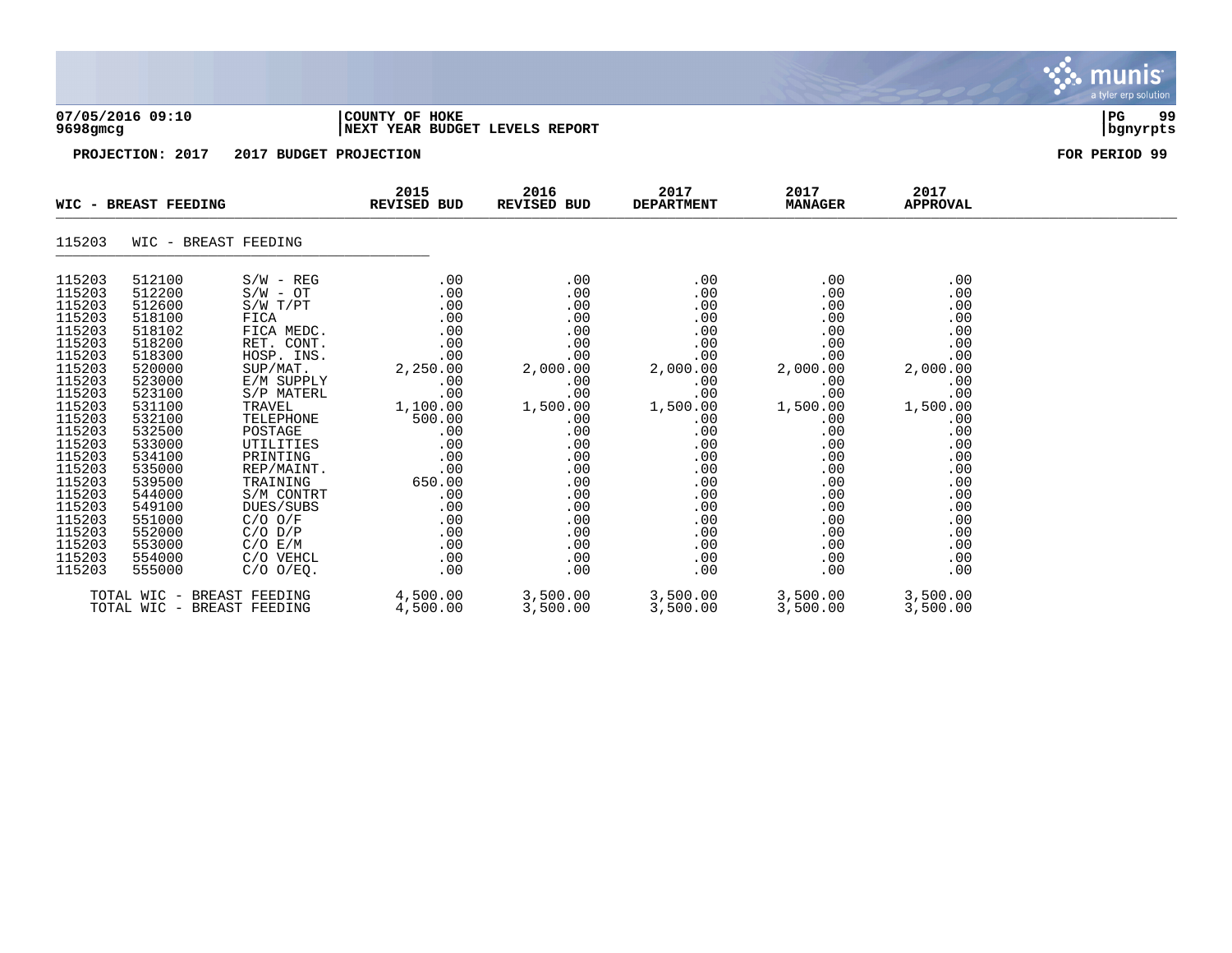**07/05/2016 09:10** | **COUNTY OF HOKE**
**9698gmcg** | **NEXT YEAR BUDGET LEVELS REPORT**

**PROJECTION: 2017 2017 BUDGET PROJECTION** — **FOR PERIOD 99**

| WIC - BREAST FEEDING | | | 2015 REVISED BUD | 2016 REVISED BUD | 2017 DEPARTMENT | 2017 MANAGER | 2017 APPROVAL |
|---|---|---|---|---|---|---|---|
| 115203 | WIC - BREAST FEEDING | | | | | | |
| 115203 | 512100 | S/W - REG | .00 | .00 | .00 | .00 | .00 |
| 115203 | 512200 | S/W - OT | .00 | .00 | .00 | .00 | .00 |
| 115203 | 512600 | S/W T/PT | .00 | .00 | .00 | .00 | .00 |
| 115203 | 518100 | FICA | .00 | .00 | .00 | .00 | .00 |
| 115203 | 518102 | FICA MEDC. | .00 | .00 | .00 | .00 | .00 |
| 115203 | 518200 | RET. CONT. | .00 | .00 | .00 | .00 | .00 |
| 115203 | 518300 | HOSP. INS. | .00 | .00 | .00 | .00 | .00 |
| 115203 | 520000 | SUP/MAT. | 2,250.00 | 2,000.00 | 2,000.00 | 2,000.00 | 2,000.00 |
| 115203 | 523000 | E/M SUPPLY | .00 | .00 | .00 | .00 | .00 |
| 115203 | 523100 | S/P MATERL | .00 | .00 | .00 | .00 | .00 |
| 115203 | 531100 | TRAVEL | 1,100.00 | 1,500.00 | 1,500.00 | 1,500.00 | 1,500.00 |
| 115203 | 532100 | TELEPHONE | 500.00 | .00 | .00 | .00 | .00 |
| 115203 | 532500 | POSTAGE | .00 | .00 | .00 | .00 | .00 |
| 115203 | 533000 | UTILITIES | .00 | .00 | .00 | .00 | .00 |
| 115203 | 534100 | PRINTING | .00 | .00 | .00 | .00 | .00 |
| 115203 | 535000 | REP/MAINT. | .00 | .00 | .00 | .00 | .00 |
| 115203 | 539500 | TRAINING | 650.00 | .00 | .00 | .00 | .00 |
| 115203 | 544000 | S/M CONTRT | .00 | .00 | .00 | .00 | .00 |
| 115203 | 549100 | DUES/SUBS | .00 | .00 | .00 | .00 | .00 |
| 115203 | 551000 | C/O O/F | .00 | .00 | .00 | .00 | .00 |
| 115203 | 552000 | C/O D/P | .00 | .00 | .00 | .00 | .00 |
| 115203 | 553000 | C/O E/M | .00 | .00 | .00 | .00 | .00 |
| 115203 | 554000 | C/O VEHCL | .00 | .00 | .00 | .00 | .00 |
| 115203 | 555000 | C/O O/EQ. | .00 | .00 | .00 | .00 | .00 |
| TOTAL WIC - BREAST FEEDING | | | 4,500.00 | 3,500.00 | 3,500.00 | 3,500.00 | 3,500.00 |
| TOTAL WIC - BREAST FEEDING | | | 4,500.00 | 3,500.00 | 3,500.00 | 3,500.00 | 3,500.00 |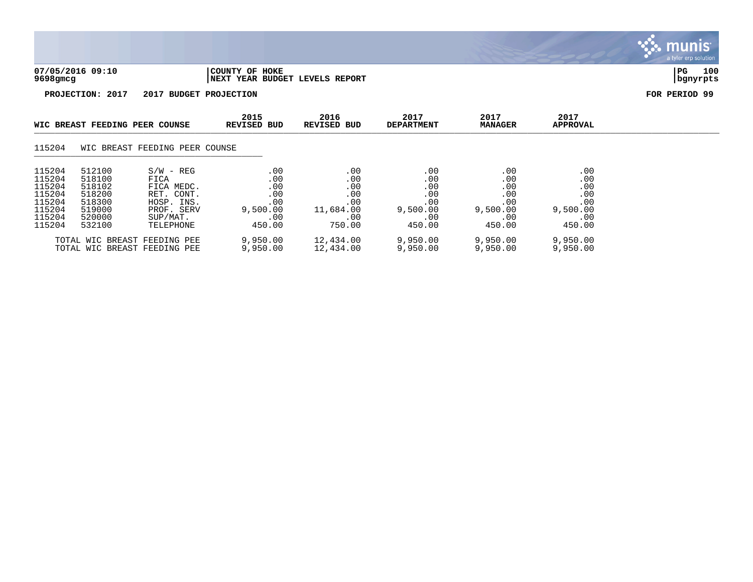**07/05/2016 09:10** | **COUNTY OF HOKE** | **PG 100**
**9698gmcg** | **NEXT YEAR BUDGET LEVELS REPORT** | **bgnyrpts**

**PROJECTION: 2017 2017 BUDGET PROJECTION** — **FOR PERIOD 99**

| WIC BREAST FEEDING PEER COUNSE | | | 2015 REVISED BUD | 2016 REVISED BUD | 2017 DEPARTMENT | 2017 MANAGER | 2017 APPROVAL |
|---|---|---|---|---|---|---|---|
| 115204 | WIC BREAST FEEDING PEER COUNSE | | | | | | |
| 115204 | 512100 | S/W - REG | .00 | .00 | .00 | .00 | .00 |
| 115204 | 518100 | FICA | .00 | .00 | .00 | .00 | .00 |
| 115204 | 518102 | FICA MEDC. | .00 | .00 | .00 | .00 | .00 |
| 115204 | 518200 | RET. CONT. | .00 | .00 | .00 | .00 | .00 |
| 115204 | 518300 | HOSP. INS. | .00 | .00 | .00 | .00 | .00 |
| 115204 | 519000 | PROF. SERV | 9,500.00 | 11,684.00 | 9,500.00 | 9,500.00 | 9,500.00 |
| 115204 | 520000 | SUP/MAT. | .00 | .00 | .00 | .00 | .00 |
| 115204 | 532100 | TELEPHONE | 450.00 | 750.00 | 450.00 | 450.00 | 450.00 |
| | TOTAL WIC BREAST FEEDING PEE | | 9,950.00 | 12,434.00 | 9,950.00 | 9,950.00 | 9,950.00 |
| | TOTAL WIC BREAST FEEDING PEE | | 9,950.00 | 12,434.00 | 9,950.00 | 9,950.00 | 9,950.00 |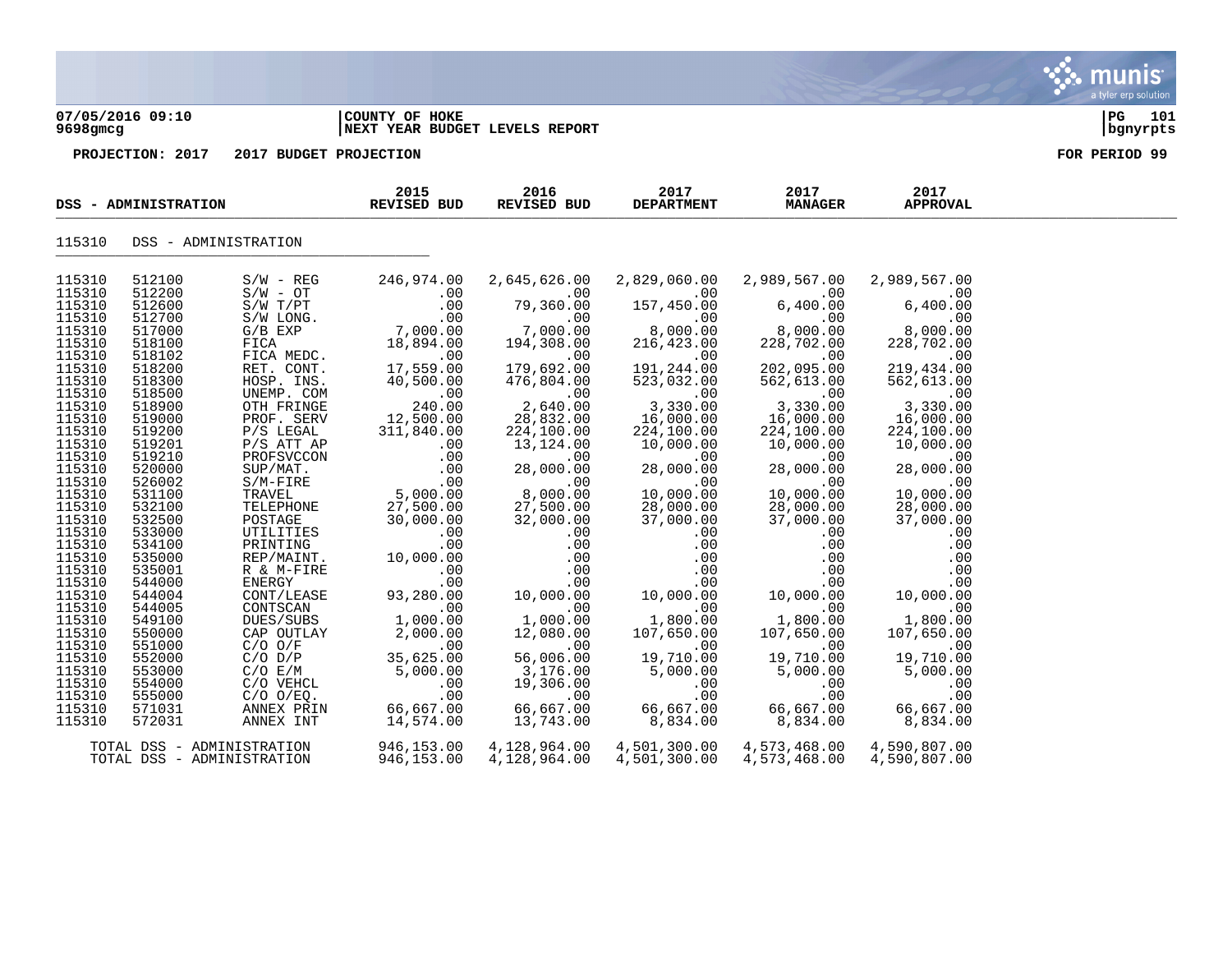07/05/2016 09:10 | COUNTY OF HOKE | PG 101
9698gmcg | NEXT YEAR BUDGET LEVELS REPORT | bgnyrpts

**PROJECTION: 2017 2017 BUDGET PROJECTION** **FOR PERIOD 99**

| DSS - ADMINISTRATION | | | 2015 REVISED BUD | 2016 REVISED BUD | 2017 DEPARTMENT | 2017 MANAGER | 2017 APPROVAL |
|---|---|---|---|---|---|---|---|
| 115310 | DSS - ADMINISTRATION | | | | | | |
| 115310 | 512100 | S/W - REG | 246,974.00 | 2,645,626.00 | 2,829,060.00 | 2,989,567.00 | 2,989,567.00 |
| 115310 | 512200 | S/W - OT | .00 | .00 | .00 | .00 | .00 |
| 115310 | 512600 | S/W T/PT | .00 | 79,360.00 | 157,450.00 | 6,400.00 | 6,400.00 |
| 115310 | 512700 | S/W LONG. | .00 | .00 | .00 | .00 | .00 |
| 115310 | 517000 | G/B EXP | 7,000.00 | 7,000.00 | 8,000.00 | 8,000.00 | 8,000.00 |
| 115310 | 518100 | FICA | 18,894.00 | 194,308.00 | 216,423.00 | 228,702.00 | 228,702.00 |
| 115310 | 518102 | FICA MEDC. | .00 | .00 | .00 | .00 | .00 |
| 115310 | 518200 | RET. CONT. | 17,559.00 | 179,692.00 | 191,244.00 | 202,095.00 | 219,434.00 |
| 115310 | 518300 | HOSP. INS. | 40,500.00 | 476,804.00 | 523,032.00 | 562,613.00 | 562,613.00 |
| 115310 | 518500 | UNEMP. COM | .00 | .00 | .00 | .00 | .00 |
| 115310 | 518900 | OTH FRINGE | 240.00 | 2,640.00 | 3,330.00 | 3,330.00 | 3,330.00 |
| 115310 | 519000 | PROF. SERV | 12,500.00 | 28,832.00 | 16,000.00 | 16,000.00 | 16,000.00 |
| 115310 | 519200 | P/S LEGAL | 311,840.00 | 224,100.00 | 224,100.00 | 224,100.00 | 224,100.00 |
| 115310 | 519201 | P/S ATT AP | .00 | 13,124.00 | 10,000.00 | 10,000.00 | 10,000.00 |
| 115310 | 519210 | PROFSVCCON | .00 | .00 | .00 | .00 | .00 |
| 115310 | 520000 | SUP/MAT. | .00 | 28,000.00 | 28,000.00 | 28,000.00 | 28,000.00 |
| 115310 | 526002 | S/M-FIRE | .00 | .00 | .00 | .00 | .00 |
| 115310 | 531100 | TRAVEL | 5,000.00 | 8,000.00 | 10,000.00 | 10,000.00 | 10,000.00 |
| 115310 | 532100 | TELEPHONE | 27,500.00 | 27,500.00 | 28,000.00 | 28,000.00 | 28,000.00 |
| 115310 | 532500 | POSTAGE | 30,000.00 | 32,000.00 | 37,000.00 | 37,000.00 | 37,000.00 |
| 115310 | 533000 | UTILITIES | .00 | .00 | .00 | .00 | .00 |
| 115310 | 534100 | PRINTING | .00 | .00 | .00 | .00 | .00 |
| 115310 | 535000 | REP/MAINT. | 10,000.00 | .00 | .00 | .00 | .00 |
| 115310 | 535001 | R & M-FIRE | .00 | .00 | .00 | .00 | .00 |
| 115310 | 544000 | ENERGY | .00 | .00 | .00 | .00 | .00 |
| 115310 | 544004 | CONT/LEASE | 93,280.00 | 10,000.00 | 10,000.00 | 10,000.00 | 10,000.00 |
| 115310 | 544005 | CONTSCAN | .00 | .00 | .00 | .00 | .00 |
| 115310 | 549100 | DUES/SUBS | 1,000.00 | 1,000.00 | 1,800.00 | 1,800.00 | 1,800.00 |
| 115310 | 550000 | CAP OUTLAY | 2,000.00 | 12,080.00 | 107,650.00 | 107,650.00 | 107,650.00 |
| 115310 | 551000 | C/O O/F | .00 | .00 | .00 | .00 | .00 |
| 115310 | 552000 | C/O D/P | 35,625.00 | 56,006.00 | 19,710.00 | 19,710.00 | 19,710.00 |
| 115310 | 553000 | C/O E/M | 5,000.00 | 3,176.00 | 5,000.00 | 5,000.00 | 5,000.00 |
| 115310 | 554000 | C/O VEHCL | .00 | 19,306.00 | .00 | .00 | .00 |
| 115310 | 555000 | C/O O/EQ. | .00 | .00 | .00 | .00 | .00 |
| 115310 | 571031 | ANNEX PRIN | 66,667.00 | 66,667.00 | 66,667.00 | 66,667.00 | 66,667.00 |
| 115310 | 572031 | ANNEX INT | 14,574.00 | 13,743.00 | 8,834.00 | 8,834.00 | 8,834.00 |
| TOTAL DSS - ADMINISTRATION | | | 946,153.00 | 4,128,964.00 | 4,501,300.00 | 4,573,468.00 | 4,590,807.00 |
| TOTAL DSS - ADMINISTRATION | | | 946,153.00 | 4,128,964.00 | 4,501,300.00 | 4,573,468.00 | 4,590,807.00 |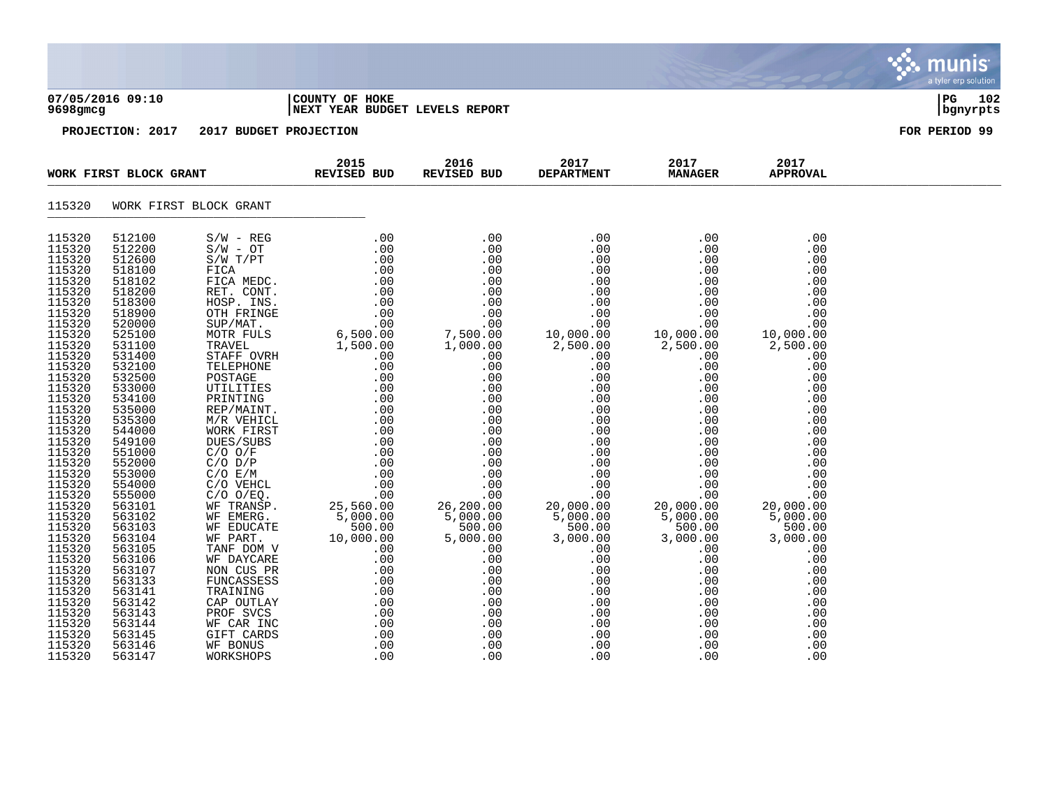**COUNTY OF HOKE**
**NEXT YEAR BUDGET LEVELS REPORT**

07/05/2016 09:10
9698gmcg

**PROJECTION: 2017 2017 BUDGET PROJECTION** | **FOR PERIOD 99**

| WORK FIRST BLOCK GRANT | | | 2015 REVISED BUD | 2016 REVISED BUD | 2017 DEPARTMENT | 2017 MANAGER | 2017 APPROVAL |
|---|---|---|---|---|---|---|---|
| 115320 | WORK FIRST BLOCK GRANT | | | | | | |
| 115320 | 512100 | S/W - REG | .00 | .00 | .00 | .00 | .00 |
| 115320 | 512200 | S/W - OT | .00 | .00 | .00 | .00 | .00 |
| 115320 | 512600 | S/W T/PT | .00 | .00 | .00 | .00 | .00 |
| 115320 | 518100 | FICA | .00 | .00 | .00 | .00 | .00 |
| 115320 | 518102 | FICA MEDC. | .00 | .00 | .00 | .00 | .00 |
| 115320 | 518200 | RET. CONT. | .00 | .00 | .00 | .00 | .00 |
| 115320 | 518300 | HOSP. INS. | .00 | .00 | .00 | .00 | .00 |
| 115320 | 518900 | OTH FRINGE | .00 | .00 | .00 | .00 | .00 |
| 115320 | 520000 | SUP/MAT. | .00 | .00 | .00 | .00 | .00 |
| 115320 | 525100 | MOTR FULS | 6,500.00 | 7,500.00 | 10,000.00 | 10,000.00 | 10,000.00 |
| 115320 | 531100 | TRAVEL | 1,500.00 | 1,000.00 | 2,500.00 | 2,500.00 | 2,500.00 |
| 115320 | 531400 | STAFF OVRH | .00 | .00 | .00 | .00 | .00 |
| 115320 | 532100 | TELEPHONE | .00 | .00 | .00 | .00 | .00 |
| 115320 | 532500 | POSTAGE | .00 | .00 | .00 | .00 | .00 |
| 115320 | 533000 | UTILITIES | .00 | .00 | .00 | .00 | .00 |
| 115320 | 534100 | PRINTING | .00 | .00 | .00 | .00 | .00 |
| 115320 | 535000 | REP/MAINT. | .00 | .00 | .00 | .00 | .00 |
| 115320 | 535300 | M/R VEHICL | .00 | .00 | .00 | .00 | .00 |
| 115320 | 544000 | WORK FIRST | .00 | .00 | .00 | .00 | .00 |
| 115320 | 549100 | DUES/SUBS | .00 | .00 | .00 | .00 | .00 |
| 115320 | 551000 | C/O O/F | .00 | .00 | .00 | .00 | .00 |
| 115320 | 552000 | C/O D/P | .00 | .00 | .00 | .00 | .00 |
| 115320 | 553000 | C/O E/M | .00 | .00 | .00 | .00 | .00 |
| 115320 | 554000 | C/O VEHCL | .00 | .00 | .00 | .00 | .00 |
| 115320 | 555000 | C/O O/EQ. | .00 | .00 | .00 | .00 | .00 |
| 115320 | 563101 | WF TRANSP. | 25,560.00 | 26,200.00 | 20,000.00 | 20,000.00 | 20,000.00 |
| 115320 | 563102 | WF EMERG. | 5,000.00 | 5,000.00 | 5,000.00 | 5,000.00 | 5,000.00 |
| 115320 | 563103 | WF EDUCATE | 500.00 | 500.00 | 500.00 | 500.00 | 500.00 |
| 115320 | 563104 | WF PART. | 10,000.00 | 5,000.00 | 3,000.00 | 3,000.00 | 3,000.00 |
| 115320 | 563105 | TANF DOM V | .00 | .00 | .00 | .00 | .00 |
| 115320 | 563106 | WF DAYCARE | .00 | .00 | .00 | .00 | .00 |
| 115320 | 563107 | NON CUS PR | .00 | .00 | .00 | .00 | .00 |
| 115320 | 563133 | FUNCASSESS | .00 | .00 | .00 | .00 | .00 |
| 115320 | 563141 | TRAINING | .00 | .00 | .00 | .00 | .00 |
| 115320 | 563142 | CAP OUTLAY | .00 | .00 | .00 | .00 | .00 |
| 115320 | 563143 | PROF SVCS | .00 | .00 | .00 | .00 | .00 |
| 115320 | 563144 | WF CAR INC | .00 | .00 | .00 | .00 | .00 |
| 115320 | 563145 | GIFT CARDS | .00 | .00 | .00 | .00 | .00 |
| 115320 | 563146 | WF BONUS | .00 | .00 | .00 | .00 | .00 |
| 115320 | 563147 | WORKSHOPS | .00 | .00 | .00 | .00 | .00 |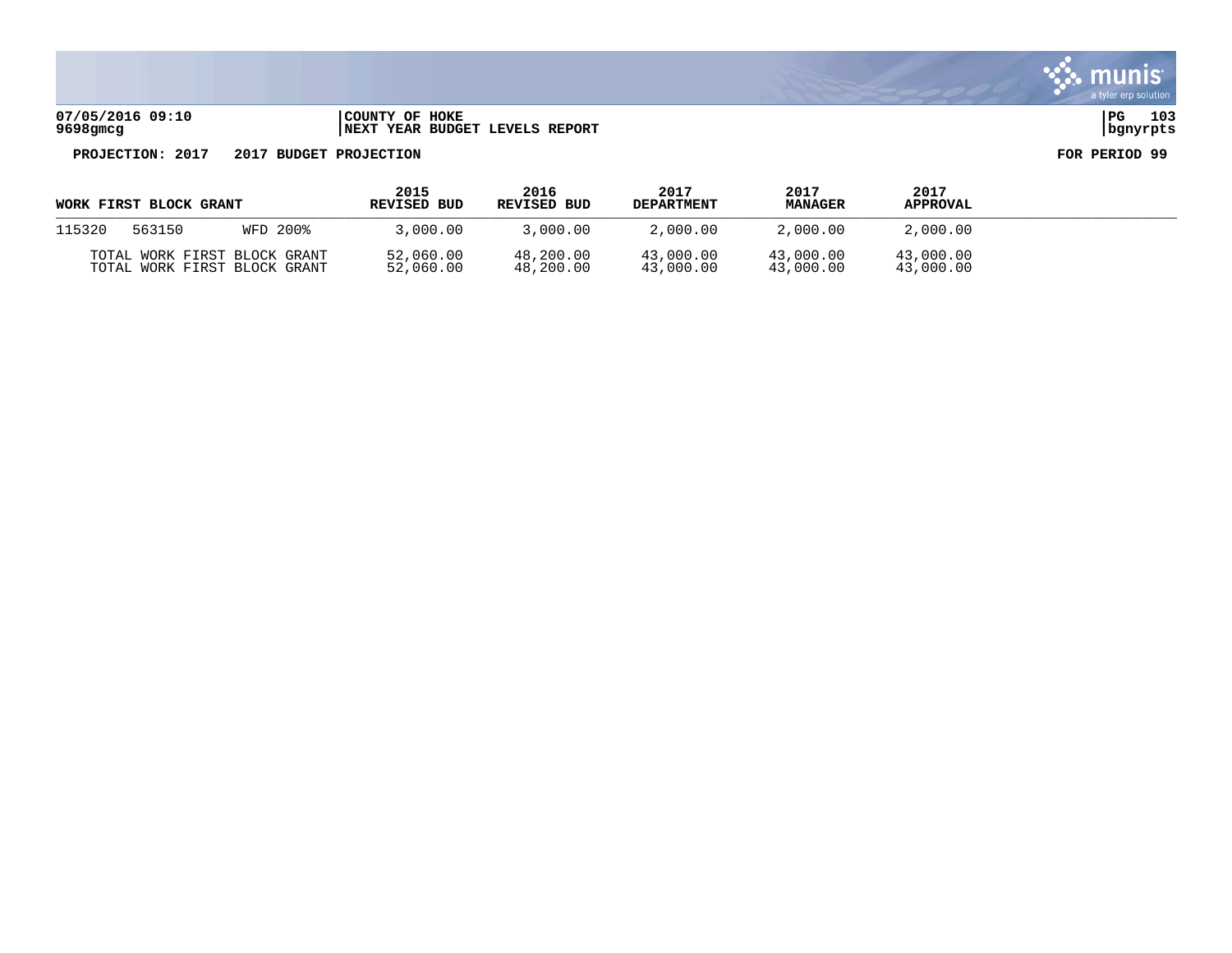07/05/2016 09:10 | COUNTY OF HOKE
9698gmcg | NEXT YEAR BUDGET LEVELS REPORT

PG 103
bgnyrpts

**PROJECTION: 2017 2017 BUDGET PROJECTION** **FOR PERIOD 99**

| WORK FIRST BLOCK GRANT | | | 2015 REVISED BUD | 2016 REVISED BUD | 2017 DEPARTMENT | 2017 MANAGER | 2017 APPROVAL |
|---|---|---|---|---|---|---|---|
| 115320 | 563150 | WFD 200% | 3,000.00 | 3,000.00 | 2,000.00 | 2,000.00 | 2,000.00 |
| TOTAL WORK FIRST BLOCK GRANT | | | 52,060.00 | 48,200.00 | 43,000.00 | 43,000.00 | 43,000.00 |
| TOTAL WORK FIRST BLOCK GRANT | | | 52,060.00 | 48,200.00 | 43,000.00 | 43,000.00 | 43,000.00 |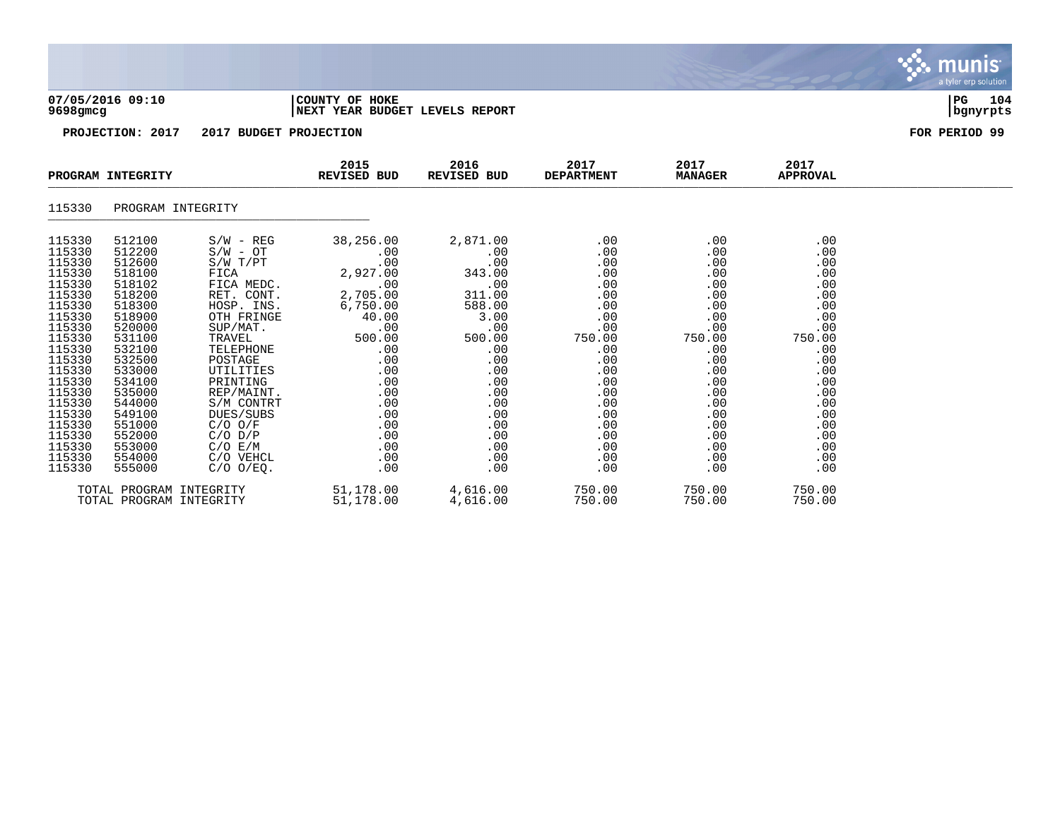**COUNTY OF HOKE**
**NEXT YEAR BUDGET LEVELS REPORT**

07/05/2016 09:10
9698gmcg

**PROJECTION: 2017 2017 BUDGET PROJECTION** — **FOR PERIOD 99**

## PROGRAM INTEGRITY

### 115330 PROGRAM INTEGRITY

| Org | Object | Description | 2015 REVISED BUD | 2016 REVISED BUD | 2017 DEPARTMENT | 2017 MANAGER | 2017 APPROVAL |
|---|---|---|---|---|---|---|---|
| 115330 | 512100 | S/W - REG | 38,256.00 | 2,871.00 | .00 | .00 | .00 |
| 115330 | 512200 | S/W - OT | .00 | .00 | .00 | .00 | .00 |
| 115330 | 512600 | S/W T/PT | .00 | .00 | .00 | .00 | .00 |
| 115330 | 518100 | FICA | 2,927.00 | 343.00 | .00 | .00 | .00 |
| 115330 | 518102 | FICA MEDC. | .00 | .00 | .00 | .00 | .00 |
| 115330 | 518200 | RET. CONT. | 2,705.00 | 311.00 | .00 | .00 | .00 |
| 115330 | 518300 | HOSP. INS. | 6,750.00 | 588.00 | .00 | .00 | .00 |
| 115330 | 518900 | OTH FRINGE | 40.00 | 3.00 | .00 | .00 | .00 |
| 115330 | 520000 | SUP/MAT. | .00 | .00 | .00 | .00 | .00 |
| 115330 | 531100 | TRAVEL | 500.00 | 500.00 | 750.00 | 750.00 | 750.00 |
| 115330 | 532100 | TELEPHONE | .00 | .00 | .00 | .00 | .00 |
| 115330 | 532500 | POSTAGE | .00 | .00 | .00 | .00 | .00 |
| 115330 | 533000 | UTILITIES | .00 | .00 | .00 | .00 | .00 |
| 115330 | 534100 | PRINTING | .00 | .00 | .00 | .00 | .00 |
| 115330 | 535000 | REP/MAINT. | .00 | .00 | .00 | .00 | .00 |
| 115330 | 544000 | S/M CONTRT | .00 | .00 | .00 | .00 | .00 |
| 115330 | 549100 | DUES/SUBS | .00 | .00 | .00 | .00 | .00 |
| 115330 | 551000 | C/O O/F | .00 | .00 | .00 | .00 | .00 |
| 115330 | 552000 | C/O D/P | .00 | .00 | .00 | .00 | .00 |
| 115330 | 553000 | C/O E/M | .00 | .00 | .00 | .00 | .00 |
| 115330 | 554000 | C/O VEHCL | .00 | .00 | .00 | .00 | .00 |
| 115330 | 555000 | C/O O/EQ. | .00 | .00 | .00 | .00 | .00 |
| | | TOTAL PROGRAM INTEGRITY | 51,178.00 | 4,616.00 | 750.00 | 750.00 | 750.00 |
| | | TOTAL PROGRAM INTEGRITY | 51,178.00 | 4,616.00 | 750.00 | 750.00 | 750.00 |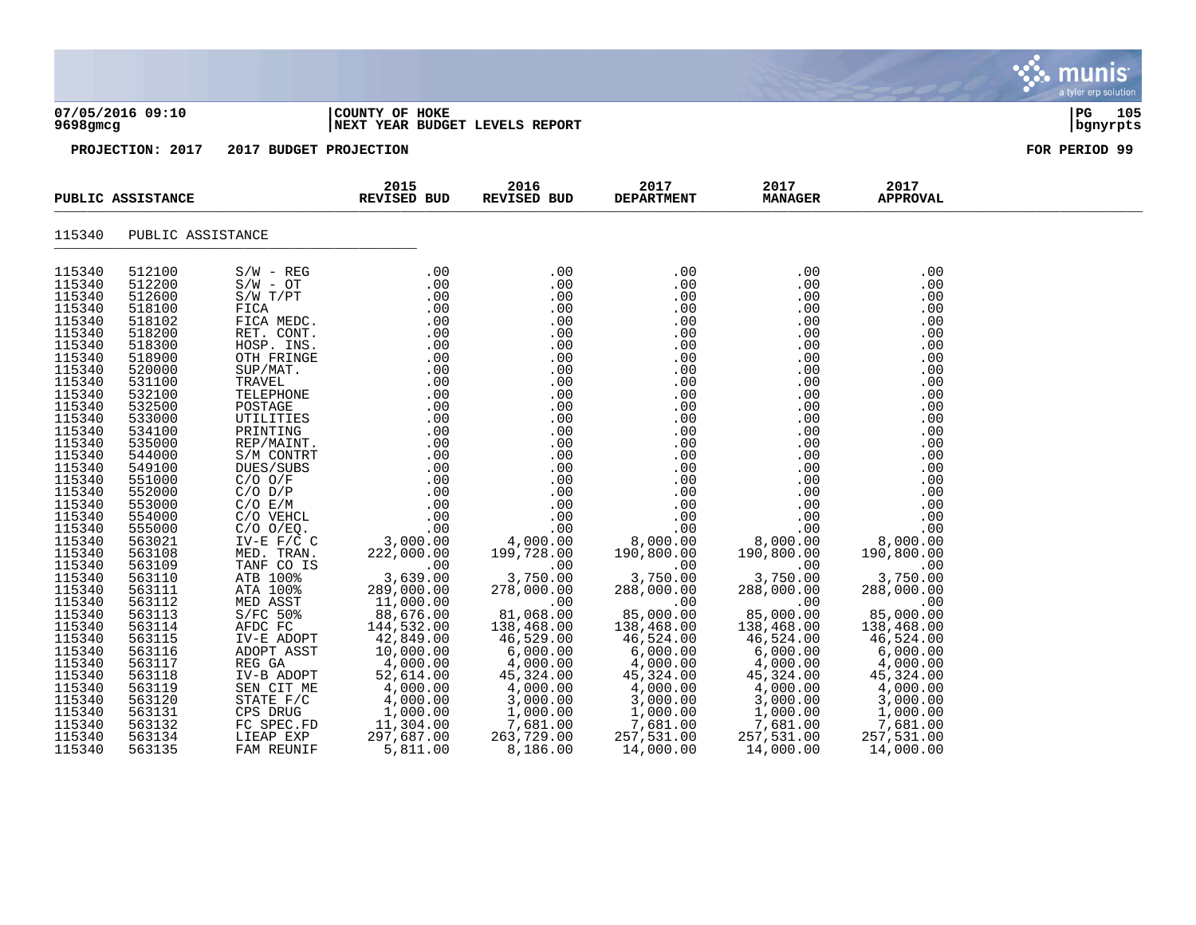07/05/2016 09:10 | COUNTY OF HOKE
9698gmcg | NEXT YEAR BUDGET LEVELS REPORT

**PROJECTION: 2017 2017 BUDGET PROJECTION** FOR PERIOD 99

| PUBLIC ASSISTANCE | | | 2015 REVISED BUD | 2016 REVISED BUD | 2017 DEPARTMENT | 2017 MANAGER | 2017 APPROVAL |
|---|---|---|---|---|---|---|---|
| 115340 | PUBLIC ASSISTANCE | | | | | | |
| 115340 | 512100 | S/W - REG | .00 | .00 | .00 | .00 | .00 |
| 115340 | 512200 | S/W - OT | .00 | .00 | .00 | .00 | .00 |
| 115340 | 512600 | S/W T/PT | .00 | .00 | .00 | .00 | .00 |
| 115340 | 518100 | FICA | .00 | .00 | .00 | .00 | .00 |
| 115340 | 518102 | FICA MEDC. | .00 | .00 | .00 | .00 | .00 |
| 115340 | 518200 | RET. CONT. | .00 | .00 | .00 | .00 | .00 |
| 115340 | 518300 | HOSP. INS. | .00 | .00 | .00 | .00 | .00 |
| 115340 | 518900 | OTH FRINGE | .00 | .00 | .00 | .00 | .00 |
| 115340 | 520000 | SUP/MAT. | .00 | .00 | .00 | .00 | .00 |
| 115340 | 531100 | TRAVEL | .00 | .00 | .00 | .00 | .00 |
| 115340 | 532100 | TELEPHONE | .00 | .00 | .00 | .00 | .00 |
| 115340 | 532500 | POSTAGE | .00 | .00 | .00 | .00 | .00 |
| 115340 | 533000 | UTILITIES | .00 | .00 | .00 | .00 | .00 |
| 115340 | 534100 | PRINTING | .00 | .00 | .00 | .00 | .00 |
| 115340 | 535000 | REP/MAINT. | .00 | .00 | .00 | .00 | .00 |
| 115340 | 544000 | S/M CONTRT | .00 | .00 | .00 | .00 | .00 |
| 115340 | 549100 | DUES/SUBS | .00 | .00 | .00 | .00 | .00 |
| 115340 | 551000 | C/O O/F | .00 | .00 | .00 | .00 | .00 |
| 115340 | 552000 | C/O D/P | .00 | .00 | .00 | .00 | .00 |
| 115340 | 553000 | C/O E/M | .00 | .00 | .00 | .00 | .00 |
| 115340 | 554000 | C/O VEHCL | .00 | .00 | .00 | .00 | .00 |
| 115340 | 555000 | C/O O/EQ. | .00 | .00 | .00 | .00 | .00 |
| 115340 | 563021 | IV-E F/C C | 3,000.00 | 4,000.00 | 8,000.00 | 8,000.00 | 8,000.00 |
| 115340 | 563108 | MED. TRAN. | 222,000.00 | 199,728.00 | 190,800.00 | 190,800.00 | 190,800.00 |
| 115340 | 563109 | TANF CO IS | .00 | .00 | .00 | .00 | .00 |
| 115340 | 563110 | ATB 100% | 3,639.00 | 3,750.00 | 3,750.00 | 3,750.00 | 3,750.00 |
| 115340 | 563111 | ATA 100% | 289,000.00 | 278,000.00 | 288,000.00 | 288,000.00 | 288,000.00 |
| 115340 | 563112 | MED ASST | 11,000.00 | .00 | .00 | .00 | .00 |
| 115340 | 563113 | S/FC 50% | 88,676.00 | 81,068.00 | 85,000.00 | 85,000.00 | 85,000.00 |
| 115340 | 563114 | AFDC FC | 144,532.00 | 138,468.00 | 138,468.00 | 138,468.00 | 138,468.00 |
| 115340 | 563115 | IV-E ADOPT | 42,849.00 | 46,529.00 | 46,524.00 | 46,524.00 | 46,524.00 |
| 115340 | 563116 | ADOPT ASST | 10,000.00 | 6,000.00 | 6,000.00 | 6,000.00 | 6,000.00 |
| 115340 | 563117 | REG GA | 4,000.00 | 4,000.00 | 4,000.00 | 4,000.00 | 4,000.00 |
| 115340 | 563118 | IV-B ADOPT | 52,614.00 | 45,324.00 | 45,324.00 | 45,324.00 | 45,324.00 |
| 115340 | 563119 | SEN CIT ME | 4,000.00 | 4,000.00 | 4,000.00 | 4,000.00 | 4,000.00 |
| 115340 | 563120 | STATE F/C | 4,000.00 | 3,000.00 | 3,000.00 | 3,000.00 | 3,000.00 |
| 115340 | 563131 | CPS DRUG | 1,000.00 | 1,000.00 | 1,000.00 | 1,000.00 | 1,000.00 |
| 115340 | 563132 | FC SPEC.FD | 11,304.00 | 7,681.00 | 7,681.00 | 7,681.00 | 7,681.00 |
| 115340 | 563134 | LIEAP EXP | 297,687.00 | 263,729.00 | 257,531.00 | 257,531.00 | 257,531.00 |
| 115340 | 563135 | FAM REUNIF | 5,811.00 | 8,186.00 | 14,000.00 | 14,000.00 | 14,000.00 |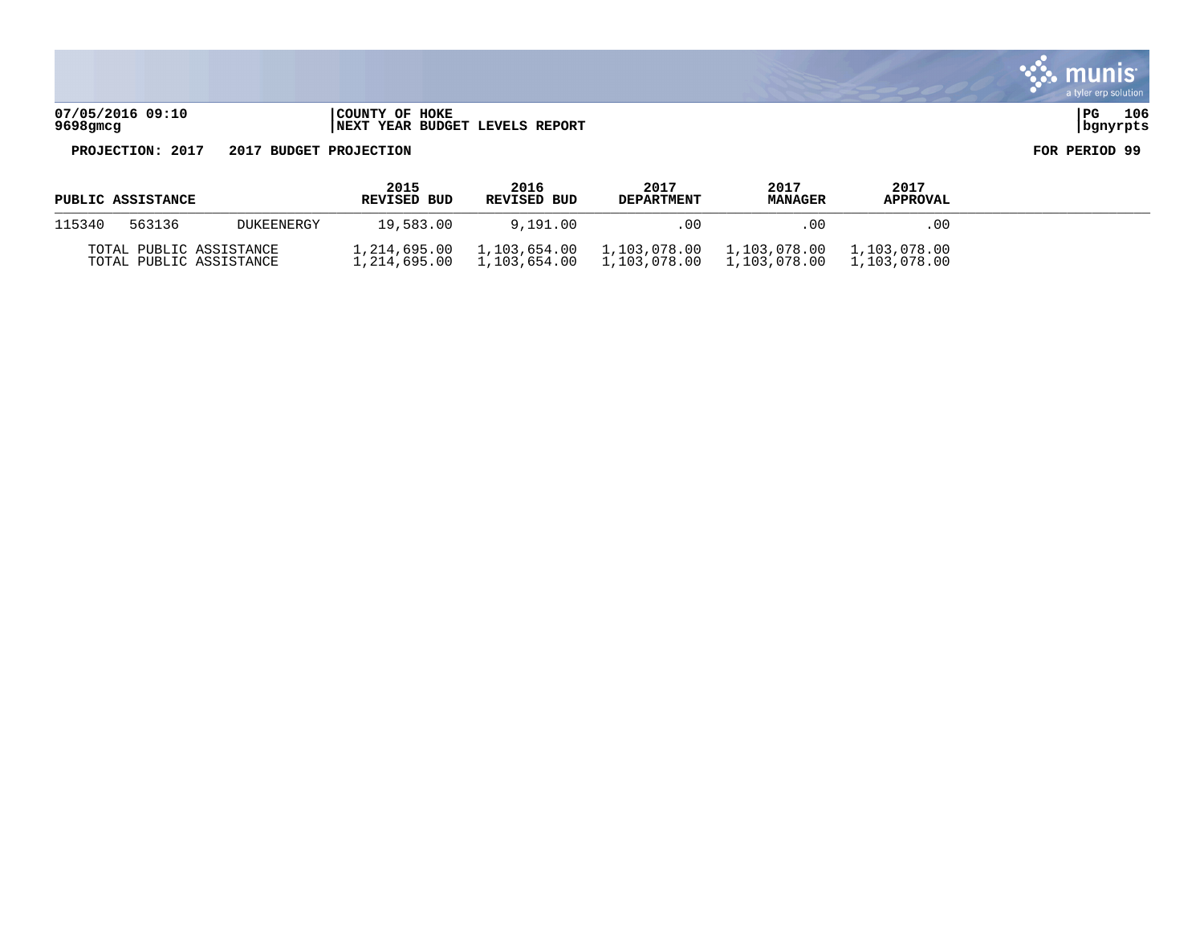07/05/2016 09:10 | COUNTY OF HOKE
9698gmcg | NEXT YEAR BUDGET LEVELS REPORT

**PROJECTION: 2017 2017 BUDGET PROJECTION** **FOR PERIOD 99**

| PUBLIC ASSISTANCE | | | 2015 REVISED BUD | 2016 REVISED BUD | 2017 DEPARTMENT | 2017 MANAGER | 2017 APPROVAL |
|---|---|---|---|---|---|---|---|
| 115340 | 563136 | DUKEENERGY | 19,583.00 | 9,191.00 | .00 | .00 | .00 |
| TOTAL PUBLIC ASSISTANCE | | | 1,214,695.00 | 1,103,654.00 | 1,103,078.00 | 1,103,078.00 | 1,103,078.00 |
| TOTAL PUBLIC ASSISTANCE | | | 1,214,695.00 | 1,103,654.00 | 1,103,078.00 | 1,103,078.00 | 1,103,078.00 |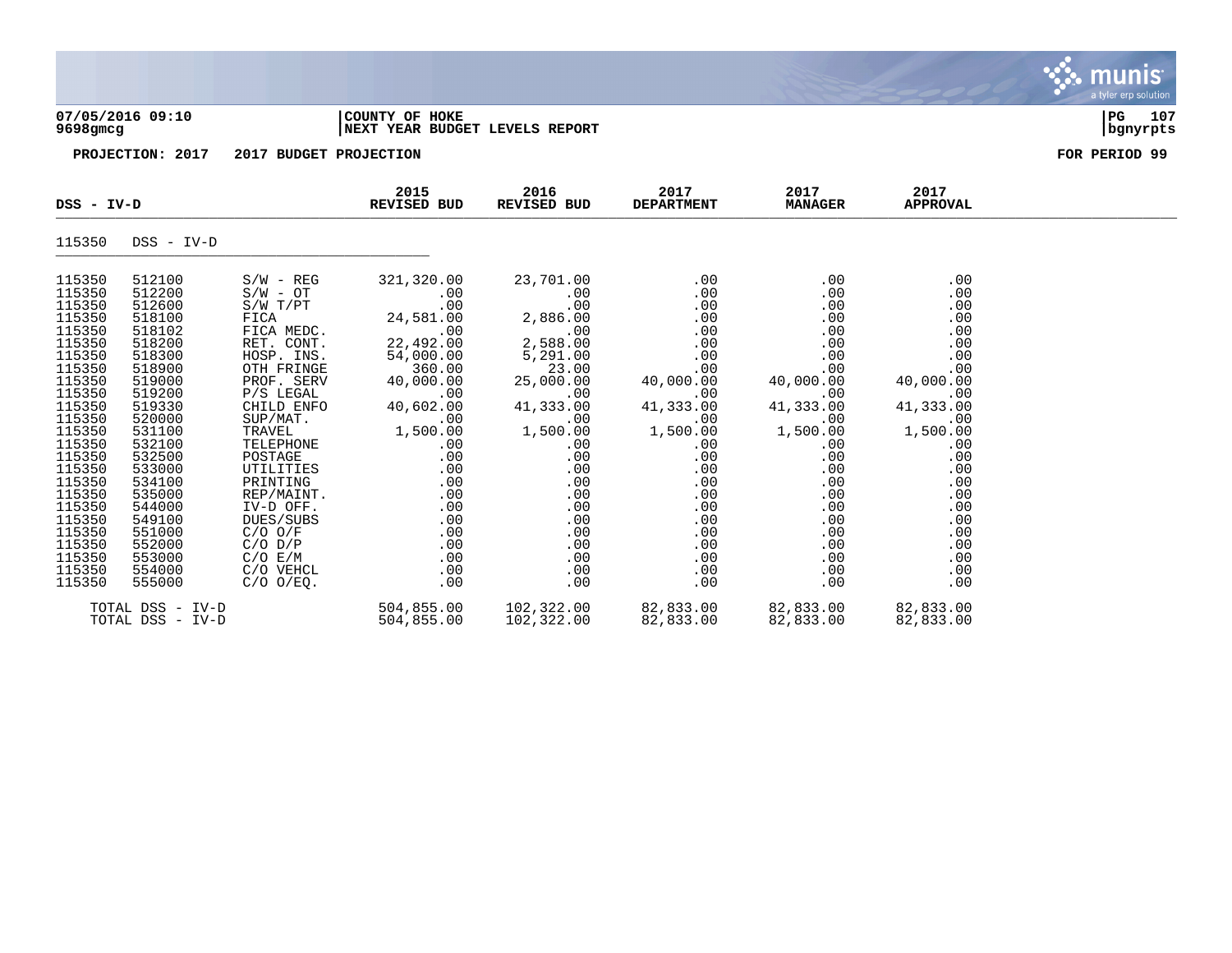07/05/2016 09:10 | COUNTY OF HOKE
9698gmcg | NEXT YEAR BUDGET LEVELS REPORT

**PROJECTION: 2017 2017 BUDGET PROJECTION** **FOR PERIOD 99**

| DSS - IV-D | | | 2015 REVISED BUD | 2016 REVISED BUD | 2017 DEPARTMENT | 2017 MANAGER | 2017 APPROVAL |
|---|---|---|---|---|---|---|---|
| 115350 | DSS - IV-D | | | | | | |
| 115350 | 512100 | S/W - REG | 321,320.00 | 23,701.00 | .00 | .00 | .00 |
| 115350 | 512200 | S/W - OT | .00 | .00 | .00 | .00 | .00 |
| 115350 | 512600 | S/W T/PT | .00 | .00 | .00 | .00 | .00 |
| 115350 | 518100 | FICA | 24,581.00 | 2,886.00 | .00 | .00 | .00 |
| 115350 | 518102 | FICA MEDC. | .00 | .00 | .00 | .00 | .00 |
| 115350 | 518200 | RET. CONT. | 22,492.00 | 2,588.00 | .00 | .00 | .00 |
| 115350 | 518300 | HOSP. INS. | 54,000.00 | 5,291.00 | .00 | .00 | .00 |
| 115350 | 518900 | OTH FRINGE | 360.00 | 23.00 | .00 | .00 | .00 |
| 115350 | 519000 | PROF. SERV | 40,000.00 | 25,000.00 | 40,000.00 | 40,000.00 | 40,000.00 |
| 115350 | 519200 | P/S LEGAL | .00 | .00 | .00 | .00 | .00 |
| 115350 | 519330 | CHILD ENFO | 40,602.00 | 41,333.00 | 41,333.00 | 41,333.00 | 41,333.00 |
| 115350 | 520000 | SUP/MAT. | .00 | .00 | .00 | .00 | .00 |
| 115350 | 531100 | TRAVEL | 1,500.00 | 1,500.00 | 1,500.00 | 1,500.00 | 1,500.00 |
| 115350 | 532100 | TELEPHONE | .00 | .00 | .00 | .00 | .00 |
| 115350 | 532500 | POSTAGE | .00 | .00 | .00 | .00 | .00 |
| 115350 | 533000 | UTILITIES | .00 | .00 | .00 | .00 | .00 |
| 115350 | 534100 | PRINTING | .00 | .00 | .00 | .00 | .00 |
| 115350 | 535000 | REP/MAINT. | .00 | .00 | .00 | .00 | .00 |
| 115350 | 544000 | IV-D OFF. | .00 | .00 | .00 | .00 | .00 |
| 115350 | 549100 | DUES/SUBS | .00 | .00 | .00 | .00 | .00 |
| 115350 | 551000 | C/O O/F | .00 | .00 | .00 | .00 | .00 |
| 115350 | 552000 | C/O D/P | .00 | .00 | .00 | .00 | .00 |
| 115350 | 553000 | C/O E/M | .00 | .00 | .00 | .00 | .00 |
| 115350 | 554000 | C/O VEHCL | .00 | .00 | .00 | .00 | .00 |
| 115350 | 555000 | C/O O/EQ. | .00 | .00 | .00 | .00 | .00 |
| TOTAL DSS - IV-D | | | 504,855.00 | 102,322.00 | 82,833.00 | 82,833.00 | 82,833.00 |
| TOTAL DSS - IV-D | | | 504,855.00 | 102,322.00 | 82,833.00 | 82,833.00 | 82,833.00 |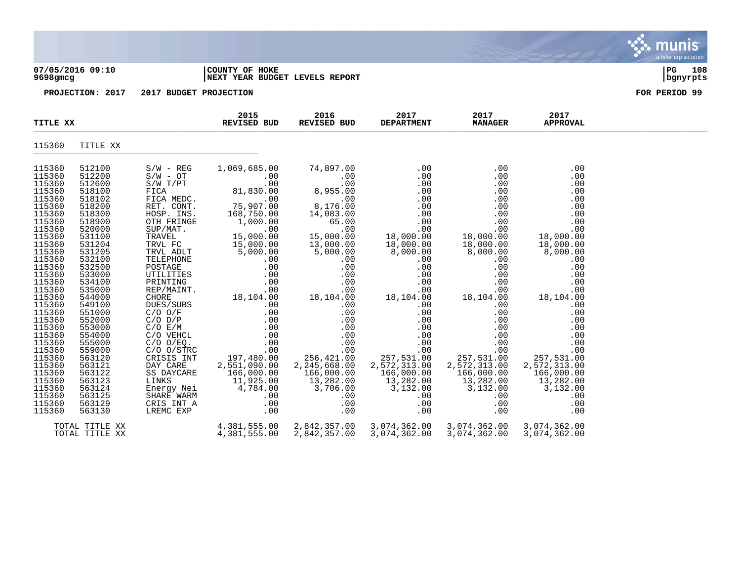**07/05/2016 09:10** | **COUNTY OF HOKE** | **PG 108**
**9698gmcg** | **NEXT YEAR BUDGET LEVELS REPORT** | **bgnyrpts**

**PROJECTION: 2017 2017 BUDGET PROJECTION** **FOR PERIOD 99**

| TITLE XX | | | 2015 REVISED BUD | 2016 REVISED BUD | 2017 DEPARTMENT | 2017 MANAGER | 2017 APPROVAL |
|---|---|---|---|---|---|---|---|
| 115360 | TITLE XX | | | | | | |
| 115360 | 512100 | S/W - REG | 1,069,685.00 | 74,897.00 | .00 | .00 | .00 |
| 115360 | 512200 | S/W - OT | .00 | .00 | .00 | .00 | .00 |
| 115360 | 512600 | S/W T/PT | .00 | .00 | .00 | .00 | .00 |
| 115360 | 518100 | FICA | 81,830.00 | 8,955.00 | .00 | .00 | .00 |
| 115360 | 518102 | FICA MEDC. | .00 | .00 | .00 | .00 | .00 |
| 115360 | 518200 | RET. CONT. | 75,907.00 | 8,176.00 | .00 | .00 | .00 |
| 115360 | 518300 | HOSP. INS. | 168,750.00 | 14,083.00 | .00 | .00 | .00 |
| 115360 | 518900 | OTH FRINGE | 1,000.00 | 65.00 | .00 | .00 | .00 |
| 115360 | 520000 | SUP/MAT. | .00 | .00 | .00 | .00 | .00 |
| 115360 | 531100 | TRAVEL | 15,000.00 | 15,000.00 | 18,000.00 | 18,000.00 | 18,000.00 |
| 115360 | 531204 | TRVL FC | 15,000.00 | 13,000.00 | 18,000.00 | 18,000.00 | 18,000.00 |
| 115360 | 531205 | TRVL ADLT | 5,000.00 | 5,000.00 | 8,000.00 | 8,000.00 | 8,000.00 |
| 115360 | 532100 | TELEPHONE | .00 | .00 | .00 | .00 | .00 |
| 115360 | 532500 | POSTAGE | .00 | .00 | .00 | .00 | .00 |
| 115360 | 533000 | UTILITIES | .00 | .00 | .00 | .00 | .00 |
| 115360 | 534100 | PRINTING | .00 | .00 | .00 | .00 | .00 |
| 115360 | 535000 | REP/MAINT. | .00 | .00 | .00 | .00 | .00 |
| 115360 | 544000 | CHORE | 18,104.00 | 18,104.00 | 18,104.00 | 18,104.00 | 18,104.00 |
| 115360 | 549100 | DUES/SUBS | .00 | .00 | .00 | .00 | .00 |
| 115360 | 551000 | C/O O/F | .00 | .00 | .00 | .00 | .00 |
| 115360 | 552000 | C/O D/P | .00 | .00 | .00 | .00 | .00 |
| 115360 | 553000 | C/O E/M | .00 | .00 | .00 | .00 | .00 |
| 115360 | 554000 | C/O VEHCL | .00 | .00 | .00 | .00 | .00 |
| 115360 | 555000 | C/O O/EQ. | .00 | .00 | .00 | .00 | .00 |
| 115360 | 559000 | C/O O/STRC | .00 | .00 | .00 | .00 | .00 |
| 115360 | 563120 | CRISIS INT | 197,480.00 | 256,421.00 | 257,531.00 | 257,531.00 | 257,531.00 |
| 115360 | 563121 | DAY CARE | 2,551,090.00 | 2,245,668.00 | 2,572,313.00 | 2,572,313.00 | 2,572,313.00 |
| 115360 | 563122 | SS DAYCARE | 166,000.00 | 166,000.00 | 166,000.00 | 166,000.00 | 166,000.00 |
| 115360 | 563123 | LINKS | 11,925.00 | 13,282.00 | 13,282.00 | 13,282.00 | 13,282.00 |
| 115360 | 563124 | Energy Nei | 4,784.00 | 3,706.00 | 3,132.00 | 3,132.00 | 3,132.00 |
| 115360 | 563125 | SHARE WARM | .00 | .00 | .00 | .00 | .00 |
| 115360 | 563129 | CRIS INT A | .00 | .00 | .00 | .00 | .00 |
| 115360 | 563130 | LREMC EXP | .00 | .00 | .00 | .00 | .00 |
| | TOTAL TITLE XX | | 4,381,555.00 | 2,842,357.00 | 3,074,362.00 | 3,074,362.00 | 3,074,362.00 |
| | TOTAL TITLE XX | | 4,381,555.00 | 2,842,357.00 | 3,074,362.00 | 3,074,362.00 | 3,074,362.00 |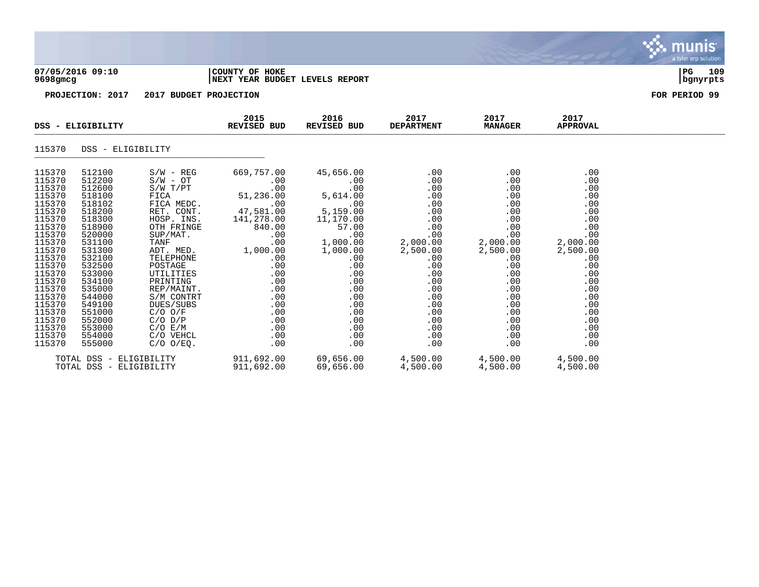**07/05/2016 09:10** | **COUNTY OF HOKE**
**9698gmcg** | **NEXT YEAR BUDGET LEVELS REPORT**

**PROJECTION: 2017 2017 BUDGET PROJECTION** **FOR PERIOD 99**

| DSS - ELIGIBILITY | | | 2015 REVISED BUD | 2016 REVISED BUD | 2017 DEPARTMENT | 2017 MANAGER | 2017 APPROVAL |
|---|---|---|---|---|---|---|---|
| 115370 | DSS - ELIGIBILITY | | | | | | |
| 115370 | 512100 | S/W - REG | 669,757.00 | 45,656.00 | .00 | .00 | .00 |
| 115370 | 512200 | S/W - OT | .00 | .00 | .00 | .00 | .00 |
| 115370 | 512600 | S/W T/PT | .00 | .00 | .00 | .00 | .00 |
| 115370 | 518100 | FICA | 51,236.00 | 5,614.00 | .00 | .00 | .00 |
| 115370 | 518102 | FICA MEDC. | .00 | .00 | .00 | .00 | .00 |
| 115370 | 518200 | RET. CONT. | 47,581.00 | 5,159.00 | .00 | .00 | .00 |
| 115370 | 518300 | HOSP. INS. | 141,278.00 | 11,170.00 | .00 | .00 | .00 |
| 115370 | 518900 | OTH FRINGE | 840.00 | 57.00 | .00 | .00 | .00 |
| 115370 | 520000 | SUP/MAT. | .00 | .00 | .00 | .00 | .00 |
| 115370 | 531100 | TANF | .00 | 1,000.00 | 2,000.00 | 2,000.00 | 2,000.00 |
| 115370 | 531300 | ADT. MED. | 1,000.00 | 1,000.00 | 2,500.00 | 2,500.00 | 2,500.00 |
| 115370 | 532100 | TELEPHONE | .00 | .00 | .00 | .00 | .00 |
| 115370 | 532500 | POSTAGE | .00 | .00 | .00 | .00 | .00 |
| 115370 | 533000 | UTILITIES | .00 | .00 | .00 | .00 | .00 |
| 115370 | 534100 | PRINTING | .00 | .00 | .00 | .00 | .00 |
| 115370 | 535000 | REP/MAINT. | .00 | .00 | .00 | .00 | .00 |
| 115370 | 544000 | S/M CONTRT | .00 | .00 | .00 | .00 | .00 |
| 115370 | 549100 | DUES/SUBS | .00 | .00 | .00 | .00 | .00 |
| 115370 | 551000 | C/O O/F | .00 | .00 | .00 | .00 | .00 |
| 115370 | 552000 | C/O D/P | .00 | .00 | .00 | .00 | .00 |
| 115370 | 553000 | C/O E/M | .00 | .00 | .00 | .00 | .00 |
| 115370 | 554000 | C/O VEHCL | .00 | .00 | .00 | .00 | .00 |
| 115370 | 555000 | C/O O/EQ. | .00 | .00 | .00 | .00 | .00 |
| TOTAL DSS - ELIGIBILITY | | | 911,692.00 | 69,656.00 | 4,500.00 | 4,500.00 | 4,500.00 |
| TOTAL DSS - ELIGIBILITY | | | 911,692.00 | 69,656.00 | 4,500.00 | 4,500.00 | 4,500.00 |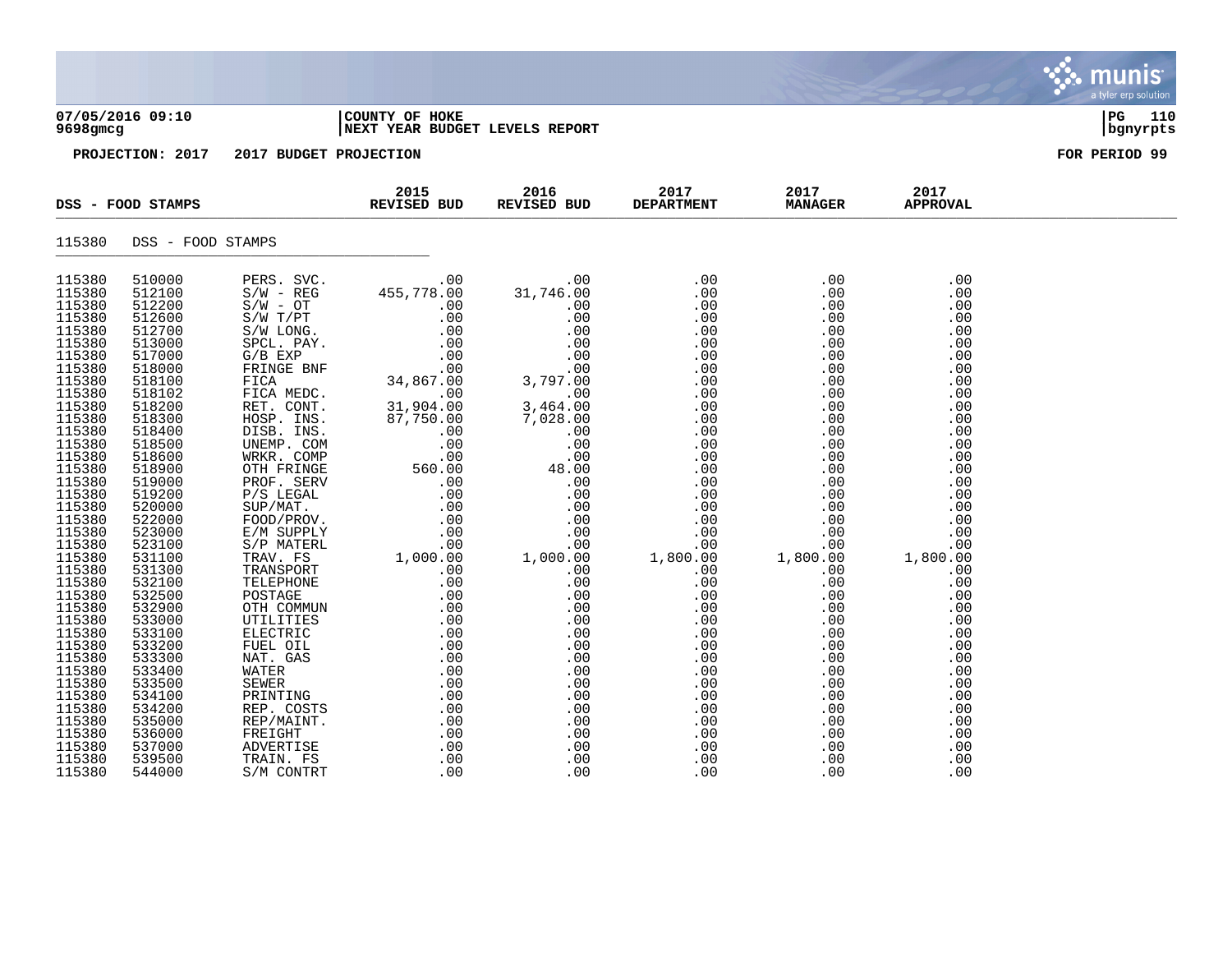**07/05/2016 09:10**
**9698gmcg**

**COUNTY OF HOKE**
**NEXT YEAR BUDGET LEVELS REPORT**

**PROJECTION: 2017 2017 BUDGET PROJECTION** — **FOR PERIOD 99**

| DSS - FOOD STAMPS | | | 2015 REVISED BUD | 2016 REVISED BUD | 2017 DEPARTMENT | 2017 MANAGER | 2017 APPROVAL |
|---|---|---|---|---|---|---|---|
| 115380 | DSS - FOOD STAMPS | | | | | | |
| 115380 | 510000 | PERS. SVC. | .00 | .00 | .00 | .00 | .00 |
| 115380 | 512100 | S/W - REG | 455,778.00 | 31,746.00 | .00 | .00 | .00 |
| 115380 | 512200 | S/W - OT | .00 | .00 | .00 | .00 | .00 |
| 115380 | 512600 | S/W T/PT | .00 | .00 | .00 | .00 | .00 |
| 115380 | 512700 | S/W LONG. | .00 | .00 | .00 | .00 | .00 |
| 115380 | 513000 | SPCL. PAY. | .00 | .00 | .00 | .00 | .00 |
| 115380 | 517000 | G/B EXP | .00 | .00 | .00 | .00 | .00 |
| 115380 | 518000 | FRINGE BNF | .00 | .00 | .00 | .00 | .00 |
| 115380 | 518100 | FICA | 34,867.00 | 3,797.00 | .00 | .00 | .00 |
| 115380 | 518102 | FICA MEDC. | .00 | .00 | .00 | .00 | .00 |
| 115380 | 518200 | RET. CONT. | 31,904.00 | 3,464.00 | .00 | .00 | .00 |
| 115380 | 518300 | HOSP. INS. | 87,750.00 | 7,028.00 | .00 | .00 | .00 |
| 115380 | 518400 | DISB. INS. | .00 | .00 | .00 | .00 | .00 |
| 115380 | 518500 | UNEMP. COM | .00 | .00 | .00 | .00 | .00 |
| 115380 | 518600 | WRKR. COMP | .00 | .00 | .00 | .00 | .00 |
| 115380 | 518900 | OTH FRINGE | 560.00 | 48.00 | .00 | .00 | .00 |
| 115380 | 519000 | PROF. SERV | .00 | .00 | .00 | .00 | .00 |
| 115380 | 519200 | P/S LEGAL | .00 | .00 | .00 | .00 | .00 |
| 115380 | 520000 | SUP/MAT. | .00 | .00 | .00 | .00 | .00 |
| 115380 | 522000 | FOOD/PROV. | .00 | .00 | .00 | .00 | .00 |
| 115380 | 523000 | E/M SUPPLY | .00 | .00 | .00 | .00 | .00 |
| 115380 | 523100 | S/P MATERL | .00 | .00 | .00 | .00 | .00 |
| 115380 | 531100 | TRAV. FS | 1,000.00 | 1,000.00 | 1,800.00 | 1,800.00 | 1,800.00 |
| 115380 | 531300 | TRANSPORT | .00 | .00 | .00 | .00 | .00 |
| 115380 | 532100 | TELEPHONE | .00 | .00 | .00 | .00 | .00 |
| 115380 | 532500 | POSTAGE | .00 | .00 | .00 | .00 | .00 |
| 115380 | 532900 | OTH COMMUN | .00 | .00 | .00 | .00 | .00 |
| 115380 | 533000 | UTILITIES | .00 | .00 | .00 | .00 | .00 |
| 115380 | 533100 | ELECTRIC | .00 | .00 | .00 | .00 | .00 |
| 115380 | 533200 | FUEL OIL | .00 | .00 | .00 | .00 | .00 |
| 115380 | 533300 | NAT. GAS | .00 | .00 | .00 | .00 | .00 |
| 115380 | 533400 | WATER | .00 | .00 | .00 | .00 | .00 |
| 115380 | 533500 | SEWER | .00 | .00 | .00 | .00 | .00 |
| 115380 | 534100 | PRINTING | .00 | .00 | .00 | .00 | .00 |
| 115380 | 534200 | REP. COSTS | .00 | .00 | .00 | .00 | .00 |
| 115380 | 535000 | REP/MAINT. | .00 | .00 | .00 | .00 | .00 |
| 115380 | 536000 | FREIGHT | .00 | .00 | .00 | .00 | .00 |
| 115380 | 537000 | ADVERTISE | .00 | .00 | .00 | .00 | .00 |
| 115380 | 539500 | TRAIN. FS | .00 | .00 | .00 | .00 | .00 |
| 115380 | 544000 | S/M CONTRT | .00 | .00 | .00 | .00 | .00 |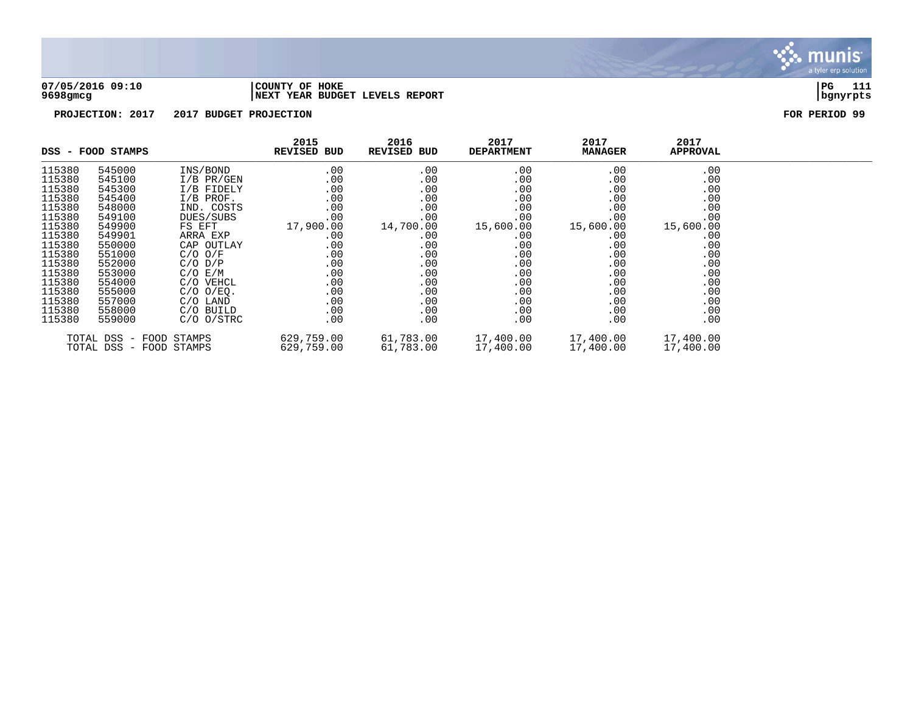**07/05/2016 09:10** | **COUNTY OF HOKE** | **PG 111**
**9698gmcg** | **NEXT YEAR BUDGET LEVELS REPORT** | **bgnyrpts**

**PROJECTION: 2017 2017 BUDGET PROJECTION** **FOR PERIOD 99**

| DSS - FOOD STAMPS | | | 2015 REVISED BUD | 2016 REVISED BUD | 2017 DEPARTMENT | 2017 MANAGER | 2017 APPROVAL |
|---|---|---|---|---|---|---|---|
| 115380 | 545000 | INS/BOND | .00 | .00 | .00 | .00 | .00 |
| 115380 | 545100 | I/B PR/GEN | .00 | .00 | .00 | .00 | .00 |
| 115380 | 545300 | I/B FIDELY | .00 | .00 | .00 | .00 | .00 |
| 115380 | 545400 | I/B PROF. | .00 | .00 | .00 | .00 | .00 |
| 115380 | 548000 | IND. COSTS | .00 | .00 | .00 | .00 | .00 |
| 115380 | 549100 | DUES/SUBS | .00 | .00 | .00 | .00 | .00 |
| 115380 | 549900 | FS EFT | 17,900.00 | 14,700.00 | 15,600.00 | 15,600.00 | 15,600.00 |
| 115380 | 549901 | ARRA EXP | .00 | .00 | .00 | .00 | .00 |
| 115380 | 550000 | CAP OUTLAY | .00 | .00 | .00 | .00 | .00 |
| 115380 | 551000 | C/O O/F | .00 | .00 | .00 | .00 | .00 |
| 115380 | 552000 | C/O D/P | .00 | .00 | .00 | .00 | .00 |
| 115380 | 553000 | C/O E/M | .00 | .00 | .00 | .00 | .00 |
| 115380 | 554000 | C/O VEHCL | .00 | .00 | .00 | .00 | .00 |
| 115380 | 555000 | C/O O/EQ. | .00 | .00 | .00 | .00 | .00 |
| 115380 | 557000 | C/O LAND | .00 | .00 | .00 | .00 | .00 |
| 115380 | 558000 | C/O BUILD | .00 | .00 | .00 | .00 | .00 |
| 115380 | 559000 | C/O O/STRC | .00 | .00 | .00 | .00 | .00 |
| TOTAL DSS - FOOD STAMPS | | | 629,759.00 | 61,783.00 | 17,400.00 | 17,400.00 | 17,400.00 |
| TOTAL DSS - FOOD STAMPS | | | 629,759.00 | 61,783.00 | 17,400.00 | 17,400.00 | 17,400.00 |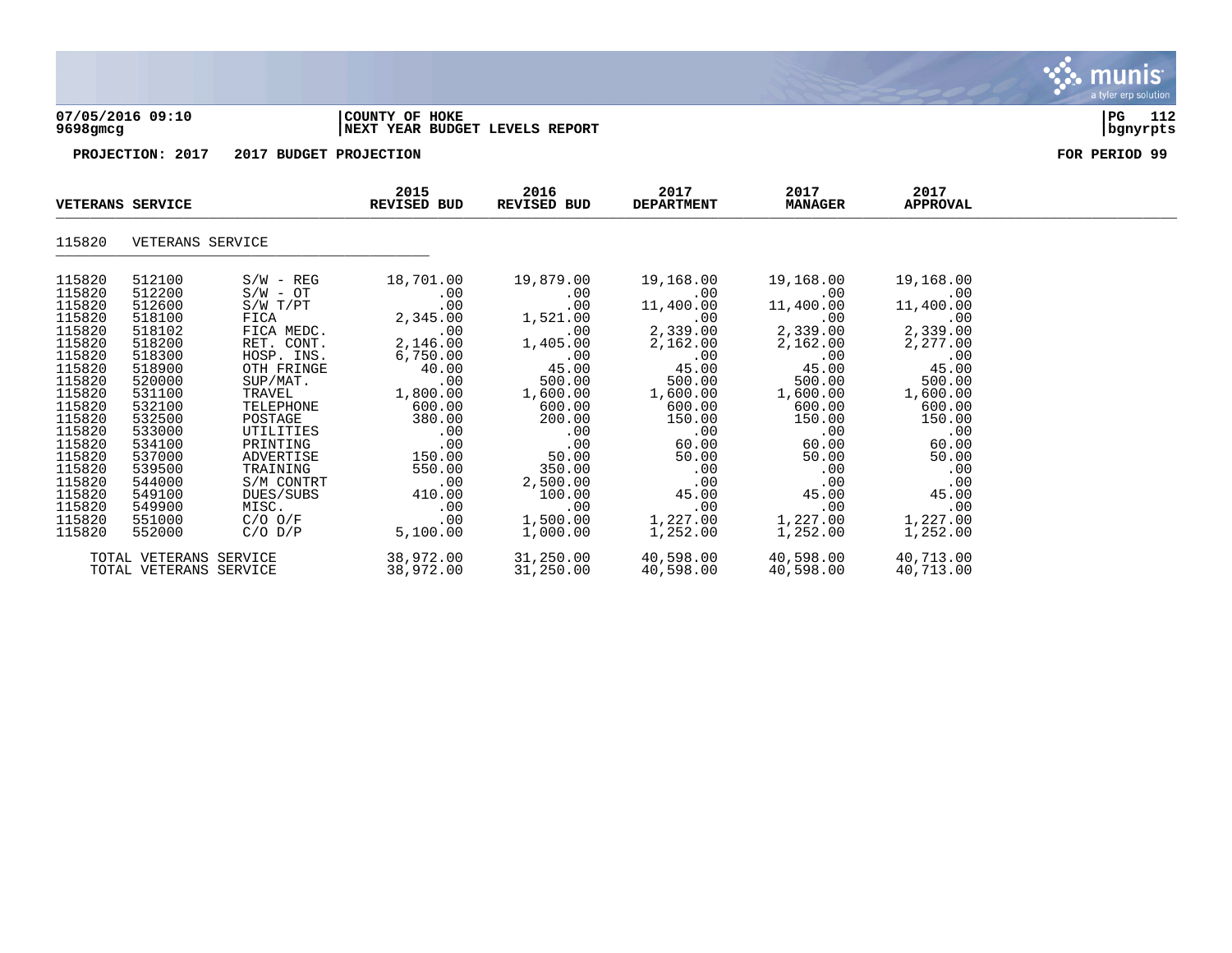**COUNTY OF HOKE**
**NEXT YEAR BUDGET LEVELS REPORT**

07/05/2016 09:10
9698gmcg

**PROJECTION: 2017 2017 BUDGET PROJECTION** — FOR PERIOD 99

| VETERANS SERVICE | | | 2015 REVISED BUD | 2016 REVISED BUD | 2017 DEPARTMENT | 2017 MANAGER | 2017 APPROVAL |
|---|---|---|---|---|---|---|---|
| 115820 | VETERANS SERVICE | | | | | | |
| 115820 | 512100 | S/W - REG | 18,701.00 | 19,879.00 | 19,168.00 | 19,168.00 | 19,168.00 |
| 115820 | 512200 | S/W - OT | .00 | .00 | .00 | .00 | .00 |
| 115820 | 512600 | S/W T/PT | .00 | .00 | 11,400.00 | 11,400.00 | 11,400.00 |
| 115820 | 518100 | FICA | 2,345.00 | 1,521.00 | .00 | .00 | .00 |
| 115820 | 518102 | FICA MEDC. | .00 | .00 | 2,339.00 | 2,339.00 | 2,339.00 |
| 115820 | 518200 | RET. CONT. | 2,146.00 | 1,405.00 | 2,162.00 | 2,162.00 | 2,277.00 |
| 115820 | 518300 | HOSP. INS. | 6,750.00 | .00 | .00 | .00 | .00 |
| 115820 | 518900 | OTH FRINGE | 40.00 | 45.00 | 45.00 | 45.00 | 45.00 |
| 115820 | 520000 | SUP/MAT. | .00 | 500.00 | 500.00 | 500.00 | 500.00 |
| 115820 | 531100 | TRAVEL | 1,800.00 | 1,600.00 | 1,600.00 | 1,600.00 | 1,600.00 |
| 115820 | 532100 | TELEPHONE | 600.00 | 600.00 | 600.00 | 600.00 | 600.00 |
| 115820 | 532500 | POSTAGE | 380.00 | 200.00 | 150.00 | 150.00 | 150.00 |
| 115820 | 533000 | UTILITIES | .00 | .00 | .00 | .00 | .00 |
| 115820 | 534100 | PRINTING | .00 | .00 | 60.00 | 60.00 | 60.00 |
| 115820 | 537000 | ADVERTISE | 150.00 | 50.00 | 50.00 | 50.00 | 50.00 |
| 115820 | 539500 | TRAINING | 550.00 | 350.00 | .00 | .00 | .00 |
| 115820 | 544000 | S/M CONTRT | .00 | 2,500.00 | .00 | .00 | .00 |
| 115820 | 549100 | DUES/SUBS | 410.00 | 100.00 | 45.00 | 45.00 | 45.00 |
| 115820 | 549900 | MISC. | .00 | .00 | .00 | .00 | .00 |
| 115820 | 551000 | C/O O/F | .00 | 1,500.00 | 1,227.00 | 1,227.00 | 1,227.00 |
| 115820 | 552000 | C/O D/P | 5,100.00 | 1,000.00 | 1,252.00 | 1,252.00 | 1,252.00 |
| TOTAL VETERANS SERVICE | | | 38,972.00 | 31,250.00 | 40,598.00 | 40,598.00 | 40,713.00 |
| TOTAL VETERANS SERVICE | | | 38,972.00 | 31,250.00 | 40,598.00 | 40,598.00 | 40,713.00 |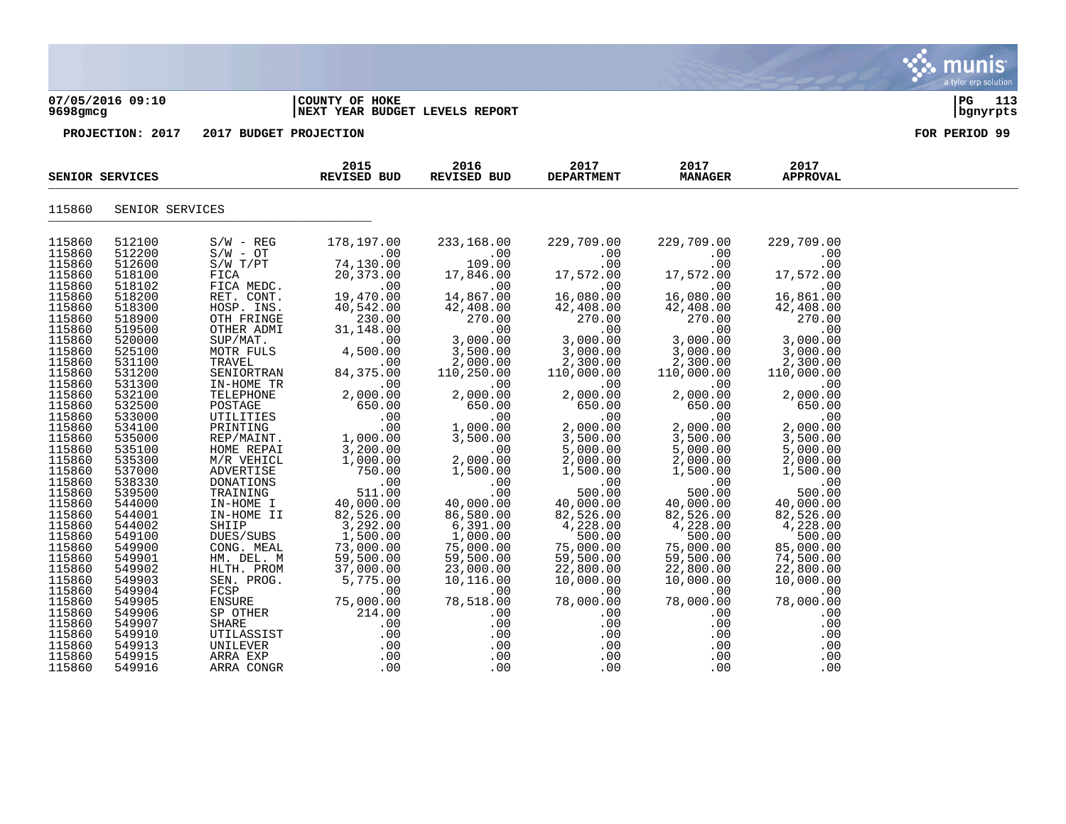07/05/2016 09:10 | COUNTY OF HOKE
9698gmcg | NEXT YEAR BUDGET LEVELS REPORT

PROJECTION: 2017 2017 BUDGET PROJECTION FOR PERIOD 99

| SENIOR SERVICES | | | 2015 REVISED BUD | 2016 REVISED BUD | 2017 DEPARTMENT | 2017 MANAGER | 2017 APPROVAL |
|---|---|---|---|---|---|---|---|
| 115860 | SENIOR SERVICES | | | | | | |
| 115860 | 512100 | S/W - REG | 178,197.00 | 233,168.00 | 229,709.00 | 229,709.00 | 229,709.00 |
| 115860 | 512200 | S/W - OT | .00 | .00 | .00 | .00 | .00 |
| 115860 | 512600 | S/W T/PT | 74,130.00 | 109.00 | .00 | .00 | .00 |
| 115860 | 518100 | FICA | 20,373.00 | 17,846.00 | 17,572.00 | 17,572.00 | 17,572.00 |
| 115860 | 518102 | FICA MEDC. | .00 | .00 | .00 | .00 | .00 |
| 115860 | 518200 | RET. CONT. | 19,470.00 | 14,867.00 | 16,080.00 | 16,080.00 | 16,861.00 |
| 115860 | 518300 | HOSP. INS. | 40,542.00 | 42,408.00 | 42,408.00 | 42,408.00 | 42,408.00 |
| 115860 | 518900 | OTH FRINGE | 230.00 | 270.00 | 270.00 | 270.00 | 270.00 |
| 115860 | 519500 | OTHER ADMI | 31,148.00 | .00 | .00 | .00 | .00 |
| 115860 | 520000 | SUP/MAT. | .00 | 3,000.00 | 3,000.00 | 3,000.00 | 3,000.00 |
| 115860 | 525100 | MOTR FULS | 4,500.00 | 3,500.00 | 3,000.00 | 3,000.00 | 3,000.00 |
| 115860 | 531100 | TRAVEL | .00 | 2,000.00 | 2,300.00 | 2,300.00 | 2,300.00 |
| 115860 | 531200 | SENIORTRAN | 84,375.00 | 110,250.00 | 110,000.00 | 110,000.00 | 110,000.00 |
| 115860 | 531300 | IN-HOME TR | .00 | .00 | .00 | .00 | .00 |
| 115860 | 532100 | TELEPHONE | 2,000.00 | 2,000.00 | 2,000.00 | 2,000.00 | 2,000.00 |
| 115860 | 532500 | POSTAGE | 650.00 | 650.00 | 650.00 | 650.00 | 650.00 |
| 115860 | 533000 | UTILITIES | .00 | .00 | .00 | .00 | .00 |
| 115860 | 534100 | PRINTING | .00 | 1,000.00 | 2,000.00 | 2,000.00 | 2,000.00 |
| 115860 | 535000 | REP/MAINT. | 1,000.00 | 3,500.00 | 3,500.00 | 3,500.00 | 3,500.00 |
| 115860 | 535100 | HOME REPAI | 3,200.00 | .00 | 5,000.00 | 5,000.00 | 5,000.00 |
| 115860 | 535300 | M/R VEHICL | 1,000.00 | 2,000.00 | 2,000.00 | 2,000.00 | 2,000.00 |
| 115860 | 537000 | ADVERTISE | 750.00 | 1,500.00 | 1,500.00 | 1,500.00 | 1,500.00 |
| 115860 | 538330 | DONATIONS | .00 | .00 | .00 | .00 | .00 |
| 115860 | 539500 | TRAINING | 511.00 | .00 | 500.00 | 500.00 | 500.00 |
| 115860 | 544000 | IN-HOME I | 40,000.00 | 40,000.00 | 40,000.00 | 40,000.00 | 40,000.00 |
| 115860 | 544001 | IN-HOME II | 82,526.00 | 86,580.00 | 82,526.00 | 82,526.00 | 82,526.00 |
| 115860 | 544002 | SHIIP | 3,292.00 | 6,391.00 | 4,228.00 | 4,228.00 | 4,228.00 |
| 115860 | 549100 | DUES/SUBS | 1,500.00 | 1,000.00 | 500.00 | 500.00 | 500.00 |
| 115860 | 549900 | CONG. MEAL | 73,000.00 | 75,000.00 | 75,000.00 | 75,000.00 | 85,000.00 |
| 115860 | 549901 | HM. DEL. M | 59,500.00 | 59,500.00 | 59,500.00 | 59,500.00 | 74,500.00 |
| 115860 | 549902 | HLTH. PROM | 37,000.00 | 23,000.00 | 22,800.00 | 22,800.00 | 22,800.00 |
| 115860 | 549903 | SEN. PROG. | 5,775.00 | 10,116.00 | 10,000.00 | 10,000.00 | 10,000.00 |
| 115860 | 549904 | FCSP | .00 | .00 | .00 | .00 | .00 |
| 115860 | 549905 | ENSURE | 75,000.00 | 78,518.00 | 78,000.00 | 78,000.00 | 78,000.00 |
| 115860 | 549906 | SP OTHER | 214.00 | .00 | .00 | .00 | .00 |
| 115860 | 549907 | SHARE | .00 | .00 | .00 | .00 | .00 |
| 115860 | 549910 | UTILASSIST | .00 | .00 | .00 | .00 | .00 |
| 115860 | 549913 | UNILEVER | .00 | .00 | .00 | .00 | .00 |
| 115860 | 549915 | ARRA EXP | .00 | .00 | .00 | .00 | .00 |
| 115860 | 549916 | ARRA CONGR | .00 | .00 | .00 | .00 | .00 |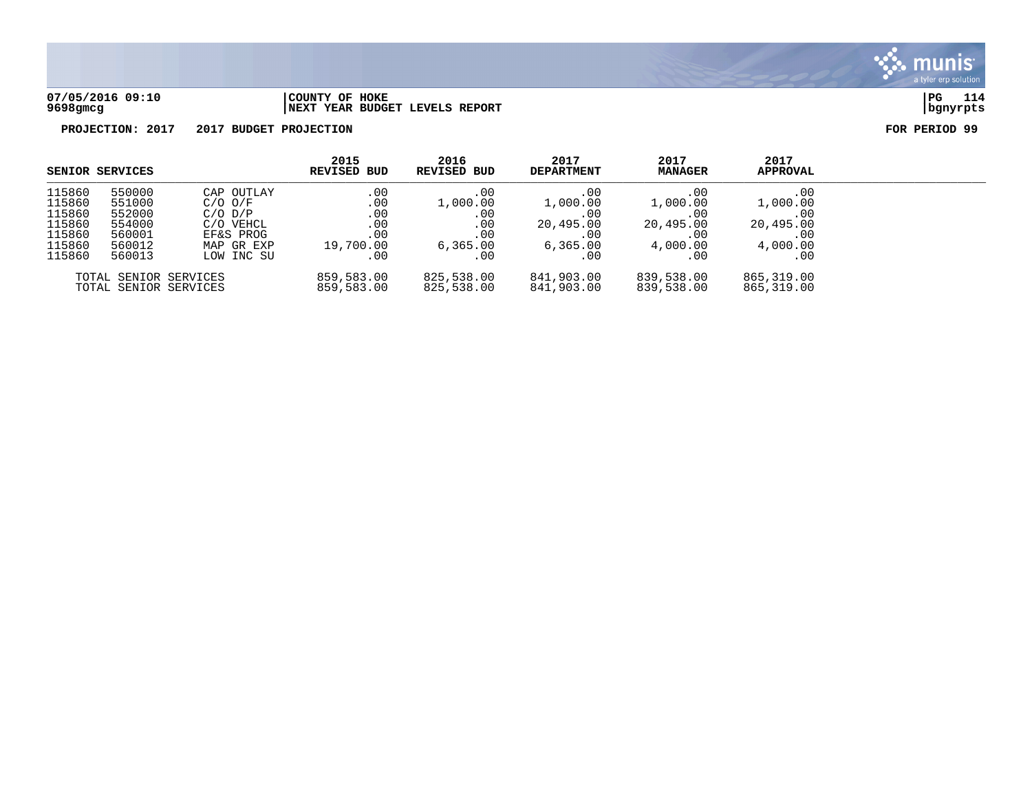**07/05/2016 09:10** | **COUNTY OF HOKE** | **PG 114**
**9698gmcg** | **NEXT YEAR BUDGET LEVELS REPORT** | **bgnyrpts**

**PROJECTION: 2017 2017 BUDGET PROJECTION** **FOR PERIOD 99**

| SENIOR SERVICES | | | 2015 REVISED BUD | 2016 REVISED BUD | 2017 DEPARTMENT | 2017 MANAGER | 2017 APPROVAL |
|---|---|---|---|---|---|---|---|
| 115860 | 550000 | CAP OUTLAY | .00 | .00 | .00 | .00 | .00 |
| 115860 | 551000 | C/O O/F | .00 | 1,000.00 | 1,000.00 | 1,000.00 | 1,000.00 |
| 115860 | 552000 | C/O D/P | .00 | .00 | .00 | .00 | .00 |
| 115860 | 554000 | C/O VEHCL | .00 | .00 | 20,495.00 | 20,495.00 | 20,495.00 |
| 115860 | 560001 | EF&S PROG | .00 | .00 | .00 | .00 | .00 |
| 115860 | 560012 | MAP GR EXP | 19,700.00 | 6,365.00 | 6,365.00 | 4,000.00 | 4,000.00 |
| 115860 | 560013 | LOW INC SU | .00 | .00 | .00 | .00 | .00 |
| TOTAL SENIOR SERVICES | | | 859,583.00 | 825,538.00 | 841,903.00 | 839,538.00 | 865,319.00 |
| TOTAL SENIOR SERVICES | | | 859,583.00 | 825,538.00 | 841,903.00 | 839,538.00 | 865,319.00 |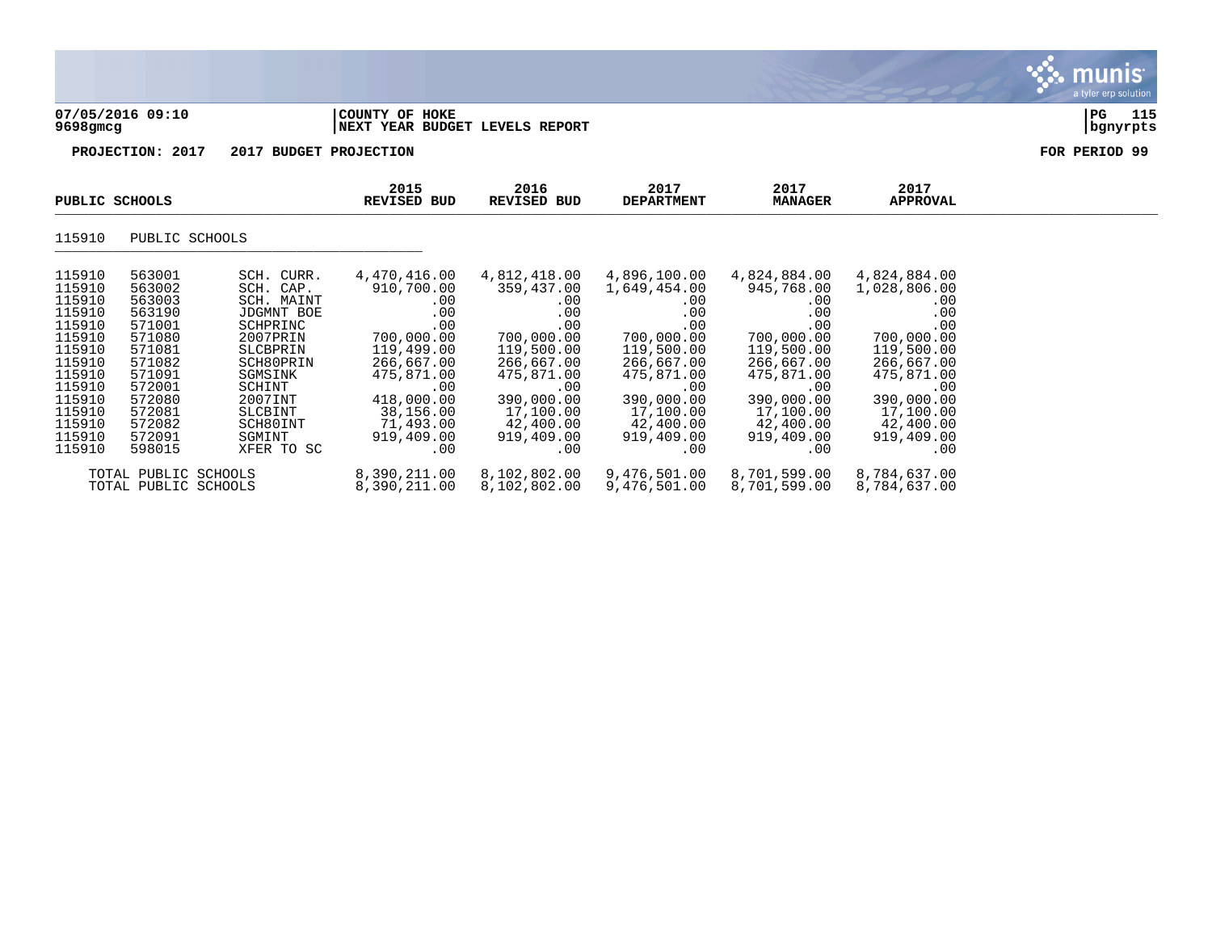**COUNTY OF HOKE**
**NEXT YEAR BUDGET LEVELS REPORT**

07/05/2016 09:10
9698gmcg

**PROJECTION: 2017 2017 BUDGET PROJECTION** **FOR PERIOD 99**

| PUBLIC SCHOOLS | | | 2015 REVISED BUD | 2016 REVISED BUD | 2017 DEPARTMENT | 2017 MANAGER | 2017 APPROVAL |
|---|---|---|---|---|---|---|---|
| **115910 PUBLIC SCHOOLS** | | | | | | | |
| 115910 | 563001 | SCH. CURR. | 4,470,416.00 | 4,812,418.00 | 4,896,100.00 | 4,824,884.00 | 4,824,884.00 |
| 115910 | 563002 | SCH. CAP. | 910,700.00 | 359,437.00 | 1,649,454.00 | 945,768.00 | 1,028,806.00 |
| 115910 | 563003 | SCH. MAINT | .00 | .00 | .00 | .00 | .00 |
| 115910 | 563190 | JDGMNT BOE | .00 | .00 | .00 | .00 | .00 |
| 115910 | 571001 | SCHPRINC | .00 | .00 | .00 | .00 | .00 |
| 115910 | 571080 | 2007PRIN | 700,000.00 | 700,000.00 | 700,000.00 | 700,000.00 | 700,000.00 |
| 115910 | 571081 | SLCBPRIN | 119,499.00 | 119,500.00 | 119,500.00 | 119,500.00 | 119,500.00 |
| 115910 | 571082 | SCH80PRIN | 266,667.00 | 266,667.00 | 266,667.00 | 266,667.00 | 266,667.00 |
| 115910 | 571091 | SGMSINK | 475,871.00 | 475,871.00 | 475,871.00 | 475,871.00 | 475,871.00 |
| 115910 | 572001 | SCHINT | .00 | .00 | .00 | .00 | .00 |
| 115910 | 572080 | 2007INT | 418,000.00 | 390,000.00 | 390,000.00 | 390,000.00 | 390,000.00 |
| 115910 | 572081 | SLCBINT | 38,156.00 | 17,100.00 | 17,100.00 | 17,100.00 | 17,100.00 |
| 115910 | 572082 | SCH80INT | 71,493.00 | 42,400.00 | 42,400.00 | 42,400.00 | 42,400.00 |
| 115910 | 572091 | SGMINT | 919,409.00 | 919,409.00 | 919,409.00 | 919,409.00 | 919,409.00 |
| 115910 | 598015 | XFER TO SC | .00 | .00 | .00 | .00 | .00 |
| TOTAL PUBLIC SCHOOLS | | | 8,390,211.00 | 8,102,802.00 | 9,476,501.00 | 8,701,599.00 | 8,784,637.00 |
| TOTAL PUBLIC SCHOOLS | | | 8,390,211.00 | 8,102,802.00 | 9,476,501.00 | 8,701,599.00 | 8,784,637.00 |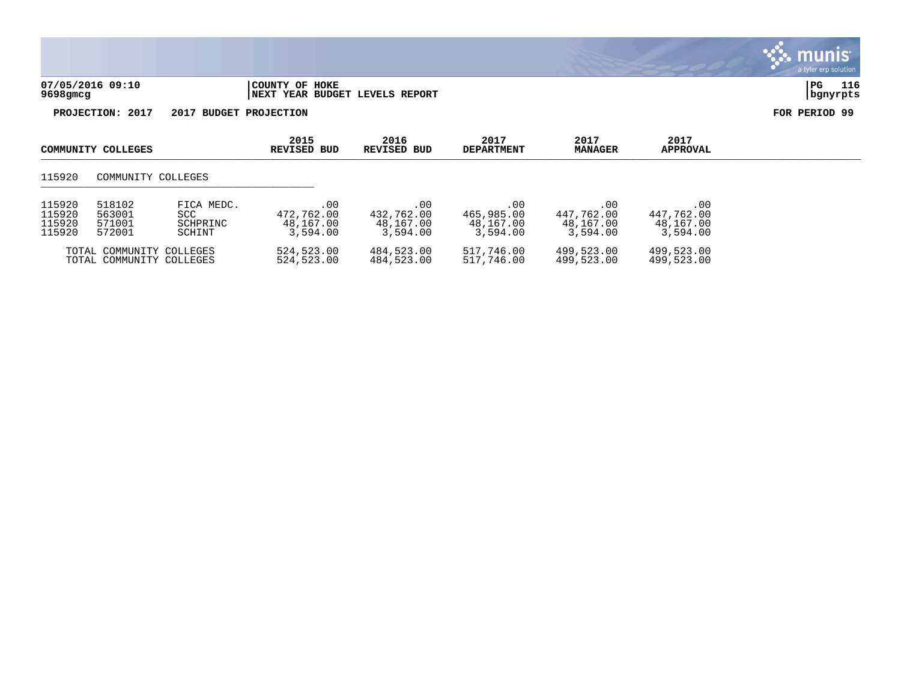**COUNTY OF HOKE**
**NEXT YEAR BUDGET LEVELS REPORT**

07/05/2016 09:10
9698gmcg

bgnyrpts

**PROJECTION: 2017 2017 BUDGET PROJECTION** **FOR PERIOD 99**

| COMMUNITY COLLEGES | | | 2015 REVISED BUD | 2016 REVISED BUD | 2017 DEPARTMENT | 2017 MANAGER | 2017 APPROVAL |
|---|---|---|---|---|---|---|---|
| 115920 | COMMUNITY COLLEGES | | | | | | |
| 115920 | 518102 | FICA MEDC. | .00 | .00 | .00 | .00 | .00 |
| 115920 | 563001 | SCC | 472,762.00 | 432,762.00 | 465,985.00 | 447,762.00 | 447,762.00 |
| 115920 | 571001 | SCHPRINC | 48,167.00 | 48,167.00 | 48,167.00 | 48,167.00 | 48,167.00 |
| 115920 | 572001 | SCHINT | 3,594.00 | 3,594.00 | 3,594.00 | 3,594.00 | 3,594.00 |
| TOTAL COMMUNITY COLLEGES | | | 524,523.00 | 484,523.00 | 517,746.00 | 499,523.00 | 499,523.00 |
| TOTAL COMMUNITY COLLEGES | | | 524,523.00 | 484,523.00 | 517,746.00 | 499,523.00 | 499,523.00 |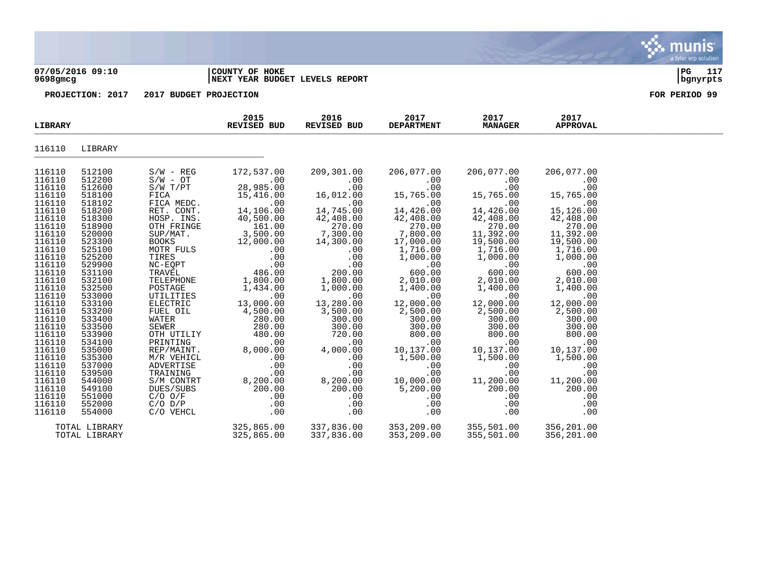**07/05/2016 09:10** | **COUNTY OF HOKE** | **PG 117**
**9698gmcg** | **NEXT YEAR BUDGET LEVELS REPORT** | **bgnyrpts**

**PROJECTION: 2017 2017 BUDGET PROJECTION** — **FOR PERIOD 99**

| LIBRARY | | | 2015 REVISED BUD | 2016 REVISED BUD | 2017 DEPARTMENT | 2017 MANAGER | 2017 APPROVAL |
|---|---|---|---|---|---|---|---|
| 116110 | LIBRARY | | | | | | |
| 116110 | 512100 | S/W - REG | 172,537.00 | 209,301.00 | 206,077.00 | 206,077.00 | 206,077.00 |
| 116110 | 512200 | S/W - OT | .00 | .00 | .00 | .00 | .00 |
| 116110 | 512600 | S/W T/PT | 28,985.00 | .00 | .00 | .00 | .00 |
| 116110 | 518100 | FICA | 15,416.00 | 16,012.00 | 15,765.00 | 15,765.00 | 15,765.00 |
| 116110 | 518102 | FICA MEDC. | .00 | .00 | .00 | .00 | .00 |
| 116110 | 518200 | RET. CONT. | 14,106.00 | 14,745.00 | 14,426.00 | 14,426.00 | 15,126.00 |
| 116110 | 518300 | HOSP. INS. | 40,500.00 | 42,408.00 | 42,408.00 | 42,408.00 | 42,408.00 |
| 116110 | 518900 | OTH FRINGE | 161.00 | 270.00 | 270.00 | 270.00 | 270.00 |
| 116110 | 520000 | SUP/MAT. | 3,500.00 | 7,300.00 | 7,800.00 | 11,392.00 | 11,392.00 |
| 116110 | 523300 | BOOKS | 12,000.00 | 14,300.00 | 17,000.00 | 19,500.00 | 19,500.00 |
| 116110 | 525100 | MOTR FULS | .00 | .00 | 1,716.00 | 1,716.00 | 1,716.00 |
| 116110 | 525200 | TIRES | .00 | .00 | 1,000.00 | 1,000.00 | 1,000.00 |
| 116110 | 529900 | NC-EQPT | .00 | .00 | .00 | .00 | .00 |
| 116110 | 531100 | TRAVEL | 486.00 | 200.00 | 600.00 | 600.00 | 600.00 |
| 116110 | 532100 | TELEPHONE | 1,800.00 | 1,800.00 | 2,010.00 | 2,010.00 | 2,010.00 |
| 116110 | 532500 | POSTAGE | 1,434.00 | 1,000.00 | 1,400.00 | 1,400.00 | 1,400.00 |
| 116110 | 533000 | UTILITIES | .00 | .00 | .00 | .00 | .00 |
| 116110 | 533100 | ELECTRIC | 13,000.00 | 13,280.00 | 12,000.00 | 12,000.00 | 12,000.00 |
| 116110 | 533200 | FUEL OIL | 4,500.00 | 3,500.00 | 2,500.00 | 2,500.00 | 2,500.00 |
| 116110 | 533400 | WATER | 280.00 | 300.00 | 300.00 | 300.00 | 300.00 |
| 116110 | 533500 | SEWER | 280.00 | 300.00 | 300.00 | 300.00 | 300.00 |
| 116110 | 533900 | OTH UTILIY | 480.00 | 720.00 | 800.00 | 800.00 | 800.00 |
| 116110 | 534100 | PRINTING | .00 | .00 | .00 | .00 | .00 |
| 116110 | 535000 | REP/MAINT. | 8,000.00 | 4,000.00 | 10,137.00 | 10,137.00 | 10,137.00 |
| 116110 | 535300 | M/R VEHICL | .00 | .00 | 1,500.00 | 1,500.00 | 1,500.00 |
| 116110 | 537000 | ADVERTISE | .00 | .00 | .00 | .00 | .00 |
| 116110 | 539500 | TRAINING | .00 | .00 | .00 | .00 | .00 |
| 116110 | 544000 | S/M CONTRT | 8,200.00 | 8,200.00 | 10,000.00 | 11,200.00 | 11,200.00 |
| 116110 | 549100 | DUES/SUBS | 200.00 | 200.00 | 5,200.00 | 200.00 | 200.00 |
| 116110 | 551000 | C/O O/F | .00 | .00 | .00 | .00 | .00 |
| 116110 | 552000 | C/O D/P | .00 | .00 | .00 | .00 | .00 |
| 116110 | 554000 | C/O VEHCL | .00 | .00 | .00 | .00 | .00 |
| | TOTAL LIBRARY | | 325,865.00 | 337,836.00 | 353,209.00 | 355,501.00 | 356,201.00 |
| | TOTAL LIBRARY | | 325,865.00 | 337,836.00 | 353,209.00 | 355,501.00 | 356,201.00 |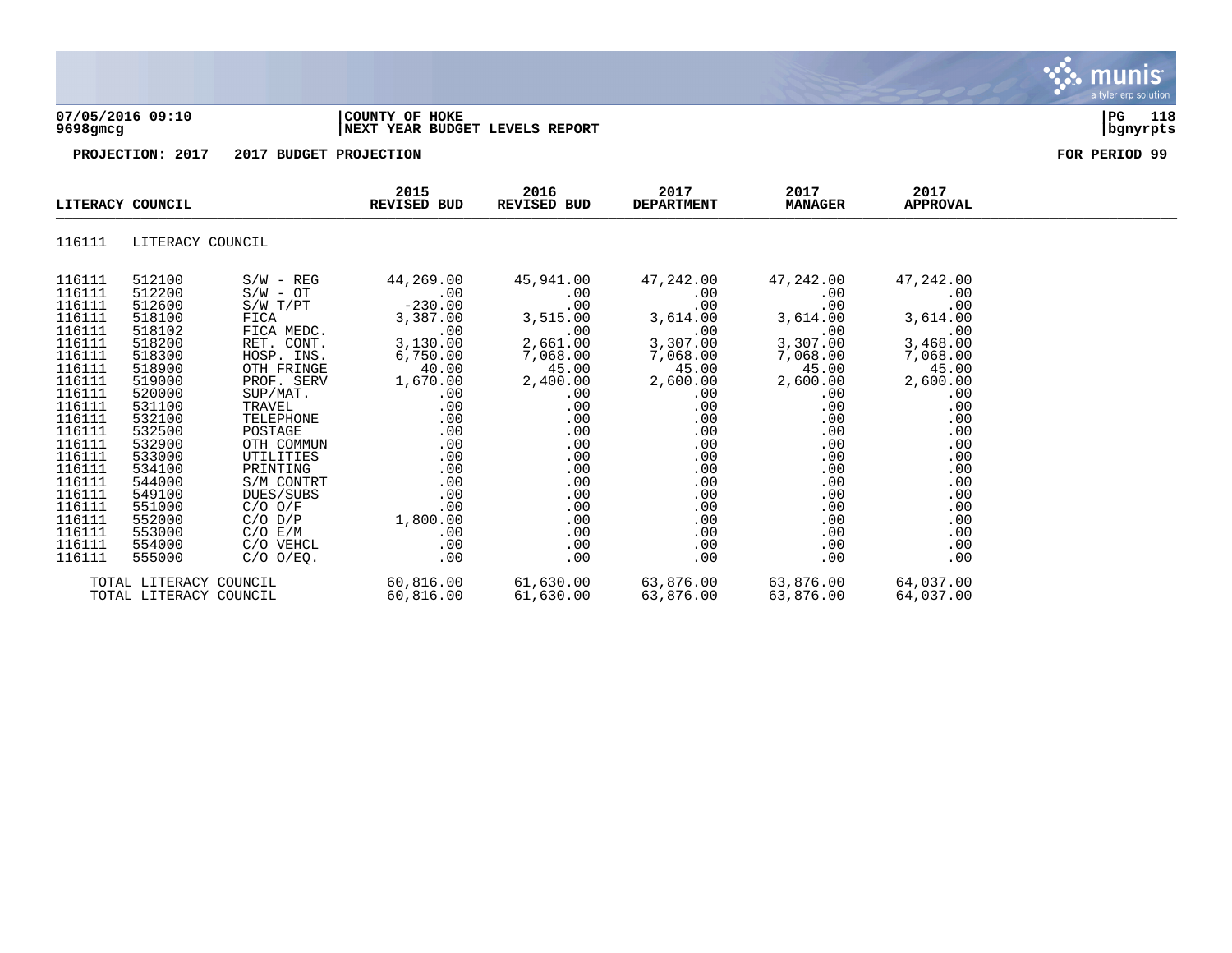**07/05/2016 09:10** | **COUNTY OF HOKE** | **PG 118**
**9698gmcg** | **NEXT YEAR BUDGET LEVELS REPORT** | **bgnyrpts**

**PROJECTION: 2017 2017 BUDGET PROJECTION** — **FOR PERIOD 99**

| LITERACY COUNCIL | | | 2015 REVISED BUD | 2016 REVISED BUD | 2017 DEPARTMENT | 2017 MANAGER | 2017 APPROVAL |
|---|---|---|---|---|---|---|---|
| 116111 | LITERACY COUNCIL | | | | | | |
| 116111 | 512100 | S/W - REG | 44,269.00 | 45,941.00 | 47,242.00 | 47,242.00 | 47,242.00 |
| 116111 | 512200 | S/W - OT | .00 | .00 | .00 | .00 | .00 |
| 116111 | 512600 | S/W T/PT | -230.00 | .00 | .00 | .00 | .00 |
| 116111 | 518100 | FICA | 3,387.00 | 3,515.00 | 3,614.00 | 3,614.00 | 3,614.00 |
| 116111 | 518102 | FICA MEDC. | .00 | .00 | .00 | .00 | .00 |
| 116111 | 518200 | RET. CONT. | 3,130.00 | 2,661.00 | 3,307.00 | 3,307.00 | 3,468.00 |
| 116111 | 518300 | HOSP. INS. | 6,750.00 | 7,068.00 | 7,068.00 | 7,068.00 | 7,068.00 |
| 116111 | 518900 | OTH FRINGE | 40.00 | 45.00 | 45.00 | 45.00 | 45.00 |
| 116111 | 519000 | PROF. SERV | 1,670.00 | 2,400.00 | 2,600.00 | 2,600.00 | 2,600.00 |
| 116111 | 520000 | SUP/MAT. | .00 | .00 | .00 | .00 | .00 |
| 116111 | 531100 | TRAVEL | .00 | .00 | .00 | .00 | .00 |
| 116111 | 532100 | TELEPHONE | .00 | .00 | .00 | .00 | .00 |
| 116111 | 532500 | POSTAGE | .00 | .00 | .00 | .00 | .00 |
| 116111 | 532900 | OTH COMMUN | .00 | .00 | .00 | .00 | .00 |
| 116111 | 533000 | UTILITIES | .00 | .00 | .00 | .00 | .00 |
| 116111 | 534100 | PRINTING | .00 | .00 | .00 | .00 | .00 |
| 116111 | 544000 | S/M CONTRT | .00 | .00 | .00 | .00 | .00 |
| 116111 | 549100 | DUES/SUBS | .00 | .00 | .00 | .00 | .00 |
| 116111 | 551000 | C/O O/F | .00 | .00 | .00 | .00 | .00 |
| 116111 | 552000 | C/O D/P | 1,800.00 | .00 | .00 | .00 | .00 |
| 116111 | 553000 | C/O E/M | .00 | .00 | .00 | .00 | .00 |
| 116111 | 554000 | C/O VEHCL | .00 | .00 | .00 | .00 | .00 |
| 116111 | 555000 | C/O O/EQ. | .00 | .00 | .00 | .00 | .00 |
| | TOTAL LITERACY COUNCIL | | 60,816.00 | 61,630.00 | 63,876.00 | 63,876.00 | 64,037.00 |
| | TOTAL LITERACY COUNCIL | | 60,816.00 | 61,630.00 | 63,876.00 | 63,876.00 | 64,037.00 |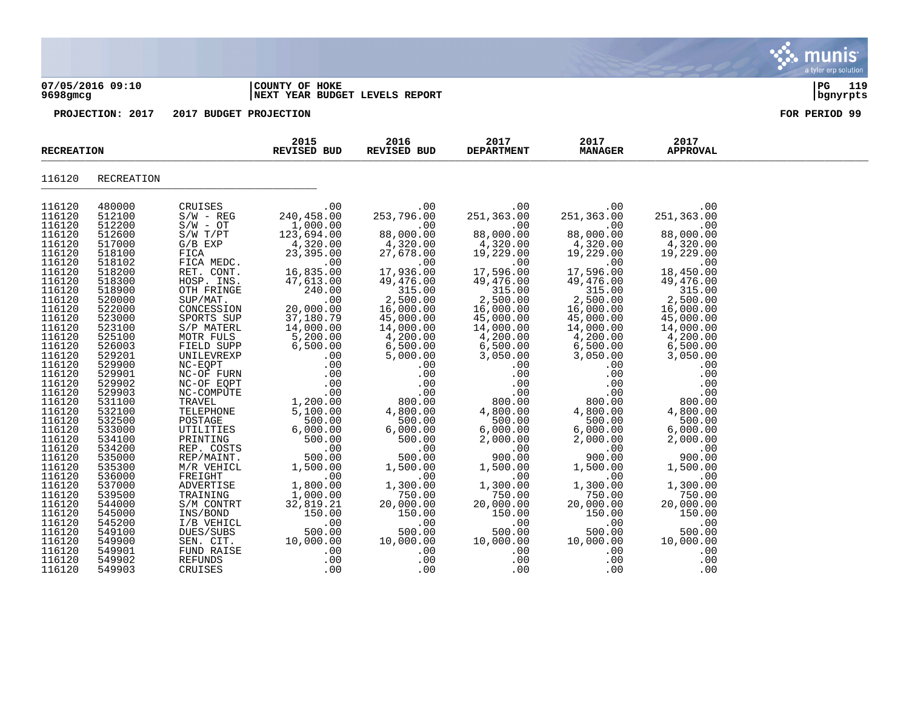07/05/2016 09:10 | COUNTY OF HOKE
9698gmcg | NEXT YEAR BUDGET LEVELS REPORT

PG 119
bgnyrpts

PROJECTION: 2017 2017 BUDGET PROJECTION | FOR PERIOD 99

| RECREATION | | | 2015 REVISED BUD | 2016 REVISED BUD | 2017 DEPARTMENT | 2017 MANAGER | 2017 APPROVAL |
|---|---|---|---|---|---|---|---|
| 116120 | RECREATION | | | | | | |
| 116120 | 480000 | CRUISES | .00 | .00 | .00 | .00 | .00 |
| 116120 | 512100 | S/W - REG | 240,458.00 | 253,796.00 | 251,363.00 | 251,363.00 | 251,363.00 |
| 116120 | 512200 | S/W - OT | 1,000.00 | .00 | .00 | .00 | .00 |
| 116120 | 512600 | S/W T/PT | 123,694.00 | 88,000.00 | 88,000.00 | 88,000.00 | 88,000.00 |
| 116120 | 517000 | G/B EXP | 4,320.00 | 4,320.00 | 4,320.00 | 4,320.00 | 4,320.00 |
| 116120 | 518100 | FICA | 23,395.00 | 27,678.00 | 19,229.00 | 19,229.00 | 19,229.00 |
| 116120 | 518102 | FICA MEDC. | .00 | .00 | .00 | .00 | .00 |
| 116120 | 518200 | RET. CONT. | 16,835.00 | 17,936.00 | 17,596.00 | 17,596.00 | 18,450.00 |
| 116120 | 518300 | HOSP. INS. | 47,613.00 | 49,476.00 | 49,476.00 | 49,476.00 | 49,476.00 |
| 116120 | 518900 | OTH FRINGE | 240.00 | 315.00 | 315.00 | 315.00 | 315.00 |
| 116120 | 520000 | SUP/MAT. | .00 | 2,500.00 | 2,500.00 | 2,500.00 | 2,500.00 |
| 116120 | 522000 | CONCESSION | 20,000.00 | 16,000.00 | 16,000.00 | 16,000.00 | 16,000.00 |
| 116120 | 523000 | SPORTS SUP | 37,180.79 | 45,000.00 | 45,000.00 | 45,000.00 | 45,000.00 |
| 116120 | 523100 | S/P MATERL | 14,000.00 | 14,000.00 | 14,000.00 | 14,000.00 | 14,000.00 |
| 116120 | 525100 | MOTR FULS | 5,200.00 | 4,200.00 | 4,200.00 | 4,200.00 | 4,200.00 |
| 116120 | 526003 | FIELD SUPP | 6,500.00 | 6,500.00 | 6,500.00 | 6,500.00 | 6,500.00 |
| 116120 | 529201 | UNILEVREXP | .00 | 5,000.00 | 3,050.00 | 3,050.00 | 3,050.00 |
| 116120 | 529900 | NC-EQPT | .00 | .00 | .00 | .00 | .00 |
| 116120 | 529901 | NC-OF FURN | .00 | .00 | .00 | .00 | .00 |
| 116120 | 529902 | NC-OF EQPT | .00 | .00 | .00 | .00 | .00 |
| 116120 | 529903 | NC-COMPUTE | .00 | .00 | .00 | .00 | .00 |
| 116120 | 531100 | TRAVEL | 1,200.00 | 800.00 | 800.00 | 800.00 | 800.00 |
| 116120 | 532100 | TELEPHONE | 5,100.00 | 4,800.00 | 4,800.00 | 4,800.00 | 4,800.00 |
| 116120 | 532500 | POSTAGE | 500.00 | 500.00 | 500.00 | 500.00 | 500.00 |
| 116120 | 533000 | UTILITIES | 6,000.00 | 6,000.00 | 6,000.00 | 6,000.00 | 6,000.00 |
| 116120 | 534100 | PRINTING | 500.00 | 500.00 | 2,000.00 | 2,000.00 | 2,000.00 |
| 116120 | 534200 | REP. COSTS | .00 | .00 | .00 | .00 | .00 |
| 116120 | 535000 | REP/MAINT. | 500.00 | 500.00 | 900.00 | 900.00 | 900.00 |
| 116120 | 535300 | M/R VEHICL | 1,500.00 | 1,500.00 | 1,500.00 | 1,500.00 | 1,500.00 |
| 116120 | 536000 | FREIGHT | .00 | .00 | .00 | .00 | .00 |
| 116120 | 537000 | ADVERTISE | 1,800.00 | 1,300.00 | 1,300.00 | 1,300.00 | 1,300.00 |
| 116120 | 539500 | TRAINING | 1,000.00 | 750.00 | 750.00 | 750.00 | 750.00 |
| 116120 | 544000 | S/M CONTRT | 32,819.21 | 20,000.00 | 20,000.00 | 20,000.00 | 20,000.00 |
| 116120 | 545000 | INS/BOND | 150.00 | 150.00 | 150.00 | 150.00 | 150.00 |
| 116120 | 545200 | I/B VEHICL | .00 | .00 | .00 | .00 | .00 |
| 116120 | 549100 | DUES/SUBS | 500.00 | 500.00 | 500.00 | 500.00 | 500.00 |
| 116120 | 549900 | SEN. CIT. | 10,000.00 | 10,000.00 | 10,000.00 | 10,000.00 | 10,000.00 |
| 116120 | 549901 | FUND RAISE | .00 | .00 | .00 | .00 | .00 |
| 116120 | 549902 | REFUNDS | .00 | .00 | .00 | .00 | .00 |
| 116120 | 549903 | CRUISES | .00 | .00 | .00 | .00 | .00 |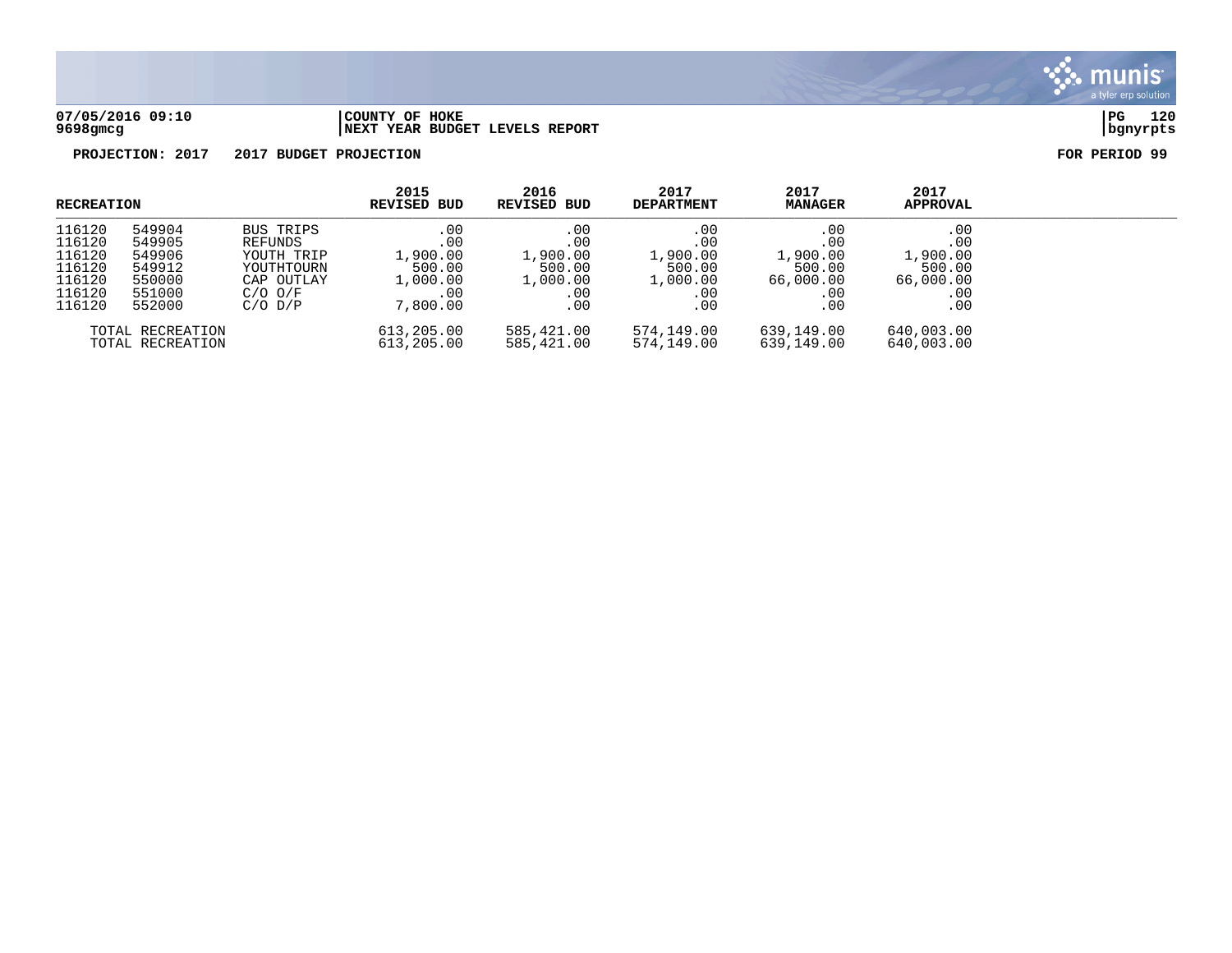**COUNTY OF HOKE**
**NEXT YEAR BUDGET LEVELS REPORT**

**PROJECTION: 2017 2017 BUDGET PROJECTION** **FOR PERIOD 99**

| RECREATION | | | 2015 REVISED BUD | 2016 REVISED BUD | 2017 DEPARTMENT | 2017 MANAGER | 2017 APPROVAL |
|---|---|---|---|---|---|---|---|
| 116120 | 549904 | BUS TRIPS | .00 | .00 | .00 | .00 | .00 |
| 116120 | 549905 | REFUNDS | .00 | .00 | .00 | .00 | .00 |
| 116120 | 549906 | YOUTH TRIP | 1,900.00 | 1,900.00 | 1,900.00 | 1,900.00 | 1,900.00 |
| 116120 | 549912 | YOUTHTOURN | 500.00 | 500.00 | 500.00 | 500.00 | 500.00 |
| 116120 | 550000 | CAP OUTLAY | 1,000.00 | 1,000.00 | 1,000.00 | 66,000.00 | 66,000.00 |
| 116120 | 551000 | C/O O/F | .00 | .00 | .00 | .00 | .00 |
| 116120 | 552000 | C/O D/P | 7,800.00 | .00 | .00 | .00 | .00 |
| TOTAL RECREATION | | | 613,205.00 | 585,421.00 | 574,149.00 | 639,149.00 | 640,003.00 |
| TOTAL RECREATION | | | 613,205.00 | 585,421.00 | 574,149.00 | 639,149.00 | 640,003.00 |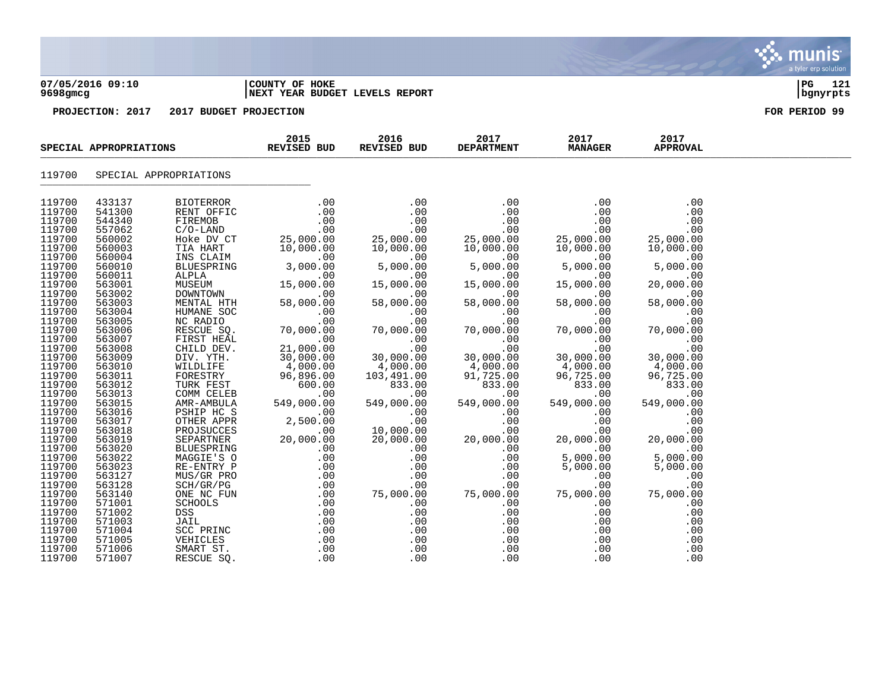**07/05/2016 09:10** | **COUNTY OF HOKE** | **PG 121**
**9698gmcg** | **NEXT YEAR BUDGET LEVELS REPORT** | **bgnyrpts**

**PROJECTION: 2017 2017 BUDGET PROJECTION** **FOR PERIOD 99**

| SPECIAL APPROPRIATIONS | | | 2015 REVISED BUD | 2016 REVISED BUD | 2017 DEPARTMENT | 2017 MANAGER | 2017 APPROVAL |
|---|---|---|---|---|---|---|---|
| 119700 | SPECIAL APPROPRIATIONS | | | | | | |
| 119700 | 433137 | BIOTERROR | .00 | .00 | .00 | .00 | .00 |
| 119700 | 541300 | RENT OFFIC | .00 | .00 | .00 | .00 | .00 |
| 119700 | 544340 | FIREMOB | .00 | .00 | .00 | .00 | .00 |
| 119700 | 557062 | C/O-LAND | .00 | .00 | .00 | .00 | .00 |
| 119700 | 560002 | Hoke DV CT | 25,000.00 | 25,000.00 | 25,000.00 | 25,000.00 | 25,000.00 |
| 119700 | 560003 | TIA HART | 10,000.00 | 10,000.00 | 10,000.00 | 10,000.00 | 10,000.00 |
| 119700 | 560004 | INS CLAIM | .00 | .00 | .00 | .00 | .00 |
| 119700 | 560010 | BLUESPRING | 3,000.00 | 5,000.00 | 5,000.00 | 5,000.00 | 5,000.00 |
| 119700 | 560011 | ALPLA | .00 | .00 | .00 | .00 | .00 |
| 119700 | 563001 | MUSEUM | 15,000.00 | 15,000.00 | 15,000.00 | 15,000.00 | 20,000.00 |
| 119700 | 563002 | DOWNTOWN | .00 | .00 | .00 | .00 | .00 |
| 119700 | 563003 | MENTAL HTH | 58,000.00 | 58,000.00 | 58,000.00 | 58,000.00 | 58,000.00 |
| 119700 | 563004 | HUMANE SOC | .00 | .00 | .00 | .00 | .00 |
| 119700 | 563005 | NC RADIO | .00 | .00 | .00 | .00 | .00 |
| 119700 | 563006 | RESCUE SQ. | 70,000.00 | 70,000.00 | 70,000.00 | 70,000.00 | 70,000.00 |
| 119700 | 563007 | FIRST HEAL | .00 | .00 | .00 | .00 | .00 |
| 119700 | 563008 | CHILD DEV. | 21,000.00 | .00 | .00 | .00 | .00 |
| 119700 | 563009 | DIV. YTH. | 30,000.00 | 30,000.00 | 30,000.00 | 30,000.00 | 30,000.00 |
| 119700 | 563010 | WILDLIFE | 4,000.00 | 4,000.00 | 4,000.00 | 4,000.00 | 4,000.00 |
| 119700 | 563011 | FORESTRY | 96,896.00 | 103,491.00 | 91,725.00 | 96,725.00 | 96,725.00 |
| 119700 | 563012 | TURK FEST | 600.00 | 833.00 | 833.00 | 833.00 | 833.00 |
| 119700 | 563013 | COMM CELEB | .00 | .00 | .00 | .00 | .00 |
| 119700 | 563015 | AMR-AMBULA | 549,000.00 | 549,000.00 | 549,000.00 | 549,000.00 | 549,000.00 |
| 119700 | 563016 | PSHIP HC S | .00 | .00 | .00 | .00 | .00 |
| 119700 | 563017 | OTHER APPR | 2,500.00 | .00 | .00 | .00 | .00 |
| 119700 | 563018 | PROJSUCCES | .00 | 10,000.00 | .00 | .00 | .00 |
| 119700 | 563019 | SEPARTNER | 20,000.00 | 20,000.00 | 20,000.00 | 20,000.00 | 20,000.00 |
| 119700 | 563020 | BLUESPRING | .00 | .00 | .00 | .00 | .00 |
| 119700 | 563022 | MAGGIE'S O | .00 | .00 | .00 | 5,000.00 | 5,000.00 |
| 119700 | 563023 | RE-ENTRY P | .00 | .00 | .00 | 5,000.00 | 5,000.00 |
| 119700 | 563127 | MUS/GR PRO | .00 | .00 | .00 | .00 | .00 |
| 119700 | 563128 | SCH/GR/PG | .00 | .00 | .00 | .00 | .00 |
| 119700 | 563140 | ONE NC FUN | .00 | 75,000.00 | 75,000.00 | 75,000.00 | 75,000.00 |
| 119700 | 571001 | SCHOOLS | .00 | .00 | .00 | .00 | .00 |
| 119700 | 571002 | DSS | .00 | .00 | .00 | .00 | .00 |
| 119700 | 571003 | JAIL | .00 | .00 | .00 | .00 | .00 |
| 119700 | 571004 | SCC PRINC | .00 | .00 | .00 | .00 | .00 |
| 119700 | 571005 | VEHICLES | .00 | .00 | .00 | .00 | .00 |
| 119700 | 571006 | SMART ST. | .00 | .00 | .00 | .00 | .00 |
| 119700 | 571007 | RESCUE SQ. | .00 | .00 | .00 | .00 | .00 |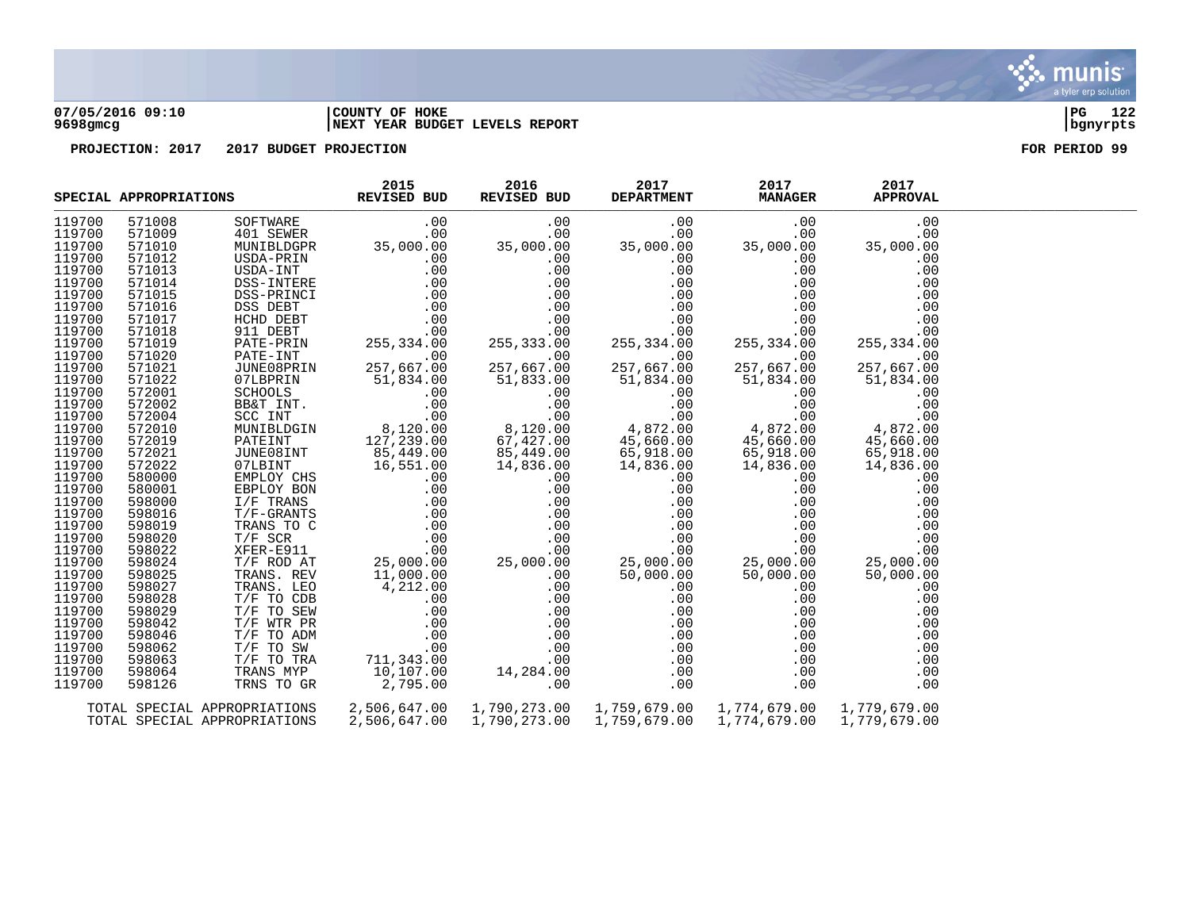**07/05/2016 09:10** | **COUNTY OF HOKE** | **PG 122**
**9698gmcg** | **NEXT YEAR BUDGET LEVELS REPORT** | **bgnyrpts**

**PROJECTION: 2017 2017 BUDGET PROJECTION** — **FOR PERIOD 99**

| SPECIAL APPROPRIATIONS | | | 2015 REVISED BUD | 2016 REVISED BUD | 2017 DEPARTMENT | 2017 MANAGER | 2017 APPROVAL |
|---|---|---|---|---|---|---|---|
| 119700 | 571008 | SOFTWARE | .00 | .00 | .00 | .00 | .00 |
| 119700 | 571009 | 401 SEWER | .00 | .00 | .00 | .00 | .00 |
| 119700 | 571010 | MUNIBLDGPR | 35,000.00 | 35,000.00 | 35,000.00 | 35,000.00 | 35,000.00 |
| 119700 | 571012 | USDA-PRIN | .00 | .00 | .00 | .00 | .00 |
| 119700 | 571013 | USDA-INT | .00 | .00 | .00 | .00 | .00 |
| 119700 | 571014 | DSS-INTERE | .00 | .00 | .00 | .00 | .00 |
| 119700 | 571015 | DSS-PRINCI | .00 | .00 | .00 | .00 | .00 |
| 119700 | 571016 | DSS DEBT | .00 | .00 | .00 | .00 | .00 |
| 119700 | 571017 | HCHD DEBT | .00 | .00 | .00 | .00 | .00 |
| 119700 | 571018 | 911 DEBT | .00 | .00 | .00 | .00 | .00 |
| 119700 | 571019 | PATE-PRIN | 255,334.00 | 255,333.00 | 255,334.00 | 255,334.00 | 255,334.00 |
| 119700 | 571020 | PATE-INT | .00 | .00 | .00 | .00 | .00 |
| 119700 | 571021 | JUNE08PRIN | 257,667.00 | 257,667.00 | 257,667.00 | 257,667.00 | 257,667.00 |
| 119700 | 571022 | 07LBPRIN | 51,834.00 | 51,833.00 | 51,834.00 | 51,834.00 | 51,834.00 |
| 119700 | 572001 | SCHOOLS | .00 | .00 | .00 | .00 | .00 |
| 119700 | 572002 | BB&T INT. | .00 | .00 | .00 | .00 | .00 |
| 119700 | 572004 | SCC INT | .00 | .00 | .00 | .00 | .00 |
| 119700 | 572010 | MUNIBLDGIN | 8,120.00 | 8,120.00 | 4,872.00 | 4,872.00 | 4,872.00 |
| 119700 | 572019 | PATEINT | 127,239.00 | 67,427.00 | 45,660.00 | 45,660.00 | 45,660.00 |
| 119700 | 572021 | JUNE08INT | 85,449.00 | 85,449.00 | 65,918.00 | 65,918.00 | 65,918.00 |
| 119700 | 572022 | 07LBINT | 16,551.00 | 14,836.00 | 14,836.00 | 14,836.00 | 14,836.00 |
| 119700 | 580000 | EMPLOY CHS | .00 | .00 | .00 | .00 | .00 |
| 119700 | 580001 | EBPLOY BON | .00 | .00 | .00 | .00 | .00 |
| 119700 | 598000 | I/F TRANS | .00 | .00 | .00 | .00 | .00 |
| 119700 | 598016 | T/F-GRANTS | .00 | .00 | .00 | .00 | .00 |
| 119700 | 598019 | TRANS TO C | .00 | .00 | .00 | .00 | .00 |
| 119700 | 598020 | T/F SCR | .00 | .00 | .00 | .00 | .00 |
| 119700 | 598022 | XFER-E911 | .00 | .00 | .00 | .00 | .00 |
| 119700 | 598024 | T/F ROD AT | 25,000.00 | 25,000.00 | 25,000.00 | 25,000.00 | 25,000.00 |
| 119700 | 598025 | TRANS. REV | 11,000.00 | .00 | 50,000.00 | 50,000.00 | 50,000.00 |
| 119700 | 598027 | TRANS. LEO | 4,212.00 | .00 | .00 | .00 | .00 |
| 119700 | 598028 | T/F TO CDB | .00 | .00 | .00 | .00 | .00 |
| 119700 | 598029 | T/F TO SEW | .00 | .00 | .00 | .00 | .00 |
| 119700 | 598042 | T/F WTR PR | .00 | .00 | .00 | .00 | .00 |
| 119700 | 598046 | T/F TO ADM | .00 | .00 | .00 | .00 | .00 |
| 119700 | 598062 | T/F TO SW | .00 | .00 | .00 | .00 | .00 |
| 119700 | 598063 | T/F TO TRA | 711,343.00 | .00 | .00 | .00 | .00 |
| 119700 | 598064 | TRANS MYP | 10,107.00 | 14,284.00 | .00 | .00 | .00 |
| 119700 | 598126 | TRNS TO GR | 2,795.00 | .00 | .00 | .00 | .00 |
| TOTAL SPECIAL APPROPRIATIONS | | | 2,506,647.00 | 1,790,273.00 | 1,759,679.00 | 1,774,679.00 | 1,779,679.00 |
| TOTAL SPECIAL APPROPRIATIONS | | | 2,506,647.00 | 1,790,273.00 | 1,759,679.00 | 1,774,679.00 | 1,779,679.00 |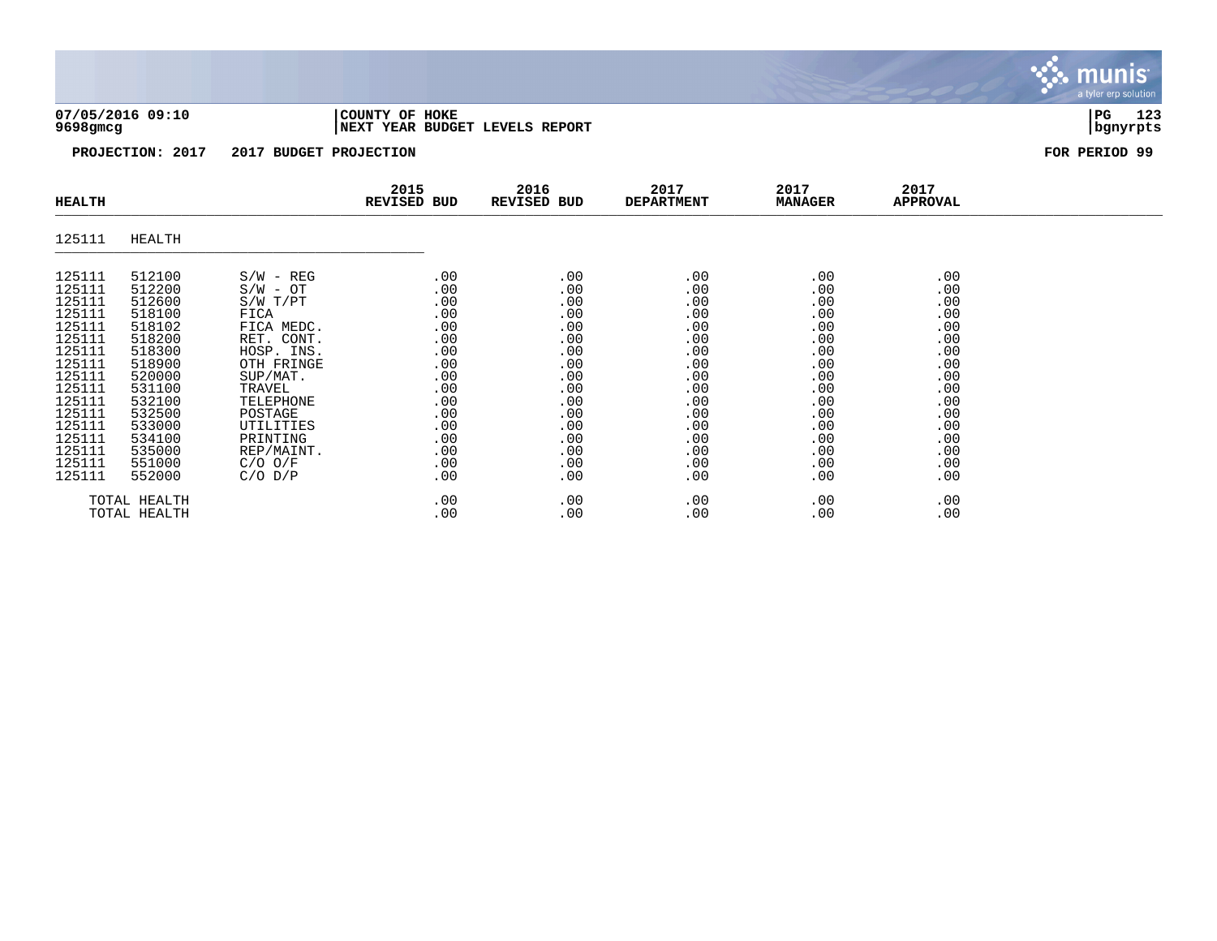**07/05/2016 09:10** | **COUNTY OF HOKE** | **PG 123**
**9698gmcg** | **NEXT YEAR BUDGET LEVELS REPORT** | **bgnyrpts**

**PROJECTION: 2017 2017 BUDGET PROJECTION** **FOR PERIOD 99**

| HEALTH | | | 2015 REVISED BUD | 2016 REVISED BUD | 2017 DEPARTMENT | 2017 MANAGER | 2017 APPROVAL |
|---|---|---|---|---|---|---|---|
| 125111 | HEALTH | | | | | | |
| 125111 | 512100 | S/W - REG | .00 | .00 | .00 | .00 | .00 |
| 125111 | 512200 | S/W - OT | .00 | .00 | .00 | .00 | .00 |
| 125111 | 512600 | S/W T/PT | .00 | .00 | .00 | .00 | .00 |
| 125111 | 518100 | FICA | .00 | .00 | .00 | .00 | .00 |
| 125111 | 518102 | FICA MEDC. | .00 | .00 | .00 | .00 | .00 |
| 125111 | 518200 | RET. CONT. | .00 | .00 | .00 | .00 | .00 |
| 125111 | 518300 | HOSP. INS. | .00 | .00 | .00 | .00 | .00 |
| 125111 | 518900 | OTH FRINGE | .00 | .00 | .00 | .00 | .00 |
| 125111 | 520000 | SUP/MAT. | .00 | .00 | .00 | .00 | .00 |
| 125111 | 531100 | TRAVEL | .00 | .00 | .00 | .00 | .00 |
| 125111 | 532100 | TELEPHONE | .00 | .00 | .00 | .00 | .00 |
| 125111 | 532500 | POSTAGE | .00 | .00 | .00 | .00 | .00 |
| 125111 | 533000 | UTILITIES | .00 | .00 | .00 | .00 | .00 |
| 125111 | 534100 | PRINTING | .00 | .00 | .00 | .00 | .00 |
| 125111 | 535000 | REP/MAINT. | .00 | .00 | .00 | .00 | .00 |
| 125111 | 551000 | C/O O/F | .00 | .00 | .00 | .00 | .00 |
| 125111 | 552000 | C/O D/P | .00 | .00 | .00 | .00 | .00 |
| TOTAL HEALTH | | | .00 | .00 | .00 | .00 | .00 |
| TOTAL HEALTH | | | .00 | .00 | .00 | .00 | .00 |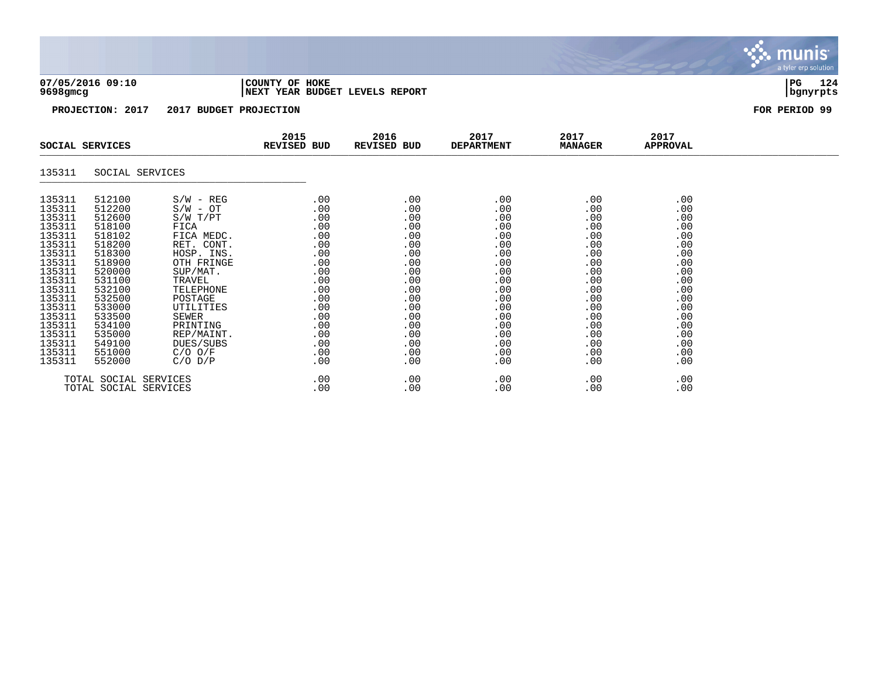**COUNTY OF HOKE**
**NEXT YEAR BUDGET LEVELS REPORT**

**PROJECTION: 2017 2017 BUDGET PROJECTION** **FOR PERIOD 99**

| SOCIAL SERVICES | | | 2015 REVISED BUD | 2016 REVISED BUD | 2017 DEPARTMENT | 2017 MANAGER | 2017 APPROVAL |
|---|---|---|---|---|---|---|---|
| 135311 | SOCIAL SERVICES | | | | | | |
| 135311 | 512100 | S/W - REG | .00 | .00 | .00 | .00 | .00 |
| 135311 | 512200 | S/W - OT | .00 | .00 | .00 | .00 | .00 |
| 135311 | 512600 | S/W T/PT | .00 | .00 | .00 | .00 | .00 |
| 135311 | 518100 | FICA | .00 | .00 | .00 | .00 | .00 |
| 135311 | 518102 | FICA MEDC. | .00 | .00 | .00 | .00 | .00 |
| 135311 | 518200 | RET. CONT. | .00 | .00 | .00 | .00 | .00 |
| 135311 | 518300 | HOSP. INS. | .00 | .00 | .00 | .00 | .00 |
| 135311 | 518900 | OTH FRINGE | .00 | .00 | .00 | .00 | .00 |
| 135311 | 520000 | SUP/MAT. | .00 | .00 | .00 | .00 | .00 |
| 135311 | 531100 | TRAVEL | .00 | .00 | .00 | .00 | .00 |
| 135311 | 532100 | TELEPHONE | .00 | .00 | .00 | .00 | .00 |
| 135311 | 532500 | POSTAGE | .00 | .00 | .00 | .00 | .00 |
| 135311 | 533000 | UTILITIES | .00 | .00 | .00 | .00 | .00 |
| 135311 | 533500 | SEWER | .00 | .00 | .00 | .00 | .00 |
| 135311 | 534100 | PRINTING | .00 | .00 | .00 | .00 | .00 |
| 135311 | 535000 | REP/MAINT. | .00 | .00 | .00 | .00 | .00 |
| 135311 | 549100 | DUES/SUBS | .00 | .00 | .00 | .00 | .00 |
| 135311 | 551000 | C/O O/F | .00 | .00 | .00 | .00 | .00 |
| 135311 | 552000 | C/O D/P | .00 | .00 | .00 | .00 | .00 |
| TOTAL SOCIAL SERVICES | | | .00 | .00 | .00 | .00 | .00 |
| TOTAL SOCIAL SERVICES | | | .00 | .00 | .00 | .00 | .00 |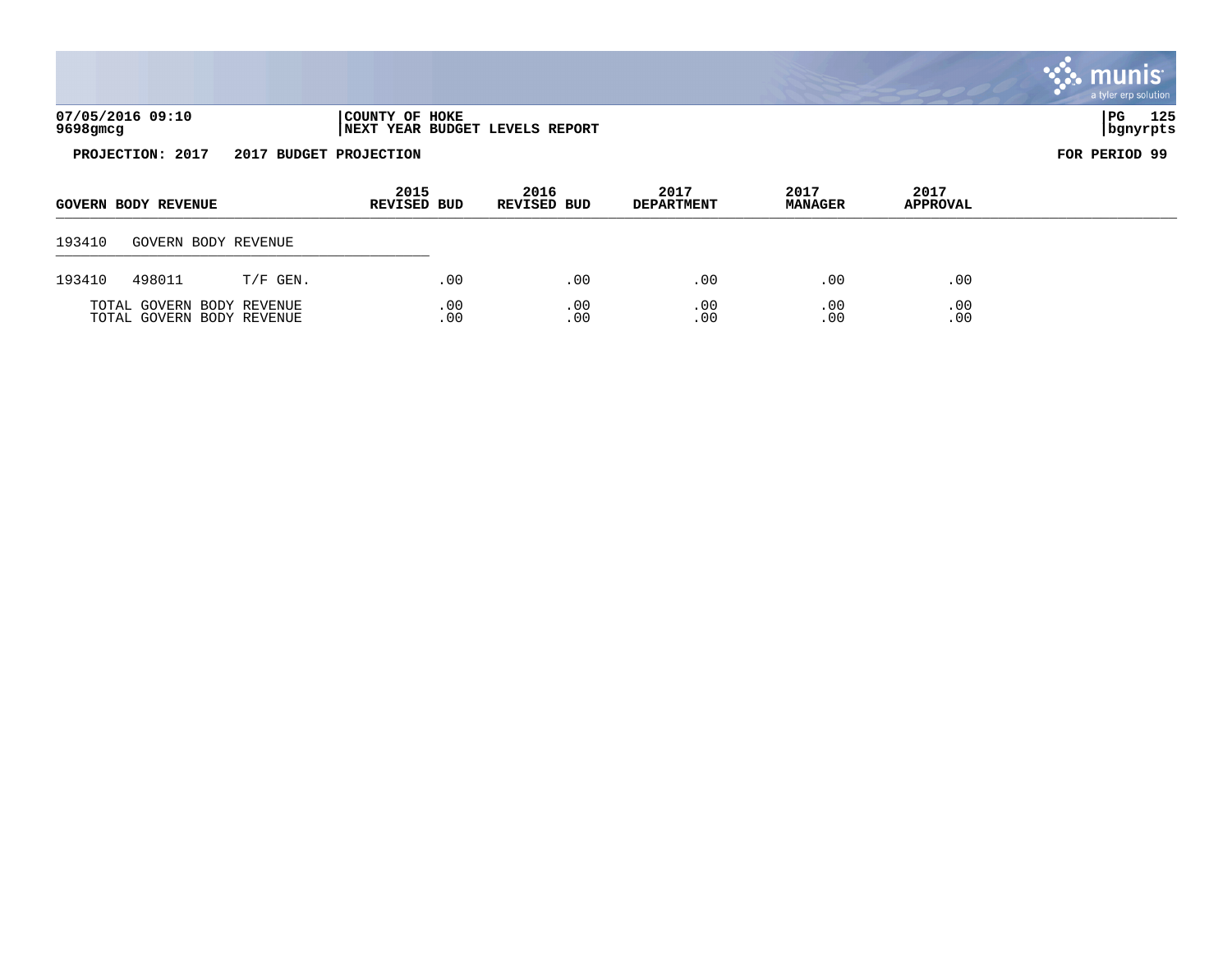**07/05/2016 09:10** | **COUNTY OF HOKE** | **PG 125**
**9698gmcg** | **NEXT YEAR BUDGET LEVELS REPORT** | **bgnyrpts**

**PROJECTION: 2017 2017 BUDGET PROJECTION** **FOR PERIOD 99**

| GOVERN BODY REVENUE | | | 2015 REVISED BUD | 2016 REVISED BUD | 2017 DEPARTMENT | 2017 MANAGER | 2017 APPROVAL |
|---|---|---|---|---|---|---|---|
| 193410 | GOVERN BODY REVENUE | | | | | | |
| 193410 | 498011 | T/F GEN. | .00 | .00 | .00 | .00 | .00 |
| TOTAL GOVERN BODY REVENUE | | | .00 | .00 | .00 | .00 | .00 |
| TOTAL GOVERN BODY REVENUE | | | .00 | .00 | .00 | .00 | .00 |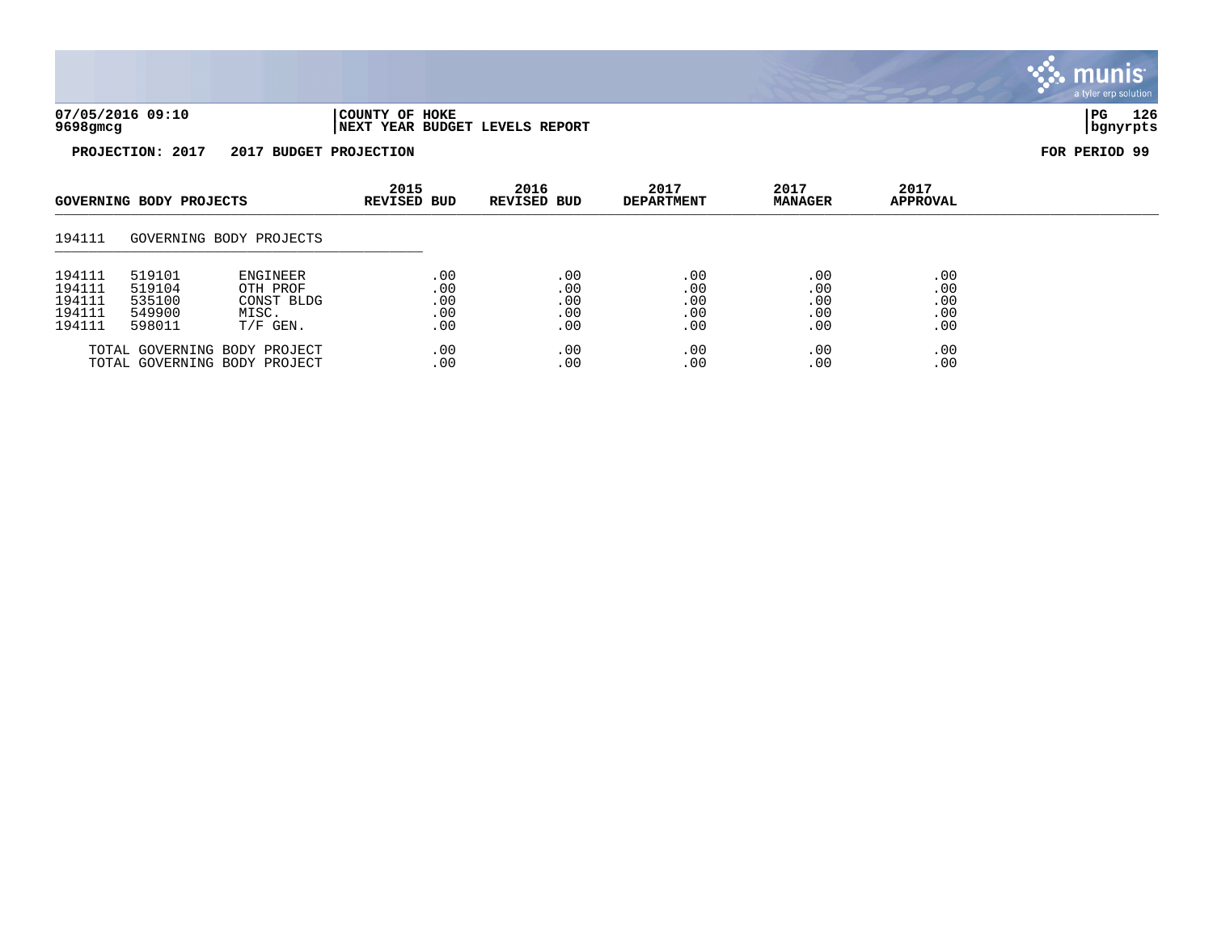**07/05/2016 09:10** | **COUNTY OF HOKE**
**9698gmcg** | **NEXT YEAR BUDGET LEVELS REPORT**

**PROJECTION: 2017 2017 BUDGET PROJECTION** — **FOR PERIOD 99**

| GOVERNING BODY PROJECTS | | | 2015 REVISED BUD | 2016 REVISED BUD | 2017 DEPARTMENT | 2017 MANAGER | 2017 APPROVAL |
|---|---|---|---|---|---|---|---|
| 194111 | GOVERNING BODY PROJECTS | | | | | | |
| 194111 | 519101 | ENGINEER | .00 | .00 | .00 | .00 | .00 |
| 194111 | 519104 | OTH PROF | .00 | .00 | .00 | .00 | .00 |
| 194111 | 535100 | CONST BLDG | .00 | .00 | .00 | .00 | .00 |
| 194111 | 549900 | MISC. | .00 | .00 | .00 | .00 | .00 |
| 194111 | 598011 | T/F GEN. | .00 | .00 | .00 | .00 | .00 |
| TOTAL GOVERNING BODY PROJECT | | | .00 | .00 | .00 | .00 | .00 |
| TOTAL GOVERNING BODY PROJECT | | | .00 | .00 | .00 | .00 | .00 |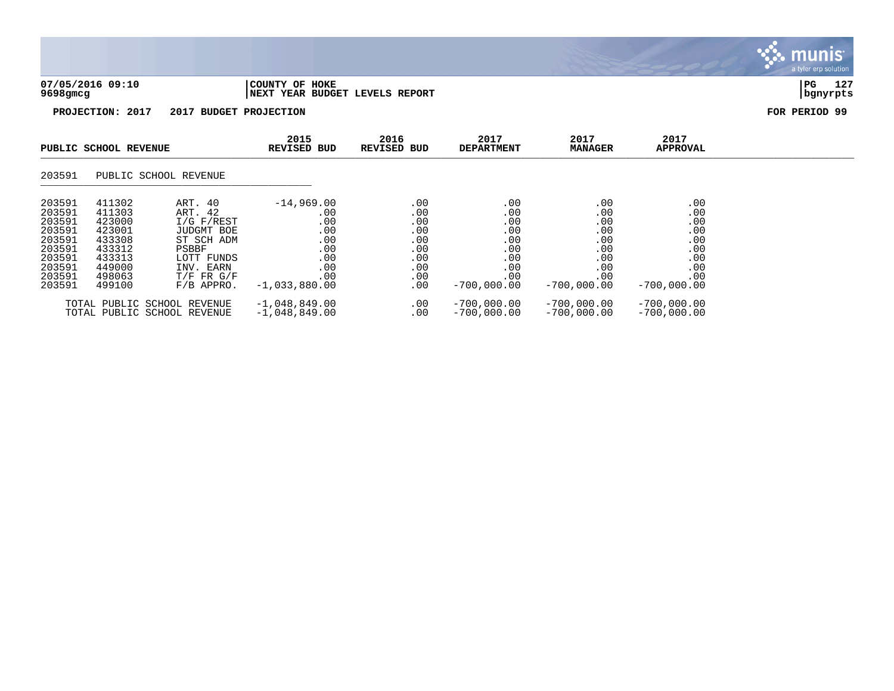**COUNTY OF HOKE**
**NEXT YEAR BUDGET LEVELS REPORT**

**PROJECTION: 2017 2017 BUDGET PROJECTION** **FOR PERIOD 99**

| PUBLIC SCHOOL REVENUE | | | 2015 REVISED BUD | 2016 REVISED BUD | 2017 DEPARTMENT | 2017 MANAGER | 2017 APPROVAL |
|---|---|---|---|---|---|---|---|
| 203591 | PUBLIC SCHOOL REVENUE | | | | | | |
| 203591 | 411302 | ART. 40 | -14,969.00 | .00 | .00 | .00 | .00 |
| 203591 | 411303 | ART. 42 | .00 | .00 | .00 | .00 | .00 |
| 203591 | 423000 | I/G F/REST | .00 | .00 | .00 | .00 | .00 |
| 203591 | 423001 | JUDGMT BOE | .00 | .00 | .00 | .00 | .00 |
| 203591 | 433308 | ST SCH ADM | .00 | .00 | .00 | .00 | .00 |
| 203591 | 433312 | PSBBF | .00 | .00 | .00 | .00 | .00 |
| 203591 | 433313 | LOTT FUNDS | .00 | .00 | .00 | .00 | .00 |
| 203591 | 449000 | INV. EARN | .00 | .00 | .00 | .00 | .00 |
| 203591 | 498063 | T/F FR G/F | .00 | .00 | .00 | .00 | .00 |
| 203591 | 499100 | F/B APPRO. | -1,033,880.00 | .00 | -700,000.00 | -700,000.00 | -700,000.00 |
| TOTAL PUBLIC SCHOOL REVENUE | | | -1,048,849.00 | .00 | -700,000.00 | -700,000.00 | -700,000.00 |
| TOTAL PUBLIC SCHOOL REVENUE | | | -1,048,849.00 | .00 | -700,000.00 | -700,000.00 | -700,000.00 |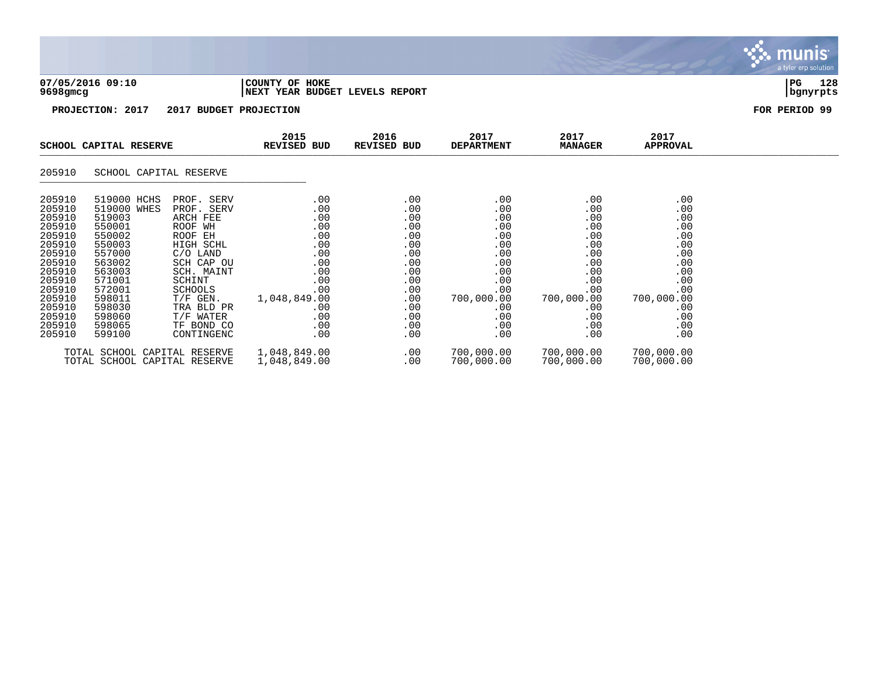07/05/2016 09:10 | COUNTY OF HOKE
9698gmcg | NEXT YEAR BUDGET LEVELS REPORT

**PROJECTION: 2017 2017 BUDGET PROJECTION** **FOR PERIOD 99**

| SCHOOL CAPITAL RESERVE | | | 2015 REVISED BUD | 2016 REVISED BUD | 2017 DEPARTMENT | 2017 MANAGER | 2017 APPROVAL |
|---|---|---|---|---|---|---|---|
| 205910 | SCHOOL CAPITAL RESERVE | | | | | | |
| 205910 | 519000 HCHS | PROF. SERV | .00 | .00 | .00 | .00 | .00 |
| 205910 | 519000 WHES | PROF. SERV | .00 | .00 | .00 | .00 | .00 |
| 205910 | 519003 | ARCH FEE | .00 | .00 | .00 | .00 | .00 |
| 205910 | 550001 | ROOF WH | .00 | .00 | .00 | .00 | .00 |
| 205910 | 550002 | ROOF EH | .00 | .00 | .00 | .00 | .00 |
| 205910 | 550003 | HIGH SCHL | .00 | .00 | .00 | .00 | .00 |
| 205910 | 557000 | C/O LAND | .00 | .00 | .00 | .00 | .00 |
| 205910 | 563002 | SCH CAP OU | .00 | .00 | .00 | .00 | .00 |
| 205910 | 563003 | SCH. MAINT | .00 | .00 | .00 | .00 | .00 |
| 205910 | 571001 | SCHINT | .00 | .00 | .00 | .00 | .00 |
| 205910 | 572001 | SCHOOLS | .00 | .00 | .00 | .00 | .00 |
| 205910 | 598011 | T/F GEN. | 1,048,849.00 | .00 | 700,000.00 | 700,000.00 | 700,000.00 |
| 205910 | 598030 | TRA BLD PR | .00 | .00 | .00 | .00 | .00 |
| 205910 | 598060 | T/F WATER | .00 | .00 | .00 | .00 | .00 |
| 205910 | 598065 | TF BOND CO | .00 | .00 | .00 | .00 | .00 |
| 205910 | 599100 | CONTINGENC | .00 | .00 | .00 | .00 | .00 |
| | TOTAL SCHOOL CAPITAL RESERVE | | 1,048,849.00 | .00 | 700,000.00 | 700,000.00 | 700,000.00 |
| | TOTAL SCHOOL CAPITAL RESERVE | | 1,048,849.00 | .00 | 700,000.00 | 700,000.00 | 700,000.00 |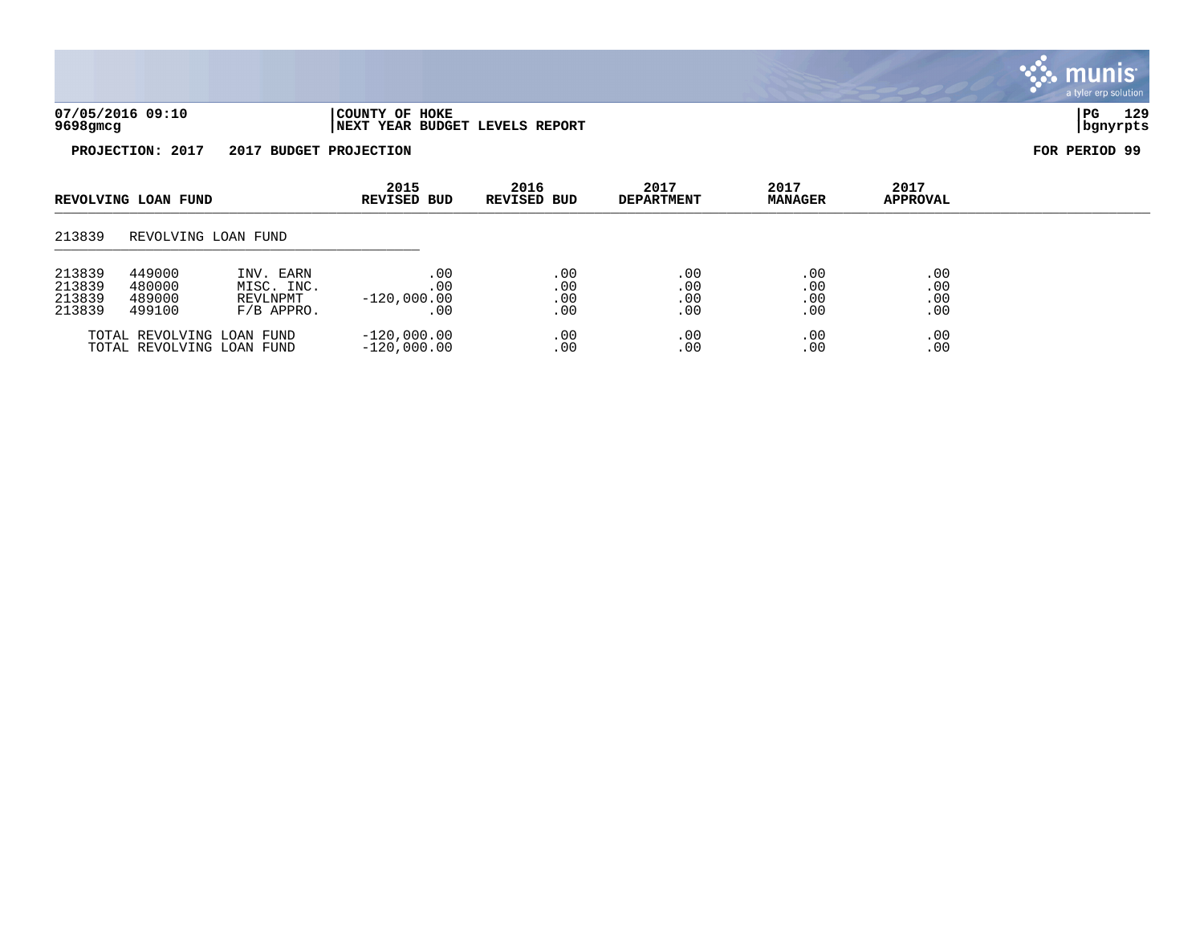**07/05/2016 09:10** | **COUNTY OF HOKE**
**9698gmcg** | **NEXT YEAR BUDGET LEVELS REPORT**

**PROJECTION: 2017   2017 BUDGET PROJECTION**   **FOR PERIOD 99**

| REVOLVING LOAN FUND | | | 2015 REVISED BUD | 2016 REVISED BUD | 2017 DEPARTMENT | 2017 MANAGER | 2017 APPROVAL |
|---|---|---|---|---|---|---|---|
| 213839 | REVOLVING LOAN FUND | | | | | | |
| 213839 | 449000 | INV. EARN | .00 | .00 | .00 | .00 | .00 |
| 213839 | 480000 | MISC. INC. | .00 | .00 | .00 | .00 | .00 |
| 213839 | 489000 | REVLNPMT | -120,000.00 | .00 | .00 | .00 | .00 |
| 213839 | 499100 | F/B APPRO. | .00 | .00 | .00 | .00 | .00 |
| TOTAL REVOLVING LOAN FUND | | | -120,000.00 | .00 | .00 | .00 | .00 |
| TOTAL REVOLVING LOAN FUND | | | -120,000.00 | .00 | .00 | .00 | .00 |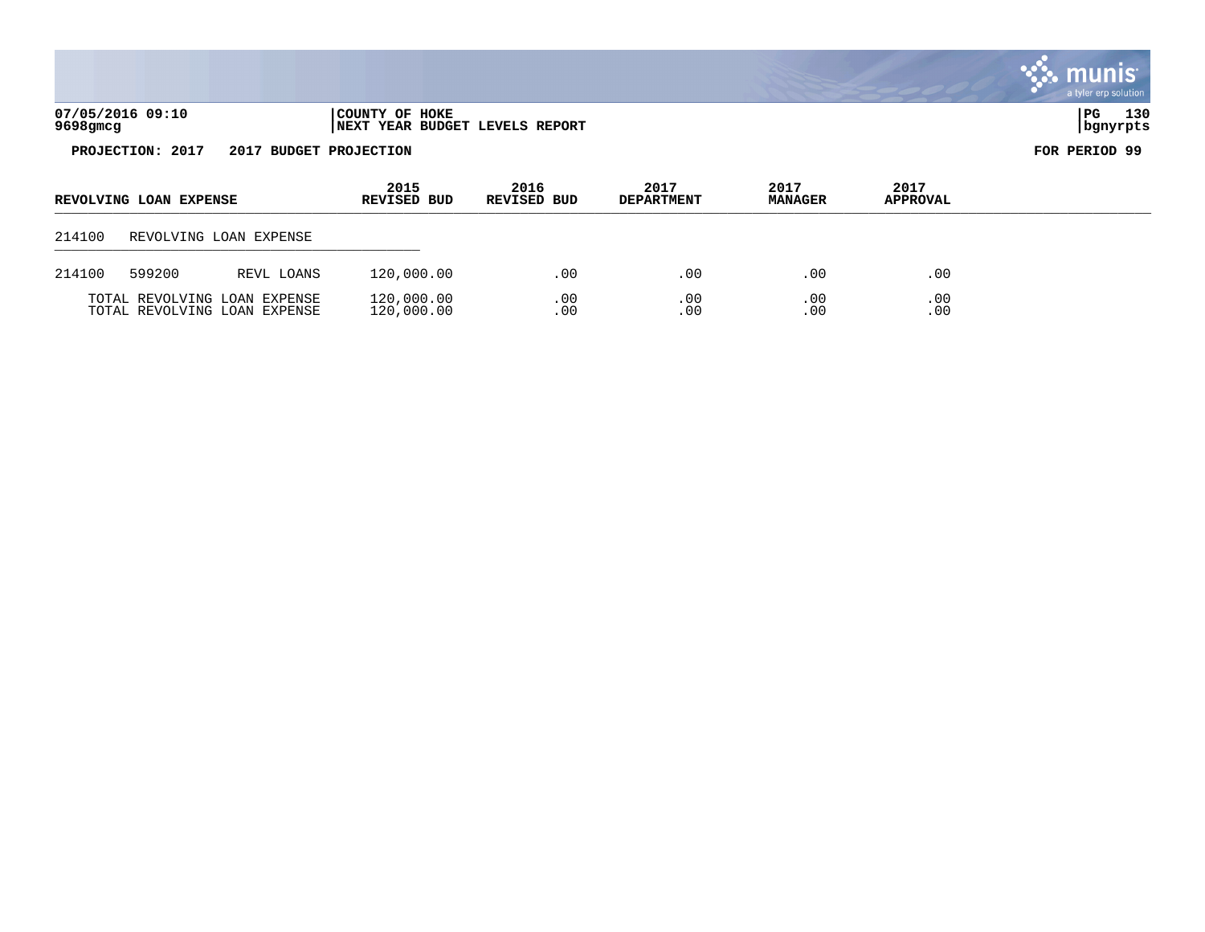07/05/2016 09:10 | COUNTY OF HOKE
9698gmcg | NEXT YEAR BUDGET LEVELS REPORT

**PROJECTION: 2017 2017 BUDGET PROJECTION** **FOR PERIOD 99**

| REVOLVING LOAN EXPENSE | | | 2015 REVISED BUD | 2016 REVISED BUD | 2017 DEPARTMENT | 2017 MANAGER | 2017 APPROVAL |
|---|---|---|---|---|---|---|---|
| 214100 | REVOLVING LOAN EXPENSE | | | | | | |
| 214100 | 599200 | REVL LOANS | 120,000.00 | .00 | .00 | .00 | .00 |
| | TOTAL REVOLVING LOAN EXPENSE | | 120,000.00 | .00 | .00 | .00 | .00 |
| | TOTAL REVOLVING LOAN EXPENSE | | 120,000.00 | .00 | .00 | .00 | .00 |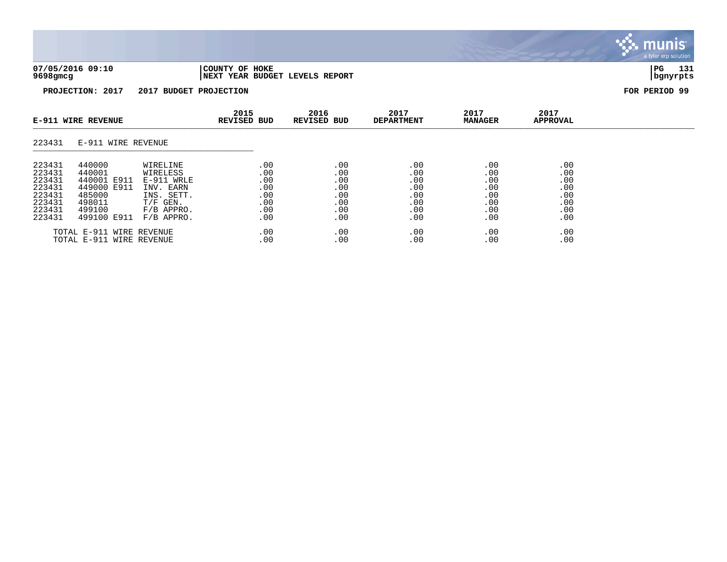**07/05/2016 09:10** | **COUNTY OF HOKE** | **PG 131**
**9698gmcg** | **NEXT YEAR BUDGET LEVELS REPORT** | **bgnyrpts**

**PROJECTION: 2017 2017 BUDGET PROJECTION** **FOR PERIOD 99**

| E-911 WIRE REVENUE | | | 2015 REVISED BUD | 2016 REVISED BUD | 2017 DEPARTMENT | 2017 MANAGER | 2017 APPROVAL |
|---|---|---|---|---|---|---|---|
| 223431 | E-911 WIRE REVENUE | | | | | | |
| 223431 | 440000 | WIRELINE | .00 | .00 | .00 | .00 | .00 |
| 223431 | 440001 | WIRELESS | .00 | .00 | .00 | .00 | .00 |
| 223431 | 440001 E911 | E-911 WRLE | .00 | .00 | .00 | .00 | .00 |
| 223431 | 449000 E911 | INV. EARN | .00 | .00 | .00 | .00 | .00 |
| 223431 | 485000 | INS. SETT. | .00 | .00 | .00 | .00 | .00 |
| 223431 | 498011 | T/F GEN. | .00 | .00 | .00 | .00 | .00 |
| 223431 | 499100 | F/B APPRO. | .00 | .00 | .00 | .00 | .00 |
| 223431 | 499100 E911 | F/B APPRO. | .00 | .00 | .00 | .00 | .00 |
| TOTAL E-911 WIRE REVENUE | | | .00 | .00 | .00 | .00 | .00 |
| TOTAL E-911 WIRE REVENUE | | | .00 | .00 | .00 | .00 | .00 |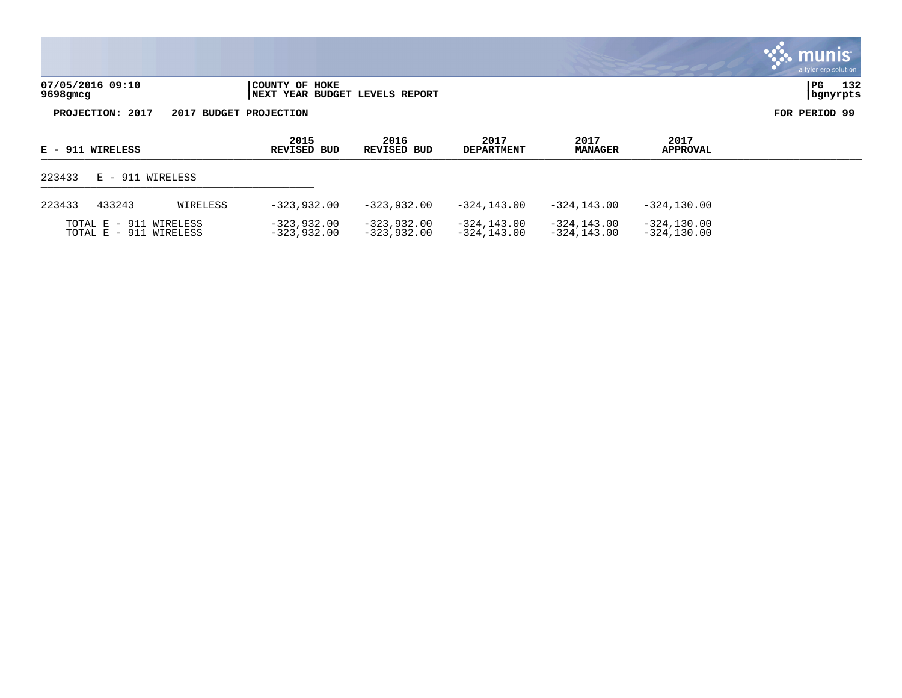07/05/2016 09:10 | COUNTY OF HOKE
9698gmcg | NEXT YEAR BUDGET LEVELS REPORT | bgnyrpts

**PROJECTION: 2017 2017 BUDGET PROJECTION** **FOR PERIOD 99**

| E - 911 WIRELESS | | | 2015 REVISED BUD | 2016 REVISED BUD | 2017 DEPARTMENT | 2017 MANAGER | 2017 APPROVAL |
|---|---|---|---|---|---|---|---|
| 223433 | E - 911 WIRELESS | | | | | | |
| 223433 | 433243 | WIRELESS | -323,932.00 | -323,932.00 | -324,143.00 | -324,143.00 | -324,130.00 |
| TOTAL E - 911 WIRELESS | | | -323,932.00 | -323,932.00 | -324,143.00 | -324,143.00 | -324,130.00 |
| TOTAL E - 911 WIRELESS | | | -323,932.00 | -323,932.00 | -324,143.00 | -324,143.00 | -324,130.00 |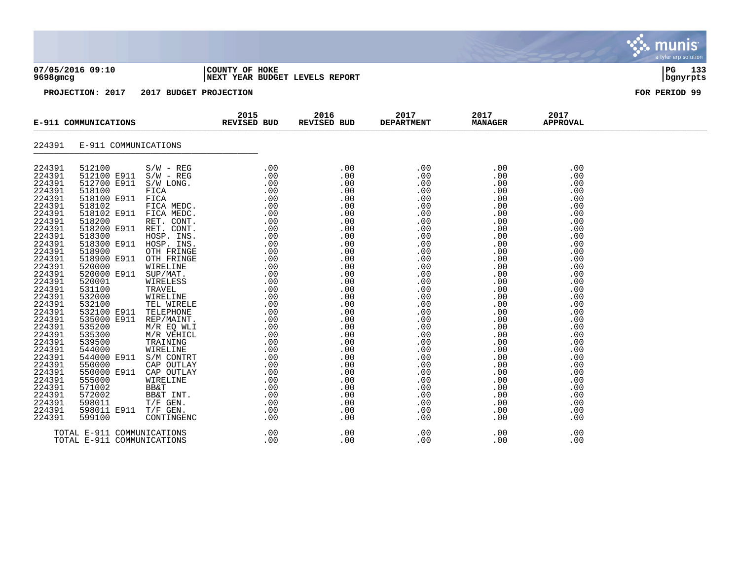07/05/2016 09:10 | COUNTY OF HOKE | PG 133
9698gmcg | NEXT YEAR BUDGET LEVELS REPORT | bgnyrpts

**PROJECTION: 2017 2017 BUDGET PROJECTION** **FOR PERIOD 99**

| E-911 COMMUNICATIONS | | | 2015 REVISED BUD | 2016 REVISED BUD | 2017 DEPARTMENT | 2017 MANAGER | 2017 APPROVAL |
|---|---|---|---|---|---|---|---|
| 224391 | E-911 COMMUNICATIONS | | | | | | |
| 224391 | 512100 | S/W - REG | .00 | .00 | .00 | .00 | .00 |
| 224391 | 512100 E911 | S/W - REG | .00 | .00 | .00 | .00 | .00 |
| 224391 | 512700 E911 | S/W LONG. | .00 | .00 | .00 | .00 | .00 |
| 224391 | 518100 | FICA | .00 | .00 | .00 | .00 | .00 |
| 224391 | 518100 E911 | FICA | .00 | .00 | .00 | .00 | .00 |
| 224391 | 518102 | FICA MEDC. | .00 | .00 | .00 | .00 | .00 |
| 224391 | 518102 E911 | FICA MEDC. | .00 | .00 | .00 | .00 | .00 |
| 224391 | 518200 | RET. CONT. | .00 | .00 | .00 | .00 | .00 |
| 224391 | 518200 E911 | RET. CONT. | .00 | .00 | .00 | .00 | .00 |
| 224391 | 518300 | HOSP. INS. | .00 | .00 | .00 | .00 | .00 |
| 224391 | 518300 E911 | HOSP. INS. | .00 | .00 | .00 | .00 | .00 |
| 224391 | 518900 | OTH FRINGE | .00 | .00 | .00 | .00 | .00 |
| 224391 | 518900 E911 | OTH FRINGE | .00 | .00 | .00 | .00 | .00 |
| 224391 | 520000 | WIRELINE | .00 | .00 | .00 | .00 | .00 |
| 224391 | 520000 E911 | SUP/MAT. | .00 | .00 | .00 | .00 | .00 |
| 224391 | 520001 | WIRELESS | .00 | .00 | .00 | .00 | .00 |
| 224391 | 531100 | TRAVEL | .00 | .00 | .00 | .00 | .00 |
| 224391 | 532000 | WIRELINE | .00 | .00 | .00 | .00 | .00 |
| 224391 | 532100 | TEL WIRELE | .00 | .00 | .00 | .00 | .00 |
| 224391 | 532100 E911 | TELEPHONE | .00 | .00 | .00 | .00 | .00 |
| 224391 | 535000 E911 | REP/MAINT. | .00 | .00 | .00 | .00 | .00 |
| 224391 | 535200 | M/R EQ WLI | .00 | .00 | .00 | .00 | .00 |
| 224391 | 535300 | M/R VEHICL | .00 | .00 | .00 | .00 | .00 |
| 224391 | 539500 | TRAINING | .00 | .00 | .00 | .00 | .00 |
| 224391 | 544000 | WIRELINE | .00 | .00 | .00 | .00 | .00 |
| 224391 | 544000 E911 | S/M CONTRT | .00 | .00 | .00 | .00 | .00 |
| 224391 | 550000 | CAP OUTLAY | .00 | .00 | .00 | .00 | .00 |
| 224391 | 550000 E911 | CAP OUTLAY | .00 | .00 | .00 | .00 | .00 |
| 224391 | 555000 | WIRELINE | .00 | .00 | .00 | .00 | .00 |
| 224391 | 571002 | BB&T | .00 | .00 | .00 | .00 | .00 |
| 224391 | 572002 | BB&T INT. | .00 | .00 | .00 | .00 | .00 |
| 224391 | 598011 | T/F GEN. | .00 | .00 | .00 | .00 | .00 |
| 224391 | 598011 E911 | T/F GEN. | .00 | .00 | .00 | .00 | .00 |
| 224391 | 599100 | CONTINGENC | .00 | .00 | .00 | .00 | .00 |
| TOTAL E-911 COMMUNICATIONS | | | .00 | .00 | .00 | .00 | .00 |
| TOTAL E-911 COMMUNICATIONS | | | .00 | .00 | .00 | .00 | .00 |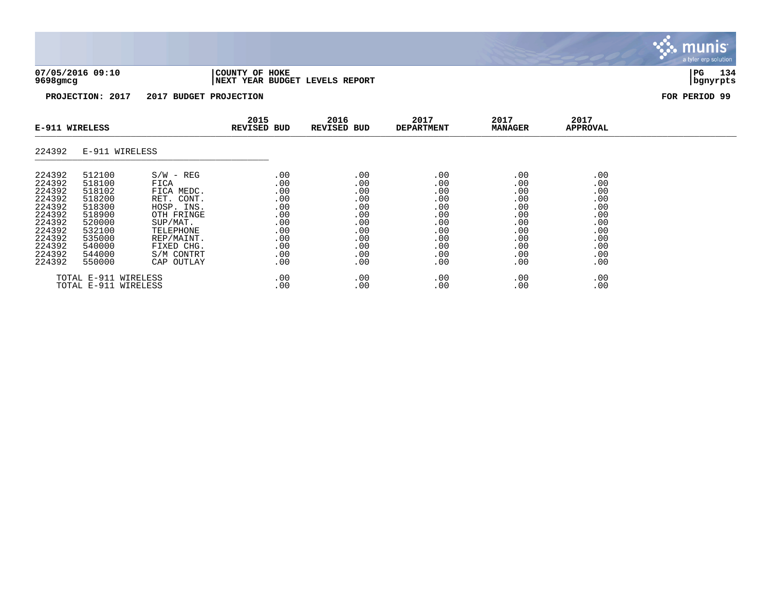**COUNTY OF HOKE**
**NEXT YEAR BUDGET LEVELS REPORT**

**PROJECTION: 2017 2017 BUDGET PROJECTION** — **FOR PERIOD 99**

| E-911 WIRELESS | | | 2015 REVISED BUD | 2016 REVISED BUD | 2017 DEPARTMENT | 2017 MANAGER | 2017 APPROVAL |
|---|---|---|---|---|---|---|---|
| 224392 | E-911 WIRELESS | | | | | | |
| 224392 | 512100 | S/W - REG | .00 | .00 | .00 | .00 | .00 |
| 224392 | 518100 | FICA | .00 | .00 | .00 | .00 | .00 |
| 224392 | 518102 | FICA MEDC. | .00 | .00 | .00 | .00 | .00 |
| 224392 | 518200 | RET. CONT. | .00 | .00 | .00 | .00 | .00 |
| 224392 | 518300 | HOSP. INS. | .00 | .00 | .00 | .00 | .00 |
| 224392 | 518900 | OTH FRINGE | .00 | .00 | .00 | .00 | .00 |
| 224392 | 520000 | SUP/MAT. | .00 | .00 | .00 | .00 | .00 |
| 224392 | 532100 | TELEPHONE | .00 | .00 | .00 | .00 | .00 |
| 224392 | 535000 | REP/MAINT. | .00 | .00 | .00 | .00 | .00 |
| 224392 | 540000 | FIXED CHG. | .00 | .00 | .00 | .00 | .00 |
| 224392 | 544000 | S/M CONTRT | .00 | .00 | .00 | .00 | .00 |
| 224392 | 550000 | CAP OUTLAY | .00 | .00 | .00 | .00 | .00 |
| TOTAL E-911 WIRELESS | | | .00 | .00 | .00 | .00 | .00 |
| TOTAL E-911 WIRELESS | | | .00 | .00 | .00 | .00 | .00 |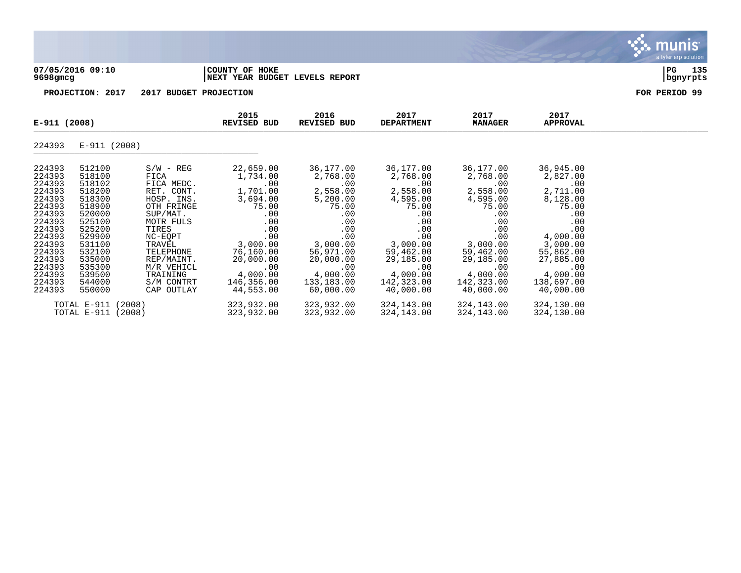**07/05/2016 09:10** | **COUNTY OF HOKE**
**9698gmcg** | **NEXT YEAR BUDGET LEVELS REPORT**

**PROJECTION: 2017 2017 BUDGET PROJECTION** **FOR PERIOD 99**

| E-911 (2008) | | | 2015 REVISED BUD | 2016 REVISED BUD | 2017 DEPARTMENT | 2017 MANAGER | 2017 APPROVAL |
|---|---|---|---|---|---|---|---|
| 224393 | E-911 (2008) | | | | | | |
| 224393 | 512100 | S/W - REG | 22,659.00 | 36,177.00 | 36,177.00 | 36,177.00 | 36,945.00 |
| 224393 | 518100 | FICA | 1,734.00 | 2,768.00 | 2,768.00 | 2,768.00 | 2,827.00 |
| 224393 | 518102 | FICA MEDC. | .00 | .00 | .00 | .00 | .00 |
| 224393 | 518200 | RET. CONT. | 1,701.00 | 2,558.00 | 2,558.00 | 2,558.00 | 2,711.00 |
| 224393 | 518300 | HOSP. INS. | 3,694.00 | 5,200.00 | 4,595.00 | 4,595.00 | 8,128.00 |
| 224393 | 518900 | OTH FRINGE | 75.00 | 75.00 | 75.00 | 75.00 | 75.00 |
| 224393 | 520000 | SUP/MAT. | .00 | .00 | .00 | .00 | .00 |
| 224393 | 525100 | MOTR FULS | .00 | .00 | .00 | .00 | .00 |
| 224393 | 525200 | TIRES | .00 | .00 | .00 | .00 | .00 |
| 224393 | 529900 | NC-EQPT | .00 | .00 | .00 | .00 | 4,000.00 |
| 224393 | 531100 | TRAVEL | 3,000.00 | 3,000.00 | 3,000.00 | 3,000.00 | 3,000.00 |
| 224393 | 532100 | TELEPHONE | 76,160.00 | 56,971.00 | 59,462.00 | 59,462.00 | 55,862.00 |
| 224393 | 535000 | REP/MAINT. | 20,000.00 | 20,000.00 | 29,185.00 | 29,185.00 | 27,885.00 |
| 224393 | 535300 | M/R VEHICL | .00 | .00 | .00 | .00 | .00 |
| 224393 | 539500 | TRAINING | 4,000.00 | 4,000.00 | 4,000.00 | 4,000.00 | 4,000.00 |
| 224393 | 544000 | S/M CONTRT | 146,356.00 | 133,183.00 | 142,323.00 | 142,323.00 | 138,697.00 |
| 224393 | 550000 | CAP OUTLAY | 44,553.00 | 60,000.00 | 40,000.00 | 40,000.00 | 40,000.00 |
| TOTAL E-911 (2008) | | | 323,932.00 | 323,932.00 | 324,143.00 | 324,143.00 | 324,130.00 |
| TOTAL E-911 (2008) | | | 323,932.00 | 323,932.00 | 324,143.00 | 324,143.00 | 324,130.00 |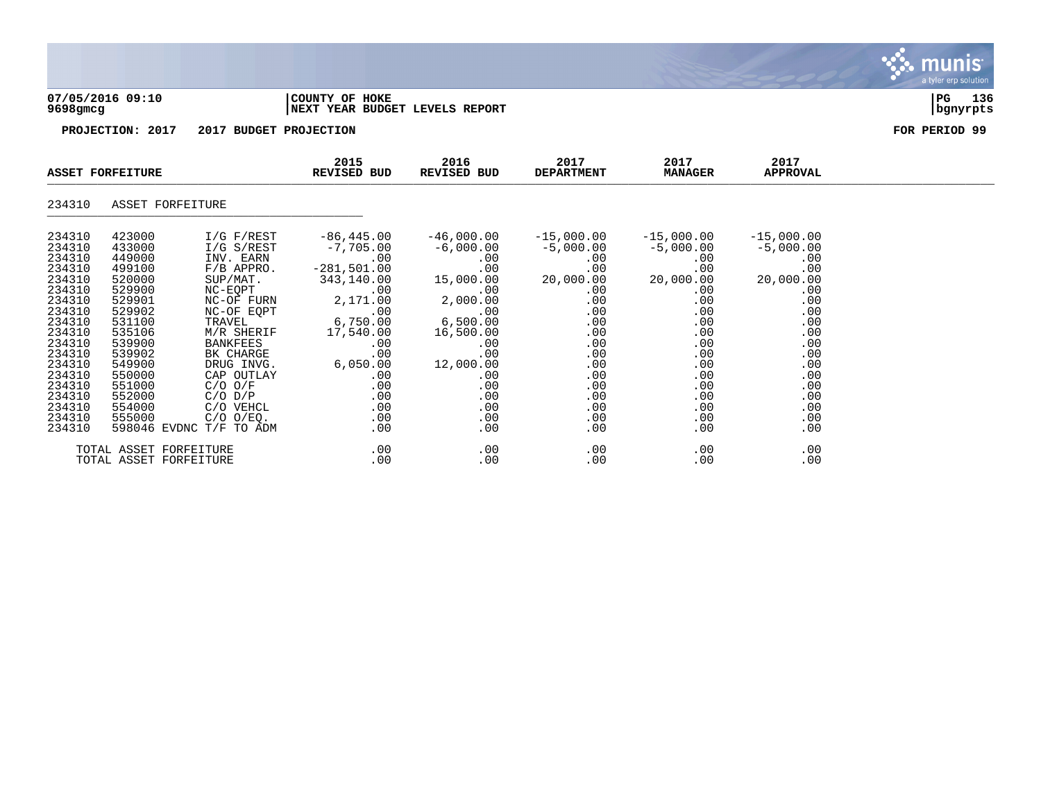**COUNTY OF HOKE**
**NEXT YEAR BUDGET LEVELS REPORT**

07/05/2016 09:10
9698gmcg

**PROJECTION: 2017 2017 BUDGET PROJECTION** | **FOR PERIOD 99**

| ASSET FORFEITURE | | | 2015 REVISED BUD | 2016 REVISED BUD | 2017 DEPARTMENT | 2017 MANAGER | 2017 APPROVAL |
|---|---|---|---|---|---|---|---|
| 234310 | ASSET FORFEITURE | | | | | | |
| 234310 | 423000 | I/G F/REST | -86,445.00 | -46,000.00 | -15,000.00 | -15,000.00 | -15,000.00 |
| 234310 | 433000 | I/G S/REST | -7,705.00 | -6,000.00 | -5,000.00 | -5,000.00 | -5,000.00 |
| 234310 | 449000 | INV. EARN | .00 | .00 | .00 | .00 | .00 |
| 234310 | 499100 | F/B APPRO. | -281,501.00 | .00 | .00 | .00 | .00 |
| 234310 | 520000 | SUP/MAT. | 343,140.00 | 15,000.00 | 20,000.00 | 20,000.00 | 20,000.00 |
| 234310 | 529900 | NC-EQPT | .00 | .00 | .00 | .00 | .00 |
| 234310 | 529901 | NC-OF FURN | 2,171.00 | 2,000.00 | .00 | .00 | .00 |
| 234310 | 529902 | NC-OF EQPT | .00 | .00 | .00 | .00 | .00 |
| 234310 | 531100 | TRAVEL | 6,750.00 | 6,500.00 | .00 | .00 | .00 |
| 234310 | 535106 | M/R SHERIF | 17,540.00 | 16,500.00 | .00 | .00 | .00 |
| 234310 | 539900 | BANKFEES | .00 | .00 | .00 | .00 | .00 |
| 234310 | 539902 | BK CHARGE | .00 | .00 | .00 | .00 | .00 |
| 234310 | 549900 | DRUG INVG. | 6,050.00 | 12,000.00 | .00 | .00 | .00 |
| 234310 | 550000 | CAP OUTLAY | .00 | .00 | .00 | .00 | .00 |
| 234310 | 551000 | C/O O/F | .00 | .00 | .00 | .00 | .00 |
| 234310 | 552000 | C/O D/P | .00 | .00 | .00 | .00 | .00 |
| 234310 | 554000 | C/O VEHCL | .00 | .00 | .00 | .00 | .00 |
| 234310 | 555000 | C/O O/EQ. | .00 | .00 | .00 | .00 | .00 |
| 234310 | 598046 EVDNC | T/F TO ADM | .00 | .00 | .00 | .00 | .00 |
| | TOTAL ASSET FORFEITURE | | .00 | .00 | .00 | .00 | .00 |
| | TOTAL ASSET FORFEITURE | | .00 | .00 | .00 | .00 | .00 |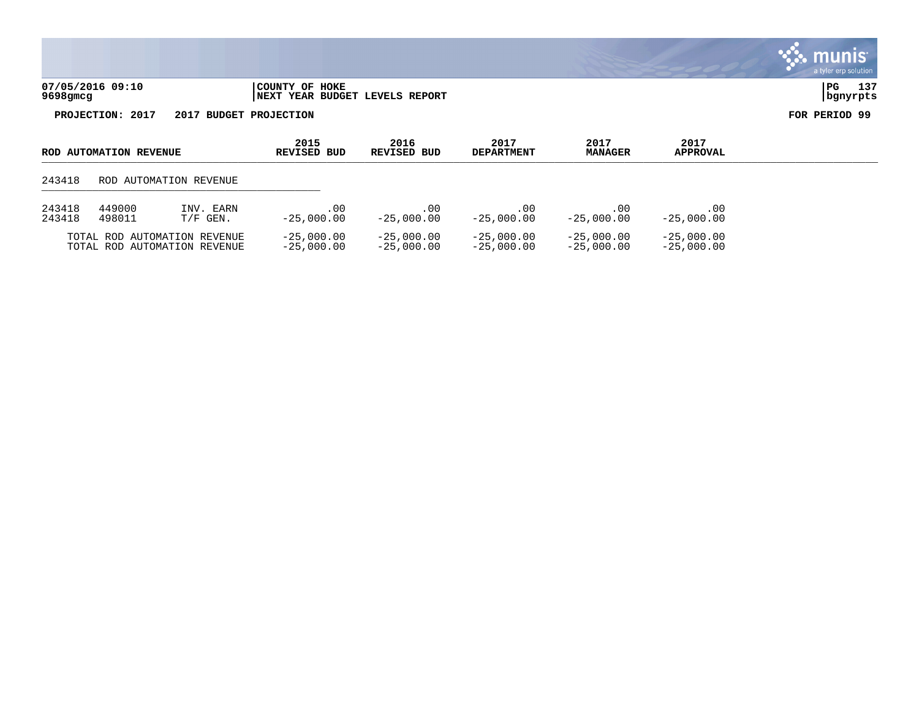07/05/2016 09:10 | COUNTY OF HOKE | PG 137
9698gmcg | NEXT YEAR BUDGET LEVELS REPORT | bgnyrpts

**PROJECTION: 2017 2017 BUDGET PROJECTION** **FOR PERIOD 99**

| ROD AUTOMATION REVENUE | | | 2015 REVISED BUD | 2016 REVISED BUD | 2017 DEPARTMENT | 2017 MANAGER | 2017 APPROVAL |
|---|---|---|---|---|---|---|---|
| 243418 | ROD AUTOMATION REVENUE | | | | | | |
| 243418 | 449000 | INV. EARN | .00 | .00 | .00 | .00 | .00 |
| 243418 | 498011 | T/F GEN. | -25,000.00 | -25,000.00 | -25,000.00 | -25,000.00 | -25,000.00 |
| TOTAL ROD AUTOMATION REVENUE | | | -25,000.00 | -25,000.00 | -25,000.00 | -25,000.00 | -25,000.00 |
| TOTAL ROD AUTOMATION REVENUE | | | -25,000.00 | -25,000.00 | -25,000.00 | -25,000.00 | -25,000.00 |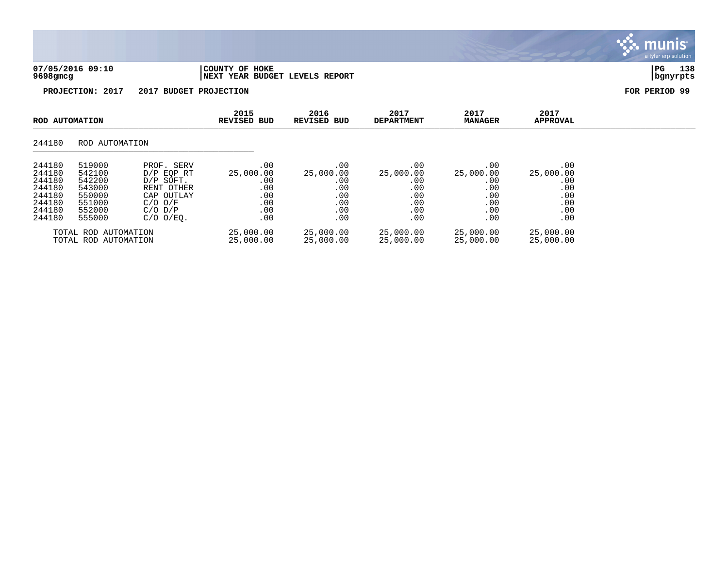**COUNTY OF HOKE**
**NEXT YEAR BUDGET LEVELS REPORT**

07/05/2016 09:10
9698gmcg

**PROJECTION: 2017 &nbsp;&nbsp; 2017 BUDGET PROJECTION** &nbsp;&nbsp;&nbsp;&nbsp; **FOR PERIOD 99**

## ROD AUTOMATION

244180 ROD AUTOMATION

| | | | 2015 REVISED BUD | 2016 REVISED BUD | 2017 DEPARTMENT | 2017 MANAGER | 2017 APPROVAL |
|---|---|---|---|---|---|---|---|
| 244180 | 519000 | PROF. SERV | .00 | .00 | .00 | .00 | .00 |
| 244180 | 542100 | D/P EQP RT | 25,000.00 | 25,000.00 | 25,000.00 | 25,000.00 | 25,000.00 |
| 244180 | 542200 | D/P SOFT. | .00 | .00 | .00 | .00 | .00 |
| 244180 | 543000 | RENT OTHER | .00 | .00 | .00 | .00 | .00 |
| 244180 | 550000 | CAP OUTLAY | .00 | .00 | .00 | .00 | .00 |
| 244180 | 551000 | C/O O/F | .00 | .00 | .00 | .00 | .00 |
| 244180 | 552000 | C/O D/P | .00 | .00 | .00 | .00 | .00 |
| 244180 | 555000 | C/O O/EQ. | .00 | .00 | .00 | .00 | .00 |
| TOTAL ROD AUTOMATION | | | 25,000.00 | 25,000.00 | 25,000.00 | 25,000.00 | 25,000.00 |
| TOTAL ROD AUTOMATION | | | 25,000.00 | 25,000.00 | 25,000.00 | 25,000.00 | 25,000.00 |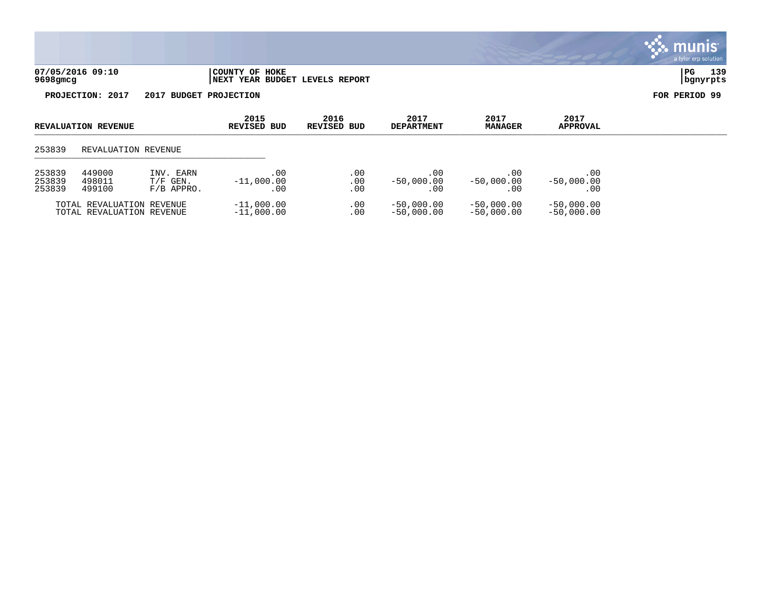**07/05/2016 09:10**
**9698gmcg**

**COUNTY OF HOKE**
**NEXT YEAR BUDGET LEVELS REPORT**

**PG 139**
**bgnyrpts**

**PROJECTION: 2017 2017 BUDGET PROJECTION** **FOR PERIOD 99**

| REVALUATION REVENUE | | | 2015 REVISED BUD | 2016 REVISED BUD | 2017 DEPARTMENT | 2017 MANAGER | 2017 APPROVAL |
|---|---|---|---|---|---|---|---|
| 253839 | REVALUATION REVENUE | | | | | | |
| 253839 | 449000 | INV. EARN | .00 | .00 | .00 | .00 | .00 |
| 253839 | 498011 | T/F GEN. | -11,000.00 | .00 | -50,000.00 | -50,000.00 | -50,000.00 |
| 253839 | 499100 | F/B APPRO. | .00 | .00 | .00 | .00 | .00 |
| TOTAL REVALUATION REVENUE | | | -11,000.00 | .00 | -50,000.00 | -50,000.00 | -50,000.00 |
| TOTAL REVALUATION REVENUE | | | -11,000.00 | .00 | -50,000.00 | -50,000.00 | -50,000.00 |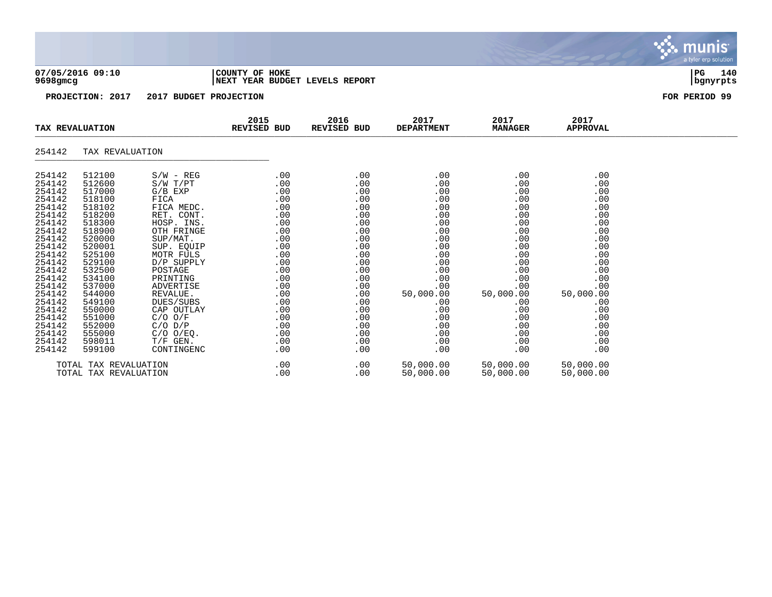07/05/2016 09:10
9698gmcg

COUNTY OF HOKE
NEXT YEAR BUDGET LEVELS REPORT

PROJECTION: 2017 2017 BUDGET PROJECTION

FOR PERIOD 99

| TAX REVALUATION | | | 2015 REVISED BUD | 2016 REVISED BUD | 2017 DEPARTMENT | 2017 MANAGER | 2017 APPROVAL |
|---|---|---|---|---|---|---|---|
| 254142 | TAX REVALUATION | | | | | | |
| 254142 | 512100 | S/W - REG | .00 | .00 | .00 | .00 | .00 |
| 254142 | 512600 | S/W T/PT | .00 | .00 | .00 | .00 | .00 |
| 254142 | 517000 | G/B EXP | .00 | .00 | .00 | .00 | .00 |
| 254142 | 518100 | FICA | .00 | .00 | .00 | .00 | .00 |
| 254142 | 518102 | FICA MEDC. | .00 | .00 | .00 | .00 | .00 |
| 254142 | 518200 | RET. CONT. | .00 | .00 | .00 | .00 | .00 |
| 254142 | 518300 | HOSP. INS. | .00 | .00 | .00 | .00 | .00 |
| 254142 | 518900 | OTH FRINGE | .00 | .00 | .00 | .00 | .00 |
| 254142 | 520000 | SUP/MAT. | .00 | .00 | .00 | .00 | .00 |
| 254142 | 520001 | SUP. EQUIP | .00 | .00 | .00 | .00 | .00 |
| 254142 | 525100 | MOTR FULS | .00 | .00 | .00 | .00 | .00 |
| 254142 | 529100 | D/P SUPPLY | .00 | .00 | .00 | .00 | .00 |
| 254142 | 532500 | POSTAGE | .00 | .00 | .00 | .00 | .00 |
| 254142 | 534100 | PRINTING | .00 | .00 | .00 | .00 | .00 |
| 254142 | 537000 | ADVERTISE | .00 | .00 | .00 | .00 | .00 |
| 254142 | 544000 | REVALUE. | .00 | .00 | 50,000.00 | 50,000.00 | 50,000.00 |
| 254142 | 549100 | DUES/SUBS | .00 | .00 | .00 | .00 | .00 |
| 254142 | 550000 | CAP OUTLAY | .00 | .00 | .00 | .00 | .00 |
| 254142 | 551000 | C/O O/F | .00 | .00 | .00 | .00 | .00 |
| 254142 | 552000 | C/O D/P | .00 | .00 | .00 | .00 | .00 |
| 254142 | 555000 | C/O O/EQ. | .00 | .00 | .00 | .00 | .00 |
| 254142 | 598011 | T/F GEN. | .00 | .00 | .00 | .00 | .00 |
| 254142 | 599100 | CONTINGENC | .00 | .00 | .00 | .00 | .00 |
| TOTAL TAX REVALUATION | | | .00 | .00 | 50,000.00 | 50,000.00 | 50,000.00 |
| TOTAL TAX REVALUATION | | | .00 | .00 | 50,000.00 | 50,000.00 | 50,000.00 |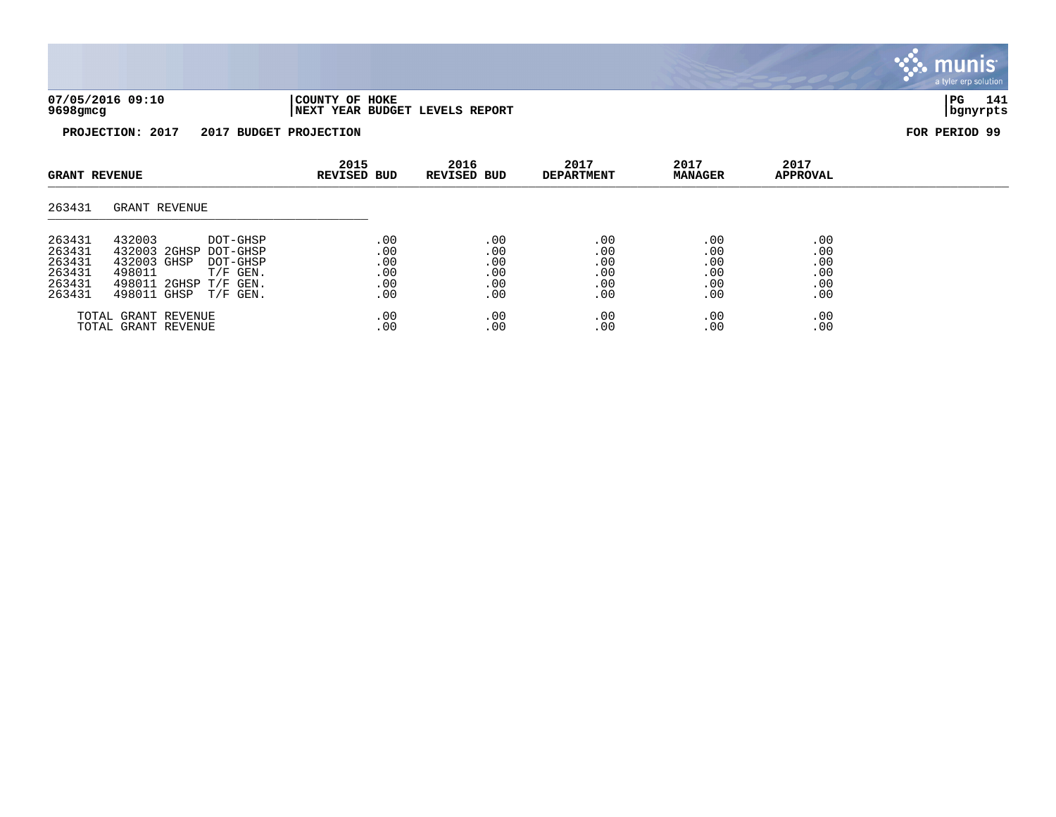07/05/2016 09:10 | COUNTY OF HOKE | PG 141
9698gmcg | NEXT YEAR BUDGET LEVELS REPORT | bgnyrpts

**PROJECTION: 2017    2017 BUDGET PROJECTION**    **FOR PERIOD 99**

| GRANT REVENUE | 2015 REVISED BUD | 2016 REVISED BUD | 2017 DEPARTMENT | 2017 MANAGER | 2017 APPROVAL |
|---|---|---|---|---|---|
| 263431 GRANT REVENUE | | | | | |
| 263431 432003 DOT-GHSP | .00 | .00 | .00 | .00 | .00 |
| 263431 432003 2GHSP DOT-GHSP | .00 | .00 | .00 | .00 | .00 |
| 263431 432003 GHSP DOT-GHSP | .00 | .00 | .00 | .00 | .00 |
| 263431 498011 T/F GEN. | .00 | .00 | .00 | .00 | .00 |
| 263431 498011 2GHSP T/F GEN. | .00 | .00 | .00 | .00 | .00 |
| 263431 498011 GHSP T/F GEN. | .00 | .00 | .00 | .00 | .00 |
| TOTAL GRANT REVENUE | .00 | .00 | .00 | .00 | .00 |
| TOTAL GRANT REVENUE | .00 | .00 | .00 | .00 | .00 |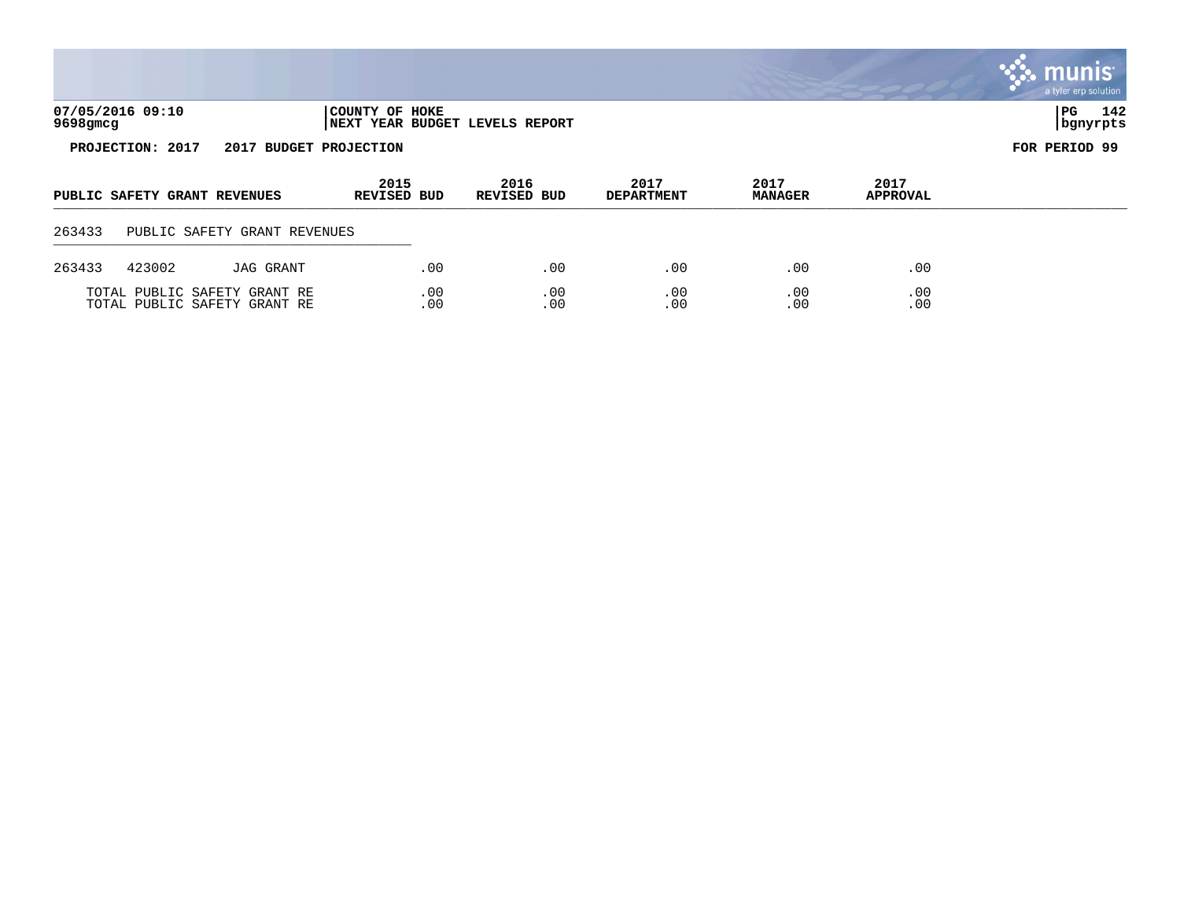**07/05/2016 09:10** | **COUNTY OF HOKE**
**9698gmcg** | **NEXT YEAR BUDGET LEVELS REPORT**

**PROJECTION: 2017 2017 BUDGET PROJECTION** — **FOR PERIOD 99**

| PUBLIC SAFETY GRANT REVENUES | | | 2015 REVISED BUD | 2016 REVISED BUD | 2017 DEPARTMENT | 2017 MANAGER | 2017 APPROVAL |
|---|---|---|---|---|---|---|---|
| 263433 | PUBLIC SAFETY GRANT REVENUES | | | | | | |
| 263433 | 423002 | JAG GRANT | .00 | .00 | .00 | .00 | .00 |
| TOTAL PUBLIC SAFETY GRANT RE | | | .00 | .00 | .00 | .00 | .00 |
| TOTAL PUBLIC SAFETY GRANT RE | | | .00 | .00 | .00 | .00 | .00 |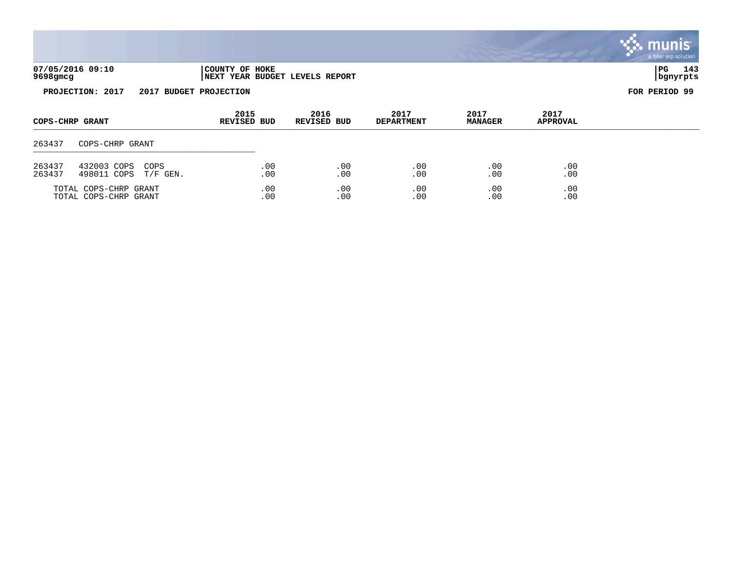**07/05/2016 09:10** | **COUNTY OF HOKE** | **PG 143**
**9698gmcg** | **NEXT YEAR BUDGET LEVELS REPORT** | **bgnyrpts**

**PROJECTION: 2017 2017 BUDGET PROJECTION** **FOR PERIOD 99**

| COPS-CHRP GRANT | 2015 REVISED BUD | 2016 REVISED BUD | 2017 DEPARTMENT | 2017 MANAGER | 2017 APPROVAL |
|---|---|---|---|---|---|
| 263437 COPS-CHRP GRANT | | | | | |
| 263437 432003 COPS COPS | .00 | .00 | .00 | .00 | .00 |
| 263437 498011 COPS T/F GEN. | .00 | .00 | .00 | .00 | .00 |
| TOTAL COPS-CHRP GRANT | .00 | .00 | .00 | .00 | .00 |
| TOTAL COPS-CHRP GRANT | .00 | .00 | .00 | .00 | .00 |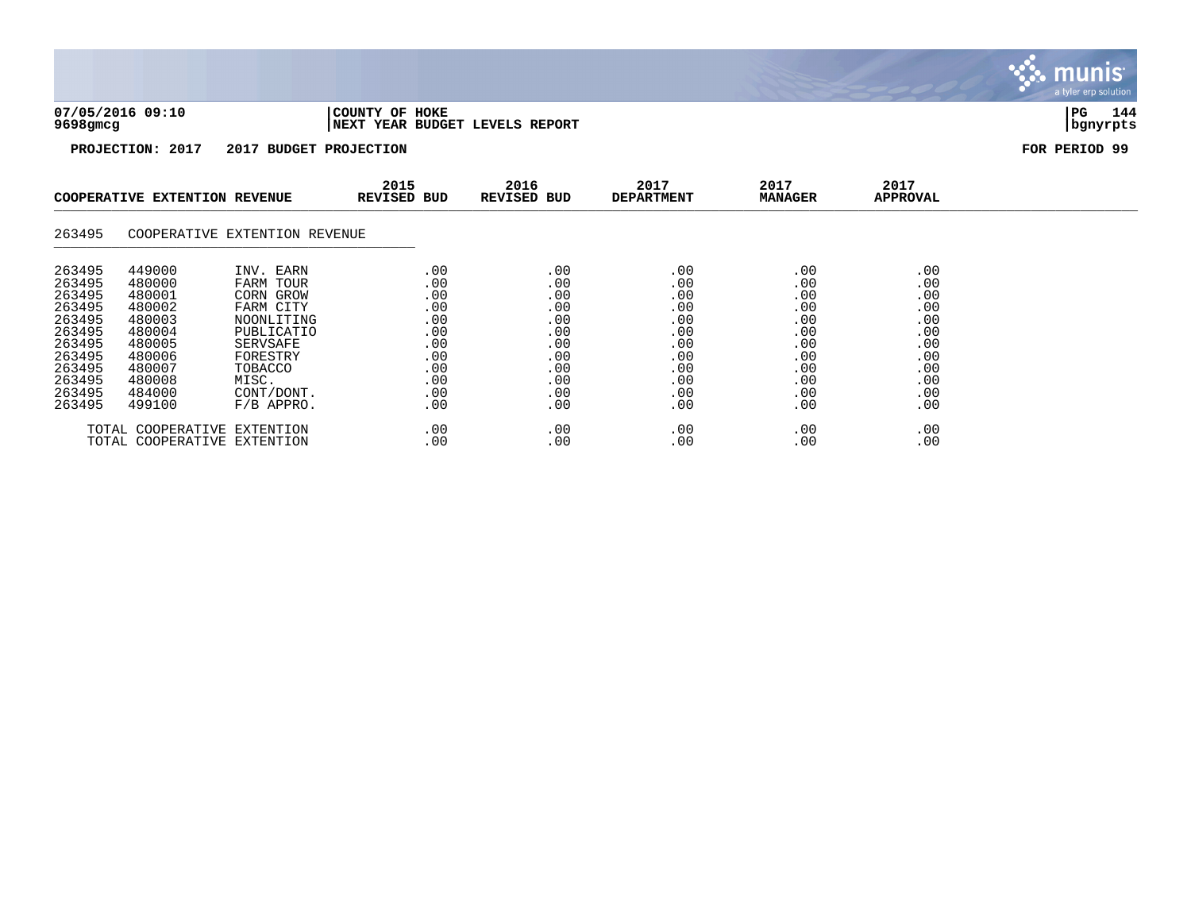**07/05/2016 09:10** | **COUNTY OF HOKE**
**9698gmcg** | **NEXT YEAR BUDGET LEVELS REPORT**

**PROJECTION: 2017 2017 BUDGET PROJECTION** — **FOR PERIOD 99**

| COOPERATIVE EXTENTION REVENUE | | | 2015 REVISED BUD | 2016 REVISED BUD | 2017 DEPARTMENT | 2017 MANAGER | 2017 APPROVAL |
|---|---|---|---|---|---|---|---|
| 263495 | COOPERATIVE EXTENTION REVENUE | | | | | | |
| 263495 | 449000 | INV. EARN | .00 | .00 | .00 | .00 | .00 |
| 263495 | 480000 | FARM TOUR | .00 | .00 | .00 | .00 | .00 |
| 263495 | 480001 | CORN GROW | .00 | .00 | .00 | .00 | .00 |
| 263495 | 480002 | FARM CITY | .00 | .00 | .00 | .00 | .00 |
| 263495 | 480003 | NOONLITING | .00 | .00 | .00 | .00 | .00 |
| 263495 | 480004 | PUBLICATIO | .00 | .00 | .00 | .00 | .00 |
| 263495 | 480005 | SERVSAFE | .00 | .00 | .00 | .00 | .00 |
| 263495 | 480006 | FORESTRY | .00 | .00 | .00 | .00 | .00 |
| 263495 | 480007 | TOBACCO | .00 | .00 | .00 | .00 | .00 |
| 263495 | 480008 | MISC. | .00 | .00 | .00 | .00 | .00 |
| 263495 | 484000 | CONT/DONT. | .00 | .00 | .00 | .00 | .00 |
| 263495 | 499100 | F/B APPRO. | .00 | .00 | .00 | .00 | .00 |
| TOTAL COOPERATIVE EXTENTION | | | .00 | .00 | .00 | .00 | .00 |
| TOTAL COOPERATIVE EXTENTION | | | .00 | .00 | .00 | .00 | .00 |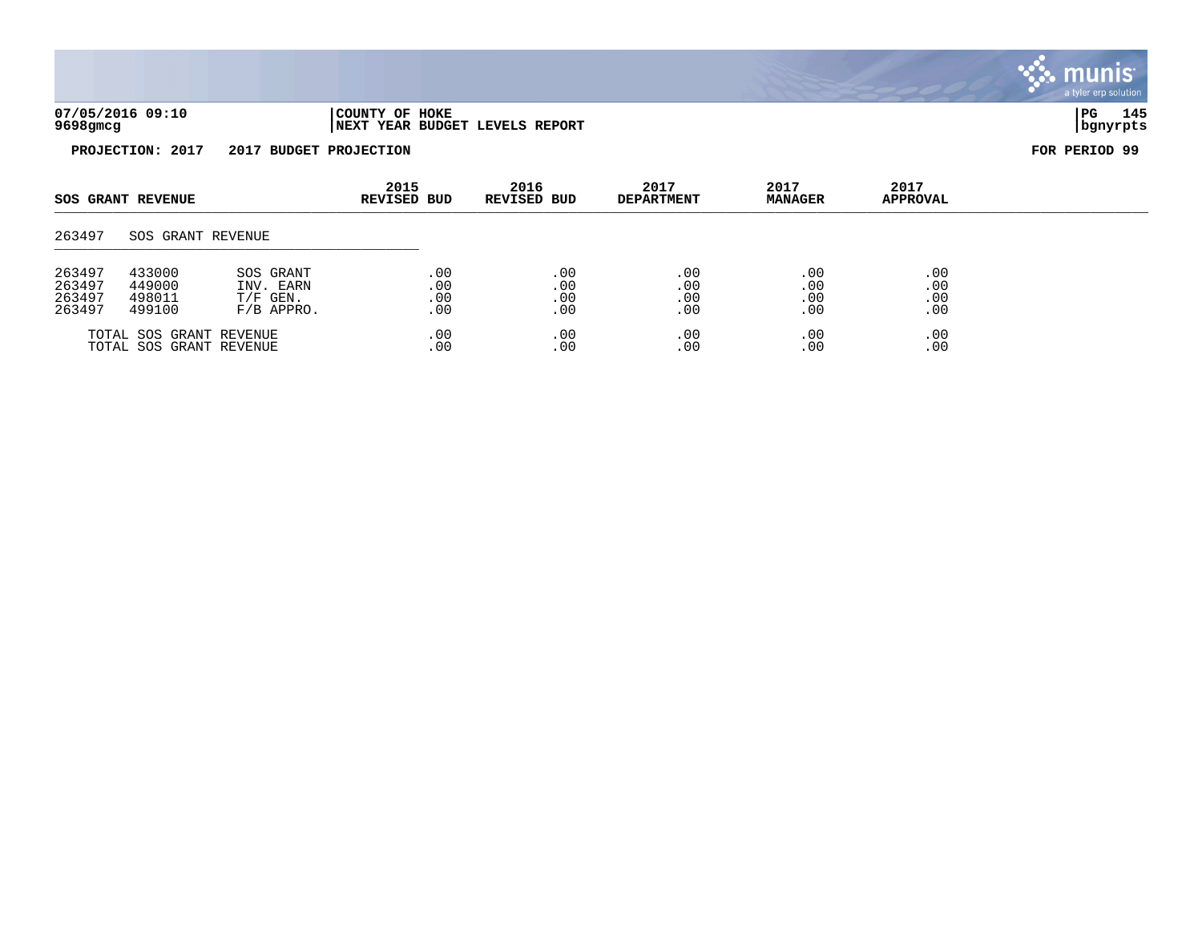**07/05/2016 09:10** | **COUNTY OF HOKE**
**9698gmcg** | **NEXT YEAR BUDGET LEVELS REPORT**

**PROJECTION: 2017    2017 BUDGET PROJECTION**    **FOR PERIOD 99**

| SOS GRANT REVENUE | | | 2015 REVISED BUD | 2016 REVISED BUD | 2017 DEPARTMENT | 2017 MANAGER | 2017 APPROVAL |
|---|---|---|---|---|---|---|---|
| 263497 | SOS GRANT REVENUE | | | | | | |
| 263497 | 433000 | SOS GRANT | .00 | .00 | .00 | .00 | .00 |
| 263497 | 449000 | INV. EARN | .00 | .00 | .00 | .00 | .00 |
| 263497 | 498011 | T/F GEN. | .00 | .00 | .00 | .00 | .00 |
| 263497 | 499100 | F/B APPRO. | .00 | .00 | .00 | .00 | .00 |
| TOTAL SOS GRANT REVENUE | | | .00 | .00 | .00 | .00 | .00 |
| TOTAL SOS GRANT REVENUE | | | .00 | .00 | .00 | .00 | .00 |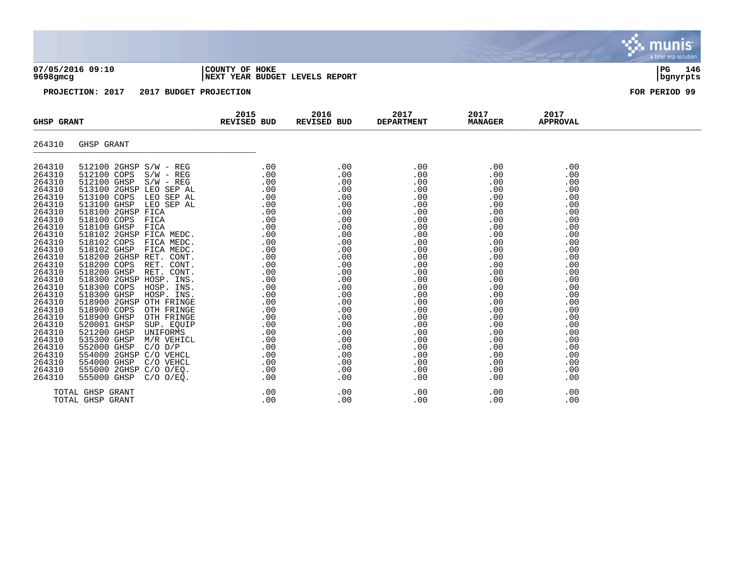**COUNTY OF HOKE**
**NEXT YEAR BUDGET LEVELS REPORT**

07/05/2016 09:10
9698gmcg

**PROJECTION: 2017 2017 BUDGET PROJECTION** **FOR PERIOD 99**

| GHSP GRANT | | 2015 REVISED BUD | 2016 REVISED BUD | 2017 DEPARTMENT | 2017 MANAGER | 2017 APPROVAL |
|---|---|---|---|---|---|---|
| 264310 | GHSP GRANT | | | | | |
| 264310 | 512100 2GHSP S/W - REG | .00 | .00 | .00 | .00 | .00 |
| 264310 | 512100 COPS S/W - REG | .00 | .00 | .00 | .00 | .00 |
| 264310 | 512100 GHSP S/W - REG | .00 | .00 | .00 | .00 | .00 |
| 264310 | 513100 2GHSP LEO SEP AL | .00 | .00 | .00 | .00 | .00 |
| 264310 | 513100 COPS LEO SEP AL | .00 | .00 | .00 | .00 | .00 |
| 264310 | 513100 GHSP LEO SEP AL | .00 | .00 | .00 | .00 | .00 |
| 264310 | 518100 2GHSP FICA | .00 | .00 | .00 | .00 | .00 |
| 264310 | 518100 COPS FICA | .00 | .00 | .00 | .00 | .00 |
| 264310 | 518100 GHSP FICA | .00 | .00 | .00 | .00 | .00 |
| 264310 | 518102 2GHSP FICA MEDC. | .00 | .00 | .00 | .00 | .00 |
| 264310 | 518102 COPS FICA MEDC. | .00 | .00 | .00 | .00 | .00 |
| 264310 | 518102 GHSP FICA MEDC. | .00 | .00 | .00 | .00 | .00 |
| 264310 | 518200 2GHSP RET. CONT. | .00 | .00 | .00 | .00 | .00 |
| 264310 | 518200 COPS RET. CONT. | .00 | .00 | .00 | .00 | .00 |
| 264310 | 518200 GHSP RET. CONT. | .00 | .00 | .00 | .00 | .00 |
| 264310 | 518300 2GHSP HOSP. INS. | .00 | .00 | .00 | .00 | .00 |
| 264310 | 518300 COPS HOSP. INS. | .00 | .00 | .00 | .00 | .00 |
| 264310 | 518300 GHSP HOSP. INS. | .00 | .00 | .00 | .00 | .00 |
| 264310 | 518900 2GHSP OTH FRINGE | .00 | .00 | .00 | .00 | .00 |
| 264310 | 518900 COPS OTH FRINGE | .00 | .00 | .00 | .00 | .00 |
| 264310 | 518900 GHSP OTH FRINGE | .00 | .00 | .00 | .00 | .00 |
| 264310 | 520001 GHSP SUP. EQUIP | .00 | .00 | .00 | .00 | .00 |
| 264310 | 521200 GHSP UNIFORMS | .00 | .00 | .00 | .00 | .00 |
| 264310 | 535300 GHSP M/R VEHICL | .00 | .00 | .00 | .00 | .00 |
| 264310 | 552000 GHSP C/O D/P | .00 | .00 | .00 | .00 | .00 |
| 264310 | 554000 2GHSP C/O VEHCL | .00 | .00 | .00 | .00 | .00 |
| 264310 | 554000 GHSP C/O VEHCL | .00 | .00 | .00 | .00 | .00 |
| 264310 | 555000 2GHSP C/O O/EQ. | .00 | .00 | .00 | .00 | .00 |
| 264310 | 555000 GHSP C/O O/EQ. | .00 | .00 | .00 | .00 | .00 |
| TOTAL GHSP GRANT | | .00 | .00 | .00 | .00 | .00 |
| TOTAL GHSP GRANT | | .00 | .00 | .00 | .00 | .00 |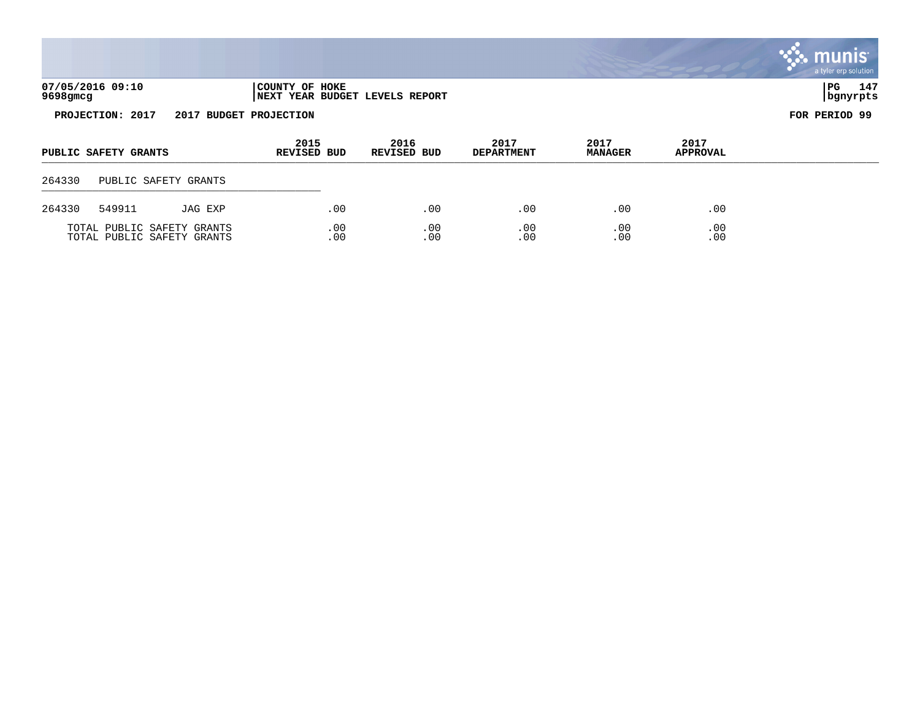07/05/2016 09:10
9698gmcg

COUNTY OF HOKE
NEXT YEAR BUDGET LEVELS REPORT

PROJECTION: 2017 2017 BUDGET PROJECTION

FOR PERIOD 99

| PUBLIC SAFETY GRANTS | | | 2015 REVISED BUD | 2016 REVISED BUD | 2017 DEPARTMENT | 2017 MANAGER | 2017 APPROVAL |
|---|---|---|---|---|---|---|---|
| 264330 | PUBLIC SAFETY GRANTS | | | | | | |
| 264330 | 549911 | JAG EXP | .00 | .00 | .00 | .00 | .00 |
| TOTAL PUBLIC SAFETY GRANTS | | | .00 | .00 | .00 | .00 | .00 |
| TOTAL PUBLIC SAFETY GRANTS | | | .00 | .00 | .00 | .00 | .00 |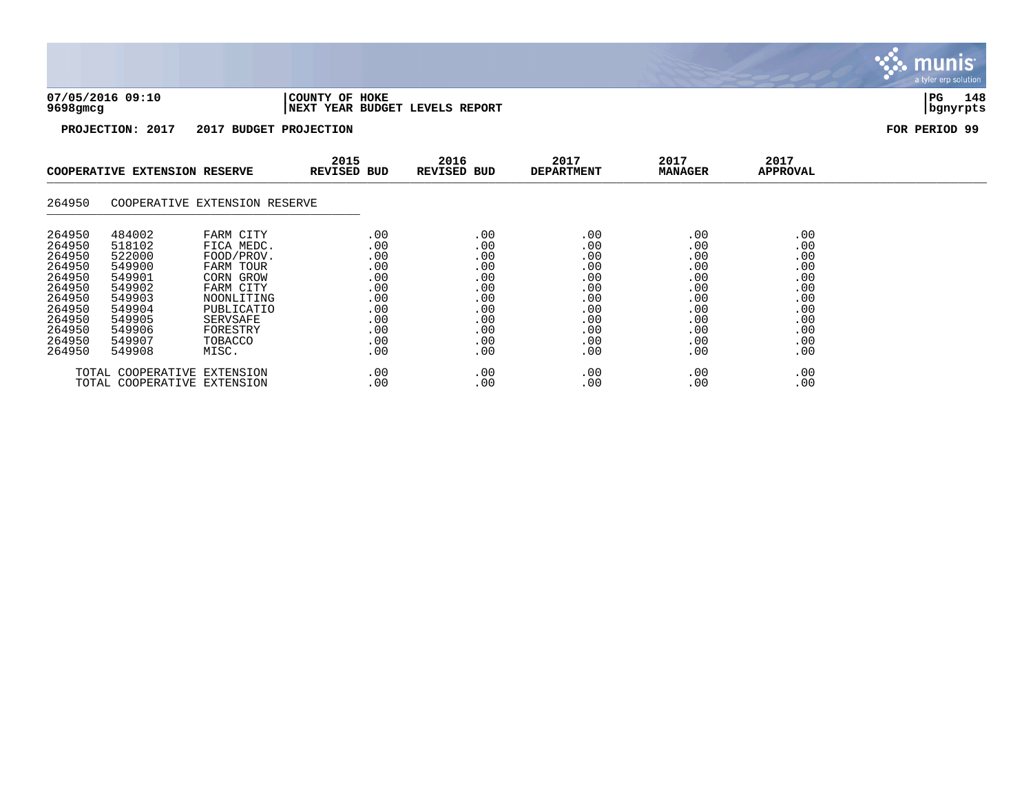**07/05/2016 09:10** | **COUNTY OF HOKE**
**9698gmcg** | **NEXT YEAR BUDGET LEVELS REPORT**

**PROJECTION: 2017 2017 BUDGET PROJECTION** **FOR PERIOD 99**

| COOPERATIVE EXTENSION RESERVE | | | 2015 REVISED BUD | 2016 REVISED BUD | 2017 DEPARTMENT | 2017 MANAGER | 2017 APPROVAL |
|---|---|---|---|---|---|---|---|
| 264950 | COOPERATIVE EXTENSION RESERVE | | | | | | |
| 264950 | 484002 | FARM CITY | .00 | .00 | .00 | .00 | .00 |
| 264950 | 518102 | FICA MEDC. | .00 | .00 | .00 | .00 | .00 |
| 264950 | 522000 | FOOD/PROV. | .00 | .00 | .00 | .00 | .00 |
| 264950 | 549900 | FARM TOUR | .00 | .00 | .00 | .00 | .00 |
| 264950 | 549901 | CORN GROW | .00 | .00 | .00 | .00 | .00 |
| 264950 | 549902 | FARM CITY | .00 | .00 | .00 | .00 | .00 |
| 264950 | 549903 | NOONLITING | .00 | .00 | .00 | .00 | .00 |
| 264950 | 549904 | PUBLICATIO | .00 | .00 | .00 | .00 | .00 |
| 264950 | 549905 | SERVSAFE | .00 | .00 | .00 | .00 | .00 |
| 264950 | 549906 | FORESTRY | .00 | .00 | .00 | .00 | .00 |
| 264950 | 549907 | TOBACCO | .00 | .00 | .00 | .00 | .00 |
| 264950 | 549908 | MISC. | .00 | .00 | .00 | .00 | .00 |
| TOTAL COOPERATIVE EXTENSION | | | .00 | .00 | .00 | .00 | .00 |
| TOTAL COOPERATIVE EXTENSION | | | .00 | .00 | .00 | .00 | .00 |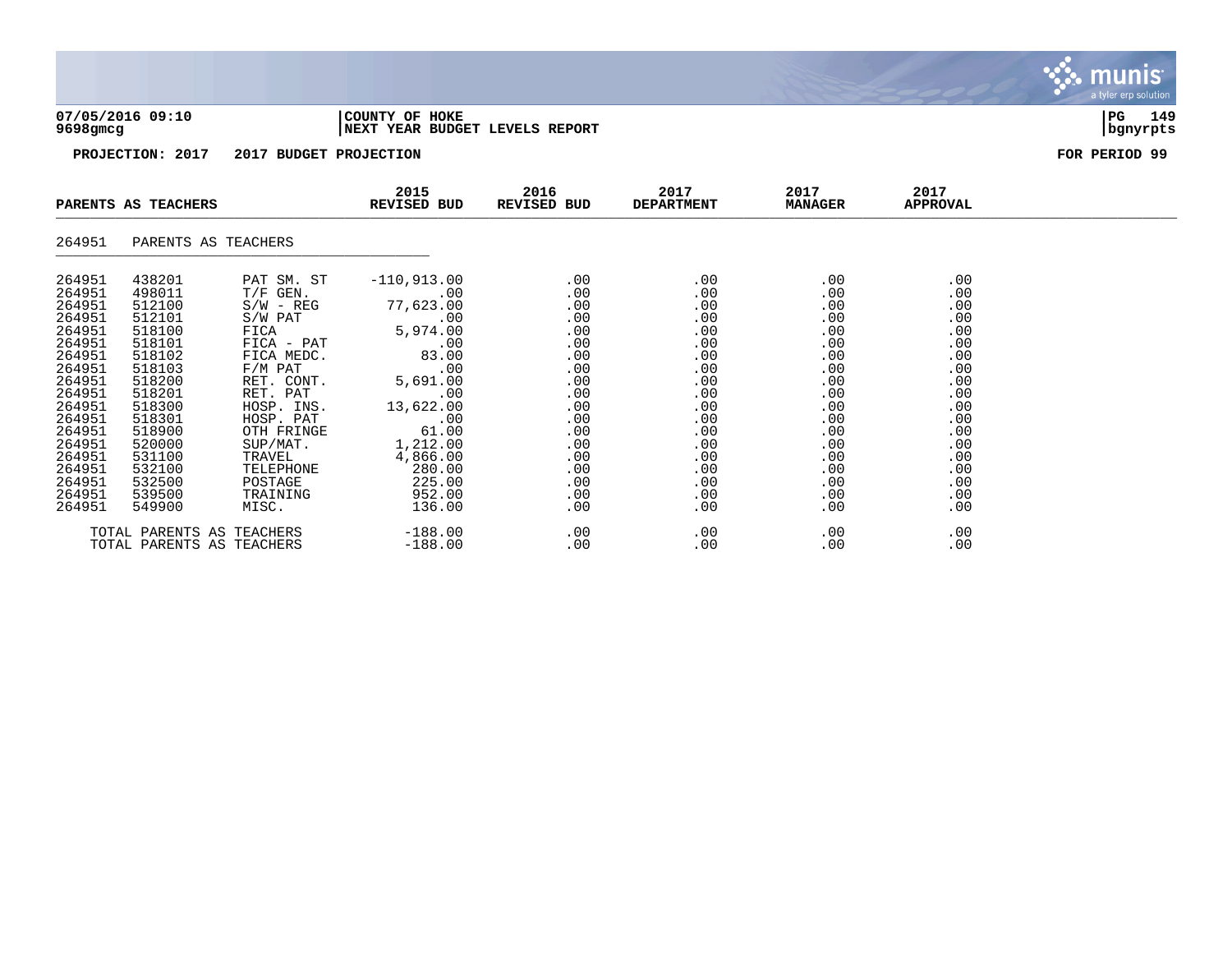**07/05/2016 09:10** | **COUNTY OF HOKE** | **NEXT YEAR BUDGET LEVELS REPORT**

**9698gmcg** | **bgnyrpts**

**PROJECTION: 2017 2017 BUDGET PROJECTION** | **FOR PERIOD 99**

| PARENTS AS TEACHERS | | | 2015 REVISED BUD | 2016 REVISED BUD | 2017 DEPARTMENT | 2017 MANAGER | 2017 APPROVAL |
|---|---|---|---|---|---|---|---|
| 264951 | PARENTS AS TEACHERS | | | | | | |
| 264951 | 438201 | PAT SM. ST | -110,913.00 | .00 | .00 | .00 | .00 |
| 264951 | 498011 | T/F GEN. | .00 | .00 | .00 | .00 | .00 |
| 264951 | 512100 | S/W - REG | 77,623.00 | .00 | .00 | .00 | .00 |
| 264951 | 512101 | S/W PAT | .00 | .00 | .00 | .00 | .00 |
| 264951 | 518100 | FICA | 5,974.00 | .00 | .00 | .00 | .00 |
| 264951 | 518101 | FICA - PAT | .00 | .00 | .00 | .00 | .00 |
| 264951 | 518102 | FICA MEDC. | 83.00 | .00 | .00 | .00 | .00 |
| 264951 | 518103 | F/M PAT | .00 | .00 | .00 | .00 | .00 |
| 264951 | 518200 | RET. CONT. | 5,691.00 | .00 | .00 | .00 | .00 |
| 264951 | 518201 | RET. PAT | .00 | .00 | .00 | .00 | .00 |
| 264951 | 518300 | HOSP. INS. | 13,622.00 | .00 | .00 | .00 | .00 |
| 264951 | 518301 | HOSP. PAT | .00 | .00 | .00 | .00 | .00 |
| 264951 | 518900 | OTH FRINGE | 61.00 | .00 | .00 | .00 | .00 |
| 264951 | 520000 | SUP/MAT. | 1,212.00 | .00 | .00 | .00 | .00 |
| 264951 | 531100 | TRAVEL | 4,866.00 | .00 | .00 | .00 | .00 |
| 264951 | 532100 | TELEPHONE | 280.00 | .00 | .00 | .00 | .00 |
| 264951 | 532500 | POSTAGE | 225.00 | .00 | .00 | .00 | .00 |
| 264951 | 539500 | TRAINING | 952.00 | .00 | .00 | .00 | .00 |
| 264951 | 549900 | MISC. | 136.00 | .00 | .00 | .00 | .00 |
| TOTAL PARENTS AS TEACHERS | | | -188.00 | .00 | .00 | .00 | .00 |
| TOTAL PARENTS AS TEACHERS | | | -188.00 | .00 | .00 | .00 | .00 |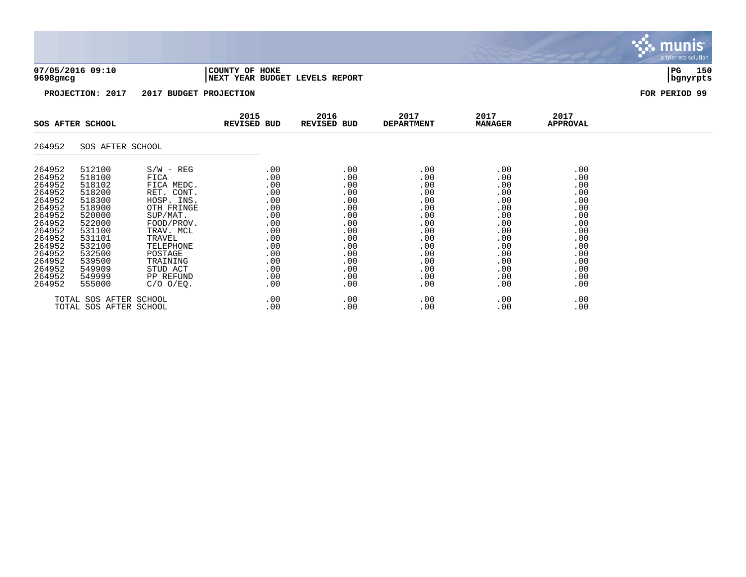**COUNTY OF HOKE**
**NEXT YEAR BUDGET LEVELS REPORT**

**PROJECTION: 2017 2017 BUDGET PROJECTION** **FOR PERIOD 99**

| SOS AFTER SCHOOL | | | 2015 REVISED BUD | 2016 REVISED BUD | 2017 DEPARTMENT | 2017 MANAGER | 2017 APPROVAL |
|---|---|---|---|---|---|---|---|
| 264952 | SOS AFTER SCHOOL | | | | | | |
| 264952 | 512100 | S/W - REG | .00 | .00 | .00 | .00 | .00 |
| 264952 | 518100 | FICA | .00 | .00 | .00 | .00 | .00 |
| 264952 | 518102 | FICA MEDC. | .00 | .00 | .00 | .00 | .00 |
| 264952 | 518200 | RET. CONT. | .00 | .00 | .00 | .00 | .00 |
| 264952 | 518300 | HOSP. INS. | .00 | .00 | .00 | .00 | .00 |
| 264952 | 518900 | OTH FRINGE | .00 | .00 | .00 | .00 | .00 |
| 264952 | 520000 | SUP/MAT. | .00 | .00 | .00 | .00 | .00 |
| 264952 | 522000 | FOOD/PROV. | .00 | .00 | .00 | .00 | .00 |
| 264952 | 531100 | TRAV. MCL | .00 | .00 | .00 | .00 | .00 |
| 264952 | 531101 | TRAVEL | .00 | .00 | .00 | .00 | .00 |
| 264952 | 532100 | TELEPHONE | .00 | .00 | .00 | .00 | .00 |
| 264952 | 532500 | POSTAGE | .00 | .00 | .00 | .00 | .00 |
| 264952 | 539500 | TRAINING | .00 | .00 | .00 | .00 | .00 |
| 264952 | 549909 | STUD ACT | .00 | .00 | .00 | .00 | .00 |
| 264952 | 549999 | PP REFUND | .00 | .00 | .00 | .00 | .00 |
| 264952 | 555000 | C/O O/EQ. | .00 | .00 | .00 | .00 | .00 |
| TOTAL SOS AFTER SCHOOL | | | .00 | .00 | .00 | .00 | .00 |
| TOTAL SOS AFTER SCHOOL | | | .00 | .00 | .00 | .00 | .00 |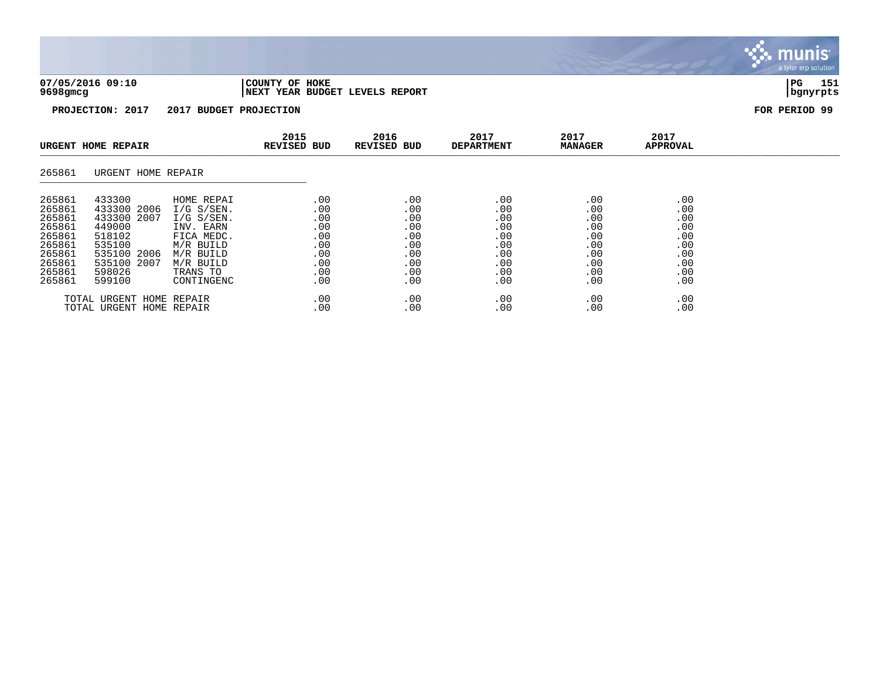**07/05/2016 09:10** | **COUNTY OF HOKE**
**9698gmcg** | **NEXT YEAR BUDGET LEVELS REPORT**

**PROJECTION: 2017 2017 BUDGET PROJECTION** | **FOR PERIOD 99**

| URGENT HOME REPAIR | | | 2015 REVISED BUD | 2016 REVISED BUD | 2017 DEPARTMENT | 2017 MANAGER | 2017 APPROVAL |
|---|---|---|---|---|---|---|---|
| 265861 | URGENT HOME REPAIR | | | | | | |
| 265861 | 433300 | HOME REPAI | .00 | .00 | .00 | .00 | .00 |
| 265861 | 433300 2006 | I/G S/SEN. | .00 | .00 | .00 | .00 | .00 |
| 265861 | 433300 2007 | I/G S/SEN. | .00 | .00 | .00 | .00 | .00 |
| 265861 | 449000 | INV. EARN | .00 | .00 | .00 | .00 | .00 |
| 265861 | 518102 | FICA MEDC. | .00 | .00 | .00 | .00 | .00 |
| 265861 | 535100 | M/R BUILD | .00 | .00 | .00 | .00 | .00 |
| 265861 | 535100 2006 | M/R BUILD | .00 | .00 | .00 | .00 | .00 |
| 265861 | 535100 2007 | M/R BUILD | .00 | .00 | .00 | .00 | .00 |
| 265861 | 598026 | TRANS TO | .00 | .00 | .00 | .00 | .00 |
| 265861 | 599100 | CONTINGENC | .00 | .00 | .00 | .00 | .00 |
| TOTAL URGENT HOME REPAIR | | | .00 | .00 | .00 | .00 | .00 |
| TOTAL URGENT HOME REPAIR | | | .00 | .00 | .00 | .00 | .00 |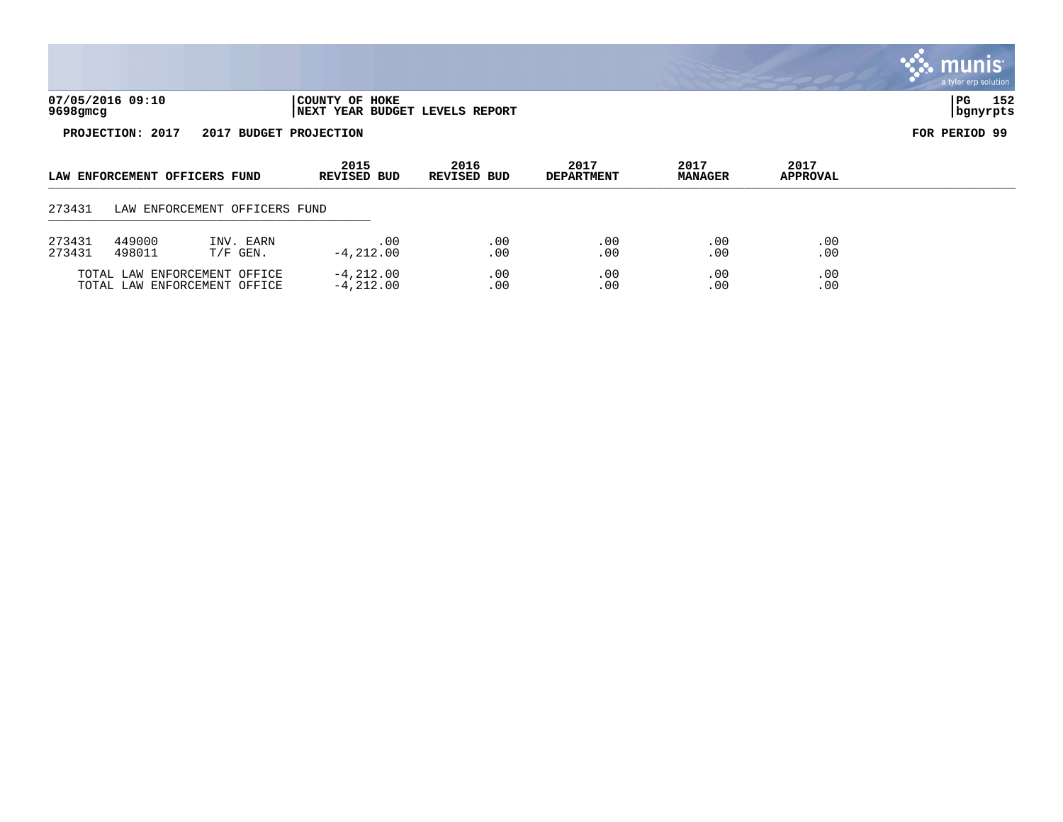**07/05/2016 09:10** | **COUNTY OF HOKE**
**9698gmcg** | **NEXT YEAR BUDGET LEVELS REPORT**

**PROJECTION: 2017 2017 BUDGET PROJECTION** **FOR PERIOD 99**

| LAW ENFORCEMENT OFFICERS FUND | | | 2015 REVISED BUD | 2016 REVISED BUD | 2017 DEPARTMENT | 2017 MANAGER | 2017 APPROVAL |
|---|---|---|---|---|---|---|---|
| 273431 | LAW ENFORCEMENT OFFICERS FUND | | | | | | |
| 273431 | 449000 | INV. EARN | .00 | .00 | .00 | .00 | .00 |
| 273431 | 498011 | T/F GEN. | -4,212.00 | .00 | .00 | .00 | .00 |
| | TOTAL LAW ENFORCEMENT OFFICE | | -4,212.00 | .00 | .00 | .00 | .00 |
| | TOTAL LAW ENFORCEMENT OFFICE | | -4,212.00 | .00 | .00 | .00 | .00 |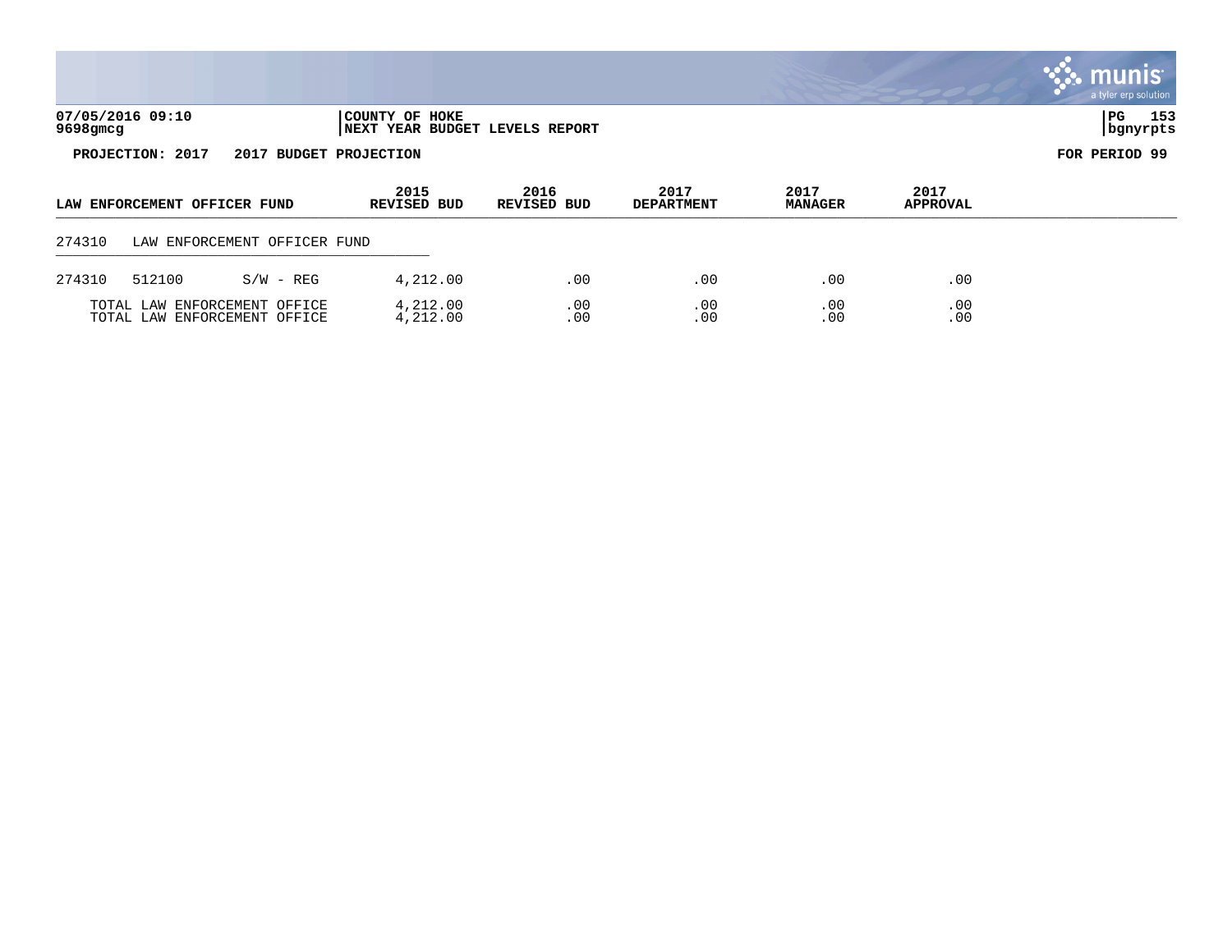07/05/2016 09:10 | COUNTY OF HOKE
9698gmcg | NEXT YEAR BUDGET LEVELS REPORT | bgnyrpts

**PROJECTION: 2017    2017 BUDGET PROJECTION**    **FOR PERIOD 99**

| LAW ENFORCEMENT OFFICER FUND | | | 2015 REVISED BUD | 2016 REVISED BUD | 2017 DEPARTMENT | 2017 MANAGER | 2017 APPROVAL |
|---|---|---|---|---|---|---|---|
| 274310 | LAW ENFORCEMENT OFFICER FUND | | | | | | |
| 274310 | 512100 | S/W - REG | 4,212.00 | .00 | .00 | .00 | .00 |
| | TOTAL LAW ENFORCEMENT OFFICE | | 4,212.00 | .00 | .00 | .00 | .00 |
| | TOTAL LAW ENFORCEMENT OFFICE | | 4,212.00 | .00 | .00 | .00 | .00 |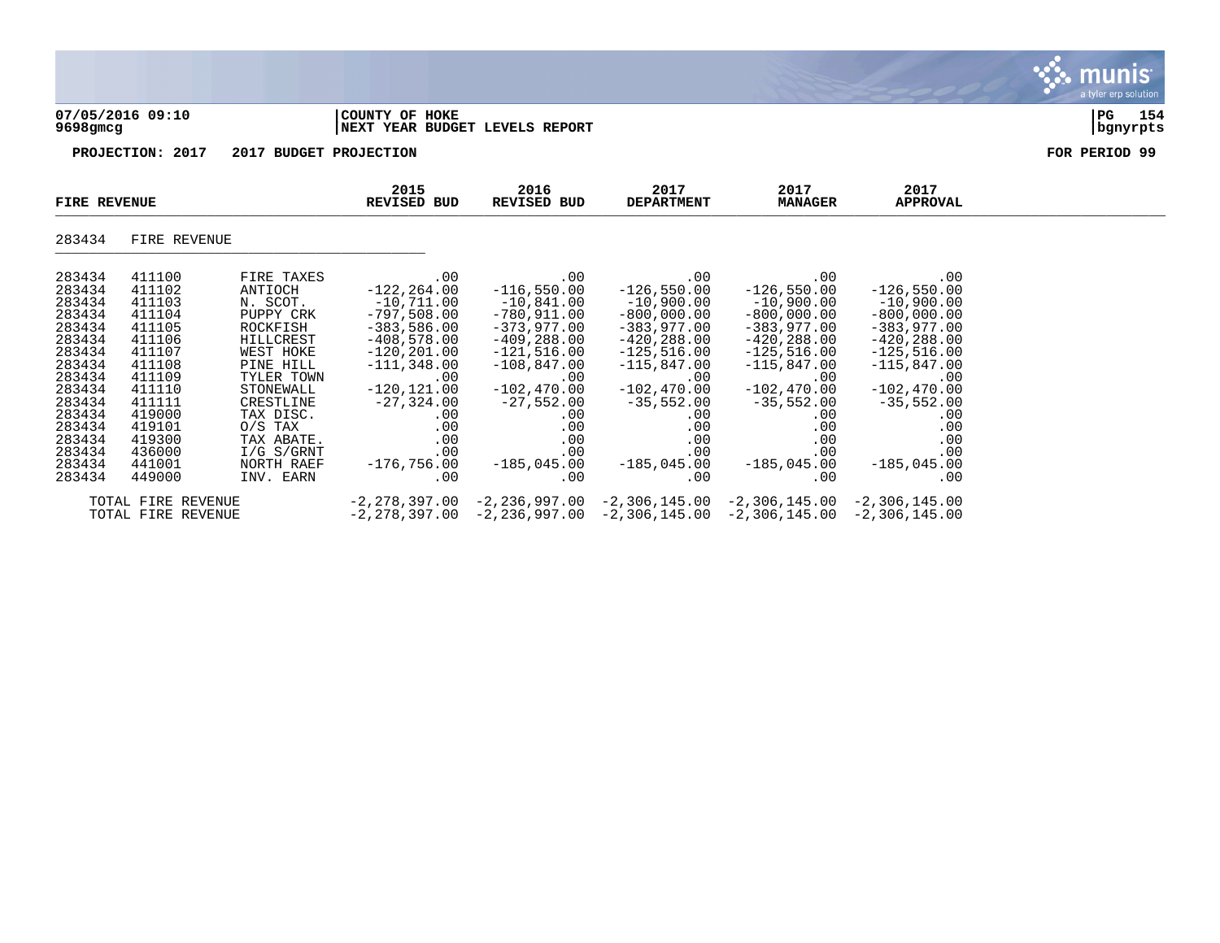**07/05/2016 09:10** | **COUNTY OF HOKE** | **PG 154**
**9698gmcg** | **NEXT YEAR BUDGET LEVELS REPORT** | **bgnyrpts**

**PROJECTION: 2017 2017 BUDGET PROJECTION** **FOR PERIOD 99**

| FIRE REVENUE | | | 2015 REVISED BUD | 2016 REVISED BUD | 2017 DEPARTMENT | 2017 MANAGER | 2017 APPROVAL |
|---|---|---|---|---|---|---|---|
| 283434 | FIRE REVENUE | | | | | | |
| 283434 | 411100 | FIRE TAXES | .00 | .00 | .00 | .00 | .00 |
| 283434 | 411102 | ANTIOCH | -122,264.00 | -116,550.00 | -126,550.00 | -126,550.00 | -126,550.00 |
| 283434 | 411103 | N. SCOT. | -10,711.00 | -10,841.00 | -10,900.00 | -10,900.00 | -10,900.00 |
| 283434 | 411104 | PUPPY CRK | -797,508.00 | -780,911.00 | -800,000.00 | -800,000.00 | -800,000.00 |
| 283434 | 411105 | ROCKFISH | -383,586.00 | -373,977.00 | -383,977.00 | -383,977.00 | -383,977.00 |
| 283434 | 411106 | HILLCREST | -408,578.00 | -409,288.00 | -420,288.00 | -420,288.00 | -420,288.00 |
| 283434 | 411107 | WEST HOKE | -120,201.00 | -121,516.00 | -125,516.00 | -125,516.00 | -125,516.00 |
| 283434 | 411108 | PINE HILL | -111,348.00 | -108,847.00 | -115,847.00 | -115,847.00 | -115,847.00 |
| 283434 | 411109 | TYLER TOWN | .00 | .00 | .00 | .00 | .00 |
| 283434 | 411110 | STONEWALL | -120,121.00 | -102,470.00 | -102,470.00 | -102,470.00 | -102,470.00 |
| 283434 | 411111 | CRESTLINE | -27,324.00 | -27,552.00 | -35,552.00 | -35,552.00 | -35,552.00 |
| 283434 | 419000 | TAX DISC. | .00 | .00 | .00 | .00 | .00 |
| 283434 | 419101 | O/S TAX | .00 | .00 | .00 | .00 | .00 |
| 283434 | 419300 | TAX ABATE. | .00 | .00 | .00 | .00 | .00 |
| 283434 | 436000 | I/G S/GRNT | .00 | .00 | .00 | .00 | .00 |
| 283434 | 441001 | NORTH RAEF | -176,756.00 | -185,045.00 | -185,045.00 | -185,045.00 | -185,045.00 |
| 283434 | 449000 | INV. EARN | .00 | .00 | .00 | .00 | .00 |
| | TOTAL FIRE REVENUE | | -2,278,397.00 | -2,236,997.00 | -2,306,145.00 | -2,306,145.00 | -2,306,145.00 |
| | TOTAL FIRE REVENUE | | -2,278,397.00 | -2,236,997.00 | -2,306,145.00 | -2,306,145.00 | -2,306,145.00 |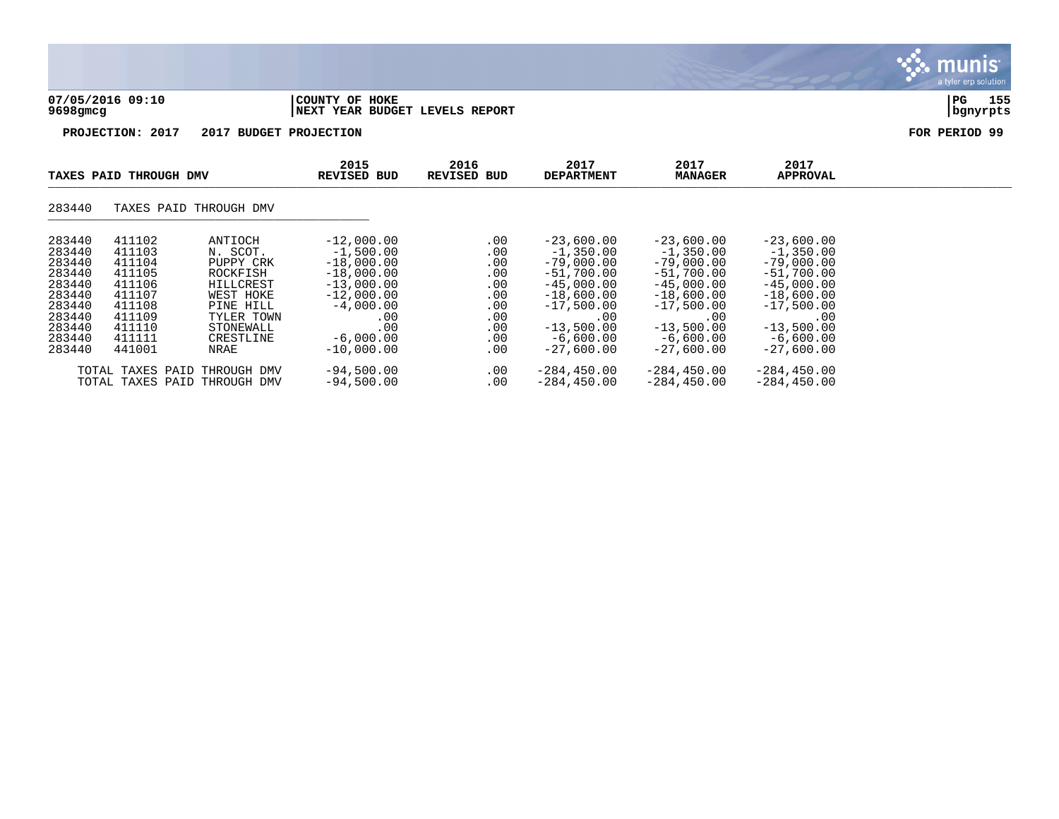**07/05/2016 09:10** | **COUNTY OF HOKE**
**9698gmcg** | **NEXT YEAR BUDGET LEVELS REPORT**

**PG 155**
**bgnyrpts**

**PROJECTION: 2017 2017 BUDGET PROJECTION** | **FOR PERIOD 99**

| TAXES PAID THROUGH DMV | | | 2015 REVISED BUD | 2016 REVISED BUD | 2017 DEPARTMENT | 2017 MANAGER | 2017 APPROVAL |
|---|---|---|---|---|---|---|---|
| 283440 | TAXES PAID THROUGH DMV | | | | | | |
| 283440 | 411102 | ANTIOCH | -12,000.00 | .00 | -23,600.00 | -23,600.00 | -23,600.00 |
| 283440 | 411103 | N. SCOT. | -1,500.00 | .00 | -1,350.00 | -1,350.00 | -1,350.00 |
| 283440 | 411104 | PUPPY CRK | -18,000.00 | .00 | -79,000.00 | -79,000.00 | -79,000.00 |
| 283440 | 411105 | ROCKFISH | -18,000.00 | .00 | -51,700.00 | -51,700.00 | -51,700.00 |
| 283440 | 411106 | HILLCREST | -13,000.00 | .00 | -45,000.00 | -45,000.00 | -45,000.00 |
| 283440 | 411107 | WEST HOKE | -12,000.00 | .00 | -18,600.00 | -18,600.00 | -18,600.00 |
| 283440 | 411108 | PINE HILL | -4,000.00 | .00 | -17,500.00 | -17,500.00 | -17,500.00 |
| 283440 | 411109 | TYLER TOWN | .00 | .00 | .00 | .00 | .00 |
| 283440 | 411110 | STONEWALL | .00 | .00 | -13,500.00 | -13,500.00 | -13,500.00 |
| 283440 | 411111 | CRESTLINE | -6,000.00 | .00 | -6,600.00 | -6,600.00 | -6,600.00 |
| 283440 | 441001 | NRAE | -10,000.00 | .00 | -27,600.00 | -27,600.00 | -27,600.00 |
| TOTAL TAXES PAID THROUGH DMV | | | -94,500.00 | .00 | -284,450.00 | -284,450.00 | -284,450.00 |
| TOTAL TAXES PAID THROUGH DMV | | | -94,500.00 | .00 | -284,450.00 | -284,450.00 | -284,450.00 |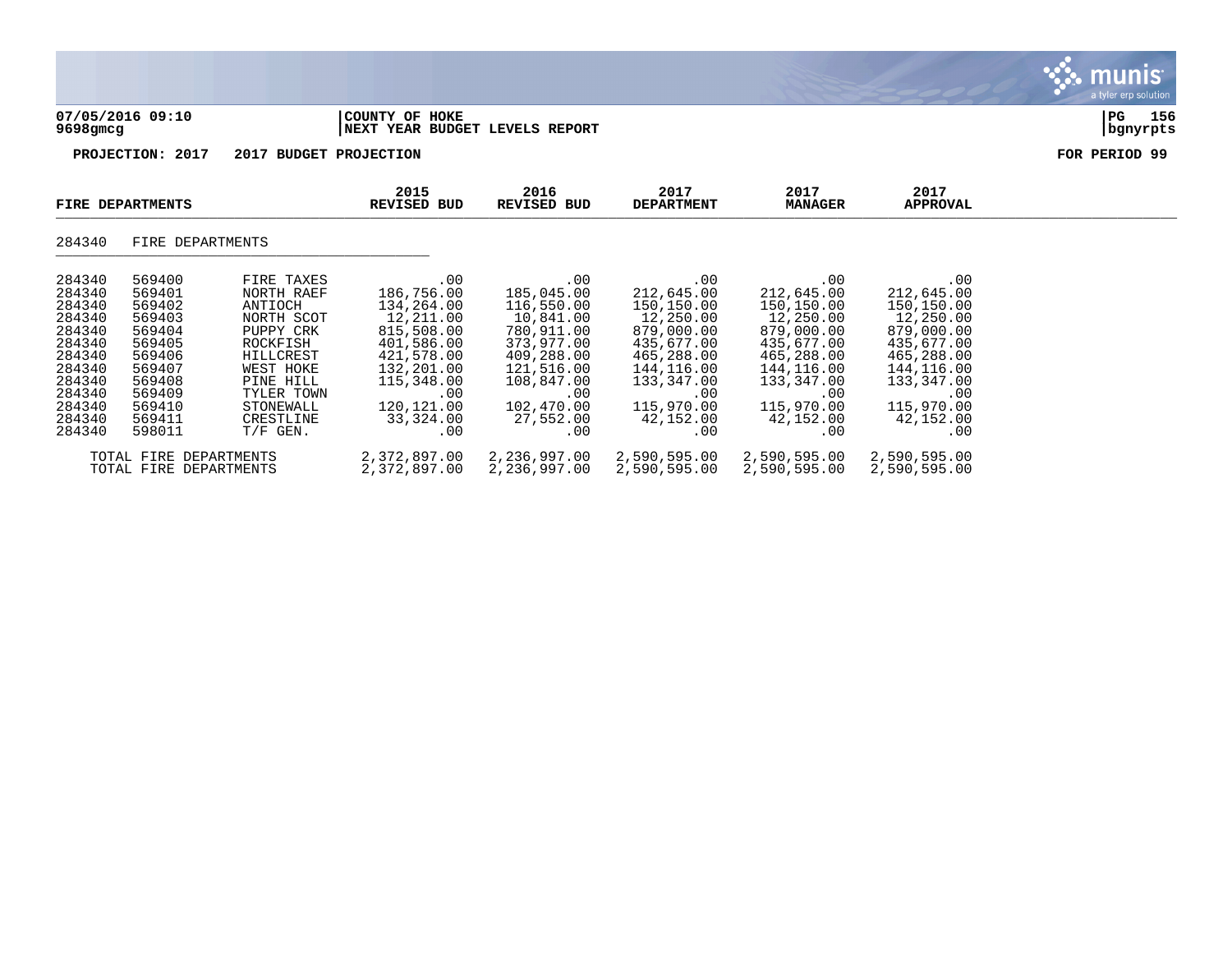**07/05/2016 09:10** | **COUNTY OF HOKE** | **PG 156**
**9698gmcg** | **NEXT YEAR BUDGET LEVELS REPORT** | **bgnyrpts**

**PROJECTION: 2017 2017 BUDGET PROJECTION** **FOR PERIOD 99**

| FIRE DEPARTMENTS | | | 2015 REVISED BUD | 2016 REVISED BUD | 2017 DEPARTMENT | 2017 MANAGER | 2017 APPROVAL |
|---|---|---|---|---|---|---|---|
| 284340 | FIRE DEPARTMENTS | | | | | | |
| 284340 | 569400 | FIRE TAXES | .00 | .00 | .00 | .00 | .00 |
| 284340 | 569401 | NORTH RAEF | 186,756.00 | 185,045.00 | 212,645.00 | 212,645.00 | 212,645.00 |
| 284340 | 569402 | ANTIOCH | 134,264.00 | 116,550.00 | 150,150.00 | 150,150.00 | 150,150.00 |
| 284340 | 569403 | NORTH SCOT | 12,211.00 | 10,841.00 | 12,250.00 | 12,250.00 | 12,250.00 |
| 284340 | 569404 | PUPPY CRK | 815,508.00 | 780,911.00 | 879,000.00 | 879,000.00 | 879,000.00 |
| 284340 | 569405 | ROCKFISH | 401,586.00 | 373,977.00 | 435,677.00 | 435,677.00 | 435,677.00 |
| 284340 | 569406 | HILLCREST | 421,578.00 | 409,288.00 | 465,288.00 | 465,288.00 | 465,288.00 |
| 284340 | 569407 | WEST HOKE | 132,201.00 | 121,516.00 | 144,116.00 | 144,116.00 | 144,116.00 |
| 284340 | 569408 | PINE HILL | 115,348.00 | 108,847.00 | 133,347.00 | 133,347.00 | 133,347.00 |
| 284340 | 569409 | TYLER TOWN | .00 | .00 | .00 | .00 | .00 |
| 284340 | 569410 | STONEWALL | 120,121.00 | 102,470.00 | 115,970.00 | 115,970.00 | 115,970.00 |
| 284340 | 569411 | CRESTLINE | 33,324.00 | 27,552.00 | 42,152.00 | 42,152.00 | 42,152.00 |
| 284340 | 598011 | T/F GEN. | .00 | .00 | .00 | .00 | .00 |
| TOTAL FIRE DEPARTMENTS | | | 2,372,897.00 | 2,236,997.00 | 2,590,595.00 | 2,590,595.00 | 2,590,595.00 |
| TOTAL FIRE DEPARTMENTS | | | 2,372,897.00 | 2,236,997.00 | 2,590,595.00 | 2,590,595.00 | 2,590,595.00 |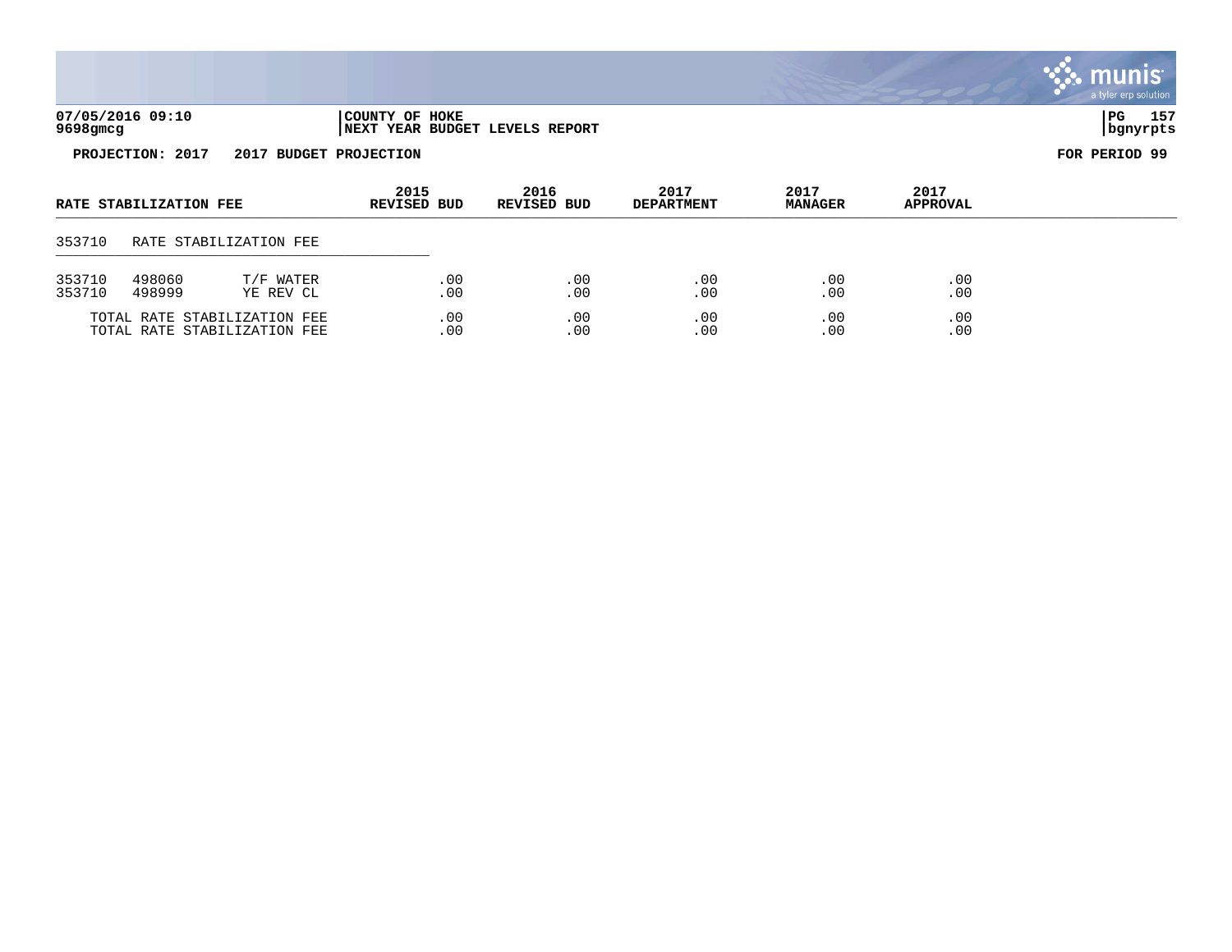07/05/2016 09:10 | COUNTY OF HOKE | PG 157
9698gmcg | NEXT YEAR BUDGET LEVELS REPORT | bgnyrpts

**PROJECTION: 2017 2017 BUDGET PROJECTION** **FOR PERIOD 99**

| RATE STABILIZATION FEE | | | 2015 REVISED BUD | 2016 REVISED BUD | 2017 DEPARTMENT | 2017 MANAGER | 2017 APPROVAL |
|---|---|---|---|---|---|---|---|
| 353710 | RATE STABILIZATION FEE | | | | | | |
| 353710 | 498060 | T/F WATER | .00 | .00 | .00 | .00 | .00 |
| 353710 | 498999 | YE REV CL | .00 | .00 | .00 | .00 | .00 |
| | TOTAL RATE STABILIZATION FEE | | .00 | .00 | .00 | .00 | .00 |
| | TOTAL RATE STABILIZATION FEE | | .00 | .00 | .00 | .00 | .00 |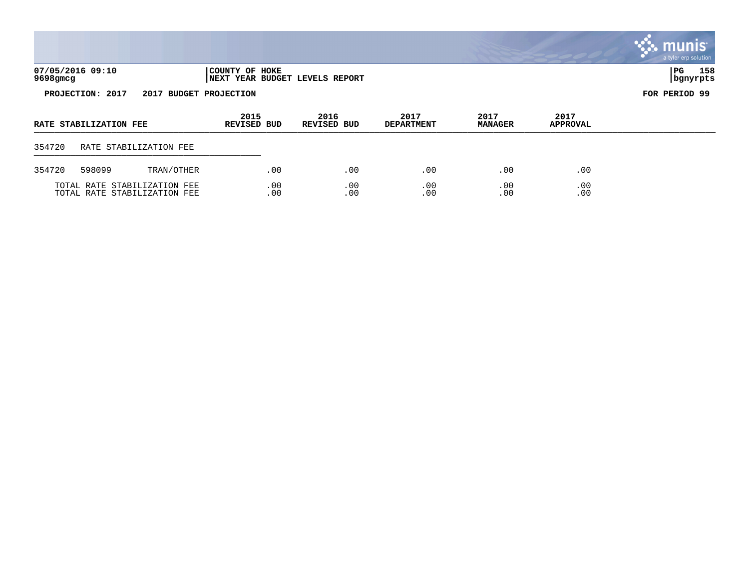07/05/2016 09:10 | COUNTY OF HOKE
9698gmcg | NEXT YEAR BUDGET LEVELS REPORT

**PROJECTION: 2017 2017 BUDGET PROJECTION** **FOR PERIOD 99**

| RATE STABILIZATION FEE | 2015 REVISED BUD | 2016 REVISED BUD | 2017 DEPARTMENT | 2017 MANAGER | 2017 APPROVAL |
|---|---|---|---|---|---|
| 354720 RATE STABILIZATION FEE | | | | | |
| 354720 598099 TRAN/OTHER | .00 | .00 | .00 | .00 | .00 |
| TOTAL RATE STABILIZATION FEE | .00 | .00 | .00 | .00 | .00 |
| TOTAL RATE STABILIZATION FEE | .00 | .00 | .00 | .00 | .00 |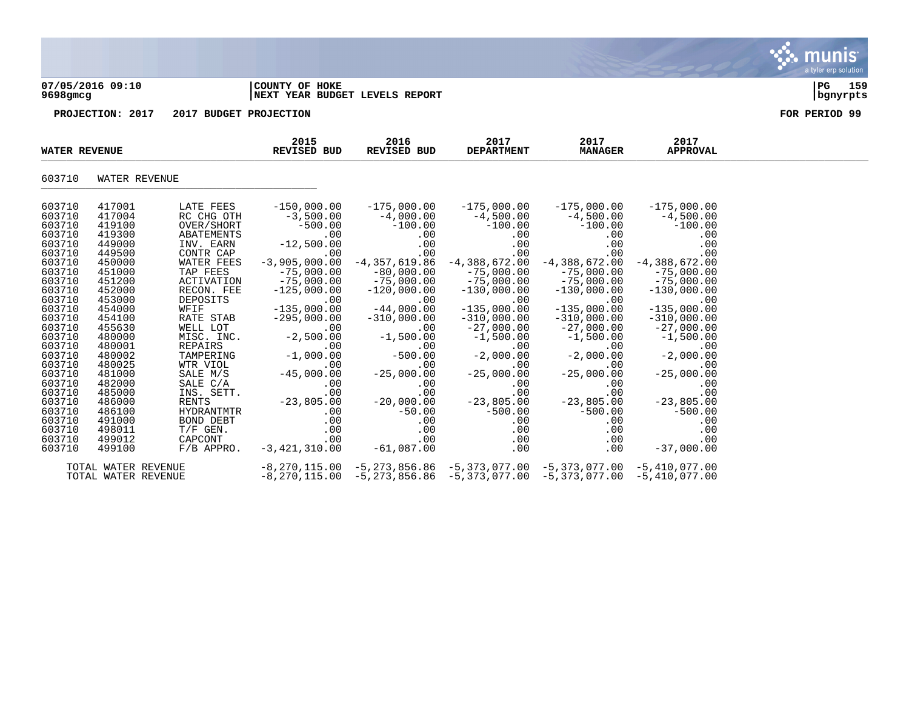**07/05/2016 09:10** | **COUNTY OF HOKE**
**9698gmcg** | **NEXT YEAR BUDGET LEVELS REPORT**

**PROJECTION: 2017 2017 BUDGET PROJECTION** — **FOR PERIOD 99**

## WATER REVENUE

### 603710 WATER REVENUE

| | | | 2015 REVISED BUD | 2016 REVISED BUD | 2017 DEPARTMENT | 2017 MANAGER | 2017 APPROVAL |
|---|---|---|---|---|---|---|---|
| 603710 | 417001 | LATE FEES | -150,000.00 | -175,000.00 | -175,000.00 | -175,000.00 | -175,000.00 |
| 603710 | 417004 | RC CHG OTH | -3,500.00 | -4,000.00 | -4,500.00 | -4,500.00 | -4,500.00 |
| 603710 | 419100 | OVER/SHORT | -500.00 | -100.00 | -100.00 | -100.00 | -100.00 |
| 603710 | 419300 | ABATEMENTS | .00 | .00 | .00 | .00 | .00 |
| 603710 | 449000 | INV. EARN | -12,500.00 | .00 | .00 | .00 | .00 |
| 603710 | 449500 | CONTR CAP | .00 | .00 | .00 | .00 | .00 |
| 603710 | 450000 | WATER FEES | -3,905,000.00 | -4,357,619.86 | -4,388,672.00 | -4,388,672.00 | -4,388,672.00 |
| 603710 | 451000 | TAP FEES | -75,000.00 | -80,000.00 | -75,000.00 | -75,000.00 | -75,000.00 |
| 603710 | 451200 | ACTIVATION | -75,000.00 | -75,000.00 | -75,000.00 | -75,000.00 | -75,000.00 |
| 603710 | 452000 | RECON. FEE | -125,000.00 | -120,000.00 | -130,000.00 | -130,000.00 | -130,000.00 |
| 603710 | 453000 | DEPOSITS | .00 | .00 | .00 | .00 | .00 |
| 603710 | 454000 | WFIF | -135,000.00 | -44,000.00 | -135,000.00 | -135,000.00 | -135,000.00 |
| 603710 | 454100 | RATE STAB | -295,000.00 | -310,000.00 | -310,000.00 | -310,000.00 | -310,000.00 |
| 603710 | 455630 | WELL LOT | .00 | .00 | -27,000.00 | -27,000.00 | -27,000.00 |
| 603710 | 480000 | MISC. INC. | -2,500.00 | -1,500.00 | -1,500.00 | -1,500.00 | -1,500.00 |
| 603710 | 480001 | REPAIRS | .00 | .00 | .00 | .00 | .00 |
| 603710 | 480002 | TAMPERING | -1,000.00 | -500.00 | -2,000.00 | -2,000.00 | -2,000.00 |
| 603710 | 480025 | WTR VIOL | .00 | .00 | .00 | .00 | .00 |
| 603710 | 481000 | SALE M/S | -45,000.00 | -25,000.00 | -25,000.00 | -25,000.00 | -25,000.00 |
| 603710 | 482000 | SALE C/A | .00 | .00 | .00 | .00 | .00 |
| 603710 | 485000 | INS. SETT. | .00 | .00 | .00 | .00 | .00 |
| 603710 | 486000 | RENTS | -23,805.00 | -20,000.00 | -23,805.00 | -23,805.00 | -23,805.00 |
| 603710 | 486100 | HYDRANTMTR | .00 | -50.00 | -500.00 | -500.00 | -500.00 |
| 603710 | 491000 | BOND DEBT | .00 | .00 | .00 | .00 | .00 |
| 603710 | 498011 | T/F GEN. | .00 | .00 | .00 | .00 | .00 |
| 603710 | 499012 | CAPCONT | .00 | .00 | .00 | .00 | .00 |
| 603710 | 499100 | F/B APPRO. | -3,421,310.00 | -61,087.00 | .00 | .00 | -37,000.00 |
| TOTAL WATER REVENUE | | | -8,270,115.00 | -5,273,856.86 | -5,373,077.00 | -5,373,077.00 | -5,410,077.00 |
| TOTAL WATER REVENUE | | | -8,270,115.00 | -5,273,856.86 | -5,373,077.00 | -5,373,077.00 | -5,410,077.00 |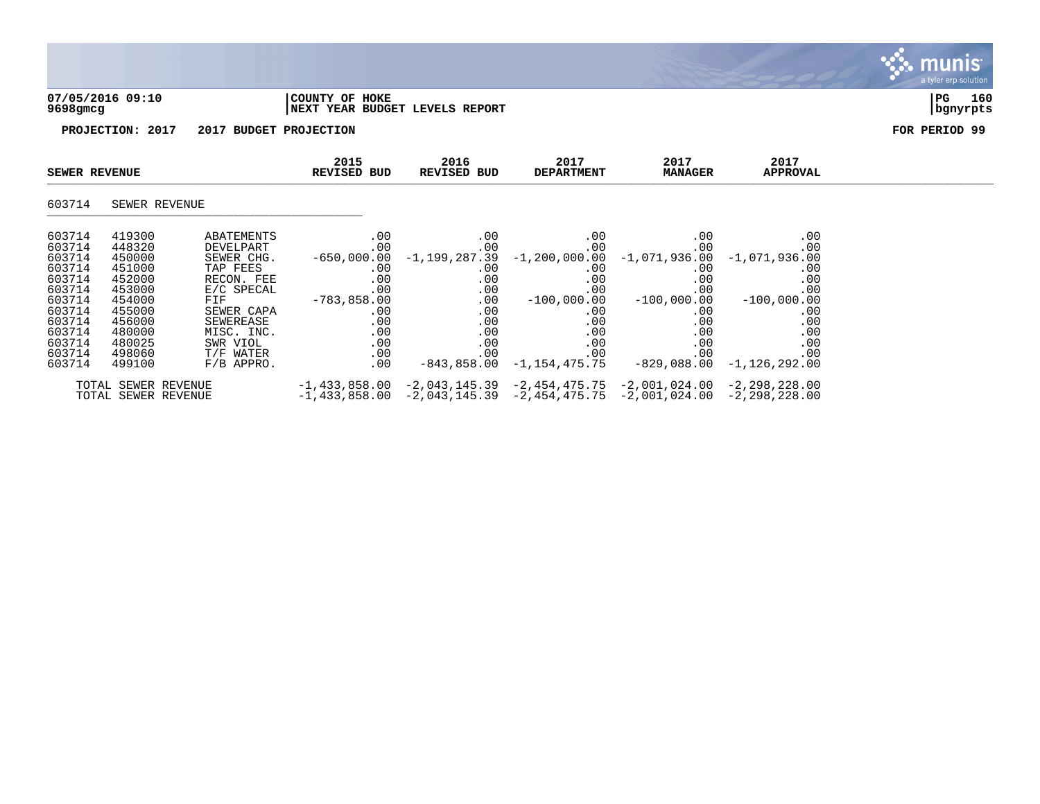07/05/2016 09:10
9698gmcg

COUNTY OF HOKE
NEXT YEAR BUDGET LEVELS REPORT

bgnyrpts

PROJECTION: 2017 2017 BUDGET PROJECTION

FOR PERIOD 99

| SEWER REVENUE | | | 2015 REVISED BUD | 2016 REVISED BUD | 2017 DEPARTMENT | 2017 MANAGER | 2017 APPROVAL |
|---|---|---|---|---|---|---|---|
| 603714 | SEWER REVENUE | | | | | | |
| 603714 | 419300 | ABATEMENTS | .00 | .00 | .00 | .00 | .00 |
| 603714 | 448320 | DEVELPART | .00 | .00 | .00 | .00 | .00 |
| 603714 | 450000 | SEWER CHG. | -650,000.00 | -1,199,287.39 | -1,200,000.00 | -1,071,936.00 | -1,071,936.00 |
| 603714 | 451000 | TAP FEES | .00 | .00 | .00 | .00 | .00 |
| 603714 | 452000 | RECON. FEE | .00 | .00 | .00 | .00 | .00 |
| 603714 | 453000 | E/C SPECAL | .00 | .00 | .00 | .00 | .00 |
| 603714 | 454000 | FIF | -783,858.00 | .00 | -100,000.00 | -100,000.00 | -100,000.00 |
| 603714 | 455000 | SEWER CAPA | .00 | .00 | .00 | .00 | .00 |
| 603714 | 456000 | SEWEREASE | .00 | .00 | .00 | .00 | .00 |
| 603714 | 480000 | MISC. INC. | .00 | .00 | .00 | .00 | .00 |
| 603714 | 480025 | SWR VIOL | .00 | .00 | .00 | .00 | .00 |
| 603714 | 498060 | T/F WATER | .00 | .00 | .00 | .00 | .00 |
| 603714 | 499100 | F/B APPRO. | .00 | -843,858.00 | -1,154,475.75 | -829,088.00 | -1,126,292.00 |
| TOTAL SEWER REVENUE | | | -1,433,858.00 | -2,043,145.39 | -2,454,475.75 | -2,001,024.00 | -2,298,228.00 |
| TOTAL SEWER REVENUE | | | -1,433,858.00 | -2,043,145.39 | -2,454,475.75 | -2,001,024.00 | -2,298,228.00 |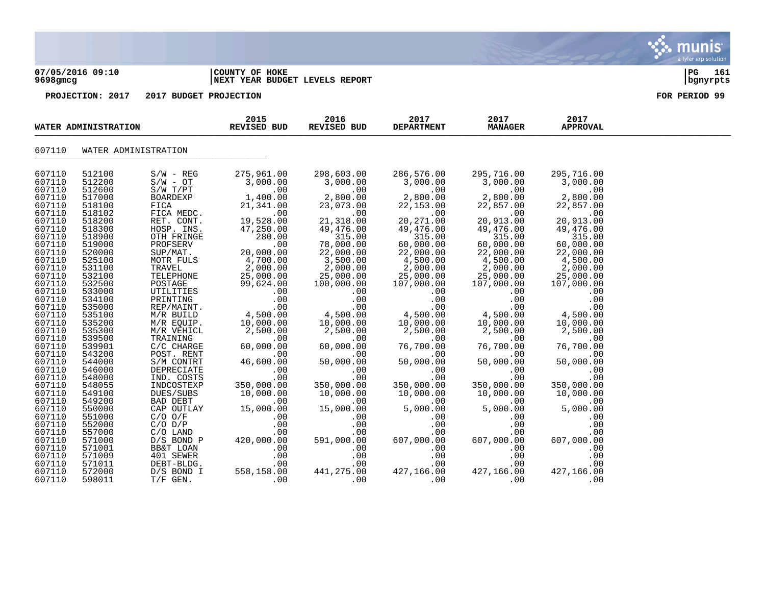**07/05/2016 09:10** | **COUNTY OF HOKE**
**9698gmcg** | **NEXT YEAR BUDGET LEVELS REPORT**

**PROJECTION: 2017 2017 BUDGET PROJECTION** — **FOR PERIOD 99**

## WATER ADMINISTRATION

### 607110 WATER ADMINISTRATION

| Org | Object | Description | 2015 REVISED BUD | 2016 REVISED BUD | 2017 DEPARTMENT | 2017 MANAGER | 2017 APPROVAL |
|---|---|---|---|---|---|---|---|
| 607110 | 512100 | S/W - REG | 275,961.00 | 298,603.00 | 286,576.00 | 295,716.00 | 295,716.00 |
| 607110 | 512200 | S/W - OT | 3,000.00 | 3,000.00 | 3,000.00 | 3,000.00 | 3,000.00 |
| 607110 | 512600 | S/W T/PT | .00 | .00 | .00 | .00 | .00 |
| 607110 | 517000 | BOARDEXP | 1,400.00 | 2,800.00 | 2,800.00 | 2,800.00 | 2,800.00 |
| 607110 | 518100 | FICA | 21,341.00 | 23,073.00 | 22,153.00 | 22,857.00 | 22,857.00 |
| 607110 | 518102 | FICA MEDC. | .00 | .00 | .00 | .00 | .00 |
| 607110 | 518200 | RET. CONT. | 19,528.00 | 21,318.00 | 20,271.00 | 20,913.00 | 20,913.00 |
| 607110 | 518300 | HOSP. INS. | 47,250.00 | 49,476.00 | 49,476.00 | 49,476.00 | 49,476.00 |
| 607110 | 518900 | OTH FRINGE | 280.00 | 315.00 | 315.00 | 315.00 | 315.00 |
| 607110 | 519000 | PROFSERV | .00 | 78,000.00 | 60,000.00 | 60,000.00 | 60,000.00 |
| 607110 | 520000 | SUP/MAT. | 20,000.00 | 22,000.00 | 22,000.00 | 22,000.00 | 22,000.00 |
| 607110 | 525100 | MOTR FULS | 4,700.00 | 3,500.00 | 4,500.00 | 4,500.00 | 4,500.00 |
| 607110 | 531100 | TRAVEL | 2,000.00 | 2,000.00 | 2,000.00 | 2,000.00 | 2,000.00 |
| 607110 | 532100 | TELEPHONE | 25,000.00 | 25,000.00 | 25,000.00 | 25,000.00 | 25,000.00 |
| 607110 | 532500 | POSTAGE | 99,624.00 | 100,000.00 | 107,000.00 | 107,000.00 | 107,000.00 |
| 607110 | 533000 | UTILITIES | .00 | .00 | .00 | .00 | .00 |
| 607110 | 534100 | PRINTING | .00 | .00 | .00 | .00 | .00 |
| 607110 | 535000 | REP/MAINT. | .00 | .00 | .00 | .00 | .00 |
| 607110 | 535100 | M/R BUILD | 4,500.00 | 4,500.00 | 4,500.00 | 4,500.00 | 4,500.00 |
| 607110 | 535200 | M/R EQUIP. | 10,000.00 | 10,000.00 | 10,000.00 | 10,000.00 | 10,000.00 |
| 607110 | 535300 | M/R VEHICL | 2,500.00 | 2,500.00 | 2,500.00 | 2,500.00 | 2,500.00 |
| 607110 | 539500 | TRAINING | .00 | .00 | .00 | .00 | .00 |
| 607110 | 539901 | C/C CHARGE | 60,000.00 | 60,000.00 | 76,700.00 | 76,700.00 | 76,700.00 |
| 607110 | 543200 | POST. RENT | .00 | .00 | .00 | .00 | .00 |
| 607110 | 544000 | S/M CONTRT | 46,600.00 | 50,000.00 | 50,000.00 | 50,000.00 | 50,000.00 |
| 607110 | 546000 | DEPRECIATE | .00 | .00 | .00 | .00 | .00 |
| 607110 | 548000 | IND. COSTS | .00 | .00 | .00 | .00 | .00 |
| 607110 | 548055 | INDCOSTEXP | 350,000.00 | 350,000.00 | 350,000.00 | 350,000.00 | 350,000.00 |
| 607110 | 549100 | DUES/SUBS | 10,000.00 | 10,000.00 | 10,000.00 | 10,000.00 | 10,000.00 |
| 607110 | 549200 | BAD DEBT | .00 | .00 | .00 | .00 | .00 |
| 607110 | 550000 | CAP OUTLAY | 15,000.00 | 15,000.00 | 5,000.00 | 5,000.00 | 5,000.00 |
| 607110 | 551000 | C/O O/F | .00 | .00 | .00 | .00 | .00 |
| 607110 | 552000 | C/O D/P | .00 | .00 | .00 | .00 | .00 |
| 607110 | 557000 | C/O LAND | .00 | .00 | .00 | .00 | .00 |
| 607110 | 571000 | D/S BOND P | 420,000.00 | 591,000.00 | 607,000.00 | 607,000.00 | 607,000.00 |
| 607110 | 571001 | BB&T LOAN | .00 | .00 | .00 | .00 | .00 |
| 607110 | 571009 | 401 SEWER | .00 | .00 | .00 | .00 | .00 |
| 607110 | 571011 | DEBT-BLDG. | .00 | .00 | .00 | .00 | .00 |
| 607110 | 572000 | D/S BOND I | 558,158.00 | 441,275.00 | 427,166.00 | 427,166.00 | 427,166.00 |
| 607110 | 598011 | T/F GEN. | .00 | .00 | .00 | .00 | .00 |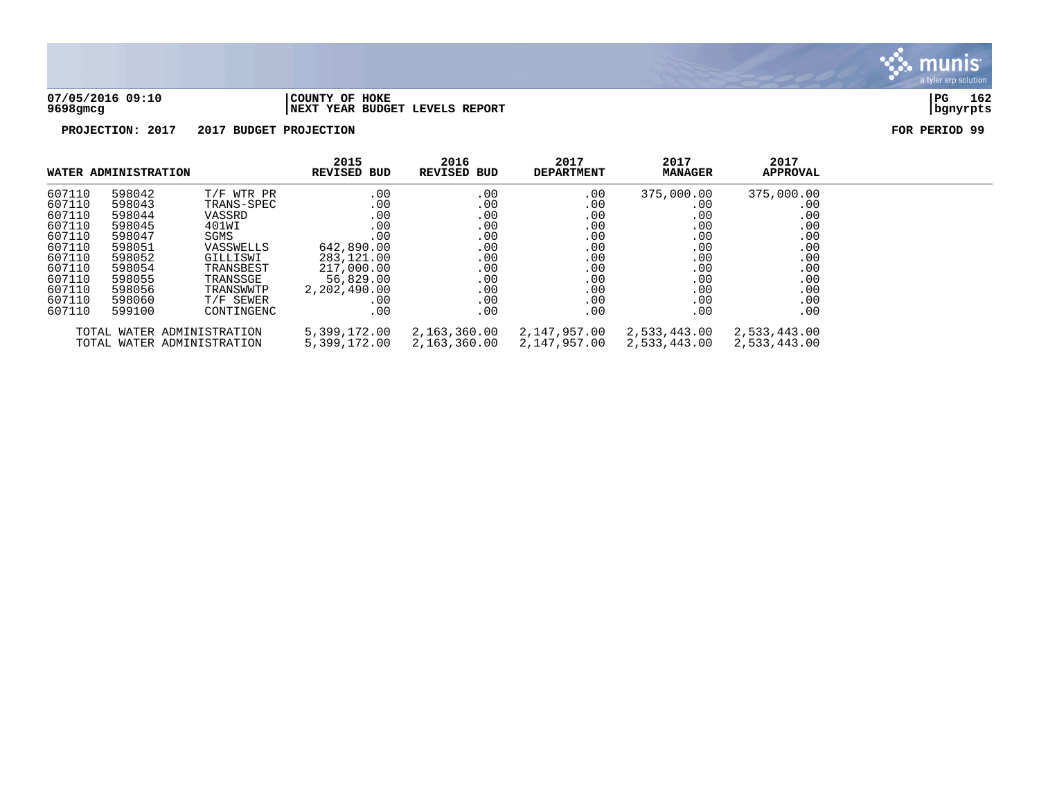**COUNTY OF HOKE**
**NEXT YEAR BUDGET LEVELS REPORT**

**PROJECTION: 2017 2017 BUDGET PROJECTION** **FOR PERIOD 99**

| WATER ADMINISTRATION | | | 2015 REVISED BUD | 2016 REVISED BUD | 2017 DEPARTMENT | 2017 MANAGER | 2017 APPROVAL |
|---|---|---|---|---|---|---|---|
| 607110 | 598042 | T/F WTR PR | .00 | .00 | .00 | 375,000.00 | 375,000.00 |
| 607110 | 598043 | TRANS-SPEC | .00 | .00 | .00 | .00 | .00 |
| 607110 | 598044 | VASSRD | .00 | .00 | .00 | .00 | .00 |
| 607110 | 598045 | 401WI | .00 | .00 | .00 | .00 | .00 |
| 607110 | 598047 | SGMS | .00 | .00 | .00 | .00 | .00 |
| 607110 | 598051 | VASSWELLS | 642,890.00 | .00 | .00 | .00 | .00 |
| 607110 | 598052 | GILLISWI | 283,121.00 | .00 | .00 | .00 | .00 |
| 607110 | 598054 | TRANSBEST | 217,000.00 | .00 | .00 | .00 | .00 |
| 607110 | 598055 | TRANSSGE | 56,829.00 | .00 | .00 | .00 | .00 |
| 607110 | 598056 | TRANSWWTP | 2,202,490.00 | .00 | .00 | .00 | .00 |
| 607110 | 598060 | T/F SEWER | .00 | .00 | .00 | .00 | .00 |
| 607110 | 599100 | CONTINGENC | .00 | .00 | .00 | .00 | .00 |
| TOTAL WATER ADMINISTRATION | | | 5,399,172.00 | 2,163,360.00 | 2,147,957.00 | 2,533,443.00 | 2,533,443.00 |
| TOTAL WATER ADMINISTRATION | | | 5,399,172.00 | 2,163,360.00 | 2,147,957.00 | 2,533,443.00 | 2,533,443.00 |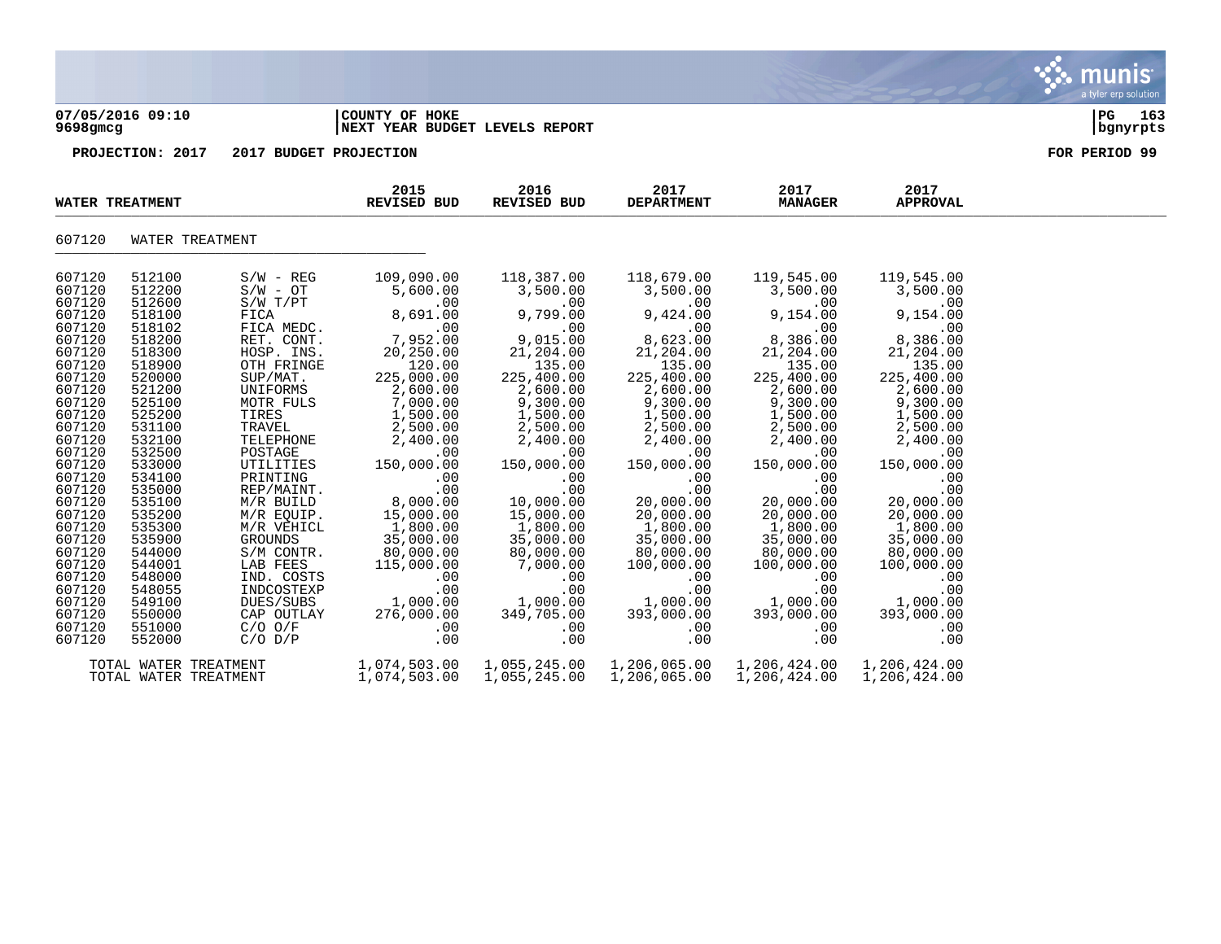07/05/2016 09:10 | COUNTY OF HOKE | PG 163
9698gmcg | NEXT YEAR BUDGET LEVELS REPORT | bgnyrpts

**PROJECTION: 2017 2017 BUDGET PROJECTION** **FOR PERIOD 99**

| WATER TREATMENT | | | 2015 REVISED BUD | 2016 REVISED BUD | 2017 DEPARTMENT | 2017 MANAGER | 2017 APPROVAL |
|---|---|---|---|---|---|---|---|
| 607120 | WATER TREATMENT | | | | | | |
| 607120 | 512100 | S/W - REG | 109,090.00 | 118,387.00 | 118,679.00 | 119,545.00 | 119,545.00 |
| 607120 | 512200 | S/W - OT | 5,600.00 | 3,500.00 | 3,500.00 | 3,500.00 | 3,500.00 |
| 607120 | 512600 | S/W T/PT | .00 | .00 | .00 | .00 | .00 |
| 607120 | 518100 | FICA | 8,691.00 | 9,799.00 | 9,424.00 | 9,154.00 | 9,154.00 |
| 607120 | 518102 | FICA MEDC. | .00 | .00 | .00 | .00 | .00 |
| 607120 | 518200 | RET. CONT. | 7,952.00 | 9,015.00 | 8,623.00 | 8,386.00 | 8,386.00 |
| 607120 | 518300 | HOSP. INS. | 20,250.00 | 21,204.00 | 21,204.00 | 21,204.00 | 21,204.00 |
| 607120 | 518900 | OTH FRINGE | 120.00 | 135.00 | 135.00 | 135.00 | 135.00 |
| 607120 | 520000 | SUP/MAT. | 225,000.00 | 225,400.00 | 225,400.00 | 225,400.00 | 225,400.00 |
| 607120 | 521200 | UNIFORMS | 2,600.00 | 2,600.00 | 2,600.00 | 2,600.00 | 2,600.00 |
| 607120 | 525100 | MOTR FULS | 7,000.00 | 9,300.00 | 9,300.00 | 9,300.00 | 9,300.00 |
| 607120 | 525200 | TIRES | 1,500.00 | 1,500.00 | 1,500.00 | 1,500.00 | 1,500.00 |
| 607120 | 531100 | TRAVEL | 2,500.00 | 2,500.00 | 2,500.00 | 2,500.00 | 2,500.00 |
| 607120 | 532100 | TELEPHONE | 2,400.00 | 2,400.00 | 2,400.00 | 2,400.00 | 2,400.00 |
| 607120 | 532500 | POSTAGE | .00 | .00 | .00 | .00 | .00 |
| 607120 | 533000 | UTILITIES | 150,000.00 | 150,000.00 | 150,000.00 | 150,000.00 | 150,000.00 |
| 607120 | 534100 | PRINTING | .00 | .00 | .00 | .00 | .00 |
| 607120 | 535000 | REP/MAINT. | .00 | .00 | .00 | .00 | .00 |
| 607120 | 535100 | M/R BUILD | 8,000.00 | 10,000.00 | 20,000.00 | 20,000.00 | 20,000.00 |
| 607120 | 535200 | M/R EQUIP. | 15,000.00 | 15,000.00 | 20,000.00 | 20,000.00 | 20,000.00 |
| 607120 | 535300 | M/R VEHICL | 1,800.00 | 1,800.00 | 1,800.00 | 1,800.00 | 1,800.00 |
| 607120 | 535900 | GROUNDS | 35,000.00 | 35,000.00 | 35,000.00 | 35,000.00 | 35,000.00 |
| 607120 | 544000 | S/M CONTR. | 80,000.00 | 80,000.00 | 80,000.00 | 80,000.00 | 80,000.00 |
| 607120 | 544001 | LAB FEES | 115,000.00 | 7,000.00 | 100,000.00 | 100,000.00 | 100,000.00 |
| 607120 | 548000 | IND. COSTS | .00 | .00 | .00 | .00 | .00 |
| 607120 | 548055 | INDCOSTEXP | .00 | .00 | .00 | .00 | .00 |
| 607120 | 549100 | DUES/SUBS | 1,000.00 | 1,000.00 | 1,000.00 | 1,000.00 | 1,000.00 |
| 607120 | 550000 | CAP OUTLAY | 276,000.00 | 349,705.00 | 393,000.00 | 393,000.00 | 393,000.00 |
| 607120 | 551000 | C/O O/F | .00 | .00 | .00 | .00 | .00 |
| 607120 | 552000 | C/O D/P | .00 | .00 | .00 | .00 | .00 |
| TOTAL WATER TREATMENT | | | 1,074,503.00 | 1,055,245.00 | 1,206,065.00 | 1,206,424.00 | 1,206,424.00 |
| TOTAL WATER TREATMENT | | | 1,074,503.00 | 1,055,245.00 | 1,206,065.00 | 1,206,424.00 | 1,206,424.00 |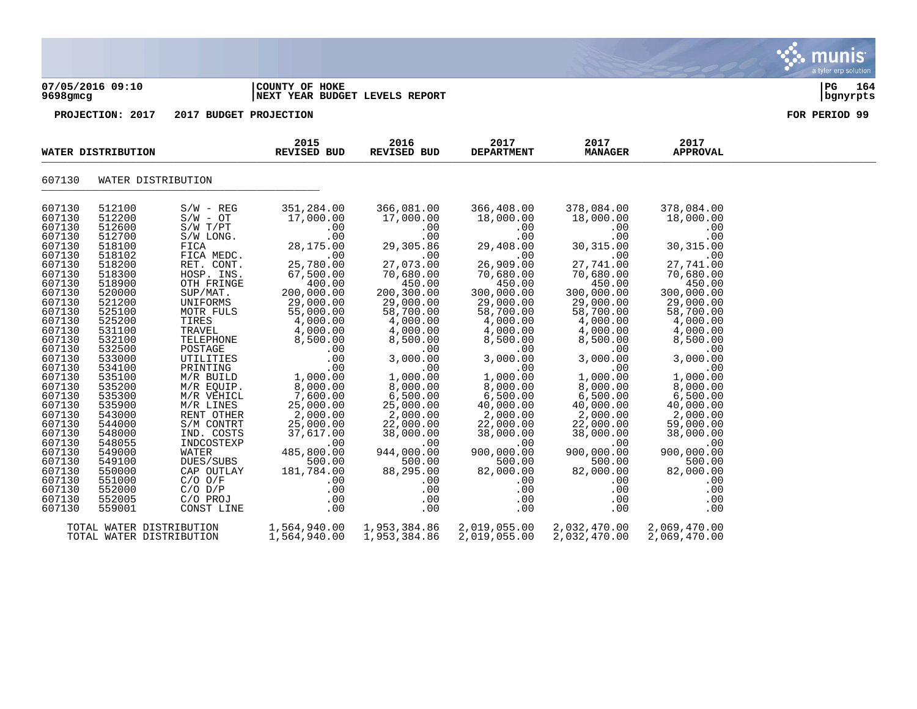**COUNTY OF HOKE**
**NEXT YEAR BUDGET LEVELS REPORT**

07/05/2016 09:10
9698gmcg

**PROJECTION: 2017 2017 BUDGET PROJECTION** — FOR PERIOD 99

| WATER DISTRIBUTION | | | 2015 REVISED BUD | 2016 REVISED BUD | 2017 DEPARTMENT | 2017 MANAGER | 2017 APPROVAL |
|---|---|---|---|---|---|---|---|
| 607130 | WATER DISTRIBUTION | | | | | | |
| 607130 | 512100 | S/W - REG | 351,284.00 | 366,081.00 | 366,408.00 | 378,084.00 | 378,084.00 |
| 607130 | 512200 | S/W - OT | 17,000.00 | 17,000.00 | 18,000.00 | 18,000.00 | 18,000.00 |
| 607130 | 512600 | S/W T/PT | .00 | .00 | .00 | .00 | .00 |
| 607130 | 512700 | S/W LONG. | .00 | .00 | .00 | .00 | .00 |
| 607130 | 518100 | FICA | 28,175.00 | 29,305.86 | 29,408.00 | 30,315.00 | 30,315.00 |
| 607130 | 518102 | FICA MEDC. | .00 | .00 | .00 | .00 | .00 |
| 607130 | 518200 | RET. CONT. | 25,780.00 | 27,073.00 | 26,909.00 | 27,741.00 | 27,741.00 |
| 607130 | 518300 | HOSP. INS. | 67,500.00 | 70,680.00 | 70,680.00 | 70,680.00 | 70,680.00 |
| 607130 | 518900 | OTH FRINGE | 400.00 | 450.00 | 450.00 | 450.00 | 450.00 |
| 607130 | 520000 | SUP/MAT. | 200,000.00 | 200,300.00 | 300,000.00 | 300,000.00 | 300,000.00 |
| 607130 | 521200 | UNIFORMS | 29,000.00 | 29,000.00 | 29,000.00 | 29,000.00 | 29,000.00 |
| 607130 | 525100 | MOTR FULS | 55,000.00 | 58,700.00 | 58,700.00 | 58,700.00 | 58,700.00 |
| 607130 | 525200 | TIRES | 4,000.00 | 4,000.00 | 4,000.00 | 4,000.00 | 4,000.00 |
| 607130 | 531100 | TRAVEL | 4,000.00 | 4,000.00 | 4,000.00 | 4,000.00 | 4,000.00 |
| 607130 | 532100 | TELEPHONE | 8,500.00 | 8,500.00 | 8,500.00 | 8,500.00 | 8,500.00 |
| 607130 | 532500 | POSTAGE | .00 | .00 | .00 | .00 | .00 |
| 607130 | 533000 | UTILITIES | .00 | 3,000.00 | 3,000.00 | 3,000.00 | 3,000.00 |
| 607130 | 534100 | PRINTING | .00 | .00 | .00 | .00 | .00 |
| 607130 | 535100 | M/R BUILD | 1,000.00 | 1,000.00 | 1,000.00 | 1,000.00 | 1,000.00 |
| 607130 | 535200 | M/R EQUIP. | 8,000.00 | 8,000.00 | 8,000.00 | 8,000.00 | 8,000.00 |
| 607130 | 535300 | M/R VEHICL | 7,600.00 | 6,500.00 | 6,500.00 | 6,500.00 | 6,500.00 |
| 607130 | 535900 | M/R LINES | 25,000.00 | 25,000.00 | 40,000.00 | 40,000.00 | 40,000.00 |
| 607130 | 543000 | RENT OTHER | 2,000.00 | 2,000.00 | 2,000.00 | 2,000.00 | 2,000.00 |
| 607130 | 544000 | S/M CONTRT | 25,000.00 | 22,000.00 | 22,000.00 | 22,000.00 | 59,000.00 |
| 607130 | 548000 | IND. COSTS | 37,617.00 | 38,000.00 | 38,000.00 | 38,000.00 | 38,000.00 |
| 607130 | 548055 | INDCOSTEXP | .00 | .00 | .00 | .00 | .00 |
| 607130 | 549000 | WATER | 485,800.00 | 944,000.00 | 900,000.00 | 900,000.00 | 900,000.00 |
| 607130 | 549100 | DUES/SUBS | 500.00 | 500.00 | 500.00 | 500.00 | 500.00 |
| 607130 | 550000 | CAP OUTLAY | 181,784.00 | 88,295.00 | 82,000.00 | 82,000.00 | 82,000.00 |
| 607130 | 551000 | C/O O/F | .00 | .00 | .00 | .00 | .00 |
| 607130 | 552000 | C/O D/P | .00 | .00 | .00 | .00 | .00 |
| 607130 | 552005 | C/O PROJ | .00 | .00 | .00 | .00 | .00 |
| 607130 | 559001 | CONST LINE | .00 | .00 | .00 | .00 | .00 |
| TOTAL WATER DISTRIBUTION | | | 1,564,940.00 | 1,953,384.86 | 2,019,055.00 | 2,032,470.00 | 2,069,470.00 |
| TOTAL WATER DISTRIBUTION | | | 1,564,940.00 | 1,953,384.86 | 2,019,055.00 | 2,032,470.00 | 2,069,470.00 |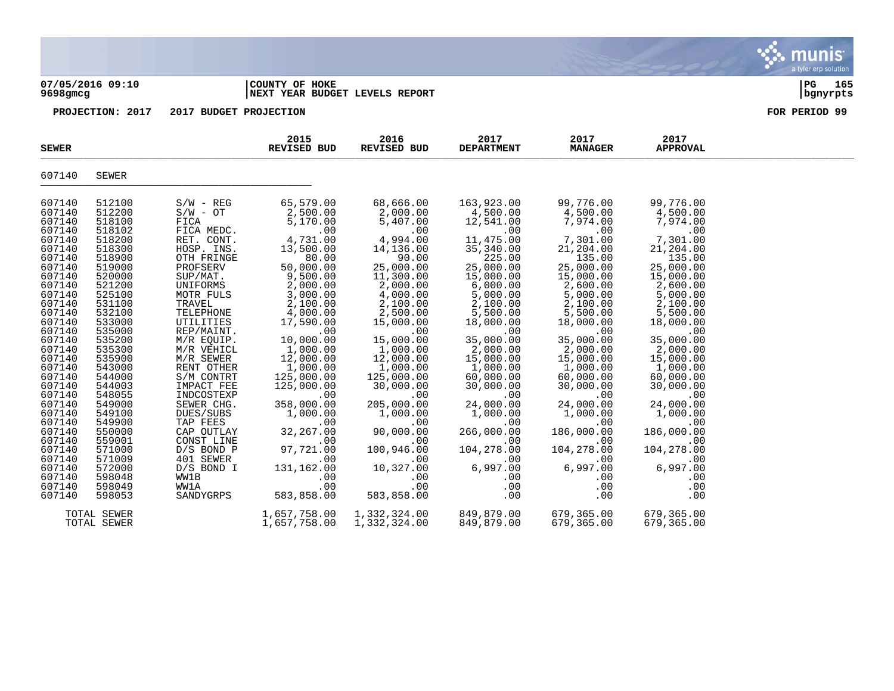**07/05/2016 09:10**
**9698gmcg**

**COUNTY OF HOKE**
**NEXT YEAR BUDGET LEVELS REPORT**

**PROJECTION: 2017 2017 BUDGET PROJECTION** **FOR PERIOD 99**

| SEWER | | | 2015 REVISED BUD | 2016 REVISED BUD | 2017 DEPARTMENT | 2017 MANAGER | 2017 APPROVAL |
|---|---|---|---|---|---|---|---|
| 607140 | SEWER | | | | | | |
| 607140 | 512100 | S/W - REG | 65,579.00 | 68,666.00 | 163,923.00 | 99,776.00 | 99,776.00 |
| 607140 | 512200 | S/W - OT | 2,500.00 | 2,000.00 | 4,500.00 | 4,500.00 | 4,500.00 |
| 607140 | 518100 | FICA | 5,170.00 | 5,407.00 | 12,541.00 | 7,974.00 | 7,974.00 |
| 607140 | 518102 | FICA MEDC. | .00 | .00 | .00 | .00 | .00 |
| 607140 | 518200 | RET. CONT. | 4,731.00 | 4,994.00 | 11,475.00 | 7,301.00 | 7,301.00 |
| 607140 | 518300 | HOSP. INS. | 13,500.00 | 14,136.00 | 35,340.00 | 21,204.00 | 21,204.00 |
| 607140 | 518900 | OTH FRINGE | 80.00 | 90.00 | 225.00 | 135.00 | 135.00 |
| 607140 | 519000 | PROFSERV | 50,000.00 | 25,000.00 | 25,000.00 | 25,000.00 | 25,000.00 |
| 607140 | 520000 | SUP/MAT. | 9,500.00 | 11,300.00 | 15,000.00 | 15,000.00 | 15,000.00 |
| 607140 | 521200 | UNIFORMS | 2,000.00 | 2,000.00 | 6,000.00 | 2,600.00 | 2,600.00 |
| 607140 | 525100 | MOTR FULS | 3,000.00 | 4,000.00 | 5,000.00 | 5,000.00 | 5,000.00 |
| 607140 | 531100 | TRAVEL | 2,100.00 | 2,100.00 | 2,100.00 | 2,100.00 | 2,100.00 |
| 607140 | 532100 | TELEPHONE | 4,000.00 | 2,500.00 | 5,500.00 | 5,500.00 | 5,500.00 |
| 607140 | 533000 | UTILITIES | 17,590.00 | 15,000.00 | 18,000.00 | 18,000.00 | 18,000.00 |
| 607140 | 535000 | REP/MAINT. | .00 | .00 | .00 | .00 | .00 |
| 607140 | 535200 | M/R EQUIP. | 10,000.00 | 15,000.00 | 35,000.00 | 35,000.00 | 35,000.00 |
| 607140 | 535300 | M/R VEHICL | 1,000.00 | 1,000.00 | 2,000.00 | 2,000.00 | 2,000.00 |
| 607140 | 535900 | M/R SEWER | 12,000.00 | 12,000.00 | 15,000.00 | 15,000.00 | 15,000.00 |
| 607140 | 543000 | RENT OTHER | 1,000.00 | 1,000.00 | 1,000.00 | 1,000.00 | 1,000.00 |
| 607140 | 544000 | S/M CONTRT | 125,000.00 | 125,000.00 | 60,000.00 | 60,000.00 | 60,000.00 |
| 607140 | 544003 | IMPACT FEE | 125,000.00 | 30,000.00 | 30,000.00 | 30,000.00 | 30,000.00 |
| 607140 | 548055 | INDCOSTEXP | .00 | .00 | .00 | .00 | .00 |
| 607140 | 549000 | SEWER CHG. | 358,000.00 | 205,000.00 | 24,000.00 | 24,000.00 | 24,000.00 |
| 607140 | 549100 | DUES/SUBS | 1,000.00 | 1,000.00 | 1,000.00 | 1,000.00 | 1,000.00 |
| 607140 | 549900 | TAP FEES | .00 | .00 | .00 | .00 | .00 |
| 607140 | 550000 | CAP OUTLAY | 32,267.00 | 90,000.00 | 266,000.00 | 186,000.00 | 186,000.00 |
| 607140 | 559001 | CONST LINE | .00 | .00 | .00 | .00 | .00 |
| 607140 | 571000 | D/S BOND P | 97,721.00 | 100,946.00 | 104,278.00 | 104,278.00 | 104,278.00 |
| 607140 | 571009 | 401 SEWER | .00 | .00 | .00 | .00 | .00 |
| 607140 | 572000 | D/S BOND I | 131,162.00 | 10,327.00 | 6,997.00 | 6,997.00 | 6,997.00 |
| 607140 | 598048 | WW1B | .00 | .00 | .00 | .00 | .00 |
| 607140 | 598049 | WW1A | .00 | .00 | .00 | .00 | .00 |
| 607140 | 598053 | SANDYGRPS | 583,858.00 | 583,858.00 | .00 | .00 | .00 |
| TOTAL SEWER | | | 1,657,758.00 | 1,332,324.00 | 849,879.00 | 679,365.00 | 679,365.00 |
| TOTAL SEWER | | | 1,657,758.00 | 1,332,324.00 | 849,879.00 | 679,365.00 | 679,365.00 |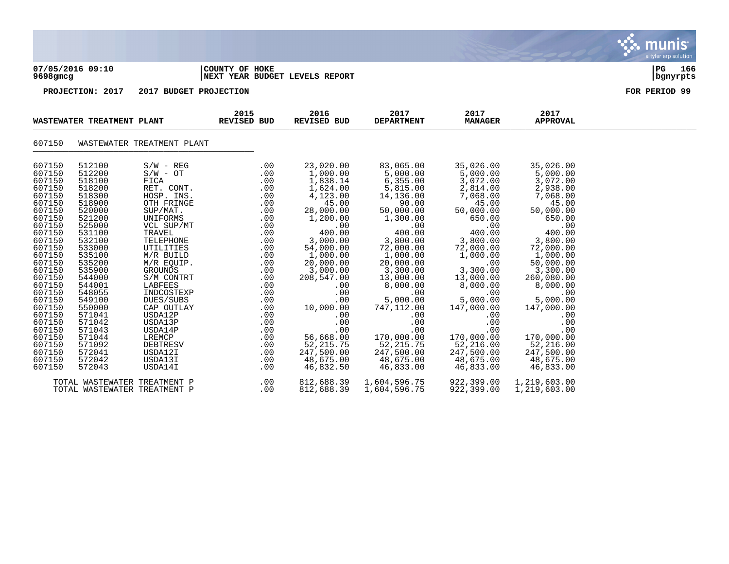**07/05/2016 09:10** | **COUNTY OF HOKE** | **PG 166**
**9698gmcg** | **NEXT YEAR BUDGET LEVELS REPORT** | **bgnyrpts**

**PROJECTION: 2017 2017 BUDGET PROJECTION** **FOR PERIOD 99**

| WASTEWATER TREATMENT PLANT | | | 2015 REVISED BUD | 2016 REVISED BUD | 2017 DEPARTMENT | 2017 MANAGER | 2017 APPROVAL |
|---|---|---|---|---|---|---|---|
| 607150 | WASTEWATER TREATMENT PLANT | | | | | | |
| 607150 | 512100 | S/W - REG | .00 | 23,020.00 | 83,065.00 | 35,026.00 | 35,026.00 |
| 607150 | 512200 | S/W - OT | .00 | 1,000.00 | 5,000.00 | 5,000.00 | 5,000.00 |
| 607150 | 518100 | FICA | .00 | 1,838.14 | 6,355.00 | 3,072.00 | 3,072.00 |
| 607150 | 518200 | RET. CONT. | .00 | 1,624.00 | 5,815.00 | 2,814.00 | 2,938.00 |
| 607150 | 518300 | HOSP. INS. | .00 | 4,123.00 | 14,136.00 | 7,068.00 | 7,068.00 |
| 607150 | 518900 | OTH FRINGE | .00 | 45.00 | 90.00 | 45.00 | 45.00 |
| 607150 | 520000 | SUP/MAT. | .00 | 28,000.00 | 50,000.00 | 50,000.00 | 50,000.00 |
| 607150 | 521200 | UNIFORMS | .00 | 1,200.00 | 1,300.00 | 650.00 | 650.00 |
| 607150 | 525000 | VCL SUP/MT | .00 | .00 | .00 | .00 | .00 |
| 607150 | 531100 | TRAVEL | .00 | 400.00 | 400.00 | 400.00 | 400.00 |
| 607150 | 532100 | TELEPHONE | .00 | 3,000.00 | 3,800.00 | 3,800.00 | 3,800.00 |
| 607150 | 533000 | UTILITIES | .00 | 54,000.00 | 72,000.00 | 72,000.00 | 72,000.00 |
| 607150 | 535100 | M/R BUILD | .00 | 1,000.00 | 1,000.00 | 1,000.00 | 1,000.00 |
| 607150 | 535200 | M/R EQUIP. | .00 | 20,000.00 | 20,000.00 | .00 | 50,000.00 |
| 607150 | 535900 | GROUNDS | .00 | 3,000.00 | 3,300.00 | 3,300.00 | 3,300.00 |
| 607150 | 544000 | S/M CONTRT | .00 | 208,547.00 | 13,000.00 | 13,000.00 | 260,080.00 |
| 607150 | 544001 | LABFEES | .00 | .00 | 8,000.00 | 8,000.00 | 8,000.00 |
| 607150 | 548055 | INDCOSTEXP | .00 | .00 | .00 | .00 | .00 |
| 607150 | 549100 | DUES/SUBS | .00 | .00 | 5,000.00 | 5,000.00 | 5,000.00 |
| 607150 | 550000 | CAP OUTLAY | .00 | 10,000.00 | 747,112.00 | 147,000.00 | 147,000.00 |
| 607150 | 571041 | USDA12P | .00 | .00 | .00 | .00 | .00 |
| 607150 | 571042 | USDA13P | .00 | .00 | .00 | .00 | .00 |
| 607150 | 571043 | USDA14P | .00 | .00 | .00 | .00 | .00 |
| 607150 | 571044 | LREMCP | .00 | 56,668.00 | 170,000.00 | 170,000.00 | 170,000.00 |
| 607150 | 571092 | DEBTRESV | .00 | 52,215.75 | 52,215.75 | 52,216.00 | 52,216.00 |
| 607150 | 572041 | USDA12I | .00 | 247,500.00 | 247,500.00 | 247,500.00 | 247,500.00 |
| 607150 | 572042 | USDA13I | .00 | 48,675.00 | 48,675.00 | 48,675.00 | 48,675.00 |
| 607150 | 572043 | USDA14I | .00 | 46,832.50 | 46,833.00 | 46,833.00 | 46,833.00 |
| TOTAL WASTEWATER TREATMENT P | | | .00 | 812,688.39 | 1,604,596.75 | 922,399.00 | 1,219,603.00 |
| TOTAL WASTEWATER TREATMENT P | | | .00 | 812,688.39 | 1,604,596.75 | 922,399.00 | 1,219,603.00 |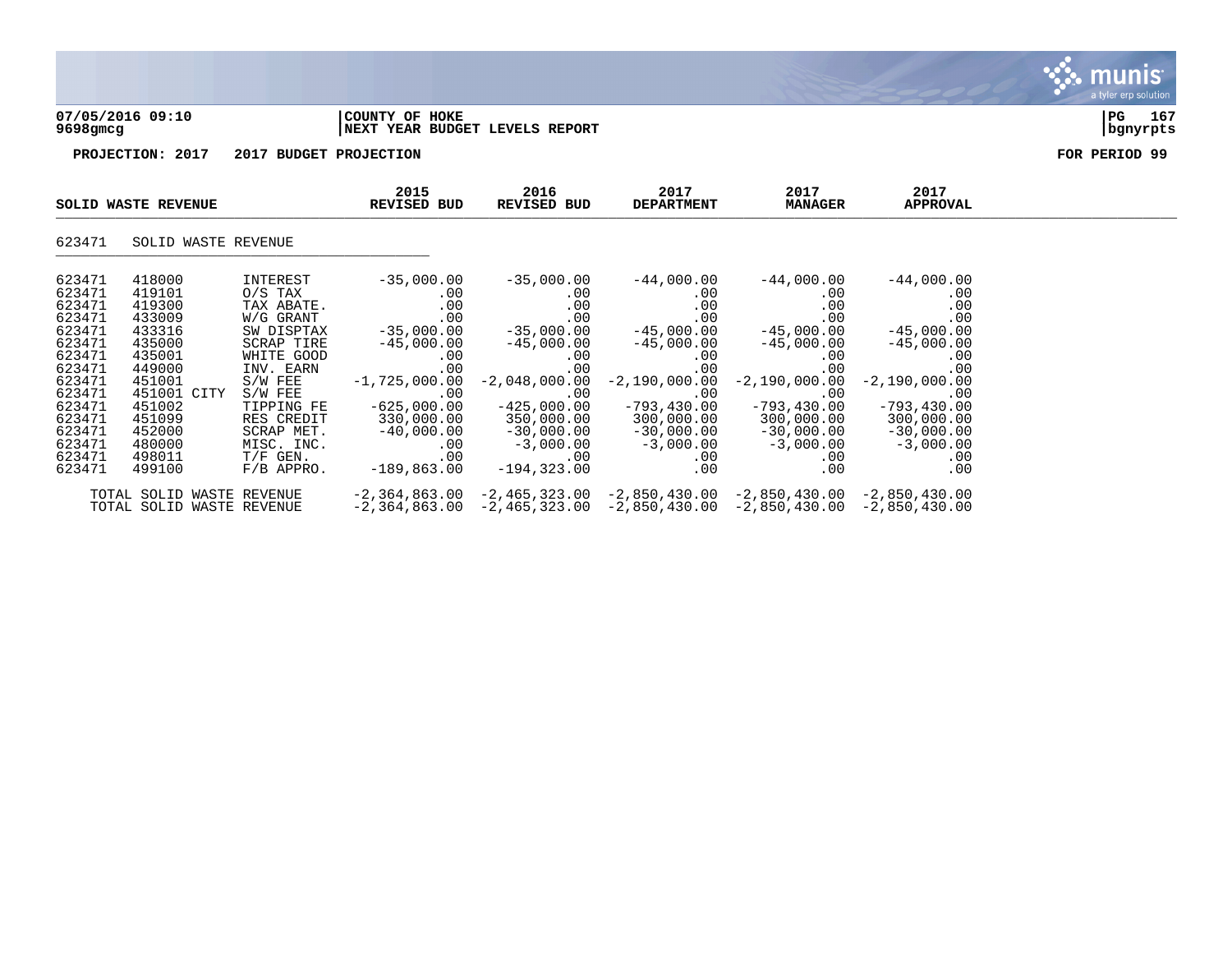**07/05/2016 09:10** | **COUNTY OF HOKE**
**9698gmcg** | **NEXT YEAR BUDGET LEVELS REPORT**

**PROJECTION: 2017 2017 BUDGET PROJECTION** | **FOR PERIOD 99**

| SOLID WASTE REVENUE | | | 2015 REVISED BUD | 2016 REVISED BUD | 2017 DEPARTMENT | 2017 MANAGER | 2017 APPROVAL |
|---|---|---|---|---|---|---|---|
| **623471 SOLID WASTE REVENUE** | | | | | | | |
| 623471 | 418000 | INTEREST | -35,000.00 | -35,000.00 | -44,000.00 | -44,000.00 | -44,000.00 |
| 623471 | 419101 | O/S TAX | .00 | .00 | .00 | .00 | .00 |
| 623471 | 419300 | TAX ABATE. | .00 | .00 | .00 | .00 | .00 |
| 623471 | 433009 | W/G GRANT | .00 | .00 | .00 | .00 | .00 |
| 623471 | 433316 | SW DISPTAX | -35,000.00 | -35,000.00 | -45,000.00 | -45,000.00 | -45,000.00 |
| 623471 | 435000 | SCRAP TIRE | -45,000.00 | -45,000.00 | -45,000.00 | -45,000.00 | -45,000.00 |
| 623471 | 435001 | WHITE GOOD | .00 | .00 | .00 | .00 | .00 |
| 623471 | 449000 | INV. EARN | .00 | .00 | .00 | .00 | .00 |
| 623471 | 451001 | S/W FEE | -1,725,000.00 | -2,048,000.00 | -2,190,000.00 | -2,190,000.00 | -2,190,000.00 |
| 623471 | 451001 CITY | S/W FEE | .00 | .00 | .00 | .00 | .00 |
| 623471 | 451002 | TIPPING FE | -625,000.00 | -425,000.00 | -793,430.00 | -793,430.00 | -793,430.00 |
| 623471 | 451099 | RES CREDIT | 330,000.00 | 350,000.00 | 300,000.00 | 300,000.00 | 300,000.00 |
| 623471 | 452000 | SCRAP MET. | -40,000.00 | -30,000.00 | -30,000.00 | -30,000.00 | -30,000.00 |
| 623471 | 480000 | MISC. INC. | .00 | -3,000.00 | -3,000.00 | -3,000.00 | -3,000.00 |
| 623471 | 498011 | T/F GEN. | .00 | .00 | .00 | .00 | .00 |
| 623471 | 499100 | F/B APPRO. | -189,863.00 | -194,323.00 | .00 | .00 | .00 |
| TOTAL SOLID WASTE REVENUE | | | -2,364,863.00 | -2,465,323.00 | -2,850,430.00 | -2,850,430.00 | -2,850,430.00 |
| TOTAL SOLID WASTE REVENUE | | | -2,364,863.00 | -2,465,323.00 | -2,850,430.00 | -2,850,430.00 | -2,850,430.00 |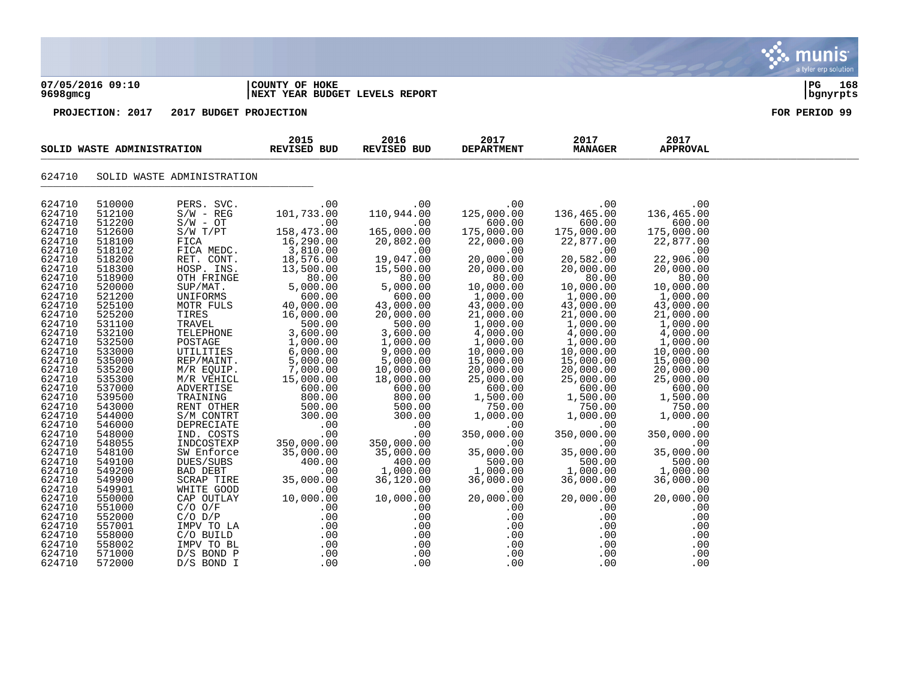07/05/2016 09:10 | COUNTY OF HOKE | PG 168
9698gmcg | NEXT YEAR BUDGET LEVELS REPORT | bgnyrpts

**PROJECTION: 2017 2017 BUDGET PROJECTION** **FOR PERIOD 99**

| SOLID WASTE ADMINISTRATION | | | 2015 REVISED BUD | 2016 REVISED BUD | 2017 DEPARTMENT | 2017 MANAGER | 2017 APPROVAL |
|---|---|---|---|---|---|---|---|
| 624710 | SOLID WASTE ADMINISTRATION | | | | | | |
| 624710 | 510000 | PERS. SVC. | .00 | .00 | .00 | .00 | .00 |
| 624710 | 512100 | S/W - REG | 101,733.00 | 110,944.00 | 125,000.00 | 136,465.00 | 136,465.00 |
| 624710 | 512200 | S/W - OT | .00 | .00 | 600.00 | 600.00 | 600.00 |
| 624710 | 512600 | S/W T/PT | 158,473.00 | 165,000.00 | 175,000.00 | 175,000.00 | 175,000.00 |
| 624710 | 518100 | FICA | 16,290.00 | 20,802.00 | 22,000.00 | 22,877.00 | 22,877.00 |
| 624710 | 518102 | FICA MEDC. | 3,810.00 | .00 | .00 | .00 | .00 |
| 624710 | 518200 | RET. CONT. | 18,576.00 | 19,047.00 | 20,000.00 | 20,582.00 | 22,906.00 |
| 624710 | 518300 | HOSP. INS. | 13,500.00 | 15,500.00 | 20,000.00 | 20,000.00 | 20,000.00 |
| 624710 | 518900 | OTH FRINGE | 80.00 | 80.00 | 80.00 | 80.00 | 80.00 |
| 624710 | 520000 | SUP/MAT. | 5,000.00 | 5,000.00 | 10,000.00 | 10,000.00 | 10,000.00 |
| 624710 | 521200 | UNIFORMS | 600.00 | 600.00 | 1,000.00 | 1,000.00 | 1,000.00 |
| 624710 | 525100 | MOTR FULS | 40,000.00 | 43,000.00 | 43,000.00 | 43,000.00 | 43,000.00 |
| 624710 | 525200 | TIRES | 16,000.00 | 20,000.00 | 21,000.00 | 21,000.00 | 21,000.00 |
| 624710 | 531100 | TRAVEL | 500.00 | 500.00 | 1,000.00 | 1,000.00 | 1,000.00 |
| 624710 | 532100 | TELEPHONE | 3,600.00 | 3,600.00 | 4,000.00 | 4,000.00 | 4,000.00 |
| 624710 | 532500 | POSTAGE | 1,000.00 | 1,000.00 | 1,000.00 | 1,000.00 | 1,000.00 |
| 624710 | 533000 | UTILITIES | 6,000.00 | 9,000.00 | 10,000.00 | 10,000.00 | 10,000.00 |
| 624710 | 535000 | REP/MAINT. | 5,000.00 | 5,000.00 | 15,000.00 | 15,000.00 | 15,000.00 |
| 624710 | 535200 | M/R EQUIP. | 7,000.00 | 10,000.00 | 20,000.00 | 20,000.00 | 20,000.00 |
| 624710 | 535300 | M/R VEHICL | 15,000.00 | 18,000.00 | 25,000.00 | 25,000.00 | 25,000.00 |
| 624710 | 537000 | ADVERTISE | 600.00 | 600.00 | 600.00 | 600.00 | 600.00 |
| 624710 | 539500 | TRAINING | 800.00 | 800.00 | 1,500.00 | 1,500.00 | 1,500.00 |
| 624710 | 543000 | RENT OTHER | 500.00 | 500.00 | 750.00 | 750.00 | 750.00 |
| 624710 | 544000 | S/M CONTRT | 300.00 | 300.00 | 1,000.00 | 1,000.00 | 1,000.00 |
| 624710 | 546000 | DEPRECIATE | .00 | .00 | .00 | .00 | .00 |
| 624710 | 548000 | IND. COSTS | .00 | .00 | 350,000.00 | 350,000.00 | 350,000.00 |
| 624710 | 548055 | INDCOSTEXP | 350,000.00 | 350,000.00 | .00 | .00 | .00 |
| 624710 | 548100 | SW Enforce | 35,000.00 | 35,000.00 | 35,000.00 | 35,000.00 | 35,000.00 |
| 624710 | 549100 | DUES/SUBS | 400.00 | 400.00 | 500.00 | 500.00 | 500.00 |
| 624710 | 549200 | BAD DEBT | .00 | 1,000.00 | 1,000.00 | 1,000.00 | 1,000.00 |
| 624710 | 549900 | SCRAP TIRE | 35,000.00 | 36,120.00 | 36,000.00 | 36,000.00 | 36,000.00 |
| 624710 | 549901 | WHITE GOOD | .00 | .00 | .00 | .00 | .00 |
| 624710 | 550000 | CAP OUTLAY | 10,000.00 | 10,000.00 | 20,000.00 | 20,000.00 | 20,000.00 |
| 624710 | 551000 | C/O O/F | .00 | .00 | .00 | .00 | .00 |
| 624710 | 552000 | C/O D/P | .00 | .00 | .00 | .00 | .00 |
| 624710 | 557001 | IMPV TO LA | .00 | .00 | .00 | .00 | .00 |
| 624710 | 558000 | C/O BUILD | .00 | .00 | .00 | .00 | .00 |
| 624710 | 558002 | IMPV TO BL | .00 | .00 | .00 | .00 | .00 |
| 624710 | 571000 | D/S BOND P | .00 | .00 | .00 | .00 | .00 |
| 624710 | 572000 | D/S BOND I | .00 | .00 | .00 | .00 | .00 |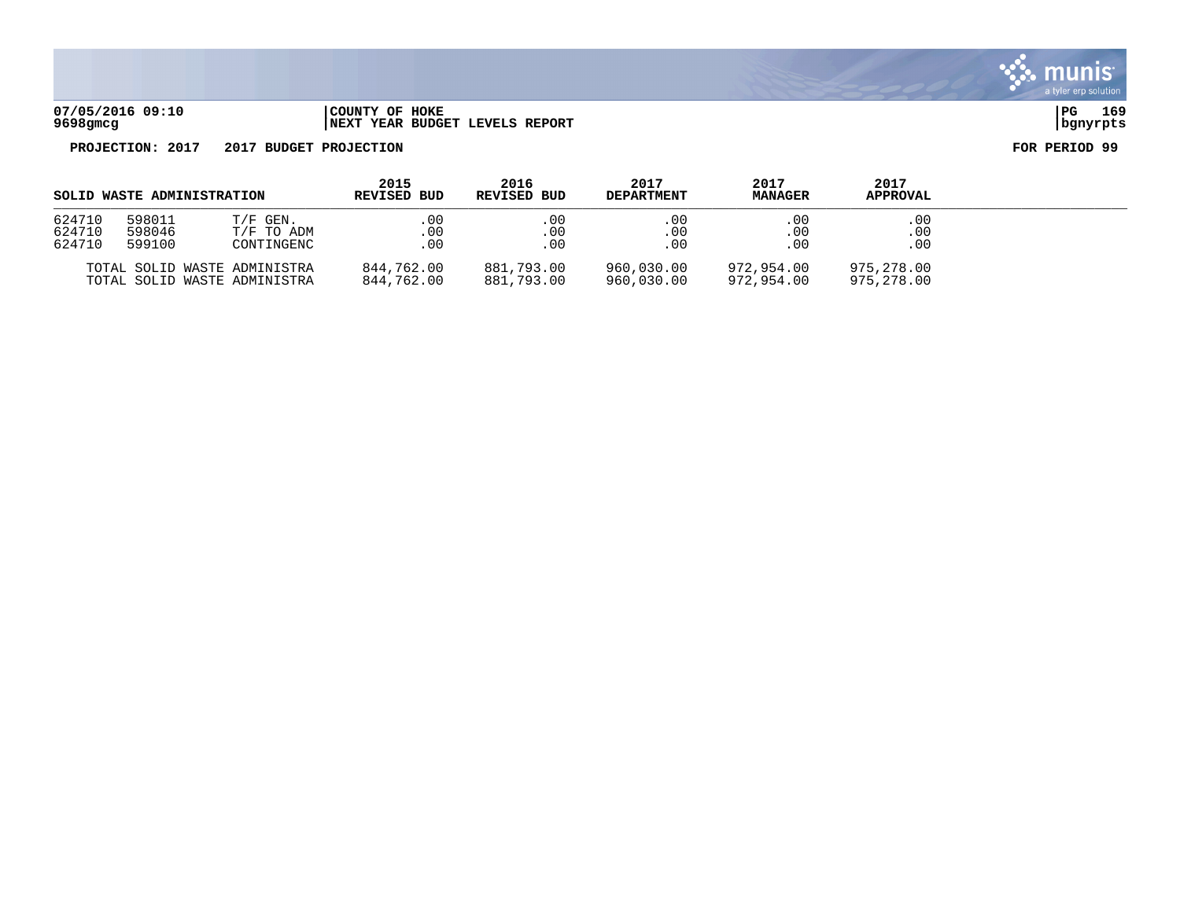**PROJECTION: 2017 2017 BUDGET PROJECTION** **FOR PERIOD 99**

| SOLID WASTE ADMINISTRATION | | | 2015 REVISED BUD | 2016 REVISED BUD | 2017 DEPARTMENT | 2017 MANAGER | 2017 APPROVAL |
|---|---|---|---|---|---|---|---|
| 624710 | 598011 | T/F GEN. | .00 | .00 | .00 | .00 | .00 |
| 624710 | 598046 | T/F TO ADM | .00 | .00 | .00 | .00 | .00 |
| 624710 | 599100 | CONTINGENC | .00 | .00 | .00 | .00 | .00 |
| TOTAL SOLID WASTE ADMINISTRA | | | 844,762.00 | 881,793.00 | 960,030.00 | 972,954.00 | 975,278.00 |
| TOTAL SOLID WASTE ADMINISTRA | | | 844,762.00 | 881,793.00 | 960,030.00 | 972,954.00 | 975,278.00 |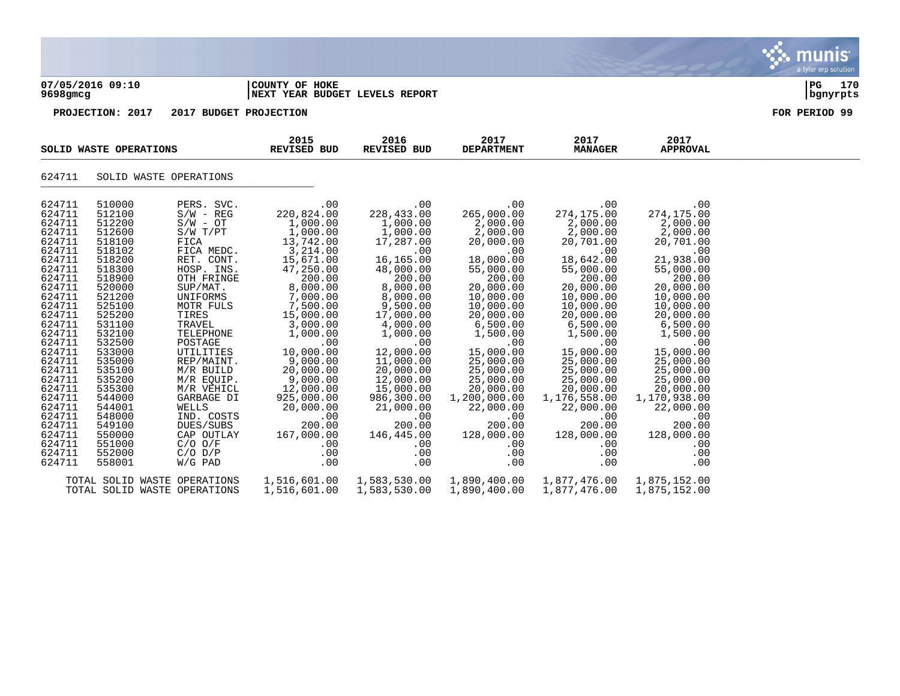**07/05/2016 09:10** | **COUNTY OF HOKE**
**9698gmcg** | **NEXT YEAR BUDGET LEVELS REPORT**

**PROJECTION: 2017 2017 BUDGET PROJECTION** — **FOR PERIOD 99**

| SOLID WASTE OPERATIONS | | | 2015 REVISED BUD | 2016 REVISED BUD | 2017 DEPARTMENT | 2017 MANAGER | 2017 APPROVAL |
|---|---|---|---|---|---|---|---|
| 624711 | SOLID WASTE OPERATIONS | | | | | | |
| 624711 | 510000 | PERS. SVC. | .00 | .00 | .00 | .00 | .00 |
| 624711 | 512100 | S/W - REG | 220,824.00 | 228,433.00 | 265,000.00 | 274,175.00 | 274,175.00 |
| 624711 | 512200 | S/W - OT | 1,000.00 | 1,000.00 | 2,000.00 | 2,000.00 | 2,000.00 |
| 624711 | 512600 | S/W T/PT | 1,000.00 | 1,000.00 | 2,000.00 | 2,000.00 | 2,000.00 |
| 624711 | 518100 | FICA | 13,742.00 | 17,287.00 | 20,000.00 | 20,701.00 | 20,701.00 |
| 624711 | 518102 | FICA MEDC. | 3,214.00 | .00 | .00 | .00 | .00 |
| 624711 | 518200 | RET. CONT. | 15,671.00 | 16,165.00 | 18,000.00 | 18,642.00 | 21,938.00 |
| 624711 | 518300 | HOSP. INS. | 47,250.00 | 48,000.00 | 55,000.00 | 55,000.00 | 55,000.00 |
| 624711 | 518900 | OTH FRINGE | 200.00 | 200.00 | 200.00 | 200.00 | 200.00 |
| 624711 | 520000 | SUP/MAT. | 8,000.00 | 8,000.00 | 20,000.00 | 20,000.00 | 20,000.00 |
| 624711 | 521200 | UNIFORMS | 7,000.00 | 8,000.00 | 10,000.00 | 10,000.00 | 10,000.00 |
| 624711 | 525100 | MOTR FULS | 7,500.00 | 9,500.00 | 10,000.00 | 10,000.00 | 10,000.00 |
| 624711 | 525200 | TIRES | 15,000.00 | 17,000.00 | 20,000.00 | 20,000.00 | 20,000.00 |
| 624711 | 531100 | TRAVEL | 3,000.00 | 4,000.00 | 6,500.00 | 6,500.00 | 6,500.00 |
| 624711 | 532100 | TELEPHONE | 1,000.00 | 1,000.00 | 1,500.00 | 1,500.00 | 1,500.00 |
| 624711 | 532500 | POSTAGE | .00 | .00 | .00 | .00 | .00 |
| 624711 | 533000 | UTILITIES | 10,000.00 | 12,000.00 | 15,000.00 | 15,000.00 | 15,000.00 |
| 624711 | 535000 | REP/MAINT. | 9,000.00 | 11,000.00 | 25,000.00 | 25,000.00 | 25,000.00 |
| 624711 | 535100 | M/R BUILD | 20,000.00 | 20,000.00 | 25,000.00 | 25,000.00 | 25,000.00 |
| 624711 | 535200 | M/R EQUIP. | 9,000.00 | 12,000.00 | 25,000.00 | 25,000.00 | 25,000.00 |
| 624711 | 535300 | M/R VEHICL | 12,000.00 | 15,000.00 | 20,000.00 | 20,000.00 | 20,000.00 |
| 624711 | 544000 | GARBAGE DI | 925,000.00 | 986,300.00 | 1,200,000.00 | 1,176,558.00 | 1,170,938.00 |
| 624711 | 544001 | WELLS | 20,000.00 | 21,000.00 | 22,000.00 | 22,000.00 | 22,000.00 |
| 624711 | 548000 | IND. COSTS | .00 | .00 | .00 | .00 | .00 |
| 624711 | 549100 | DUES/SUBS | 200.00 | 200.00 | 200.00 | 200.00 | 200.00 |
| 624711 | 550000 | CAP OUTLAY | 167,000.00 | 146,445.00 | 128,000.00 | 128,000.00 | 128,000.00 |
| 624711 | 551000 | C/O O/F | .00 | .00 | .00 | .00 | .00 |
| 624711 | 552000 | C/O D/P | .00 | .00 | .00 | .00 | .00 |
| 624711 | 558001 | W/G PAD | .00 | .00 | .00 | .00 | .00 |
| | TOTAL SOLID WASTE OPERATIONS | | 1,516,601.00 | 1,583,530.00 | 1,890,400.00 | 1,877,476.00 | 1,875,152.00 |
| | TOTAL SOLID WASTE OPERATIONS | | 1,516,601.00 | 1,583,530.00 | 1,890,400.00 | 1,877,476.00 | 1,875,152.00 |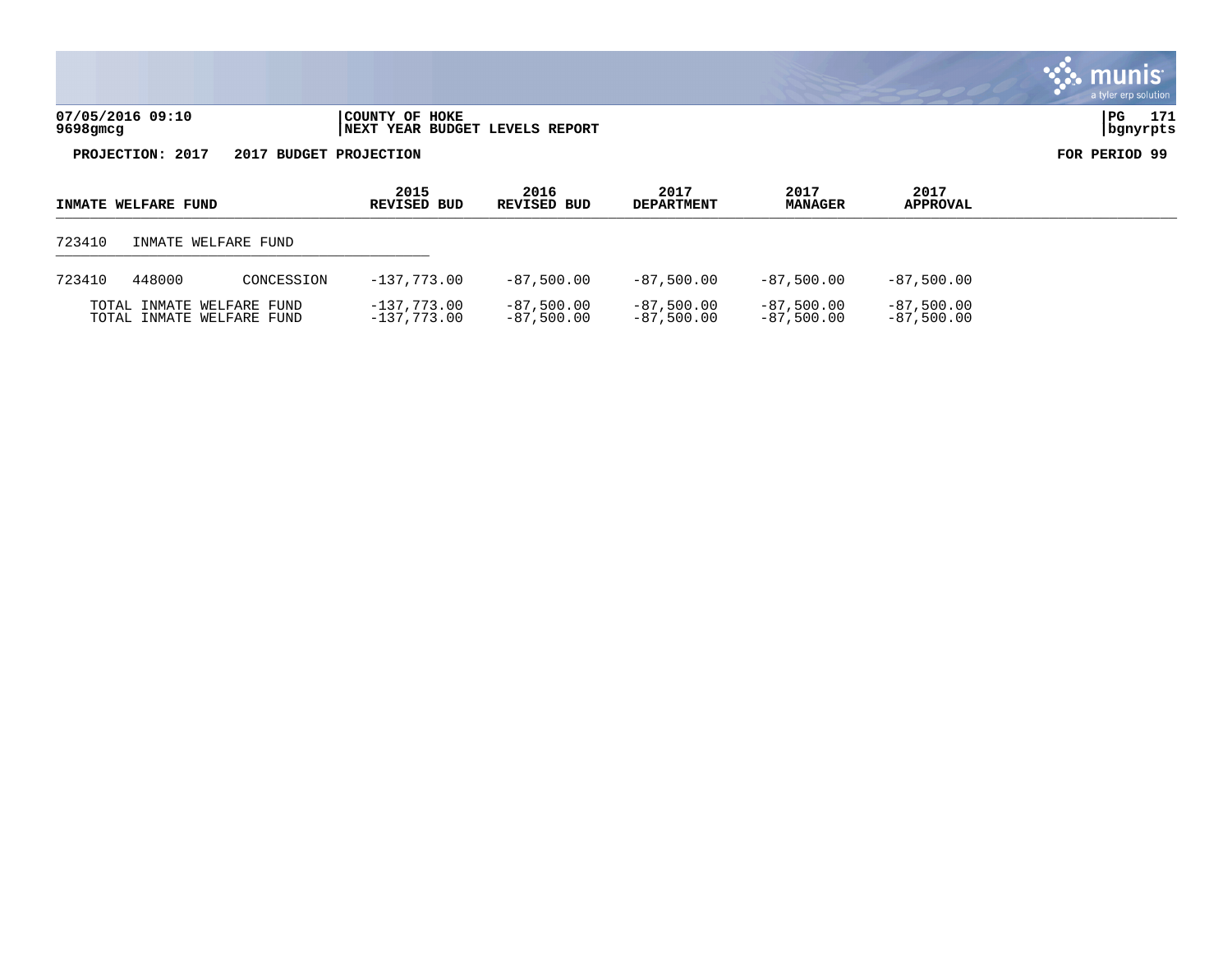**07/05/2016 09:10** | **COUNTY OF HOKE** | **PG 171**
**9698gmcg** | **NEXT YEAR BUDGET LEVELS REPORT** | **bgnyrpts**

**PROJECTION: 2017 2017 BUDGET PROJECTION** **FOR PERIOD 99**

| INMATE WELFARE FUND | | | 2015 REVISED BUD | 2016 REVISED BUD | 2017 DEPARTMENT | 2017 MANAGER | 2017 APPROVAL |
|---|---|---|---|---|---|---|---|
| 723410 | INMATE WELFARE FUND | | | | | | |
| 723410 | 448000 | CONCESSION | -137,773.00 | -87,500.00 | -87,500.00 | -87,500.00 | -87,500.00 |
| TOTAL INMATE WELFARE FUND | | | -137,773.00 | -87,500.00 | -87,500.00 | -87,500.00 | -87,500.00 |
| TOTAL INMATE WELFARE FUND | | | -137,773.00 | -87,500.00 | -87,500.00 | -87,500.00 | -87,500.00 |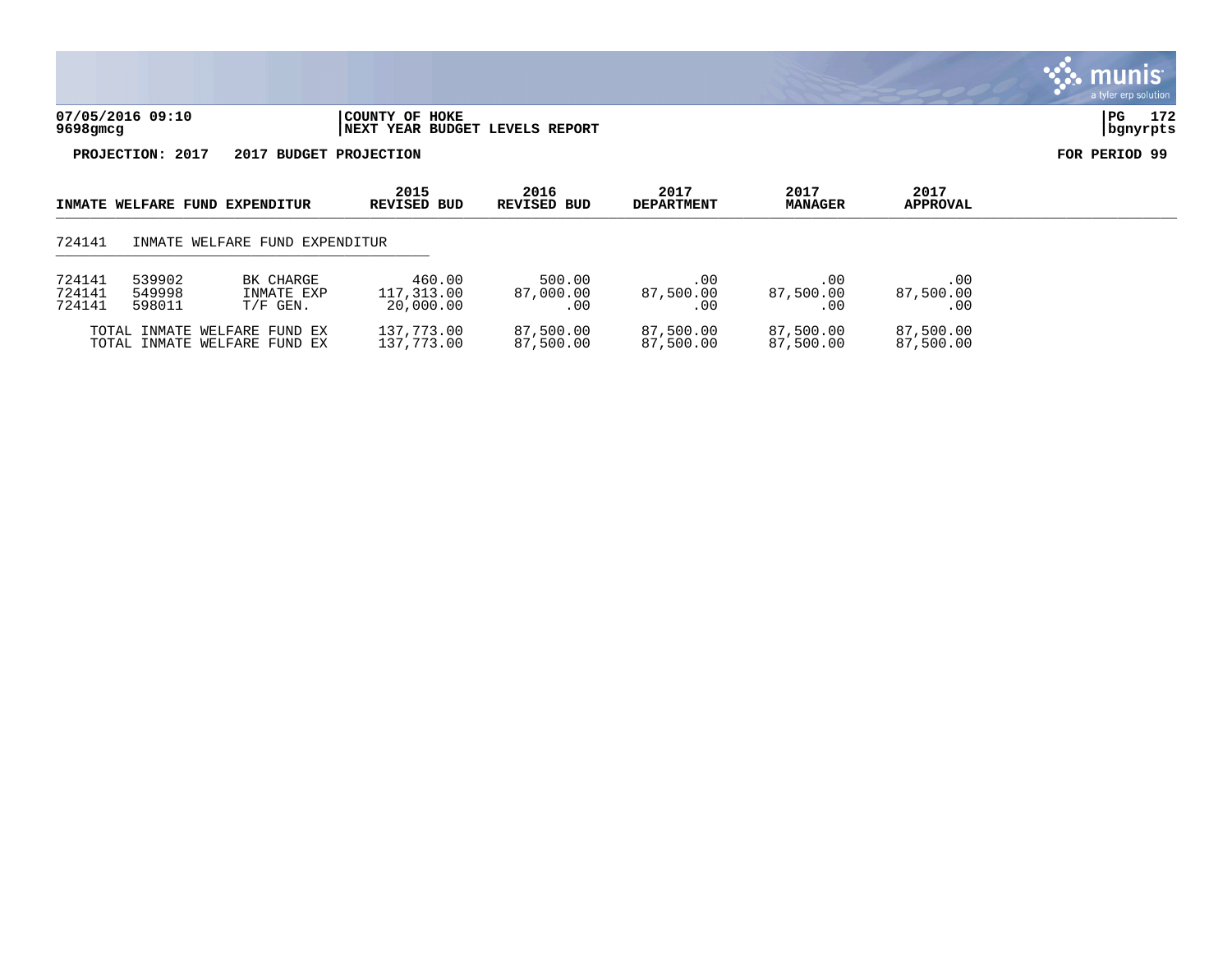**COUNTY OF HOKE**
**NEXT YEAR BUDGET LEVELS REPORT**

**PROJECTION: 2017 2017 BUDGET PROJECTION** **FOR PERIOD 99**

| INMATE WELFARE FUND EXPENDITUR | | | 2015 REVISED BUD | 2016 REVISED BUD | 2017 DEPARTMENT | 2017 MANAGER | 2017 APPROVAL |
|---|---|---|---|---|---|---|---|
| 724141 | INMATE WELFARE FUND EXPENDITUR | | | | | | |
| 724141 | 539902 | BK CHARGE | 460.00 | 500.00 | .00 | .00 | .00 |
| 724141 | 549998 | INMATE EXP | 117,313.00 | 87,000.00 | 87,500.00 | 87,500.00 | 87,500.00 |
| 724141 | 598011 | T/F GEN. | 20,000.00 | .00 | .00 | .00 | .00 |
| TOTAL INMATE WELFARE FUND EX | | | 137,773.00 | 87,500.00 | 87,500.00 | 87,500.00 | 87,500.00 |
| TOTAL INMATE WELFARE FUND EX | | | 137,773.00 | 87,500.00 | 87,500.00 | 87,500.00 | 87,500.00 |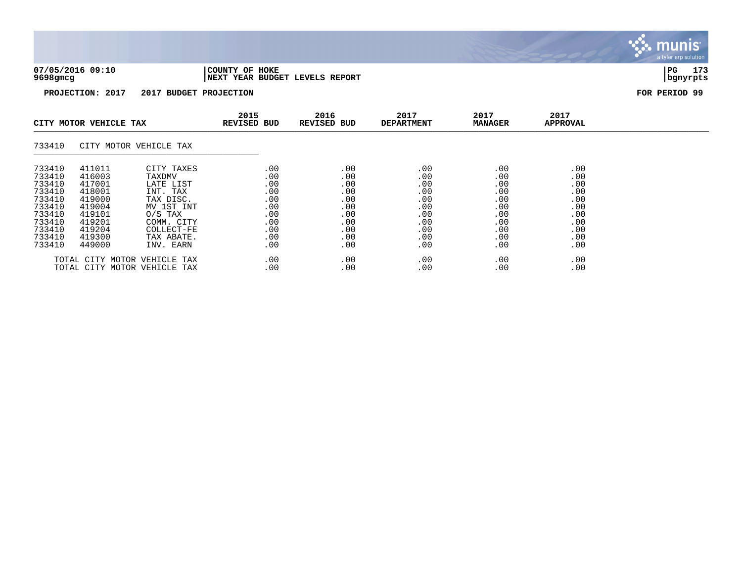**COUNTY OF HOKE**
**NEXT YEAR BUDGET LEVELS REPORT**

**PROJECTION: 2017 2017 BUDGET PROJECTION** **FOR PERIOD 99**

| CITY MOTOR VEHICLE TAX | | | 2015 REVISED BUD | 2016 REVISED BUD | 2017 DEPARTMENT | 2017 MANAGER | 2017 APPROVAL |
|---|---|---|---|---|---|---|---|
| **733410 CITY MOTOR VEHICLE TAX** | | | | | | | |
| 733410 | 411011 | CITY TAXES | .00 | .00 | .00 | .00 | .00 |
| 733410 | 416003 | TAXDMV | .00 | .00 | .00 | .00 | .00 |
| 733410 | 417001 | LATE LIST | .00 | .00 | .00 | .00 | .00 |
| 733410 | 418001 | INT. TAX | .00 | .00 | .00 | .00 | .00 |
| 733410 | 419000 | TAX DISC. | .00 | .00 | .00 | .00 | .00 |
| 733410 | 419004 | MV 1ST INT | .00 | .00 | .00 | .00 | .00 |
| 733410 | 419101 | O/S TAX | .00 | .00 | .00 | .00 | .00 |
| 733410 | 419201 | COMM. CITY | .00 | .00 | .00 | .00 | .00 |
| 733410 | 419204 | COLLECT-FE | .00 | .00 | .00 | .00 | .00 |
| 733410 | 419300 | TAX ABATE. | .00 | .00 | .00 | .00 | .00 |
| 733410 | 449000 | INV. EARN | .00 | .00 | .00 | .00 | .00 |
| TOTAL CITY MOTOR VEHICLE TAX | | | .00 | .00 | .00 | .00 | .00 |
| TOTAL CITY MOTOR VEHICLE TAX | | | .00 | .00 | .00 | .00 | .00 |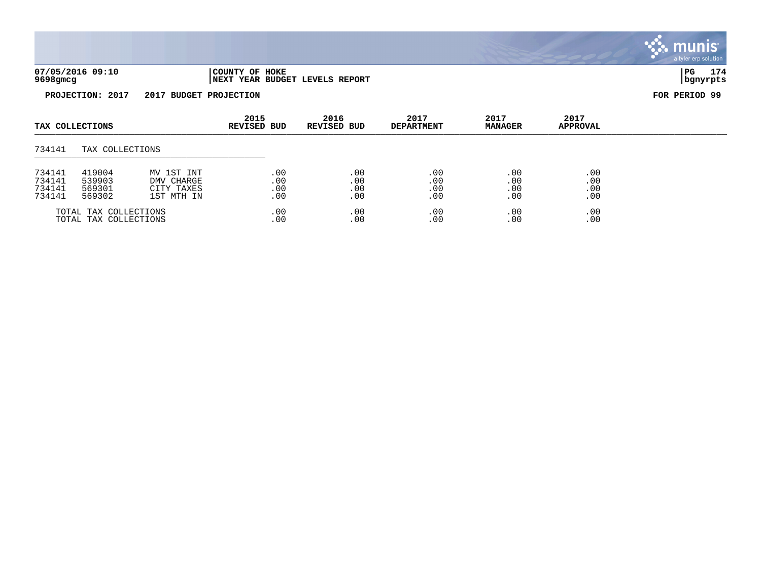07/05/2016 09:10 | COUNTY OF HOKE
9698gmcg | NEXT YEAR BUDGET LEVELS REPORT

**PROJECTION: 2017 2017 BUDGET PROJECTION** **FOR PERIOD 99**

| TAX COLLECTIONS | | | 2015 REVISED BUD | 2016 REVISED BUD | 2017 DEPARTMENT | 2017 MANAGER | 2017 APPROVAL |
|---|---|---|---|---|---|---|---|
| 734141 | TAX COLLECTIONS | | | | | | |
| 734141 | 419004 | MV 1ST INT | .00 | .00 | .00 | .00 | .00 |
| 734141 | 539903 | DMV CHARGE | .00 | .00 | .00 | .00 | .00 |
| 734141 | 569301 | CITY TAXES | .00 | .00 | .00 | .00 | .00 |
| 734141 | 569302 | 1ST MTH IN | .00 | .00 | .00 | .00 | .00 |
| TOTAL TAX COLLECTIONS | | | .00 | .00 | .00 | .00 | .00 |
| TOTAL TAX COLLECTIONS | | | .00 | .00 | .00 | .00 | .00 |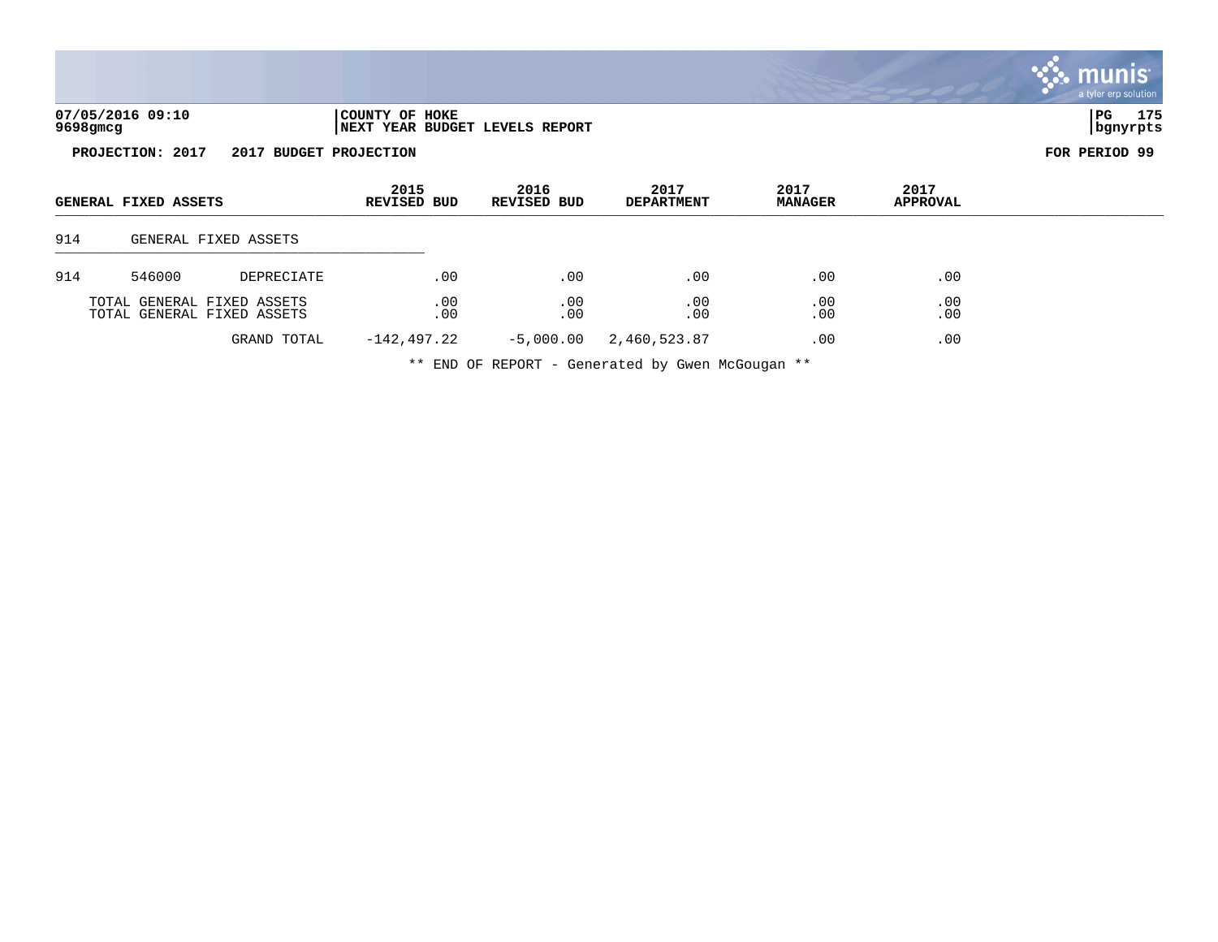07/05/2016 09:10
9698gmcg

COUNTY OF HOKE
NEXT YEAR BUDGET LEVELS REPORT

PROJECTION: 2017 2017 BUDGET PROJECTION

FOR PERIOD 99

| GENERAL FIXED ASSETS | | | 2015 REVISED BUD | 2016 REVISED BUD | 2017 DEPARTMENT | 2017 MANAGER | 2017 APPROVAL |
|---|---|---|---|---|---|---|---|
| 914 | GENERAL FIXED ASSETS | | | | | | |
| 914 | 546000 | DEPRECIATE | .00 | .00 | .00 | .00 | .00 |
| | TOTAL GENERAL FIXED ASSETS | | .00 | .00 | .00 | .00 | .00 |
| | TOTAL GENERAL FIXED ASSETS | | .00 | .00 | .00 | .00 | .00 |
| | | GRAND TOTAL | -142,497.22 | -5,000.00 | 2,460,523.87 | .00 | .00 |

** END OF REPORT - Generated by Gwen McGougan **